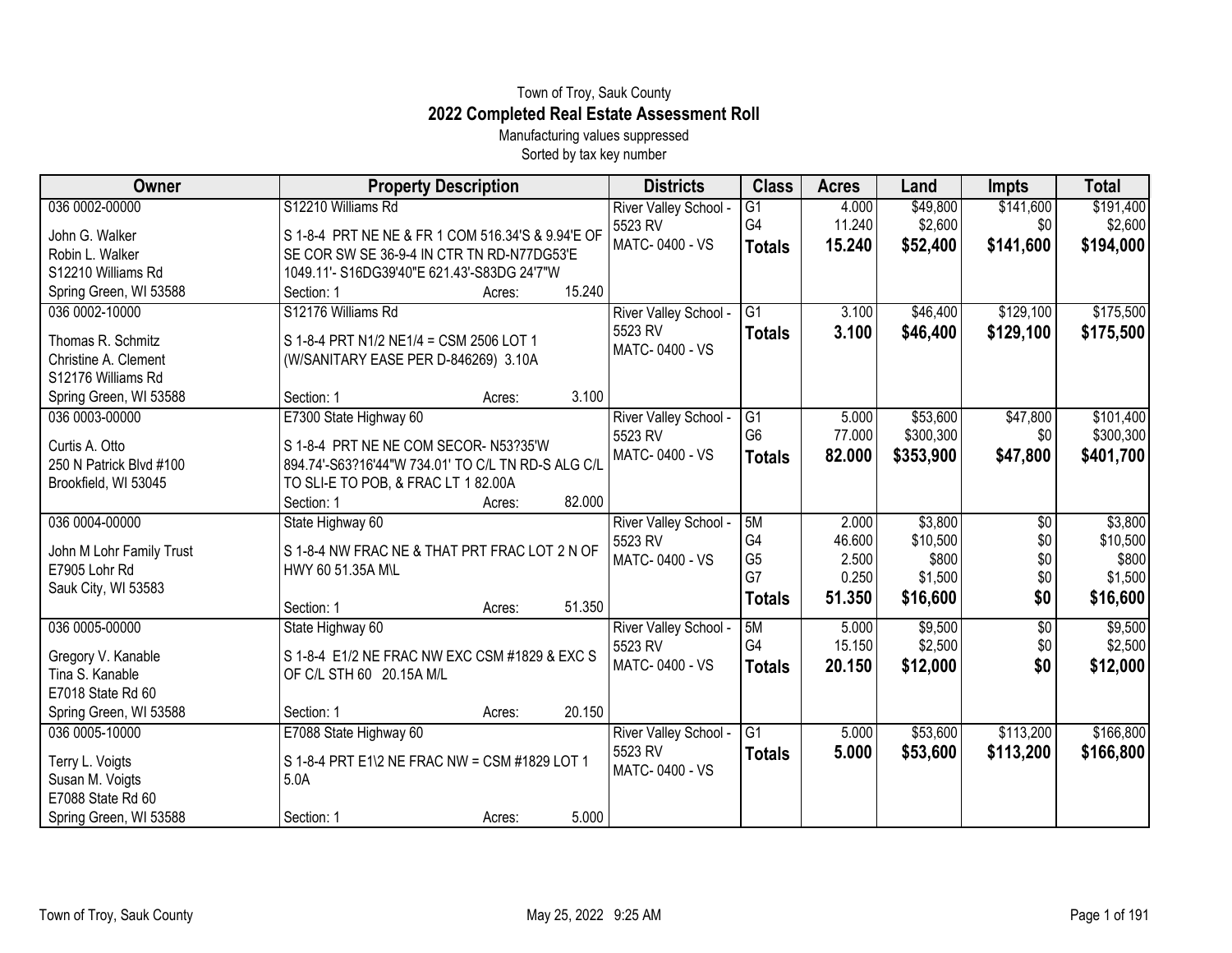Town of Troy, Sauk County

# 2022 Completed Real Estate Assessment Roll

Manufacturing values suppressed

Sorted by tax key number

| Owner | Property Description | Districts | Class | Acres | Land | Impts | Total |
|---|---|---|---|---|---|---|---|
| 036 0002-00000<br>John G. Walker<br>Robin L. Walker<br>S12210 Williams Rd<br>Spring Green, WI 53588 | S12210 Williams Rd<br>S 1-8-4 PRT NE NE & FR 1 COM 516.34'S & 9.94'E OF SE COR SW SE 36-9-4 IN CTR TN RD-N77DG53'E 1049.11'- S16DG39'40"E 621.43'-S83DG 24'7"W<br>Section: 1 Acres: 15.240 | River Valley School - 5523 RV<br>MATC- 0400 - VS | G1<br>G4<br>**Totals** | 4.000<br>11.240<br>**15.240** | $49,800<br>$2,600<br>**$52,400** | $141,600<br>$0<br>**$141,600** | $191,400<br>$2,600<br>**$194,000** |
| 036 0002-10000<br>Thomas R. Schmitz<br>Christine A. Clement<br>S12176 Williams Rd<br>Spring Green, WI 53588 | S12176 Williams Rd<br>S 1-8-4 PRT N1/2 NE1/4 = CSM 2506 LOT 1 (W/SANITARY EASE PER D-846269) 3.10A<br>Section: 1 Acres: 3.100 | River Valley School - 5523 RV<br>MATC- 0400 - VS | G1<br>**Totals** | 3.100<br>**3.100** | $46,400<br>**$46,400** | $129,100<br>**$129,100** | $175,500<br>**$175,500** |
| 036 0003-00000<br>Curtis A. Otto<br>250 N Patrick Blvd #100<br>Brookfield, WI 53045 | E7300 State Highway 60<br>S 1-8-4 PRT NE NE COM SECOR- N53?35'W 894.74'-S63?16'44"W 734.01' TO C/L TN RD-S ALG C/L TO SLI-E TO POB, & FRAC LT 1 82.00A<br>Section: 1 Acres: 82.000 | River Valley School - 5523 RV<br>MATC- 0400 - VS | G1<br>G6<br>**Totals** | 5.000<br>77.000<br>**82.000** | $53,600<br>$300,300<br>**$353,900** | $47,800<br>$0<br>**$47,800** | $101,400<br>$300,300<br>**$401,700** |
| 036 0004-00000<br>John M Lohr Family Trust<br>E7905 Lohr Rd<br>Sauk City, WI 53583 | State Highway 60<br>S 1-8-4 NW FRAC NE & THAT PRT FRAC LOT 2 N OF HWY 60 51.35A M\L<br>Section: 1 Acres: 51.350 | River Valley School - 5523 RV<br>MATC- 0400 - VS | 5M<br>G4<br>G5<br>G7<br>**Totals** | 2.000<br>46.600<br>2.500<br>0.250<br>**51.350** | $3,800<br>$10,500<br>$800<br>$1,500<br>**$16,600** | $0<br>$0<br>$0<br>$0<br>**$0** | $3,800<br>$10,500<br>$800<br>$1,500<br>**$16,600** |
| 036 0005-00000<br>Gregory V. Kanable<br>Tina S. Kanable<br>E7018 State Rd 60<br>Spring Green, WI 53588 | State Highway 60<br>S 1-8-4 E1/2 NE FRAC NW EXC CSM #1829 & EXC S OF C/L STH 60 20.15A M/L<br>Section: 1 Acres: 20.150 | River Valley School - 5523 RV<br>MATC- 0400 - VS | 5M<br>G4<br>**Totals** | 5.000<br>15.150<br>**20.150** | $9,500<br>$2,500<br>**$12,000** | $0<br>$0<br>**$0** | $9,500<br>$2,500<br>**$12,000** |
| 036 0005-10000<br>Terry L. Voigts<br>Susan M. Voigts<br>E7088 State Rd 60<br>Spring Green, WI 53588 | E7088 State Highway 60<br>S 1-8-4 PRT E1\2 NE FRAC NW = CSM #1829 LOT 1 5.0A<br>Section: 1 Acres: 5.000 | River Valley School - 5523 RV<br>MATC- 0400 - VS | G1<br>**Totals** | 5.000<br>**5.000** | $53,600<br>**$53,600** | $113,200<br>**$113,200** | $166,800<br>**$166,800** |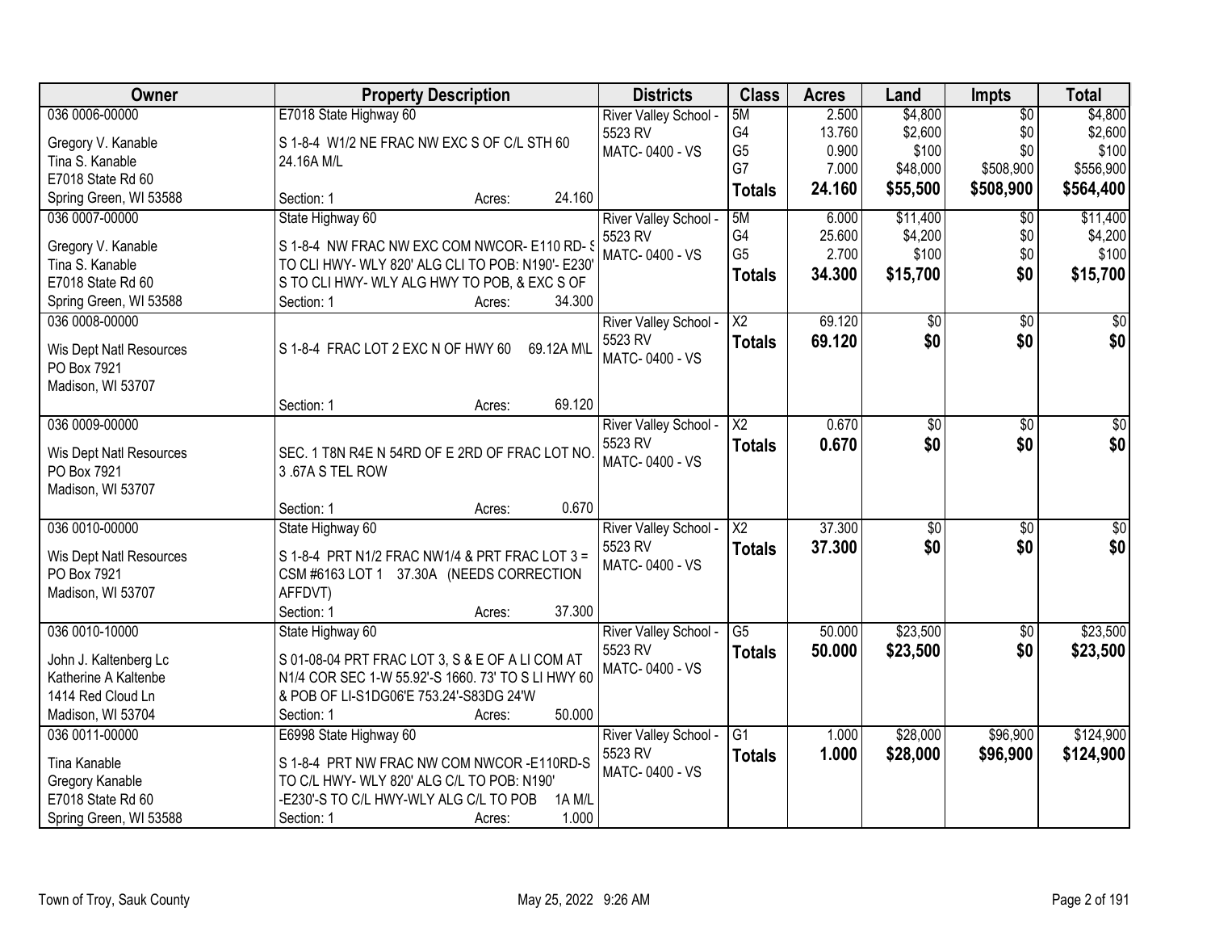| Owner | Property Description | Districts | Class | Acres | Land | Impts | Total |
|---|---|---|---|---|---|---|---|
| 036 0006-00000<br><br>Gregory V. Kanable<br>Tina S. Kanable<br>E7018 State Rd 60<br>Spring Green, WI 53588 | E7018 State Highway 60<br><br>S 1-8-4 W1/2 NE FRAC NW EXC S OF C/L STH 60 24.16A M/L<br><br>Section: 1 Acres: 24.160 | River Valley School - 5523 RV<br>MATC- 0400 - VS | 5M<br>G4<br>G5<br>G7<br>**Totals** | 2.500<br>13.760<br>0.900<br>7.000<br>**24.160** | $4,800<br>$2,600<br>$100<br>$48,000<br>**$55,500** | $0<br>$0<br>$0<br>$508,900<br>**$508,900** | $4,800<br>$2,600<br>$100<br>$556,900<br>**$564,400** |
| 036 0007-00000<br><br>Gregory V. Kanable<br>Tina S. Kanable<br>E7018 State Rd 60<br>Spring Green, WI 53588 | State Highway 60<br><br>S 1-8-4 NW FRAC NW EXC COM NWCOR- E110 RD- S TO CLI HWY- WLY 820' ALG CLI TO POB: N190'- E230' S TO CLI HWY- WLY ALG HWY TO POB, & EXC S OF<br>Section: 1 Acres: 34.300 | River Valley School - 5523 RV<br>MATC- 0400 - VS | 5M<br>G4<br>G5<br>**Totals** | 6.000<br>25.600<br>2.700<br>**34.300** | $11,400<br>$4,200<br>$100<br>**$15,700** | $0<br>$0<br>$0<br>**$0** | $11,400<br>$4,200<br>$100<br>**$15,700** |
| 036 0008-00000<br><br>Wis Dept Natl Resources<br>PO Box 7921<br>Madison, WI 53707 | S 1-8-4 FRAC LOT 2 EXC N OF HWY 60 69.12A M\L<br><br>Section: 1 Acres: 69.120 | River Valley School - 5523 RV<br>MATC- 0400 - VS | X2<br>**Totals** | 69.120<br>**69.120** | $0<br>**$0** | $0<br>**$0** | $0<br>**$0** |
| 036 0009-00000<br><br>Wis Dept Natl Resources<br>PO Box 7921<br>Madison, WI 53707 | SEC. 1 T8N R4E N 54RD OF E 2RD OF FRAC LOT NO. 3 .67A S TEL ROW<br><br>Section: 1 Acres: 0.670 | River Valley School - 5523 RV<br>MATC- 0400 - VS | X2<br>**Totals** | 0.670<br>**0.670** | $0<br>**$0** | $0<br>**$0** | $0<br>**$0** |
| 036 0010-00000<br><br>Wis Dept Natl Resources<br>PO Box 7921<br>Madison, WI 53707 | State Highway 60<br><br>S 1-8-4 PRT N1/2 FRAC NW1/4 & PRT FRAC LOT 3 = CSM #6163 LOT 1 37.30A (NEEDS CORRECTION AFFDVT)<br>Section: 1 Acres: 37.300 | River Valley School - 5523 RV<br>MATC- 0400 - VS | X2<br>**Totals** | 37.300<br>**37.300** | $0<br>**$0** | $0<br>**$0** | $0<br>**$0** |
| 036 0010-10000<br><br>John J. Kaltenberg Lc<br>Katherine A Kaltenbe<br>1414 Red Cloud Ln<br>Madison, WI 53704 | State Highway 60<br><br>S 01-08-04 PRT FRAC LOT 3, S & E OF A LI COM AT N1/4 COR SEC 1-W 55.92'-S 1660. 73' TO S LI HWY 60 & POB OF LI-S1DG06'E 753.24'-S83DG 24'W<br>Section: 1 Acres: 50.000 | River Valley School - 5523 RV<br>MATC- 0400 - VS | G5<br>**Totals** | 50.000<br>**50.000** | $23,500<br>**$23,500** | $0<br>**$0** | $23,500<br>**$23,500** |
| 036 0011-00000<br><br>Tina Kanable<br>Gregory Kanable<br>E7018 State Rd 60<br>Spring Green, WI 53588 | E6998 State Highway 60<br><br>S 1-8-4 PRT NW FRAC NW COM NWCOR -E110RD-S TO C/L HWY- WLY 820' ALG C/L TO POB: N190' -E230'-S TO C/L HWY-WLY ALG C/L TO POB 1A M/L<br>Section: 1 Acres: 1.000 | River Valley School - 5523 RV<br>MATC- 0400 - VS | G1<br>**Totals** | 1.000<br>**1.000** | $28,000<br>**$28,000** | $96,900<br>**$96,900** | $124,900<br>**$124,900** |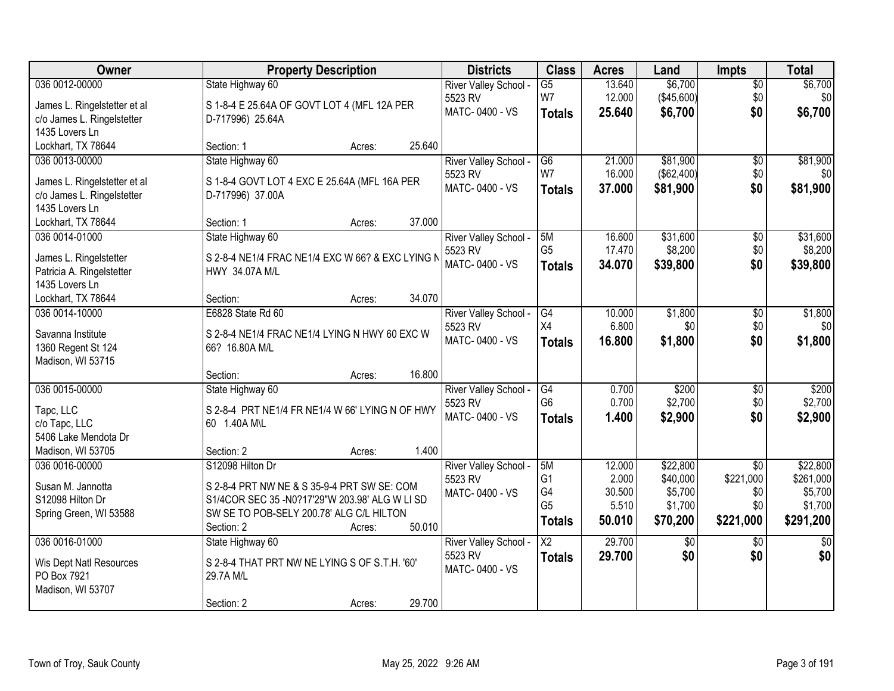| Owner | Property Description | Districts | Class | Acres | Land | Impts | Total |
|---|---|---|---|---|---|---|---|
| 036 0012-00000<br>James L. Ringelstetter et al<br>c/o James L. Ringelstetter<br>1435 Lovers Ln<br>Lockhart, TX 78644 | State Highway 60<br>S 1-8-4 E 25.64A OF GOVT LOT 4 (MFL 12A PER D-717996) 25.64A<br>Section: 1 Acres: 25.640 | River Valley School - 5523 RV<br>MATC- 0400 - VS | G5<br>W7<br>**Totals** | 13.640<br>12.000<br>**25.640** | $6,700<br>($45,600)<br>**$6,700** | $0<br>$0<br>**$0** | $6,700<br>$0<br>**$6,700** |
| 036 0013-00000<br>James L. Ringelstetter et al<br>c/o James L. Ringelstetter<br>1435 Lovers Ln<br>Lockhart, TX 78644 | State Highway 60<br>S 1-8-4 GOVT LOT 4 EXC E 25.64A (MFL 16A PER D-717996) 37.00A<br>Section: 1 Acres: 37.000 | River Valley School - 5523 RV<br>MATC- 0400 - VS | G6<br>W7<br>**Totals** | 21.000<br>16.000<br>**37.000** | $81,900<br>($62,400)<br>**$81,900** | $0<br>$0<br>**$0** | $81,900<br>$0<br>**$81,900** |
| 036 0014-01000<br>James L. Ringelstetter<br>Patricia A. Ringelstetter<br>1435 Lovers Ln<br>Lockhart, TX 78644 | State Highway 60<br>S 2-8-4 NE1/4 FRAC NE1/4 EXC W 66? & EXC LYING N HWY 34.07A M/L<br>Section: Acres: 34.070 | River Valley School - 5523 RV<br>MATC- 0400 - VS | 5M<br>G5<br>**Totals** | 16.600<br>17.470<br>**34.070** | $31,600<br>$8,200<br>**$39,800** | $0<br>$0<br>**$0** | $31,600<br>$8,200<br>**$39,800** |
| 036 0014-10000<br>Savanna Institute<br>1360 Regent St 124<br>Madison, WI 53715 | E6828 State Rd 60<br>S 2-8-4 NE1/4 FRAC NE1/4 LYING N HWY 60 EXC W 66? 16.80A M/L<br>Section: Acres: 16.800 | River Valley School - 5523 RV<br>MATC- 0400 - VS | G4<br>X4<br>**Totals** | 10.000<br>6.800<br>**16.800** | $1,800<br>$0<br>**$1,800** | $0<br>$0<br>**$0** | $1,800<br>$0<br>**$1,800** |
| 036 0015-00000<br>Tapc, LLC<br>c/o Tapc, LLC<br>5406 Lake Mendota Dr<br>Madison, WI 53705 | State Highway 60<br>S 2-8-4 PRT NE1/4 FR NE1/4 W 66' LYING N OF HWY 60 1.40A M\L<br>Section: 2 Acres: 1.400 | River Valley School - 5523 RV<br>MATC- 0400 - VS | G4<br>G6<br>**Totals** | 0.700<br>0.700<br>**1.400** | $200<br>$2,700<br>**$2,900** | $0<br>$0<br>**$0** | $200<br>$2,700<br>**$2,900** |
| 036 0016-00000<br>Susan M. Jannotta<br>S12098 Hilton Dr<br>Spring Green, WI 53588 | S12098 Hilton Dr<br>S 2-8-4 PRT NW NE & S 35-9-4 PRT SW SE: COM S1/4COR SEC 35 -N0?17'29"W 203.98' ALG W LI SD SW SE TO POB-SELY 200.78' ALG C/L HILTON<br>Section: 2 Acres: 50.010 | River Valley School - 5523 RV<br>MATC- 0400 - VS | 5M<br>G1<br>G4<br>G5<br>**Totals** | 12.000<br>2.000<br>30.500<br>5.510<br>**50.010** | $22,800<br>$40,000<br>$5,700<br>$1,700<br>**$70,200** | $0<br>$221,000<br>$0<br>$0<br>**$221,000** | $22,800<br>$261,000<br>$5,700<br>$1,700<br>**$291,200** |
| 036 0016-01000<br>Wis Dept Natl Resources<br>PO Box 7921<br>Madison, WI 53707 | State Highway 60<br>S 2-8-4 THAT PRT NW NE LYING S OF S.T.H. '60' 29.7A M/L<br>Section: 2 Acres: 29.700 | River Valley School - 5523 RV<br>MATC- 0400 - VS | X2<br>**Totals** | 29.700<br>**29.700** | $0<br>**$0** | $0<br>**$0** | $0<br>**$0** |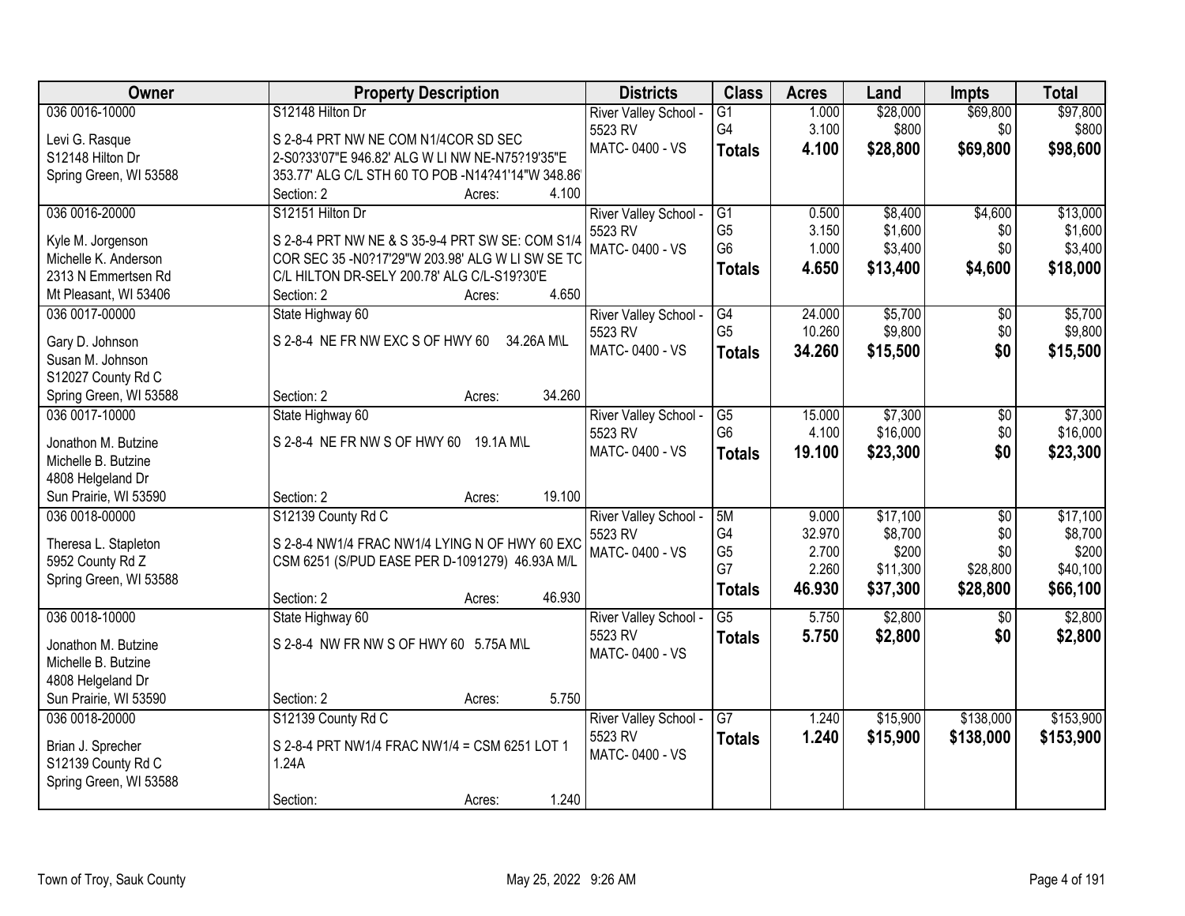| Owner | Property Description | Districts | Class | Acres | Land | Impts | Total |
|---|---|---|---|---|---|---|---|
| 036 0016-10000<br><br>Levi G. Rasque<br>S12148 Hilton Dr<br>Spring Green, WI 53588 | S12148 Hilton Dr<br><br>S 2-8-4 PRT NW NE COM N1/4COR SD SEC 2-S0?33'07"E 946.82' ALG W LI NW NE-N75?19'35"E 353.77' ALG C/L STH 60 TO POB -N14?41'14"W 348.86'<br>Section: 2 Acres: 4.100 | River Valley School - 5523 RV<br>MATC- 0400 - VS | G1<br>G4<br>**Totals** | 1.000<br>3.100<br>**4.100** | $28,000<br>$800<br>**$28,800** | $69,800<br>$0<br>**$69,800** | $97,800<br>$800<br>**$98,600** |
| 036 0016-20000<br><br>Kyle M. Jorgenson<br>Michelle K. Anderson<br>2313 N Emmertsen Rd<br>Mt Pleasant, WI 53406 | S12151 Hilton Dr<br><br>S 2-8-4 PRT NW NE & S 35-9-4 PRT SW SE: COM S1/4 COR SEC 35 -N0?17'29"W 203.98' ALG W LI SW SE TO C/L HILTON DR-SELY 200.78' ALG C/L-S19?30'E<br>Section: 2 Acres: 4.650 | River Valley School - 5523 RV<br>MATC- 0400 - VS | G1<br>G5<br>G6<br>**Totals** | 0.500<br>3.150<br>1.000<br>**4.650** | $8,400<br>$1,600<br>$3,400<br>**$13,400** | $4,600<br>$0<br>$0<br>**$4,600** | $13,000<br>$1,600<br>$3,400<br>**$18,000** |
| 036 0017-00000<br><br>Gary D. Johnson<br>Susan M. Johnson<br>S12027 County Rd C<br>Spring Green, WI 53588 | State Highway 60<br><br>S 2-8-4 NE FR NW EXC S OF HWY 60 34.26A M\L<br><br>Section: 2 Acres: 34.260 | River Valley School - 5523 RV<br>MATC- 0400 - VS | G4<br>G5<br>**Totals** | 24.000<br>10.260<br>**34.260** | $5,700<br>$9,800<br>**$15,500** | $0<br>$0<br>**$0** | $5,700<br>$9,800<br>**$15,500** |
| 036 0017-10000<br><br>Jonathon M. Butzine<br>Michelle B. Butzine<br>4808 Helgeland Dr<br>Sun Prairie, WI 53590 | State Highway 60<br><br>S 2-8-4 NE FR NW S OF HWY 60 19.1A M\L<br><br>Section: 2 Acres: 19.100 | River Valley School - 5523 RV<br>MATC- 0400 - VS | G5<br>G6<br>**Totals** | 15.000<br>4.100<br>**19.100** | $7,300<br>$16,000<br>**$23,300** | $0<br>$0<br>**$0** | $7,300<br>$16,000<br>**$23,300** |
| 036 0018-00000<br><br>Theresa L. Stapleton<br>5952 County Rd Z<br>Spring Green, WI 53588 | S12139 County Rd C<br><br>S 2-8-4 NW1/4 FRAC NW1/4 LYING N OF HWY 60 EXC CSM 6251 (S/PUD EASE PER D-1091279) 46.93A M/L<br><br>Section: 2 Acres: 46.930 | River Valley School - 5523 RV<br>MATC- 0400 - VS | 5M<br>G4<br>G5<br>G7<br>**Totals** | 9.000<br>32.970<br>2.700<br>2.260<br>**46.930** | $17,100<br>$8,700<br>$200<br>$11,300<br>**$37,300** | $0<br>$0<br>$0<br>$28,800<br>**$28,800** | $17,100<br>$8,700<br>$200<br>$40,100<br>**$66,100** |
| 036 0018-10000<br><br>Jonathon M. Butzine<br>Michelle B. Butzine<br>4808 Helgeland Dr<br>Sun Prairie, WI 53590 | State Highway 60<br><br>S 2-8-4 NW FR NW S OF HWY 60 5.75A M\L<br><br>Section: 2 Acres: 5.750 | River Valley School - 5523 RV<br>MATC- 0400 - VS | G5<br>**Totals** | 5.750<br>**5.750** | $2,800<br>**$2,800** | $0<br>**$0** | $2,800<br>**$2,800** |
| 036 0018-20000<br><br>Brian J. Sprecher<br>S12139 County Rd C<br>Spring Green, WI 53588 | S12139 County Rd C<br><br>S 2-8-4 PRT NW1/4 FRAC NW1/4 = CSM 6251 LOT 1 1.24A<br><br>Section: Acres: 1.240 | River Valley School - 5523 RV<br>MATC- 0400 - VS | G7<br>**Totals** | 1.240<br>**1.240** | $15,900<br>**$15,900** | $138,000<br>**$138,000** | $153,900<br>**$153,900** |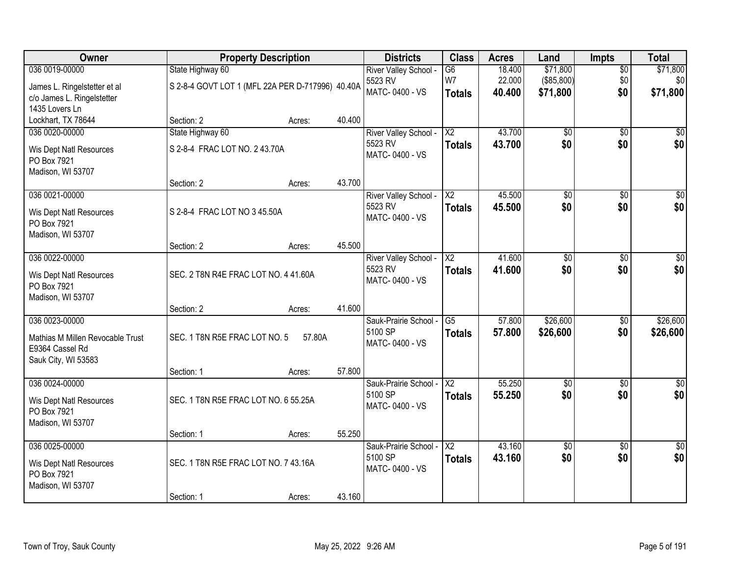| Owner | Property Description | | | Districts | Class | Acres | Land | Impts | Total |
|---|---|---|---|---|---|---|---|---|---|
| 036 0019-00000 | State Highway 60 | | | River Valley School - 5523 RV | G6 | 18.400 | $71,800 | $0 | $71,800 |
| James L. Ringelstetter et al<br>c/o James L. Ringelstetter<br>1435 Lovers Ln<br>Lockhart, TX 78644 | S 2-8-4 GOVT LOT 1 (MFL 22A PER D-717996) 40.40A | | | MATC- 0400 - VS | W7 | 22.000 | ($85,800) | $0 | $0 |
| | Section: 2 | Acres: | 40.400 | | **Totals** | **40.400** | **$71,800** | **$0** | **$71,800** |
| 036 0020-00000 | State Highway 60 | | | River Valley School - 5523 RV | X2 | 43.700 | $0 | $0 | $0 |
| Wis Dept Natl Resources<br>PO Box 7921<br>Madison, WI 53707 | S 2-8-4 FRAC LOT NO. 2 43.70A | | | MATC- 0400 - VS | **Totals** | **43.700** | **$0** | **$0** | **$0** |
| | Section: 2 | Acres: | 43.700 | | | | | | |
| 036 0021-00000 | | | | River Valley School - 5523 RV | X2 | 45.500 | $0 | $0 | $0 |
| Wis Dept Natl Resources<br>PO Box 7921<br>Madison, WI 53707 | S 2-8-4 FRAC LOT NO 3 45.50A | | | MATC- 0400 - VS | **Totals** | **45.500** | **$0** | **$0** | **$0** |
| | Section: 2 | Acres: | 45.500 | | | | | | |
| 036 0022-00000 | | | | River Valley School - 5523 RV | X2 | 41.600 | $0 | $0 | $0 |
| Wis Dept Natl Resources<br>PO Box 7921<br>Madison, WI 53707 | SEC. 2 T8N R4E FRAC LOT NO. 4 41.60A | | | MATC- 0400 - VS | **Totals** | **41.600** | **$0** | **$0** | **$0** |
| | Section: 2 | Acres: | 41.600 | | | | | | |
| 036 0023-00000 | | | | Sauk-Prairie School - 5100 SP | G5 | 57.800 | $26,600 | $0 | $26,600 |
| Mathias M Millen Revocable Trust<br>E9364 Cassel Rd<br>Sauk City, WI 53583 | SEC. 1 T8N R5E FRAC LOT NO. 5 57.80A | | | MATC- 0400 - VS | **Totals** | **57.800** | **$26,600** | **$0** | **$26,600** |
| | Section: 1 | Acres: | 57.800 | | | | | | |
| 036 0024-00000 | | | | Sauk-Prairie School - 5100 SP | X2 | 55.250 | $0 | $0 | $0 |
| Wis Dept Natl Resources<br>PO Box 7921<br>Madison, WI 53707 | SEC. 1 T8N R5E FRAC LOT NO. 6 55.25A | | | MATC- 0400 - VS | **Totals** | **55.250** | **$0** | **$0** | **$0** |
| | Section: 1 | Acres: | 55.250 | | | | | | |
| 036 0025-00000 | | | | Sauk-Prairie School - 5100 SP | X2 | 43.160 | $0 | $0 | $0 |
| Wis Dept Natl Resources<br>PO Box 7921<br>Madison, WI 53707 | SEC. 1 T8N R5E FRAC LOT NO. 7 43.16A | | | MATC- 0400 - VS | **Totals** | **43.160** | **$0** | **$0** | **$0** |
| | Section: 1 | Acres: | 43.160 | | | | | | |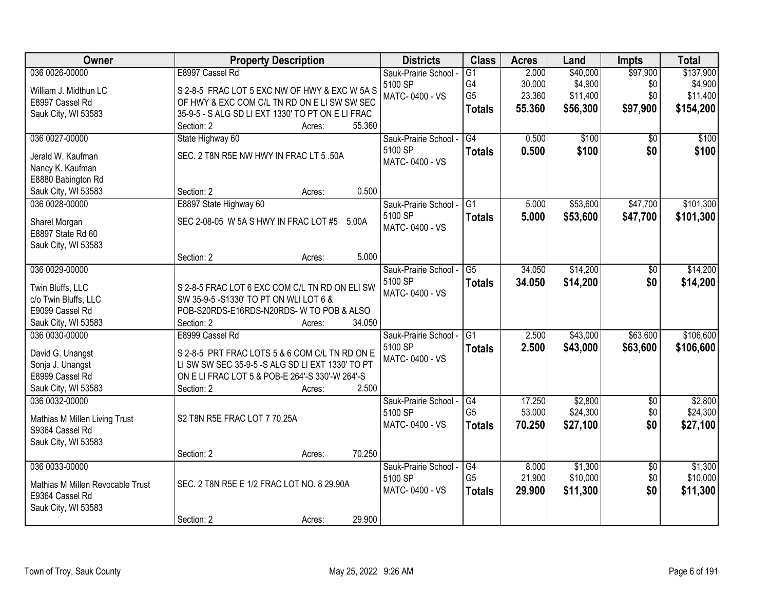| Owner | Property Description | Districts | Class | Acres | Land | Impts | Total |
|---|---|---|---|---|---|---|---|
| 036 0026-00000<br>William J. Midthun LC<br>E8997 Cassel Rd<br>Sauk City, WI 53583 | E8997 Cassel Rd<br>S 2-8-5 FRAC LOT 5 EXC NW OF HWY & EXC W 5A S OF HWY & EXC COM C/L TN RD ON E LI SW SW SEC 35-9-5 - S ALG SD LI EXT 1330' TO PT ON E LI FRAC<br>Section: 2 Acres: 55.360 | Sauk-Prairie School - 5100 SP<br>MATC- 0400 - VS | G1<br>G4<br>G5<br>**Totals** | 2.000<br>30.000<br>23.360<br>**55.360** | $40,000<br>$4,900<br>$11,400<br>**$56,300** | $97,900<br>$0<br>$0<br>**$97,900** | $137,900<br>$4,900<br>$11,400<br>**$154,200** |
| 036 0027-00000<br>Jerald W. Kaufman<br>Nancy K. Kaufman<br>E8880 Babington Rd<br>Sauk City, WI 53583 | State Highway 60<br>SEC. 2 T8N R5E NW HWY IN FRAC LT 5 .50A<br>Section: 2 Acres: 0.500 | Sauk-Prairie School - 5100 SP<br>MATC- 0400 - VS | G4<br>**Totals** | 0.500<br>**0.500** | $100<br>**$100** | $0<br>**$0** | $100<br>**$100** |
| 036 0028-00000<br>Sharel Morgan<br>E8897 State Rd 60<br>Sauk City, WI 53583 | E8897 State Highway 60<br>SEC 2-08-05 W 5A S HWY IN FRAC LOT #5 5.00A<br>Section: 2 Acres: 5.000 | Sauk-Prairie School - 5100 SP<br>MATC- 0400 - VS | G1<br>**Totals** | 5.000<br>**5.000** | $53,600<br>**$53,600** | $47,700<br>**$47,700** | $101,300<br>**$101,300** |
| 036 0029-00000<br>Twin Bluffs, LLC<br>c/o Twin Bluffs, LLC<br>E9099 Cassel Rd<br>Sauk City, WI 53583 | S 2-8-5 FRAC LOT 6 EXC COM C/L TN RD ON ELI SW SW 35-9-5 -S1330' TO PT ON WLI LOT 6 & POB-S20RDS-E16RDS-N20RDS- W TO POB & ALSO<br>Section: 2 Acres: 34.050 | Sauk-Prairie School - 5100 SP<br>MATC- 0400 - VS | G5<br>**Totals** | 34.050<br>**34.050** | $14,200<br>**$14,200** | $0<br>**$0** | $14,200<br>**$14,200** |
| 036 0030-00000<br>David G. Unangst<br>Sonja J. Unangst<br>E8999 Cassel Rd<br>Sauk City, WI 53583 | E8999 Cassel Rd<br>S 2-8-5 PRT FRAC LOTS 5 & 6 COM C/L TN RD ON E LI SW SW SEC 35-9-5 -S ALG SD LI EXT 1330' TO PT ON E LI FRAC LOT 5 & POB-E 264'-S 330'-W 264'-S<br>Section: 2 Acres: 2.500 | Sauk-Prairie School - 5100 SP<br>MATC- 0400 - VS | G1<br>**Totals** | 2.500<br>**2.500** | $43,000<br>**$43,000** | $63,600<br>**$63,600** | $106,600<br>**$106,600** |
| 036 0032-00000<br>Mathias M Millen Living Trust<br>S9364 Cassel Rd<br>Sauk City, WI 53583 | S2 T8N R5E FRAC LOT 7 70.25A<br>Section: 2 Acres: 70.250 | Sauk-Prairie School - 5100 SP<br>MATC- 0400 - VS | G4<br>G5<br>**Totals** | 17.250<br>53.000<br>**70.250** | $2,800<br>$24,300<br>**$27,100** | $0<br>$0<br>**$0** | $2,800<br>$24,300<br>**$27,100** |
| 036 0033-00000<br>Mathias M Millen Revocable Trust<br>E9364 Cassel Rd<br>Sauk City, WI 53583 | SEC. 2 T8N R5E E 1/2 FRAC LOT NO. 8 29.90A<br>Section: 2 Acres: 29.900 | Sauk-Prairie School - 5100 SP<br>MATC- 0400 - VS | G4<br>G5<br>**Totals** | 8.000<br>21.900<br>**29.900** | $1,300<br>$10,000<br>**$11,300** | $0<br>$0<br>**$0** | $1,300<br>$10,000<br>**$11,300** |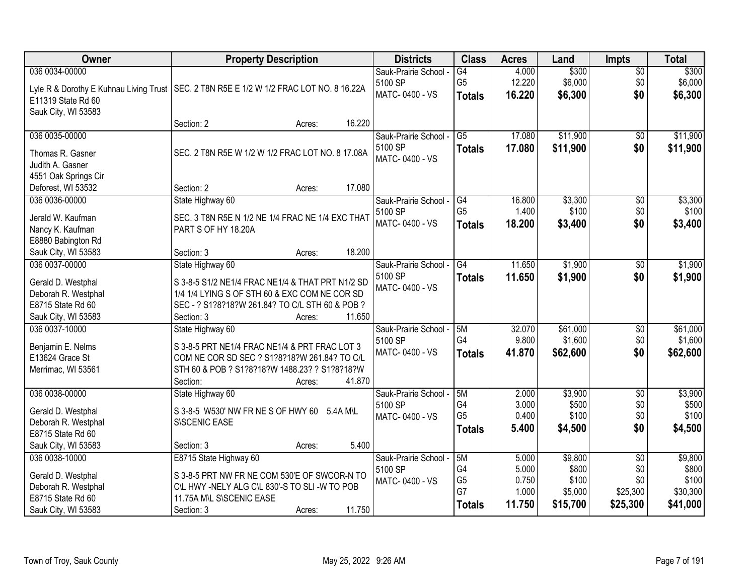| Owner | Property Description | Districts | Class | Acres | Land | Impts | Total |
|---|---|---|---|---|---|---|---|
| 036 0034-00000<br>Lyle R & Dorothy E Kuhnau Living Trust<br>E11319 State Rd 60<br>Sauk City, WI 53583 | SEC. 2 T8N R5E E 1/2 W 1/2 FRAC LOT NO. 8 16.22A<br>Section: 2 Acres: 16.220 | Sauk-Prairie School - 5100 SP<br>MATC- 0400 - VS | G4<br>G5<br>**Totals** | 4.000<br>12.220<br>**16.220** | $300<br>$6,000<br>**$6,300** | $0<br>$0<br>**$0** | $300<br>$6,000<br>**$6,300** |
| 036 0035-00000<br>Thomas R. Gasner<br>Judith A. Gasner<br>4551 Oak Springs Cir<br>Deforest, WI 53532 | SEC. 2 T8N R5E W 1/2 W 1/2 FRAC LOT NO. 8 17.08A<br>Section: 2 Acres: 17.080 | Sauk-Prairie School - 5100 SP<br>MATC- 0400 - VS | G5<br>**Totals** | 17.080<br>**17.080** | $11,900<br>**$11,900** | $0<br>**$0** | $11,900<br>**$11,900** |
| 036 0036-00000<br>Jerald W. Kaufman<br>Nancy K. Kaufman<br>E8880 Babington Rd<br>Sauk City, WI 53583 | State Highway 60<br>SEC. 3 T8N R5E N 1/2 NE 1/4 FRAC NE 1/4 EXC THAT PART S OF HY 18.20A<br>Section: 3 Acres: 18.200 | Sauk-Prairie School - 5100 SP<br>MATC- 0400 - VS | G4<br>G5<br>**Totals** | 16.800<br>1.400<br>**18.200** | $3,300<br>$100<br>**$3,400** | $0<br>$0<br>**$0** | $3,300<br>$100<br>**$3,400** |
| 036 0037-00000<br>Gerald D. Westphal<br>Deborah R. Westphal<br>E8715 State Rd 60<br>Sauk City, WI 53583 | State Highway 60<br>S 3-8-5 S1/2 NE1/4 FRAC NE1/4 & THAT PRT N1/2 SD 1/4 1/4 LYING S OF STH 60 & EXC COM NE COR SD SEC - ? S1?8?18?W 261.84? TO C/L STH 60 & POB ?<br>Section: 3 Acres: 11.650 | Sauk-Prairie School - 5100 SP<br>MATC- 0400 - VS | G4<br>**Totals** | 11.650<br>**11.650** | $1,900<br>**$1,900** | $0<br>**$0** | $1,900<br>**$1,900** |
| 036 0037-10000<br>Benjamin E. Nelms<br>E13624 Grace St<br>Merrimac, WI 53561 | State Highway 60<br>S 3-8-5 PRT NE1/4 FRAC NE1/4 & PRT FRAC LOT 3 COM NE COR SD SEC ? S1?8?18?W 261.84? TO C/L STH 60 & POB ? S1?8?18?W 1488.23? ? S1?8?18?W<br>Section: Acres: 41.870 | Sauk-Prairie School - 5100 SP<br>MATC- 0400 - VS | 5M<br>G4<br>**Totals** | 32.070<br>9.800<br>**41.870** | $61,000<br>$1,600<br>**$62,600** | $0<br>$0<br>**$0** | $61,000<br>$1,600<br>**$62,600** |
| 036 0038-00000<br>Gerald D. Westphal<br>Deborah R. Westphal<br>E8715 State Rd 60<br>Sauk City, WI 53583 | State Highway 60<br>S 3-8-5 W530' NW FR NE S OF HWY 60 5.4A M\L S\SCENIC EASE<br>Section: 3 Acres: 5.400 | Sauk-Prairie School - 5100 SP<br>MATC- 0400 - VS | 5M<br>G4<br>G5<br>**Totals** | 2.000<br>3.000<br>0.400<br>**5.400** | $3,900<br>$500<br>$100<br>**$4,500** | $0<br>$0<br>$0<br>**$0** | $3,900<br>$500<br>$100<br>**$4,500** |
| 036 0038-10000<br>Gerald D. Westphal<br>Deborah R. Westphal<br>E8715 State Rd 60<br>Sauk City, WI 53583 | E8715 State Highway 60<br>S 3-8-5 PRT NW FR NE COM 530'E OF SWCOR-N TO C\L HWY -NELY ALG C\L 830'-S TO SLI -W TO POB 11.75A M\L S\SCENIC EASE<br>Section: 3 Acres: 11.750 | Sauk-Prairie School - 5100 SP<br>MATC- 0400 - VS | 5M<br>G4<br>G5<br>G7<br>**Totals** | 5.000<br>5.000<br>0.750<br>1.000<br>**11.750** | $9,800<br>$800<br>$100<br>$5,000<br>**$15,700** | $0<br>$0<br>$0<br>$25,300<br>**$25,300** | $9,800<br>$800<br>$100<br>$30,300<br>**$41,000** |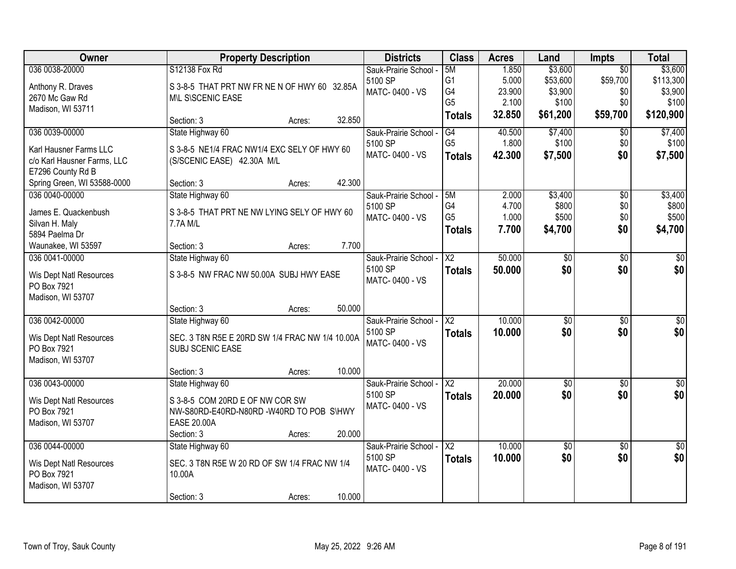| Owner | Property Description | Districts | Class | Acres | Land | Impts | Total |
|---|---|---|---|---|---|---|---|
| 036 0038-20000<br>Anthony R. Draves<br>2670 Mc Gaw Rd<br>Madison, WI 53711 | S12138 Fox Rd<br>S 3-8-5 THAT PRT NW FR NE N OF HWY 60 32.85A M\L S\SCENIC EASE<br>Section: 3 Acres: 32.850 | Sauk-Prairie School - 5100 SP<br>MATC- 0400 - VS | 5M<br>G1<br>G4<br>G5<br>**Totals** | 1.850<br>5.000<br>23.900<br>2.100<br>**32.850** | $3,600<br>$53,600<br>$3,900<br>$100<br>**$61,200** | $0<br>$59,700<br>$0<br>$0<br>**$59,700** | $3,600<br>$113,300<br>$3,900<br>$100<br>**$120,900** |
| 036 0039-00000<br>Karl Hausner Farms LLC<br>c/o Karl Hausner Farms, LLC<br>E7296 County Rd B<br>Spring Green, WI 53588-0000 | State Highway 60<br>S 3-8-5 NE1/4 FRAC NW1/4 EXC SELY OF HWY 60 (S/SCENIC EASE) 42.30A M/L<br>Section: 3 Acres: 42.300 | Sauk-Prairie School - 5100 SP<br>MATC- 0400 - VS | G4<br>G5<br>**Totals** | 40.500<br>1.800<br>**42.300** | $7,400<br>$100<br>**$7,500** | $0<br>$0<br>**$0** | $7,400<br>$100<br>**$7,500** |
| 036 0040-00000<br>James E. Quackenbush<br>Silvan H. Maly<br>5894 Paelma Dr<br>Waunakee, WI 53597 | State Highway 60<br>S 3-8-5 THAT PRT NE NW LYING SELY OF HWY 60 7.7A M/L<br>Section: 3 Acres: 7.700 | Sauk-Prairie School - 5100 SP<br>MATC- 0400 - VS | 5M<br>G4<br>G5<br>**Totals** | 2.000<br>4.700<br>1.000<br>**7.700** | $3,400<br>$800<br>$500<br>**$4,700** | $0<br>$0<br>$0<br>**$0** | $3,400<br>$800<br>$500<br>**$4,700** |
| 036 0041-00000<br>Wis Dept Natl Resources<br>PO Box 7921<br>Madison, WI 53707 | State Highway 60<br>S 3-8-5 NW FRAC NW 50.00A SUBJ HWY EASE<br>Section: 3 Acres: 50.000 | Sauk-Prairie School - 5100 SP<br>MATC- 0400 - VS | X2<br>**Totals** | 50.000<br>**50.000** | $0<br>**$0** | $0<br>**$0** | $0<br>**$0** |
| 036 0042-00000<br>Wis Dept Natl Resources<br>PO Box 7921<br>Madison, WI 53707 | State Highway 60<br>SEC. 3 T8N R5E E 20RD SW 1/4 FRAC NW 1/4 10.00A SUBJ SCENIC EASE<br>Section: 3 Acres: 10.000 | Sauk-Prairie School - 5100 SP<br>MATC- 0400 - VS | X2<br>**Totals** | 10.000<br>**10.000** | $0<br>**$0** | $0<br>**$0** | $0<br>**$0** |
| 036 0043-00000<br>Wis Dept Natl Resources<br>PO Box 7921<br>Madison, WI 53707 | State Highway 60<br>S 3-8-5 COM 20RD E OF NW COR SW NW-S80RD-E40RD-N80RD -W40RD TO POB S\HWY EASE 20.00A<br>Section: 3 Acres: 20.000 | Sauk-Prairie School - 5100 SP<br>MATC- 0400 - VS | X2<br>**Totals** | 20.000<br>**20.000** | $0<br>**$0** | $0<br>**$0** | $0<br>**$0** |
| 036 0044-00000<br>Wis Dept Natl Resources<br>PO Box 7921<br>Madison, WI 53707 | State Highway 60<br>SEC. 3 T8N R5E W 20 RD OF SW 1/4 FRAC NW 1/4 10.00A<br>Section: 3 Acres: 10.000 | Sauk-Prairie School - 5100 SP<br>MATC- 0400 - VS | X2<br>**Totals** | 10.000<br>**10.000** | $0<br>**$0** | $0<br>**$0** | $0<br>**$0** |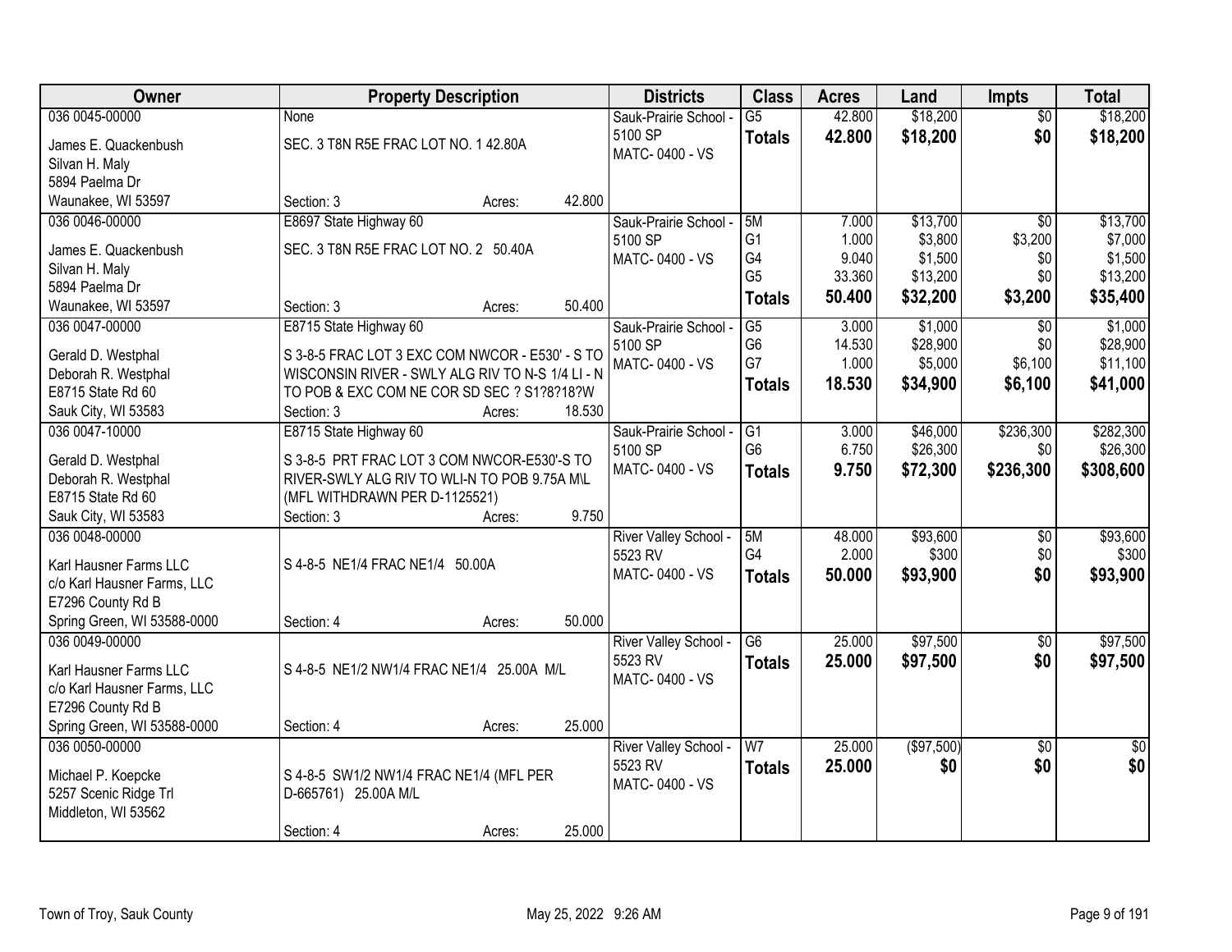| Owner | Property Description | | | Districts | Class | Acres | Land | Impts | Total |
|---|---|---|---|---|---|---|---|---|---|
| 036 0045-00000 | None | | | Sauk-Prairie School - 5100 SP | G5 | 42.800 | $18,200 | $0 | $18,200 |
| James E. Quackenbush<br>Silvan H. Maly<br>5894 Paelma Dr<br>Waunakee, WI 53597 | SEC. 3 T8N R5E FRAC LOT NO. 1 42.80A | | | MATC- 0400 - VS | **Totals** | **42.800** | **$18,200** | **$0** | **$18,200** |
| | Section: 3 | Acres: | 42.800 | | | | | | |
| 036 0046-00000 | E8697 State Highway 60 | | | Sauk-Prairie School - 5100 SP | 5M | 7.000 | $13,700 | $0 | $13,700 |
| James E. Quackenbush<br>Silvan H. Maly<br>5894 Paelma Dr<br>Waunakee, WI 53597 | SEC. 3 T8N R5E FRAC LOT NO. 2 50.40A | | | MATC- 0400 - VS | G1 | 1.000 | $3,800 | $3,200 | $7,000 |
| | | | | | G4 | 9.040 | $1,500 | $0 | $1,500 |
| | | | | | G5 | 33.360 | $13,200 | $0 | $13,200 |
| | | | | | **Totals** | **50.400** | **$32,200** | **$3,200** | **$35,400** |
| | Section: 3 | Acres: | 50.400 | | | | | | |
| 036 0047-00000 | E8715 State Highway 60 | | | Sauk-Prairie School - 5100 SP | G5 | 3.000 | $1,000 | $0 | $1,000 |
| Gerald D. Westphal<br>Deborah R. Westphal<br>E8715 State Rd 60<br>Sauk City, WI 53583 | S 3-8-5 FRAC LOT 3 EXC COM NWCOR - E530' - S TO WISCONSIN RIVER - SWLY ALG RIV TO N-S 1/4 LI - N TO POB & EXC COM NE COR SD SEC ? S1?8?18?W | | | MATC- 0400 - VS | G6 | 14.530 | $28,900 | $0 | $28,900 |
| | | | | | G7 | 1.000 | $5,000 | $6,100 | $11,100 |
| | | | | | **Totals** | **18.530** | **$34,900** | **$6,100** | **$41,000** |
| | Section: 3 | Acres: | 18.530 | | | | | | |
| 036 0047-10000 | E8715 State Highway 60 | | | Sauk-Prairie School - 5100 SP | G1 | 3.000 | $46,000 | $236,300 | $282,300 |
| Gerald D. Westphal<br>Deborah R. Westphal<br>E8715 State Rd 60<br>Sauk City, WI 53583 | S 3-8-5 PRT FRAC LOT 3 COM NWCOR-E530'-S TO RIVER-SWLY ALG RIV TO WLI-N TO POB 9.75A M\L (MFL WITHDRAWN PER D-1125521) | | | MATC- 0400 - VS | G6 | 6.750 | $26,300 | $0 | $26,300 |
| | | | | | **Totals** | **9.750** | **$72,300** | **$236,300** | **$308,600** |
| | Section: 3 | Acres: | 9.750 | | | | | | |
| 036 0048-00000 | | | | River Valley School - 5523 RV | 5M | 48.000 | $93,600 | $0 | $93,600 |
| Karl Hausner Farms LLC<br>c/o Karl Hausner Farms, LLC<br>E7296 County Rd B<br>Spring Green, WI 53588-0000 | S 4-8-5 NE1/4 FRAC NE1/4 50.00A | | | MATC- 0400 - VS | G4 | 2.000 | $300 | $0 | $300 |
| | | | | | **Totals** | **50.000** | **$93,900** | **$0** | **$93,900** |
| | Section: 4 | Acres: | 50.000 | | | | | | |
| 036 0049-00000 | | | | River Valley School - 5523 RV | G6 | 25.000 | $97,500 | $0 | $97,500 |
| Karl Hausner Farms LLC<br>c/o Karl Hausner Farms, LLC<br>E7296 County Rd B<br>Spring Green, WI 53588-0000 | S 4-8-5 NE1/2 NW1/4 FRAC NE1/4 25.00A M/L | | | MATC- 0400 - VS | **Totals** | **25.000** | **$97,500** | **$0** | **$97,500** |
| | Section: 4 | Acres: | 25.000 | | | | | | |
| 036 0050-00000 | | | | River Valley School - 5523 RV | W7 | 25.000 | ($97,500) | $0 | $0 |
| Michael P. Koepcke<br>5257 Scenic Ridge Trl<br>Middleton, WI 53562 | S 4-8-5 SW1/2 NW1/4 FRAC NE1/4 (MFL PER D-665761) 25.00A M/L | | | MATC- 0400 - VS | **Totals** | **25.000** | **$0** | **$0** | **$0** |
| | Section: 4 | Acres: | 25.000 | | | | | | |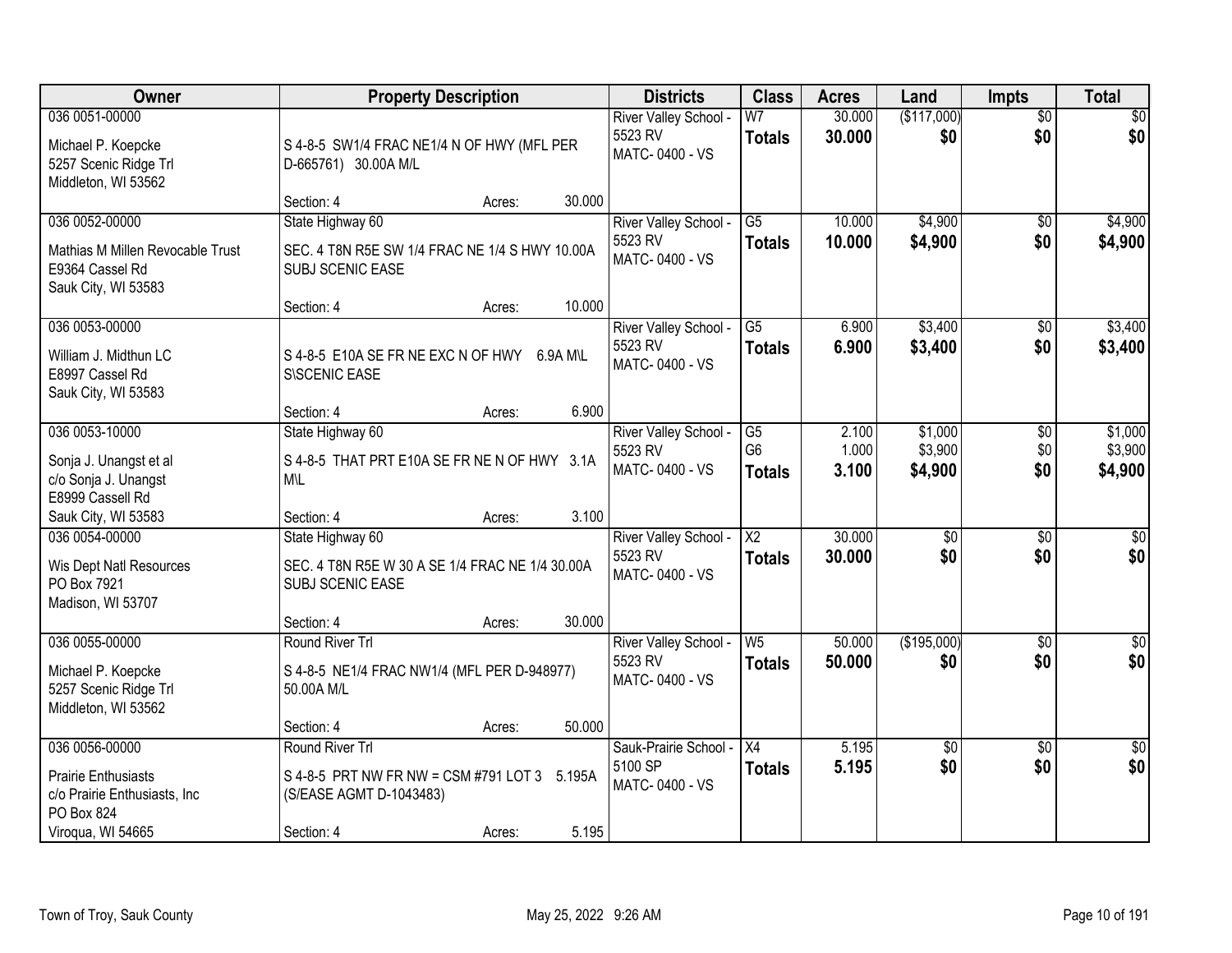| Owner | Property Description | Districts | Class | Acres | Land | Impts | Total |
|---|---|---|---|---|---|---|---|
| 036 0051-00000<br>Michael P. Koepcke<br>5257 Scenic Ridge Trl<br>Middleton, WI 53562 | S 4-8-5 SW1/4 FRAC NE1/4 N OF HWY (MFL PER D-665761) 30.00A M/L<br>Section: 4 Acres: 30.000 | River Valley School - 5523 RV<br>MATC- 0400 - VS | W7<br>**Totals** | 30.000<br>**30.000** | ($117,000)<br>**$0** | $0<br>**$0** | $0<br>**$0** |
| 036 0052-00000<br>Mathias M Millen Revocable Trust<br>E9364 Cassel Rd<br>Sauk City, WI 53583 | State Highway 60<br>SEC. 4 T8N R5E SW 1/4 FRAC NE 1/4 S HWY 10.00A SUBJ SCENIC EASE<br>Section: 4 Acres: 10.000 | River Valley School - 5523 RV<br>MATC- 0400 - VS | G5<br>**Totals** | 10.000<br>**10.000** | $4,900<br>**$4,900** | $0<br>**$0** | $4,900<br>**$4,900** |
| 036 0053-00000<br>William J. Midthun LC<br>E8997 Cassel Rd<br>Sauk City, WI 53583 | S 4-8-5 E10A SE FR NE EXC N OF HWY 6.9A M\L S\SCENIC EASE<br>Section: 4 Acres: 6.900 | River Valley School - 5523 RV<br>MATC- 0400 - VS | G5<br>**Totals** | 6.900<br>**6.900** | $3,400<br>**$3,400** | $0<br>**$0** | $3,400<br>**$3,400** |
| 036 0053-10000<br>Sonja J. Unangst et al<br>c/o Sonja J. Unangst<br>E8999 Cassell Rd<br>Sauk City, WI 53583 | State Highway 60<br>S 4-8-5 THAT PRT E10A SE FR NE N OF HWY 3.1A M\L<br>Section: 4 Acres: 3.100 | River Valley School - 5523 RV<br>MATC- 0400 - VS | G5<br>G6<br>**Totals** | 2.100<br>1.000<br>**3.100** | $1,000<br>$3,900<br>**$4,900** | $0<br>$0<br>**$0** | $1,000<br>$3,900<br>**$4,900** |
| 036 0054-00000<br>Wis Dept Natl Resources<br>PO Box 7921<br>Madison, WI 53707 | State Highway 60<br>SEC. 4 T8N R5E W 30 A SE 1/4 FRAC NE 1/4 30.00A SUBJ SCENIC EASE<br>Section: 4 Acres: 30.000 | River Valley School - 5523 RV<br>MATC- 0400 - VS | X2<br>**Totals** | 30.000<br>**30.000** | $0<br>**$0** | $0<br>**$0** | $0<br>**$0** |
| 036 0055-00000<br>Michael P. Koepcke<br>5257 Scenic Ridge Trl<br>Middleton, WI 53562 | Round River Trl<br>S 4-8-5 NE1/4 FRAC NW1/4 (MFL PER D-948977) 50.00A M/L<br>Section: 4 Acres: 50.000 | River Valley School - 5523 RV<br>MATC- 0400 - VS | W5<br>**Totals** | 50.000<br>**50.000** | ($195,000)<br>**$0** | $0<br>**$0** | $0<br>**$0** |
| 036 0056-00000<br>Prairie Enthusiasts<br>c/o Prairie Enthusiasts, Inc<br>PO Box 824<br>Viroqua, WI 54665 | Round River Trl<br>S 4-8-5 PRT NW FR NW = CSM #791 LOT 3 5.195A (S/EASE AGMT D-1043483)<br>Section: 4 Acres: 5.195 | Sauk-Prairie School - 5100 SP<br>MATC- 0400 - VS | X4<br>**Totals** | 5.195<br>**5.195** | $0<br>**$0** | $0<br>**$0** | $0<br>**$0** |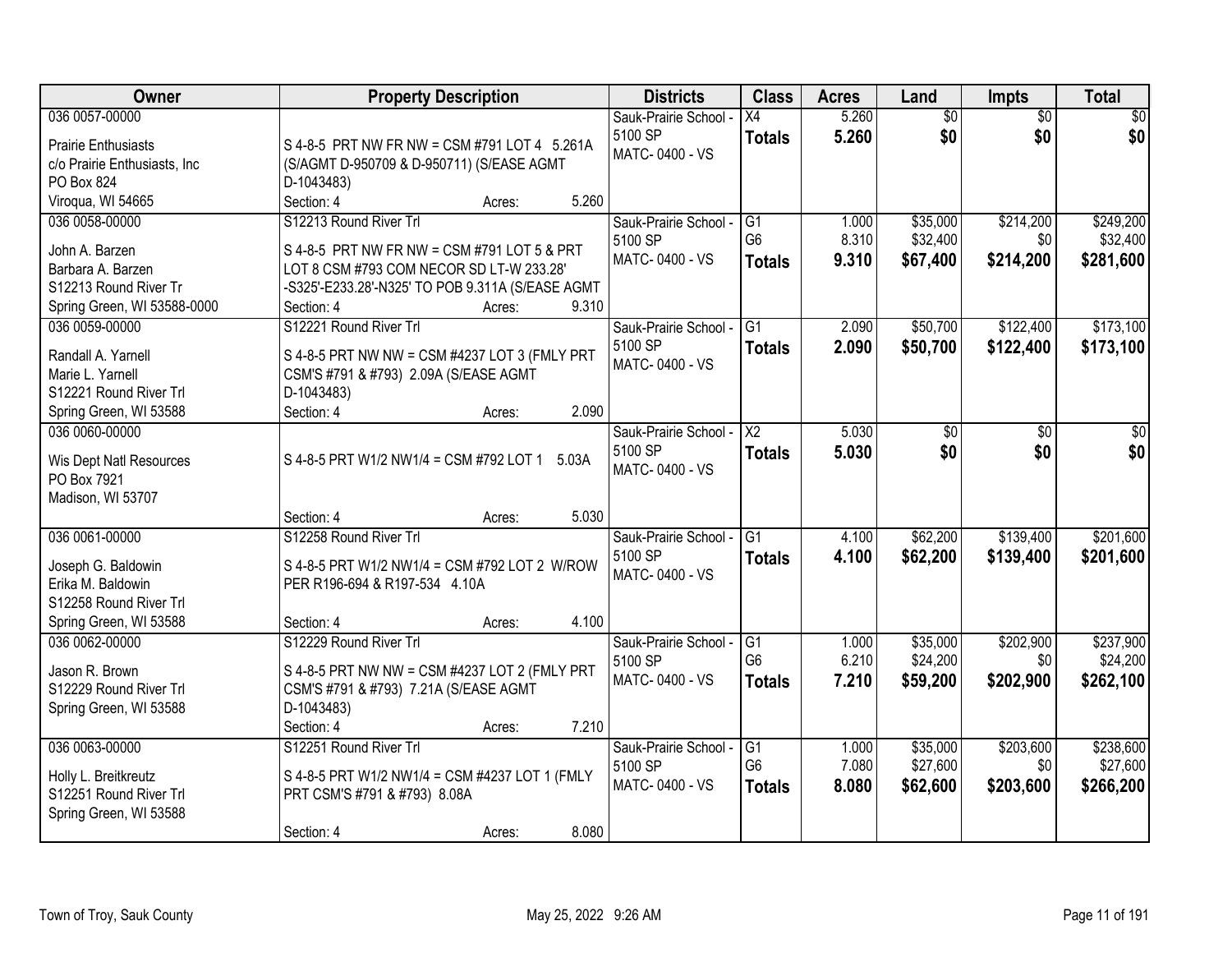| Owner | Property Description | Districts | Class | Acres | Land | Impts | Total |
|---|---|---|---|---|---|---|---|
| 036 0057-00000<br><br>Prairie Enthusiasts<br>c/o Prairie Enthusiasts, Inc<br>PO Box 824<br>Viroqua, WI 54665 | S 4-8-5 PRT NW FR NW = CSM #791 LOT 4 5.261A (S/AGMT D-950709 & D-950711) (S/EASE AGMT D-1043483)<br>Section: 4 Acres: 5.260 | Sauk-Prairie School - 5100 SP<br>MATC- 0400 - VS | X4<br>**Totals** | 5.260<br>**5.260** | $0<br>**$0** | $0<br>**$0** | $0<br>**$0** |
| 036 0058-00000<br><br>John A. Barzen<br>Barbara A. Barzen<br>S12213 Round River Tr<br>Spring Green, WI 53588-0000 | S12213 Round River Trl<br>S 4-8-5 PRT NW FR NW = CSM #791 LOT 5 & PRT LOT 8 CSM #793 COM NECOR SD LT-W 233.28' -S325'-E233.28'-N325' TO POB 9.311A (S/EASE AGMT<br>Section: 4 Acres: 9.310 | Sauk-Prairie School - 5100 SP<br>MATC- 0400 - VS | G1<br>G6<br>**Totals** | 1.000<br>8.310<br>**9.310** | $35,000<br>$32,400<br>**$67,400** | $214,200<br>$0<br>**$214,200** | $249,200<br>$32,400<br>**$281,600** |
| 036 0059-00000<br><br>Randall A. Yarnell<br>Marie L. Yarnell<br>S12221 Round River Trl<br>Spring Green, WI 53588 | S12221 Round River Trl<br>S 4-8-5 PRT NW NW = CSM #4237 LOT 3 (FMLY PRT CSM'S #791 & #793) 2.09A (S/EASE AGMT D-1043483)<br>Section: 4 Acres: 2.090 | Sauk-Prairie School - 5100 SP<br>MATC- 0400 - VS | G1<br>**Totals** | 2.090<br>**2.090** | $50,700<br>**$50,700** | $122,400<br>**$122,400** | $173,100<br>**$173,100** |
| 036 0060-00000<br><br>Wis Dept Natl Resources<br>PO Box 7921<br>Madison, WI 53707 | S 4-8-5 PRT W1/2 NW1/4 = CSM #792 LOT 1 5.03A<br>Section: 4 Acres: 5.030 | Sauk-Prairie School - 5100 SP<br>MATC- 0400 - VS | X2<br>**Totals** | 5.030<br>**5.030** | $0<br>**$0** | $0<br>**$0** | $0<br>**$0** |
| 036 0061-00000<br><br>Joseph G. Baldowin<br>Erika M. Baldowin<br>S12258 Round River Trl<br>Spring Green, WI 53588 | S12258 Round River Trl<br>S 4-8-5 PRT W1/2 NW1/4 = CSM #792 LOT 2 W/ROW PER R196-694 & R197-534 4.10A<br>Section: 4 Acres: 4.100 | Sauk-Prairie School - 5100 SP<br>MATC- 0400 - VS | G1<br>**Totals** | 4.100<br>**4.100** | $62,200<br>**$62,200** | $139,400<br>**$139,400** | $201,600<br>**$201,600** |
| 036 0062-00000<br><br>Jason R. Brown<br>S12229 Round River Trl<br>Spring Green, WI 53588 | S12229 Round River Trl<br>S 4-8-5 PRT NW NW = CSM #4237 LOT 2 (FMLY PRT CSM'S #791 & #793) 7.21A (S/EASE AGMT D-1043483)<br>Section: 4 Acres: 7.210 | Sauk-Prairie School - 5100 SP<br>MATC- 0400 - VS | G1<br>G6<br>**Totals** | 1.000<br>6.210<br>**7.210** | $35,000<br>$24,200<br>**$59,200** | $202,900<br>$0<br>**$202,900** | $237,900<br>$24,200<br>**$262,100** |
| 036 0063-00000<br><br>Holly L. Breitkreutz<br>S12251 Round River Trl<br>Spring Green, WI 53588 | S12251 Round River Trl<br>S 4-8-5 PRT W1/2 NW1/4 = CSM #4237 LOT 1 (FMLY PRT CSM'S #791 & #793) 8.08A<br>Section: 4 Acres: 8.080 | Sauk-Prairie School - 5100 SP<br>MATC- 0400 - VS | G1<br>G6<br>**Totals** | 1.000<br>7.080<br>**8.080** | $35,000<br>$27,600<br>**$62,600** | $203,600<br>$0<br>**$203,600** | $238,600<br>$27,600<br>**$266,200** |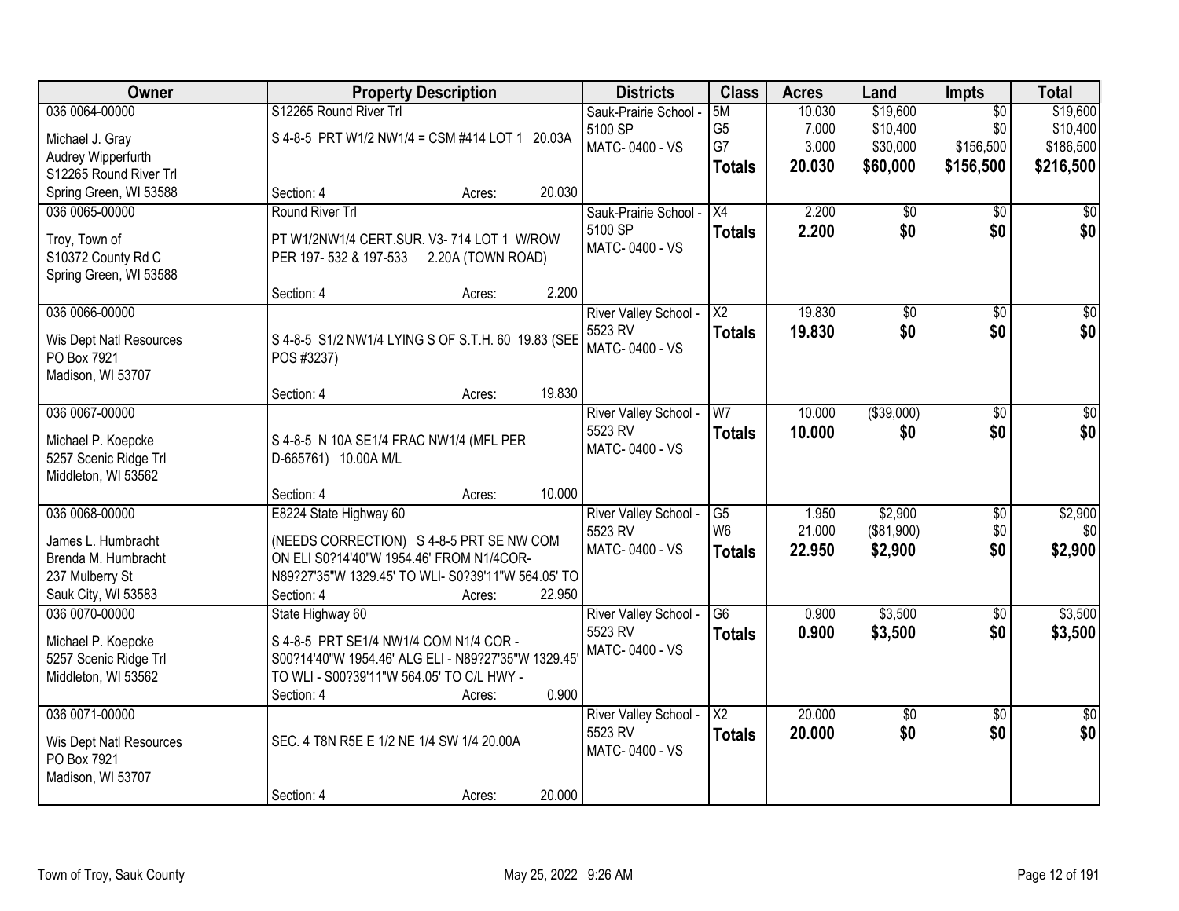| Owner | Property Description | Districts | Class | Acres | Land | Impts | Total |
|---|---|---|---|---|---|---|---|
| 036 0064-00000<br>Michael J. Gray<br>Audrey Wipperfurth<br>S12265 Round River Trl<br>Spring Green, WI 53588 | S12265 Round River Trl<br>S 4-8-5 PRT W1/2 NW1/4 = CSM #414 LOT 1 20.03A<br>Section: 4 Acres: 20.030 | Sauk-Prairie School - 5100 SP<br>MATC- 0400 - VS | 5M<br>G5<br>G7<br>**Totals** | 10.030<br>7.000<br>3.000<br>**20.030** | $19,600<br>$10,400<br>$30,000<br>**$60,000** | $0<br>$0<br>$156,500<br>**$156,500** | $19,600<br>$10,400<br>$186,500<br>**$216,500** |
| 036 0065-00000<br>Troy, Town of<br>S10372 County Rd C<br>Spring Green, WI 53588 | Round River Trl<br>PT W1/2NW1/4 CERT.SUR. V3- 714 LOT 1 W/ROW PER 197- 532 & 197-533 2.20A (TOWN ROAD)<br>Section: 4 Acres: 2.200 | Sauk-Prairie School - 5100 SP<br>MATC- 0400 - VS | X4<br>**Totals** | 2.200<br>**2.200** | $0<br>**$0** | $0<br>**$0** | $0<br>**$0** |
| 036 0066-00000<br>Wis Dept Natl Resources<br>PO Box 7921<br>Madison, WI 53707 | S 4-8-5 S1/2 NW1/4 LYING S OF S.T.H. 60 19.83 (SEE POS #3237)<br>Section: 4 Acres: 19.830 | River Valley School - 5523 RV<br>MATC- 0400 - VS | X2<br>**Totals** | 19.830<br>**19.830** | $0<br>**$0** | $0<br>**$0** | $0<br>**$0** |
| 036 0067-00000<br>Michael P. Koepcke<br>5257 Scenic Ridge Trl<br>Middleton, WI 53562 | S 4-8-5 N 10A SE1/4 FRAC NW1/4 (MFL PER D-665761) 10.00A M/L<br>Section: 4 Acres: 10.000 | River Valley School - 5523 RV<br>MATC- 0400 - VS | W7<br>**Totals** | 10.000<br>**10.000** | ($39,000)<br>**$0** | $0<br>**$0** | $0<br>**$0** |
| 036 0068-00000<br>James L. Humbracht<br>Brenda M. Humbracht<br>237 Mulberry St<br>Sauk City, WI 53583 | E8224 State Highway 60<br>(NEEDS CORRECTION) S 4-8-5 PRT SE NW COM ON ELI S0?14'40"W 1954.46' FROM N1/4COR- N89?27'35"W 1329.45' TO WLI- S0?39'11"W 564.05' TO<br>Section: 4 Acres: 22.950 | River Valley School - 5523 RV<br>MATC- 0400 - VS | G5<br>W6<br>**Totals** | 1.950<br>21.000<br>**22.950** | $2,900<br>($81,900)<br>**$2,900** | $0<br>$0<br>**$0** | $2,900<br>$0<br>**$2,900** |
| 036 0070-00000<br>Michael P. Koepcke<br>5257 Scenic Ridge Trl<br>Middleton, WI 53562 | State Highway 60<br>S 4-8-5 PRT SE1/4 NW1/4 COM N1/4 COR - S00?14'40"W 1954.46' ALG ELI - N89?27'35"W 1329.45' TO WLI - S00?39'11"W 564.05' TO C/L HWY -<br>Section: 4 Acres: 0.900 | River Valley School - 5523 RV<br>MATC- 0400 - VS | G6<br>**Totals** | 0.900<br>**0.900** | $3,500<br>**$3,500** | $0<br>**$0** | $3,500<br>**$3,500** |
| 036 0071-00000<br>Wis Dept Natl Resources<br>PO Box 7921<br>Madison, WI 53707 | SEC. 4 T8N R5E E 1/2 NE 1/4 SW 1/4 20.00A<br>Section: 4 Acres: 20.000 | River Valley School - 5523 RV<br>MATC- 0400 - VS | X2<br>**Totals** | 20.000<br>**20.000** | $0<br>**$0** | $0<br>**$0** | $0<br>**$0** |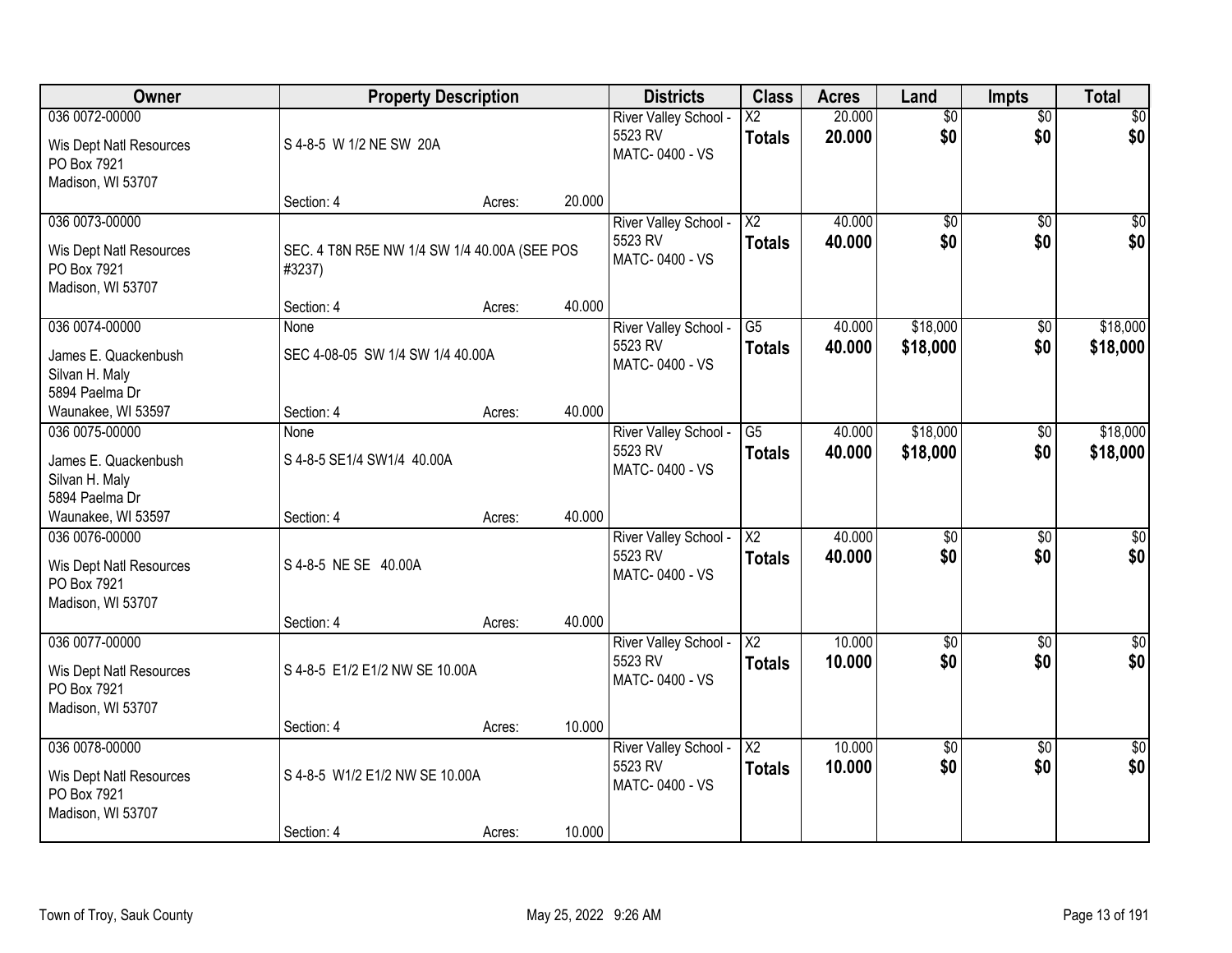| Owner | Property Description | Districts | Class | Acres | Land | Impts | Total |
|---|---|---|---|---|---|---|---|
| 036 0072-00000<br>Wis Dept Natl Resources<br>PO Box 7921<br>Madison, WI 53707 | S 4-8-5 W 1/2 NE SW 20A<br>Section: 4 Acres: 20.000 | River Valley School - 5523 RV<br>MATC- 0400 - VS | X2<br>**Totals** | 20.000<br>**20.000** | $0<br>**$0** | $0<br>**$0** | $0<br>**$0** |
| 036 0073-00000<br>Wis Dept Natl Resources<br>PO Box 7921<br>Madison, WI 53707 | SEC. 4 T8N R5E NW 1/4 SW 1/4 40.00A (SEE POS #3237)<br>Section: 4 Acres: 40.000 | River Valley School - 5523 RV<br>MATC- 0400 - VS | X2<br>**Totals** | 40.000<br>**40.000** | $0<br>**$0** | $0<br>**$0** | $0<br>**$0** |
| 036 0074-00000<br>James E. Quackenbush<br>Silvan H. Maly<br>5894 Paelma Dr<br>Waunakee, WI 53597 | None<br>SEC 4-08-05 SW 1/4 SW 1/4 40.00A<br>Section: 4 Acres: 40.000 | River Valley School - 5523 RV<br>MATC- 0400 - VS | G5<br>**Totals** | 40.000<br>**40.000** | $18,000<br>**$18,000** | $0<br>**$0** | $18,000<br>**$18,000** |
| 036 0075-00000<br>James E. Quackenbush<br>Silvan H. Maly<br>5894 Paelma Dr<br>Waunakee, WI 53597 | None<br>S 4-8-5 SE1/4 SW1/4 40.00A<br>Section: 4 Acres: 40.000 | River Valley School - 5523 RV<br>MATC- 0400 - VS | G5<br>**Totals** | 40.000<br>**40.000** | $18,000<br>**$18,000** | $0<br>**$0** | $18,000<br>**$18,000** |
| 036 0076-00000<br>Wis Dept Natl Resources<br>PO Box 7921<br>Madison, WI 53707 | S 4-8-5 NE SE 40.00A<br>Section: 4 Acres: 40.000 | River Valley School - 5523 RV<br>MATC- 0400 - VS | X2<br>**Totals** | 40.000<br>**40.000** | $0<br>**$0** | $0<br>**$0** | $0<br>**$0** |
| 036 0077-00000<br>Wis Dept Natl Resources<br>PO Box 7921<br>Madison, WI 53707 | S 4-8-5 E1/2 E1/2 NW SE 10.00A<br>Section: 4 Acres: 10.000 | River Valley School - 5523 RV<br>MATC- 0400 - VS | X2<br>**Totals** | 10.000<br>**10.000** | $0<br>**$0** | $0<br>**$0** | $0<br>**$0** |
| 036 0078-00000<br>Wis Dept Natl Resources<br>PO Box 7921<br>Madison, WI 53707 | S 4-8-5 W1/2 E1/2 NW SE 10.00A<br>Section: 4 Acres: 10.000 | River Valley School - 5523 RV<br>MATC- 0400 - VS | X2<br>**Totals** | 10.000<br>**10.000** | $0<br>**$0** | $0<br>**$0** | $0<br>**$0** |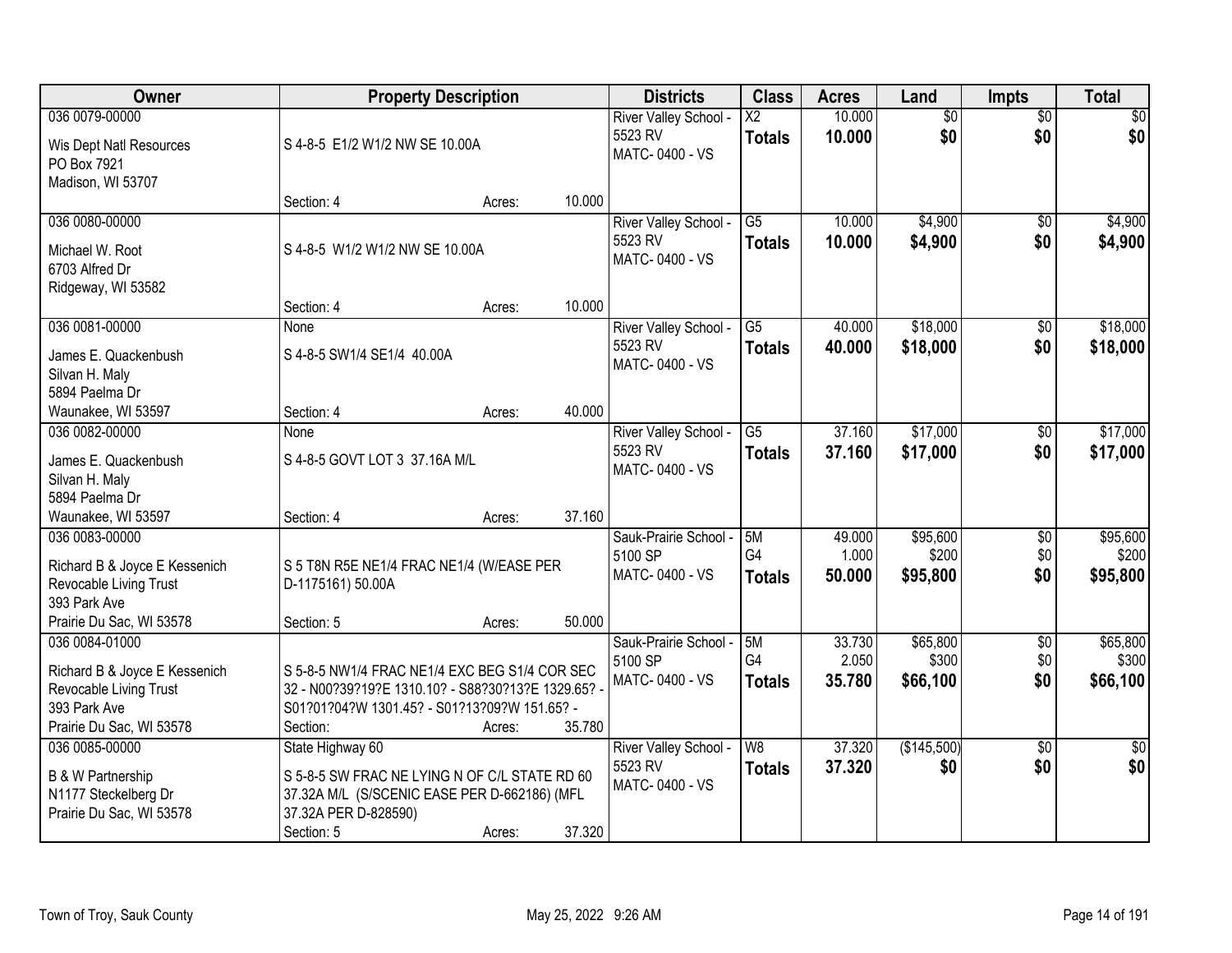| Owner | Property Description | Districts | Class | Acres | Land | Impts | Total |
|---|---|---|---|---|---|---|---|
| 036 0079-00000<br>Wis Dept Natl Resources<br>PO Box 7921<br>Madison, WI 53707 | S 4-8-5 E1/2 W1/2 NW SE 10.00A<br>Section: 4 Acres: 10.000 | River Valley School - 5523 RV<br>MATC- 0400 - VS | X2<br>**Totals** | 10.000<br>**10.000** | $0<br>**$0** | $0<br>**$0** | $0<br>**$0** |
| 036 0080-00000<br>Michael W. Root<br>6703 Alfred Dr<br>Ridgeway, WI 53582 | S 4-8-5 W1/2 W1/2 NW SE 10.00A<br>Section: 4 Acres: 10.000 | River Valley School - 5523 RV<br>MATC- 0400 - VS | G5<br>**Totals** | 10.000<br>**10.000** | $4,900<br>**$4,900** | $0<br>**$0** | $4,900<br>**$4,900** |
| 036 0081-00000<br>James E. Quackenbush<br>Silvan H. Maly<br>5894 Paelma Dr<br>Waunakee, WI 53597 | None<br>S 4-8-5 SW1/4 SE1/4 40.00A<br>Section: 4 Acres: 40.000 | River Valley School - 5523 RV<br>MATC- 0400 - VS | G5<br>**Totals** | 40.000<br>**40.000** | $18,000<br>**$18,000** | $0<br>**$0** | $18,000<br>**$18,000** |
| 036 0082-00000<br>James E. Quackenbush<br>Silvan H. Maly<br>5894 Paelma Dr<br>Waunakee, WI 53597 | None<br>S 4-8-5 GOVT LOT 3 37.16A M/L<br>Section: 4 Acres: 37.160 | River Valley School - 5523 RV<br>MATC- 0400 - VS | G5<br>**Totals** | 37.160<br>**37.160** | $17,000<br>**$17,000** | $0<br>**$0** | $17,000<br>**$17,000** |
| 036 0083-00000<br>Richard B & Joyce E Kessenich<br>Revocable Living Trust<br>393 Park Ave<br>Prairie Du Sac, WI 53578 | S 5 T8N R5E NE1/4 FRAC NE1/4 (W/EASE PER D-1175161) 50.00A<br>Section: 5 Acres: 50.000 | Sauk-Prairie School - 5100 SP<br>MATC- 0400 - VS | 5M<br>G4<br>**Totals** | 49.000<br>1.000<br>**50.000** | $95,600<br>$200<br>**$95,800** | $0<br>$0<br>**$0** | $95,600<br>$200<br>**$95,800** |
| 036 0084-01000<br>Richard B & Joyce E Kessenich<br>Revocable Living Trust<br>393 Park Ave<br>Prairie Du Sac, WI 53578 | S 5-8-5 NW1/4 FRAC NE1/4 EXC BEG S1/4 COR SEC 32 - N00?39?19?E 1310.10? - S88?30?13?E 1329.65? - S01?01?04?W 1301.45? - S01?13?09?W 151.65? -<br>Section: Acres: 35.780 | Sauk-Prairie School - 5100 SP<br>MATC- 0400 - VS | 5M<br>G4<br>**Totals** | 33.730<br>2.050<br>**35.780** | $65,800<br>$300<br>**$66,100** | $0<br>$0<br>**$0** | $65,800<br>$300<br>**$66,100** |
| 036 0085-00000<br>B & W Partnership<br>N1177 Steckelberg Dr<br>Prairie Du Sac, WI 53578 | State Highway 60<br>S 5-8-5 SW FRAC NE LYING N OF C/L STATE RD 60 37.32A M/L (S/SCENIC EASE PER D-662186) (MFL 37.32A PER D-828590)<br>Section: 5 Acres: 37.320 | River Valley School - 5523 RV<br>MATC- 0400 - VS | W8<br>**Totals** | 37.320<br>**37.320** | ($145,500)<br>**$0** | $0<br>**$0** | $0<br>**$0** |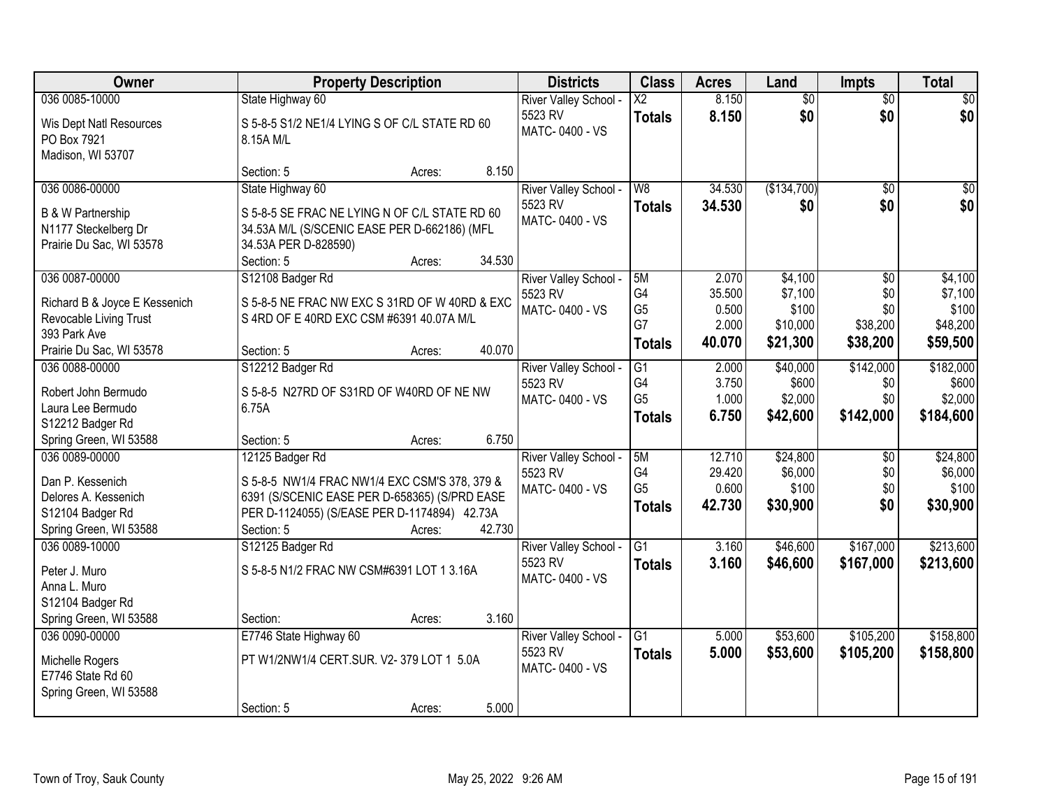| Owner | Property Description | Districts | Class | Acres | Land | Impts | Total |
|---|---|---|---|---|---|---|---|
| 036 0085-10000<br>Wis Dept Natl Resources<br>PO Box 7921<br>Madison, WI 53707 | State Highway 60<br>S 5-8-5 S1/2 NE1/4 LYING S OF C/L STATE RD 60 8.15A M/L<br>Section: 5 Acres: 8.150 | River Valley School - 5523 RV<br>MATC- 0400 - VS | X2<br>**Totals** | 8.150<br>**8.150** | $0<br>**$0** | $0<br>**$0** | $0<br>**$0** |
| 036 0086-00000<br>B & W Partnership<br>N1177 Steckelberg Dr<br>Prairie Du Sac, WI 53578 | State Highway 60<br>S 5-8-5 SE FRAC NE LYING N OF C/L STATE RD 60 34.53A M/L (S/SCENIC EASE PER D-662186) (MFL 34.53A PER D-828590)<br>Section: 5 Acres: 34.530 | River Valley School - 5523 RV<br>MATC- 0400 - VS | W8<br>**Totals** | 34.530<br>**34.530** | ($134,700)<br>**$0** | $0<br>**$0** | $0<br>**$0** |
| 036 0087-00000<br>Richard B & Joyce E Kessenich Revocable Living Trust<br>393 Park Ave<br>Prairie Du Sac, WI 53578 | S12108 Badger Rd<br>S 5-8-5 NE FRAC NW EXC S 31RD OF W 40RD & EXC S 4RD OF E 40RD EXC CSM #6391 40.07A M/L<br>Section: 5 Acres: 40.070 | River Valley School - 5523 RV<br>MATC- 0400 - VS | 5M<br>G4<br>G5<br>G7<br>**Totals** | 2.070<br>35.500<br>0.500<br>2.000<br>**40.070** | $4,100<br>$7,100<br>$100<br>$10,000<br>**$21,300** | $0<br>$0<br>$0<br>$38,200<br>**$38,200** | $4,100<br>$7,100<br>$100<br>$48,200<br>**$59,500** |
| 036 0088-00000<br>Robert John Bermudo<br>Laura Lee Bermudo<br>S12212 Badger Rd<br>Spring Green, WI 53588 | S12212 Badger Rd<br>S 5-8-5 N27RD OF S31RD OF W40RD OF NE NW 6.75A<br>Section: 5 Acres: 6.750 | River Valley School - 5523 RV<br>MATC- 0400 - VS | G1<br>G4<br>G5<br>**Totals** | 2.000<br>3.750<br>1.000<br>**6.750** | $40,000<br>$600<br>$2,000<br>**$42,600** | $142,000<br>$0<br>$0<br>**$142,000** | $182,000<br>$600<br>$2,000<br>**$184,600** |
| 036 0089-00000<br>Dan P. Kessenich<br>Delores A. Kessenich<br>S12104 Badger Rd<br>Spring Green, WI 53588 | 12125 Badger Rd<br>S 5-8-5 NW1/4 FRAC NW1/4 EXC CSM'S 378, 379 & 6391 (S/SCENIC EASE PER D-658365) (S/PRD EASE PER D-1124055) (S/EASE PER D-1174894) 42.73A<br>Section: 5 Acres: 42.730 | River Valley School - 5523 RV<br>MATC- 0400 - VS | 5M<br>G4<br>G5<br>**Totals** | 12.710<br>29.420<br>0.600<br>**42.730** | $24,800<br>$6,000<br>$100<br>**$30,900** | $0<br>$0<br>$0<br>**$0** | $24,800<br>$6,000<br>$100<br>**$30,900** |
| 036 0089-10000<br>Peter J. Muro<br>Anna L. Muro<br>S12104 Badger Rd<br>Spring Green, WI 53588 | S12125 Badger Rd<br>S 5-8-5 N1/2 FRAC NW CSM#6391 LOT 1 3.16A<br>Section: Acres: 3.160 | River Valley School - 5523 RV<br>MATC- 0400 - VS | G1<br>**Totals** | 3.160<br>**3.160** | $46,600<br>**$46,600** | $167,000<br>**$167,000** | $213,600<br>**$213,600** |
| 036 0090-00000<br>Michelle Rogers<br>E7746 State Rd 60<br>Spring Green, WI 53588 | E7746 State Highway 60<br>PT W1/2NW1/4 CERT.SUR. V2- 379 LOT 1 5.0A<br>Section: 5 Acres: 5.000 | River Valley School - 5523 RV<br>MATC- 0400 - VS | G1<br>**Totals** | 5.000<br>**5.000** | $53,600<br>**$53,600** | $105,200<br>**$105,200** | $158,800<br>**$158,800** |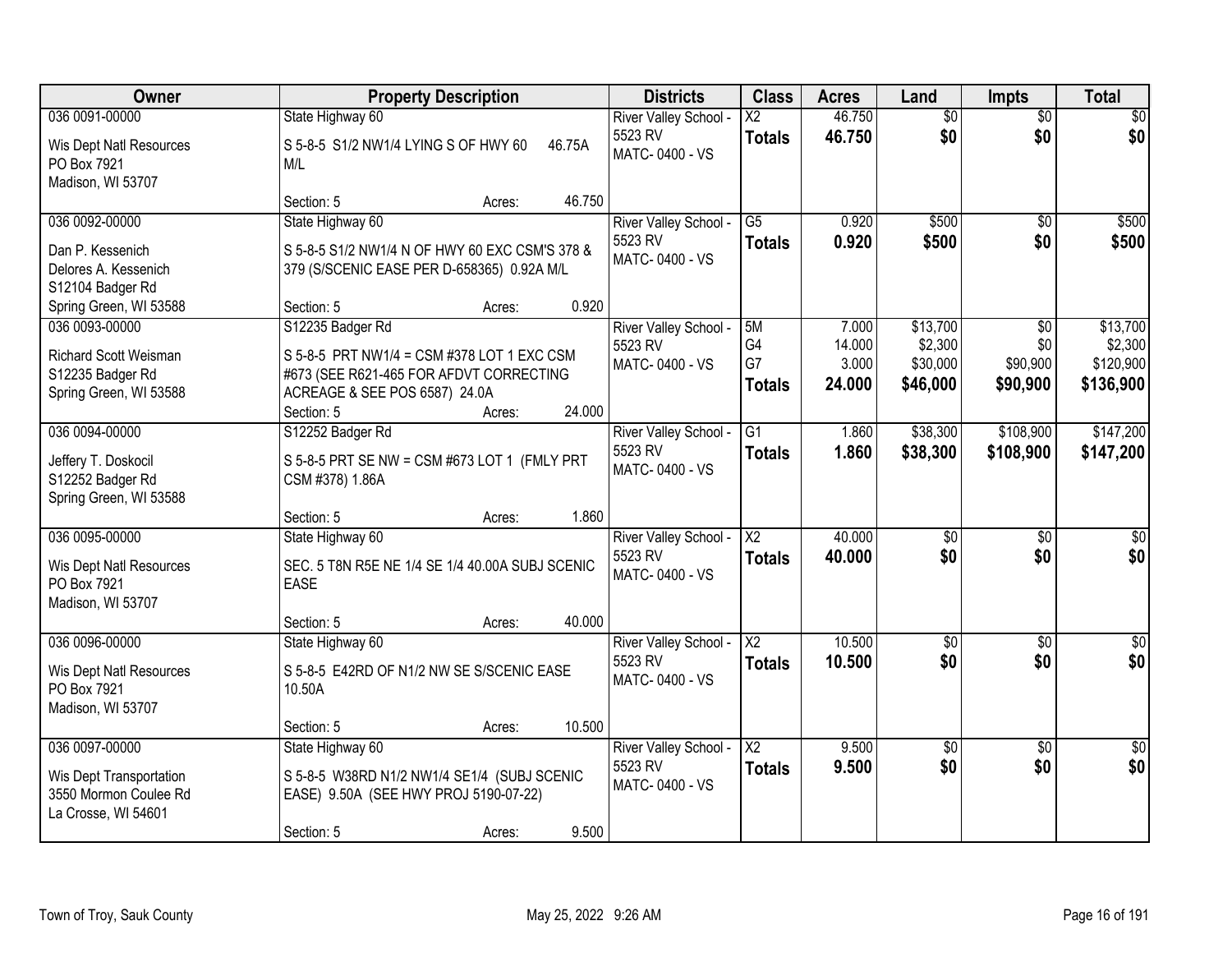| Owner | Property Description | Districts | Class | Acres | Land | Impts | Total |
|---|---|---|---|---|---|---|---|
| 036 0091-00000<br>Wis Dept Natl Resources<br>PO Box 7921<br>Madison, WI 53707 | State Highway 60<br>S 5-8-5 S1/2 NW1/4 LYING S OF HWY 60 46.75A M/L<br>Section: 5 Acres: 46.750 | River Valley School - 5523 RV<br>MATC- 0400 - VS | X2<br>**Totals** | 46.750<br>**46.750** | $0<br>**$0** | $0<br>**$0** | $0<br>**$0** |
| 036 0092-00000<br>Dan P. Kessenich<br>Delores A. Kessenich<br>S12104 Badger Rd<br>Spring Green, WI 53588 | State Highway 60<br>S 5-8-5 S1/2 NW1/4 N OF HWY 60 EXC CSM'S 378 & 379 (S/SCENIC EASE PER D-658365) 0.92A M/L<br>Section: 5 Acres: 0.920 | River Valley School - 5523 RV<br>MATC- 0400 - VS | G5<br>**Totals** | 0.920<br>**0.920** | $500<br>**$500** | $0<br>**$0** | $500<br>**$500** |
| 036 0093-00000<br>Richard Scott Weisman<br>S12235 Badger Rd<br>Spring Green, WI 53588 | S12235 Badger Rd<br>S 5-8-5 PRT NW1/4 = CSM #378 LOT 1 EXC CSM #673 (SEE R621-465 FOR AFDVT CORRECTING ACREAGE & SEE POS 6587) 24.0A<br>Section: 5 Acres: 24.000 | River Valley School - 5523 RV<br>MATC- 0400 - VS | 5M<br>G4<br>G7<br>**Totals** | 7.000<br>14.000<br>3.000<br>**24.000** | $13,700<br>$2,300<br>$30,000<br>**$46,000** | $0<br>$0<br>$90,900<br>**$90,900** | $13,700<br>$2,300<br>$120,900<br>**$136,900** |
| 036 0094-00000<br>Jeffery T. Doskocil<br>S12252 Badger Rd<br>Spring Green, WI 53588 | S12252 Badger Rd<br>S 5-8-5 PRT SE NW = CSM #673 LOT 1 (FMLY PRT CSM #378) 1.86A<br>Section: 5 Acres: 1.860 | River Valley School - 5523 RV<br>MATC- 0400 - VS | G1<br>**Totals** | 1.860<br>**1.860** | $38,300<br>**$38,300** | $108,900<br>**$108,900** | $147,200<br>**$147,200** |
| 036 0095-00000<br>Wis Dept Natl Resources<br>PO Box 7921<br>Madison, WI 53707 | State Highway 60<br>SEC. 5 T8N R5E NE 1/4 SE 1/4 40.00A SUBJ SCENIC EASE<br>Section: 5 Acres: 40.000 | River Valley School - 5523 RV<br>MATC- 0400 - VS | X2<br>**Totals** | 40.000<br>**40.000** | $0<br>**$0** | $0<br>**$0** | $0<br>**$0** |
| 036 0096-00000<br>Wis Dept Natl Resources<br>PO Box 7921<br>Madison, WI 53707 | State Highway 60<br>S 5-8-5 E42RD OF N1/2 NW SE S/SCENIC EASE 10.50A<br>Section: 5 Acres: 10.500 | River Valley School - 5523 RV<br>MATC- 0400 - VS | X2<br>**Totals** | 10.500<br>**10.500** | $0<br>**$0** | $0<br>**$0** | $0<br>**$0** |
| 036 0097-00000<br>Wis Dept Transportation<br>3550 Mormon Coulee Rd<br>La Crosse, WI 54601 | State Highway 60<br>S 5-8-5 W38RD N1/2 NW1/4 SE1/4 (SUBJ SCENIC EASE) 9.50A (SEE HWY PROJ 5190-07-22)<br>Section: 5 Acres: 9.500 | River Valley School - 5523 RV<br>MATC- 0400 - VS | X2<br>**Totals** | 9.500<br>**9.500** | $0<br>**$0** | $0<br>**$0** | $0<br>**$0** |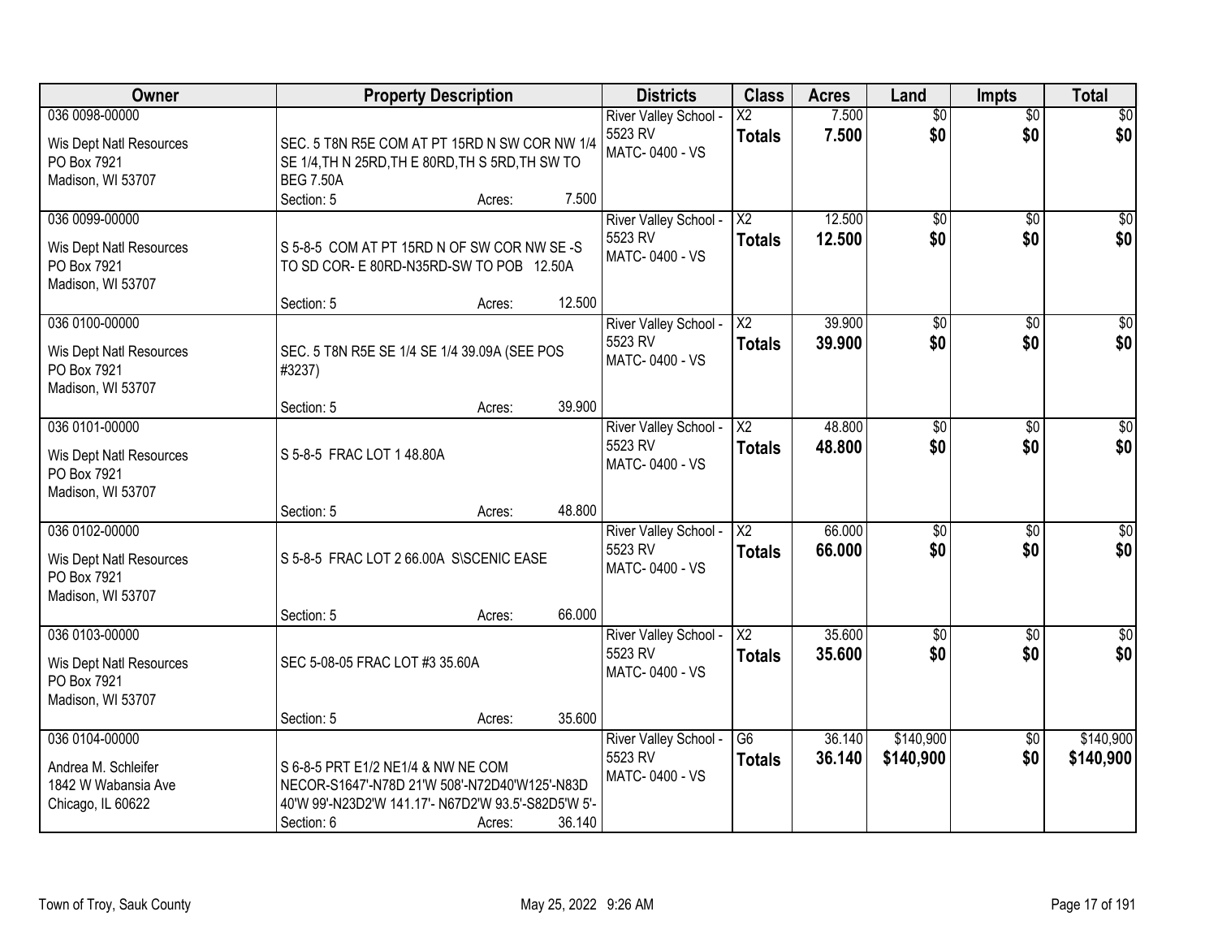| Owner | Property Description | Districts | Class | Acres | Land | Impts | Total |
|---|---|---|---|---|---|---|---|
| 036 0098-00000<br>Wis Dept Natl Resources<br>PO Box 7921<br>Madison, WI 53707 | SEC. 5 T8N R5E COM AT PT 15RD N SW COR NW 1/4 SE 1/4,TH N 25RD,TH E 80RD,TH S 5RD,TH SW TO BEG 7.50A<br>Section: 5 Acres: 7.500 | River Valley School - 5523 RV<br>MATC- 0400 - VS | X2<br>**Totals** | 7.500<br>**7.500** | $0<br>**$0** | $0<br>**$0** | $0<br>**$0** |
| 036 0099-00000<br>Wis Dept Natl Resources<br>PO Box 7921<br>Madison, WI 53707 | S 5-8-5 COM AT PT 15RD N OF SW COR NW SE -S TO SD COR- E 80RD-N35RD-SW TO POB 12.50A<br>Section: 5 Acres: 12.500 | River Valley School - 5523 RV<br>MATC- 0400 - VS | X2<br>**Totals** | 12.500<br>**12.500** | $0<br>**$0** | $0<br>**$0** | $0<br>**$0** |
| 036 0100-00000<br>Wis Dept Natl Resources<br>PO Box 7921<br>Madison, WI 53707 | SEC. 5 T8N R5E SE 1/4 SE 1/4 39.09A (SEE POS #3237)<br>Section: 5 Acres: 39.900 | River Valley School - 5523 RV<br>MATC- 0400 - VS | X2<br>**Totals** | 39.900<br>**39.900** | $0<br>**$0** | $0<br>**$0** | $0<br>**$0** |
| 036 0101-00000<br>Wis Dept Natl Resources<br>PO Box 7921<br>Madison, WI 53707 | S 5-8-5 FRAC LOT 1 48.80A<br>Section: 5 Acres: 48.800 | River Valley School - 5523 RV<br>MATC- 0400 - VS | X2<br>**Totals** | 48.800<br>**48.800** | $0<br>**$0** | $0<br>**$0** | $0<br>**$0** |
| 036 0102-00000<br>Wis Dept Natl Resources<br>PO Box 7921<br>Madison, WI 53707 | S 5-8-5 FRAC LOT 2 66.00A S\SCENIC EASE<br>Section: 5 Acres: 66.000 | River Valley School - 5523 RV<br>MATC- 0400 - VS | X2<br>**Totals** | 66.000<br>**66.000** | $0<br>**$0** | $0<br>**$0** | $0<br>**$0** |
| 036 0103-00000<br>Wis Dept Natl Resources<br>PO Box 7921<br>Madison, WI 53707 | SEC 5-08-05 FRAC LOT #3 35.60A<br>Section: 5 Acres: 35.600 | River Valley School - 5523 RV<br>MATC- 0400 - VS | X2<br>**Totals** | 35.600<br>**35.600** | $0<br>**$0** | $0<br>**$0** | $0<br>**$0** |
| 036 0104-00000<br>Andrea M. Schleifer<br>1842 W Wabansia Ave<br>Chicago, IL 60622 | S 6-8-5 PRT E1/2 NE1/4 & NW NE COM NECOR-S1647'-N78D 21'W 508'-N72D40'W125'-N83D 40'W 99'-N23D2'W 141.17'- N67D2'W 93.5'-S82D5'W 5'-<br>Section: 6 Acres: 36.140 | River Valley School - 5523 RV<br>MATC- 0400 - VS | G6<br>**Totals** | 36.140<br>**36.140** | $140,900<br>**$140,900** | $0<br>**$0** | $140,900<br>**$140,900** |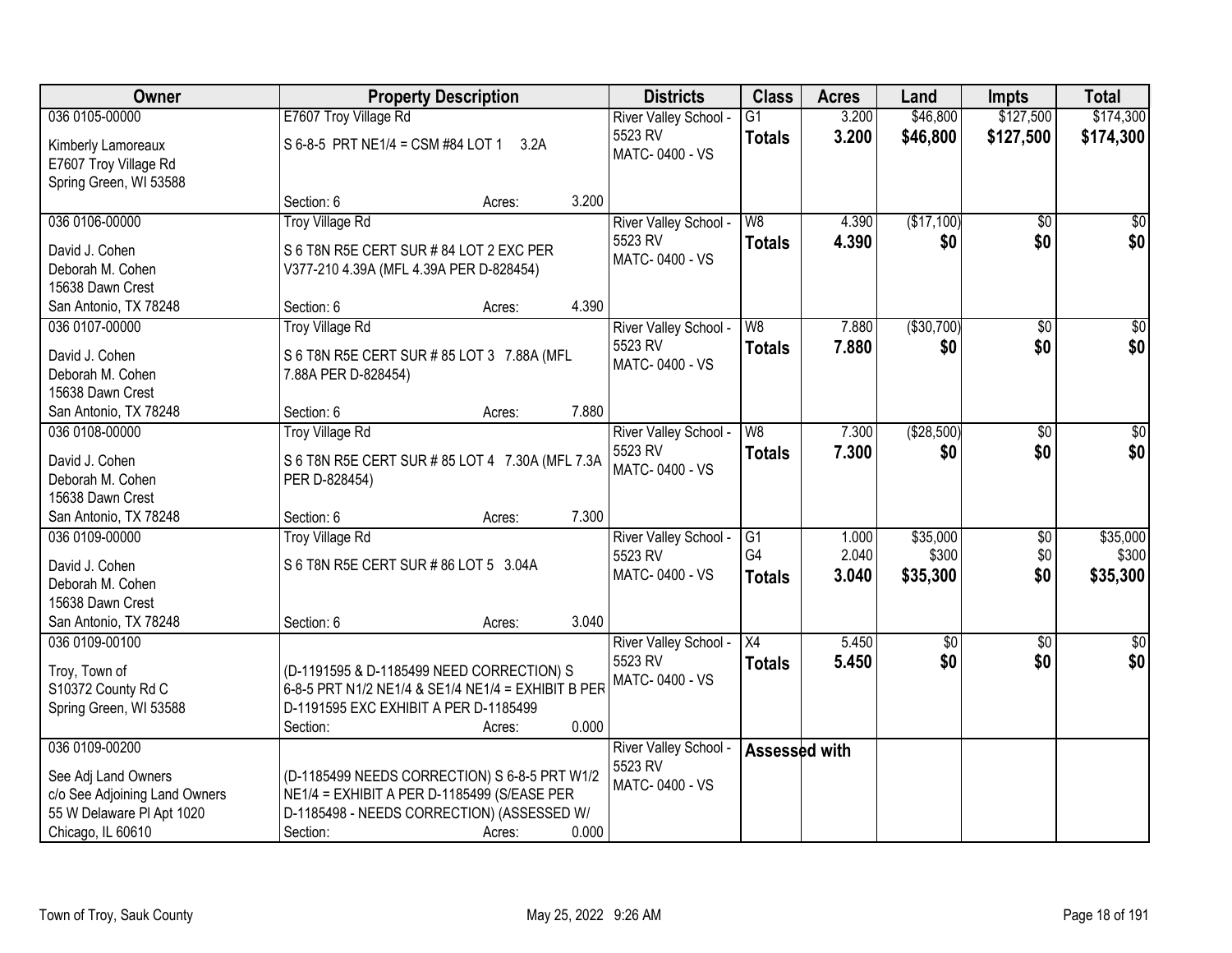| Owner | Property Description | Districts | Class | Acres | Land | Impts | Total |
|---|---|---|---|---|---|---|---|
| 036 0105-00000<br><br>Kimberly Lamoreaux<br>E7607 Troy Village Rd<br>Spring Green, WI 53588 | E7607 Troy Village Rd<br><br>S 6-8-5 PRT NE1/4 = CSM #84 LOT 1 3.2A<br><br>Section: 6 Acres: 3.200 | River Valley School - 5523 RV<br>MATC- 0400 - VS | G1<br>**Totals** | 3.200<br>**3.200** | $46,800<br>**$46,800** | $127,500<br>**$127,500** | $174,300<br>**$174,300** |
| 036 0106-00000<br><br>David J. Cohen<br>Deborah M. Cohen<br>15638 Dawn Crest<br>San Antonio, TX 78248 | Troy Village Rd<br><br>S 6 T8N R5E CERT SUR # 84 LOT 2 EXC PER V377-210 4.39A (MFL 4.39A PER D-828454)<br><br>Section: 6 Acres: 4.390 | River Valley School - 5523 RV<br>MATC- 0400 - VS | W8<br>**Totals** | 4.390<br>**4.390** | ($17,100)<br>**$0** | $0<br>**$0** | $0<br>**$0** |
| 036 0107-00000<br><br>David J. Cohen<br>Deborah M. Cohen<br>15638 Dawn Crest<br>San Antonio, TX 78248 | Troy Village Rd<br><br>S 6 T8N R5E CERT SUR # 85 LOT 3 7.88A (MFL 7.88A PER D-828454)<br><br>Section: 6 Acres: 7.880 | River Valley School - 5523 RV<br>MATC- 0400 - VS | W8<br>**Totals** | 7.880<br>**7.880** | ($30,700)<br>**$0** | $0<br>**$0** | $0<br>**$0** |
| 036 0108-00000<br><br>David J. Cohen<br>Deborah M. Cohen<br>15638 Dawn Crest<br>San Antonio, TX 78248 | Troy Village Rd<br><br>S 6 T8N R5E CERT SUR # 85 LOT 4 7.30A (MFL 7.3A PER D-828454)<br><br>Section: 6 Acres: 7.300 | River Valley School - 5523 RV<br>MATC- 0400 - VS | W8<br>**Totals** | 7.300<br>**7.300** | ($28,500)<br>**$0** | $0<br>**$0** | $0<br>**$0** |
| 036 0109-00000<br><br>David J. Cohen<br>Deborah M. Cohen<br>15638 Dawn Crest<br>San Antonio, TX 78248 | Troy Village Rd<br><br>S 6 T8N R5E CERT SUR # 86 LOT 5 3.04A<br><br>Section: 6 Acres: 3.040 | River Valley School - 5523 RV<br>MATC- 0400 - VS | G1<br>G4<br>**Totals** | 1.000<br>2.040<br>**3.040** | $35,000<br>$300<br>**$35,300** | $0<br>$0<br>**$0** | $35,000<br>$300<br>**$35,300** |
| 036 0109-00100<br><br>Troy, Town of<br>S10372 County Rd C<br>Spring Green, WI 53588 | (D-1191595 & D-1185499 NEED CORRECTION) S 6-8-5 PRT N1/2 NE1/4 & SE1/4 NE1/4 = EXHIBIT B PER D-1191595 EXC EXHIBIT A PER D-1185499<br>Section: Acres: 0.000 | River Valley School - 5523 RV<br>MATC- 0400 - VS | X4<br>**Totals** | 5.450<br>**5.450** | $0<br>**$0** | $0<br>**$0** | $0<br>**$0** |
| 036 0109-00200<br><br>See Adj Land Owners<br>c/o See Adjoining Land Owners<br>55 W Delaware Pl Apt 1020<br>Chicago, IL 60610 | (D-1185499 NEEDS CORRECTION) S 6-8-5 PRT W1/2 NE1/4 = EXHIBIT A PER D-1185499 (S/EASE PER D-1185498 - NEEDS CORRECTION) (ASSESSED W/<br>Section: Acres: 0.000 | River Valley School - 5523 RV<br>MATC- 0400 - VS | **Assessed with** | | | | |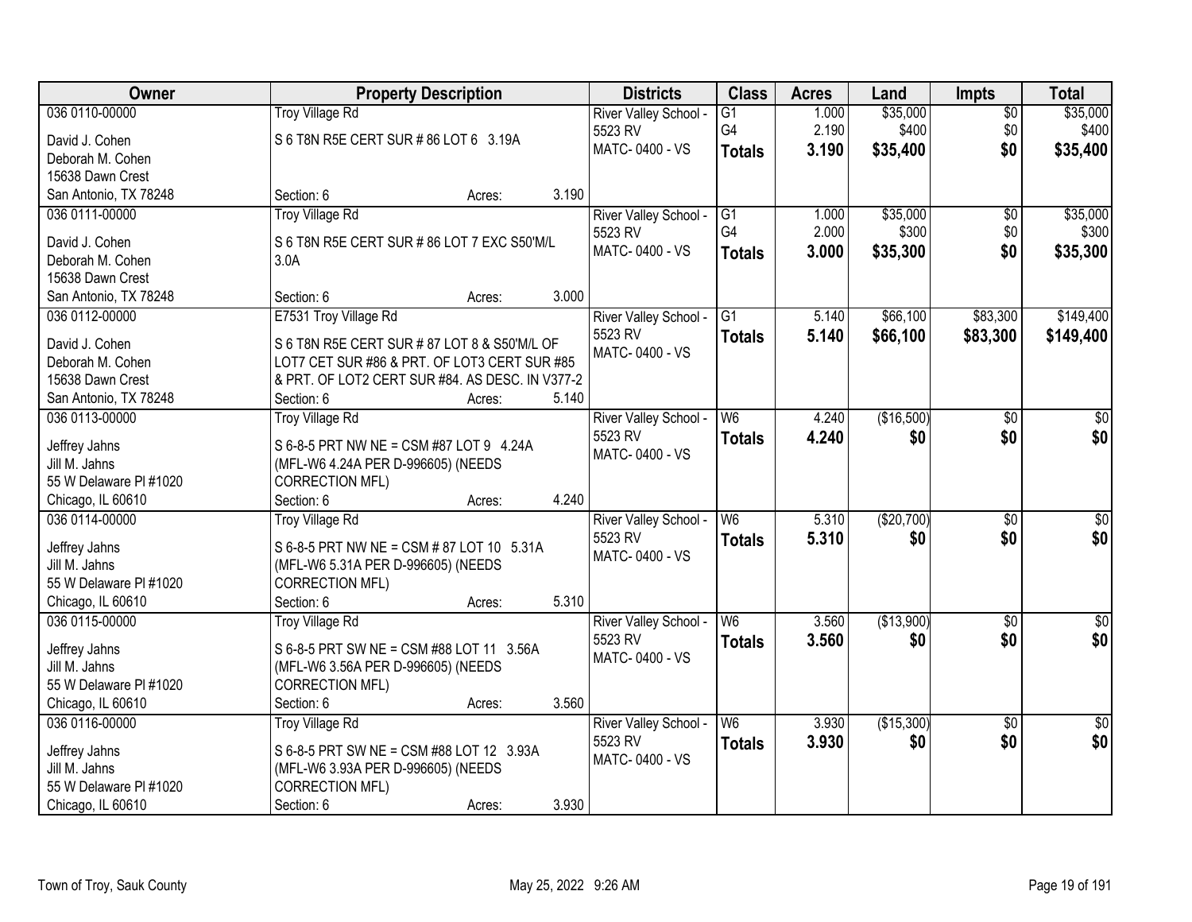| Owner | Property Description | Districts | Class | Acres | Land | Impts | Total |
|---|---|---|---|---|---|---|---|
| 036 0110-00000<br>David J. Cohen<br>Deborah M. Cohen<br>15638 Dawn Crest<br>San Antonio, TX 78248 | Troy Village Rd<br>S 6 T8N R5E CERT SUR # 86 LOT 6 3.19A<br>Section: 6 Acres: 3.190 | River Valley School - 5523 RV<br>MATC- 0400 - VS | G1<br>G4<br>**Totals** | 1.000<br>2.190<br>**3.190** | $35,000<br>$400<br>**$35,400** | $0<br>$0<br>**$0** | $35,000<br>$400<br>**$35,400** |
| 036 0111-00000<br>David J. Cohen<br>Deborah M. Cohen<br>15638 Dawn Crest<br>San Antonio, TX 78248 | Troy Village Rd<br>S 6 T8N R5E CERT SUR # 86 LOT 7 EXC S50'M/L 3.0A<br>Section: 6 Acres: 3.000 | River Valley School - 5523 RV<br>MATC- 0400 - VS | G1<br>G4<br>**Totals** | 1.000<br>2.000<br>**3.000** | $35,000<br>$300<br>**$35,300** | $0<br>$0<br>**$0** | $35,000<br>$300<br>**$35,300** |
| 036 0112-00000<br>David J. Cohen<br>Deborah M. Cohen<br>15638 Dawn Crest<br>San Antonio, TX 78248 | E7531 Troy Village Rd<br>S 6 T8N R5E CERT SUR # 87 LOT 8 & S50'M/L OF LOT7 CET SUR #86 & PRT. OF LOT3 CERT SUR #85 & PRT. OF LOT2 CERT SUR #84. AS DESC. IN V377-2<br>Section: 6 Acres: 5.140 | River Valley School - 5523 RV<br>MATC- 0400 - VS | G1<br>**Totals** | 5.140<br>**5.140** | $66,100<br>**$66,100** | $83,300<br>**$83,300** | $149,400<br>**$149,400** |
| 036 0113-00000<br>Jeffrey Jahns<br>Jill M. Jahns<br>55 W Delaware Pl #1020<br>Chicago, IL 60610 | Troy Village Rd<br>S 6-8-5 PRT NW NE = CSM #87 LOT 9 4.24A (MFL-W6 4.24A PER D-996605) (NEEDS CORRECTION MFL)<br>Section: 6 Acres: 4.240 | River Valley School - 5523 RV<br>MATC- 0400 - VS | W6<br>**Totals** | 4.240<br>**4.240** | ($16,500)<br>**$0** | $0<br>**$0** | $0<br>**$0** |
| 036 0114-00000<br>Jeffrey Jahns<br>Jill M. Jahns<br>55 W Delaware Pl #1020<br>Chicago, IL 60610 | Troy Village Rd<br>S 6-8-5 PRT NW NE = CSM # 87 LOT 10 5.31A (MFL-W6 5.31A PER D-996605) (NEEDS CORRECTION MFL)<br>Section: 6 Acres: 5.310 | River Valley School - 5523 RV<br>MATC- 0400 - VS | W6<br>**Totals** | 5.310<br>**5.310** | ($20,700)<br>**$0** | $0<br>**$0** | $0<br>**$0** |
| 036 0115-00000<br>Jeffrey Jahns<br>Jill M. Jahns<br>55 W Delaware Pl #1020<br>Chicago, IL 60610 | Troy Village Rd<br>S 6-8-5 PRT SW NE = CSM #88 LOT 11 3.56A (MFL-W6 3.56A PER D-996605) (NEEDS CORRECTION MFL)<br>Section: 6 Acres: 3.560 | River Valley School - 5523 RV<br>MATC- 0400 - VS | W6<br>**Totals** | 3.560<br>**3.560** | ($13,900)<br>**$0** | $0<br>**$0** | $0<br>**$0** |
| 036 0116-00000<br>Jeffrey Jahns<br>Jill M. Jahns<br>55 W Delaware Pl #1020<br>Chicago, IL 60610 | Troy Village Rd<br>S 6-8-5 PRT SW NE = CSM #88 LOT 12 3.93A (MFL-W6 3.93A PER D-996605) (NEEDS CORRECTION MFL)<br>Section: 6 Acres: 3.930 | River Valley School - 5523 RV<br>MATC- 0400 - VS | W6<br>**Totals** | 3.930<br>**3.930** | ($15,300)<br>**$0** | $0<br>**$0** | $0<br>**$0** |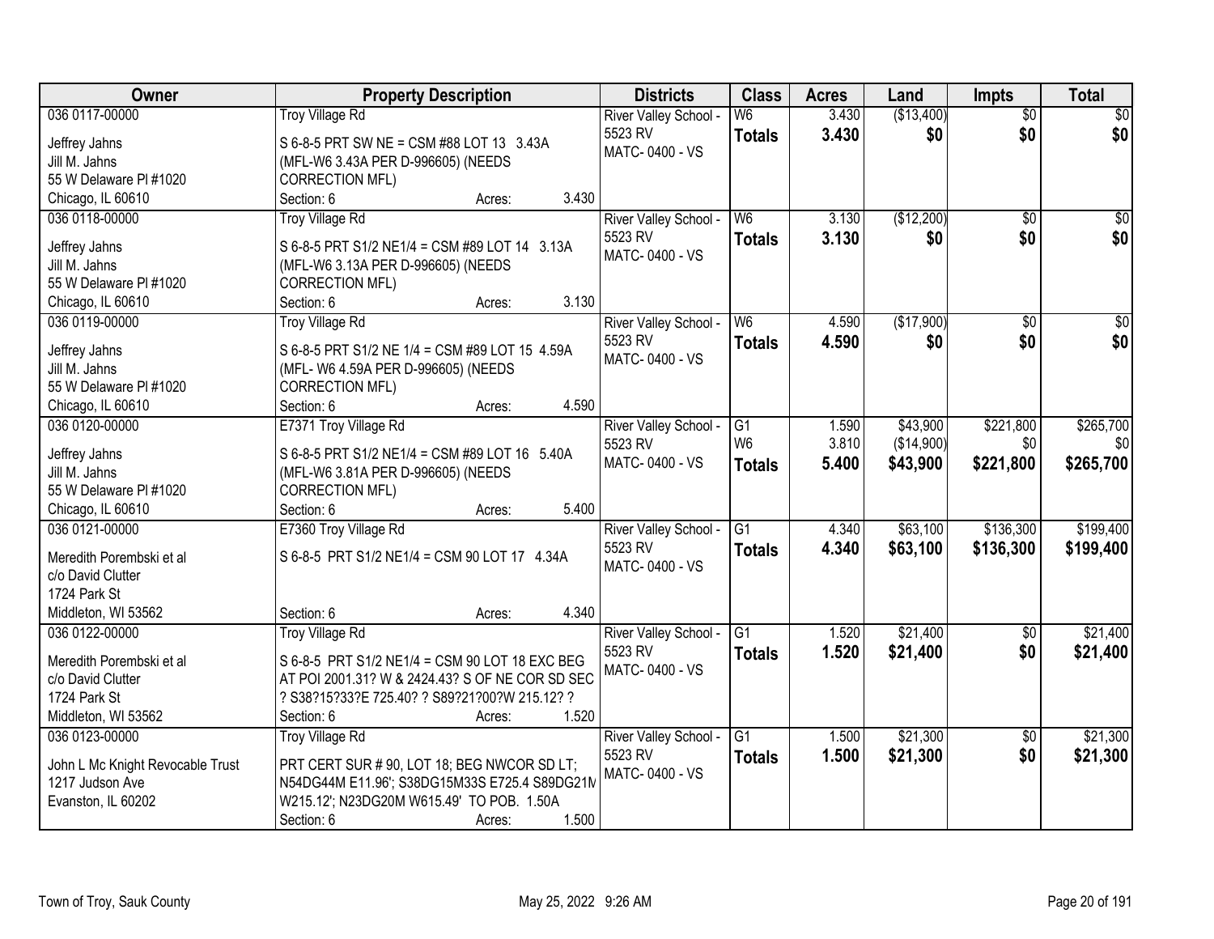| Owner | Property Description | Districts | Class | Acres | Land | Impts | Total |
|---|---|---|---|---|---|---|---|
| 036 0117-00000<br>Jeffrey Jahns<br>Jill M. Jahns<br>55 W Delaware Pl #1020<br>Chicago, IL 60610 | Troy Village Rd<br>S 6-8-5 PRT SW NE = CSM #88 LOT 13 3.43A (MFL-W6 3.43A PER D-996605) (NEEDS CORRECTION MFL)<br>Section: 6 Acres: 3.430 | River Valley School - 5523 RV<br>MATC- 0400 - VS | W6<br>**Totals** | 3.430<br>**3.430** | ($13,400)<br>**$0** | $0<br>**$0** | $0<br>**$0** |
| 036 0118-00000<br>Jeffrey Jahns<br>Jill M. Jahns<br>55 W Delaware Pl #1020<br>Chicago, IL 60610 | Troy Village Rd<br>S 6-8-5 PRT S1/2 NE1/4 = CSM #89 LOT 14 3.13A (MFL-W6 3.13A PER D-996605) (NEEDS CORRECTION MFL)<br>Section: 6 Acres: 3.130 | River Valley School - 5523 RV<br>MATC- 0400 - VS | W6<br>**Totals** | 3.130<br>**3.130** | ($12,200)<br>**$0** | $0<br>**$0** | $0<br>**$0** |
| 036 0119-00000<br>Jeffrey Jahns<br>Jill M. Jahns<br>55 W Delaware Pl #1020<br>Chicago, IL 60610 | Troy Village Rd<br>S 6-8-5 PRT S1/2 NE 1/4 = CSM #89 LOT 15 4.59A (MFL- W6 4.59A PER D-996605) (NEEDS CORRECTION MFL)<br>Section: 6 Acres: 4.590 | River Valley School - 5523 RV<br>MATC- 0400 - VS | W6<br>**Totals** | 4.590<br>**4.590** | ($17,900)<br>**$0** | $0<br>**$0** | $0<br>**$0** |
| 036 0120-00000<br>Jeffrey Jahns<br>Jill M. Jahns<br>55 W Delaware Pl #1020<br>Chicago, IL 60610 | E7371 Troy Village Rd<br>S 6-8-5 PRT S1/2 NE1/4 = CSM #89 LOT 16 5.40A (MFL-W6 3.81A PER D-996605) (NEEDS CORRECTION MFL)<br>Section: 6 Acres: 5.400 | River Valley School - 5523 RV<br>MATC- 0400 - VS | G1<br>W6<br>**Totals** | 1.590<br>3.810<br>**5.400** | $43,900<br>($14,900)<br>**$43,900** | $221,800<br>$0<br>**$221,800** | $265,700<br>$0<br>**$265,700** |
| 036 0121-00000<br>Meredith Porembski et al<br>c/o David Clutter<br>1724 Park St<br>Middleton, WI 53562 | E7360 Troy Village Rd<br>S 6-8-5 PRT S1/2 NE1/4 = CSM 90 LOT 17 4.34A<br>Section: 6 Acres: 4.340 | River Valley School - 5523 RV<br>MATC- 0400 - VS | G1<br>**Totals** | 4.340<br>**4.340** | $63,100<br>**$63,100** | $136,300<br>**$136,300** | $199,400<br>**$199,400** |
| 036 0122-00000<br>Meredith Porembski et al<br>c/o David Clutter<br>1724 Park St<br>Middleton, WI 53562 | Troy Village Rd<br>S 6-8-5 PRT S1/2 NE1/4 = CSM 90 LOT 18 EXC BEG AT POI 2001.31? W & 2424.43? S OF NE COR SD SEC ? S38?15?33?E 725.40? ? S89?21?00?W 215.12? ?<br>Section: 6 Acres: 1.520 | River Valley School - 5523 RV<br>MATC- 0400 - VS | G1<br>**Totals** | 1.520<br>**1.520** | $21,400<br>**$21,400** | $0<br>**$0** | $21,400<br>**$21,400** |
| 036 0123-00000<br>John L Mc Knight Revocable Trust<br>1217 Judson Ave<br>Evanston, IL 60202 | Troy Village Rd<br>PRT CERT SUR # 90, LOT 18; BEG NWCOR SD LT; N54DG44M E11.96'; S38DG15M33S E725.4 S89DG21M W215.12'; N23DG20M W615.49' TO POB. 1.50A<br>Section: 6 Acres: 1.500 | River Valley School - 5523 RV<br>MATC- 0400 - VS | G1<br>**Totals** | 1.500<br>**1.500** | $21,300<br>**$21,300** | $0<br>**$0** | $21,300<br>**$21,300** |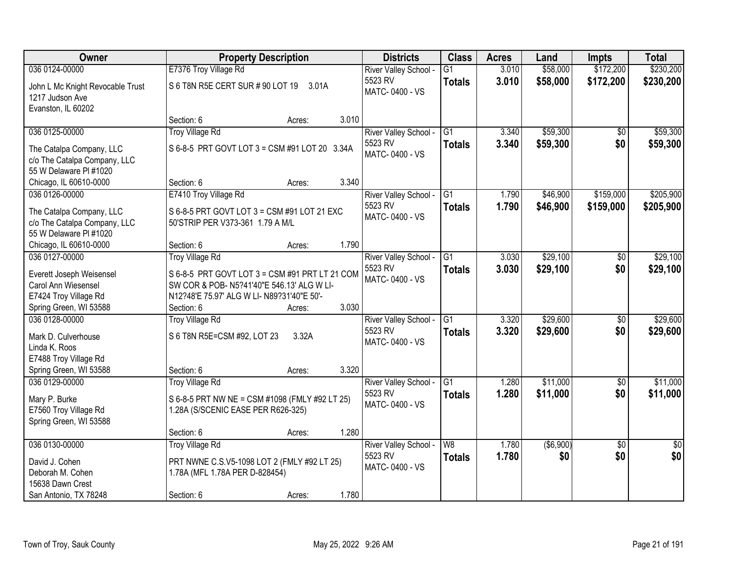| Owner | Property Description | Districts | Class | Acres | Land | Impts | Total |
|---|---|---|---|---|---|---|---|
| 036 0124-00000<br>John L Mc Knight Revocable Trust<br>1217 Judson Ave<br>Evanston, IL 60202 | E7376 Troy Village Rd<br>S 6 T8N R5E CERT SUR # 90 LOT 19 3.01A<br>Section: 6 Acres: 3.010 | River Valley School - 5523 RV<br>MATC- 0400 - VS | G1<br>**Totals** | 3.010<br>**3.010** | $58,000<br>**$58,000** | $172,200<br>**$172,200** | $230,200<br>**$230,200** |
| 036 0125-00000<br>The Catalpa Company, LLC<br>c/o The Catalpa Company, LLC<br>55 W Delaware Pl #1020<br>Chicago, IL 60610-0000 | Troy Village Rd<br>S 6-8-5 PRT GOVT LOT 3 = CSM #91 LOT 20 3.34A<br>Section: 6 Acres: 3.340 | River Valley School - 5523 RV<br>MATC- 0400 - VS | G1<br>**Totals** | 3.340<br>**3.340** | $59,300<br>**$59,300** | $0<br>**$0** | $59,300<br>**$59,300** |
| 036 0126-00000<br>The Catalpa Company, LLC<br>c/o The Catalpa Company, LLC<br>55 W Delaware Pl #1020<br>Chicago, IL 60610-0000 | E7410 Troy Village Rd<br>S 6-8-5 PRT GOVT LOT 3 = CSM #91 LOT 21 EXC 50'STRIP PER V373-361 1.79 A M/L<br>Section: 6 Acres: 1.790 | River Valley School - 5523 RV<br>MATC- 0400 - VS | G1<br>**Totals** | 1.790<br>**1.790** | $46,900<br>**$46,900** | $159,000<br>**$159,000** | $205,900<br>**$205,900** |
| 036 0127-00000<br>Everett Joseph Weisensel<br>Carol Ann Wiesensel<br>E7424 Troy Village Rd<br>Spring Green, WI 53588 | Troy Village Rd<br>S 6-8-5 PRT GOVT LOT 3 = CSM #91 PRT LT 21 COM SW COR & POB- N5?41'40"E 546.13' ALG W LI- N12?48'E 75.97' ALG W LI- N89?31'40"E 50'-<br>Section: 6 Acres: 3.030 | River Valley School - 5523 RV<br>MATC- 0400 - VS | G1<br>**Totals** | 3.030<br>**3.030** | $29,100<br>**$29,100** | $0<br>**$0** | $29,100<br>**$29,100** |
| 036 0128-00000<br>Mark D. Culverhouse<br>Linda K. Roos<br>E7488 Troy Village Rd<br>Spring Green, WI 53588 | Troy Village Rd<br>S 6 T8N R5E=CSM #92, LOT 23 3.32A<br>Section: 6 Acres: 3.320 | River Valley School - 5523 RV<br>MATC- 0400 - VS | G1<br>**Totals** | 3.320<br>**3.320** | $29,600<br>**$29,600** | $0<br>**$0** | $29,600<br>**$29,600** |
| 036 0129-00000<br>Mary P. Burke<br>E7560 Troy Village Rd<br>Spring Green, WI 53588 | Troy Village Rd<br>S 6-8-5 PRT NW NE = CSM #1098 (FMLY #92 LT 25) 1.28A (S/SCENIC EASE PER R626-325)<br>Section: 6 Acres: 1.280 | River Valley School - 5523 RV<br>MATC- 0400 - VS | G1<br>**Totals** | 1.280<br>**1.280** | $11,000<br>**$11,000** | $0<br>**$0** | $11,000<br>**$11,000** |
| 036 0130-00000<br>David J. Cohen<br>Deborah M. Cohen<br>15638 Dawn Crest<br>San Antonio, TX 78248 | Troy Village Rd<br>PRT NWNE C.S.V5-1098 LOT 2 (FMLY #92 LT 25) 1.78A (MFL 1.78A PER D-828454)<br>Section: 6 Acres: 1.780 | River Valley School - 5523 RV<br>MATC- 0400 - VS | W8<br>**Totals** | 1.780<br>**1.780** | ($6,900)<br>**$0** | $0<br>**$0** | $0<br>**$0** |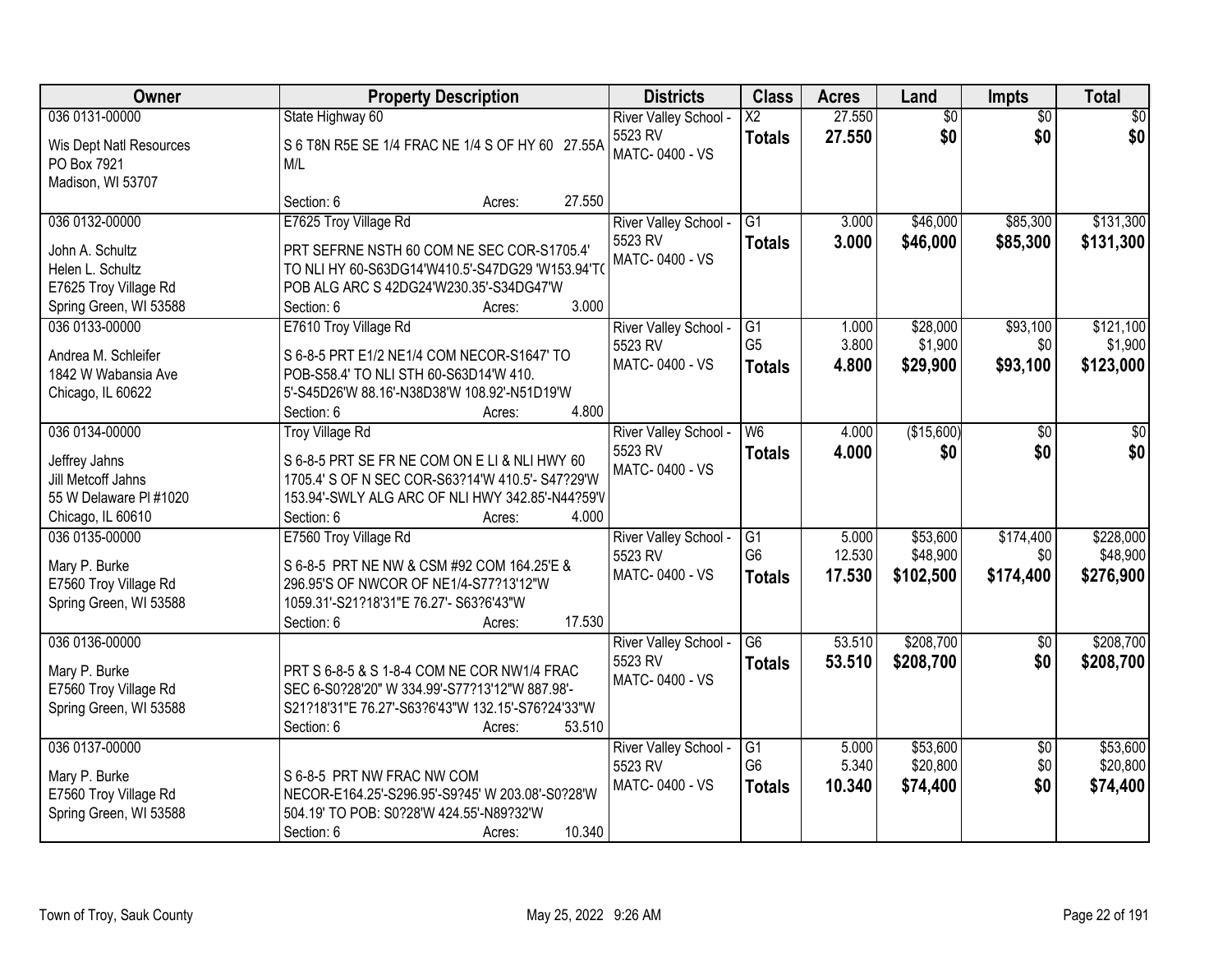| Owner | Property Description | Districts | Class | Acres | Land | Impts | Total |
|---|---|---|---|---|---|---|---|
| 036 0131-00000<br><br>Wis Dept Natl Resources<br>PO Box 7921<br>Madison, WI 53707 | State Highway 60<br><br>S 6 T8N R5E SE 1/4 FRAC NE 1/4 S OF HY 60 27.55A M/L<br><br>Section: 6 Acres: 27.550 | River Valley School - 5523 RV<br>MATC- 0400 - VS | X2<br>**Totals** | 27.550<br>**27.550** | $0<br>**$0** | $0<br>**$0** | $0<br>**$0** |
| 036 0132-00000<br><br>John A. Schultz<br>Helen L. Schultz<br>E7625 Troy Village Rd<br>Spring Green, WI 53588 | E7625 Troy Village Rd<br><br>PRT SEFRNE NSTH 60 COM NE SEC COR-S1705.4' TO NLI HY 60-S63DG14'W410.5'-S47DG29 'W153.94'T( POB ALG ARC S 42DG24'W230.35'-S34DG47'W<br>Section: 6 Acres: 3.000 | River Valley School - 5523 RV<br>MATC- 0400 - VS | G1<br>**Totals** | 3.000<br>**3.000** | $46,000<br>**$46,000** | $85,300<br>**$85,300** | $131,300<br>**$131,300** |
| 036 0133-00000<br><br>Andrea M. Schleifer<br>1842 W Wabansia Ave<br>Chicago, IL 60622 | E7610 Troy Village Rd<br><br>S 6-8-5 PRT E1/2 NE1/4 COM NECOR-S1647' TO POB-S58.4' TO NLI STH 60-S63D14'W 410. 5'-S45D26'W 88.16'-N38D38'W 108.92'-N51D19'W<br>Section: 6 Acres: 4.800 | River Valley School - 5523 RV<br>MATC- 0400 - VS | G1<br>G5<br>**Totals** | 1.000<br>3.800<br>**4.800** | $28,000<br>$1,900<br>**$29,900** | $93,100<br>$0<br>**$93,100** | $121,100<br>$1,900<br>**$123,000** |
| 036 0134-00000<br><br>Jeffrey Jahns<br>Jill Metcoff Jahns<br>55 W Delaware Pl #1020<br>Chicago, IL 60610 | Troy Village Rd<br><br>S 6-8-5 PRT SE FR NE COM ON E LI & NLI HWY 60 1705.4' S OF N SEC COR-S63?14'W 410.5'- S47?29'W 153.94'-SWLY ALG ARC OF NLI HWY 342.85'-N44?59'\<br>Section: 6 Acres: 4.000 | River Valley School - 5523 RV<br>MATC- 0400 - VS | W6<br>**Totals** | 4.000<br>**4.000** | ($15,600)<br>**$0** | $0<br>**$0** | $0<br>**$0** |
| 036 0135-00000<br><br>Mary P. Burke<br>E7560 Troy Village Rd<br>Spring Green, WI 53588 | E7560 Troy Village Rd<br><br>S 6-8-5 PRT NE NW & CSM #92 COM 164.25'E & 296.95'S OF NWCOR OF NE1/4-S77?13'12"W 1059.31'-S21?18'31"E 76.27'- S63?6'43"W<br>Section: 6 Acres: 17.530 | River Valley School - 5523 RV<br>MATC- 0400 - VS | G1<br>G6<br>**Totals** | 5.000<br>12.530<br>**17.530** | $53,600<br>$48,900<br>**$102,500** | $174,400<br>$0<br>**$174,400** | $228,000<br>$48,900<br>**$276,900** |
| 036 0136-00000<br><br>Mary P. Burke<br>E7560 Troy Village Rd<br>Spring Green, WI 53588 | PRT S 6-8-5 & S 1-8-4 COM NE COR NW1/4 FRAC SEC 6-S0?28'20" W 334.99'-S77?13'12"W 887.98'-S21?18'31"E 76.27'-S63?6'43"W 132.15'-S76?24'33"W<br>Section: 6 Acres: 53.510 | River Valley School - 5523 RV<br>MATC- 0400 - VS | G6<br>**Totals** | 53.510<br>**53.510** | $208,700<br>**$208,700** | $0<br>**$0** | $208,700<br>**$208,700** |
| 036 0137-00000<br><br>Mary P. Burke<br>E7560 Troy Village Rd<br>Spring Green, WI 53588 | S 6-8-5 PRT NW FRAC NW COM NECOR-E164.25'-S296.95'-S9?45' W 203.08'-S0?28'W 504.19' TO POB: S0?28'W 424.55'-N89?32'W<br>Section: 6 Acres: 10.340 | River Valley School - 5523 RV<br>MATC- 0400 - VS | G1<br>G6<br>**Totals** | 5.000<br>5.340<br>**10.340** | $53,600<br>$20,800<br>**$74,400** | $0<br>$0<br>**$0** | $53,600<br>$20,800<br>**$74,400** |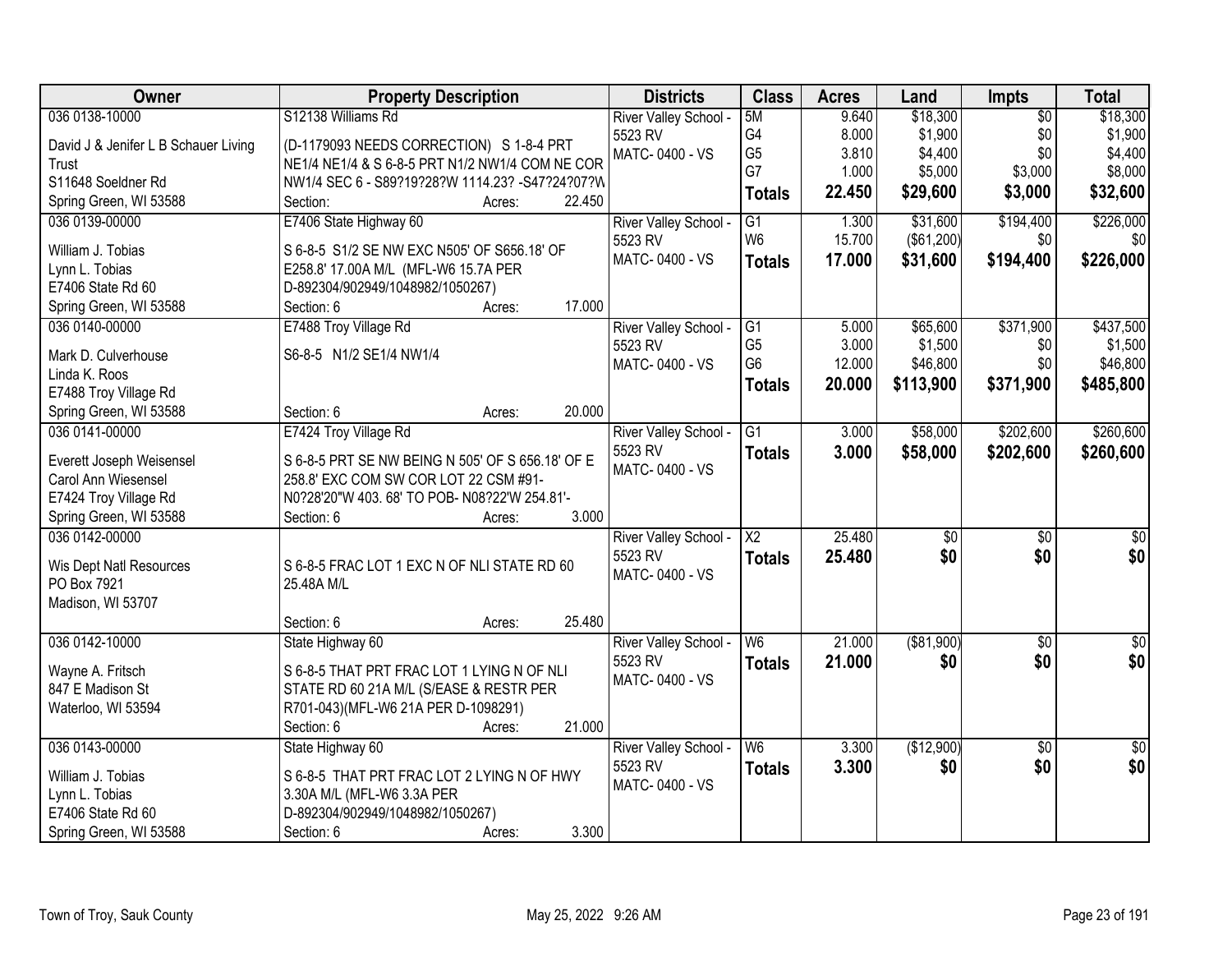| Owner | Property Description | Districts | Class | Acres | Land | Impts | Total |
|---|---|---|---|---|---|---|---|
| 036 0138-10000<br>David J & Jenifer L B Schauer Living Trust<br>S11648 Soeldner Rd<br>Spring Green, WI 53588 | S12138 Williams Rd<br>(D-1179093 NEEDS CORRECTION) S 1-8-4 PRT NE1/4 NE1/4 & S 6-8-5 PRT N1/2 NW1/4 COM NE COR NW1/4 SEC 6 - S89?19?28?W 1114.23? -S47?24?07?W<br>Section: Acres: 22.450 | River Valley School - 5523 RV<br>MATC- 0400 - VS | 5M<br>G4<br>G5<br>G7<br>**Totals** | 9.640<br>8.000<br>3.810<br>1.000<br>**22.450** | $18,300<br>$1,900<br>$4,400<br>$5,000<br>**$29,600** | $0<br>$0<br>$0<br>$3,000<br>**$3,000** | $18,300<br>$1,900<br>$4,400<br>$8,000<br>**$32,600** |
| 036 0139-00000<br>William J. Tobias<br>Lynn L. Tobias<br>E7406 State Rd 60<br>Spring Green, WI 53588 | E7406 State Highway 60<br>S 6-8-5 S1/2 SE NW EXC N505' OF S656.18' OF E258.8' 17.00A M/L (MFL-W6 15.7A PER D-892304/902949/1048982/1050267)<br>Section: 6 Acres: 17.000 | River Valley School - 5523 RV<br>MATC- 0400 - VS | G1<br>W6<br>**Totals** | 1.300<br>15.700<br>**17.000** | $31,600<br>($61,200)<br>**$31,600** | $194,400<br>$0<br>**$194,400** | $226,000<br>$0<br>**$226,000** |
| 036 0140-00000<br>Mark D. Culverhouse<br>Linda K. Roos<br>E7488 Troy Village Rd<br>Spring Green, WI 53588 | E7488 Troy Village Rd<br>S6-8-5 N1/2 SE1/4 NW1/4<br>Section: 6 Acres: 20.000 | River Valley School - 5523 RV<br>MATC- 0400 - VS | G1<br>G5<br>G6<br>**Totals** | 5.000<br>3.000<br>12.000<br>**20.000** | $65,600<br>$1,500<br>$46,800<br>**$113,900** | $371,900<br>$0<br>$0<br>**$371,900** | $437,500<br>$1,500<br>$46,800<br>**$485,800** |
| 036 0141-00000<br>Everett Joseph Weisensel<br>Carol Ann Wiesensel<br>E7424 Troy Village Rd<br>Spring Green, WI 53588 | E7424 Troy Village Rd<br>S 6-8-5 PRT SE NW BEING N 505' OF S 656.18' OF E 258.8' EXC COM SW COR LOT 22 CSM #91- N0?28'20"W 403. 68' TO POB- N08?22'W 254.81'-<br>Section: 6 Acres: 3.000 | River Valley School - 5523 RV<br>MATC- 0400 - VS | G1<br>**Totals** | 3.000<br>**3.000** | $58,000<br>**$58,000** | $202,600<br>**$202,600** | $260,600<br>**$260,600** |
| 036 0142-00000<br>Wis Dept Natl Resources<br>PO Box 7921<br>Madison, WI 53707 | S 6-8-5 FRAC LOT 1 EXC N OF NLI STATE RD 60 25.48A M/L<br>Section: 6 Acres: 25.480 | River Valley School - 5523 RV<br>MATC- 0400 - VS | X2<br>**Totals** | 25.480<br>**25.480** | $0<br>**$0** | $0<br>**$0** | $0<br>**$0** |
| 036 0142-10000<br>Wayne A. Fritsch<br>847 E Madison St<br>Waterloo, WI 53594 | State Highway 60<br>S 6-8-5 THAT PRT FRAC LOT 1 LYING N OF NLI STATE RD 60 21A M/L (S/EASE & RESTR PER R701-043)(MFL-W6 21A PER D-1098291)<br>Section: 6 Acres: 21.000 | River Valley School - 5523 RV<br>MATC- 0400 - VS | W6<br>**Totals** | 21.000<br>**21.000** | ($81,900)<br>**$0** | $0<br>**$0** | $0<br>**$0** |
| 036 0143-00000<br>William J. Tobias<br>Lynn L. Tobias<br>E7406 State Rd 60<br>Spring Green, WI 53588 | State Highway 60<br>S 6-8-5 THAT PRT FRAC LOT 2 LYING N OF HWY 3.30A M/L (MFL-W6 3.3A PER D-892304/902949/1048982/1050267)<br>Section: 6 Acres: 3.300 | River Valley School - 5523 RV<br>MATC- 0400 - VS | W6<br>**Totals** | 3.300<br>**3.300** | ($12,900)<br>**$0** | $0<br>**$0** | $0<br>**$0** |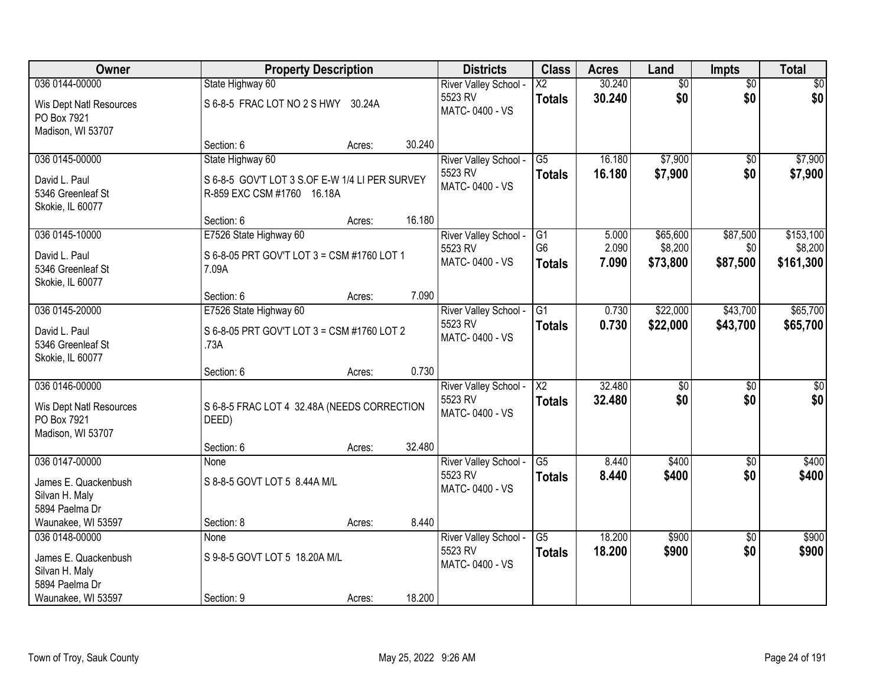| Owner | Property Description | | | Districts | Class | Acres | Land | Impts | Total |
|---|---|---|---|---|---|---|---|---|---|
| 036 0144-00000 | State Highway 60 | | | River Valley School - 5523 RV | X2 | 30.240 | $0 | $0 | $0 |
| Wis Dept Natl Resources PO Box 7921 Madison, WI 53707 | S 6-8-5 FRAC LOT NO 2 S HWY 30.24A | | | MATC- 0400 - VS | **Totals** | **30.240** | **$0** | **$0** | **$0** |
| | Section: 6 | Acres: | 30.240 | | | | | | |
| 036 0145-00000 | State Highway 60 | | | River Valley School - 5523 RV | G5 | 16.180 | $7,900 | $0 | $7,900 |
| David L. Paul 5346 Greenleaf St Skokie, IL 60077 | S 6-8-5 GOV'T LOT 3 S.OF E-W 1/4 LI PER SURVEY R-859 EXC CSM #1760 16.18A | | | MATC- 0400 - VS | **Totals** | **16.180** | **$7,900** | **$0** | **$7,900** |
| | Section: 6 | Acres: | 16.180 | | | | | | |
| 036 0145-10000 | E7526 State Highway 60 | | | River Valley School - 5523 RV | G1 | 5.000 | $65,600 | $87,500 | $153,100 |
| David L. Paul 5346 Greenleaf St Skokie, IL 60077 | S 6-8-05 PRT GOV'T LOT 3 = CSM #1760 LOT 1 7.09A | | | MATC- 0400 - VS | G6 | 2.090 | $8,200 | $0 | $8,200 |
| | | | | | **Totals** | **7.090** | **$73,800** | **$87,500** | **$161,300** |
| | Section: 6 | Acres: | 7.090 | | | | | | |
| 036 0145-20000 | E7526 State Highway 60 | | | River Valley School - 5523 RV | G1 | 0.730 | $22,000 | $43,700 | $65,700 |
| David L. Paul 5346 Greenleaf St Skokie, IL 60077 | S 6-8-05 PRT GOV'T LOT 3 = CSM #1760 LOT 2 .73A | | | MATC- 0400 - VS | **Totals** | **0.730** | **$22,000** | **$43,700** | **$65,700** |
| | Section: 6 | Acres: | 0.730 | | | | | | |
| 036 0146-00000 | | | | River Valley School - 5523 RV | X2 | 32.480 | $0 | $0 | $0 |
| Wis Dept Natl Resources PO Box 7921 Madison, WI 53707 | S 6-8-5 FRAC LOT 4 32.48A (NEEDS CORRECTION DEED) | | | MATC- 0400 - VS | **Totals** | **32.480** | **$0** | **$0** | **$0** |
| | Section: 6 | Acres: | 32.480 | | | | | | |
| 036 0147-00000 | None | | | River Valley School - 5523 RV | G5 | 8.440 | $400 | $0 | $400 |
| James E. Quackenbush Silvan H. Maly 5894 Paelma Dr Waunakee, WI 53597 | S 8-8-5 GOVT LOT 5 8.44A M/L | | | MATC- 0400 - VS | **Totals** | **8.440** | **$400** | **$0** | **$400** |
| | Section: 8 | Acres: | 8.440 | | | | | | |
| 036 0148-00000 | None | | | River Valley School - 5523 RV | G5 | 18.200 | $900 | $0 | $900 |
| James E. Quackenbush Silvan H. Maly 5894 Paelma Dr Waunakee, WI 53597 | S 9-8-5 GOVT LOT 5 18.20A M/L | | | MATC- 0400 - VS | **Totals** | **18.200** | **$900** | **$0** | **$900** |
| | Section: 9 | Acres: | 18.200 | | | | | | |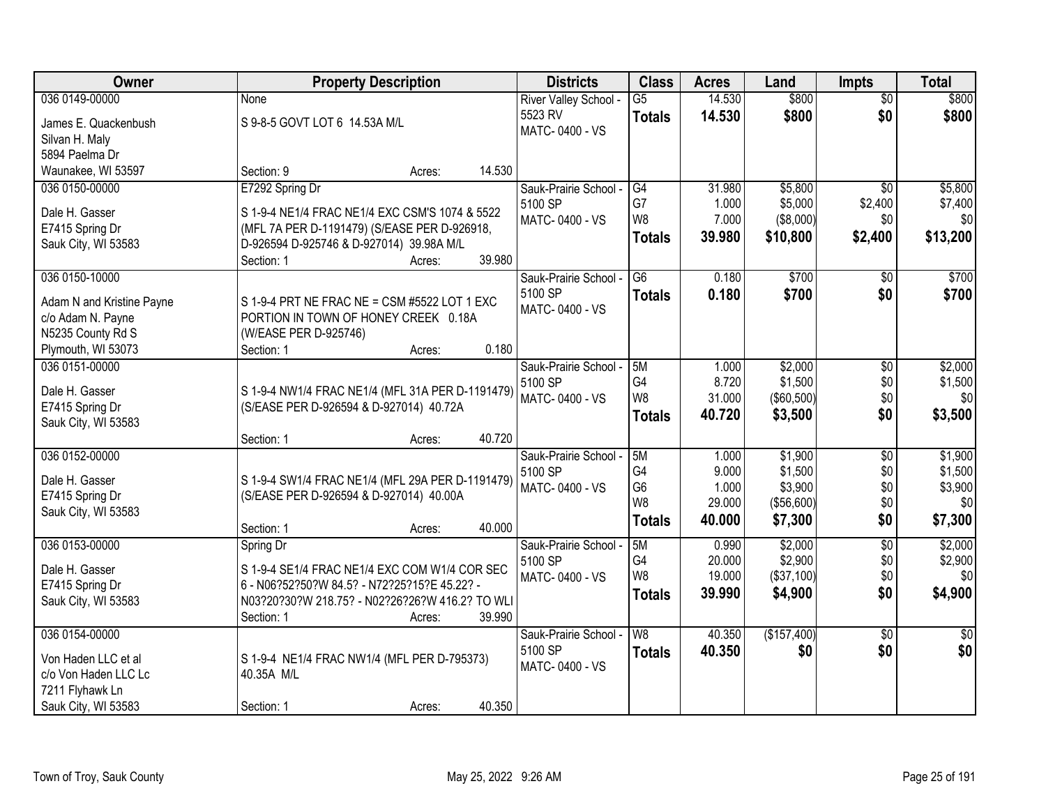| Owner | Property Description | Districts | Class | Acres | Land | Impts | Total |
|---|---|---|---|---|---|---|---|
| 036 0149-00000<br>James E. Quackenbush<br>Silvan H. Maly<br>5894 Paelma Dr<br>Waunakee, WI 53597 | None<br>S 9-8-5 GOVT LOT 6 14.53A M/L<br>Section: 9 Acres: 14.530 | River Valley School - 5523 RV<br>MATC- 0400 - VS | G5<br>**Totals** | 14.530<br>**14.530** | $800<br>**$800** | $0<br>**$0** | $800<br>**$800** |
| 036 0150-00000<br>Dale H. Gasser<br>E7415 Spring Dr<br>Sauk City, WI 53583 | E7292 Spring Dr<br>S 1-9-4 NE1/4 FRAC NE1/4 EXC CSM'S 1074 & 5522 (MFL 7A PER D-1191479) (S/EASE PER D-926918, D-926594 D-925746 & D-927014) 39.98A M/L<br>Section: 1 Acres: 39.980 | Sauk-Prairie School - 5100 SP<br>MATC- 0400 - VS | G4<br>G7<br>W8<br>**Totals** | 31.980<br>1.000<br>7.000<br>**39.980** | $5,800<br>$5,000<br>($8,000)<br>**$10,800** | $0<br>$2,400<br>$0<br>**$2,400** | $5,800<br>$7,400<br>$0<br>**$13,200** |
| 036 0150-10000<br>Adam N and Kristine Payne<br>c/o Adam N. Payne<br>N5235 County Rd S<br>Plymouth, WI 53073 | S 1-9-4 PRT NE FRAC NE = CSM #5522 LOT 1 EXC PORTION IN TOWN OF HONEY CREEK 0.18A (W/EASE PER D-925746)<br>Section: 1 Acres: 0.180 | Sauk-Prairie School - 5100 SP<br>MATC- 0400 - VS | G6<br>**Totals** | 0.180<br>**0.180** | $700<br>**$700** | $0<br>**$0** | $700<br>**$700** |
| 036 0151-00000<br>Dale H. Gasser<br>E7415 Spring Dr<br>Sauk City, WI 53583 | S 1-9-4 NW1/4 FRAC NE1/4 (MFL 31A PER D-1191479) (S/EASE PER D-926594 & D-927014) 40.72A<br>Section: 1 Acres: 40.720 | Sauk-Prairie School - 5100 SP<br>MATC- 0400 - VS | 5M<br>G4<br>W8<br>**Totals** | 1.000<br>8.720<br>31.000<br>**40.720** | $2,000<br>$1,500<br>($60,500)<br>**$3,500** | $0<br>$0<br>$0<br>**$0** | $2,000<br>$1,500<br>$0<br>**$3,500** |
| 036 0152-00000<br>Dale H. Gasser<br>E7415 Spring Dr<br>Sauk City, WI 53583 | S 1-9-4 SW1/4 FRAC NE1/4 (MFL 29A PER D-1191479) (S/EASE PER D-926594 & D-927014) 40.00A<br>Section: 1 Acres: 40.000 | Sauk-Prairie School - 5100 SP<br>MATC- 0400 - VS | 5M<br>G4<br>G6<br>W8<br>**Totals** | 1.000<br>9.000<br>1.000<br>29.000<br>**40.000** | $1,900<br>$1,500<br>$3,900<br>($56,600)<br>**$7,300** | $0<br>$0<br>$0<br>$0<br>**$0** | $1,900<br>$1,500<br>$3,900<br>$0<br>**$7,300** |
| 036 0153-00000<br>Dale H. Gasser<br>E7415 Spring Dr<br>Sauk City, WI 53583 | Spring Dr<br>S 1-9-4 SE1/4 FRAC NE1/4 EXC COM W1/4 COR SEC 6 - N06?52?50?W 84.5? - N72?25?15?E 45.22? - N03?20?30?W 218.75? - N02?26?26?W 416.2? TO WLI<br>Section: 1 Acres: 39.990 | Sauk-Prairie School - 5100 SP<br>MATC- 0400 - VS | 5M<br>G4<br>W8<br>**Totals** | 0.990<br>20.000<br>19.000<br>**39.990** | $2,000<br>$2,900<br>($37,100)<br>**$4,900** | $0<br>$0<br>$0<br>**$0** | $2,000<br>$2,900<br>$0<br>**$4,900** |
| 036 0154-00000<br>Von Haden LLC et al<br>c/o Von Haden LLC Lc<br>7211 Flyhawk Ln<br>Sauk City, WI 53583 | S 1-9-4 NE1/4 FRAC NW1/4 (MFL PER D-795373) 40.35A M/L<br>Section: 1 Acres: 40.350 | Sauk-Prairie School - 5100 SP<br>MATC- 0400 - VS | W8<br>**Totals** | 40.350<br>**40.350** | ($157,400)<br>**$0** | $0<br>**$0** | $0<br>**$0** |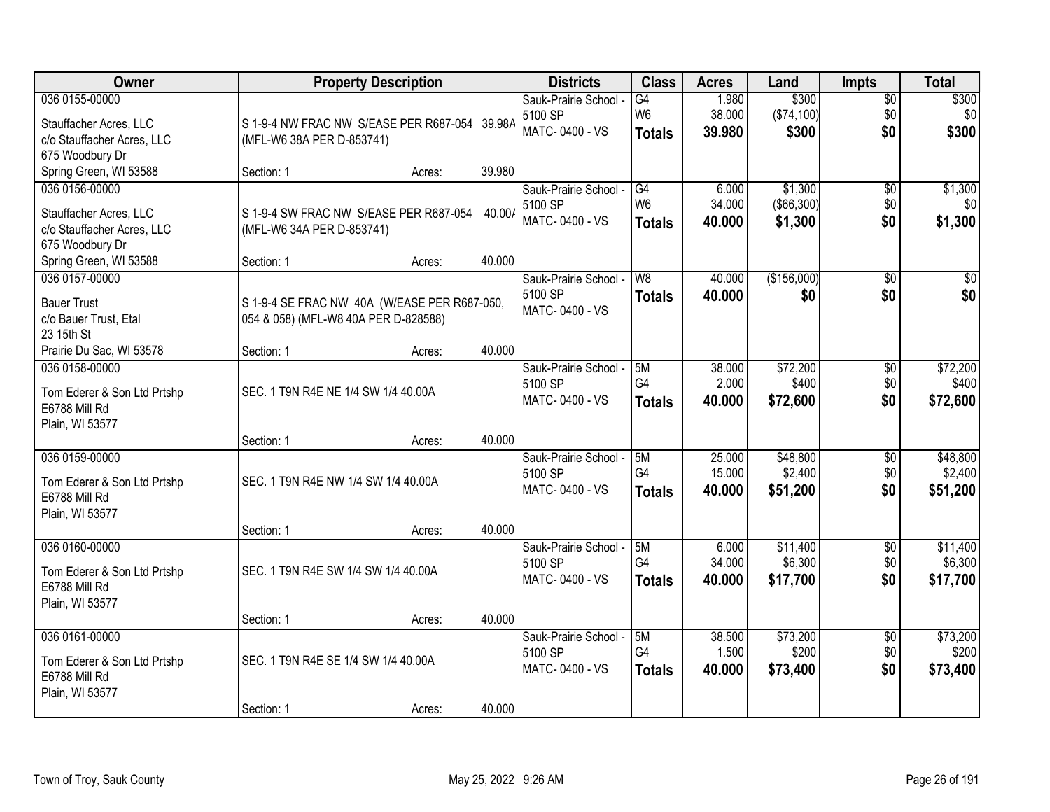| Owner | Property Description | Districts | Class | Acres | Land | Impts | Total |
|---|---|---|---|---|---|---|---|
| 036 0155-00000<br><br>Stauffacher Acres, LLC<br>c/o Stauffacher Acres, LLC<br>675 Woodbury Dr<br>Spring Green, WI 53588 | S 1-9-4 NW FRAC NW S/EASE PER R687-054 39.98A (MFL-W6 38A PER D-853741)<br><br>Section: 1 Acres: 39.980 | Sauk-Prairie School - 5100 SP<br>MATC- 0400 - VS | G4<br>W6<br>**Totals** | 1.980<br>38.000<br>**39.980** | $300<br>($74,100)<br>**$300** | $0<br>$0<br>**$0** | $300<br>$0<br>**$300** |
| 036 0156-00000<br><br>Stauffacher Acres, LLC<br>c/o Stauffacher Acres, LLC<br>675 Woodbury Dr<br>Spring Green, WI 53588 | S 1-9-4 SW FRAC NW S/EASE PER R687-054 40.00A (MFL-W6 34A PER D-853741)<br><br>Section: 1 Acres: 40.000 | Sauk-Prairie School - 5100 SP<br>MATC- 0400 - VS | G4<br>W6<br>**Totals** | 6.000<br>34.000<br>**40.000** | $1,300<br>($66,300)<br>**$1,300** | $0<br>$0<br>**$0** | $1,300<br>$0<br>**$1,300** |
| 036 0157-00000<br><br>Bauer Trust<br>c/o Bauer Trust, Etal<br>23 15th St<br>Prairie Du Sac, WI 53578 | S 1-9-4 SE FRAC NW 40A (W/EASE PER R687-050, 054 & 058) (MFL-W8 40A PER D-828588)<br><br>Section: 1 Acres: 40.000 | Sauk-Prairie School - 5100 SP<br>MATC- 0400 - VS | W8<br>**Totals** | 40.000<br>**40.000** | ($156,000)<br>**$0** | $0<br>**$0** | $0<br>**$0** |
| 036 0158-00000<br><br>Tom Ederer & Son Ltd Prtshp<br>E6788 Mill Rd<br>Plain, WI 53577 | SEC. 1 T9N R4E NE 1/4 SW 1/4 40.00A<br><br>Section: 1 Acres: 40.000 | Sauk-Prairie School - 5100 SP<br>MATC- 0400 - VS | 5M<br>G4<br>**Totals** | 38.000<br>2.000<br>**40.000** | $72,200<br>$400<br>**$72,600** | $0<br>$0<br>**$0** | $72,200<br>$400<br>**$72,600** |
| 036 0159-00000<br><br>Tom Ederer & Son Ltd Prtshp<br>E6788 Mill Rd<br>Plain, WI 53577 | SEC. 1 T9N R4E NW 1/4 SW 1/4 40.00A<br><br>Section: 1 Acres: 40.000 | Sauk-Prairie School - 5100 SP<br>MATC- 0400 - VS | 5M<br>G4<br>**Totals** | 25.000<br>15.000<br>**40.000** | $48,800<br>$2,400<br>**$51,200** | $0<br>$0<br>**$0** | $48,800<br>$2,400<br>**$51,200** |
| 036 0160-00000<br><br>Tom Ederer & Son Ltd Prtshp<br>E6788 Mill Rd<br>Plain, WI 53577 | SEC. 1 T9N R4E SW 1/4 SW 1/4 40.00A<br><br>Section: 1 Acres: 40.000 | Sauk-Prairie School - 5100 SP<br>MATC- 0400 - VS | 5M<br>G4<br>**Totals** | 6.000<br>34.000<br>**40.000** | $11,400<br>$6,300<br>**$17,700** | $0<br>$0<br>**$0** | $11,400<br>$6,300<br>**$17,700** |
| 036 0161-00000<br><br>Tom Ederer & Son Ltd Prtshp<br>E6788 Mill Rd<br>Plain, WI 53577 | SEC. 1 T9N R4E SE 1/4 SW 1/4 40.00A<br><br>Section: 1 Acres: 40.000 | Sauk-Prairie School - 5100 SP<br>MATC- 0400 - VS | 5M<br>G4<br>**Totals** | 38.500<br>1.500<br>**40.000** | $73,200<br>$200<br>**$73,400** | $0<br>$0<br>**$0** | $73,200<br>$200<br>**$73,400** |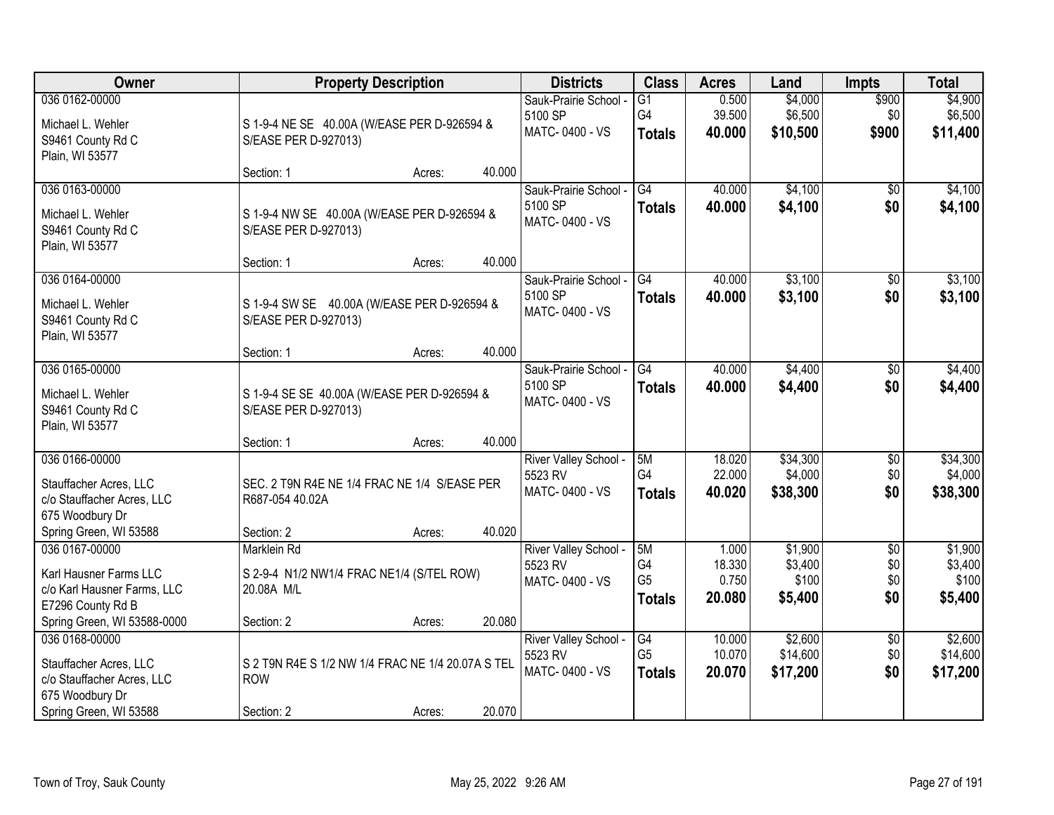| Owner | Property Description | Districts | Class | Acres | Land | Impts | Total |
|---|---|---|---|---|---|---|---|
| 036 0162-00000<br>Michael L. Wehler<br>S9461 County Rd C<br>Plain, WI 53577 | S 1-9-4 NE SE 40.00A (W/EASE PER D-926594 & S/EASE PER D-927013)<br>Section: 1 Acres: 40.000 | Sauk-Prairie School - 5100 SP<br>MATC- 0400 - VS | G1<br>G4<br>**Totals** | 0.500<br>39.500<br>**40.000** | $4,000<br>$6,500<br>**$10,500** | $900<br>$0<br>**$900** | $4,900<br>$6,500<br>**$11,400** |
| 036 0163-00000<br>Michael L. Wehler<br>S9461 County Rd C<br>Plain, WI 53577 | S 1-9-4 NW SE 40.00A (W/EASE PER D-926594 & S/EASE PER D-927013)<br>Section: 1 Acres: 40.000 | Sauk-Prairie School - 5100 SP<br>MATC- 0400 - VS | G4<br>**Totals** | 40.000<br>**40.000** | $4,100<br>**$4,100** | $0<br>**$0** | $4,100<br>**$4,100** |
| 036 0164-00000<br>Michael L. Wehler<br>S9461 County Rd C<br>Plain, WI 53577 | S 1-9-4 SW SE 40.00A (W/EASE PER D-926594 & S/EASE PER D-927013)<br>Section: 1 Acres: 40.000 | Sauk-Prairie School - 5100 SP<br>MATC- 0400 - VS | G4<br>**Totals** | 40.000<br>**40.000** | $3,100<br>**$3,100** | $0<br>**$0** | $3,100<br>**$3,100** |
| 036 0165-00000<br>Michael L. Wehler<br>S9461 County Rd C<br>Plain, WI 53577 | S 1-9-4 SE SE 40.00A (W/EASE PER D-926594 & S/EASE PER D-927013)<br>Section: 1 Acres: 40.000 | Sauk-Prairie School - 5100 SP<br>MATC- 0400 - VS | G4<br>**Totals** | 40.000<br>**40.000** | $4,400<br>**$4,400** | $0<br>**$0** | $4,400<br>**$4,400** |
| 036 0166-00000<br>Stauffacher Acres, LLC<br>c/o Stauffacher Acres, LLC<br>675 Woodbury Dr<br>Spring Green, WI 53588 | SEC. 2 T9N R4E NE 1/4 FRAC NE 1/4 S/EASE PER R687-054 40.02A<br>Section: 2 Acres: 40.020 | River Valley School - 5523 RV<br>MATC- 0400 - VS | 5M<br>G4<br>**Totals** | 18.020<br>22.000<br>**40.020** | $34,300<br>$4,000<br>**$38,300** | $0<br>$0<br>**$0** | $34,300<br>$4,000<br>**$38,300** |
| 036 0167-00000<br>Karl Hausner Farms LLC<br>c/o Karl Hausner Farms, LLC<br>E7296 County Rd B<br>Spring Green, WI 53588-0000 | Marklein Rd<br>S 2-9-4 N1/2 NW1/4 FRAC NE1/4 (S/TEL ROW) 20.08A M/L<br>Section: 2 Acres: 20.080 | River Valley School - 5523 RV<br>MATC- 0400 - VS | 5M<br>G4<br>G5<br>**Totals** | 1.000<br>18.330<br>0.750<br>**20.080** | $1,900<br>$3,400<br>$100<br>**$5,400** | $0<br>$0<br>$0<br>**$0** | $1,900<br>$3,400<br>$100<br>**$5,400** |
| 036 0168-00000<br>Stauffacher Acres, LLC<br>c/o Stauffacher Acres, LLC<br>675 Woodbury Dr<br>Spring Green, WI 53588 | S 2 T9N R4E S 1/2 NW 1/4 FRAC NE 1/4 20.07A S TEL ROW<br>Section: 2 Acres: 20.070 | River Valley School - 5523 RV<br>MATC- 0400 - VS | G4<br>G5<br>**Totals** | 10.000<br>10.070<br>**20.070** | $2,600<br>$14,600<br>**$17,200** | $0<br>$0<br>**$0** | $2,600<br>$14,600<br>**$17,200** |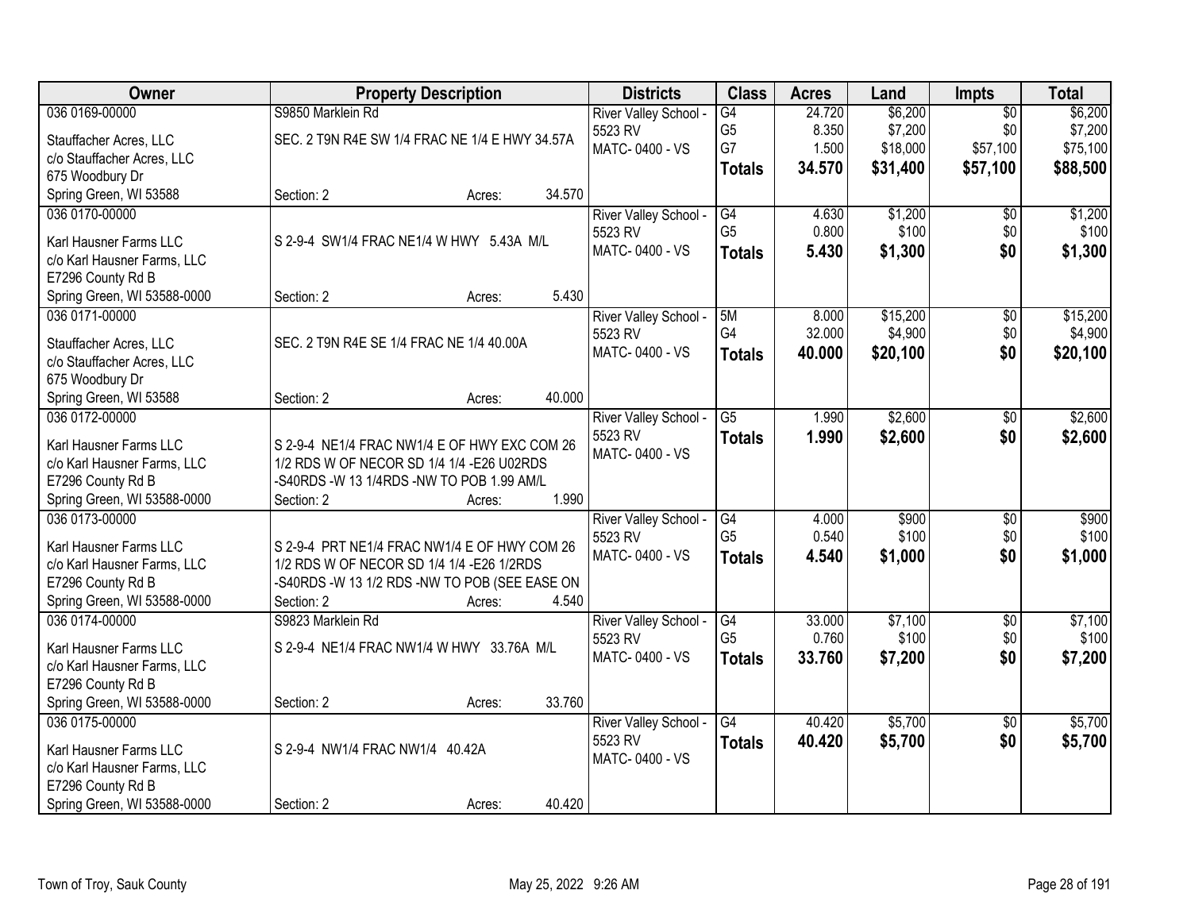| Owner | Property Description | Districts | Class | Acres | Land | Impts | Total |
|---|---|---|---|---|---|---|---|
| 036 0169-00000<br>Stauffacher Acres, LLC<br>c/o Stauffacher Acres, LLC<br>675 Woodbury Dr<br>Spring Green, WI 53588 | S9850 Marklein Rd<br>SEC. 2 T9N R4E SW 1/4 FRAC NE 1/4 E HWY 34.57A<br>Section: 2 Acres: 34.570 | River Valley School - 5523 RV<br>MATC- 0400 - VS | G4<br>G5<br>G7<br>**Totals** | 24.720<br>8.350<br>1.500<br>**34.570** | $6,200<br>$7,200<br>$18,000<br>**$31,400** | $0<br>$0<br>$57,100<br>**$57,100** | $6,200<br>$7,200<br>$75,100<br>**$88,500** |
| 036 0170-00000<br>Karl Hausner Farms LLC<br>c/o Karl Hausner Farms, LLC<br>E7296 County Rd B<br>Spring Green, WI 53588-0000 | S 2-9-4 SW1/4 FRAC NE1/4 W HWY 5.43A M/L<br>Section: 2 Acres: 5.430 | River Valley School - 5523 RV<br>MATC- 0400 - VS | G4<br>G5<br>**Totals** | 4.630<br>0.800<br>**5.430** | $1,200<br>$100<br>**$1,300** | $0<br>$0<br>**$0** | $1,200<br>$100<br>**$1,300** |
| 036 0171-00000<br>Stauffacher Acres, LLC<br>c/o Stauffacher Acres, LLC<br>675 Woodbury Dr<br>Spring Green, WI 53588 | SEC. 2 T9N R4E SE 1/4 FRAC NE 1/4 40.00A<br>Section: 2 Acres: 40.000 | River Valley School - 5523 RV<br>MATC- 0400 - VS | 5M<br>G4<br>**Totals** | 8.000<br>32.000<br>**40.000** | $15,200<br>$4,900<br>**$20,100** | $0<br>$0<br>**$0** | $15,200<br>$4,900<br>**$20,100** |
| 036 0172-00000<br>Karl Hausner Farms LLC<br>c/o Karl Hausner Farms, LLC<br>E7296 County Rd B<br>Spring Green, WI 53588-0000 | S 2-9-4 NE1/4 FRAC NW1/4 E OF HWY EXC COM 26 1/2 RDS W OF NECOR SD 1/4 1/4 -E26 U02RDS -S40RDS -W 13 1/4RDS -NW TO POB 1.99 AM/L<br>Section: 2 Acres: 1.990 | River Valley School - 5523 RV<br>MATC- 0400 - VS | G5<br>**Totals** | 1.990<br>**1.990** | $2,600<br>**$2,600** | $0<br>**$0** | $2,600<br>**$2,600** |
| 036 0173-00000<br>Karl Hausner Farms LLC<br>c/o Karl Hausner Farms, LLC<br>E7296 County Rd B<br>Spring Green, WI 53588-0000 | S 2-9-4 PRT NE1/4 FRAC NW1/4 E OF HWY COM 26 1/2 RDS W OF NECOR SD 1/4 1/4 -E26 1/2RDS -S40RDS -W 13 1/2 RDS -NW TO POB (SEE EASE ON<br>Section: 2 Acres: 4.540 | River Valley School - 5523 RV<br>MATC- 0400 - VS | G4<br>G5<br>**Totals** | 4.000<br>0.540<br>**4.540** | $900<br>$100<br>**$1,000** | $0<br>$0<br>**$0** | $900<br>$100<br>**$1,000** |
| 036 0174-00000<br>Karl Hausner Farms LLC<br>c/o Karl Hausner Farms, LLC<br>E7296 County Rd B<br>Spring Green, WI 53588-0000 | S9823 Marklein Rd<br>S 2-9-4 NE1/4 FRAC NW1/4 W HWY 33.76A M/L<br>Section: 2 Acres: 33.760 | River Valley School - 5523 RV<br>MATC- 0400 - VS | G4<br>G5<br>**Totals** | 33.000<br>0.760<br>**33.760** | $7,100<br>$100<br>**$7,200** | $0<br>$0<br>**$0** | $7,100<br>$100<br>**$7,200** |
| 036 0175-00000<br>Karl Hausner Farms LLC<br>c/o Karl Hausner Farms, LLC<br>E7296 County Rd B<br>Spring Green, WI 53588-0000 | S 2-9-4 NW1/4 FRAC NW1/4 40.42A<br>Section: 2 Acres: 40.420 | River Valley School - 5523 RV<br>MATC- 0400 - VS | G4<br>**Totals** | 40.420<br>**40.420** | $5,700<br>**$5,700** | $0<br>**$0** | $5,700<br>**$5,700** |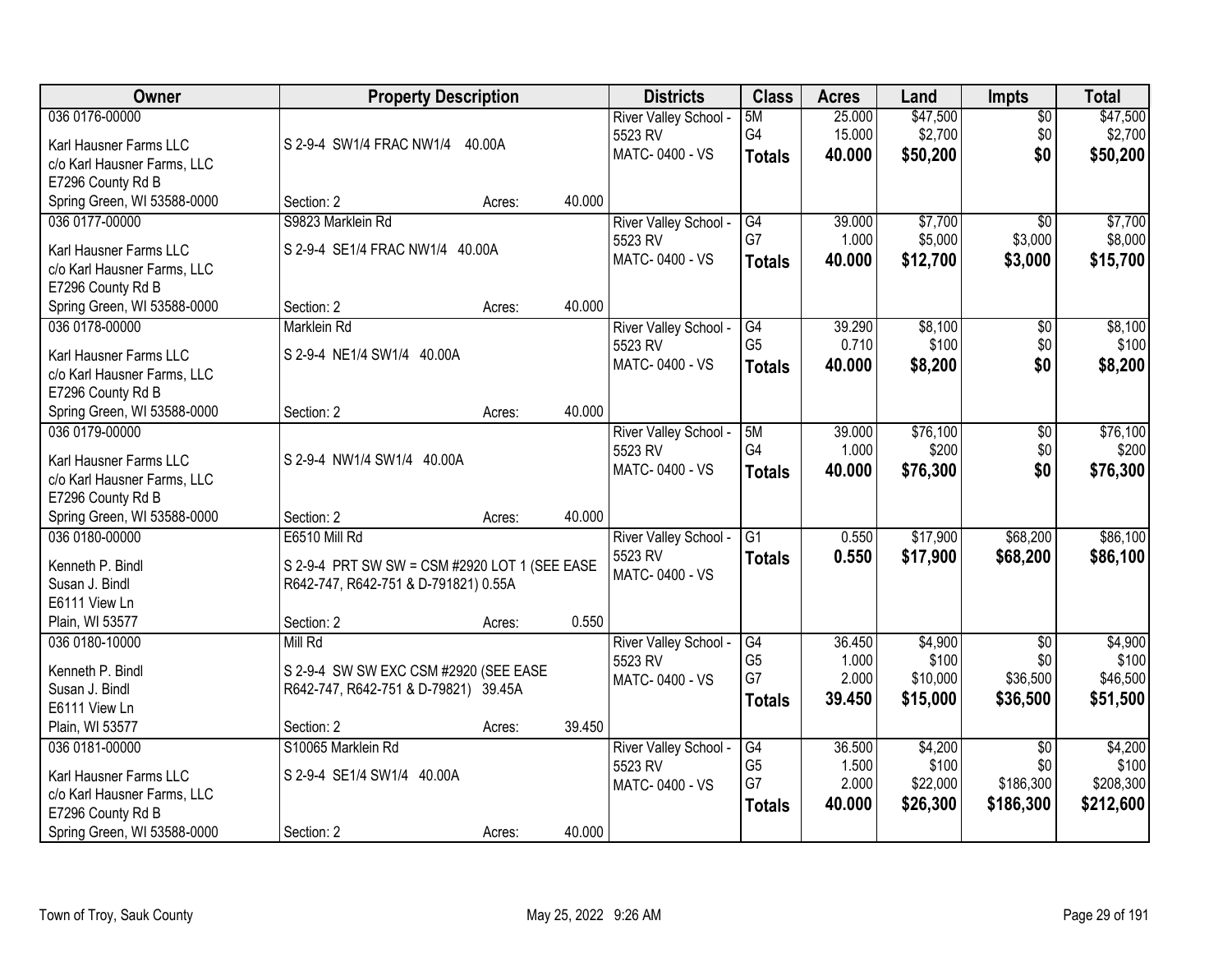| Owner | Property Description | | | Districts | Class | Acres | Land | Impts | Total |
|---|---|---|---|---|---|---|---|---|---|
| 036 0176-00000 | | | | River Valley School - 5523 RV | 5M | 25.000 | $47,500 | $0 | $47,500 |
| Karl Hausner Farms LLC | S 2-9-4 SW1/4 FRAC NW1/4 40.00A | | | MATC- 0400 - VS | G4 | 15.000 | $2,700 | $0 | $2,700 |
| c/o Karl Hausner Farms, LLC | | | | | **Totals** | **40.000** | **$50,200** | **$0** | **$50,200** |
| E7296 County Rd B | | | | | | | | | |
| Spring Green, WI 53588-0000 | Section: 2 | Acres: | 40.000 | | | | | | |
| 036 0177-00000 | S9823 Marklein Rd | | | River Valley School - 5523 RV | G4 | 39.000 | $7,700 | $0 | $7,700 |
| Karl Hausner Farms LLC | S 2-9-4 SE1/4 FRAC NW1/4 40.00A | | | MATC- 0400 - VS | G7 | 1.000 | $5,000 | $3,000 | $8,000 |
| c/o Karl Hausner Farms, LLC | | | | | **Totals** | **40.000** | **$12,700** | **$3,000** | **$15,700** |
| E7296 County Rd B | | | | | | | | | |
| Spring Green, WI 53588-0000 | Section: 2 | Acres: | 40.000 | | | | | | |
| 036 0178-00000 | Marklein Rd | | | River Valley School - 5523 RV | G4 | 39.290 | $8,100 | $0 | $8,100 |
| Karl Hausner Farms LLC | S 2-9-4 NE1/4 SW1/4 40.00A | | | MATC- 0400 - VS | G5 | 0.710 | $100 | $0 | $100 |
| c/o Karl Hausner Farms, LLC | | | | | **Totals** | **40.000** | **$8,200** | **$0** | **$8,200** |
| E7296 County Rd B | | | | | | | | | |
| Spring Green, WI 53588-0000 | Section: 2 | Acres: | 40.000 | | | | | | |
| 036 0179-00000 | | | | River Valley School - 5523 RV | 5M | 39.000 | $76,100 | $0 | $76,100 |
| Karl Hausner Farms LLC | S 2-9-4 NW1/4 SW1/4 40.00A | | | MATC- 0400 - VS | G4 | 1.000 | $200 | $0 | $200 |
| c/o Karl Hausner Farms, LLC | | | | | **Totals** | **40.000** | **$76,300** | **$0** | **$76,300** |
| E7296 County Rd B | | | | | | | | | |
| Spring Green, WI 53588-0000 | Section: 2 | Acres: | 40.000 | | | | | | |
| 036 0180-00000 | E6510 Mill Rd | | | River Valley School - 5523 RV | G1 | 0.550 | $17,900 | $68,200 | $86,100 |
| Kenneth P. Bindl | S 2-9-4 PRT SW SW = CSM #2920 LOT 1 (SEE EASE R642-747, R642-751 & D-791821) 0.55A | | | MATC- 0400 - VS | **Totals** | **0.550** | **$17,900** | **$68,200** | **$86,100** |
| Susan J. Bindl | | | | | | | | | |
| E6111 View Ln | | | | | | | | | |
| Plain, WI 53577 | Section: 2 | Acres: | 0.550 | | | | | | |
| 036 0180-10000 | Mill Rd | | | River Valley School - 5523 RV | G4 | 36.450 | $4,900 | $0 | $4,900 |
| Kenneth P. Bindl | S 2-9-4 SW SW EXC CSM #2920 (SEE EASE R642-747, R642-751 & D-79821) 39.45A | | | MATC- 0400 - VS | G5 | 1.000 | $100 | $0 | $100 |
| Susan J. Bindl | | | | | G7 | 2.000 | $10,000 | $36,500 | $46,500 |
| E6111 View Ln | | | | | **Totals** | **39.450** | **$15,000** | **$36,500** | **$51,500** |
| Plain, WI 53577 | Section: 2 | Acres: | 39.450 | | | | | | |
| 036 0181-00000 | S10065 Marklein Rd | | | River Valley School - 5523 RV | G4 | 36.500 | $4,200 | $0 | $4,200 |
| Karl Hausner Farms LLC | S 2-9-4 SE1/4 SW1/4 40.00A | | | MATC- 0400 - VS | G5 | 1.500 | $100 | $0 | $100 |
| c/o Karl Hausner Farms, LLC | | | | | G7 | 2.000 | $22,000 | $186,300 | $208,300 |
| E7296 County Rd B | | | | | **Totals** | **40.000** | **$26,300** | **$186,300** | **$212,600** |
| Spring Green, WI 53588-0000 | Section: 2 | Acres: | 40.000 | | | | | | |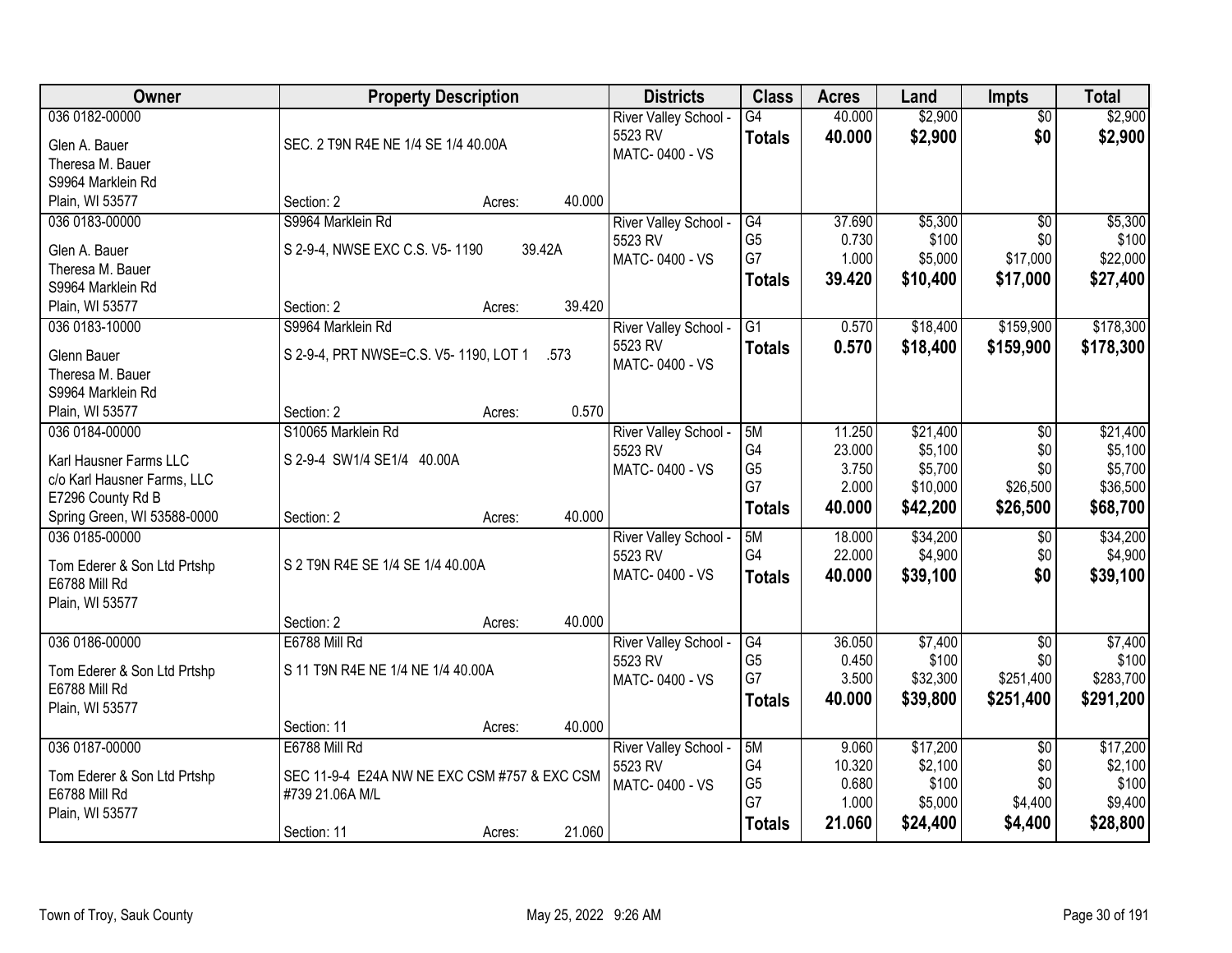| Owner | Property Description | Districts | Class | Acres | Land | Impts | Total |
|---|---|---|---|---|---|---|---|
| 036 0182-00000<br>Glen A. Bauer<br>Theresa M. Bauer<br>S9964 Marklein Rd<br>Plain, WI 53577 | SEC. 2 T9N R4E NE 1/4 SE 1/4 40.00A<br>Section: 2 Acres: 40.000 | River Valley School - 5523 RV<br>MATC- 0400 - VS | G4<br>**Totals** | 40.000<br>**40.000** | $2,900<br>**$2,900** | $0<br>**$0** | $2,900<br>**$2,900** |
| 036 0183-00000<br>Glen A. Bauer<br>Theresa M. Bauer<br>S9964 Marklein Rd<br>Plain, WI 53577 | S9964 Marklein Rd<br>S 2-9-4, NWSE EXC C.S. V5- 1190 39.42A<br>Section: 2 Acres: 39.420 | River Valley School - 5523 RV<br>MATC- 0400 - VS | G4<br>G5<br>G7<br>**Totals** | 37.690<br>0.730<br>1.000<br>**39.420** | $5,300<br>$100<br>$5,000<br>**$10,400** | $0<br>$0<br>$17,000<br>**$17,000** | $5,300<br>$100<br>$22,000<br>**$27,400** |
| 036 0183-10000<br>Glenn Bauer<br>Theresa M. Bauer<br>S9964 Marklein Rd<br>Plain, WI 53577 | S9964 Marklein Rd<br>S 2-9-4, PRT NWSE=C.S. V5- 1190, LOT 1 .573<br>Section: 2 Acres: 0.570 | River Valley School - 5523 RV<br>MATC- 0400 - VS | G1<br>**Totals** | 0.570<br>**0.570** | $18,400<br>**$18,400** | $159,900<br>**$159,900** | $178,300<br>**$178,300** |
| 036 0184-00000<br>Karl Hausner Farms LLC<br>c/o Karl Hausner Farms, LLC<br>E7296 County Rd B<br>Spring Green, WI 53588-0000 | S10065 Marklein Rd<br>S 2-9-4 SW1/4 SE1/4 40.00A<br>Section: 2 Acres: 40.000 | River Valley School - 5523 RV<br>MATC- 0400 - VS | 5M<br>G4<br>G5<br>G7<br>**Totals** | 11.250<br>23.000<br>3.750<br>2.000<br>**40.000** | $21,400<br>$5,100<br>$5,700<br>$10,000<br>**$42,200** | $0<br>$0<br>$0<br>$26,500<br>**$26,500** | $21,400<br>$5,100<br>$5,700<br>$36,500<br>**$68,700** |
| 036 0185-00000<br>Tom Ederer & Son Ltd Prtshp<br>E6788 Mill Rd<br>Plain, WI 53577 | S 2 T9N R4E SE 1/4 SE 1/4 40.00A<br>Section: 2 Acres: 40.000 | River Valley School - 5523 RV<br>MATC- 0400 - VS | 5M<br>G4<br>**Totals** | 18.000<br>22.000<br>**40.000** | $34,200<br>$4,900<br>**$39,100** | $0<br>$0<br>**$0** | $34,200<br>$4,900<br>**$39,100** |
| 036 0186-00000<br>Tom Ederer & Son Ltd Prtshp<br>E6788 Mill Rd<br>Plain, WI 53577 | E6788 Mill Rd<br>S 11 T9N R4E NE 1/4 NE 1/4 40.00A<br>Section: 11 Acres: 40.000 | River Valley School - 5523 RV<br>MATC- 0400 - VS | G4<br>G5<br>G7<br>**Totals** | 36.050<br>0.450<br>3.500<br>**40.000** | $7,400<br>$100<br>$32,300<br>**$39,800** | $0<br>$0<br>$251,400<br>**$251,400** | $7,400<br>$100<br>$283,700<br>**$291,200** |
| 036 0187-00000<br>Tom Ederer & Son Ltd Prtshp<br>E6788 Mill Rd<br>Plain, WI 53577 | E6788 Mill Rd<br>SEC 11-9-4 E24A NW NE EXC CSM #757 & EXC CSM #739 21.06A M/L<br>Section: 11 Acres: 21.060 | River Valley School - 5523 RV<br>MATC- 0400 - VS | 5M<br>G4<br>G5<br>G7<br>**Totals** | 9.060<br>10.320<br>0.680<br>1.000<br>**21.060** | $17,200<br>$2,100<br>$100<br>$5,000<br>**$24,400** | $0<br>$0<br>$0<br>$4,400<br>**$4,400** | $17,200<br>$2,100<br>$100<br>$9,400<br>**$28,800** |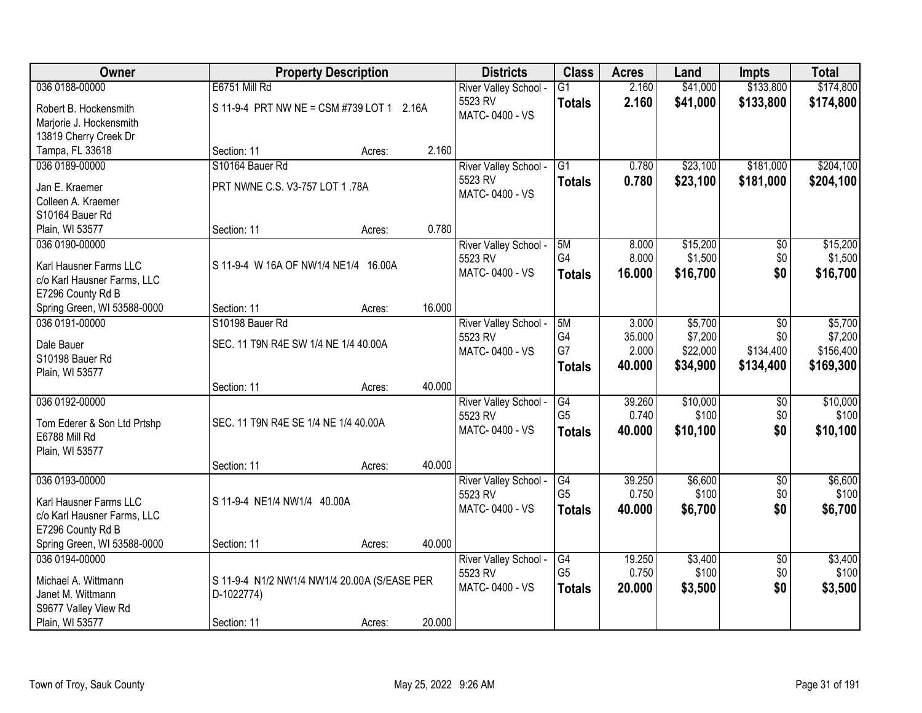| Owner | Property Description | Districts | Class | Acres | Land | Impts | Total |
|---|---|---|---|---|---|---|---|
| 036 0188-00000<br>Robert B. Hockensmith<br>Marjorie J. Hockensmith<br>13819 Cherry Creek Dr<br>Tampa, FL 33618 | E6751 Mill Rd<br>S 11-9-4 PRT NW NE = CSM #739 LOT 1 2.16A<br>Section: 11 Acres: 2.160 | River Valley School - 5523 RV<br>MATC- 0400 - VS | G1<br>**Totals** | 2.160<br>**2.160** | $41,000<br>**$41,000** | $133,800<br>**$133,800** | $174,800<br>**$174,800** |
| 036 0189-00000<br>Jan E. Kraemer<br>Colleen A. Kraemer<br>S10164 Bauer Rd<br>Plain, WI 53577 | S10164 Bauer Rd<br>PRT NWNE C.S. V3-757 LOT 1 .78A<br>Section: 11 Acres: 0.780 | River Valley School - 5523 RV<br>MATC- 0400 - VS | G1<br>**Totals** | 0.780<br>**0.780** | $23,100<br>**$23,100** | $181,000<br>**$181,000** | $204,100<br>**$204,100** |
| 036 0190-00000<br>Karl Hausner Farms LLC<br>c/o Karl Hausner Farms, LLC<br>E7296 County Rd B<br>Spring Green, WI 53588-0000 | S 11-9-4 W 16A OF NW1/4 NE1/4 16.00A<br>Section: 11 Acres: 16.000 | River Valley School - 5523 RV<br>MATC- 0400 - VS | 5M<br>G4<br>**Totals** | 8.000<br>8.000<br>**16.000** | $15,200<br>$1,500<br>**$16,700** | $0<br>$0<br>**$0** | $15,200<br>$1,500<br>**$16,700** |
| 036 0191-00000<br>Dale Bauer<br>S10198 Bauer Rd<br>Plain, WI 53577 | S10198 Bauer Rd<br>SEC. 11 T9N R4E SW 1/4 NE 1/4 40.00A<br>Section: 11 Acres: 40.000 | River Valley School - 5523 RV<br>MATC- 0400 - VS | 5M<br>G4<br>G7<br>**Totals** | 3.000<br>35.000<br>2.000<br>**40.000** | $5,700<br>$7,200<br>$22,000<br>**$34,900** | $0<br>$0<br>$134,400<br>**$134,400** | $5,700<br>$7,200<br>$156,400<br>**$169,300** |
| 036 0192-00000<br>Tom Ederer & Son Ltd Prtshp<br>E6788 Mill Rd<br>Plain, WI 53577 | SEC. 11 T9N R4E SE 1/4 NE 1/4 40.00A<br>Section: 11 Acres: 40.000 | River Valley School - 5523 RV<br>MATC- 0400 - VS | G4<br>G5<br>**Totals** | 39.260<br>0.740<br>**40.000** | $10,000<br>$100<br>**$10,100** | $0<br>$0<br>**$0** | $10,000<br>$100<br>**$10,100** |
| 036 0193-00000<br>Karl Hausner Farms LLC<br>c/o Karl Hausner Farms, LLC<br>E7296 County Rd B<br>Spring Green, WI 53588-0000 | S 11-9-4 NE1/4 NW1/4 40.00A<br>Section: 11 Acres: 40.000 | River Valley School - 5523 RV<br>MATC- 0400 - VS | G4<br>G5<br>**Totals** | 39.250<br>0.750<br>**40.000** | $6,600<br>$100<br>**$6,700** | $0<br>$0<br>**$0** | $6,600<br>$100<br>**$6,700** |
| 036 0194-00000<br>Michael A. Wittmann<br>Janet M. Wittmann<br>S9677 Valley View Rd<br>Plain, WI 53577 | S 11-9-4 N1/2 NW1/4 NW1/4 20.00A (S/EASE PER D-1022774)<br>Section: 11 Acres: 20.000 | River Valley School - 5523 RV<br>MATC- 0400 - VS | G4<br>G5<br>**Totals** | 19.250<br>0.750<br>**20.000** | $3,400<br>$100<br>**$3,500** | $0<br>$0<br>**$0** | $3,400<br>$100<br>**$3,500** |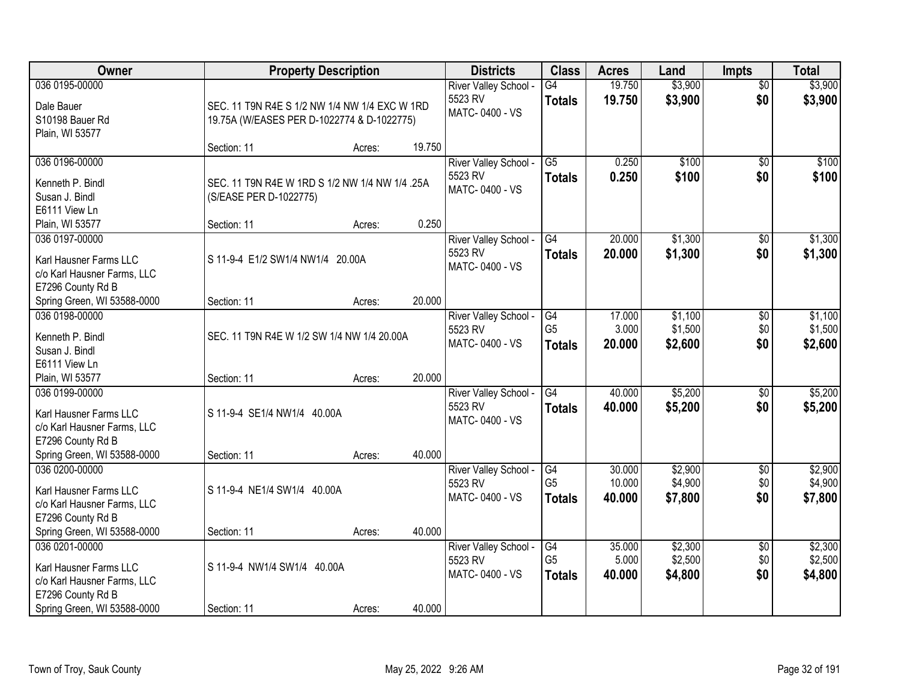| Owner | Property Description | Districts | Class | Acres | Land | Impts | Total |
|---|---|---|---|---|---|---|---|
| 036 0195-00000<br>Dale Bauer<br>S10198 Bauer Rd<br>Plain, WI 53577 | SEC. 11 T9N R4E S 1/2 NW 1/4 NW 1/4 EXC W 1RD 19.75A (W/EASES PER D-1022774 & D-1022775)<br>Section: 11 Acres: 19.750 | River Valley School - 5523 RV<br>MATC- 0400 - VS | G4<br>**Totals** | 19.750<br>**19.750** | $3,900<br>**$3,900** | $0<br>**$0** | $3,900<br>**$3,900** |
| 036 0196-00000<br>Kenneth P. Bindl<br>Susan J. Bindl<br>E6111 View Ln<br>Plain, WI 53577 | SEC. 11 T9N R4E W 1RD S 1/2 NW 1/4 NW 1/4 .25A (S/EASE PER D-1022775)<br>Section: 11 Acres: 0.250 | River Valley School - 5523 RV<br>MATC- 0400 - VS | G5<br>**Totals** | 0.250<br>**0.250** | $100<br>**$100** | $0<br>**$0** | $100<br>**$100** |
| 036 0197-00000<br>Karl Hausner Farms LLC<br>c/o Karl Hausner Farms, LLC<br>E7296 County Rd B<br>Spring Green, WI 53588-0000 | S 11-9-4 E1/2 SW1/4 NW1/4 20.00A<br>Section: 11 Acres: 20.000 | River Valley School - 5523 RV<br>MATC- 0400 - VS | G4<br>**Totals** | 20.000<br>**20.000** | $1,300<br>**$1,300** | $0<br>**$0** | $1,300<br>**$1,300** |
| 036 0198-00000<br>Kenneth P. Bindl<br>Susan J. Bindl<br>E6111 View Ln<br>Plain, WI 53577 | SEC. 11 T9N R4E W 1/2 SW 1/4 NW 1/4 20.00A<br>Section: 11 Acres: 20.000 | River Valley School - 5523 RV<br>MATC- 0400 - VS | G4<br>G5<br>**Totals** | 17.000<br>3.000<br>**20.000** | $1,100<br>$1,500<br>**$2,600** | $0<br>$0<br>**$0** | $1,100<br>$1,500<br>**$2,600** |
| 036 0199-00000<br>Karl Hausner Farms LLC<br>c/o Karl Hausner Farms, LLC<br>E7296 County Rd B<br>Spring Green, WI 53588-0000 | S 11-9-4 SE1/4 NW1/4 40.00A<br>Section: 11 Acres: 40.000 | River Valley School - 5523 RV<br>MATC- 0400 - VS | G4<br>**Totals** | 40.000<br>**40.000** | $5,200<br>**$5,200** | $0<br>**$0** | $5,200<br>**$5,200** |
| 036 0200-00000<br>Karl Hausner Farms LLC<br>c/o Karl Hausner Farms, LLC<br>E7296 County Rd B<br>Spring Green, WI 53588-0000 | S 11-9-4 NE1/4 SW1/4 40.00A<br>Section: 11 Acres: 40.000 | River Valley School - 5523 RV<br>MATC- 0400 - VS | G4<br>G5<br>**Totals** | 30.000<br>10.000<br>**40.000** | $2,900<br>$4,900<br>**$7,800** | $0<br>$0<br>**$0** | $2,900<br>$4,900<br>**$7,800** |
| 036 0201-00000<br>Karl Hausner Farms LLC<br>c/o Karl Hausner Farms, LLC<br>E7296 County Rd B<br>Spring Green, WI 53588-0000 | S 11-9-4 NW1/4 SW1/4 40.00A<br>Section: 11 Acres: 40.000 | River Valley School - 5523 RV<br>MATC- 0400 - VS | G4<br>G5<br>**Totals** | 35.000<br>5.000<br>**40.000** | $2,300<br>$2,500<br>**$4,800** | $0<br>$0<br>**$0** | $2,300<br>$2,500<br>**$4,800** |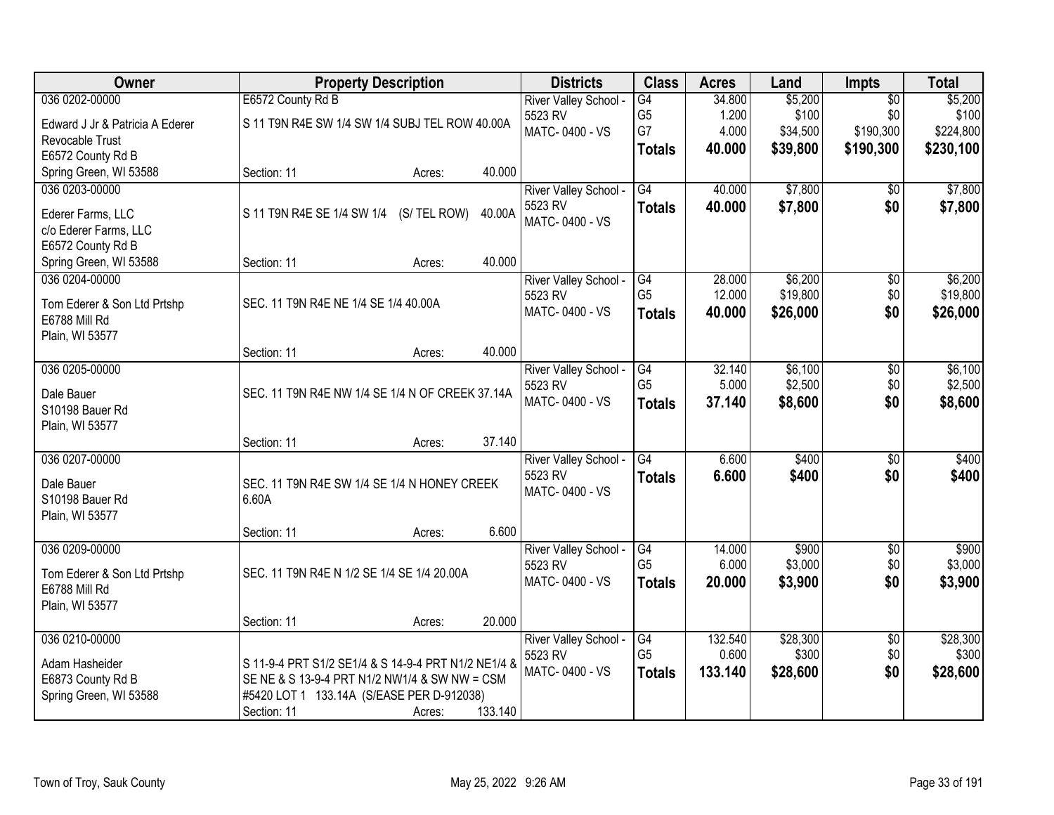| Owner | Property Description | | | Districts | Class | Acres | Land | Impts | Total |
|---|---|---|---|---|---|---|---|---|---|
| 036 0202-00000<br>Edward J Jr & Patricia A Ederer Revocable Trust<br>E6572 County Rd B<br>Spring Green, WI 53588 | E6572 County Rd B<br>S 11 T9N R4E SW 1/4 SW 1/4 SUBJ TEL ROW 40.00A<br>Section: 11 | Acres: | 40.000 | River Valley School - 5523 RV<br>MATC- 0400 - VS | G4<br>G5<br>G7<br>**Totals** | 34.800<br>1.200<br>4.000<br>**40.000** | $5,200<br>$100<br>$34,500<br>**$39,800** | $0<br>$0<br>$190,300<br>**$190,300** | $5,200<br>$100<br>$224,800<br>**$230,100** |
| 036 0203-00000<br>Ederer Farms, LLC<br>c/o Ederer Farms, LLC<br>E6572 County Rd B<br>Spring Green, WI 53588 | S 11 T9N R4E SE 1/4 SW 1/4 (S/ TEL ROW) 40.00A<br>Section: 11 | Acres: | 40.000 | River Valley School - 5523 RV<br>MATC- 0400 - VS | G4<br>**Totals** | 40.000<br>**40.000** | $7,800<br>**$7,800** | $0<br>**$0** | $7,800<br>**$7,800** |
| 036 0204-00000<br>Tom Ederer & Son Ltd Prtshp<br>E6788 Mill Rd<br>Plain, WI 53577 | SEC. 11 T9N R4E NE 1/4 SE 1/4 40.00A<br>Section: 11 | Acres: | 40.000 | River Valley School - 5523 RV<br>MATC- 0400 - VS | G4<br>G5<br>**Totals** | 28.000<br>12.000<br>**40.000** | $6,200<br>$19,800<br>**$26,000** | $0<br>$0<br>**$0** | $6,200<br>$19,800<br>**$26,000** |
| 036 0205-00000<br>Dale Bauer<br>S10198 Bauer Rd<br>Plain, WI 53577 | SEC. 11 T9N R4E NW 1/4 SE 1/4 N OF CREEK 37.14A<br>Section: 11 | Acres: | 37.140 | River Valley School - 5523 RV<br>MATC- 0400 - VS | G4<br>G5<br>**Totals** | 32.140<br>5.000<br>**37.140** | $6,100<br>$2,500<br>**$8,600** | $0<br>$0<br>**$0** | $6,100<br>$2,500<br>**$8,600** |
| 036 0207-00000<br>Dale Bauer<br>S10198 Bauer Rd<br>Plain, WI 53577 | SEC. 11 T9N R4E SW 1/4 SE 1/4 N HONEY CREEK 6.60A<br>Section: 11 | Acres: | 6.600 | River Valley School - 5523 RV<br>MATC- 0400 - VS | G4<br>**Totals** | 6.600<br>**6.600** | $400<br>**$400** | $0<br>**$0** | $400<br>**$400** |
| 036 0209-00000<br>Tom Ederer & Son Ltd Prtshp<br>E6788 Mill Rd<br>Plain, WI 53577 | SEC. 11 T9N R4E N 1/2 SE 1/4 SE 1/4 20.00A<br>Section: 11 | Acres: | 20.000 | River Valley School - 5523 RV<br>MATC- 0400 - VS | G4<br>G5<br>**Totals** | 14.000<br>6.000<br>**20.000** | $900<br>$3,000<br>**$3,900** | $0<br>$0<br>**$0** | $900<br>$3,000<br>**$3,900** |
| 036 0210-00000<br>Adam Hasheider<br>E6873 County Rd B<br>Spring Green, WI 53588 | S 11-9-4 PRT S1/2 SE1/4 & S 14-9-4 PRT N1/2 NE1/4 & SE NE & S 13-9-4 PRT N1/2 NW1/4 & SW NW = CSM #5420 LOT 1 133.14A (S/EASE PER D-912038)<br>Section: 11 | Acres: | 133.140 | River Valley School - 5523 RV<br>MATC- 0400 - VS | G4<br>G5<br>**Totals** | 132.540<br>0.600<br>**133.140** | $28,300<br>$300<br>**$28,600** | $0<br>$0<br>**$0** | $28,300<br>$300<br>**$28,600** |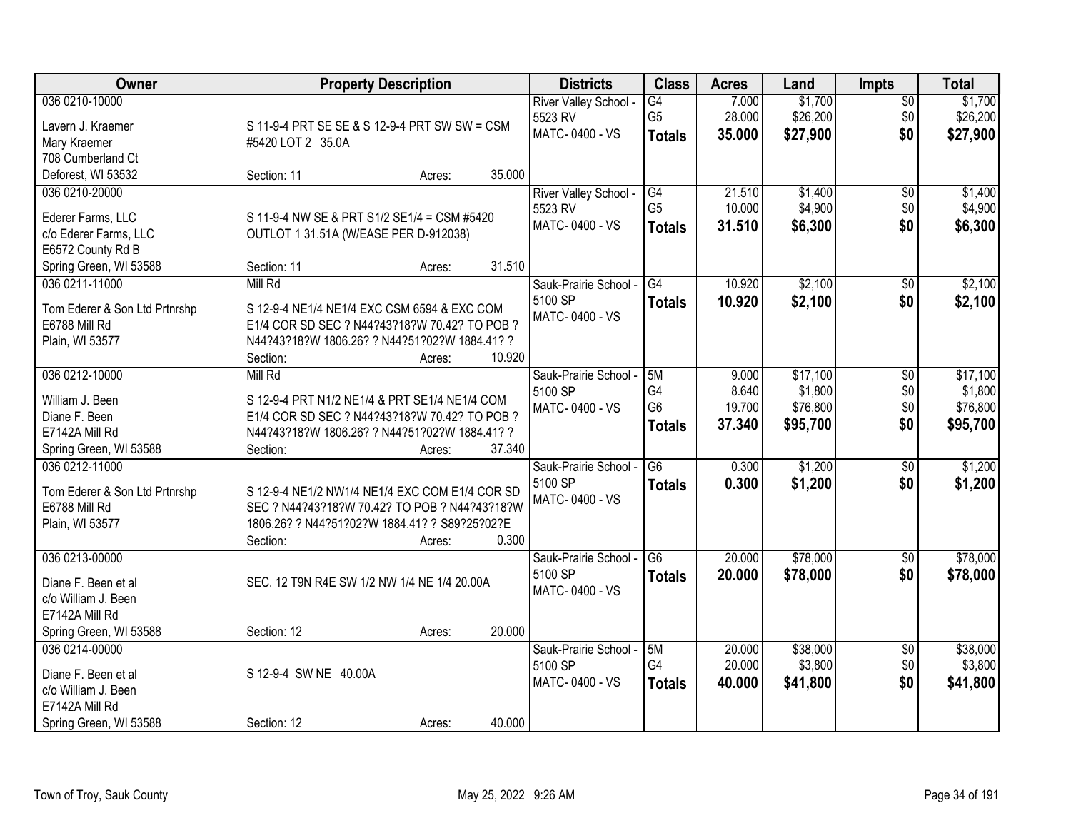| Owner | Property Description | Districts | Class | Acres | Land | Impts | Total |
|---|---|---|---|---|---|---|---|
| 036 0210-10000<br>Lavern J. Kraemer<br>Mary Kraemer<br>708 Cumberland Ct<br>Deforest, WI 53532 | S 11-9-4 PRT SE SE & S 12-9-4 PRT SW SW = CSM #5420 LOT 2 35.0A<br>Section: 11 Acres: 35.000 | River Valley School - 5523 RV<br>MATC- 0400 - VS | G4<br>G5<br>**Totals** | 7.000<br>28.000<br>**35.000** | $1,700<br>$26,200<br>**$27,900** | $0<br>$0<br>**$0** | $1,700<br>$26,200<br>**$27,900** |
| 036 0210-20000<br>Ederer Farms, LLC<br>c/o Ederer Farms, LLC<br>E6572 County Rd B<br>Spring Green, WI 53588 | S 11-9-4 NW SE & PRT S1/2 SE1/4 = CSM #5420 OUTLOT 1 31.51A (W/EASE PER D-912038)<br>Section: 11 Acres: 31.510 | River Valley School - 5523 RV<br>MATC- 0400 - VS | G4<br>G5<br>**Totals** | 21.510<br>10.000<br>**31.510** | $1,400<br>$4,900<br>**$6,300** | $0<br>$0<br>**$0** | $1,400<br>$4,900<br>**$6,300** |
| 036 0211-11000<br>Tom Ederer & Son Ltd Prtnrshp<br>E6788 Mill Rd<br>Plain, WI 53577 | Mill Rd<br>S 12-9-4 NE1/4 NE1/4 EXC CSM 6594 & EXC COM E1/4 COR SD SEC ? N44?43?18?W 70.42? TO POB ? N44?43?18?W 1806.26? ? N44?51?02?W 1884.41? ?<br>Section: Acres: 10.920 | Sauk-Prairie School - 5100 SP<br>MATC- 0400 - VS | G4<br>**Totals** | 10.920<br>**10.920** | $2,100<br>**$2,100** | $0<br>**$0** | $2,100<br>**$2,100** |
| 036 0212-10000<br>William J. Been<br>Diane F. Been<br>E7142A Mill Rd<br>Spring Green, WI 53588 | Mill Rd<br>S 12-9-4 PRT N1/2 NE1/4 & PRT SE1/4 NE1/4 COM E1/4 COR SD SEC ? N44?43?18?W 70.42? TO POB ? N44?43?18?W 1806.26? ? N44?51?02?W 1884.41? ?<br>Section: Acres: 37.340 | Sauk-Prairie School - 5100 SP<br>MATC- 0400 - VS | 5M<br>G4<br>G6<br>**Totals** | 9.000<br>8.640<br>19.700<br>**37.340** | $17,100<br>$1,800<br>$76,800<br>**$95,700** | $0<br>$0<br>$0<br>**$0** | $17,100<br>$1,800<br>$76,800<br>**$95,700** |
| 036 0212-11000<br>Tom Ederer & Son Ltd Prtnrshp<br>E6788 Mill Rd<br>Plain, WI 53577 | S 12-9-4 NE1/2 NW1/4 NE1/4 EXC COM E1/4 COR SD SEC ? N44?43?18?W 70.42? TO POB ? N44?43?18?W 1806.26? ? N44?51?02?W 1884.41? ? S89?25?02?E<br>Section: Acres: 0.300 | Sauk-Prairie School - 5100 SP<br>MATC- 0400 - VS | G6<br>**Totals** | 0.300<br>**0.300** | $1,200<br>**$1,200** | $0<br>**$0** | $1,200<br>**$1,200** |
| 036 0213-00000<br>Diane F. Been et al<br>c/o William J. Been<br>E7142A Mill Rd<br>Spring Green, WI 53588 | SEC. 12 T9N R4E SW 1/2 NW 1/4 NE 1/4 20.00A<br>Section: 12 Acres: 20.000 | Sauk-Prairie School - 5100 SP<br>MATC- 0400 - VS | G6<br>**Totals** | 20.000<br>**20.000** | $78,000<br>**$78,000** | $0<br>**$0** | $78,000<br>**$78,000** |
| 036 0214-00000<br>Diane F. Been et al<br>c/o William J. Been<br>E7142A Mill Rd<br>Spring Green, WI 53588 | S 12-9-4 SW NE 40.00A<br>Section: 12 Acres: 40.000 | Sauk-Prairie School - 5100 SP<br>MATC- 0400 - VS | 5M<br>G4<br>**Totals** | 20.000<br>20.000<br>**40.000** | $38,000<br>$3,800<br>**$41,800** | $0<br>$0<br>**$0** | $38,000<br>$3,800<br>**$41,800** |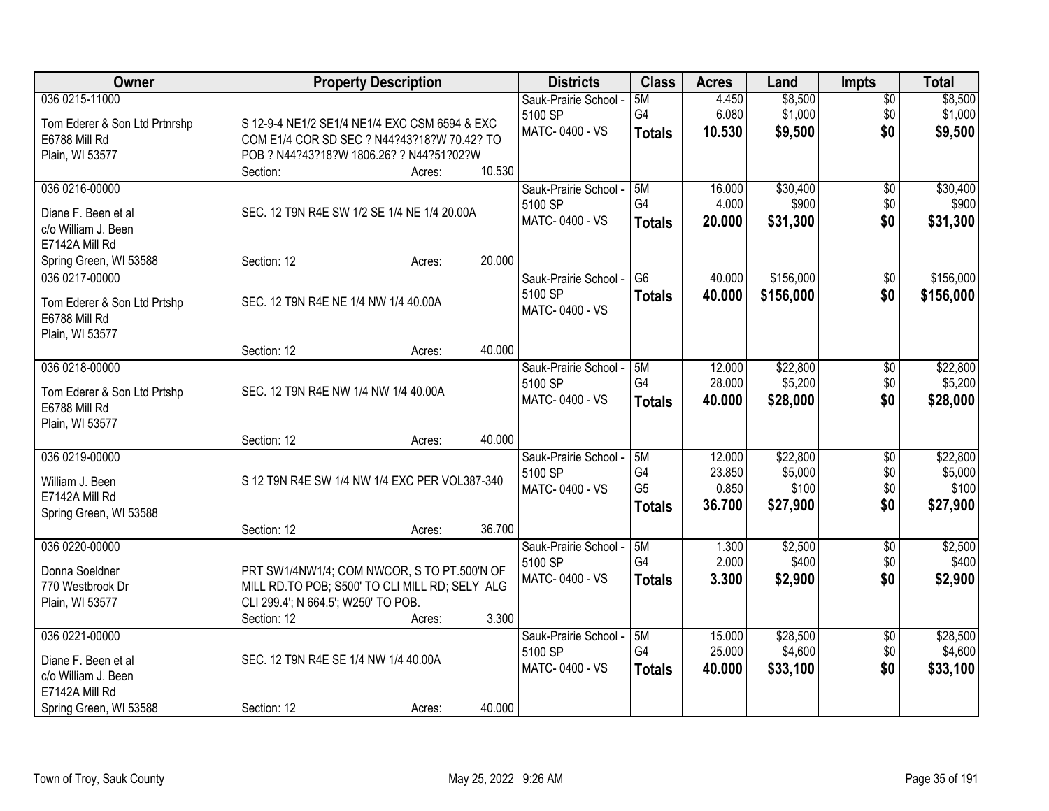| Owner | Property Description | Districts | Class | Acres | Land | Impts | Total |
|---|---|---|---|---|---|---|---|
| 036 0215-11000<br><br>Tom Ederer & Son Ltd Prtnrshp<br>E6788 Mill Rd<br>Plain, WI 53577 | S 12-9-4 NE1/2 SE1/4 NE1/4 EXC CSM 6594 & EXC COM E1/4 COR SD SEC ? N44?43?18?W 70.42? TO POB ? N44?43?18?W 1806.26? ? N44?51?02?W<br>Section: Acres: 10.530 | Sauk-Prairie School - 5100 SP<br>MATC- 0400 - VS | 5M<br>G4<br>**Totals** | 4.450<br>6.080<br>**10.530** | $8,500<br>$1,000<br>**$9,500** | $0<br>$0<br>**$0** | $8,500<br>$1,000<br>**$9,500** |
| 036 0216-00000<br><br>Diane F. Been et al<br>c/o William J. Been<br>E7142A Mill Rd<br>Spring Green, WI 53588 | SEC. 12 T9N R4E SW 1/2 SE 1/4 NE 1/4 20.00A<br><br>Section: 12 Acres: 20.000 | Sauk-Prairie School - 5100 SP<br>MATC- 0400 - VS | 5M<br>G4<br>**Totals** | 16.000<br>4.000<br>**20.000** | $30,400<br>$900<br>**$31,300** | $0<br>$0<br>**$0** | $30,400<br>$900<br>**$31,300** |
| 036 0217-00000<br><br>Tom Ederer & Son Ltd Prtshp<br>E6788 Mill Rd<br>Plain, WI 53577 | SEC. 12 T9N R4E NE 1/4 NW 1/4 40.00A<br><br>Section: 12 Acres: 40.000 | Sauk-Prairie School - 5100 SP<br>MATC- 0400 - VS | G6<br>**Totals** | 40.000<br>**40.000** | $156,000<br>**$156,000** | $0<br>**$0** | $156,000<br>**$156,000** |
| 036 0218-00000<br><br>Tom Ederer & Son Ltd Prtshp<br>E6788 Mill Rd<br>Plain, WI 53577 | SEC. 12 T9N R4E NW 1/4 NW 1/4 40.00A<br><br>Section: 12 Acres: 40.000 | Sauk-Prairie School - 5100 SP<br>MATC- 0400 - VS | 5M<br>G4<br>**Totals** | 12.000<br>28.000<br>**40.000** | $22,800<br>$5,200<br>**$28,000** | $0<br>$0<br>**$0** | $22,800<br>$5,200<br>**$28,000** |
| 036 0219-00000<br><br>William J. Been<br>E7142A Mill Rd<br>Spring Green, WI 53588 | S 12 T9N R4E SW 1/4 NW 1/4 EXC PER VOL387-340<br><br>Section: 12 Acres: 36.700 | Sauk-Prairie School - 5100 SP<br>MATC- 0400 - VS | 5M<br>G4<br>G5<br>**Totals** | 12.000<br>23.850<br>0.850<br>**36.700** | $22,800<br>$5,000<br>$100<br>**$27,900** | $0<br>$0<br>$0<br>**$0** | $22,800<br>$5,000<br>$100<br>**$27,900** |
| 036 0220-00000<br><br>Donna Soeldner<br>770 Westbrook Dr<br>Plain, WI 53577 | PRT SW1/4NW1/4; COM NWCOR, S TO PT.500'N OF MILL RD.TO POB; S500' TO CLI MILL RD; SELY ALG CLI 299.4'; N 664.5'; W250' TO POB.<br>Section: 12 Acres: 3.300 | Sauk-Prairie School - 5100 SP<br>MATC- 0400 - VS | 5M<br>G4<br>**Totals** | 1.300<br>2.000<br>**3.300** | $2,500<br>$400<br>**$2,900** | $0<br>$0<br>**$0** | $2,500<br>$400<br>**$2,900** |
| 036 0221-00000<br><br>Diane F. Been et al<br>c/o William J. Been<br>E7142A Mill Rd<br>Spring Green, WI 53588 | SEC. 12 T9N R4E SE 1/4 NW 1/4 40.00A<br><br>Section: 12 Acres: 40.000 | Sauk-Prairie School - 5100 SP<br>MATC- 0400 - VS | 5M<br>G4<br>**Totals** | 15.000<br>25.000<br>**40.000** | $28,500<br>$4,600<br>**$33,100** | $0<br>$0<br>**$0** | $28,500<br>$4,600<br>**$33,100** |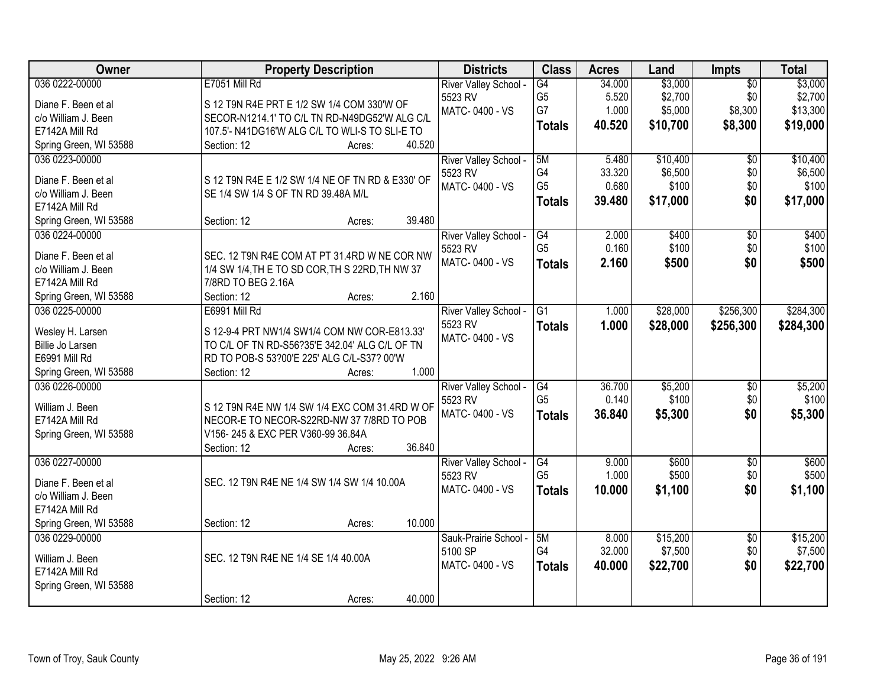| Owner | Property Description | Districts | Class | Acres | Land | Impts | Total |
|---|---|---|---|---|---|---|---|
| 036 0222-00000<br>Diane F. Been et al<br>c/o William J. Been<br>E7142A Mill Rd<br>Spring Green, WI 53588 | E7051 Mill Rd<br>S 12 T9N R4E PRT E 1/2 SW 1/4 COM 330'W OF SECOR-N1214.1' TO C/L TN RD-N49DG52'W ALG C/L 107.5'- N41DG16'W ALG C/L TO WLI-S TO SLI-E TO<br>Section: 12 Acres: 40.520 | River Valley School - 5523 RV<br>MATC- 0400 - VS | G4<br>G5<br>G7<br>**Totals** | 34.000<br>5.520<br>1.000<br>**40.520** | $3,000<br>$2,700<br>$5,000<br>**$10,700** | $0<br>$0<br>$8,300<br>**$8,300** | $3,000<br>$2,700<br>$13,300<br>**$19,000** |
| 036 0223-00000<br>Diane F. Been et al<br>c/o William J. Been<br>E7142A Mill Rd<br>Spring Green, WI 53588 | S 12 T9N R4E E 1/2 SW 1/4 NE OF TN RD & E330' OF SE 1/4 SW 1/4 S OF TN RD 39.48A M/L<br>Section: 12 Acres: 39.480 | River Valley School - 5523 RV<br>MATC- 0400 - VS | 5M<br>G4<br>G5<br>**Totals** | 5.480<br>33.320<br>0.680<br>**39.480** | $10,400<br>$6,500<br>$100<br>**$17,000** | $0<br>$0<br>$0<br>**$0** | $10,400<br>$6,500<br>$100<br>**$17,000** |
| 036 0224-00000<br>Diane F. Been et al<br>c/o William J. Been<br>E7142A Mill Rd<br>Spring Green, WI 53588 | SEC. 12 T9N R4E COM AT PT 31.4RD W NE COR NW 1/4 SW 1/4,TH E TO SD COR,TH S 22RD,TH NW 37 7/8RD TO BEG 2.16A<br>Section: 12 Acres: 2.160 | River Valley School - 5523 RV<br>MATC- 0400 - VS | G4<br>G5<br>**Totals** | 2.000<br>0.160<br>**2.160** | $400<br>$100<br>**$500** | $0<br>$0<br>**$0** | $400<br>$100<br>**$500** |
| 036 0225-00000<br>Wesley H. Larsen<br>Billie Jo Larsen<br>E6991 Mill Rd<br>Spring Green, WI 53588 | E6991 Mill Rd<br>S 12-9-4 PRT NW1/4 SW1/4 COM NW COR-E813.33' TO C/L OF TN RD-S56?35'E 342.04' ALG C/L OF TN RD TO POB-S 53?00'E 225' ALG C/L-S37? 00'W<br>Section: 12 Acres: 1.000 | River Valley School - 5523 RV<br>MATC- 0400 - VS | G1<br>**Totals** | 1.000<br>**1.000** | $28,000<br>**$28,000** | $256,300<br>**$256,300** | $284,300<br>**$284,300** |
| 036 0226-00000<br>William J. Been<br>E7142A Mill Rd<br>Spring Green, WI 53588 | S 12 T9N R4E NW 1/4 SW 1/4 EXC COM 31.4RD W OF NECOR-E TO NECOR-S22RD-NW 37 7/8RD TO POB V156- 245 & EXC PER V360-99 36.84A<br>Section: 12 Acres: 36.840 | River Valley School - 5523 RV<br>MATC- 0400 - VS | G4<br>G5<br>**Totals** | 36.700<br>0.140<br>**36.840** | $5,200<br>$100<br>**$5,300** | $0<br>$0<br>**$0** | $5,200<br>$100<br>**$5,300** |
| 036 0227-00000<br>Diane F. Been et al<br>c/o William J. Been<br>E7142A Mill Rd<br>Spring Green, WI 53588 | SEC. 12 T9N R4E NE 1/4 SW 1/4 SW 1/4 10.00A<br>Section: 12 Acres: 10.000 | River Valley School - 5523 RV<br>MATC- 0400 - VS | G4<br>G5<br>**Totals** | 9.000<br>1.000<br>**10.000** | $600<br>$500<br>**$1,100** | $0<br>$0<br>**$0** | $600<br>$500<br>**$1,100** |
| 036 0229-00000<br>William J. Been<br>E7142A Mill Rd<br>Spring Green, WI 53588 | SEC. 12 T9N R4E NE 1/4 SE 1/4 40.00A<br>Section: 12 Acres: 40.000 | Sauk-Prairie School - 5100 SP<br>MATC- 0400 - VS | 5M<br>G4<br>**Totals** | 8.000<br>32.000<br>**40.000** | $15,200<br>$7,500<br>**$22,700** | $0<br>$0<br>**$0** | $15,200<br>$7,500<br>**$22,700** |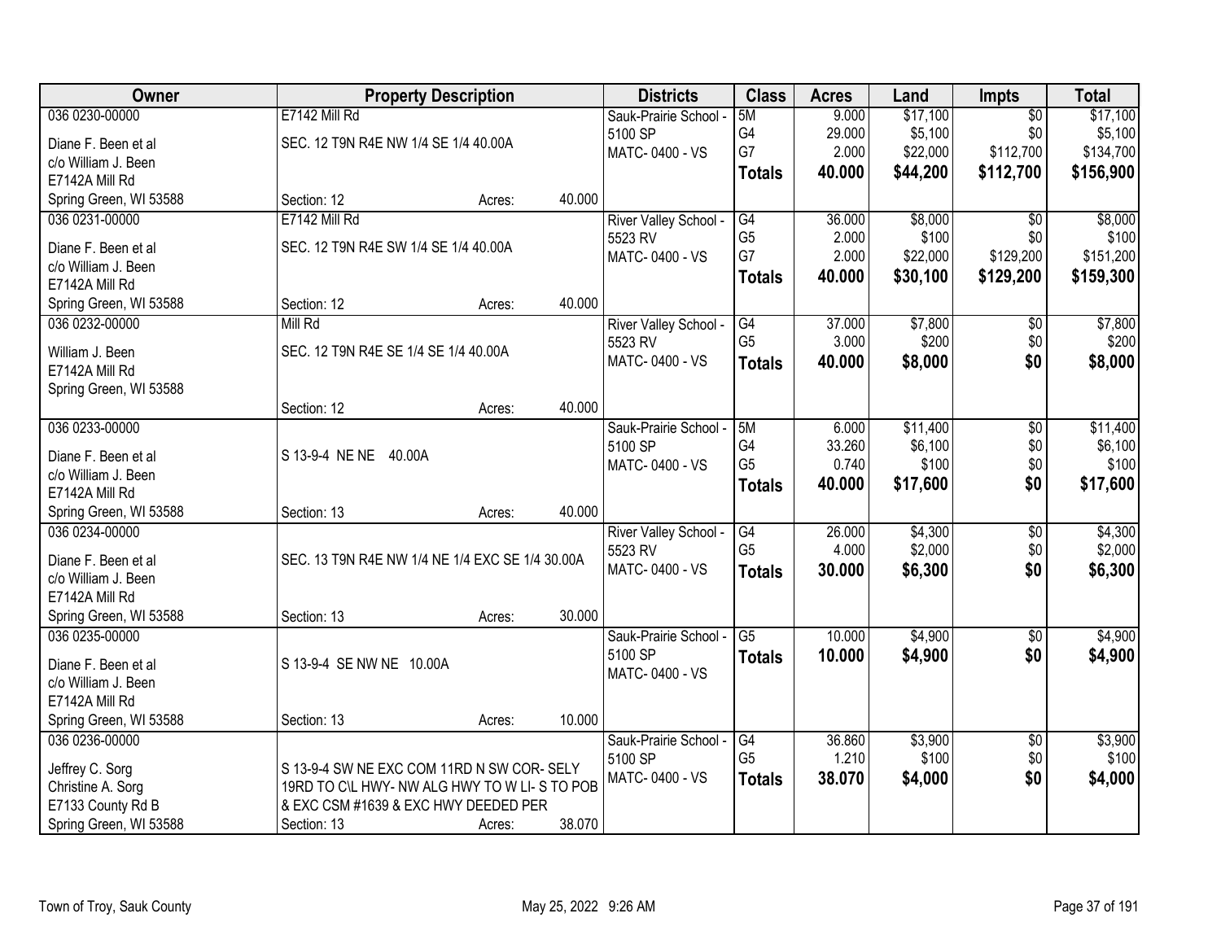| Owner | Property Description | Districts | Class | Acres | Land | Impts | Total |
|---|---|---|---|---|---|---|---|
| 036 0230-00000<br>Diane F. Been et al<br>c/o William J. Been<br>E7142A Mill Rd<br>Spring Green, WI 53588 | E7142 Mill Rd<br>SEC. 12 T9N R4E NW 1/4 SE 1/4 40.00A<br>Section: 12 Acres: 40.000 | Sauk-Prairie School - 5100 SP<br>MATC- 0400 - VS | 5M<br>G4<br>G7<br>**Totals** | 9.000<br>29.000<br>2.000<br>**40.000** | $17,100<br>$5,100<br>$22,000<br>**$44,200** | $0<br>$0<br>$112,700<br>**$112,700** | $17,100<br>$5,100<br>$134,700<br>**$156,900** |
| 036 0231-00000<br>Diane F. Been et al<br>c/o William J. Been<br>E7142A Mill Rd<br>Spring Green, WI 53588 | E7142 Mill Rd<br>SEC. 12 T9N R4E SW 1/4 SE 1/4 40.00A<br>Section: 12 Acres: 40.000 | River Valley School - 5523 RV<br>MATC- 0400 - VS | G4<br>G5<br>G7<br>**Totals** | 36.000<br>2.000<br>2.000<br>**40.000** | $8,000<br>$100<br>$22,000<br>**$30,100** | $0<br>$0<br>$129,200<br>**$129,200** | $8,000<br>$100<br>$151,200<br>**$159,300** |
| 036 0232-00000<br>William J. Been<br>E7142A Mill Rd<br>Spring Green, WI 53588 | Mill Rd<br>SEC. 12 T9N R4E SE 1/4 SE 1/4 40.00A<br>Section: 12 Acres: 40.000 | River Valley School - 5523 RV<br>MATC- 0400 - VS | G4<br>G5<br>**Totals** | 37.000<br>3.000<br>**40.000** | $7,800<br>$200<br>**$8,000** | $0<br>$0<br>**$0** | $7,800<br>$200<br>**$8,000** |
| 036 0233-00000<br>Diane F. Been et al<br>c/o William J. Been<br>E7142A Mill Rd<br>Spring Green, WI 53588 | S 13-9-4 NE NE 40.00A<br>Section: 13 Acres: 40.000 | Sauk-Prairie School - 5100 SP<br>MATC- 0400 - VS | 5M<br>G4<br>G5<br>**Totals** | 6.000<br>33.260<br>0.740<br>**40.000** | $11,400<br>$6,100<br>$100<br>**$17,600** | $0<br>$0<br>$0<br>**$0** | $11,400<br>$6,100<br>$100<br>**$17,600** |
| 036 0234-00000<br>Diane F. Been et al<br>c/o William J. Been<br>E7142A Mill Rd<br>Spring Green, WI 53588 | SEC. 13 T9N R4E NW 1/4 NE 1/4 EXC SE 1/4 30.00A<br>Section: 13 Acres: 30.000 | River Valley School - 5523 RV<br>MATC- 0400 - VS | G4<br>G5<br>**Totals** | 26.000<br>4.000<br>**30.000** | $4,300<br>$2,000<br>**$6,300** | $0<br>$0<br>**$0** | $4,300<br>$2,000<br>**$6,300** |
| 036 0235-00000<br>Diane F. Been et al<br>c/o William J. Been<br>E7142A Mill Rd<br>Spring Green, WI 53588 | S 13-9-4 SE NW NE 10.00A<br>Section: 13 Acres: 10.000 | Sauk-Prairie School - 5100 SP<br>MATC- 0400 - VS | G5<br>**Totals** | 10.000<br>**10.000** | $4,900<br>**$4,900** | $0<br>**$0** | $4,900<br>**$4,900** |
| 036 0236-00000<br>Jeffrey C. Sorg<br>Christine A. Sorg<br>E7133 County Rd B<br>Spring Green, WI 53588 | S 13-9-4 SW NE EXC COM 11RD N SW COR- SELY 19RD TO C\L HWY- NW ALG HWY TO W LI- S TO POB & EXC CSM #1639 & EXC HWY DEEDED PER<br>Section: 13 Acres: 38.070 | Sauk-Prairie School - 5100 SP<br>MATC- 0400 - VS | G4<br>G5<br>**Totals** | 36.860<br>1.210<br>**38.070** | $3,900<br>$100<br>**$4,000** | $0<br>$0<br>**$0** | $3,900<br>$100<br>**$4,000** |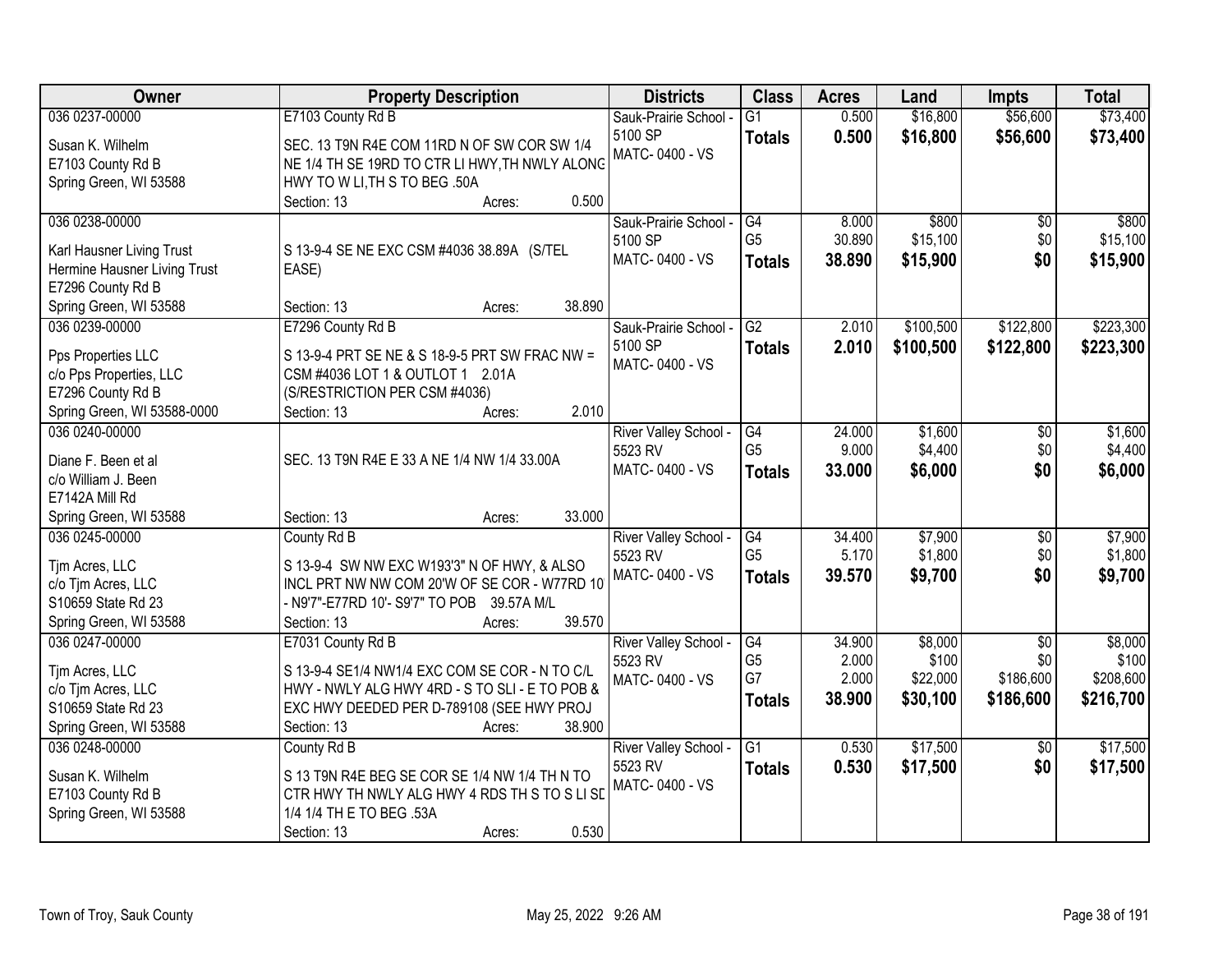| Owner | Property Description | Districts | Class | Acres | Land | Impts | Total |
|---|---|---|---|---|---|---|---|
| 036 0237-00000<br>Susan K. Wilhelm<br>E7103 County Rd B<br>Spring Green, WI 53588 | E7103 County Rd B<br>SEC. 13 T9N R4E COM 11RD N OF SW COR SW 1/4 NE 1/4 TH SE 19RD TO CTR LI HWY,TH NWLY ALONG HWY TO W LI,TH S TO BEG .50A<br>Section: 13 Acres: 0.500 | Sauk-Prairie School - 5100 SP<br>MATC- 0400 - VS | G1<br>**Totals** | 0.500<br>**0.500** | $16,800<br>**$16,800** | $56,600<br>**$56,600** | $73,400<br>**$73,400** |
| 036 0238-00000<br>Karl Hausner Living Trust<br>Hermine Hausner Living Trust<br>E7296 County Rd B<br>Spring Green, WI 53588 | S 13-9-4 SE NE EXC CSM #4036 38.89A (S/TEL EASE)<br>Section: 13 Acres: 38.890 | Sauk-Prairie School - 5100 SP<br>MATC- 0400 - VS | G4<br>G5<br>**Totals** | 8.000<br>30.890<br>**38.890** | $800<br>$15,100<br>**$15,900** | $0<br>$0<br>**$0** | $800<br>$15,100<br>**$15,900** |
| 036 0239-00000<br>Pps Properties LLC<br>c/o Pps Properties, LLC<br>E7296 County Rd B<br>Spring Green, WI 53588-0000 | E7296 County Rd B<br>S 13-9-4 PRT SE NE & S 18-9-5 PRT SW FRAC NW = CSM #4036 LOT 1 & OUTLOT 1 2.01A (S/RESTRICTION PER CSM #4036)<br>Section: 13 Acres: 2.010 | Sauk-Prairie School - 5100 SP<br>MATC- 0400 - VS | G2<br>**Totals** | 2.010<br>**2.010** | $100,500<br>**$100,500** | $122,800<br>**$122,800** | $223,300<br>**$223,300** |
| 036 0240-00000<br>Diane F. Been et al<br>c/o William J. Been<br>E7142A Mill Rd<br>Spring Green, WI 53588 | SEC. 13 T9N R4E E 33 A NE 1/4 NW 1/4 33.00A<br>Section: 13 Acres: 33.000 | River Valley School - 5523 RV<br>MATC- 0400 - VS | G4<br>G5<br>**Totals** | 24.000<br>9.000<br>**33.000** | $1,600<br>$4,400<br>**$6,000** | $0<br>$0<br>**$0** | $1,600<br>$4,400<br>**$6,000** |
| 036 0245-00000<br>Tjm Acres, LLC<br>c/o Tjm Acres, LLC<br>S10659 State Rd 23<br>Spring Green, WI 53588 | County Rd B<br>S 13-9-4 SW NW EXC W193'3" N OF HWY, & ALSO INCL PRT NW NW COM 20'W OF SE COR - W77RD 10' - N9'7"-E77RD 10'- S9'7" TO POB 39.57A M/L<br>Section: 13 Acres: 39.570 | River Valley School - 5523 RV<br>MATC- 0400 - VS | G4<br>G5<br>**Totals** | 34.400<br>5.170<br>**39.570** | $7,900<br>$1,800<br>**$9,700** | $0<br>$0<br>**$0** | $7,900<br>$1,800<br>**$9,700** |
| 036 0247-00000<br>Tjm Acres, LLC<br>c/o Tjm Acres, LLC<br>S10659 State Rd 23<br>Spring Green, WI 53588 | E7031 County Rd B<br>S 13-9-4 SE1/4 NW1/4 EXC COM SE COR - N TO C/L HWY - NWLY ALG HWY 4RD - S TO SLI - E TO POB & EXC HWY DEEDED PER D-789108 (SEE HWY PROJ<br>Section: 13 Acres: 38.900 | River Valley School - 5523 RV<br>MATC- 0400 - VS | G4<br>G5<br>G7<br>**Totals** | 34.900<br>2.000<br>2.000<br>**38.900** | $8,000<br>$100<br>$22,000<br>**$30,100** | $0<br>$0<br>$186,600<br>**$186,600** | $8,000<br>$100<br>$208,600<br>**$216,700** |
| 036 0248-00000<br>Susan K. Wilhelm<br>E7103 County Rd B<br>Spring Green, WI 53588 | County Rd B<br>S 13 T9N R4E BEG SE COR SE 1/4 NW 1/4 TH N TO CTR HWY TH NWLY ALG HWY 4 RDS TH S TO S LI SD 1/4 1/4 TH E TO BEG .53A<br>Section: 13 Acres: 0.530 | River Valley School - 5523 RV<br>MATC- 0400 - VS | G1<br>**Totals** | 0.530<br>**0.530** | $17,500<br>**$17,500** | $0<br>**$0** | $17,500<br>**$17,500** |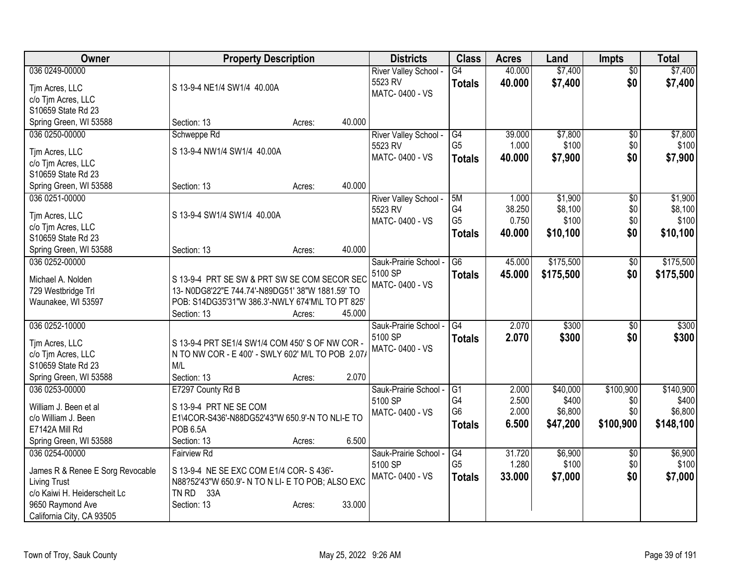| Owner | Property Description | Districts | Class | Acres | Land | Impts | Total |
|---|---|---|---|---|---|---|---|
| 036 0249-00000<br>Tjm Acres, LLC<br>c/o Tjm Acres, LLC<br>S10659 State Rd 23<br>Spring Green, WI 53588 | S 13-9-4 NE1/4 SW1/4 40.00A<br>Section: 13 Acres: 40.000 | River Valley School - 5523 RV<br>MATC- 0400 - VS | G4<br>**Totals** | 40.000<br>**40.000** | $7,400<br>**$7,400** | $0<br>**$0** | $7,400<br>**$7,400** |
| 036 0250-00000<br>Tjm Acres, LLC<br>c/o Tjm Acres, LLC<br>S10659 State Rd 23<br>Spring Green, WI 53588 | Schweppe Rd<br>S 13-9-4 NW1/4 SW1/4 40.00A<br>Section: 13 Acres: 40.000 | River Valley School - 5523 RV<br>MATC- 0400 - VS | G4<br>G5<br>**Totals** | 39.000<br>1.000<br>**40.000** | $7,800<br>$100<br>**$7,900** | $0<br>$0<br>**$0** | $7,800<br>$100<br>**$7,900** |
| 036 0251-00000<br>Tjm Acres, LLC<br>c/o Tjm Acres, LLC<br>S10659 State Rd 23<br>Spring Green, WI 53588 | S 13-9-4 SW1/4 SW1/4 40.00A<br>Section: 13 Acres: 40.000 | River Valley School - 5523 RV<br>MATC- 0400 - VS | 5M<br>G4<br>G5<br>**Totals** | 1.000<br>38.250<br>0.750<br>**40.000** | $1,900<br>$8,100<br>$100<br>**$10,100** | $0<br>$0<br>$0<br>**$0** | $1,900<br>$8,100<br>$100<br>**$10,100** |
| 036 0252-00000<br>Michael A. Nolden<br>729 Westbridge Trl<br>Waunakee, WI 53597 | S 13-9-4 PRT SE SW & PRT SW SE COM SECOR SEC 13- N0DG8'22"E 744.74'-N89DG51' 38"W 1881.59' TO POB: S14DG35'31"W 386.3'-NWLY 674'M\L TO PT 825'<br>Section: 13 Acres: 45.000 | Sauk-Prairie School - 5100 SP<br>MATC- 0400 - VS | G6<br>**Totals** | 45.000<br>**45.000** | $175,500<br>**$175,500** | $0<br>**$0** | $175,500<br>**$175,500** |
| 036 0252-10000<br>Tjm Acres, LLC<br>c/o Tjm Acres, LLC<br>S10659 State Rd 23<br>Spring Green, WI 53588 | S 13-9-4 PRT SE1/4 SW1/4 COM 450' S OF NW COR - N TO NW COR - E 400' - SWLY 602' M/L TO POB 2.07/ M/L<br>Section: 13 Acres: 2.070 | Sauk-Prairie School - 5100 SP<br>MATC- 0400 - VS | G4<br>**Totals** | 2.070<br>**2.070** | $300<br>**$300** | $0<br>**$0** | $300<br>**$300** |
| 036 0253-00000<br>William J. Been et al<br>c/o William J. Been<br>E7142A Mill Rd<br>Spring Green, WI 53588 | E7297 County Rd B<br>S 13-9-4 PRT NE SE COM E1\4COR-S436'-N88DG52'43"W 650.9'-N TO NLI-E TO POB 6.5A<br>Section: 13 Acres: 6.500 | Sauk-Prairie School - 5100 SP<br>MATC- 0400 - VS | G1<br>G4<br>G6<br>**Totals** | 2.000<br>2.500<br>2.000<br>**6.500** | $40,000<br>$400<br>$6,800<br>**$47,200** | $100,900<br>$0<br>$0<br>**$100,900** | $140,900<br>$400<br>$6,800<br>**$148,100** |
| 036 0254-00000<br>James R & Renee E Sorg Revocable Living Trust<br>c/o Kaiwi H. Heiderscheit Lc<br>9650 Raymond Ave<br>California City, CA 93505 | Fairview Rd<br>S 13-9-4 NE SE EXC COM E1/4 COR- S 436'- N88?52'43"W 650.9'- N TO N LI- E TO POB; ALSO EXC TN RD 33A<br>Section: 13 Acres: 33.000 | Sauk-Prairie School - 5100 SP<br>MATC- 0400 - VS | G4<br>G5<br>**Totals** | 31.720<br>1.280<br>**33.000** | $6,900<br>$100<br>**$7,000** | $0<br>$0<br>**$0** | $6,900<br>$100<br>**$7,000** |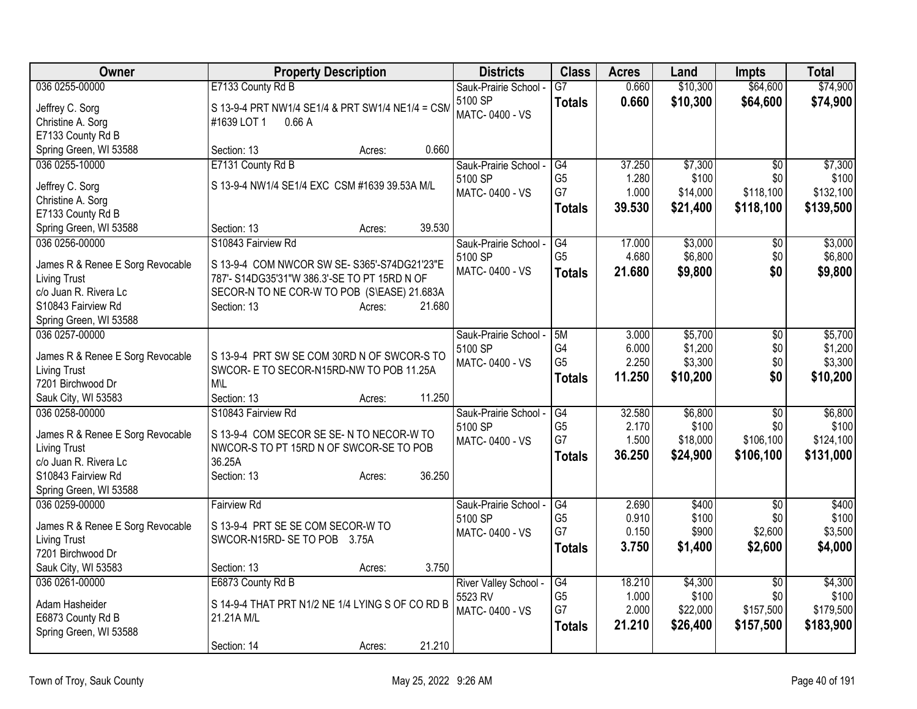| Owner | Property Description | Districts | Class | Acres | Land | Impts | Total |
|---|---|---|---|---|---|---|---|
| 036 0255-00000<br>Jeffrey C. Sorg<br>Christine A. Sorg<br>E7133 County Rd B<br>Spring Green, WI 53588 | E7133 County Rd B<br>S 13-9-4 PRT NW1/4 SE1/4 & PRT SW1/4 NE1/4 = CSM #1639 LOT 1 0.66 A<br>Section: 13 Acres: 0.660 | Sauk-Prairie School - 5100 SP<br>MATC- 0400 - VS | G7<br>**Totals** | 0.660<br>**0.660** | $10,300<br>**$10,300** | $64,600<br>**$64,600** | $74,900<br>**$74,900** |
| 036 0255-10000<br>Jeffrey C. Sorg<br>Christine A. Sorg<br>E7133 County Rd B<br>Spring Green, WI 53588 | E7131 County Rd B<br>S 13-9-4 NW1/4 SE1/4 EXC CSM #1639 39.53A M/L<br>Section: 13 Acres: 39.530 | Sauk-Prairie School - 5100 SP<br>MATC- 0400 - VS | G4<br>G5<br>G7<br>**Totals** | 37.250<br>1.280<br>1.000<br>**39.530** | $7,300<br>$100<br>$14,000<br>**$21,400** | $0<br>$0<br>$118,100<br>**$118,100** | $7,300<br>$100<br>$132,100<br>**$139,500** |
| 036 0256-00000<br>James R & Renee E Sorg Revocable Living Trust<br>c/o Juan R. Rivera Lc<br>S10843 Fairview Rd<br>Spring Green, WI 53588 | S10843 Fairview Rd<br>S 13-9-4 COM NWCOR SW SE- S365'-S74DG21'23"E 787'- S14DG35'31"W 386.3'-SE TO PT 15RD N OF SECOR-N TO NE COR-W TO POB (S\EASE) 21.683A<br>Section: 13 Acres: 21.680 | Sauk-Prairie School - 5100 SP<br>MATC- 0400 - VS | G4<br>G5<br>**Totals** | 17.000<br>4.680<br>**21.680** | $3,000<br>$6,800<br>**$9,800** | $0<br>$0<br>**$0** | $3,000<br>$6,800<br>**$9,800** |
| 036 0257-00000<br>James R & Renee E Sorg Revocable Living Trust<br>7201 Birchwood Dr<br>Sauk City, WI 53583 | S 13-9-4 PRT SW SE COM 30RD N OF SWCOR-S TO SWCOR- E TO SECOR-N15RD-NW TO POB 11.25A M\L<br>Section: 13 Acres: 11.250 | Sauk-Prairie School - 5100 SP<br>MATC- 0400 - VS | 5M<br>G4<br>G5<br>**Totals** | 3.000<br>6.000<br>2.250<br>**11.250** | $5,700<br>$1,200<br>$3,300<br>**$10,200** | $0<br>$0<br>$0<br>**$0** | $5,700<br>$1,200<br>$3,300<br>**$10,200** |
| 036 0258-00000<br>James R & Renee E Sorg Revocable Living Trust<br>c/o Juan R. Rivera Lc<br>S10843 Fairview Rd<br>Spring Green, WI 53588 | S10843 Fairview Rd<br>S 13-9-4 COM SECOR SE SE- N TO NECOR-W TO NWCOR-S TO PT 15RD N OF SWCOR-SE TO POB 36.25A<br>Section: 13 Acres: 36.250 | Sauk-Prairie School - 5100 SP<br>MATC- 0400 - VS | G4<br>G5<br>G7<br>**Totals** | 32.580<br>2.170<br>1.500<br>**36.250** | $6,800<br>$100<br>$18,000<br>**$24,900** | $0<br>$0<br>$106,100<br>**$106,100** | $6,800<br>$100<br>$124,100<br>**$131,000** |
| 036 0259-00000<br>James R & Renee E Sorg Revocable Living Trust<br>7201 Birchwood Dr<br>Sauk City, WI 53583 | Fairview Rd<br>S 13-9-4 PRT SE SE COM SECOR-W TO SWCOR-N15RD- SE TO POB 3.75A<br>Section: 13 Acres: 3.750 | Sauk-Prairie School - 5100 SP<br>MATC- 0400 - VS | G4<br>G5<br>G7<br>**Totals** | 2.690<br>0.910<br>0.150<br>**3.750** | $400<br>$100<br>$900<br>**$1,400** | $0<br>$0<br>$2,600<br>**$2,600** | $400<br>$100<br>$3,500<br>**$4,000** |
| 036 0261-00000<br>Adam Hasheider<br>E6873 County Rd B<br>Spring Green, WI 53588 | E6873 County Rd B<br>S 14-9-4 THAT PRT N1/2 NE 1/4 LYING S OF CO RD B 21.21A M/L<br>Section: 14 Acres: 21.210 | River Valley School - 5523 RV<br>MATC- 0400 - VS | G4<br>G5<br>G7<br>**Totals** | 18.210<br>1.000<br>2.000<br>**21.210** | $4,300<br>$100<br>$22,000<br>**$26,400** | $0<br>$0<br>$157,500<br>**$157,500** | $4,300<br>$100<br>$179,500<br>**$183,900** |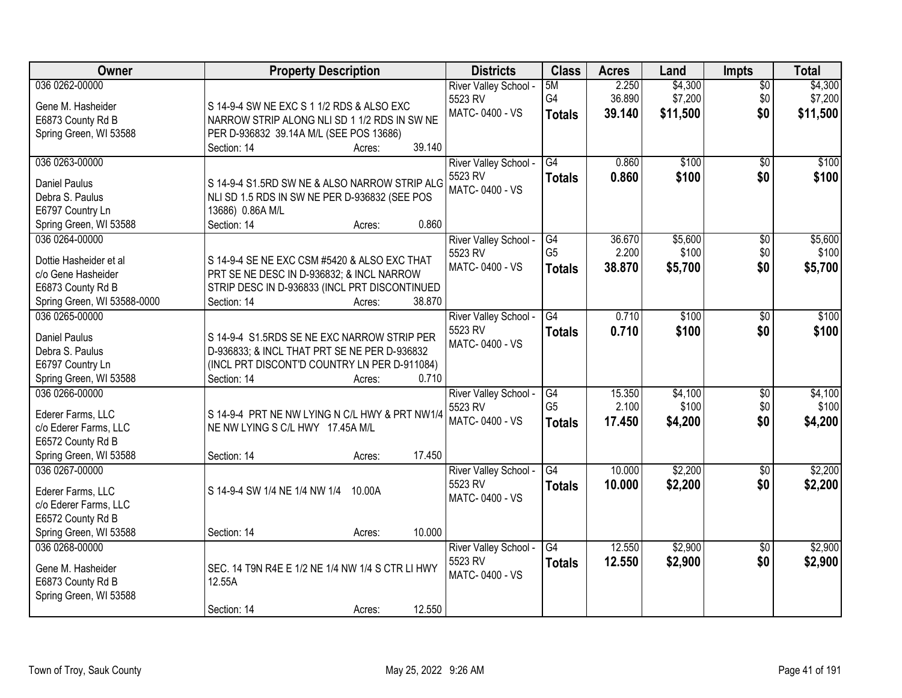| Owner | Property Description | Districts | Class | Acres | Land | Impts | Total |
|---|---|---|---|---|---|---|---|
| 036 0262-00000<br><br>Gene M. Hasheider<br>E6873 County Rd B<br>Spring Green, WI 53588 | S 14-9-4 SW NE EXC S 1 1/2 RDS & ALSO EXC NARROW STRIP ALONG NLI SD 1 1/2 RDS IN SW NE PER D-936832 39.14A M/L (SEE POS 13686)<br>Section: 14 Acres: 39.140 | River Valley School - 5523 RV<br>MATC- 0400 - VS | 5M<br>G4<br>**Totals** | 2.250<br>36.890<br>**39.140** | $4,300<br>$7,200<br>**$11,500** | $0<br>$0<br>**$0** | $4,300<br>$7,200<br>**$11,500** |
| 036 0263-00000<br><br>Daniel Paulus<br>Debra S. Paulus<br>E6797 Country Ln<br>Spring Green, WI 53588 | S 14-9-4 S1.5RD SW NE & ALSO NARROW STRIP ALG NLI SD 1.5 RDS IN SW NE PER D-936832 (SEE POS 13686) 0.86A M/L<br>Section: 14 Acres: 0.860 | River Valley School - 5523 RV<br>MATC- 0400 - VS | G4<br>**Totals** | 0.860<br>**0.860** | $100<br>**$100** | $0<br>**$0** | $100<br>**$100** |
| 036 0264-00000<br><br>Dottie Hasheider et al<br>c/o Gene Hasheider<br>E6873 County Rd B<br>Spring Green, WI 53588-0000 | S 14-9-4 SE NE EXC CSM #5420 & ALSO EXC THAT PRT SE NE DESC IN D-936832; & INCL NARROW STRIP DESC IN D-936833 (INCL PRT DISCONTINUED<br>Section: 14 Acres: 38.870 | River Valley School - 5523 RV<br>MATC- 0400 - VS | G4<br>G5<br>**Totals** | 36.670<br>2.200<br>**38.870** | $5,600<br>$100<br>**$5,700** | $0<br>$0<br>**$0** | $5,600<br>$100<br>**$5,700** |
| 036 0265-00000<br><br>Daniel Paulus<br>Debra S. Paulus<br>E6797 Country Ln<br>Spring Green, WI 53588 | S 14-9-4 S1.5RDS SE NE EXC NARROW STRIP PER D-936833; & INCL THAT PRT SE NE PER D-936832 (INCL PRT DISCONT'D COUNTRY LN PER D-911084)<br>Section: 14 Acres: 0.710 | River Valley School - 5523 RV<br>MATC- 0400 - VS | G4<br>**Totals** | 0.710<br>**0.710** | $100<br>**$100** | $0<br>**$0** | $100<br>**$100** |
| 036 0266-00000<br><br>Ederer Farms, LLC<br>c/o Ederer Farms, LLC<br>E6572 County Rd B<br>Spring Green, WI 53588 | S 14-9-4 PRT NE NW LYING N C/L HWY & PRT NW1/4 NE NW LYING S C/L HWY 17.45A M/L<br><br>Section: 14 Acres: 17.450 | River Valley School - 5523 RV<br>MATC- 0400 - VS | G4<br>G5<br>**Totals** | 15.350<br>2.100<br>**17.450** | $4,100<br>$100<br>**$4,200** | $0<br>$0<br>**$0** | $4,100<br>$100<br>**$4,200** |
| 036 0267-00000<br><br>Ederer Farms, LLC<br>c/o Ederer Farms, LLC<br>E6572 County Rd B<br>Spring Green, WI 53588 | S 14-9-4 SW 1/4 NE 1/4 NW 1/4 10.00A<br><br>Section: 14 Acres: 10.000 | River Valley School - 5523 RV<br>MATC- 0400 - VS | G4<br>**Totals** | 10.000<br>**10.000** | $2,200<br>**$2,200** | $0<br>**$0** | $2,200<br>**$2,200** |
| 036 0268-00000<br><br>Gene M. Hasheider<br>E6873 County Rd B<br>Spring Green, WI 53588 | SEC. 14 T9N R4E E 1/2 NE 1/4 NW 1/4 S CTR LI HWY 12.55A<br><br>Section: 14 Acres: 12.550 | River Valley School - 5523 RV<br>MATC- 0400 - VS | G4<br>**Totals** | 12.550<br>**12.550** | $2,900<br>**$2,900** | $0<br>**$0** | $2,900<br>**$2,900** |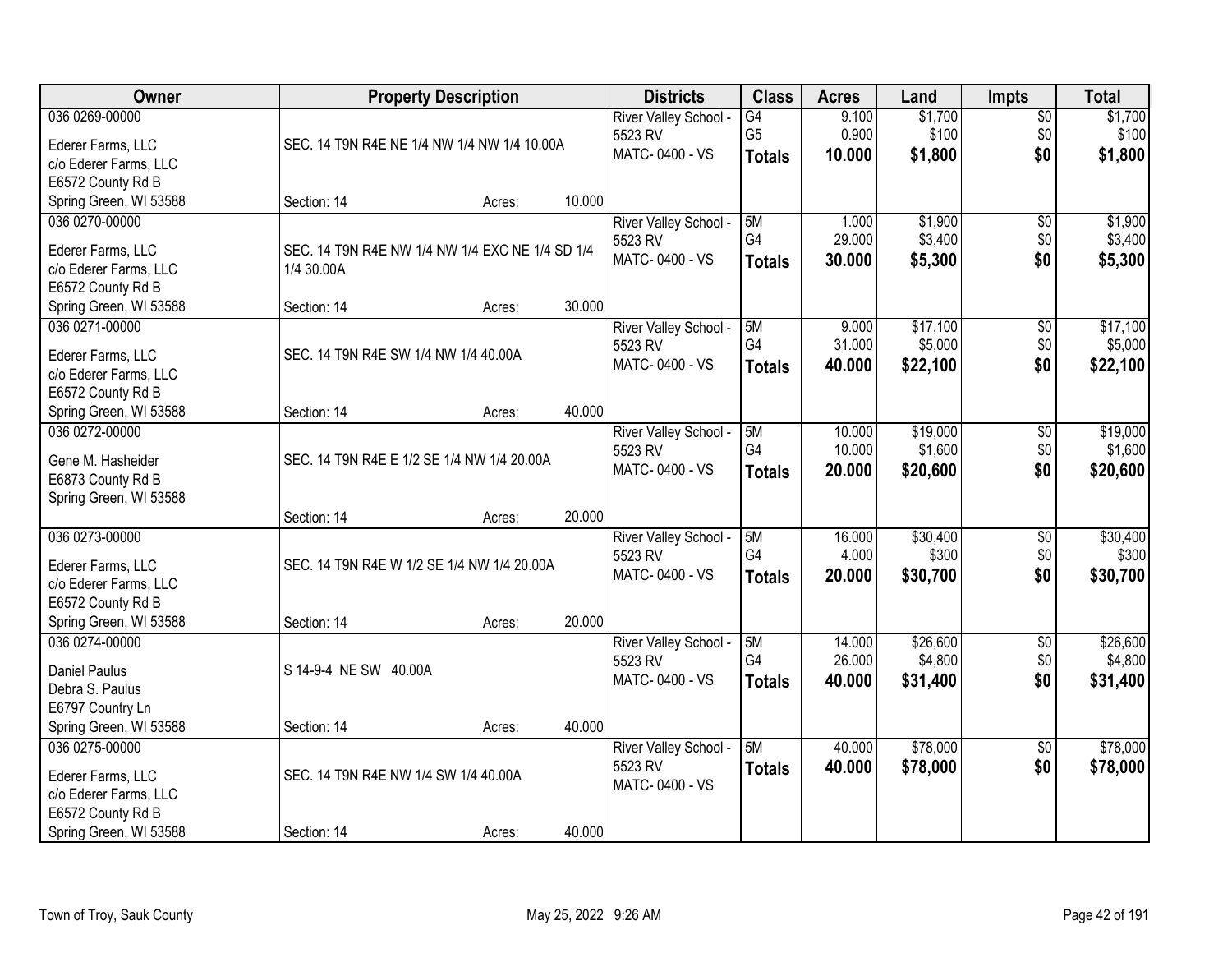| Owner | Property Description | Districts | Class | Acres | Land | Impts | Total |
|---|---|---|---|---|---|---|---|
| 036 0269-00000<br>Ederer Farms, LLC<br>c/o Ederer Farms, LLC<br>E6572 County Rd B<br>Spring Green, WI 53588 | SEC. 14 T9N R4E NE 1/4 NW 1/4 NW 1/4 10.00A<br>Section: 14 Acres: 10.000 | River Valley School - 5523 RV<br>MATC- 0400 - VS | G4<br>G5<br>**Totals** | 9.100<br>0.900<br>**10.000** | $1,700<br>$100<br>**$1,800** | $0<br>$0<br>**$0** | $1,700<br>$100<br>**$1,800** |
| 036 0270-00000<br>Ederer Farms, LLC<br>c/o Ederer Farms, LLC<br>E6572 County Rd B<br>Spring Green, WI 53588 | SEC. 14 T9N R4E NW 1/4 NW 1/4 EXC NE 1/4 SD 1/4 1/4 30.00A<br>Section: 14 Acres: 30.000 | River Valley School - 5523 RV<br>MATC- 0400 - VS | 5M<br>G4<br>**Totals** | 1.000<br>29.000<br>**30.000** | $1,900<br>$3,400<br>**$5,300** | $0<br>$0<br>**$0** | $1,900<br>$3,400<br>**$5,300** |
| 036 0271-00000<br>Ederer Farms, LLC<br>c/o Ederer Farms, LLC<br>E6572 County Rd B<br>Spring Green, WI 53588 | SEC. 14 T9N R4E SW 1/4 NW 1/4 40.00A<br>Section: 14 Acres: 40.000 | River Valley School - 5523 RV<br>MATC- 0400 - VS | 5M<br>G4<br>**Totals** | 9.000<br>31.000<br>**40.000** | $17,100<br>$5,000<br>**$22,100** | $0<br>$0<br>**$0** | $17,100<br>$5,000<br>**$22,100** |
| 036 0272-00000<br>Gene M. Hasheider<br>E6873 County Rd B<br>Spring Green, WI 53588 | SEC. 14 T9N R4E E 1/2 SE 1/4 NW 1/4 20.00A<br>Section: 14 Acres: 20.000 | River Valley School - 5523 RV<br>MATC- 0400 - VS | 5M<br>G4<br>**Totals** | 10.000<br>10.000<br>**20.000** | $19,000<br>$1,600<br>**$20,600** | $0<br>$0<br>**$0** | $19,000<br>$1,600<br>**$20,600** |
| 036 0273-00000<br>Ederer Farms, LLC<br>c/o Ederer Farms, LLC<br>E6572 County Rd B<br>Spring Green, WI 53588 | SEC. 14 T9N R4E W 1/2 SE 1/4 NW 1/4 20.00A<br>Section: 14 Acres: 20.000 | River Valley School - 5523 RV<br>MATC- 0400 - VS | 5M<br>G4<br>**Totals** | 16.000<br>4.000<br>**20.000** | $30,400<br>$300<br>**$30,700** | $0<br>$0<br>**$0** | $30,400<br>$300<br>**$30,700** |
| 036 0274-00000<br>Daniel Paulus<br>Debra S. Paulus<br>E6797 Country Ln<br>Spring Green, WI 53588 | S 14-9-4 NE SW 40.00A<br>Section: 14 Acres: 40.000 | River Valley School - 5523 RV<br>MATC- 0400 - VS | 5M<br>G4<br>**Totals** | 14.000<br>26.000<br>**40.000** | $26,600<br>$4,800<br>**$31,400** | $0<br>$0<br>**$0** | $26,600<br>$4,800<br>**$31,400** |
| 036 0275-00000<br>Ederer Farms, LLC<br>c/o Ederer Farms, LLC<br>E6572 County Rd B<br>Spring Green, WI 53588 | SEC. 14 T9N R4E NW 1/4 SW 1/4 40.00A<br>Section: 14 Acres: 40.000 | River Valley School - 5523 RV<br>MATC- 0400 - VS | 5M<br>**Totals** | 40.000<br>**40.000** | $78,000<br>**$78,000** | $0<br>**$0** | $78,000<br>**$78,000** |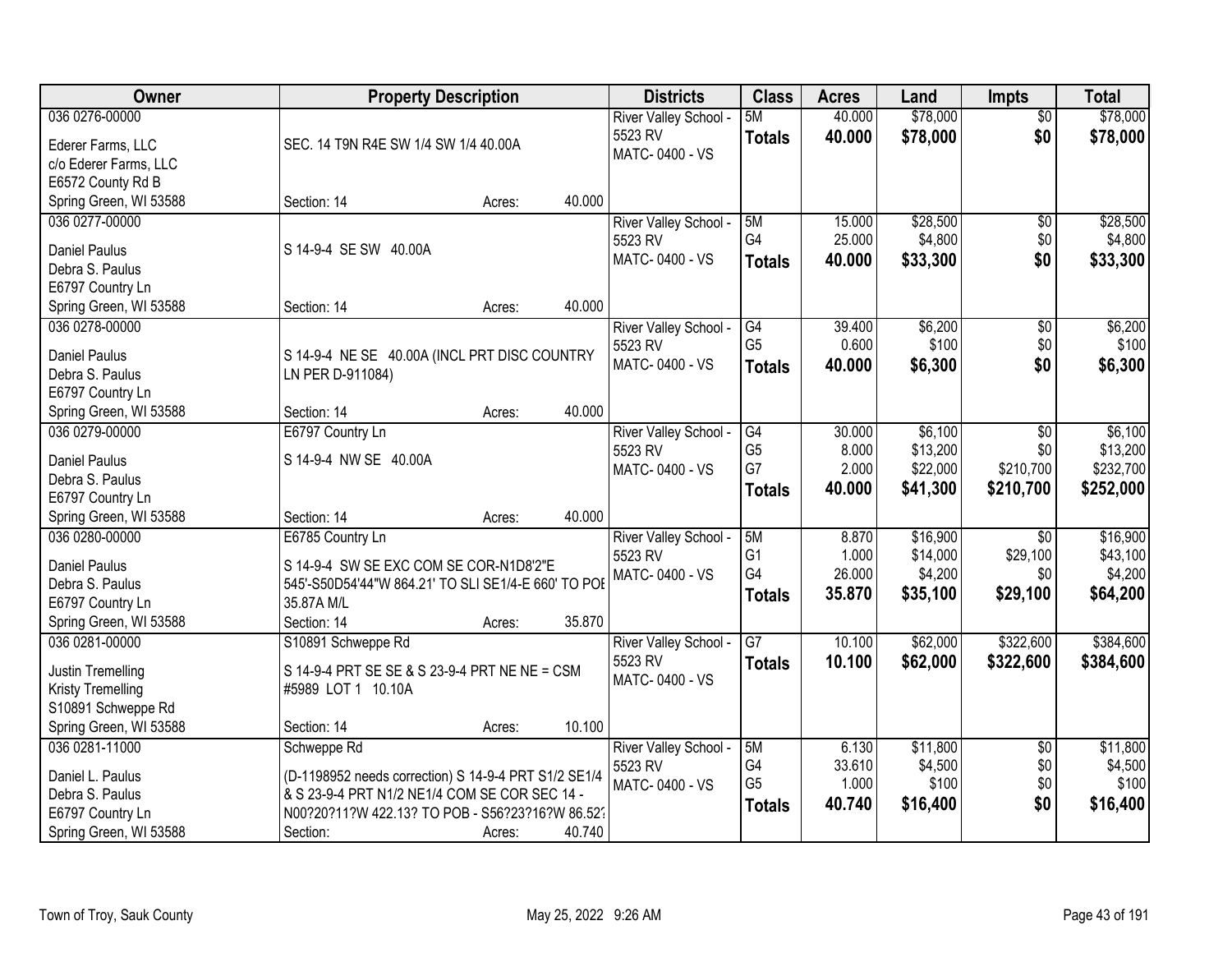| Owner | Property Description | Districts | Class | Acres | Land | Impts | Total |
|---|---|---|---|---|---|---|---|
| 036 0276-00000<br>Ederer Farms, LLC<br>c/o Ederer Farms, LLC<br>E6572 County Rd B<br>Spring Green, WI 53588 | SEC. 14 T9N R4E SW 1/4 SW 1/4 40.00A<br>Section: 14 Acres: 40.000 | River Valley School - 5523 RV<br>MATC- 0400 - VS | 5M<br>**Totals** | 40.000<br>**40.000** | $78,000<br>**$78,000** | $0<br>**$0** | $78,000<br>**$78,000** |
| 036 0277-00000<br>Daniel Paulus<br>Debra S. Paulus<br>E6797 Country Ln<br>Spring Green, WI 53588 | S 14-9-4 SE SW 40.00A<br>Section: 14 Acres: 40.000 | River Valley School - 5523 RV<br>MATC- 0400 - VS | 5M<br>G4<br>**Totals** | 15.000<br>25.000<br>**40.000** | $28,500<br>$4,800<br>**$33,300** | $0<br>$0<br>**$0** | $28,500<br>$4,800<br>**$33,300** |
| 036 0278-00000<br>Daniel Paulus<br>Debra S. Paulus<br>E6797 Country Ln<br>Spring Green, WI 53588 | S 14-9-4 NE SE 40.00A (INCL PRT DISC COUNTRY LN PER D-911084)<br>Section: 14 Acres: 40.000 | River Valley School - 5523 RV<br>MATC- 0400 - VS | G4<br>G5<br>**Totals** | 39.400<br>0.600<br>**40.000** | $6,200<br>$100<br>**$6,300** | $0<br>$0<br>**$0** | $6,200<br>$100<br>**$6,300** |
| 036 0279-00000<br>Daniel Paulus<br>Debra S. Paulus<br>E6797 Country Ln<br>Spring Green, WI 53588 | E6797 Country Ln<br>S 14-9-4 NW SE 40.00A<br>Section: 14 Acres: 40.000 | River Valley School - 5523 RV<br>MATC- 0400 - VS | G4<br>G5<br>G7<br>**Totals** | 30.000<br>8.000<br>2.000<br>**40.000** | $6,100<br>$13,200<br>$22,000<br>**$41,300** | $0<br>$0<br>$210,700<br>**$210,700** | $6,100<br>$13,200<br>$232,700<br>**$252,000** |
| 036 0280-00000<br>Daniel Paulus<br>Debra S. Paulus<br>E6797 Country Ln<br>Spring Green, WI 53588 | E6785 Country Ln<br>S 14-9-4 SW SE EXC COM SE COR-N1D8'2"E 545'-S50D54'44"W 864.21' TO SLI SE1/4-E 660' TO POE 35.87A M/L<br>Section: 14 Acres: 35.870 | River Valley School - 5523 RV<br>MATC- 0400 - VS | 5M<br>G1<br>G4<br>**Totals** | 8.870<br>1.000<br>26.000<br>**35.870** | $16,900<br>$14,000<br>$4,200<br>**$35,100** | $0<br>$29,100<br>$0<br>**$29,100** | $16,900<br>$43,100<br>$4,200<br>**$64,200** |
| 036 0281-00000<br>Justin Tremelling<br>Kristy Tremelling<br>S10891 Schweppe Rd<br>Spring Green, WI 53588 | S10891 Schweppe Rd<br>S 14-9-4 PRT SE SE & S 23-9-4 PRT NE NE = CSM #5989 LOT 1 10.10A<br>Section: 14 Acres: 10.100 | River Valley School - 5523 RV<br>MATC- 0400 - VS | G7<br>**Totals** | 10.100<br>**10.100** | $62,000<br>**$62,000** | $322,600<br>**$322,600** | $384,600<br>**$384,600** |
| 036 0281-11000<br>Daniel L. Paulus<br>Debra S. Paulus<br>E6797 Country Ln<br>Spring Green, WI 53588 | Schweppe Rd<br>(D-1198952 needs correction) S 14-9-4 PRT S1/2 SE1/4 & S 23-9-4 PRT N1/2 NE1/4 COM SE COR SEC 14 - N00?20?11?W 422.13? TO POB - S56?23?16?W 86.52?<br>Section: Acres: 40.740 | River Valley School - 5523 RV<br>MATC- 0400 - VS | 5M<br>G4<br>G5<br>**Totals** | 6.130<br>33.610<br>1.000<br>**40.740** | $11,800<br>$4,500<br>$100<br>**$16,400** | $0<br>$0<br>$0<br>**$0** | $11,800<br>$4,500<br>$100<br>**$16,400** |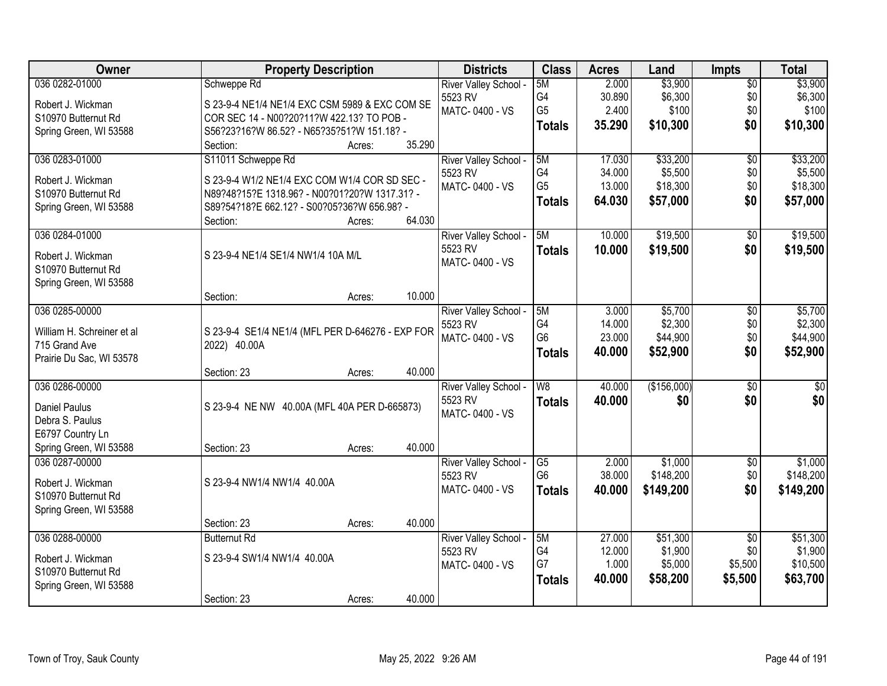| Owner | Property Description | Districts | Class | Acres | Land | Impts | Total |
|---|---|---|---|---|---|---|---|
| 036 0282-01000<br>Robert J. Wickman<br>S10970 Butternut Rd<br>Spring Green, WI 53588 | Schweppe Rd<br>S 23-9-4 NE1/4 NE1/4 EXC CSM 5989 & EXC COM SE COR SEC 14 - N00?20?11?W 422.13? TO POB - S56?23?16?W 86.52? - N65?35?51?W 151.18? -<br>Section: Acres: 35.290 | River Valley School - 5523 RV<br>MATC- 0400 - VS | 5M<br>G4<br>G5<br>**Totals** | 2.000<br>30.890<br>2.400<br>**35.290** | $3,900<br>$6,300<br>$100<br>**$10,300** | $0<br>$0<br>$0<br>**$0** | $3,900<br>$6,300<br>$100<br>**$10,300** |
| 036 0283-01000<br>Robert J. Wickman<br>S10970 Butternut Rd<br>Spring Green, WI 53588 | S11011 Schweppe Rd<br>S 23-9-4 W1/2 NE1/4 EXC COM W1/4 COR SD SEC - N89?48?15?E 1318.96? - N00?01?20?W 1317.31? - S89?54?18?E 662.12? - S00?05?36?W 656.98? -<br>Section: Acres: 64.030 | River Valley School - 5523 RV<br>MATC- 0400 - VS | 5M<br>G4<br>G5<br>**Totals** | 17.030<br>34.000<br>13.000<br>**64.030** | $33,200<br>$5,500<br>$18,300<br>**$57,000** | $0<br>$0<br>$0<br>**$0** | $33,200<br>$5,500<br>$18,300<br>**$57,000** |
| 036 0284-01000<br>Robert J. Wickman<br>S10970 Butternut Rd<br>Spring Green, WI 53588 | S 23-9-4 NE1/4 SE1/4 NW1/4 10A M/L<br>Section: Acres: 10.000 | River Valley School - 5523 RV<br>MATC- 0400 - VS | 5M<br>**Totals** | 10.000<br>**10.000** | $19,500<br>**$19,500** | $0<br>**$0** | $19,500<br>**$19,500** |
| 036 0285-00000<br>William H. Schreiner et al<br>715 Grand Ave<br>Prairie Du Sac, WI 53578 | S 23-9-4 SE1/4 NE1/4 (MFL PER D-646276 - EXP FOR 2022) 40.00A<br>Section: 23 Acres: 40.000 | River Valley School - 5523 RV<br>MATC- 0400 - VS | 5M<br>G4<br>G6<br>**Totals** | 3.000<br>14.000<br>23.000<br>**40.000** | $5,700<br>$2,300<br>$44,900<br>**$52,900** | $0<br>$0<br>$0<br>**$0** | $5,700<br>$2,300<br>$44,900<br>**$52,900** |
| 036 0286-00000<br>Daniel Paulus<br>Debra S. Paulus<br>E6797 Country Ln<br>Spring Green, WI 53588 | S 23-9-4 NE NW 40.00A (MFL 40A PER D-665873)<br>Section: 23 Acres: 40.000 | River Valley School - 5523 RV<br>MATC- 0400 - VS | W8<br>**Totals** | 40.000<br>**40.000** | ($156,000)<br>**$0** | $0<br>**$0** | $0<br>**$0** |
| 036 0287-00000<br>Robert J. Wickman<br>S10970 Butternut Rd<br>Spring Green, WI 53588 | S 23-9-4 NW1/4 NW1/4 40.00A<br>Section: 23 Acres: 40.000 | River Valley School - 5523 RV<br>MATC- 0400 - VS | G5<br>G6<br>**Totals** | 2.000<br>38.000<br>**40.000** | $1,000<br>$148,200<br>**$149,200** | $0<br>$0<br>**$0** | $1,000<br>$148,200<br>**$149,200** |
| 036 0288-00000<br>Robert J. Wickman<br>S10970 Butternut Rd<br>Spring Green, WI 53588 | Butternut Rd<br>S 23-9-4 SW1/4 NW1/4 40.00A<br>Section: 23 Acres: 40.000 | River Valley School - 5523 RV<br>MATC- 0400 - VS | 5M<br>G4<br>G7<br>**Totals** | 27.000<br>12.000<br>1.000<br>**40.000** | $51,300<br>$1,900<br>$5,000<br>**$58,200** | $0<br>$0<br>$5,500<br>**$5,500** | $51,300<br>$1,900<br>$10,500<br>**$63,700** |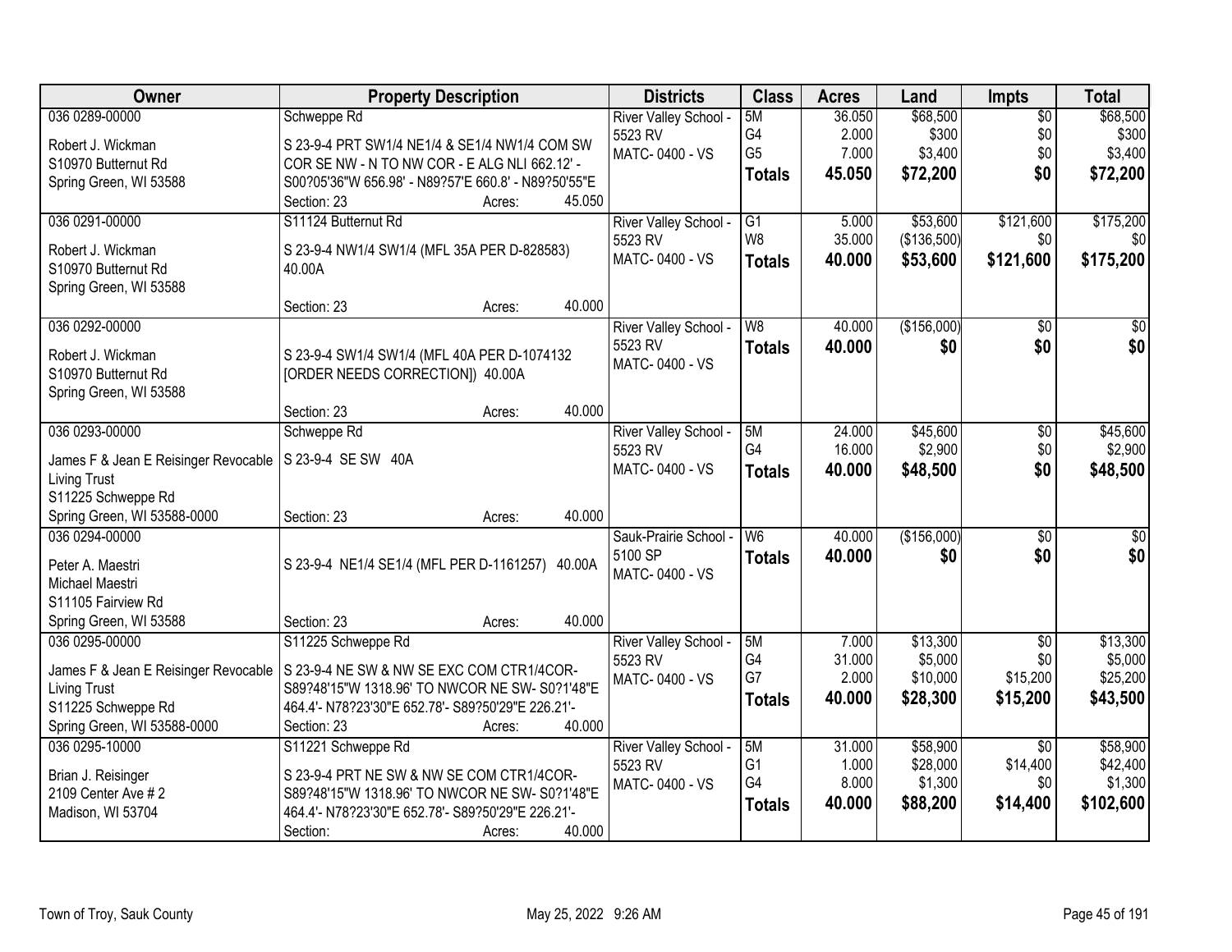| Owner | Property Description | Districts | Class | Acres | Land | Impts | Total |
|---|---|---|---|---|---|---|---|
| 036 0289-00000<br>Robert J. Wickman<br>S10970 Butternut Rd<br>Spring Green, WI 53588 | Schweppe Rd<br>S 23-9-4 PRT SW1/4 NE1/4 & SE1/4 NW1/4 COM SW COR SE NW - N TO NW COR - E ALG NLI 662.12' - S00?05'36"W 656.98' - N89?57'E 660.8' - N89?50'55"E<br>Section: 23 Acres: 45.050 | River Valley School - 5523 RV<br>MATC- 0400 - VS | 5M<br>G4<br>G5<br>**Totals** | 36.050<br>2.000<br>7.000<br>**45.050** | $68,500<br>$300<br>$3,400<br>**$72,200** | $0<br>$0<br>$0<br>**$0** | $68,500<br>$300<br>$3,400<br>**$72,200** |
| 036 0291-00000<br>Robert J. Wickman<br>S10970 Butternut Rd<br>Spring Green, WI 53588 | S11124 Butternut Rd<br>S 23-9-4 NW1/4 SW1/4 (MFL 35A PER D-828583) 40.00A<br>Section: 23 Acres: 40.000 | River Valley School - 5523 RV<br>MATC- 0400 - VS | G1<br>W8<br>**Totals** | 5.000<br>35.000<br>**40.000** | $53,600<br>($136,500)<br>**$53,600** | $121,600<br>$0<br>**$121,600** | $175,200<br>$0<br>**$175,200** |
| 036 0292-00000<br>Robert J. Wickman<br>S10970 Butternut Rd<br>Spring Green, WI 53588 | S 23-9-4 SW1/4 SW1/4 (MFL 40A PER D-1074132 [ORDER NEEDS CORRECTION]) 40.00A<br>Section: 23 Acres: 40.000 | River Valley School - 5523 RV<br>MATC- 0400 - VS | W8<br>**Totals** | 40.000<br>**40.000** | ($156,000)<br>**$0** | $0<br>**$0** | $0<br>**$0** |
| 036 0293-00000<br>James F & Jean E Reisinger Revocable Living Trust<br>S11225 Schweppe Rd<br>Spring Green, WI 53588-0000 | Schweppe Rd<br>S 23-9-4 SE SW 40A<br>Section: 23 Acres: 40.000 | River Valley School - 5523 RV<br>MATC- 0400 - VS | 5M<br>G4<br>**Totals** | 24.000<br>16.000<br>**40.000** | $45,600<br>$2,900<br>**$48,500** | $0<br>$0<br>**$0** | $45,600<br>$2,900<br>**$48,500** |
| 036 0294-00000<br>Peter A. Maestri<br>Michael Maestri<br>S11105 Fairview Rd<br>Spring Green, WI 53588 | S 23-9-4 NE1/4 SE1/4 (MFL PER D-1161257) 40.00A<br>Section: 23 Acres: 40.000 | Sauk-Prairie School - 5100 SP<br>MATC- 0400 - VS | W6<br>**Totals** | 40.000<br>**40.000** | ($156,000)<br>**$0** | $0<br>**$0** | $0<br>**$0** |
| 036 0295-00000<br>James F & Jean E Reisinger Revocable Living Trust<br>S11225 Schweppe Rd<br>Spring Green, WI 53588-0000 | S11225 Schweppe Rd<br>S 23-9-4 NE SW & NW SE EXC COM CTR1/4COR- S89?48'15"W 1318.96' TO NWCOR NE SW- S0?1'48"E 464.4'- N78?23'30"E 652.78'- S89?50'29"E 226.21'-<br>Section: 23 Acres: 40.000 | River Valley School - 5523 RV<br>MATC- 0400 - VS | 5M<br>G4<br>G7<br>**Totals** | 7.000<br>31.000<br>2.000<br>**40.000** | $13,300<br>$5,000<br>$10,000<br>**$28,300** | $0<br>$0<br>$15,200<br>**$15,200** | $13,300<br>$5,000<br>$25,200<br>**$43,500** |
| 036 0295-10000<br>Brian J. Reisinger<br>2109 Center Ave # 2<br>Madison, WI 53704 | S11221 Schweppe Rd<br>S 23-9-4 PRT NE SW & NW SE COM CTR1/4COR- S89?48'15"W 1318.96' TO NWCOR NE SW- S0?1'48"E 464.4'- N78?23'30"E 652.78'- S89?50'29"E 226.21'-<br>Section: Acres: 40.000 | River Valley School - 5523 RV<br>MATC- 0400 - VS | 5M<br>G1<br>G4<br>**Totals** | 31.000<br>1.000<br>8.000<br>**40.000** | $58,900<br>$28,000<br>$1,300<br>**$88,200** | $0<br>$14,400<br>$0<br>**$14,400** | $58,900<br>$42,400<br>$1,300<br>**$102,600** |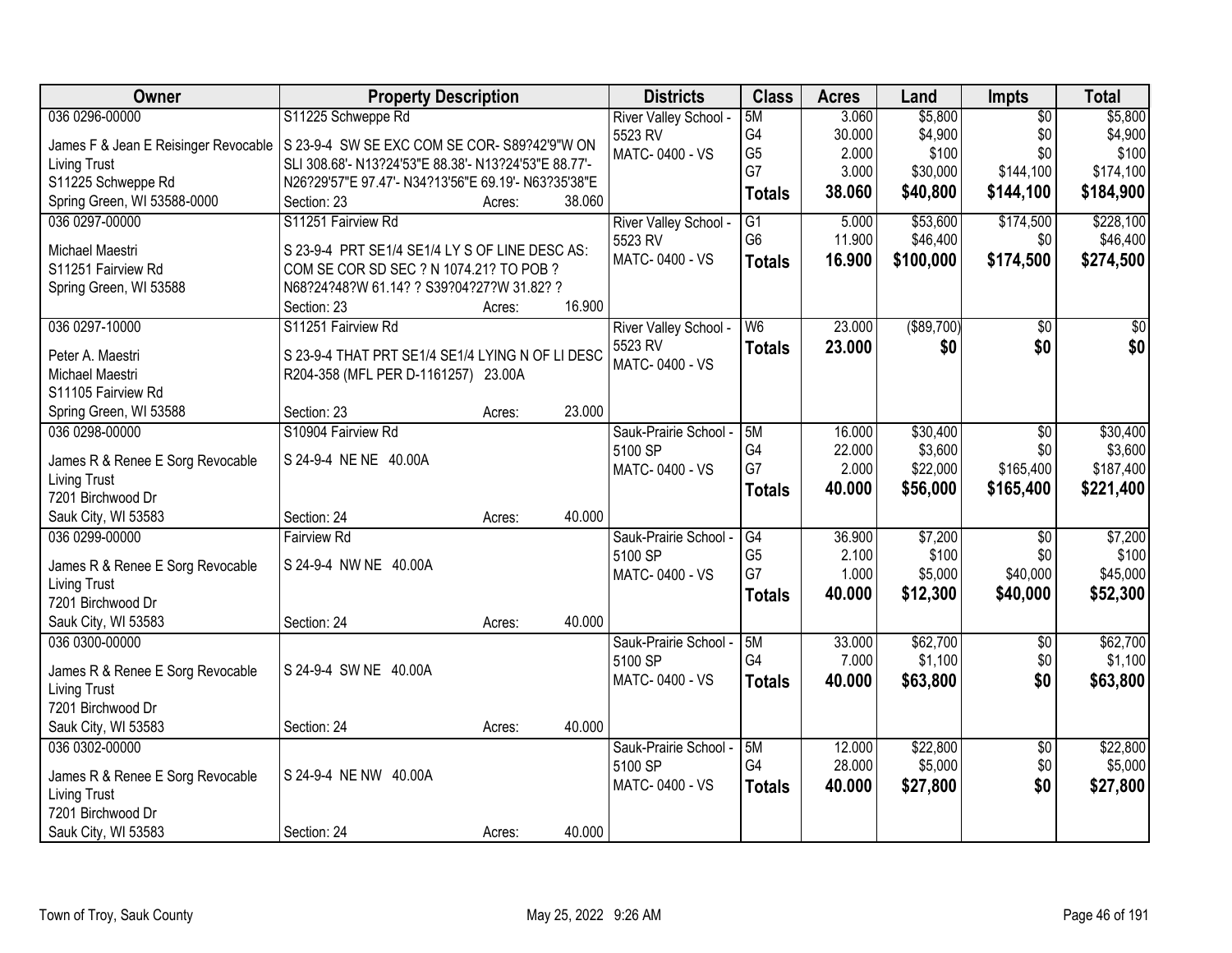| Owner | Property Description | Districts | Class | Acres | Land | Impts | Total |
|---|---|---|---|---|---|---|---|
| 036 0296-00000<br>James F & Jean E Reisinger Revocable Living Trust<br>S11225 Schweppe Rd<br>Spring Green, WI 53588-0000 | S11225 Schweppe Rd<br>S 23-9-4 SW SE EXC COM SE COR- S89?42'9"W ON SLI 308.68'- N13?24'53"E 88.38'- N13?24'53"E 88.77'- N26?29'57"E 97.47'- N34?13'56"E 69.19'- N63?35'38"E<br>Section: 23 Acres: 38.060 | River Valley School - 5523 RV<br>MATC- 0400 - VS | 5M<br>G4<br>G5<br>G7<br>**Totals** | 3.060<br>30.000<br>2.000<br>3.000<br>**38.060** | $5,800<br>$4,900<br>$100<br>$30,000<br>**$40,800** | $0<br>$0<br>$0<br>$144,100<br>**$144,100** | $5,800<br>$4,900<br>$100<br>$174,100<br>**$184,900** |
| 036 0297-00000<br>Michael Maestri<br>S11251 Fairview Rd<br>Spring Green, WI 53588 | S11251 Fairview Rd<br>S 23-9-4 PRT SE1/4 SE1/4 LY S OF LINE DESC AS: COM SE COR SD SEC ? N 1074.21? TO POB ? N68?24?48?W 61.14? ? S39?04?27?W 31.82? ?<br>Section: 23 Acres: 16.900 | River Valley School - 5523 RV<br>MATC- 0400 - VS | G1<br>G6<br>**Totals** | 5.000<br>11.900<br>**16.900** | $53,600<br>$46,400<br>**$100,000** | $174,500<br>$0<br>**$174,500** | $228,100<br>$46,400<br>**$274,500** |
| 036 0297-10000<br>Peter A. Maestri<br>Michael Maestri<br>S11105 Fairview Rd<br>Spring Green, WI 53588 | S11251 Fairview Rd<br>S 23-9-4 THAT PRT SE1/4 SE1/4 LYING N OF LI DESC R204-358 (MFL PER D-1161257) 23.00A<br>Section: 23 Acres: 23.000 | River Valley School - 5523 RV<br>MATC- 0400 - VS | W6<br>**Totals** | 23.000<br>**23.000** | ($89,700)<br>**$0** | $0<br>**$0** | $0<br>**$0** |
| 036 0298-00000<br>James R & Renee E Sorg Revocable Living Trust<br>7201 Birchwood Dr<br>Sauk City, WI 53583 | S10904 Fairview Rd<br>S 24-9-4 NE NE 40.00A<br>Section: 24 Acres: 40.000 | Sauk-Prairie School - 5100 SP<br>MATC- 0400 - VS | 5M<br>G4<br>G7<br>**Totals** | 16.000<br>22.000<br>2.000<br>**40.000** | $30,400<br>$3,600<br>$22,000<br>**$56,000** | $0<br>$0<br>$165,400<br>**$165,400** | $30,400<br>$3,600<br>$187,400<br>**$221,400** |
| 036 0299-00000<br>James R & Renee E Sorg Revocable Living Trust<br>7201 Birchwood Dr<br>Sauk City, WI 53583 | Fairview Rd<br>S 24-9-4 NW NE 40.00A<br>Section: 24 Acres: 40.000 | Sauk-Prairie School - 5100 SP<br>MATC- 0400 - VS | G4<br>G5<br>G7<br>**Totals** | 36.900<br>2.100<br>1.000<br>**40.000** | $7,200<br>$100<br>$5,000<br>**$12,300** | $0<br>$0<br>$40,000<br>**$40,000** | $7,200<br>$100<br>$45,000<br>**$52,300** |
| 036 0300-00000<br>James R & Renee E Sorg Revocable Living Trust<br>7201 Birchwood Dr<br>Sauk City, WI 53583 | S 24-9-4 SW NE 40.00A<br>Section: 24 Acres: 40.000 | Sauk-Prairie School - 5100 SP<br>MATC- 0400 - VS | 5M<br>G4<br>**Totals** | 33.000<br>7.000<br>**40.000** | $62,700<br>$1,100<br>**$63,800** | $0<br>$0<br>**$0** | $62,700<br>$1,100<br>**$63,800** |
| 036 0302-00000<br>James R & Renee E Sorg Revocable Living Trust<br>7201 Birchwood Dr<br>Sauk City, WI 53583 | S 24-9-4 NE NW 40.00A<br>Section: 24 Acres: 40.000 | Sauk-Prairie School - 5100 SP<br>MATC- 0400 - VS | 5M<br>G4<br>**Totals** | 12.000<br>28.000<br>**40.000** | $22,800<br>$5,000<br>**$27,800** | $0<br>$0<br>**$0** | $22,800<br>$5,000<br>**$27,800** |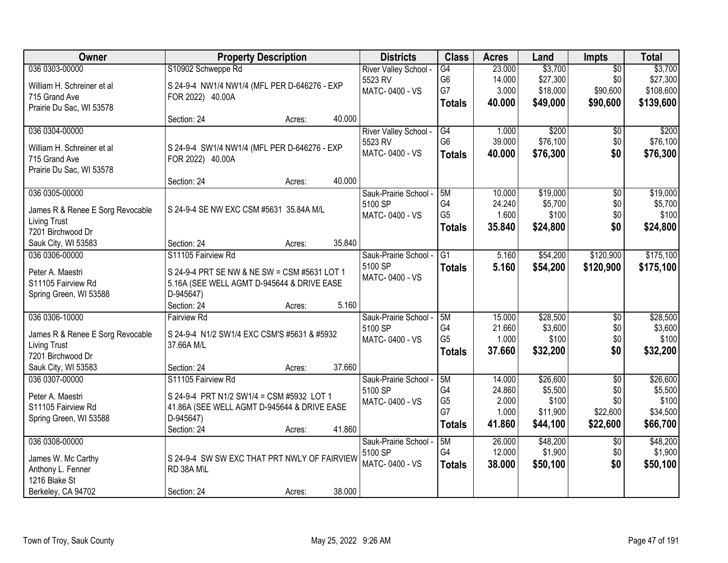| Owner | Property Description | | | Districts | Class | Acres | Land | Impts | Total |
|---|---|---|---|---|---|---|---|---|---|
| 036 0303-00000 | S10902 Schweppe Rd | | | River Valley School - | G4 | 23.000 | $3,700 | $0 | $3,700 |
| William H. Schreiner et al | S 24-9-4 NW1/4 NW1/4 (MFL PER D-646276 - EXP | | | 5523 RV | G6 | 14.000 | $27,300 | $0 | $27,300 |
| 715 Grand Ave | FOR 2022) 40.00A | | | MATC- 0400 - VS | G7 | 3.000 | $18,000 | $90,600 | $108,600 |
| Prairie Du Sac, WI 53578 | | | | | **Totals** | **40.000** | **$49,000** | **$90,600** | **$139,600** |
| | Section: 24 | Acres: | 40.000 | | | | | | |
| 036 0304-00000 | | | | River Valley School - | G4 | 1.000 | $200 | $0 | $200 |
| William H. Schreiner et al | S 24-9-4 SW1/4 NW1/4 (MFL PER D-646276 - EXP | | | 5523 RV | G6 | 39.000 | $76,100 | $0 | $76,100 |
| 715 Grand Ave | FOR 2022) 40.00A | | | MATC- 0400 - VS | **Totals** | **40.000** | **$76,300** | **$0** | **$76,300** |
| Prairie Du Sac, WI 53578 | | | | | | | | | |
| | Section: 24 | Acres: | 40.000 | | | | | | |
| 036 0305-00000 | | | | Sauk-Prairie School - | 5M | 10.000 | $19,000 | $0 | $19,000 |
| James R & Renee E Sorg Revocable | S 24-9-4 SE NW EXC CSM #5631 35.84A M/L | | | 5100 SP | G4 | 24.240 | $5,700 | $0 | $5,700 |
| Living Trust | | | | MATC- 0400 - VS | G5 | 1.600 | $100 | $0 | $100 |
| 7201 Birchwood Dr | | | | | **Totals** | **35.840** | **$24,800** | **$0** | **$24,800** |
| Sauk City, WI 53583 | Section: 24 | Acres: | 35.840 | | | | | | |
| 036 0306-00000 | S11105 Fairview Rd | | | Sauk-Prairie School - | G1 | 5.160 | $54,200 | $120,900 | $175,100 |
| Peter A. Maestri | S 24-9-4 PRT SE NW & NE SW = CSM #5631 LOT 1 | | | 5100 SP | **Totals** | **5.160** | **$54,200** | **$120,900** | **$175,100** |
| S11105 Fairview Rd | 5.16A (SEE WELL AGMT D-945644 & DRIVE EASE | | | MATC- 0400 - VS | | | | | |
| Spring Green, WI 53588 | D-945647) | | | | | | | | |
| | Section: 24 | Acres: | 5.160 | | | | | | |
| 036 0306-10000 | Fairview Rd | | | Sauk-Prairie School - | 5M | 15.000 | $28,500 | $0 | $28,500 |
| James R & Renee E Sorg Revocable | S 24-9-4 N1/2 SW1/4 EXC CSM'S #5631 & #5932 | | | 5100 SP | G4 | 21.660 | $3,600 | $0 | $3,600 |
| Living Trust | 37.66A M/L | | | MATC- 0400 - VS | G5 | 1.000 | $100 | $0 | $100 |
| 7201 Birchwood Dr | | | | | **Totals** | **37.660** | **$32,200** | **$0** | **$32,200** |
| Sauk City, WI 53583 | Section: 24 | Acres: | 37.660 | | | | | | |
| 036 0307-00000 | S11105 Fairview Rd | | | Sauk-Prairie School - | 5M | 14.000 | $26,600 | $0 | $26,600 |
| Peter A. Maestri | S 24-9-4 PRT N1/2 SW1/4 = CSM #5932 LOT 1 | | | 5100 SP | G4 | 24.860 | $5,500 | $0 | $5,500 |
| S11105 Fairview Rd | 41.86A (SEE WELL AGMT D-945644 & DRIVE EASE | | | MATC- 0400 - VS | G5 | 2.000 | $100 | $0 | $100 |
| Spring Green, WI 53588 | D-945647) | | | | G7 | 1.000 | $11,900 | $22,600 | $34,500 |
| | Section: 24 | Acres: | 41.860 | | **Totals** | **41.860** | **$44,100** | **$22,600** | **$66,700** |
| 036 0308-00000 | | | | Sauk-Prairie School - | 5M | 26.000 | $48,200 | $0 | $48,200 |
| James W. Mc Carthy | S 24-9-4 SW SW EXC THAT PRT NWLY OF FAIRVIEW | | | 5100 SP | G4 | 12.000 | $1,900 | $0 | $1,900 |
| Anthony L. Fenner | RD 38A M\L | | | MATC- 0400 - VS | **Totals** | **38.000** | **$50,100** | **$0** | **$50,100** |
| 1216 Blake St | | | | | | | | | |
| Berkeley, CA 94702 | Section: 24 | Acres: | 38.000 | | | | | | |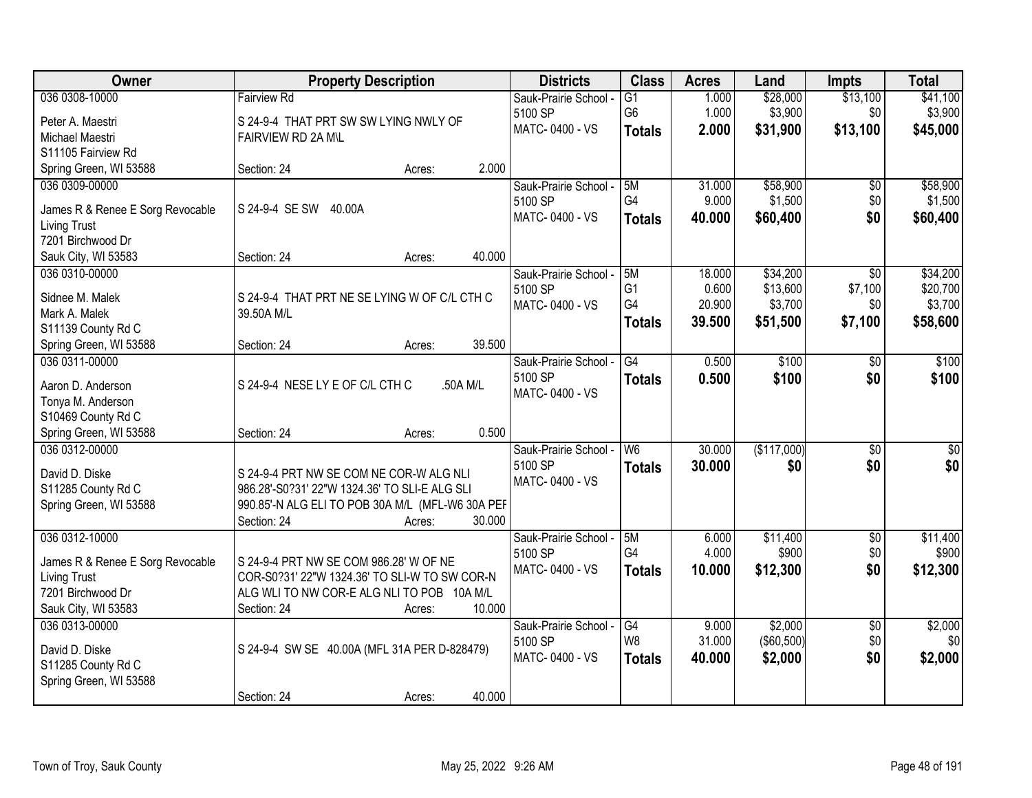| Owner | Property Description | Districts | Class | Acres | Land | Impts | Total |
|---|---|---|---|---|---|---|---|
| 036 0308-10000<br>Peter A. Maestri<br>Michael Maestri<br>S11105 Fairview Rd<br>Spring Green, WI 53588 | Fairview Rd<br>S 24-9-4 THAT PRT SW SW LYING NWLY OF FAIRVIEW RD 2A M\L<br>Section: 24 Acres: 2.000 | Sauk-Prairie School - 5100 SP<br>MATC- 0400 - VS | G1<br>G6<br>**Totals** | 1.000<br>1.000<br>**2.000** | $28,000<br>$3,900<br>**$31,900** | $13,100<br>$0<br>**$13,100** | $41,100<br>$3,900<br>**$45,000** |
| 036 0309-00000<br>James R & Renee E Sorg Revocable Living Trust<br>7201 Birchwood Dr<br>Sauk City, WI 53583 | S 24-9-4 SE SW 40.00A<br>Section: 24 Acres: 40.000 | Sauk-Prairie School - 5100 SP<br>MATC- 0400 - VS | 5M<br>G4<br>**Totals** | 31.000<br>9.000<br>**40.000** | $58,900<br>$1,500<br>**$60,400** | $0<br>$0<br>**$0** | $58,900<br>$1,500<br>**$60,400** |
| 036 0310-00000<br>Sidnee M. Malek<br>Mark A. Malek<br>S11139 County Rd C<br>Spring Green, WI 53588 | S 24-9-4 THAT PRT NE SE LYING W OF C/L CTH C 39.50A M/L<br>Section: 24 Acres: 39.500 | Sauk-Prairie School - 5100 SP<br>MATC- 0400 - VS | 5M<br>G1<br>G4<br>**Totals** | 18.000<br>0.600<br>20.900<br>**39.500** | $34,200<br>$13,600<br>$3,700<br>**$51,500** | $0<br>$7,100<br>$0<br>**$7,100** | $34,200<br>$20,700<br>$3,700<br>**$58,600** |
| 036 0311-00000<br>Aaron D. Anderson<br>Tonya M. Anderson<br>S10469 County Rd C<br>Spring Green, WI 53588 | S 24-9-4 NESE LY E OF C/L CTH C .50A M/L<br>Section: 24 Acres: 0.500 | Sauk-Prairie School - 5100 SP<br>MATC- 0400 - VS | G4<br>**Totals** | 0.500<br>**0.500** | $100<br>**$100** | $0<br>**$0** | $100<br>**$100** |
| 036 0312-00000<br>David D. Diske<br>S11285 County Rd C<br>Spring Green, WI 53588 | S 24-9-4 PRT NW SE COM NE COR-W ALG NLI 986.28'-S0?31' 22"W 1324.36' TO SLI-E ALG SLI 990.85'-N ALG ELI TO POB 30A M/L (MFL-W6 30A PEF<br>Section: 24 Acres: 30.000 | Sauk-Prairie School - 5100 SP<br>MATC- 0400 - VS | W6<br>**Totals** | 30.000<br>**30.000** | ($117,000)<br>**$0** | $0<br>**$0** | $0<br>**$0** |
| 036 0312-10000<br>James R & Renee E Sorg Revocable Living Trust<br>7201 Birchwood Dr<br>Sauk City, WI 53583 | S 24-9-4 PRT NW SE COM 986.28' W OF NE COR-S0?31' 22"W 1324.36' TO SLI-W TO SW COR-N ALG WLI TO NW COR-E ALG NLI TO POB 10A M/L<br>Section: 24 Acres: 10.000 | Sauk-Prairie School - 5100 SP<br>MATC- 0400 - VS | 5M<br>G4<br>**Totals** | 6.000<br>4.000<br>**10.000** | $11,400<br>$900<br>**$12,300** | $0<br>$0<br>**$0** | $11,400<br>$900<br>**$12,300** |
| 036 0313-00000<br>David D. Diske<br>S11285 County Rd C<br>Spring Green, WI 53588 | S 24-9-4 SW SE 40.00A (MFL 31A PER D-828479)<br>Section: 24 Acres: 40.000 | Sauk-Prairie School - 5100 SP<br>MATC- 0400 - VS | G4<br>W8<br>**Totals** | 9.000<br>31.000<br>**40.000** | $2,000<br>($60,500)<br>**$2,000** | $0<br>$0<br>**$0** | $2,000<br>$0<br>**$2,000** |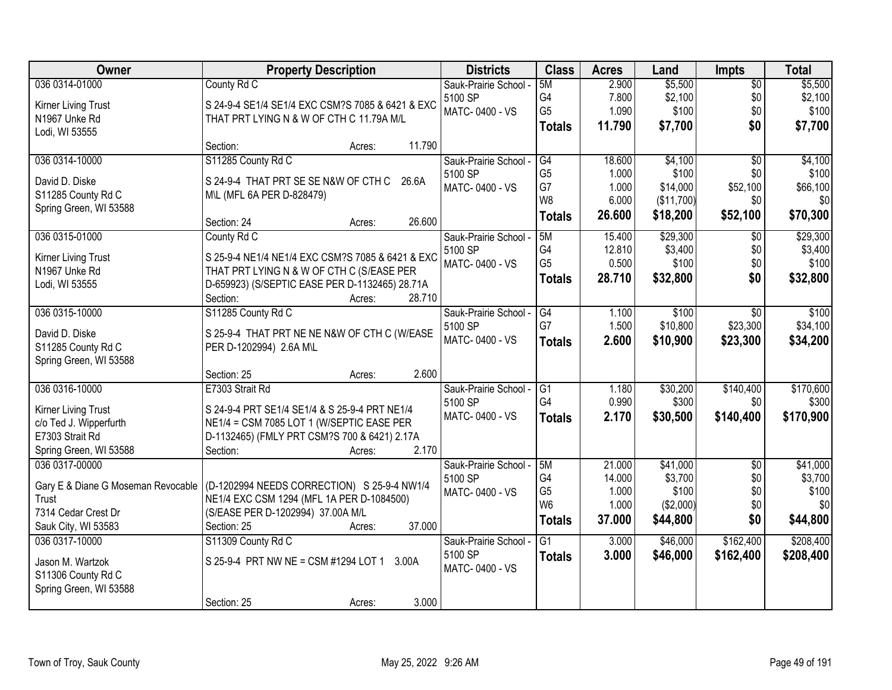| Owner | Property Description | Districts | Class | Acres | Land | Impts | Total |
|---|---|---|---|---|---|---|---|
| 036 0314-01000<br><br>Kirner Living Trust<br>N1967 Unke Rd<br>Lodi, WI 53555 | County Rd C<br><br>S 24-9-4 SE1/4 SE1/4 EXC CSM?S 7085 & 6421 & EXC THAT PRT LYING N & W OF CTH C 11.79A M/L<br><br>Section: Acres: 11.790 | Sauk-Prairie School - 5100 SP<br>MATC- 0400 - VS | 5M<br>G4<br>G5<br>**Totals** | 2.900<br>7.800<br>1.090<br>**11.790** | $5,500<br>$2,100<br>$100<br>**$7,700** | $0<br>$0<br>$0<br>**$0** | $5,500<br>$2,100<br>$100<br>**$7,700** |
| 036 0314-10000<br><br>David D. Diske<br>S11285 County Rd C<br>Spring Green, WI 53588 | S11285 County Rd C<br><br>S 24-9-4 THAT PRT SE SE N&W OF CTH C 26.6A M\L (MFL 6A PER D-828479)<br><br>Section: 24 Acres: 26.600 | Sauk-Prairie School - 5100 SP<br>MATC- 0400 - VS | G4<br>G5<br>G7<br>W8<br>**Totals** | 18.600<br>1.000<br>1.000<br>6.000<br>**26.600** | $4,100<br>$100<br>$14,000<br>($11,700)<br>**$18,200** | $0<br>$0<br>$52,100<br>$0<br>**$52,100** | $4,100<br>$100<br>$66,100<br>$0<br>**$70,300** |
| 036 0315-01000<br><br>Kirner Living Trust<br>N1967 Unke Rd<br>Lodi, WI 53555 | County Rd C<br><br>S 25-9-4 NE1/4 NE1/4 EXC CSM?S 7085 & 6421 & EXC THAT PRT LYING N & W OF CTH C (S/EASE PER D-659923) (S/SEPTIC EASE PER D-1132465) 28.71A<br>Section: Acres: 28.710 | Sauk-Prairie School - 5100 SP<br>MATC- 0400 - VS | 5M<br>G4<br>G5<br>**Totals** | 15.400<br>12.810<br>0.500<br>**28.710** | $29,300<br>$3,400<br>$100<br>**$32,800** | $0<br>$0<br>$0<br>**$0** | $29,300<br>$3,400<br>$100<br>**$32,800** |
| 036 0315-10000<br><br>David D. Diske<br>S11285 County Rd C<br>Spring Green, WI 53588 | S11285 County Rd C<br><br>S 25-9-4 THAT PRT NE NE N&W OF CTH C (W/EASE PER D-1202994) 2.6A M\L<br><br>Section: 25 Acres: 2.600 | Sauk-Prairie School - 5100 SP<br>MATC- 0400 - VS | G4<br>G7<br>**Totals** | 1.100<br>1.500<br>**2.600** | $100<br>$10,800<br>**$10,900** | $0<br>$23,300<br>**$23,300** | $100<br>$34,100<br>**$34,200** |
| 036 0316-10000<br><br>Kirner Living Trust<br>c/o Ted J. Wipperfurth<br>E7303 Strait Rd<br>Spring Green, WI 53588 | E7303 Strait Rd<br><br>S 24-9-4 PRT SE1/4 SE1/4 & S 25-9-4 PRT NE1/4 NE1/4 = CSM 7085 LOT 1 (W/SEPTIC EASE PER D-1132465) (FMLY PRT CSM?S 700 & 6421) 2.17A<br>Section: Acres: 2.170 | Sauk-Prairie School - 5100 SP<br>MATC- 0400 - VS | G1<br>G4<br>**Totals** | 1.180<br>0.990<br>**2.170** | $30,200<br>$300<br>**$30,500** | $140,400<br>$0<br>**$140,400** | $170,600<br>$300<br>**$170,900** |
| 036 0317-00000<br><br>Gary E & Diane G Moseman Revocable Trust<br>7314 Cedar Crest Dr<br>Sauk City, WI 53583 | (D-1202994 NEEDS CORRECTION) S 25-9-4 NW1/4 NE1/4 EXC CSM 1294 (MFL 1A PER D-1084500) (S/EASE PER D-1202994) 37.00A M/L<br>Section: 25 Acres: 37.000 | Sauk-Prairie School - 5100 SP<br>MATC- 0400 - VS | 5M<br>G4<br>G5<br>W6<br>**Totals** | 21.000<br>14.000<br>1.000<br>1.000<br>**37.000** | $41,000<br>$3,700<br>$100<br>($2,000)<br>**$44,800** | $0<br>$0<br>$0<br>$0<br>**$0** | $41,000<br>$3,700<br>$100<br>$0<br>**$44,800** |
| 036 0317-10000<br><br>Jason M. Wartzok<br>S11306 County Rd C<br>Spring Green, WI 53588 | S11309 County Rd C<br><br>S 25-9-4 PRT NW NE = CSM #1294 LOT 1 3.00A<br><br>Section: 25 Acres: 3.000 | Sauk-Prairie School - 5100 SP<br>MATC- 0400 - VS | G1<br>**Totals** | 3.000<br>**3.000** | $46,000<br>**$46,000** | $162,400<br>**$162,400** | $208,400<br>**$208,400** |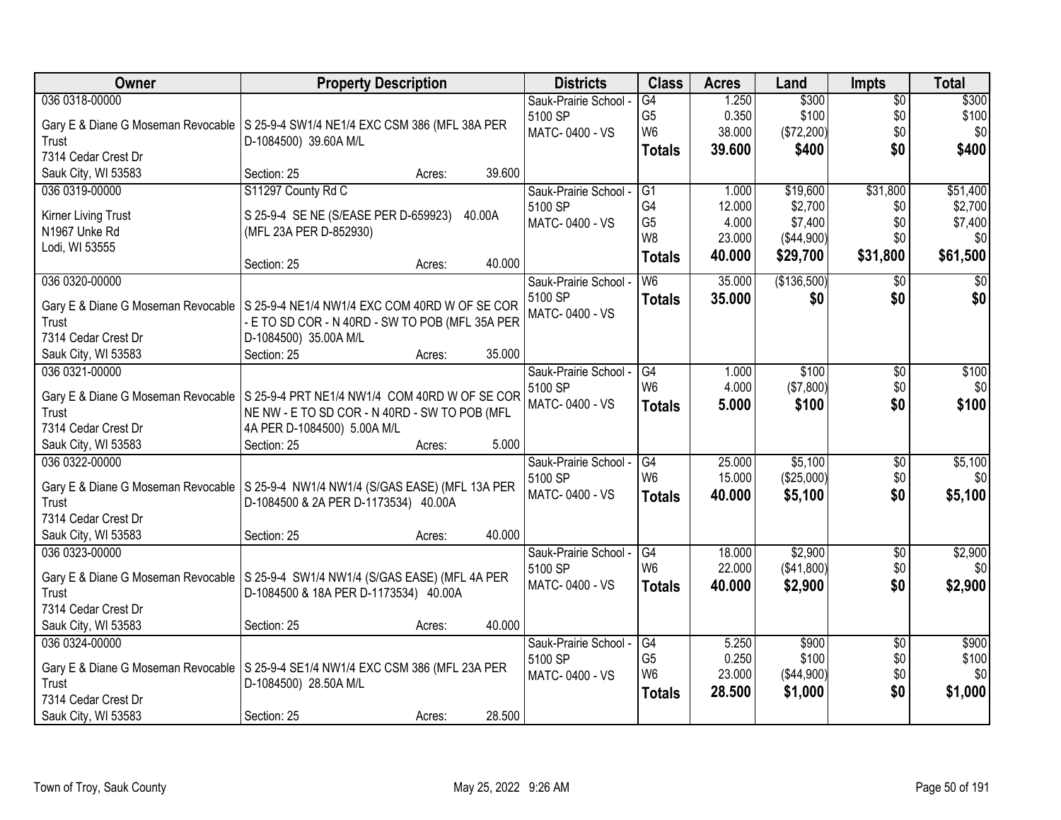| Owner | Property Description | Districts | Class | Acres | Land | Impts | Total |
|---|---|---|---|---|---|---|---|
| 036 0318-00000<br><br>Gary E & Diane G Moseman Revocable Trust<br>7314 Cedar Crest Dr<br>Sauk City, WI 53583 | S 25-9-4 SW1/4 NE1/4 EXC CSM 386 (MFL 38A PER D-1084500) 39.60A M/L<br><br>Section: 25 Acres: 39.600 | Sauk-Prairie School - 5100 SP<br>MATC- 0400 - VS | G4<br>G5<br>W6<br>**Totals** | 1.250<br>0.350<br>38.000<br>**39.600** | $300<br>$100<br>($72,200)<br>**$400** | $0<br>$0<br>$0<br>**$0** | $300<br>$100<br>$0<br>**$400** |
| 036 0319-00000<br><br>Kirner Living Trust<br>N1967 Unke Rd<br>Lodi, WI 53555 | S11297 County Rd C<br><br>S 25-9-4 SE NE (S/EASE PER D-659923) 40.00A (MFL 23A PER D-852930)<br><br>Section: 25 Acres: 40.000 | Sauk-Prairie School - 5100 SP<br>MATC- 0400 - VS | G1<br>G4<br>G5<br>W8<br>**Totals** | 1.000<br>12.000<br>4.000<br>23.000<br>**40.000** | $19,600<br>$2,700<br>$7,400<br>($44,900)<br>**$29,700** | $31,800<br>$0<br>$0<br>$0<br>**$31,800** | $51,400<br>$2,700<br>$7,400<br>$0<br>**$61,500** |
| 036 0320-00000<br><br>Gary E & Diane G Moseman Revocable Trust<br>7314 Cedar Crest Dr<br>Sauk City, WI 53583 | S 25-9-4 NE1/4 NW1/4 EXC COM 40RD W OF SE COR - E TO SD COR - N 40RD - SW TO POB (MFL 35A PER D-1084500) 35.00A M/L<br>Section: 25 Acres: 35.000 | Sauk-Prairie School - 5100 SP<br>MATC- 0400 - VS | W6<br>**Totals** | 35.000<br>**35.000** | ($136,500)<br>**$0** | $0<br>**$0** | $0<br>**$0** |
| 036 0321-00000<br><br>Gary E & Diane G Moseman Revocable Trust<br>7314 Cedar Crest Dr<br>Sauk City, WI 53583 | S 25-9-4 PRT NE1/4 NW1/4 COM 40RD W OF SE COR NE NW - E TO SD COR - N 40RD - SW TO POB (MFL 4A PER D-1084500) 5.00A M/L<br>Section: 25 Acres: 5.000 | Sauk-Prairie School - 5100 SP<br>MATC- 0400 - VS | G4<br>W6<br>**Totals** | 1.000<br>4.000<br>**5.000** | $100<br>($7,800)<br>**$100** | $0<br>$0<br>**$0** | $100<br>$0<br>**$100** |
| 036 0322-00000<br><br>Gary E & Diane G Moseman Revocable Trust<br>7314 Cedar Crest Dr<br>Sauk City, WI 53583 | S 25-9-4 NW1/4 NW1/4 (S/GAS EASE) (MFL 13A PER D-1084500 & 2A PER D-1173534) 40.00A<br><br>Section: 25 Acres: 40.000 | Sauk-Prairie School - 5100 SP<br>MATC- 0400 - VS | G4<br>W6<br>**Totals** | 25.000<br>15.000<br>**40.000** | $5,100<br>($25,000)<br>**$5,100** | $0<br>$0<br>**$0** | $5,100<br>$0<br>**$5,100** |
| 036 0323-00000<br><br>Gary E & Diane G Moseman Revocable Trust<br>7314 Cedar Crest Dr<br>Sauk City, WI 53583 | S 25-9-4 SW1/4 NW1/4 (S/GAS EASE) (MFL 4A PER D-1084500 & 18A PER D-1173534) 40.00A<br><br>Section: 25 Acres: 40.000 | Sauk-Prairie School - 5100 SP<br>MATC- 0400 - VS | G4<br>W6<br>**Totals** | 18.000<br>22.000<br>**40.000** | $2,900<br>($41,800)<br>**$2,900** | $0<br>$0<br>**$0** | $2,900<br>$0<br>**$2,900** |
| 036 0324-00000<br><br>Gary E & Diane G Moseman Revocable Trust<br>7314 Cedar Crest Dr<br>Sauk City, WI 53583 | S 25-9-4 SE1/4 NW1/4 EXC CSM 386 (MFL 23A PER D-1084500) 28.50A M/L<br><br>Section: 25 Acres: 28.500 | Sauk-Prairie School - 5100 SP<br>MATC- 0400 - VS | G4<br>G5<br>W6<br>**Totals** | 5.250<br>0.250<br>23.000<br>**28.500** | $900<br>$100<br>($44,900)<br>**$1,000** | $0<br>$0<br>$0<br>**$0** | $900<br>$100<br>$0<br>**$1,000** |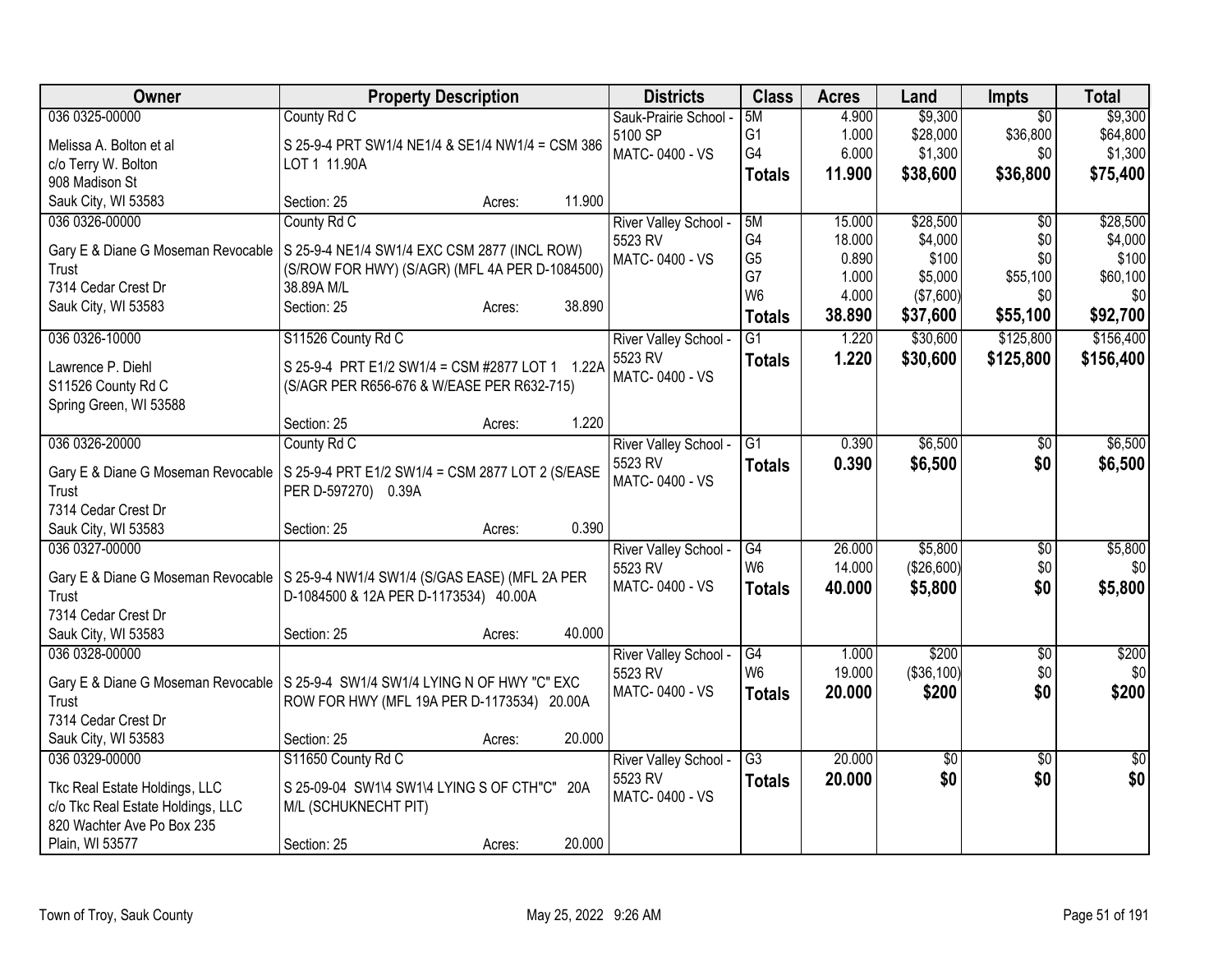| Owner | Property Description | Districts | Class | Acres | Land | Impts | Total |
|---|---|---|---|---|---|---|---|
| 036 0325-00000<br>Melissa A. Bolton et al<br>c/o Terry W. Bolton<br>908 Madison St<br>Sauk City, WI 53583 | County Rd C<br>S 25-9-4 PRT SW1/4 NE1/4 & SE1/4 NW1/4 = CSM 386 LOT 1 11.90A<br>Section: 25 Acres: 11.900 | Sauk-Prairie School - 5100 SP<br>MATC- 0400 - VS | 5M<br>G1<br>G4<br>**Totals** | 4.900<br>1.000<br>6.000<br>**11.900** | $9,300<br>$28,000<br>$1,300<br>**$38,600** | $0<br>$36,800<br>$0<br>**$36,800** | $9,300<br>$64,800<br>$1,300<br>**$75,400** |
| 036 0326-00000<br>Gary E & Diane G Moseman Revocable Trust<br>7314 Cedar Crest Dr<br>Sauk City, WI 53583 | County Rd C<br>S 25-9-4 NE1/4 SW1/4 EXC CSM 2877 (INCL ROW) (S/ROW FOR HWY) (S/AGR) (MFL 4A PER D-1084500) 38.89A M/L<br>Section: 25 Acres: 38.890 | River Valley School - 5523 RV<br>MATC- 0400 - VS | 5M<br>G4<br>G5<br>G7<br>W6<br>**Totals** | 15.000<br>18.000<br>0.890<br>1.000<br>4.000<br>**38.890** | $28,500<br>$4,000<br>$100<br>$5,000<br>($7,600)<br>**$37,600** | $0<br>$0<br>$0<br>$55,100<br>$0<br>**$55,100** | $28,500<br>$4,000<br>$100<br>$60,100<br>$0<br>**$92,700** |
| 036 0326-10000<br>Lawrence P. Diehl<br>S11526 County Rd C<br>Spring Green, WI 53588 | S11526 County Rd C<br>S 25-9-4 PRT E1/2 SW1/4 = CSM #2877 LOT 1 1.22A (S/AGR PER R656-676 & W/EASE PER R632-715)<br>Section: 25 Acres: 1.220 | River Valley School - 5523 RV<br>MATC- 0400 - VS | G1<br>**Totals** | 1.220<br>**1.220** | $30,600<br>**$30,600** | $125,800<br>**$125,800** | $156,400<br>**$156,400** |
| 036 0326-20000<br>Gary E & Diane G Moseman Revocable Trust<br>7314 Cedar Crest Dr<br>Sauk City, WI 53583 | County Rd C<br>S 25-9-4 PRT E1/2 SW1/4 = CSM 2877 LOT 2 (S/EASE PER D-597270) 0.39A<br>Section: 25 Acres: 0.390 | River Valley School - 5523 RV<br>MATC- 0400 - VS | G1<br>**Totals** | 0.390<br>**0.390** | $6,500<br>**$6,500** | $0<br>**$0** | $6,500<br>**$6,500** |
| 036 0327-00000<br>Gary E & Diane G Moseman Revocable Trust<br>7314 Cedar Crest Dr<br>Sauk City, WI 53583 | S 25-9-4 NW1/4 SW1/4 (S/GAS EASE) (MFL 2A PER D-1084500 & 12A PER D-1173534) 40.00A<br>Section: 25 Acres: 40.000 | River Valley School - 5523 RV<br>MATC- 0400 - VS | G4<br>W6<br>**Totals** | 26.000<br>14.000<br>**40.000** | $5,800<br>($26,600)<br>**$5,800** | $0<br>$0<br>**$0** | $5,800<br>$0<br>**$5,800** |
| 036 0328-00000<br>Gary E & Diane G Moseman Revocable Trust<br>7314 Cedar Crest Dr<br>Sauk City, WI 53583 | S 25-9-4 SW1/4 SW1/4 LYING N OF HWY "C" EXC ROW FOR HWY (MFL 19A PER D-1173534) 20.00A<br>Section: 25 Acres: 20.000 | River Valley School - 5523 RV<br>MATC- 0400 - VS | G4<br>W6<br>**Totals** | 1.000<br>19.000<br>**20.000** | $200<br>($36,100)<br>**$200** | $0<br>$0<br>**$0** | $200<br>$0<br>**$200** |
| 036 0329-00000<br>Tkc Real Estate Holdings, LLC<br>c/o Tkc Real Estate Holdings, LLC<br>820 Wachter Ave Po Box 235<br>Plain, WI 53577 | S11650 County Rd C<br>S 25-09-04 SW1\4 SW1\4 LYING S OF CTH"C" 20A M/L (SCHUKNECHT PIT)<br>Section: 25 Acres: 20.000 | River Valley School - 5523 RV<br>MATC- 0400 - VS | G3<br>**Totals** | 20.000<br>**20.000** | $0<br>**$0** | $0<br>**$0** | $0<br>**$0** |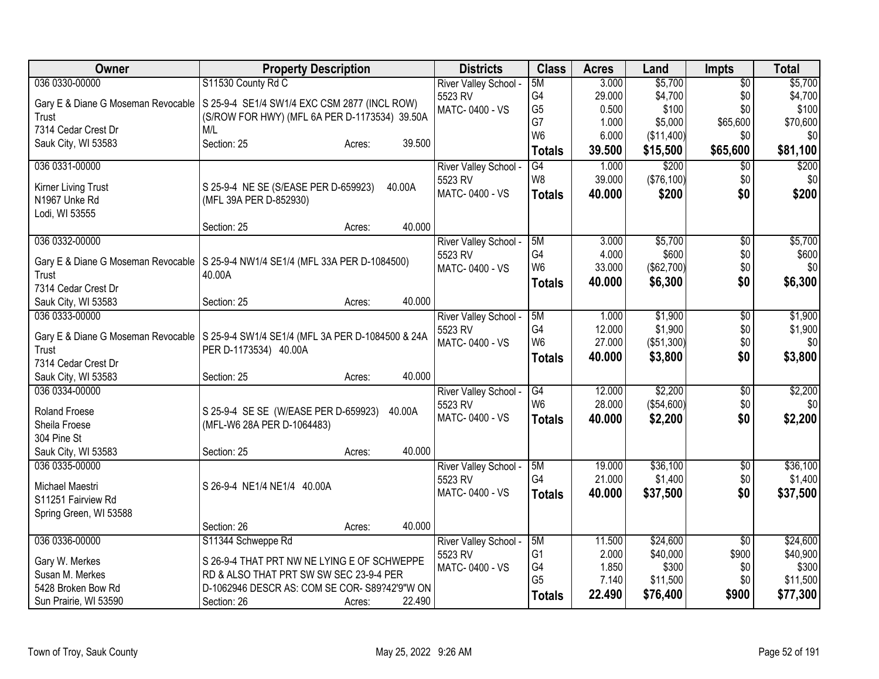| Owner | Property Description | Districts | Class | Acres | Land | Impts | Total |
|---|---|---|---|---|---|---|---|
| 036 0330-00000<br>Gary E & Diane G Moseman Revocable Trust<br>7314 Cedar Crest Dr<br>Sauk City, WI 53583 | S11530 County Rd C<br>S 25-9-4 SE1/4 SW1/4 EXC CSM 2877 (INCL ROW) (S/ROW FOR HWY) (MFL 6A PER D-1173534) 39.50A M/L<br>Section: 25 Acres: 39.500 | River Valley School - 5523 RV<br>MATC- 0400 - VS | 5M<br>G4<br>G5<br>G7<br>W6<br>**Totals** | 3.000<br>29.000<br>0.500<br>1.000<br>6.000<br>**39.500** | $5,700<br>$4,700<br>$100<br>$5,000<br>($11,400)<br>**$15,500** | $0<br>$0<br>$0<br>$65,600<br>$0<br>**$65,600** | $5,700<br>$4,700<br>$100<br>$70,600<br>$0<br>**$81,100** |
| 036 0331-00000<br>Kirner Living Trust<br>N1967 Unke Rd<br>Lodi, WI 53555 | S 25-9-4 NE SE (S/EASE PER D-659923) 40.00A (MFL 39A PER D-852930)<br>Section: 25 Acres: 40.000 | River Valley School - 5523 RV<br>MATC- 0400 - VS | G4<br>W8<br>**Totals** | 1.000<br>39.000<br>**40.000** | $200<br>($76,100)<br>**$200** | $0<br>$0<br>**$0** | $200<br>$0<br>**$200** |
| 036 0332-00000<br>Gary E & Diane G Moseman Revocable Trust<br>7314 Cedar Crest Dr<br>Sauk City, WI 53583 | S 25-9-4 NW1/4 SE1/4 (MFL 33A PER D-1084500) 40.00A<br>Section: 25 Acres: 40.000 | River Valley School - 5523 RV<br>MATC- 0400 - VS | 5M<br>G4<br>W6<br>**Totals** | 3.000<br>4.000<br>33.000<br>**40.000** | $5,700<br>$600<br>($62,700)<br>**$6,300** | $0<br>$0<br>$0<br>**$0** | $5,700<br>$600<br>$0<br>**$6,300** |
| 036 0333-00000<br>Gary E & Diane G Moseman Revocable Trust<br>7314 Cedar Crest Dr<br>Sauk City, WI 53583 | S 25-9-4 SW1/4 SE1/4 (MFL 3A PER D-1084500 & 24A PER D-1173534) 40.00A<br>Section: 25 Acres: 40.000 | River Valley School - 5523 RV<br>MATC- 0400 - VS | 5M<br>G4<br>W6<br>**Totals** | 1.000<br>12.000<br>27.000<br>**40.000** | $1,900<br>$1,900<br>($51,300)<br>**$3,800** | $0<br>$0<br>$0<br>**$0** | $1,900<br>$1,900<br>$0<br>**$3,800** |
| 036 0334-00000<br>Roland Froese<br>Sheila Froese<br>304 Pine St<br>Sauk City, WI 53583 | S 25-9-4 SE SE (W/EASE PER D-659923) 40.00A (MFL-W6 28A PER D-1064483)<br>Section: 25 Acres: 40.000 | River Valley School - 5523 RV<br>MATC- 0400 - VS | G4<br>W6<br>**Totals** | 12.000<br>28.000<br>**40.000** | $2,200<br>($54,600)<br>**$2,200** | $0<br>$0<br>**$0** | $2,200<br>$0<br>**$2,200** |
| 036 0335-00000<br>Michael Maestri<br>S11251 Fairview Rd<br>Spring Green, WI 53588 | S 26-9-4 NE1/4 NE1/4 40.00A<br>Section: 26 Acres: 40.000 | River Valley School - 5523 RV<br>MATC- 0400 - VS | 5M<br>G4<br>**Totals** | 19.000<br>21.000<br>**40.000** | $36,100<br>$1,400<br>**$37,500** | $0<br>$0<br>**$0** | $36,100<br>$1,400<br>**$37,500** |
| 036 0336-00000<br>Gary W. Merkes<br>Susan M. Merkes<br>5428 Broken Bow Rd<br>Sun Prairie, WI 53590 | S11344 Schweppe Rd<br>S 26-9-4 THAT PRT NW NE LYING E OF SCHWEPPE RD & ALSO THAT PRT SW SW SEC 23-9-4 PER D-1062946 DESCR AS: COM SE COR- S89?42'9"W ON<br>Section: 26 Acres: 22.490 | River Valley School - 5523 RV<br>MATC- 0400 - VS | 5M<br>G1<br>G4<br>G5<br>**Totals** | 11.500<br>2.000<br>1.850<br>7.140<br>**22.490** | $24,600<br>$40,000<br>$300<br>$11,500<br>**$76,400** | $0<br>$900<br>$0<br>$0<br>**$900** | $24,600<br>$40,900<br>$300<br>$11,500<br>**$77,300** |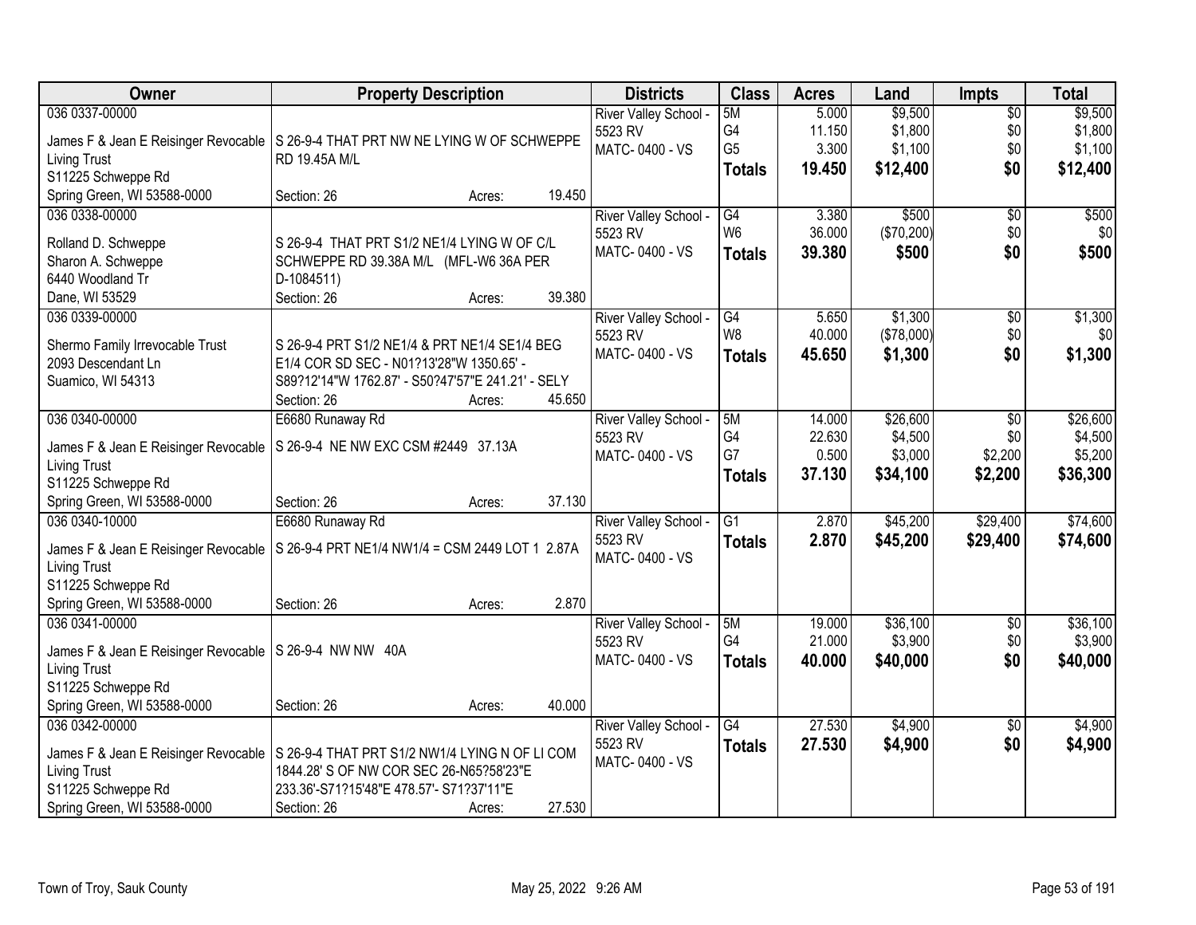| Owner | Property Description | Districts | Class | Acres | Land | Impts | Total |
|---|---|---|---|---|---|---|---|
| 036 0337-00000<br>James F & Jean E Reisinger Revocable Living Trust<br>S11225 Schweppe Rd<br>Spring Green, WI 53588-0000 | S 26-9-4 THAT PRT NW NE LYING W OF SCHWEPPE RD 19.45A M/L<br>Section: 26 Acres: 19.450 | River Valley School - 5523 RV<br>MATC- 0400 - VS | 5M<br>G4<br>G5<br>**Totals** | 5.000<br>11.150<br>3.300<br>**19.450** | $9,500<br>$1,800<br>$1,100<br>**$12,400** | $0<br>$0<br>$0<br>**$0** | $9,500<br>$1,800<br>$1,100<br>**$12,400** |
| 036 0338-00000<br>Rolland D. Schweppe<br>Sharon A. Schweppe<br>6440 Woodland Tr<br>Dane, WI 53529 | S 26-9-4 THAT PRT S1/2 NE1/4 LYING W OF C/L SCHWEPPE RD 39.38A M/L (MFL-W6 36A PER D-1084511)<br>Section: 26 Acres: 39.380 | River Valley School - 5523 RV<br>MATC- 0400 - VS | G4<br>W6<br>**Totals** | 3.380<br>36.000<br>**39.380** | $500<br>($70,200)<br>**$500** | $0<br>$0<br>**$0** | $500<br>$0<br>**$500** |
| 036 0339-00000<br>Shermo Family Irrevocable Trust<br>2093 Descendant Ln<br>Suamico, WI 54313 | S 26-9-4 PRT S1/2 NE1/4 & PRT NE1/4 SE1/4 BEG E1/4 COR SD SEC - N01?13'28"W 1350.65' - S89?12'14"W 1762.87' - S50?47'57"E 241.21' - SELY<br>Section: 26 Acres: 45.650 | River Valley School - 5523 RV<br>MATC- 0400 - VS | G4<br>W8<br>**Totals** | 5.650<br>40.000<br>**45.650** | $1,300<br>($78,000)<br>**$1,300** | $0<br>$0<br>**$0** | $1,300<br>$0<br>**$1,300** |
| 036 0340-00000<br>James F & Jean E Reisinger Revocable Living Trust<br>S11225 Schweppe Rd<br>Spring Green, WI 53588-0000 | E6680 Runaway Rd<br>S 26-9-4 NE NW EXC CSM #2449 37.13A<br>Section: 26 Acres: 37.130 | River Valley School - 5523 RV<br>MATC- 0400 - VS | 5M<br>G4<br>G7<br>**Totals** | 14.000<br>22.630<br>0.500<br>**37.130** | $26,600<br>$4,500<br>$3,000<br>**$34,100** | $0<br>$0<br>$2,200<br>**$2,200** | $26,600<br>$4,500<br>$5,200<br>**$36,300** |
| 036 0340-10000<br>James F & Jean E Reisinger Revocable Living Trust<br>S11225 Schweppe Rd<br>Spring Green, WI 53588-0000 | E6680 Runaway Rd<br>S 26-9-4 PRT NE1/4 NW1/4 = CSM 2449 LOT 1 2.87A<br>Section: 26 Acres: 2.870 | River Valley School - 5523 RV<br>MATC- 0400 - VS | G1<br>**Totals** | 2.870<br>**2.870** | $45,200<br>**$45,200** | $29,400<br>**$29,400** | $74,600<br>**$74,600** |
| 036 0341-00000<br>James F & Jean E Reisinger Revocable Living Trust<br>S11225 Schweppe Rd<br>Spring Green, WI 53588-0000 | S 26-9-4 NW NW 40A<br>Section: 26 Acres: 40.000 | River Valley School - 5523 RV<br>MATC- 0400 - VS | 5M<br>G4<br>**Totals** | 19.000<br>21.000<br>**40.000** | $36,100<br>$3,900<br>**$40,000** | $0<br>$0<br>**$0** | $36,100<br>$3,900<br>**$40,000** |
| 036 0342-00000<br>James F & Jean E Reisinger Revocable Living Trust<br>S11225 Schweppe Rd<br>Spring Green, WI 53588-0000 | S 26-9-4 THAT PRT S1/2 NW1/4 LYING N OF LI COM 1844.28' S OF NW COR SEC 26-N65?58'23"E 233.36'-S71?15'48"E 478.57'- S71?37'11"E<br>Section: 26 Acres: 27.530 | River Valley School - 5523 RV<br>MATC- 0400 - VS | G4<br>**Totals** | 27.530<br>**27.530** | $4,900<br>**$4,900** | $0<br>**$0** | $4,900<br>**$4,900** |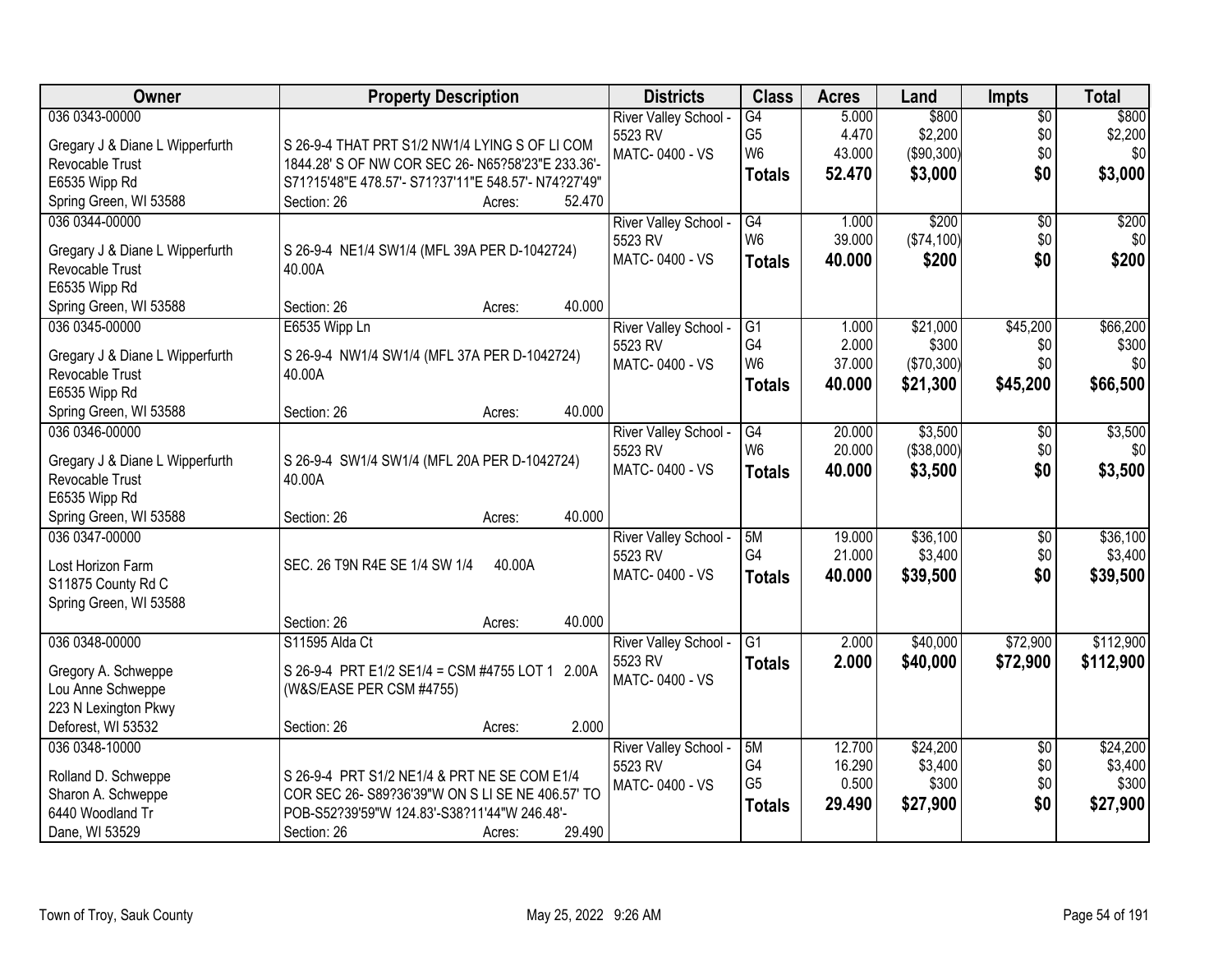| Owner | Property Description | Districts | Class | Acres | Land | Impts | Total |
|---|---|---|---|---|---|---|---|
| 036 0343-00000<br><br>Gregary J & Diane L Wipperfurth<br>Revocable Trust<br>E6535 Wipp Rd<br>Spring Green, WI 53588 | S 26-9-4 THAT PRT S1/2 NW1/4 LYING S OF LI COM 1844.28' S OF NW COR SEC 26- N65?58'23"E 233.36'- S71?15'48"E 478.57'- S71?37'11"E 548.57'- N74?27'49"<br>Section: 26 Acres: 52.470 | River Valley School - 5523 RV<br>MATC- 0400 - VS | G4<br>G5<br>W6<br>**Totals** | 5.000<br>4.470<br>43.000<br>**52.470** | $800<br>$2,200<br>($90,300)<br>**$3,000** | $0<br>$0<br>$0<br>**$0** | $800<br>$2,200<br>$0<br>**$3,000** |
| 036 0344-00000<br><br>Gregary J & Diane L Wipperfurth<br>Revocable Trust<br>E6535 Wipp Rd<br>Spring Green, WI 53588 | S 26-9-4 NE1/4 SW1/4 (MFL 39A PER D-1042724) 40.00A<br>Section: 26 Acres: 40.000 | River Valley School - 5523 RV<br>MATC- 0400 - VS | G4<br>W6<br>**Totals** | 1.000<br>39.000<br>**40.000** | $200<br>($74,100)<br>**$200** | $0<br>$0<br>**$0** | $200<br>$0<br>**$200** |
| 036 0345-00000<br><br>Gregary J & Diane L Wipperfurth<br>Revocable Trust<br>E6535 Wipp Rd<br>Spring Green, WI 53588 | E6535 Wipp Ln<br>S 26-9-4 NW1/4 SW1/4 (MFL 37A PER D-1042724) 40.00A<br>Section: 26 Acres: 40.000 | River Valley School - 5523 RV<br>MATC- 0400 - VS | G1<br>G4<br>W6<br>**Totals** | 1.000<br>2.000<br>37.000<br>**40.000** | $21,000<br>$300<br>($70,300)<br>**$21,300** | $45,200<br>$0<br>$0<br>**$45,200** | $66,200<br>$300<br>$0<br>**$66,500** |
| 036 0346-00000<br><br>Gregary J & Diane L Wipperfurth<br>Revocable Trust<br>E6535 Wipp Rd<br>Spring Green, WI 53588 | S 26-9-4 SW1/4 SW1/4 (MFL 20A PER D-1042724) 40.00A<br>Section: 26 Acres: 40.000 | River Valley School - 5523 RV<br>MATC- 0400 - VS | G4<br>W6<br>**Totals** | 20.000<br>20.000<br>**40.000** | $3,500<br>($38,000)<br>**$3,500** | $0<br>$0<br>**$0** | $3,500<br>$0<br>**$3,500** |
| 036 0347-00000<br><br>Lost Horizon Farm<br>S11875 County Rd C<br>Spring Green, WI 53588 | SEC. 26 T9N R4E SE 1/4 SW 1/4 40.00A<br>Section: 26 Acres: 40.000 | River Valley School - 5523 RV<br>MATC- 0400 - VS | 5M<br>G4<br>**Totals** | 19.000<br>21.000<br>**40.000** | $36,100<br>$3,400<br>**$39,500** | $0<br>$0<br>**$0** | $36,100<br>$3,400<br>**$39,500** |
| 036 0348-00000<br><br>Gregory A. Schweppe<br>Lou Anne Schweppe<br>223 N Lexington Pkwy<br>Deforest, WI 53532 | S11595 Alda Ct<br>S 26-9-4 PRT E1/2 SE1/4 = CSM #4755 LOT 1 2.00A (W&S/EASE PER CSM #4755)<br>Section: 26 Acres: 2.000 | River Valley School - 5523 RV<br>MATC- 0400 - VS | G1<br>**Totals** | 2.000<br>**2.000** | $40,000<br>**$40,000** | $72,900<br>**$72,900** | $112,900<br>**$112,900** |
| 036 0348-10000<br><br>Rolland D. Schweppe<br>Sharon A. Schweppe<br>6440 Woodland Tr<br>Dane, WI 53529 | S 26-9-4 PRT S1/2 NE1/4 & PRT NE SE COM E1/4 COR SEC 26- S89?36'39"W ON S LI SE NE 406.57' TO POB-S52?39'59"W 124.83'-S38?11'44"W 246.48'-<br>Section: 26 Acres: 29.490 | River Valley School - 5523 RV<br>MATC- 0400 - VS | 5M<br>G4<br>G5<br>**Totals** | 12.700<br>16.290<br>0.500<br>**29.490** | $24,200<br>$3,400<br>$300<br>**$27,900** | $0<br>$0<br>$0<br>**$0** | $24,200<br>$3,400<br>$300<br>**$27,900** |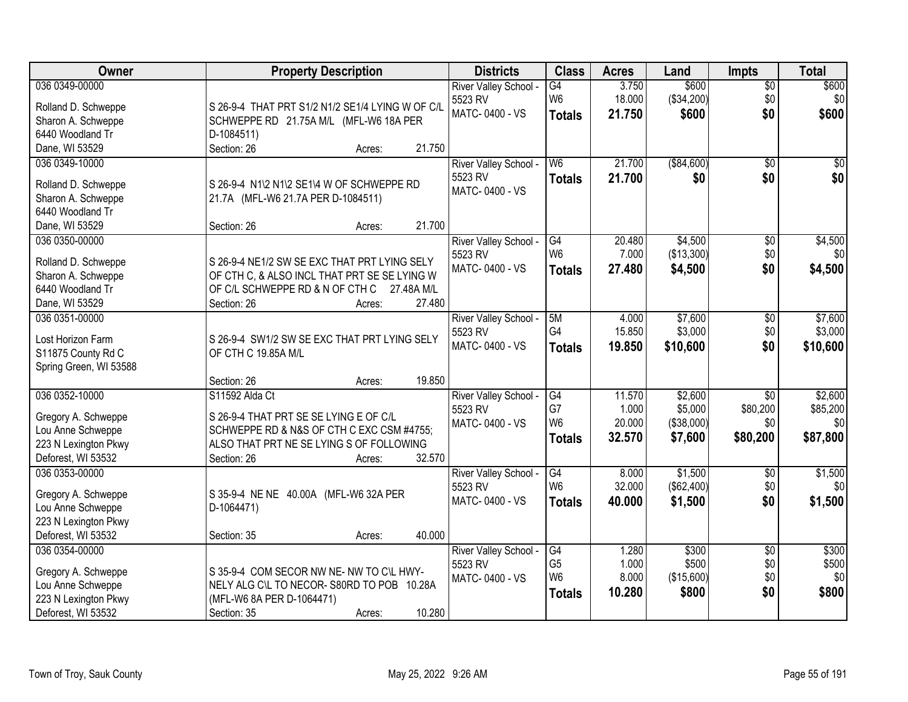| Owner | Property Description | Districts | Class | Acres | Land | Impts | Total |
|---|---|---|---|---|---|---|---|
| 036 0349-00000<br>Rolland D. Schweppe<br>Sharon A. Schweppe<br>6440 Woodland Tr<br>Dane, WI 53529 | S 26-9-4 THAT PRT S1/2 N1/2 SE1/4 LYING W OF C/L SCHWEPPE RD 21.75A M/L (MFL-W6 18A PER D-1084511)<br>Section: 26 Acres: 21.750 | River Valley School - 5523 RV<br>MATC- 0400 - VS | G4<br>W6<br>**Totals** | 3.750<br>18.000<br>**21.750** | $600<br>($34,200)<br>**$600** | $0<br>$0<br>**$0** | $600<br>$0<br>**$600** |
| 036 0349-10000<br>Rolland D. Schweppe<br>Sharon A. Schweppe<br>6440 Woodland Tr<br>Dane, WI 53529 | S 26-9-4 N1\2 N1\2 SE1\4 W OF SCHWEPPE RD 21.7A (MFL-W6 21.7A PER D-1084511)<br>Section: 26 Acres: 21.700 | River Valley School - 5523 RV<br>MATC- 0400 - VS | W6<br>**Totals** | 21.700<br>**21.700** | ($84,600)<br>**$0** | $0<br>**$0** | $0<br>**$0** |
| 036 0350-00000<br>Rolland D. Schweppe<br>Sharon A. Schweppe<br>6440 Woodland Tr<br>Dane, WI 53529 | S 26-9-4 NE1/2 SW SE EXC THAT PRT LYING SELY OF CTH C, & ALSO INCL THAT PRT SE SE LYING W OF C/L SCHWEPPE RD & N OF CTH C 27.48A M/L<br>Section: 26 Acres: 27.480 | River Valley School - 5523 RV<br>MATC- 0400 - VS | G4<br>W6<br>**Totals** | 20.480<br>7.000<br>**27.480** | $4,500<br>($13,300)<br>**$4,500** | $0<br>$0<br>**$0** | $4,500<br>$0<br>**$4,500** |
| 036 0351-00000<br>Lost Horizon Farm<br>S11875 County Rd C<br>Spring Green, WI 53588 | S 26-9-4 SW1/2 SW SE EXC THAT PRT LYING SELY OF CTH C 19.85A M/L<br>Section: 26 Acres: 19.850 | River Valley School - 5523 RV<br>MATC- 0400 - VS | 5M<br>G4<br>**Totals** | 4.000<br>15.850<br>**19.850** | $7,600<br>$3,000<br>**$10,600** | $0<br>$0<br>**$0** | $7,600<br>$3,000<br>**$10,600** |
| 036 0352-10000<br>Gregory A. Schweppe<br>Lou Anne Schweppe<br>223 N Lexington Pkwy<br>Deforest, WI 53532 | S11592 Alda Ct<br>S 26-9-4 THAT PRT SE SE LYING E OF C/L SCHWEPPE RD & N&S OF CTH C EXC CSM #4755; ALSO THAT PRT NE SE LYING S OF FOLLOWING<br>Section: 26 Acres: 32.570 | River Valley School - 5523 RV<br>MATC- 0400 - VS | G4<br>G7<br>W6<br>**Totals** | 11.570<br>1.000<br>20.000<br>**32.570** | $2,600<br>$5,000<br>($38,000)<br>**$7,600** | $0<br>$80,200<br>$0<br>**$80,200** | $2,600<br>$85,200<br>$0<br>**$87,800** |
| 036 0353-00000<br>Gregory A. Schweppe<br>Lou Anne Schweppe<br>223 N Lexington Pkwy<br>Deforest, WI 53532 | S 35-9-4 NE NE 40.00A (MFL-W6 32A PER D-1064471)<br>Section: 35 Acres: 40.000 | River Valley School - 5523 RV<br>MATC- 0400 - VS | G4<br>W6<br>**Totals** | 8.000<br>32.000<br>**40.000** | $1,500<br>($62,400)<br>**$1,500** | $0<br>$0<br>**$0** | $1,500<br>$0<br>**$1,500** |
| 036 0354-00000<br>Gregory A. Schweppe<br>Lou Anne Schweppe<br>223 N Lexington Pkwy<br>Deforest, WI 53532 | S 35-9-4 COM SECOR NW NE- NW TO C\L HWY- NELY ALG C\L TO NECOR- S80RD TO POB 10.28A (MFL-W6 8A PER D-1064471)<br>Section: 35 Acres: 10.280 | River Valley School - 5523 RV<br>MATC- 0400 - VS | G4<br>G5<br>W6<br>**Totals** | 1.280<br>1.000<br>8.000<br>**10.280** | $300<br>$500<br>($15,600)<br>**$800** | $0<br>$0<br>$0<br>**$0** | $300<br>$500<br>$0<br>**$800** |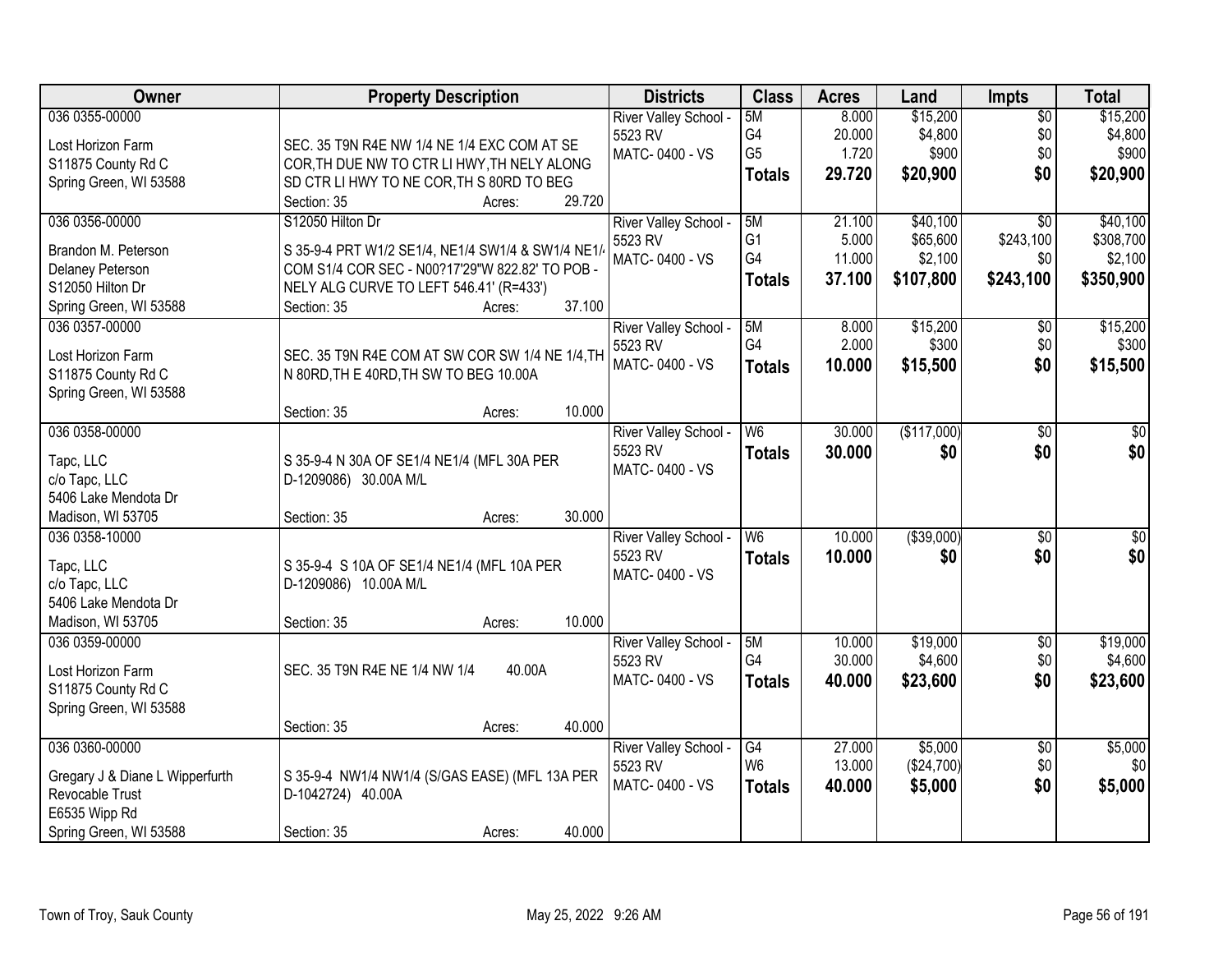| Owner | Property Description | Districts | Class | Acres | Land | Impts | Total |
|---|---|---|---|---|---|---|---|
| 036 0355-00000<br><br>Lost Horizon Farm<br>S11875 County Rd C<br>Spring Green, WI 53588 | SEC. 35 T9N R4E NW 1/4 NE 1/4 EXC COM AT SE COR,TH DUE NW TO CTR LI HWY,TH NELY ALONG SD CTR LI HWY TO NE COR,TH S 80RD TO BEG<br>Section: 35 Acres: 29.720 | River Valley School - 5523 RV<br>MATC- 0400 - VS | 5M<br>G4<br>G5<br>**Totals** | 8.000<br>20.000<br>1.720<br>**29.720** | $15,200<br>$4,800<br>$900<br>**$20,900** | $0<br>$0<br>$0<br>**$0** | $15,200<br>$4,800<br>$900<br>**$20,900** |
| 036 0356-00000<br><br>Brandon M. Peterson<br>Delaney Peterson<br>S12050 Hilton Dr<br>Spring Green, WI 53588 | S12050 Hilton Dr<br>S 35-9-4 PRT W1/2 SE1/4, NE1/4 SW1/4 & SW1/4 NE1/4 COM S1/4 COR SEC - N00?17'29"W 822.82' TO POB - NELY ALG CURVE TO LEFT 546.41' (R=433')<br>Section: 35 Acres: 37.100 | River Valley School - 5523 RV<br>MATC- 0400 - VS | 5M<br>G1<br>G4<br>**Totals** | 21.100<br>5.000<br>11.000<br>**37.100** | $40,100<br>$65,600<br>$2,100<br>**$107,800** | $0<br>$243,100<br>$0<br>**$243,100** | $40,100<br>$308,700<br>$2,100<br>**$350,900** |
| 036 0357-00000<br><br>Lost Horizon Farm<br>S11875 County Rd C<br>Spring Green, WI 53588 | SEC. 35 T9N R4E COM AT SW COR SW 1/4 NE 1/4,TH N 80RD,TH E 40RD,TH SW TO BEG 10.00A<br>Section: 35 Acres: 10.000 | River Valley School - 5523 RV<br>MATC- 0400 - VS | 5M<br>G4<br>**Totals** | 8.000<br>2.000<br>**10.000** | $15,200<br>$300<br>**$15,500** | $0<br>$0<br>**$0** | $15,200<br>$300<br>**$15,500** |
| 036 0358-00000<br><br>Tapc, LLC<br>c/o Tapc, LLC<br>5406 Lake Mendota Dr<br>Madison, WI 53705 | S 35-9-4 N 30A OF SE1/4 NE1/4 (MFL 30A PER D-1209086) 30.00A M/L<br>Section: 35 Acres: 30.000 | River Valley School - 5523 RV<br>MATC- 0400 - VS | W6<br>**Totals** | 30.000<br>**30.000** | ($117,000)<br>**$0** | $0<br>**$0** | $0<br>**$0** |
| 036 0358-10000<br><br>Tapc, LLC<br>c/o Tapc, LLC<br>5406 Lake Mendota Dr<br>Madison, WI 53705 | S 35-9-4 S 10A OF SE1/4 NE1/4 (MFL 10A PER D-1209086) 10.00A M/L<br>Section: 35 Acres: 10.000 | River Valley School - 5523 RV<br>MATC- 0400 - VS | W6<br>**Totals** | 10.000<br>**10.000** | ($39,000)<br>**$0** | $0<br>**$0** | $0<br>**$0** |
| 036 0359-00000<br><br>Lost Horizon Farm<br>S11875 County Rd C<br>Spring Green, WI 53588 | SEC. 35 T9N R4E NE 1/4 NW 1/4 40.00A<br>Section: 35 Acres: 40.000 | River Valley School - 5523 RV<br>MATC- 0400 - VS | 5M<br>G4<br>**Totals** | 10.000<br>30.000<br>**40.000** | $19,000<br>$4,600<br>**$23,600** | $0<br>$0<br>**$0** | $19,000<br>$4,600<br>**$23,600** |
| 036 0360-00000<br><br>Gregary J & Diane L Wipperfurth Revocable Trust<br>E6535 Wipp Rd<br>Spring Green, WI 53588 | S 35-9-4 NW1/4 NW1/4 (S/GAS EASE) (MFL 13A PER D-1042724) 40.00A<br>Section: 35 Acres: 40.000 | River Valley School - 5523 RV<br>MATC- 0400 - VS | G4<br>W6<br>**Totals** | 27.000<br>13.000<br>**40.000** | $5,000<br>($24,700)<br>**$5,000** | $0<br>$0<br>**$0** | $5,000<br>$0<br>**$5,000** |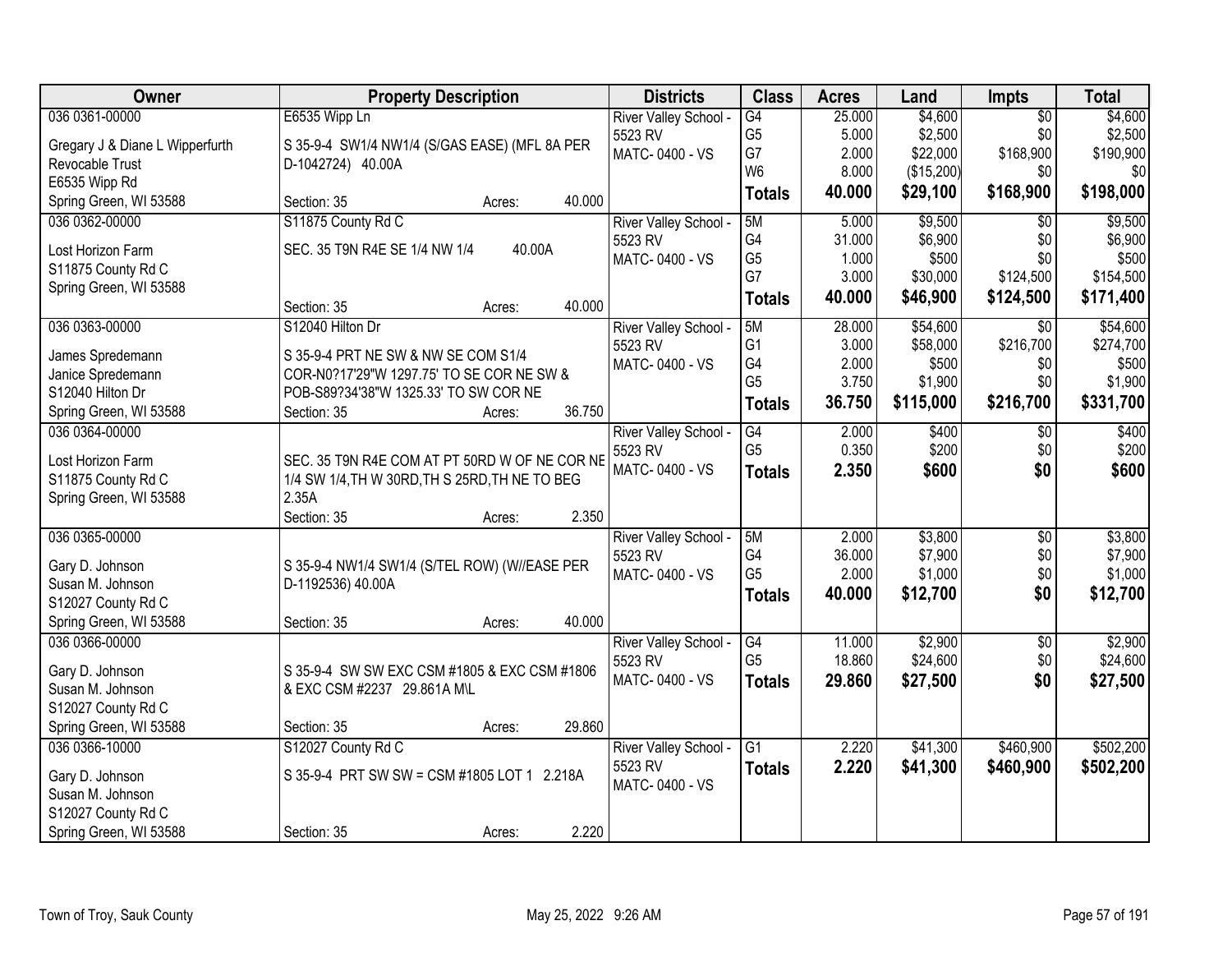| Owner | Property Description | Districts | Class | Acres | Land | Impts | Total |
|---|---|---|---|---|---|---|---|
| 036 0361-00000<br>Gregary J & Diane L Wipperfurth Revocable Trust<br>E6535 Wipp Rd<br>Spring Green, WI 53588 | E6535 Wipp Ln<br>S 35-9-4 SW1/4 NW1/4 (S/GAS EASE) (MFL 8A PER D-1042724) 40.00A<br>Section: 35 Acres: 40.000 | River Valley School - 5523 RV<br>MATC- 0400 - VS | G4<br>G5<br>G7<br>W6<br>**Totals** | 25.000<br>5.000<br>2.000<br>8.000<br>**40.000** | $4,600<br>$2,500<br>$22,000<br>($15,200)<br>**$29,100** | $0<br>$0<br>$168,900<br>$0<br>**$168,900** | $4,600<br>$2,500<br>$190,900<br>$0<br>**$198,000** |
| 036 0362-00000<br>Lost Horizon Farm<br>S11875 County Rd C<br>Spring Green, WI 53588 | S11875 County Rd C<br>SEC. 35 T9N R4E SE 1/4 NW 1/4 40.00A<br>Section: 35 Acres: 40.000 | River Valley School - 5523 RV<br>MATC- 0400 - VS | 5M<br>G4<br>G5<br>G7<br>**Totals** | 5.000<br>31.000<br>1.000<br>3.000<br>**40.000** | $9,500<br>$6,900<br>$500<br>$30,000<br>**$46,900** | $0<br>$0<br>$0<br>$124,500<br>**$124,500** | $9,500<br>$6,900<br>$500<br>$154,500<br>**$171,400** |
| 036 0363-00000<br>James Spredemann<br>Janice Spredemann<br>S12040 Hilton Dr<br>Spring Green, WI 53588 | S12040 Hilton Dr<br>S 35-9-4 PRT NE SW & NW SE COM S1/4 COR-N0?17'29"W 1297.75' TO SE COR NE SW & POB-S89?34'38"W 1325.33' TO SW COR NE<br>Section: 35 Acres: 36.750 | River Valley School - 5523 RV<br>MATC- 0400 - VS | 5M<br>G1<br>G4<br>G5<br>**Totals** | 28.000<br>3.000<br>2.000<br>3.750<br>**36.750** | $54,600<br>$58,000<br>$500<br>$1,900<br>**$115,000** | $0<br>$216,700<br>$0<br>$0<br>**$216,700** | $54,600<br>$274,700<br>$500<br>$1,900<br>**$331,700** |
| 036 0364-00000<br>Lost Horizon Farm<br>S11875 County Rd C<br>Spring Green, WI 53588 | SEC. 35 T9N R4E COM AT PT 50RD W OF NE COR NE 1/4 SW 1/4,TH W 30RD,TH S 25RD,TH NE TO BEG 2.35A<br>Section: 35 Acres: 2.350 | River Valley School - 5523 RV<br>MATC- 0400 - VS | G4<br>G5<br>**Totals** | 2.000<br>0.350<br>**2.350** | $400<br>$200<br>**$600** | $0<br>$0<br>**$0** | $400<br>$200<br>**$600** |
| 036 0365-00000<br>Gary D. Johnson<br>Susan M. Johnson<br>S12027 County Rd C<br>Spring Green, WI 53588 | S 35-9-4 NW1/4 SW1/4 (S/TEL ROW) (W//EASE PER D-1192536) 40.00A<br>Section: 35 Acres: 40.000 | River Valley School - 5523 RV<br>MATC- 0400 - VS | 5M<br>G4<br>G5<br>**Totals** | 2.000<br>36.000<br>2.000<br>**40.000** | $3,800<br>$7,900<br>$1,000<br>**$12,700** | $0<br>$0<br>$0<br>**$0** | $3,800<br>$7,900<br>$1,000<br>**$12,700** |
| 036 0366-00000<br>Gary D. Johnson<br>Susan M. Johnson<br>S12027 County Rd C<br>Spring Green, WI 53588 | S 35-9-4 SW SW EXC CSM #1805 & EXC CSM #1806 & EXC CSM #2237 29.861A M\L<br>Section: 35 Acres: 29.860 | River Valley School - 5523 RV<br>MATC- 0400 - VS | G4<br>G5<br>**Totals** | 11.000<br>18.860<br>**29.860** | $2,900<br>$24,600<br>**$27,500** | $0<br>$0<br>**$0** | $2,900<br>$24,600<br>**$27,500** |
| 036 0366-10000<br>Gary D. Johnson<br>Susan M. Johnson<br>S12027 County Rd C<br>Spring Green, WI 53588 | S12027 County Rd C<br>S 35-9-4 PRT SW SW = CSM #1805 LOT 1 2.218A<br>Section: 35 Acres: 2.220 | River Valley School - 5523 RV<br>MATC- 0400 - VS | G1<br>**Totals** | 2.220<br>**2.220** | $41,300<br>**$41,300** | $460,900<br>**$460,900** | $502,200<br>**$502,200** |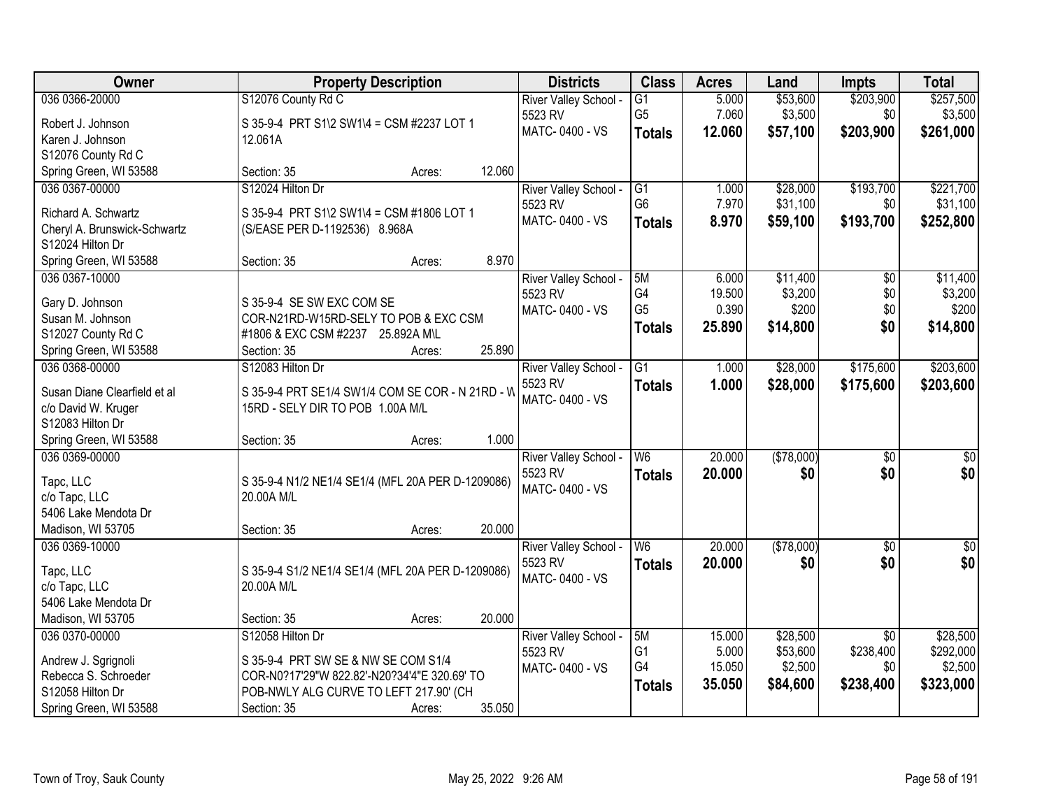| Owner | Property Description | Districts | Class | Acres | Land | Impts | Total |
|---|---|---|---|---|---|---|---|
| 036 0366-20000<br><br>Robert J. Johnson<br>Karen J. Johnson<br>S12076 County Rd C<br>Spring Green, WI 53588 | S12076 County Rd C<br><br>S 35-9-4 PRT S1\2 SW1\4 = CSM #2237 LOT 1<br>12.061A<br><br>Section: 35 Acres: 12.060 | River Valley School - 5523 RV<br>MATC- 0400 - VS | G1<br>G5<br>**Totals** | 5.000<br>7.060<br>**12.060** | $53,600<br>$3,500<br>**$57,100** | $203,900<br>$0<br>**$203,900** | $257,500<br>$3,500<br>**$261,000** |
| 036 0367-00000<br><br>Richard A. Schwartz<br>Cheryl A. Brunswick-Schwartz<br>S12024 Hilton Dr<br>Spring Green, WI 53588 | S12024 Hilton Dr<br><br>S 35-9-4 PRT S1\2 SW1\4 = CSM #1806 LOT 1<br>(S/EASE PER D-1192536) 8.968A<br><br>Section: 35 Acres: 8.970 | River Valley School - 5523 RV<br>MATC- 0400 - VS | G1<br>G6<br>**Totals** | 1.000<br>7.970<br>**8.970** | $28,000<br>$31,100<br>**$59,100** | $193,700<br>$0<br>**$193,700** | $221,700<br>$31,100<br>**$252,800** |
| 036 0367-10000<br><br>Gary D. Johnson<br>Susan M. Johnson<br>S12027 County Rd C<br>Spring Green, WI 53588 | S 35-9-4 SE SW EXC COM SE<br>COR-N21RD-W15RD-SELY TO POB & EXC CSM<br>#1806 & EXC CSM #2237 25.892A M\L<br>Section: 35 Acres: 25.890 | River Valley School - 5523 RV<br>MATC- 0400 - VS | 5M<br>G4<br>G5<br>**Totals** | 6.000<br>19.500<br>0.390<br>**25.890** | $11,400<br>$3,200<br>$200<br>**$14,800** | $0<br>$0<br>$0<br>**$0** | $11,400<br>$3,200<br>$200<br>**$14,800** |
| 036 0368-00000<br><br>Susan Diane Clearfield et al<br>c/o David W. Kruger<br>S12083 Hilton Dr<br>Spring Green, WI 53588 | S12083 Hilton Dr<br><br>S 35-9-4 PRT SE1/4 SW1/4 COM SE COR - N 21RD - W<br>15RD - SELY DIR TO POB 1.00A M/L<br><br>Section: 35 Acres: 1.000 | River Valley School - 5523 RV<br>MATC- 0400 - VS | G1<br>**Totals** | 1.000<br>**1.000** | $28,000<br>**$28,000** | $175,600<br>**$175,600** | $203,600<br>**$203,600** |
| 036 0369-00000<br><br>Tapc, LLC<br>c/o Tapc, LLC<br>5406 Lake Mendota Dr<br>Madison, WI 53705 | S 35-9-4 N1/2 NE1/4 SE1/4 (MFL 20A PER D-1209086)<br>20.00A M/L<br><br>Section: 35 Acres: 20.000 | River Valley School - 5523 RV<br>MATC- 0400 - VS | W6<br>**Totals** | 20.000<br>**20.000** | ($78,000)<br>**$0** | $0<br>**$0** | $0<br>**$0** |
| 036 0369-10000<br><br>Tapc, LLC<br>c/o Tapc, LLC<br>5406 Lake Mendota Dr<br>Madison, WI 53705 | S 35-9-4 S1/2 NE1/4 SE1/4 (MFL 20A PER D-1209086)<br>20.00A M/L<br><br>Section: 35 Acres: 20.000 | River Valley School - 5523 RV<br>MATC- 0400 - VS | W6<br>**Totals** | 20.000<br>**20.000** | ($78,000)<br>**$0** | $0<br>**$0** | $0<br>**$0** |
| 036 0370-00000<br><br>Andrew J. Sgrignoli<br>Rebecca S. Schroeder<br>S12058 Hilton Dr<br>Spring Green, WI 53588 | S12058 Hilton Dr<br><br>S 35-9-4 PRT SW SE & NW SE COM S1/4<br>COR-N0?17'29"W 822.82'-N20?34'4"E 320.69' TO<br>POB-NWLY ALG CURVE TO LEFT 217.90' (CH<br>Section: 35 Acres: 35.050 | River Valley School - 5523 RV<br>MATC- 0400 - VS | 5M<br>G1<br>G4<br>**Totals** | 15.000<br>5.000<br>15.050<br>**35.050** | $28,500<br>$53,600<br>$2,500<br>**$84,600** | $0<br>$238,400<br>$0<br>**$238,400** | $28,500<br>$292,000<br>$2,500<br>**$323,000** |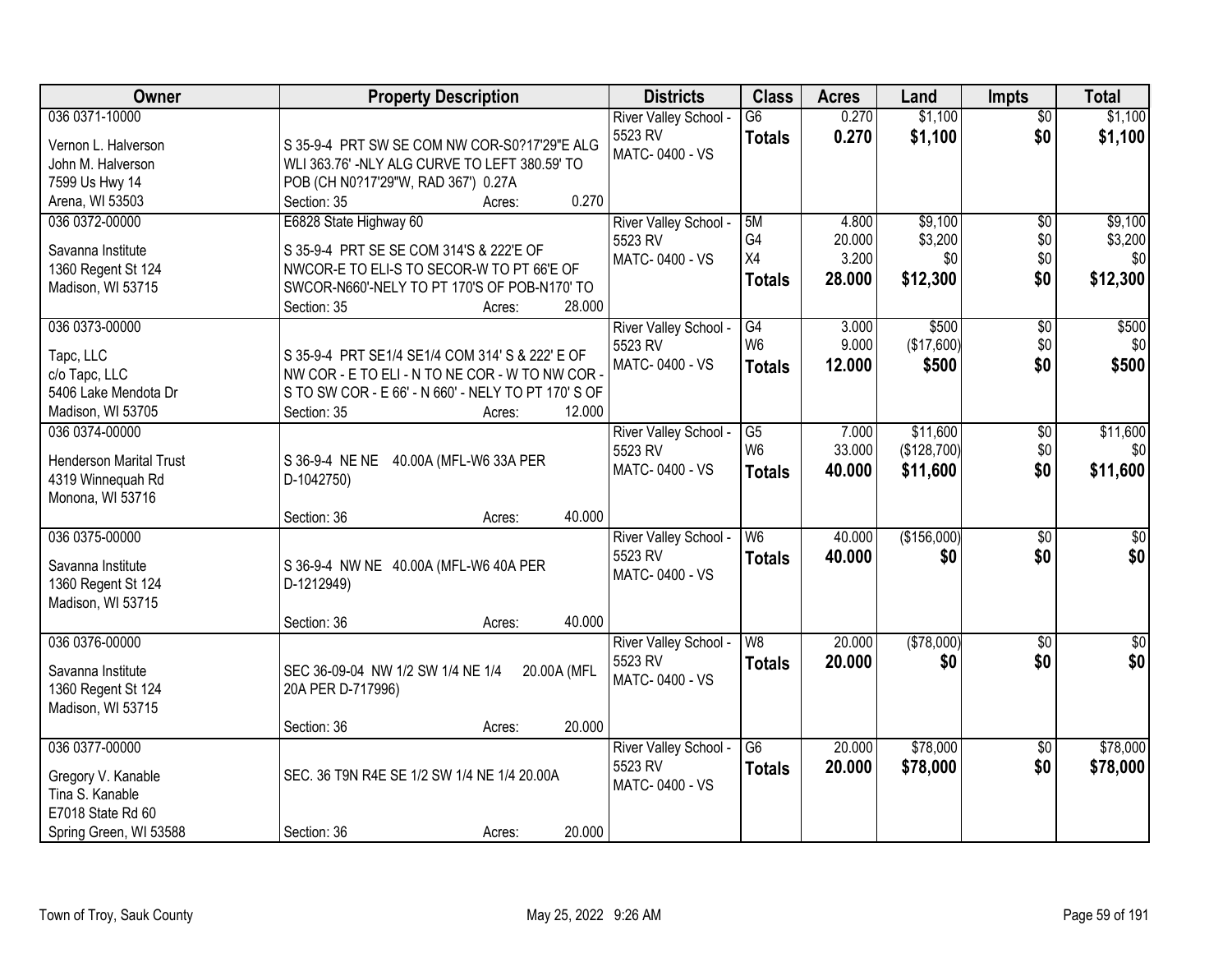| Owner | Property Description | Districts | Class | Acres | Land | Impts | Total |
|---|---|---|---|---|---|---|---|
| 036 0371-10000<br>Vernon L. Halverson<br>John M. Halverson<br>7599 Us Hwy 14<br>Arena, WI 53503 | S 35-9-4 PRT SW SE COM NW COR-S0?17'29"E ALG WLI 363.76' -NLY ALG CURVE TO LEFT 380.59' TO POB (CH N0?17'29"W, RAD 367') 0.27A<br>Section: 35 Acres: 0.270 | River Valley School - 5523 RV<br>MATC- 0400 - VS | G6<br>**Totals** | 0.270<br>**0.270** | $1,100<br>**$1,100** | $0<br>**$0** | $1,100<br>**$1,100** |
| 036 0372-00000<br>Savanna Institute<br>1360 Regent St 124<br>Madison, WI 53715 | E6828 State Highway 60<br>S 35-9-4 PRT SE SE COM 314'S & 222'E OF NWCOR-E TO ELI-S TO SECOR-W TO PT 66'E OF SWCOR-N660'-NELY TO PT 170'S OF POB-N170' TO<br>Section: 35 Acres: 28.000 | River Valley School - 5523 RV<br>MATC- 0400 - VS | 5M<br>G4<br>X4<br>**Totals** | 4.800<br>20.000<br>3.200<br>**28.000** | $9,100<br>$3,200<br>$0<br>**$12,300** | $0<br>$0<br>$0<br>**$0** | $9,100<br>$3,200<br>$0<br>**$12,300** |
| 036 0373-00000<br>Tapc, LLC<br>c/o Tapc, LLC<br>5406 Lake Mendota Dr<br>Madison, WI 53705 | S 35-9-4 PRT SE1/4 SE1/4 COM 314' S & 222' E OF NW COR - E TO ELI - N TO NE COR - W TO NW COR - S TO SW COR - E 66' - N 660' - NELY TO PT 170' S OF<br>Section: 35 Acres: 12.000 | River Valley School - 5523 RV<br>MATC- 0400 - VS | G4<br>W6<br>**Totals** | 3.000<br>9.000<br>**12.000** | $500<br>($17,600)<br>**$500** | $0<br>$0<br>**$0** | $500<br>$0<br>**$500** |
| 036 0374-00000<br>Henderson Marital Trust<br>4319 Winnequah Rd<br>Monona, WI 53716 | S 36-9-4 NE NE 40.00A (MFL-W6 33A PER D-1042750)<br>Section: 36 Acres: 40.000 | River Valley School - 5523 RV<br>MATC- 0400 - VS | G5<br>W6<br>**Totals** | 7.000<br>33.000<br>**40.000** | $11,600<br>($128,700)<br>**$11,600** | $0<br>$0<br>**$0** | $11,600<br>$0<br>**$11,600** |
| 036 0375-00000<br>Savanna Institute<br>1360 Regent St 124<br>Madison, WI 53715 | S 36-9-4 NW NE 40.00A (MFL-W6 40A PER D-1212949)<br>Section: 36 Acres: 40.000 | River Valley School - 5523 RV<br>MATC- 0400 - VS | W6<br>**Totals** | 40.000<br>**40.000** | ($156,000)<br>**$0** | $0<br>**$0** | $0<br>**$0** |
| 036 0376-00000<br>Savanna Institute<br>1360 Regent St 124<br>Madison, WI 53715 | SEC 36-09-04 NW 1/2 SW 1/4 NE 1/4 20.00A (MFL 20A PER D-717996)<br>Section: 36 Acres: 20.000 | River Valley School - 5523 RV<br>MATC- 0400 - VS | W8<br>**Totals** | 20.000<br>**20.000** | ($78,000)<br>**$0** | $0<br>**$0** | $0<br>**$0** |
| 036 0377-00000<br>Gregory V. Kanable<br>Tina S. Kanable<br>E7018 State Rd 60<br>Spring Green, WI 53588 | SEC. 36 T9N R4E SE 1/2 SW 1/4 NE 1/4 20.00A<br>Section: 36 Acres: 20.000 | River Valley School - 5523 RV<br>MATC- 0400 - VS | G6<br>**Totals** | 20.000<br>**20.000** | $78,000<br>**$78,000** | $0<br>**$0** | $78,000<br>**$78,000** |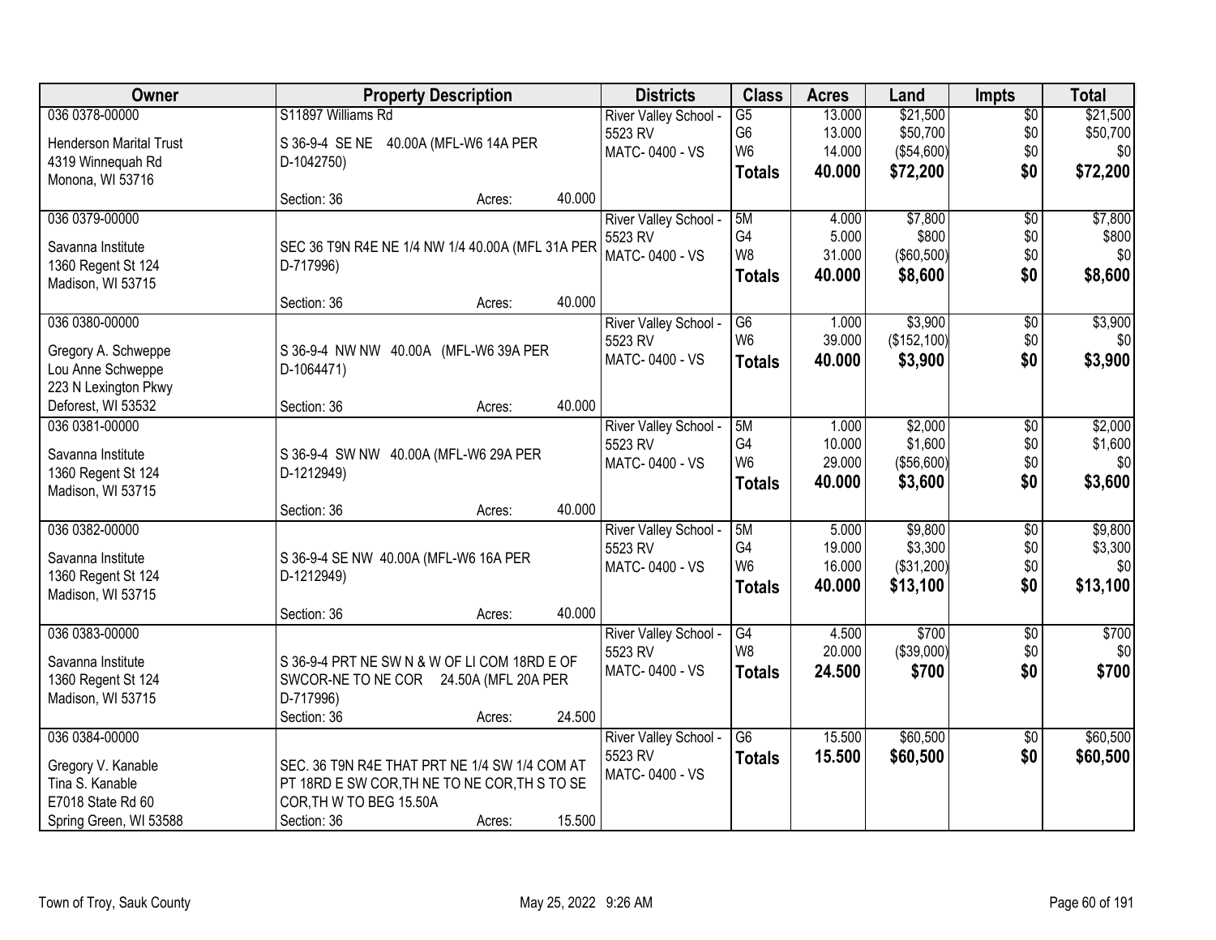| Owner | Property Description | Districts | Class | Acres | Land | Impts | Total |
|---|---|---|---|---|---|---|---|
| 036 0378-00000<br><br>Henderson Marital Trust<br>4319 Winnequah Rd<br>Monona, WI 53716 | S11897 Williams Rd<br><br>S 36-9-4 SE NE 40.00A (MFL-W6 14A PER D-1042750)<br><br>Section: 36 Acres: 40.000 | River Valley School - 5523 RV<br>MATC- 0400 - VS | G5<br>G6<br>W6<br>**Totals** | 13.000<br>13.000<br>14.000<br>**40.000** | $21,500<br>$50,700<br>($54,600)<br>**$72,200** | $0<br>$0<br>$0<br>**$0** | $21,500<br>$50,700<br>$0<br>**$72,200** |
| 036 0379-00000<br><br>Savanna Institute<br>1360 Regent St 124<br>Madison, WI 53715 | SEC 36 T9N R4E NE 1/4 NW 1/4 40.00A (MFL 31A PER D-717996)<br><br>Section: 36 Acres: 40.000 | River Valley School - 5523 RV<br>MATC- 0400 - VS | 5M<br>G4<br>W8<br>**Totals** | 4.000<br>5.000<br>31.000<br>**40.000** | $7,800<br>$800<br>($60,500)<br>**$8,600** | $0<br>$0<br>$0<br>**$0** | $7,800<br>$800<br>$0<br>**$8,600** |
| 036 0380-00000<br><br>Gregory A. Schweppe<br>Lou Anne Schweppe<br>223 N Lexington Pkwy<br>Deforest, WI 53532 | S 36-9-4 NW NW 40.00A (MFL-W6 39A PER D-1064471)<br><br>Section: 36 Acres: 40.000 | River Valley School - 5523 RV<br>MATC- 0400 - VS | G6<br>W6<br>**Totals** | 1.000<br>39.000<br>**40.000** | $3,900<br>($152,100)<br>**$3,900** | $0<br>$0<br>**$0** | $3,900<br>$0<br>**$3,900** |
| 036 0381-00000<br><br>Savanna Institute<br>1360 Regent St 124<br>Madison, WI 53715 | S 36-9-4 SW NW 40.00A (MFL-W6 29A PER D-1212949)<br><br>Section: 36 Acres: 40.000 | River Valley School - 5523 RV<br>MATC- 0400 - VS | 5M<br>G4<br>W6<br>**Totals** | 1.000<br>10.000<br>29.000<br>**40.000** | $2,000<br>$1,600<br>($56,600)<br>**$3,600** | $0<br>$0<br>$0<br>**$0** | $2,000<br>$1,600<br>$0<br>**$3,600** |
| 036 0382-00000<br><br>Savanna Institute<br>1360 Regent St 124<br>Madison, WI 53715 | S 36-9-4 SE NW 40.00A (MFL-W6 16A PER D-1212949)<br><br>Section: 36 Acres: 40.000 | River Valley School - 5523 RV<br>MATC- 0400 - VS | 5M<br>G4<br>W6<br>**Totals** | 5.000<br>19.000<br>16.000<br>**40.000** | $9,800<br>$3,300<br>($31,200)<br>**$13,100** | $0<br>$0<br>$0<br>**$0** | $9,800<br>$3,300<br>$0<br>**$13,100** |
| 036 0383-00000<br><br>Savanna Institute<br>1360 Regent St 124<br>Madison, WI 53715 | S 36-9-4 PRT NE SW N & W OF LI COM 18RD E OF SWCOR-NE TO NE COR 24.50A (MFL 20A PER D-717996)<br>Section: 36 Acres: 24.500 | River Valley School - 5523 RV<br>MATC- 0400 - VS | G4<br>W8<br>**Totals** | 4.500<br>20.000<br>**24.500** | $700<br>($39,000)<br>**$700** | $0<br>$0<br>**$0** | $700<br>$0<br>**$700** |
| 036 0384-00000<br><br>Gregory V. Kanable<br>Tina S. Kanable<br>E7018 State Rd 60<br>Spring Green, WI 53588 | SEC. 36 T9N R4E THAT PRT NE 1/4 SW 1/4 COM AT PT 18RD E SW COR,TH NE TO NE COR,TH S TO SE COR,TH W TO BEG 15.50A<br>Section: 36 Acres: 15.500 | River Valley School - 5523 RV<br>MATC- 0400 - VS | G6<br>**Totals** | 15.500<br>**15.500** | $60,500<br>**$60,500** | $0<br>**$0** | $60,500<br>**$60,500** |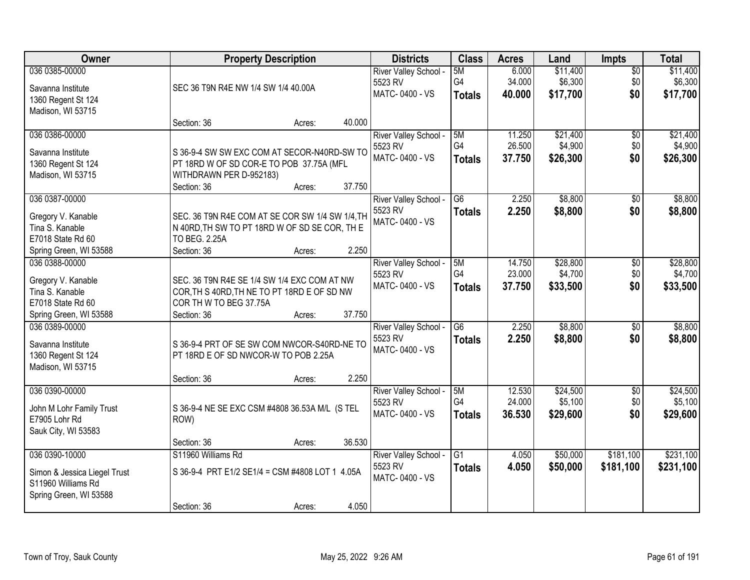| Owner | Property Description | Districts | Class | Acres | Land | Impts | Total |
|---|---|---|---|---|---|---|---|
| 036 0385-00000<br>Savanna Institute<br>1360 Regent St 124<br>Madison, WI 53715 | SEC 36 T9N R4E NW 1/4 SW 1/4 40.00A<br>Section: 36 Acres: 40.000 | River Valley School - 5523 RV<br>MATC- 0400 - VS | 5M<br>G4<br>**Totals** | 6.000<br>34.000<br>**40.000** | $11,400<br>$6,300<br>**$17,700** | $0<br>$0<br>**$0** | $11,400<br>$6,300<br>**$17,700** |
| 036 0386-00000<br>Savanna Institute<br>1360 Regent St 124<br>Madison, WI 53715 | S 36-9-4 SW SW EXC COM AT SECOR-N40RD-SW TO PT 18RD W OF SD COR-E TO POB 37.75A (MFL WITHDRAWN PER D-952183)<br>Section: 36 Acres: 37.750 | River Valley School - 5523 RV<br>MATC- 0400 - VS | 5M<br>G4<br>**Totals** | 11.250<br>26.500<br>**37.750** | $21,400<br>$4,900<br>**$26,300** | $0<br>$0<br>**$0** | $21,400<br>$4,900<br>**$26,300** |
| 036 0387-00000<br>Gregory V. Kanable<br>Tina S. Kanable<br>E7018 State Rd 60<br>Spring Green, WI 53588 | SEC. 36 T9N R4E COM AT SE COR SW 1/4 SW 1/4,TH N 40RD,TH SW TO PT 18RD W OF SD SE COR, TH E TO BEG. 2.25A<br>Section: 36 Acres: 2.250 | River Valley School - 5523 RV<br>MATC- 0400 - VS | G6<br>**Totals** | 2.250<br>**2.250** | $8,800<br>**$8,800** | $0<br>**$0** | $8,800<br>**$8,800** |
| 036 0388-00000<br>Gregory V. Kanable<br>Tina S. Kanable<br>E7018 State Rd 60<br>Spring Green, WI 53588 | SEC. 36 T9N R4E SE 1/4 SW 1/4 EXC COM AT NW COR,TH S 40RD,TH NE TO PT 18RD E OF SD NW COR TH W TO BEG 37.75A<br>Section: 36 Acres: 37.750 | River Valley School - 5523 RV<br>MATC- 0400 - VS | 5M<br>G4<br>**Totals** | 14.750<br>23.000<br>**37.750** | $28,800<br>$4,700<br>**$33,500** | $0<br>$0<br>**$0** | $28,800<br>$4,700<br>**$33,500** |
| 036 0389-00000<br>Savanna Institute<br>1360 Regent St 124<br>Madison, WI 53715 | S 36-9-4 PRT OF SE SW COM NWCOR-S40RD-NE TO PT 18RD E OF SD NWCOR-W TO POB 2.25A<br>Section: 36 Acres: 2.250 | River Valley School - 5523 RV<br>MATC- 0400 - VS | G6<br>**Totals** | 2.250<br>**2.250** | $8,800<br>**$8,800** | $0<br>**$0** | $8,800<br>**$8,800** |
| 036 0390-00000<br>John M Lohr Family Trust<br>E7905 Lohr Rd<br>Sauk City, WI 53583 | S 36-9-4 NE SE EXC CSM #4808 36.53A M/L (S TEL ROW)<br>Section: 36 Acres: 36.530 | River Valley School - 5523 RV<br>MATC- 0400 - VS | 5M<br>G4<br>**Totals** | 12.530<br>24.000<br>**36.530** | $24,500<br>$5,100<br>**$29,600** | $0<br>$0<br>**$0** | $24,500<br>$5,100<br>**$29,600** |
| 036 0390-10000<br>Simon & Jessica Liegel Trust<br>S11960 Williams Rd<br>Spring Green, WI 53588 | S11960 Williams Rd<br>S 36-9-4 PRT E1/2 SE1/4 = CSM #4808 LOT 1 4.05A<br>Section: 36 Acres: 4.050 | River Valley School - 5523 RV<br>MATC- 0400 - VS | G1<br>**Totals** | 4.050<br>**4.050** | $50,000<br>**$50,000** | $181,100<br>**$181,100** | $231,100<br>**$231,100** |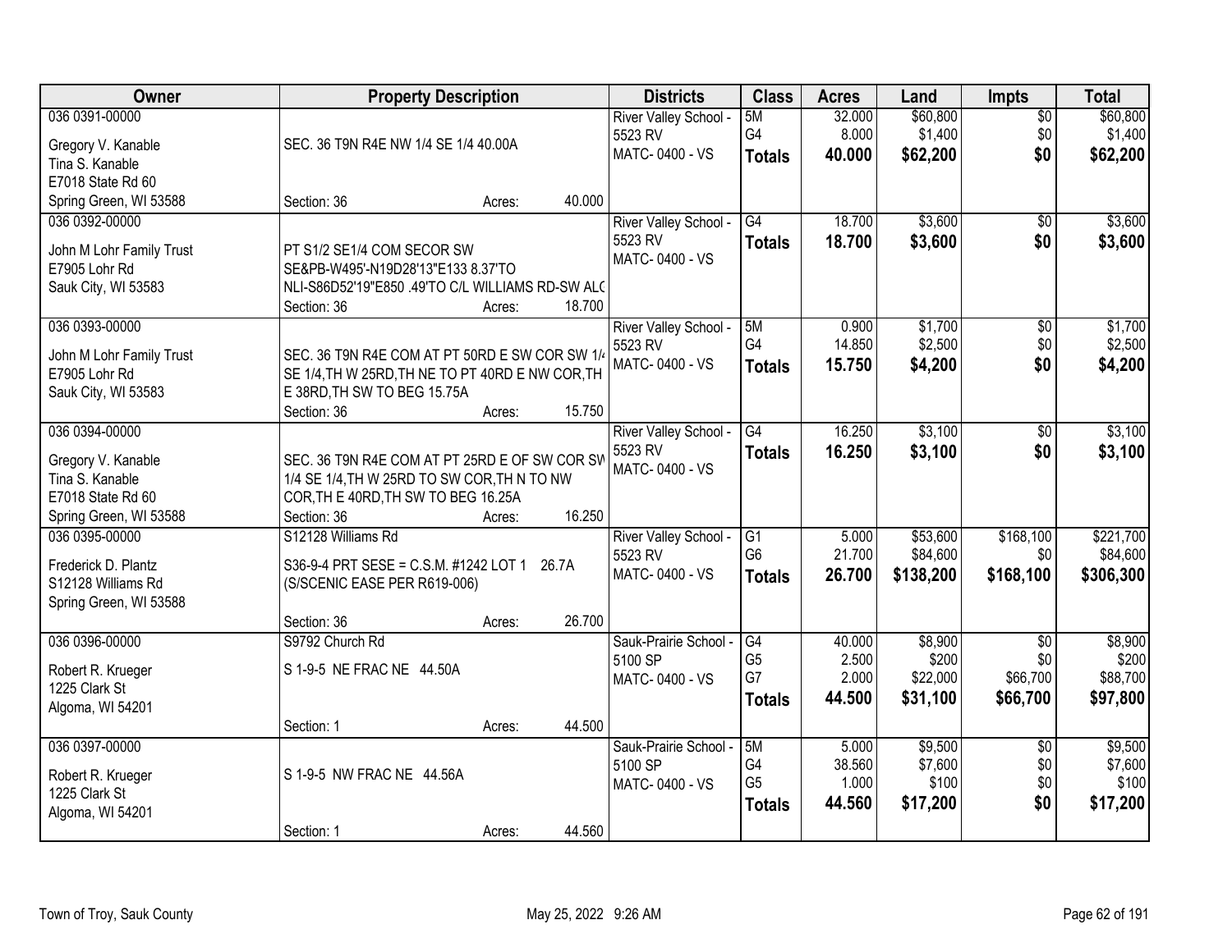| Owner | Property Description | Districts | Class | Acres | Land | Impts | Total |
|---|---|---|---|---|---|---|---|
| 036 0391-00000<br>Gregory V. Kanable<br>Tina S. Kanable<br>E7018 State Rd 60<br>Spring Green, WI 53588 | SEC. 36 T9N R4E NW 1/4 SE 1/4 40.00A<br>Section: 36 Acres: 40.000 | River Valley School - 5523 RV<br>MATC- 0400 - VS | 5M<br>G4<br>**Totals** | 32.000<br>8.000<br>**40.000** | $60,800<br>$1,400<br>**$62,200** | $0<br>$0<br>**$0** | $60,800<br>$1,400<br>**$62,200** |
| 036 0392-00000<br>John M Lohr Family Trust<br>E7905 Lohr Rd<br>Sauk City, WI 53583 | PT S1/2 SE1/4 COM SECOR SW SE&PB-W495'-N19D28'13"E133 8.37'TO NLI-S86D52'19"E850 .49'TO C/L WILLIAMS RD-SW ALC<br>Section: 36 Acres: 18.700 | River Valley School - 5523 RV<br>MATC- 0400 - VS | G4<br>**Totals** | 18.700<br>**18.700** | $3,600<br>**$3,600** | $0<br>**$0** | $3,600<br>**$3,600** |
| 036 0393-00000<br>John M Lohr Family Trust<br>E7905 Lohr Rd<br>Sauk City, WI 53583 | SEC. 36 T9N R4E COM AT PT 50RD E SW COR SW 1/4 SE 1/4,TH W 25RD,TH NE TO PT 40RD E NW COR,TH E 38RD,TH SW TO BEG 15.75A<br>Section: 36 Acres: 15.750 | River Valley School - 5523 RV<br>MATC- 0400 - VS | 5M<br>G4<br>**Totals** | 0.900<br>14.850<br>**15.750** | $1,700<br>$2,500<br>**$4,200** | $0<br>$0<br>**$0** | $1,700<br>$2,500<br>**$4,200** |
| 036 0394-00000<br>Gregory V. Kanable<br>Tina S. Kanable<br>E7018 State Rd 60<br>Spring Green, WI 53588 | SEC. 36 T9N R4E COM AT PT 25RD E OF SW COR SW 1/4 SE 1/4,TH W 25RD TO SW COR,TH N TO NW COR,TH E 40RD,TH SW TO BEG 16.25A<br>Section: 36 Acres: 16.250 | River Valley School - 5523 RV<br>MATC- 0400 - VS | G4<br>**Totals** | 16.250<br>**16.250** | $3,100<br>**$3,100** | $0<br>**$0** | $3,100<br>**$3,100** |
| 036 0395-00000<br>Frederick D. Plantz<br>S12128 Williams Rd<br>Spring Green, WI 53588 | S12128 Williams Rd<br>S36-9-4 PRT SESE = C.S.M. #1242 LOT 1 26.7A (S/SCENIC EASE PER R619-006)<br>Section: 36 Acres: 26.700 | River Valley School - 5523 RV<br>MATC- 0400 - VS | G1<br>G6<br>**Totals** | 5.000<br>21.700<br>**26.700** | $53,600<br>$84,600<br>**$138,200** | $168,100<br>$0<br>**$168,100** | $221,700<br>$84,600<br>**$306,300** |
| 036 0396-00000<br>Robert R. Krueger<br>1225 Clark St<br>Algoma, WI 54201 | S9792 Church Rd<br>S 1-9-5 NE FRAC NE 44.50A<br>Section: 1 Acres: 44.500 | Sauk-Prairie School - 5100 SP<br>MATC- 0400 - VS | G4<br>G5<br>G7<br>**Totals** | 40.000<br>2.500<br>2.000<br>**44.500** | $8,900<br>$200<br>$22,000<br>**$31,100** | $0<br>$0<br>$66,700<br>**$66,700** | $8,900<br>$200<br>$88,700<br>**$97,800** |
| 036 0397-00000<br>Robert R. Krueger<br>1225 Clark St<br>Algoma, WI 54201 | S 1-9-5 NW FRAC NE 44.56A<br>Section: 1 Acres: 44.560 | Sauk-Prairie School - 5100 SP<br>MATC- 0400 - VS | 5M<br>G4<br>G5<br>**Totals** | 5.000<br>38.560<br>1.000<br>**44.560** | $9,500<br>$7,600<br>$100<br>**$17,200** | $0<br>$0<br>$0<br>**$0** | $9,500<br>$7,600<br>$100<br>**$17,200** |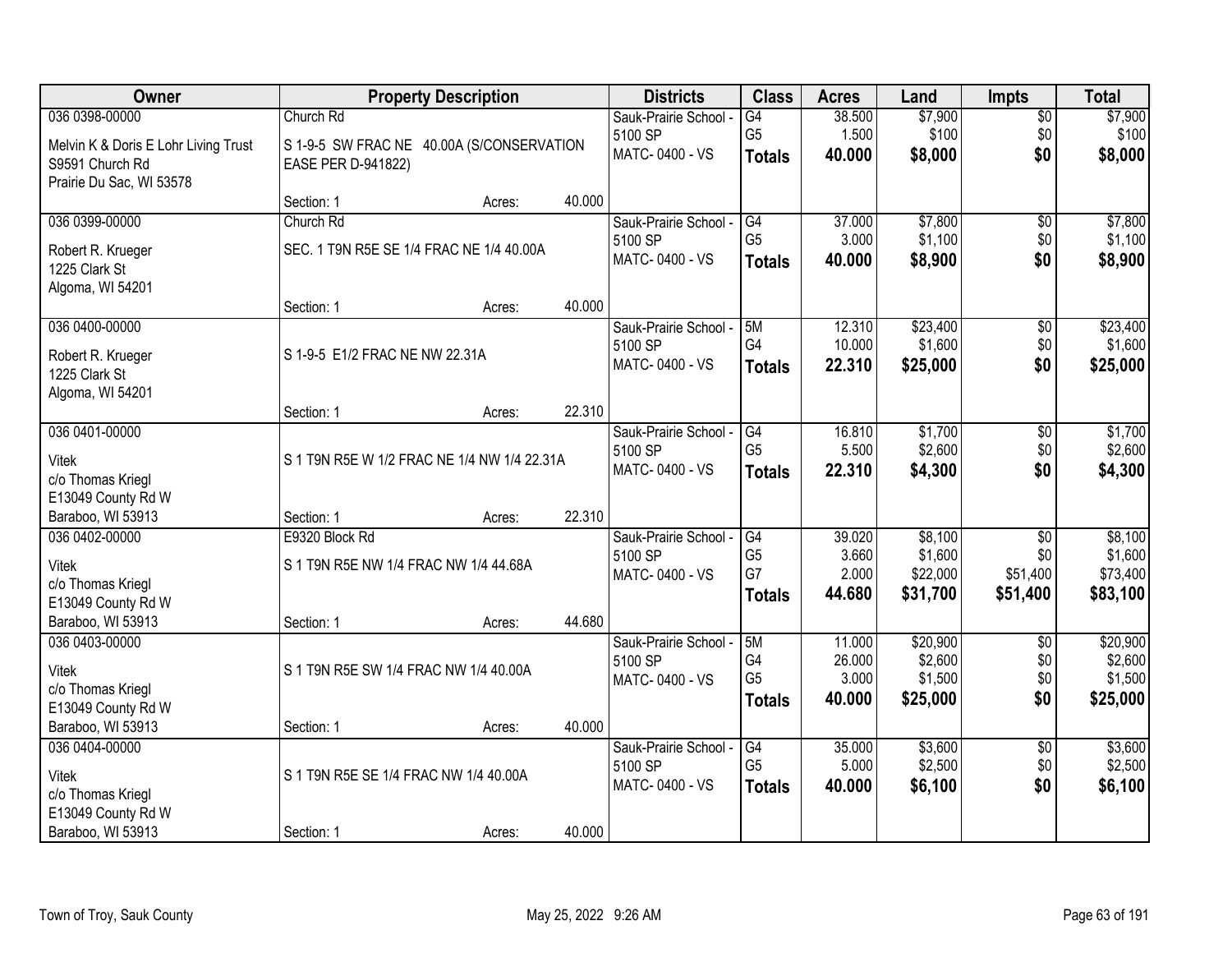| Owner | Property Description | | | Districts | Class | Acres | Land | Impts | Total |
|---|---|---|---|---|---|---|---|---|---|
| 036 0398-00000 | Church Rd | | | Sauk-Prairie School - | G4 | 38.500 | $7,900 | $0 | $7,900 |
| Melvin K & Doris E Lohr Living Trust | S 1-9-5 SW FRAC NE 40.00A (S/CONSERVATION | | | 5100 SP | G5 | 1.500 | $100 | $0 | $100 |
| S9591 Church Rd | EASE PER D-941822) | | | MATC- 0400 - VS | **Totals** | **40.000** | **$8,000** | **$0** | **$8,000** |
| Prairie Du Sac, WI 53578 | | | | | | | | | |
| | Section: 1 | Acres: | 40.000 | | | | | | |
| 036 0399-00000 | Church Rd | | | Sauk-Prairie School - | G4 | 37.000 | $7,800 | $0 | $7,800 |
| Robert R. Krueger | SEC. 1 T9N R5E SE 1/4 FRAC NE 1/4 40.00A | | | 5100 SP | G5 | 3.000 | $1,100 | $0 | $1,100 |
| 1225 Clark St | | | | MATC- 0400 - VS | **Totals** | **40.000** | **$8,900** | **$0** | **$8,900** |
| Algoma, WI 54201 | | | | | | | | | |
| | Section: 1 | Acres: | 40.000 | | | | | | |
| 036 0400-00000 | | | | Sauk-Prairie School - | 5M | 12.310 | $23,400 | $0 | $23,400 |
| Robert R. Krueger | S 1-9-5 E1/2 FRAC NE NW 22.31A | | | 5100 SP | G4 | 10.000 | $1,600 | $0 | $1,600 |
| 1225 Clark St | | | | MATC- 0400 - VS | **Totals** | **22.310** | **$25,000** | **$0** | **$25,000** |
| Algoma, WI 54201 | | | | | | | | | |
| | Section: 1 | Acres: | 22.310 | | | | | | |
| 036 0401-00000 | | | | Sauk-Prairie School - | G4 | 16.810 | $1,700 | $0 | $1,700 |
| Vitek | S 1 T9N R5E W 1/2 FRAC NE 1/4 NW 1/4 22.31A | | | 5100 SP | G5 | 5.500 | $2,600 | $0 | $2,600 |
| c/o Thomas Kriegl | | | | MATC- 0400 - VS | **Totals** | **22.310** | **$4,300** | **$0** | **$4,300** |
| E13049 County Rd W | | | | | | | | | |
| Baraboo, WI 53913 | Section: 1 | Acres: | 22.310 | | | | | | |
| 036 0402-00000 | E9320 Block Rd | | | Sauk-Prairie School - | G4 | 39.020 | $8,100 | $0 | $8,100 |
| Vitek | S 1 T9N R5E NW 1/4 FRAC NW 1/4 44.68A | | | 5100 SP | G5 | 3.660 | $1,600 | $0 | $1,600 |
| c/o Thomas Kriegl | | | | MATC- 0400 - VS | G7 | 2.000 | $22,000 | $51,400 | $73,400 |
| E13049 County Rd W | | | | | **Totals** | **44.680** | **$31,700** | **$51,400** | **$83,100** |
| Baraboo, WI 53913 | Section: 1 | Acres: | 44.680 | | | | | | |
| 036 0403-00000 | | | | Sauk-Prairie School - | 5M | 11.000 | $20,900 | $0 | $20,900 |
| Vitek | S 1 T9N R5E SW 1/4 FRAC NW 1/4 40.00A | | | 5100 SP | G4 | 26.000 | $2,600 | $0 | $2,600 |
| c/o Thomas Kriegl | | | | MATC- 0400 - VS | G5 | 3.000 | $1,500 | $0 | $1,500 |
| E13049 County Rd W | | | | | **Totals** | **40.000** | **$25,000** | **$0** | **$25,000** |
| Baraboo, WI 53913 | Section: 1 | Acres: | 40.000 | | | | | | |
| 036 0404-00000 | | | | Sauk-Prairie School - | G4 | 35.000 | $3,600 | $0 | $3,600 |
| Vitek | S 1 T9N R5E SE 1/4 FRAC NW 1/4 40.00A | | | 5100 SP | G5 | 5.000 | $2,500 | $0 | $2,500 |
| c/o Thomas Kriegl | | | | MATC- 0400 - VS | **Totals** | **40.000** | **$6,100** | **$0** | **$6,100** |
| E13049 County Rd W | | | | | | | | | |
| Baraboo, WI 53913 | Section: 1 | Acres: | 40.000 | | | | | | |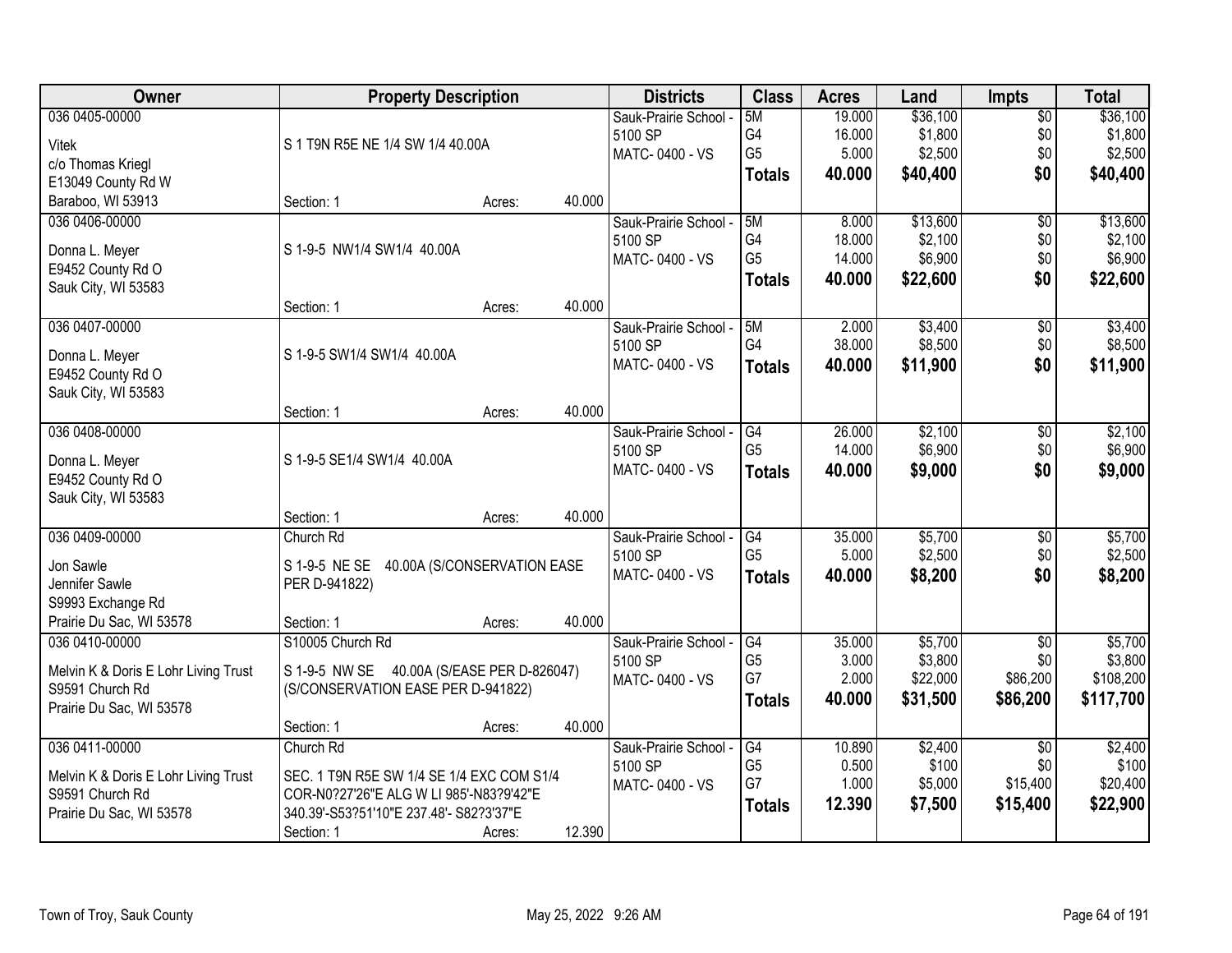| Owner | Property Description | Districts | Class | Acres | Land | Impts | Total |
|---|---|---|---|---|---|---|---|
| 036 0405-00000<br>Vitek<br>c/o Thomas Kriegl<br>E13049 County Rd W<br>Baraboo, WI 53913 | S 1 T9N R5E NE 1/4 SW 1/4 40.00A<br>Section: 1 Acres: 40.000 | Sauk-Prairie School - 5100 SP<br>MATC- 0400 - VS | 5M<br>G4<br>G5<br>**Totals** | 19.000<br>16.000<br>5.000<br>**40.000** | $36,100<br>$1,800<br>$2,500<br>**$40,400** | $0<br>$0<br>$0<br>**$0** | $36,100<br>$1,800<br>$2,500<br>**$40,400** |
| 036 0406-00000<br>Donna L. Meyer<br>E9452 County Rd O<br>Sauk City, WI 53583 | S 1-9-5 NW1/4 SW1/4 40.00A<br>Section: 1 Acres: 40.000 | Sauk-Prairie School - 5100 SP<br>MATC- 0400 - VS | 5M<br>G4<br>G5<br>**Totals** | 8.000<br>18.000<br>14.000<br>**40.000** | $13,600<br>$2,100<br>$6,900<br>**$22,600** | $0<br>$0<br>$0<br>**$0** | $13,600<br>$2,100<br>$6,900<br>**$22,600** |
| 036 0407-00000<br>Donna L. Meyer<br>E9452 County Rd O<br>Sauk City, WI 53583 | S 1-9-5 SW1/4 SW1/4 40.00A<br>Section: 1 Acres: 40.000 | Sauk-Prairie School - 5100 SP<br>MATC- 0400 - VS | 5M<br>G4<br>**Totals** | 2.000<br>38.000<br>**40.000** | $3,400<br>$8,500<br>**$11,900** | $0<br>$0<br>**$0** | $3,400<br>$8,500<br>**$11,900** |
| 036 0408-00000<br>Donna L. Meyer<br>E9452 County Rd O<br>Sauk City, WI 53583 | S 1-9-5 SE1/4 SW1/4 40.00A<br>Section: 1 Acres: 40.000 | Sauk-Prairie School - 5100 SP<br>MATC- 0400 - VS | G4<br>G5<br>**Totals** | 26.000<br>14.000<br>**40.000** | $2,100<br>$6,900<br>**$9,000** | $0<br>$0<br>**$0** | $2,100<br>$6,900<br>**$9,000** |
| 036 0409-00000<br>Jon Sawle<br>Jennifer Sawle<br>S9993 Exchange Rd<br>Prairie Du Sac, WI 53578 | Church Rd<br>S 1-9-5 NE SE 40.00A (S/CONSERVATION EASE PER D-941822)<br>Section: 1 Acres: 40.000 | Sauk-Prairie School - 5100 SP<br>MATC- 0400 - VS | G4<br>G5<br>**Totals** | 35.000<br>5.000<br>**40.000** | $5,700<br>$2,500<br>**$8,200** | $0<br>$0<br>**$0** | $5,700<br>$2,500<br>**$8,200** |
| 036 0410-00000<br>Melvin K & Doris E Lohr Living Trust<br>S9591 Church Rd<br>Prairie Du Sac, WI 53578 | S10005 Church Rd<br>S 1-9-5 NW SE 40.00A (S/EASE PER D-826047) (S/CONSERVATION EASE PER D-941822)<br>Section: 1 Acres: 40.000 | Sauk-Prairie School - 5100 SP<br>MATC- 0400 - VS | G4<br>G5<br>G7<br>**Totals** | 35.000<br>3.000<br>2.000<br>**40.000** | $5,700<br>$3,800<br>$22,000<br>**$31,500** | $0<br>$0<br>$86,200<br>**$86,200** | $5,700<br>$3,800<br>$108,200<br>**$117,700** |
| 036 0411-00000<br>Melvin K & Doris E Lohr Living Trust<br>S9591 Church Rd<br>Prairie Du Sac, WI 53578 | Church Rd<br>SEC. 1 T9N R5E SW 1/4 SE 1/4 EXC COM S1/4 COR-N0?27'26"E ALG W LI 985'-N83?9'42"E 340.39'-S53?51'10"E 237.48'- S82?3'37"E<br>Section: 1 Acres: 12.390 | Sauk-Prairie School - 5100 SP<br>MATC- 0400 - VS | G4<br>G5<br>G7<br>**Totals** | 10.890<br>0.500<br>1.000<br>**12.390** | $2,400<br>$100<br>$5,000<br>**$7,500** | $0<br>$0<br>$15,400<br>**$15,400** | $2,400<br>$100<br>$20,400<br>**$22,900** |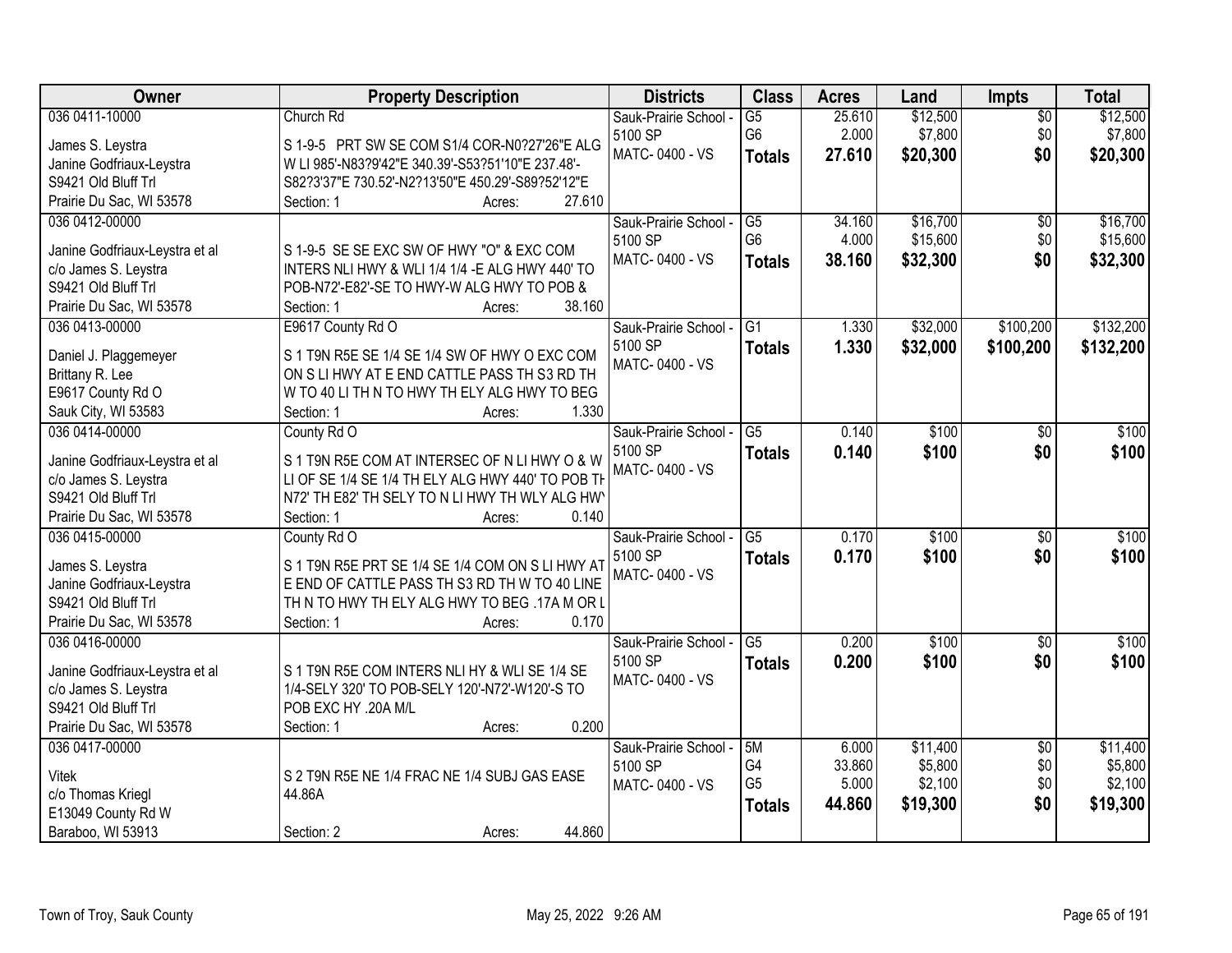| Owner | Property Description | Districts | Class | Acres | Land | Impts | Total |
|---|---|---|---|---|---|---|---|
| 036 0411-10000<br><br>James S. Leystra<br>Janine Godfriaux-Leystra<br>S9421 Old Bluff Trl<br>Prairie Du Sac, WI 53578 | Church Rd<br><br>S 1-9-5 PRT SW SE COM S1/4 COR-N0?27'26"E ALG W LI 985'-N83?9'42"E 340.39'-S53?51'10"E 237.48'-S82?3'37"E 730.52'-N2?13'50"E 450.29'-S89?52'12"E<br>Section: 1 Acres: 27.610 | Sauk-Prairie School - 5100 SP<br>MATC- 0400 - VS | G5<br>G6<br>**Totals** | 25.610<br>2.000<br>**27.610** | $12,500<br>$7,800<br>**$20,300** | $0<br>$0<br>**$0** | $12,500<br>$7,800<br>**$20,300** |
| 036 0412-00000<br><br>Janine Godfriaux-Leystra et al<br>c/o James S. Leystra<br>S9421 Old Bluff Trl<br>Prairie Du Sac, WI 53578 | S 1-9-5 SE SE EXC SW OF HWY "O" & EXC COM INTERS NLI HWY & WLI 1/4 1/4 -E ALG HWY 440' TO POB-N72'-E82'-SE TO HWY-W ALG HWY TO POB &<br>Section: 1 Acres: 38.160 | Sauk-Prairie School - 5100 SP<br>MATC- 0400 - VS | G5<br>G6<br>**Totals** | 34.160<br>4.000<br>**38.160** | $16,700<br>$15,600<br>**$32,300** | $0<br>$0<br>**$0** | $16,700<br>$15,600<br>**$32,300** |
| 036 0413-00000<br><br>Daniel J. Plaggemeyer<br>Brittany R. Lee<br>E9617 County Rd O<br>Sauk City, WI 53583 | E9617 County Rd O<br><br>S 1 T9N R5E SE 1/4 SE 1/4 SW OF HWY O EXC COM ON S LI HWY AT E END CATTLE PASS TH S3 RD TH W TO 40 LI TH N TO HWY TH ELY ALG HWY TO BEG<br>Section: 1 Acres: 1.330 | Sauk-Prairie School - 5100 SP<br>MATC- 0400 - VS | G1<br>**Totals** | 1.330<br>**1.330** | $32,000<br>**$32,000** | $100,200<br>**$100,200** | $132,200<br>**$132,200** |
| 036 0414-00000<br><br>Janine Godfriaux-Leystra et al<br>c/o James S. Leystra<br>S9421 Old Bluff Trl<br>Prairie Du Sac, WI 53578 | County Rd O<br><br>S 1 T9N R5E COM AT INTERSEC OF N LI HWY O & W LI OF SE 1/4 SE 1/4 TH ELY ALG HWY 440' TO POB TH N72' TH E82' TH SELY TO N LI HWY TH WLY ALG HWY<br>Section: 1 Acres: 0.140 | Sauk-Prairie School - 5100 SP<br>MATC- 0400 - VS | G5<br>**Totals** | 0.140<br>**0.140** | $100<br>**$100** | $0<br>**$0** | $100<br>**$100** |
| 036 0415-00000<br><br>James S. Leystra<br>Janine Godfriaux-Leystra<br>S9421 Old Bluff Trl<br>Prairie Du Sac, WI 53578 | County Rd O<br><br>S 1 T9N R5E PRT SE 1/4 SE 1/4 COM ON S LI HWY AT E END OF CATTLE PASS TH S3 RD TH W TO 40 LINE TH N TO HWY TH ELY ALG HWY TO BEG .17A M OR L<br>Section: 1 Acres: 0.170 | Sauk-Prairie School - 5100 SP<br>MATC- 0400 - VS | G5<br>**Totals** | 0.170<br>**0.170** | $100<br>**$100** | $0<br>**$0** | $100<br>**$100** |
| 036 0416-00000<br><br>Janine Godfriaux-Leystra et al<br>c/o James S. Leystra<br>S9421 Old Bluff Trl<br>Prairie Du Sac, WI 53578 | S 1 T9N R5E COM INTERS NLI HY & WLI SE 1/4 SE 1/4-SELY 320' TO POB-SELY 120'-N72'-W120'-S TO POB EXC HY .20A M/L<br>Section: 1 Acres: 0.200 | Sauk-Prairie School - 5100 SP<br>MATC- 0400 - VS | G5<br>**Totals** | 0.200<br>**0.200** | $100<br>**$100** | $0<br>**$0** | $100<br>**$100** |
| 036 0417-00000<br><br>Vitek<br>c/o Thomas Kriegl<br>E13049 County Rd W<br>Baraboo, WI 53913 | S 2 T9N R5E NE 1/4 FRAC NE 1/4 SUBJ GAS EASE 44.86A<br>Section: 2 Acres: 44.860 | Sauk-Prairie School - 5100 SP<br>MATC- 0400 - VS | 5M<br>G4<br>G5<br>**Totals** | 6.000<br>33.860<br>5.000<br>**44.860** | $11,400<br>$5,800<br>$2,100<br>**$19,300** | $0<br>$0<br>$0<br>**$0** | $11,400<br>$5,800<br>$2,100<br>**$19,300** |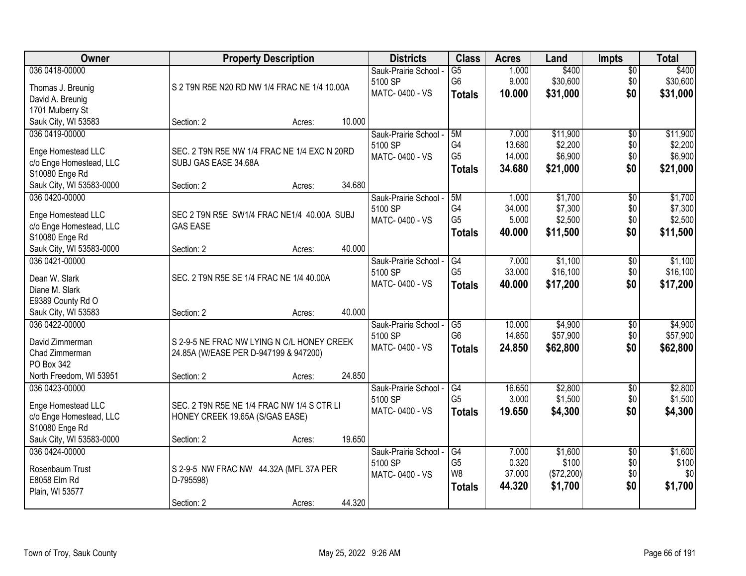| Owner | Property Description | Districts | Class | Acres | Land | Impts | Total |
|---|---|---|---|---|---|---|---|
| 036 0418-00000<br>Thomas J. Breunig<br>David A. Breunig<br>1701 Mulberry St<br>Sauk City, WI 53583 | S 2 T9N R5E N20 RD NW 1/4 FRAC NE 1/4 10.00A<br>Section: 2 Acres: 10.000 | Sauk-Prairie School - 5100 SP<br>MATC- 0400 - VS | G5<br>G6<br>**Totals** | 1.000<br>9.000<br>**10.000** | $400<br>$30,600<br>**$31,000** | $0<br>$0<br>**$0** | $400<br>$30,600<br>**$31,000** |
| 036 0419-00000<br>Enge Homestead LLC<br>c/o Enge Homestead, LLC<br>S10080 Enge Rd<br>Sauk City, WI 53583-0000 | SEC. 2 T9N R5E NW 1/4 FRAC NE 1/4 EXC N 20RD SUBJ GAS EASE 34.68A<br>Section: 2 Acres: 34.680 | Sauk-Prairie School - 5100 SP<br>MATC- 0400 - VS | 5M<br>G4<br>G5<br>**Totals** | 7.000<br>13.680<br>14.000<br>**34.680** | $11,900<br>$2,200<br>$6,900<br>**$21,000** | $0<br>$0<br>$0<br>**$0** | $11,900<br>$2,200<br>$6,900<br>**$21,000** |
| 036 0420-00000<br>Enge Homestead LLC<br>c/o Enge Homestead, LLC<br>S10080 Enge Rd<br>Sauk City, WI 53583-0000 | SEC 2 T9N R5E SW1/4 FRAC NE1/4 40.00A SUBJ GAS EASE<br>Section: 2 Acres: 40.000 | Sauk-Prairie School - 5100 SP<br>MATC- 0400 - VS | 5M<br>G4<br>G5<br>**Totals** | 1.000<br>34.000<br>5.000<br>**40.000** | $1,700<br>$7,300<br>$2,500<br>**$11,500** | $0<br>$0<br>$0<br>**$0** | $1,700<br>$7,300<br>$2,500<br>**$11,500** |
| 036 0421-00000<br>Dean W. Slark<br>Diane M. Slark<br>E9389 County Rd O<br>Sauk City, WI 53583 | SEC. 2 T9N R5E SE 1/4 FRAC NE 1/4 40.00A<br>Section: 2 Acres: 40.000 | Sauk-Prairie School - 5100 SP<br>MATC- 0400 - VS | G4<br>G5<br>**Totals** | 7.000<br>33.000<br>**40.000** | $1,100<br>$16,100<br>**$17,200** | $0<br>$0<br>**$0** | $1,100<br>$16,100<br>**$17,200** |
| 036 0422-00000<br>David Zimmerman<br>Chad Zimmerman<br>PO Box 342<br>North Freedom, WI 53951 | S 2-9-5 NE FRAC NW LYING N C/L HONEY CREEK 24.85A (W/EASE PER D-947199 & 947200)<br>Section: 2 Acres: 24.850 | Sauk-Prairie School - 5100 SP<br>MATC- 0400 - VS | G5<br>G6<br>**Totals** | 10.000<br>14.850<br>**24.850** | $4,900<br>$57,900<br>**$62,800** | $0<br>$0<br>**$0** | $4,900<br>$57,900<br>**$62,800** |
| 036 0423-00000<br>Enge Homestead LLC<br>c/o Enge Homestead, LLC<br>S10080 Enge Rd<br>Sauk City, WI 53583-0000 | SEC. 2 T9N R5E NE 1/4 FRAC NW 1/4 S CTR LI HONEY CREEK 19.65A (S/GAS EASE)<br>Section: 2 Acres: 19.650 | Sauk-Prairie School - 5100 SP<br>MATC- 0400 - VS | G4<br>G5<br>**Totals** | 16.650<br>3.000<br>**19.650** | $2,800<br>$1,500<br>**$4,300** | $0<br>$0<br>**$0** | $2,800<br>$1,500<br>**$4,300** |
| 036 0424-00000<br>Rosenbaum Trust<br>E8058 Elm Rd<br>Plain, WI 53577 | S 2-9-5 NW FRAC NW 44.32A (MFL 37A PER D-795598)<br>Section: 2 Acres: 44.320 | Sauk-Prairie School - 5100 SP<br>MATC- 0400 - VS | G4<br>G5<br>W8<br>**Totals** | 7.000<br>0.320<br>37.000<br>**44.320** | $1,600<br>$100<br>($72,200)<br>**$1,700** | $0<br>$0<br>$0<br>**$0** | $1,600<br>$100<br>$0<br>**$1,700** |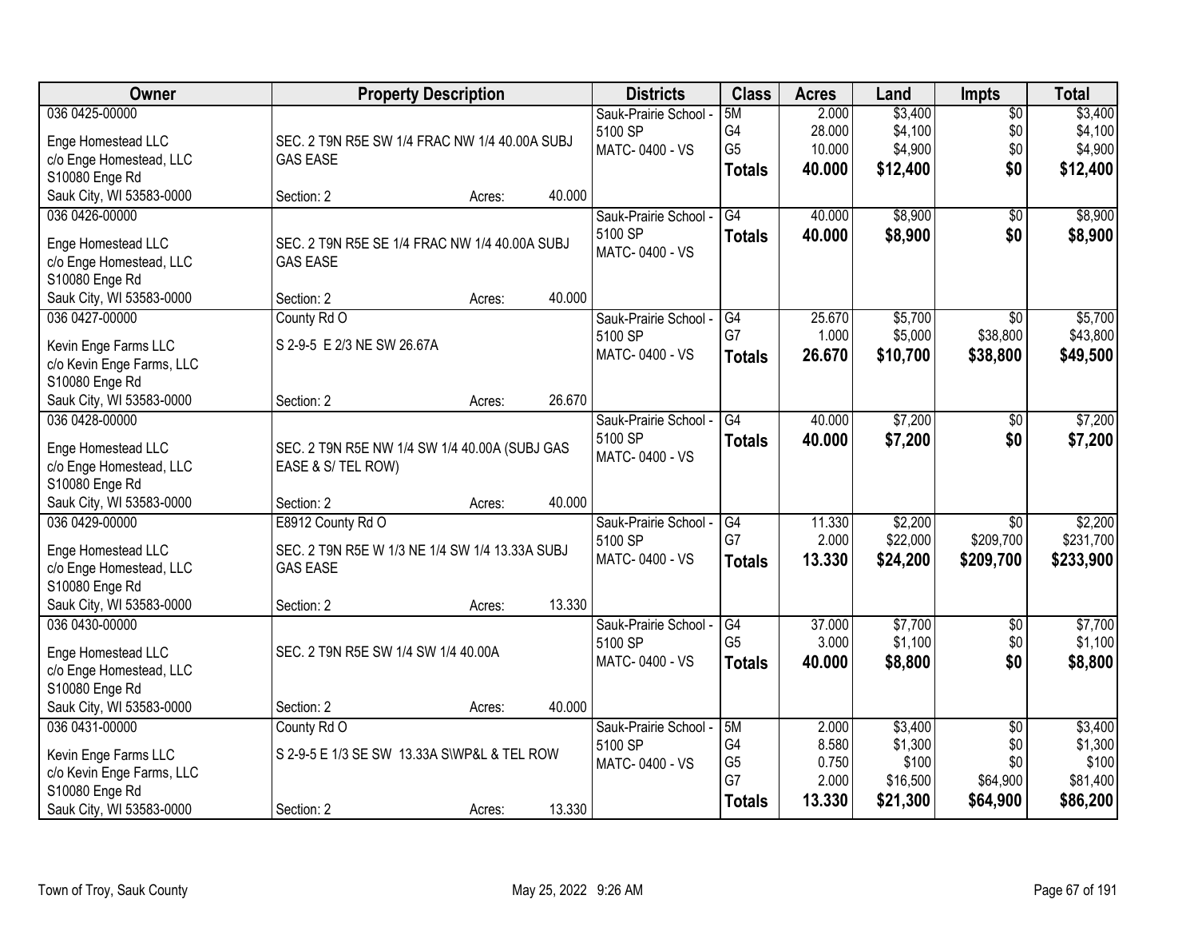| Owner | Property Description | | | Districts | Class | Acres | Land | Impts | Total |
|---|---|---|---|---|---|---|---|---|---|
| 036 0425-00000 | | | | Sauk-Prairie School - | 5M | 2.000 | $3,400 | $0 | $3,400 |
| Enge Homestead LLC | SEC. 2 T9N R5E SW 1/4 FRAC NW 1/4 40.00A SUBJ | | | 5100 SP | G4 | 28.000 | $4,100 | $0 | $4,100 |
| c/o Enge Homestead, LLC | GAS EASE | | | MATC- 0400 - VS | G5 | 10.000 | $4,900 | $0 | $4,900 |
| S10080 Enge Rd | | | | | **Totals** | **40.000** | **$12,400** | **$0** | **$12,400** |
| Sauk City, WI 53583-0000 | Section: 2 | Acres: | 40.000 | | | | | | |
| 036 0426-00000 | | | | Sauk-Prairie School - | G4 | 40.000 | $8,900 | $0 | $8,900 |
| Enge Homestead LLC | SEC. 2 T9N R5E SE 1/4 FRAC NW 1/4 40.00A SUBJ | | | 5100 SP | **Totals** | **40.000** | **$8,900** | **$0** | **$8,900** |
| c/o Enge Homestead, LLC | GAS EASE | | | MATC- 0400 - VS | | | | | |
| S10080 Enge Rd | | | | | | | | | |
| Sauk City, WI 53583-0000 | Section: 2 | Acres: | 40.000 | | | | | | |
| 036 0427-00000 | County Rd O | | | Sauk-Prairie School - | G4 | 25.670 | $5,700 | $0 | $5,700 |
| Kevin Enge Farms LLC | S 2-9-5 E 2/3 NE SW 26.67A | | | 5100 SP | G7 | 1.000 | $5,000 | $38,800 | $43,800 |
| c/o Kevin Enge Farms, LLC | | | | MATC- 0400 - VS | **Totals** | **26.670** | **$10,700** | **$38,800** | **$49,500** |
| S10080 Enge Rd | | | | | | | | | |
| Sauk City, WI 53583-0000 | Section: 2 | Acres: | 26.670 | | | | | | |
| 036 0428-00000 | | | | Sauk-Prairie School - | G4 | 40.000 | $7,200 | $0 | $7,200 |
| Enge Homestead LLC | SEC. 2 T9N R5E NW 1/4 SW 1/4 40.00A (SUBJ GAS | | | 5100 SP | **Totals** | **40.000** | **$7,200** | **$0** | **$7,200** |
| c/o Enge Homestead, LLC | EASE & S/ TEL ROW) | | | MATC- 0400 - VS | | | | | |
| S10080 Enge Rd | | | | | | | | | |
| Sauk City, WI 53583-0000 | Section: 2 | Acres: | 40.000 | | | | | | |
| 036 0429-00000 | E8912 County Rd O | | | Sauk-Prairie School - | G4 | 11.330 | $2,200 | $0 | $2,200 |
| Enge Homestead LLC | SEC. 2 T9N R5E W 1/3 NE 1/4 SW 1/4 13.33A SUBJ | | | 5100 SP | G7 | 2.000 | $22,000 | $209,700 | $231,700 |
| c/o Enge Homestead, LLC | GAS EASE | | | MATC- 0400 - VS | **Totals** | **13.330** | **$24,200** | **$209,700** | **$233,900** |
| S10080 Enge Rd | | | | | | | | | |
| Sauk City, WI 53583-0000 | Section: 2 | Acres: | 13.330 | | | | | | |
| 036 0430-00000 | | | | Sauk-Prairie School - | G4 | 37.000 | $7,700 | $0 | $7,700 |
| Enge Homestead LLC | SEC. 2 T9N R5E SW 1/4 SW 1/4 40.00A | | | 5100 SP | G5 | 3.000 | $1,100 | $0 | $1,100 |
| c/o Enge Homestead, LLC | | | | MATC- 0400 - VS | **Totals** | **40.000** | **$8,800** | **$0** | **$8,800** |
| S10080 Enge Rd | | | | | | | | | |
| Sauk City, WI 53583-0000 | Section: 2 | Acres: | 40.000 | | | | | | |
| 036 0431-00000 | County Rd O | | | Sauk-Prairie School - | 5M | 2.000 | $3,400 | $0 | $3,400 |
| Kevin Enge Farms LLC | S 2-9-5 E 1/3 SE SW 13.33A S\WP&L & TEL ROW | | | 5100 SP | G4 | 8.580 | $1,300 | $0 | $1,300 |
| c/o Kevin Enge Farms, LLC | | | | MATC- 0400 - VS | G5 | 0.750 | $100 | $0 | $100 |
| S10080 Enge Rd | | | | | G7 | 2.000 | $16,500 | $64,900 | $81,400 |
| Sauk City, WI 53583-0000 | Section: 2 | Acres: | 13.330 | | **Totals** | **13.330** | **$21,300** | **$64,900** | **$86,200** |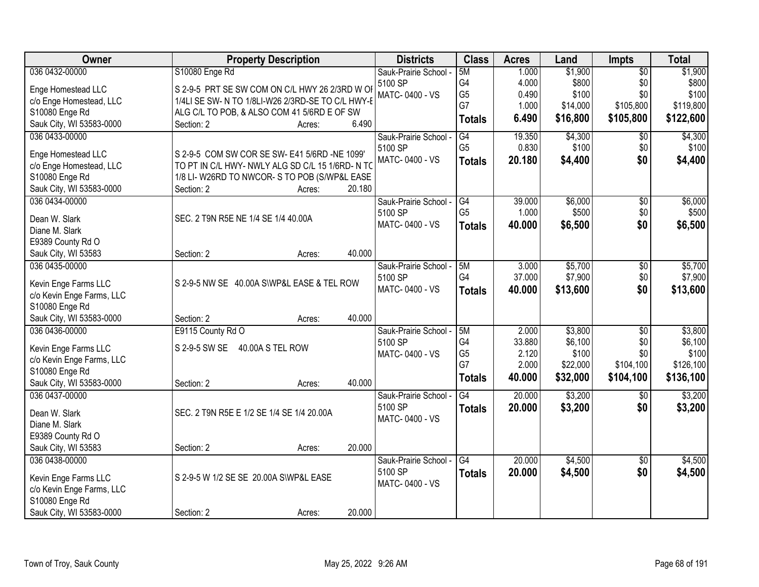| Owner | Property Description | Districts | Class | Acres | Land | Impts | Total |
|---|---|---|---|---|---|---|---|
| 036 0432-00000<br>Enge Homestead LLC<br>c/o Enge Homestead, LLC<br>S10080 Enge Rd<br>Sauk City, WI 53583-0000 | S10080 Enge Rd<br>S 2-9-5 PRT SE SW COM ON C/L HWY 26 2/3RD W OF 1/4LI SE SW- N TO 1/8LI-W26 2/3RD-SE TO C/L HWY-E ALG C/L TO POB, & ALSO COM 41 5/6RD E OF SW<br>Section: 2 Acres: 6.490 | Sauk-Prairie School - 5100 SP<br>MATC- 0400 - VS | 5M<br>G4<br>G5<br>G7<br>**Totals** | 1.000<br>4.000<br>0.490<br>1.000<br>**6.490** | $1,900<br>$800<br>$100<br>$14,000<br>**$16,800** | $0<br>$0<br>$0<br>$105,800<br>**$105,800** | $1,900<br>$800<br>$100<br>$119,800<br>**$122,600** |
| 036 0433-00000<br>Enge Homestead LLC<br>c/o Enge Homestead, LLC<br>S10080 Enge Rd<br>Sauk City, WI 53583-0000 | S 2-9-5 COM SW COR SE SW- E41 5/6RD -NE 1099' TO PT IN C/L HWY- NWLY ALG SD C/L 15 1/6RD- N TO 1/8 LI- W26RD TO NWCOR- S TO POB (S/WP&L EASE<br>Section: 2 Acres: 20.180 | Sauk-Prairie School - 5100 SP<br>MATC- 0400 - VS | G4<br>G5<br>**Totals** | 19.350<br>0.830<br>**20.180** | $4,300<br>$100<br>**$4,400** | $0<br>$0<br>**$0** | $4,300<br>$100<br>**$4,400** |
| 036 0434-00000<br>Dean W. Slark<br>Diane M. Slark<br>E9389 County Rd O<br>Sauk City, WI 53583 | SEC. 2 T9N R5E NE 1/4 SE 1/4 40.00A<br>Section: 2 Acres: 40.000 | Sauk-Prairie School - 5100 SP<br>MATC- 0400 - VS | G4<br>G5<br>**Totals** | 39.000<br>1.000<br>**40.000** | $6,000<br>$500<br>**$6,500** | $0<br>$0<br>**$0** | $6,000<br>$500<br>**$6,500** |
| 036 0435-00000<br>Kevin Enge Farms LLC<br>c/o Kevin Enge Farms, LLC<br>S10080 Enge Rd<br>Sauk City, WI 53583-0000 | S 2-9-5 NW SE 40.00A S\WP&L EASE & TEL ROW<br>Section: 2 Acres: 40.000 | Sauk-Prairie School - 5100 SP<br>MATC- 0400 - VS | 5M<br>G4<br>**Totals** | 3.000<br>37.000<br>**40.000** | $5,700<br>$7,900<br>**$13,600** | $0<br>$0<br>**$0** | $5,700<br>$7,900<br>**$13,600** |
| 036 0436-00000<br>Kevin Enge Farms LLC<br>c/o Kevin Enge Farms, LLC<br>S10080 Enge Rd<br>Sauk City, WI 53583-0000 | E9115 County Rd O<br>S 2-9-5 SW SE 40.00A S TEL ROW<br>Section: 2 Acres: 40.000 | Sauk-Prairie School - 5100 SP<br>MATC- 0400 - VS | 5M<br>G4<br>G5<br>G7<br>**Totals** | 2.000<br>33.880<br>2.120<br>2.000<br>**40.000** | $3,800<br>$6,100<br>$100<br>$22,000<br>**$32,000** | $0<br>$0<br>$0<br>$104,100<br>**$104,100** | $3,800<br>$6,100<br>$100<br>$126,100<br>**$136,100** |
| 036 0437-00000<br>Dean W. Slark<br>Diane M. Slark<br>E9389 County Rd O<br>Sauk City, WI 53583 | SEC. 2 T9N R5E E 1/2 SE 1/4 SE 1/4 20.00A<br>Section: 2 Acres: 20.000 | Sauk-Prairie School - 5100 SP<br>MATC- 0400 - VS | G4<br>**Totals** | 20.000<br>**20.000** | $3,200<br>**$3,200** | $0<br>**$0** | $3,200<br>**$3,200** |
| 036 0438-00000<br>Kevin Enge Farms LLC<br>c/o Kevin Enge Farms, LLC<br>S10080 Enge Rd<br>Sauk City, WI 53583-0000 | S 2-9-5 W 1/2 SE SE 20.00A S\WP&L EASE<br>Section: 2 Acres: 20.000 | Sauk-Prairie School - 5100 SP<br>MATC- 0400 - VS | G4<br>**Totals** | 20.000<br>**20.000** | $4,500<br>**$4,500** | $0<br>**$0** | $4,500<br>**$4,500** |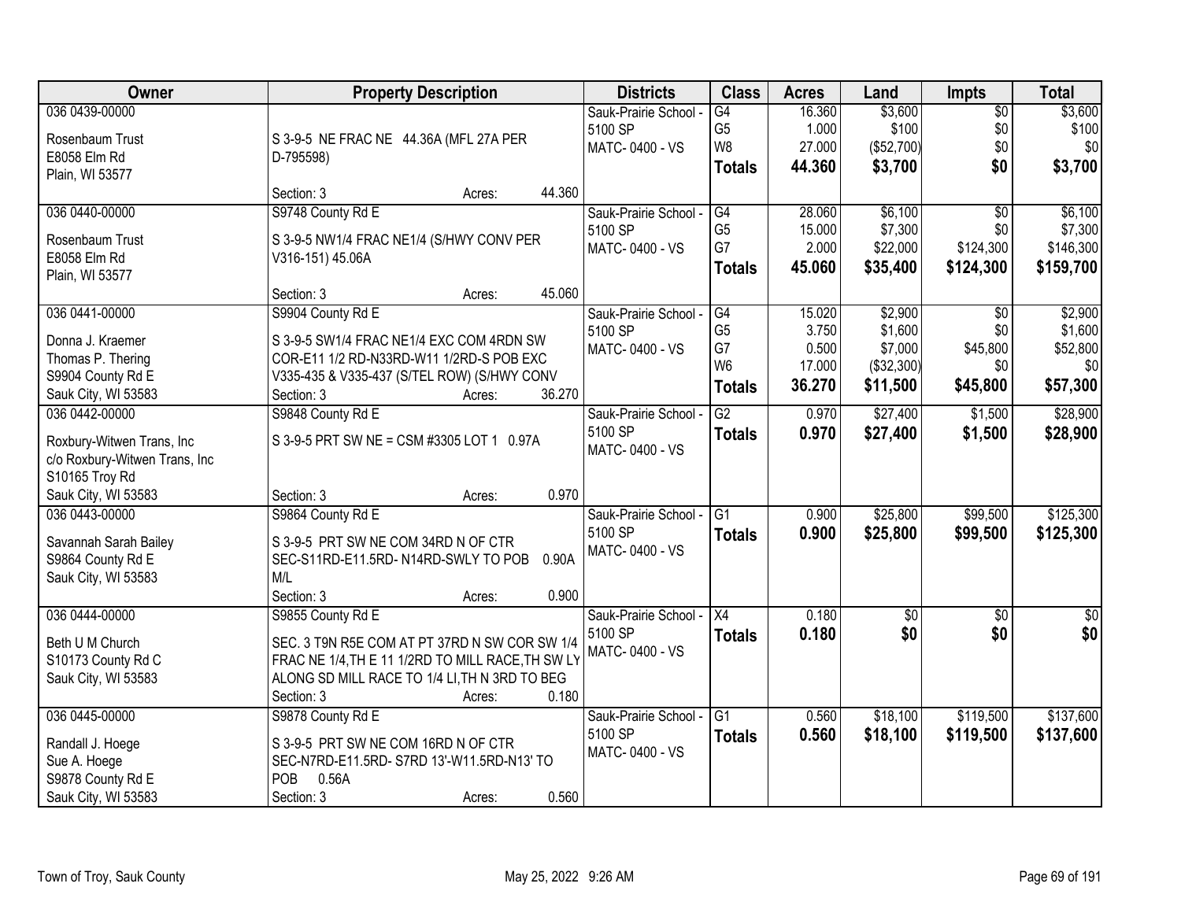| Owner | Property Description | Districts | Class | Acres | Land | Impts | Total |
|---|---|---|---|---|---|---|---|
| 036 0439-00000<br><br>Rosenbaum Trust<br>E8058 Elm Rd<br>Plain, WI 53577 | S 3-9-5 NE FRAC NE 44.36A (MFL 27A PER D-795598)<br><br>Section: 3 Acres: 44.360 | Sauk-Prairie School - 5100 SP<br>MATC- 0400 - VS | G4<br>G5<br>W8<br>**Totals** | 16.360<br>1.000<br>27.000<br>**44.360** | $3,600<br>$100<br>($52,700)<br>**$3,700** | $0<br>$0<br>$0<br>**$0** | $3,600<br>$100<br>$0<br>**$3,700** |
| 036 0440-00000<br><br>Rosenbaum Trust<br>E8058 Elm Rd<br>Plain, WI 53577 | S9748 County Rd E<br><br>S 3-9-5 NW1/4 FRAC NE1/4 (S/HWY CONV PER V316-151) 45.06A<br><br>Section: 3 Acres: 45.060 | Sauk-Prairie School - 5100 SP<br>MATC- 0400 - VS | G4<br>G5<br>G7<br>**Totals** | 28.060<br>15.000<br>2.000<br>**45.060** | $6,100<br>$7,300<br>$22,000<br>**$35,400** | $0<br>$0<br>$124,300<br>**$124,300** | $6,100<br>$7,300<br>$146,300<br>**$159,700** |
| 036 0441-00000<br><br>Donna J. Kraemer<br>Thomas P. Thering<br>S9904 County Rd E<br>Sauk City, WI 53583 | S9904 County Rd E<br><br>S 3-9-5 SW1/4 FRAC NE1/4 EXC COM 4RDN SW COR-E11 1/2 RD-N33RD-W11 1/2RD-S POB EXC V335-435 & V335-437 (S/TEL ROW) (S/HWY CONV<br>Section: 3 Acres: 36.270 | Sauk-Prairie School - 5100 SP<br>MATC- 0400 - VS | G4<br>G5<br>G7<br>W6<br>**Totals** | 15.020<br>3.750<br>0.500<br>17.000<br>**36.270** | $2,900<br>$1,600<br>$7,000<br>($32,300)<br>**$11,500** | $0<br>$0<br>$45,800<br>$0<br>**$45,800** | $2,900<br>$1,600<br>$52,800<br>$0<br>**$57,300** |
| 036 0442-00000<br><br>Roxbury-Witwen Trans, Inc<br>c/o Roxbury-Witwen Trans, Inc<br>S10165 Troy Rd<br>Sauk City, WI 53583 | S9848 County Rd E<br><br>S 3-9-5 PRT SW NE = CSM #3305 LOT 1 0.97A<br><br>Section: 3 Acres: 0.970 | Sauk-Prairie School - 5100 SP<br>MATC- 0400 - VS | G2<br>**Totals** | 0.970<br>**0.970** | $27,400<br>**$27,400** | $1,500<br>**$1,500** | $28,900<br>**$28,900** |
| 036 0443-00000<br><br>Savannah Sarah Bailey<br>S9864 County Rd E<br>Sauk City, WI 53583 | S9864 County Rd E<br><br>S 3-9-5 PRT SW NE COM 34RD N OF CTR SEC-S11RD-E11.5RD- N14RD-SWLY TO POB 0.90A M/L<br>Section: 3 Acres: 0.900 | Sauk-Prairie School - 5100 SP<br>MATC- 0400 - VS | G1<br>**Totals** | 0.900<br>**0.900** | $25,800<br>**$25,800** | $99,500<br>**$99,500** | $125,300<br>**$125,300** |
| 036 0444-00000<br><br>Beth U M Church<br>S10173 County Rd C<br>Sauk City, WI 53583 | S9855 County Rd E<br><br>SEC. 3 T9N R5E COM AT PT 37RD N SW COR SW 1/4 FRAC NE 1/4,TH E 11 1/2RD TO MILL RACE,TH SW LY ALONG SD MILL RACE TO 1/4 LI,TH N 3RD TO BEG<br>Section: 3 Acres: 0.180 | Sauk-Prairie School - 5100 SP<br>MATC- 0400 - VS | X4<br>**Totals** | 0.180<br>**0.180** | $0<br>**$0** | $0<br>**$0** | $0<br>**$0** |
| 036 0445-00000<br><br>Randall J. Hoege<br>Sue A. Hoege<br>S9878 County Rd E<br>Sauk City, WI 53583 | S9878 County Rd E<br><br>S 3-9-5 PRT SW NE COM 16RD N OF CTR SEC-N7RD-E11.5RD- S7RD 13'-W11.5RD-N13' TO POB 0.56A<br>Section: 3 Acres: 0.560 | Sauk-Prairie School - 5100 SP<br>MATC- 0400 - VS | G1<br>**Totals** | 0.560<br>**0.560** | $18,100<br>**$18,100** | $119,500<br>**$119,500** | $137,600<br>**$137,600** |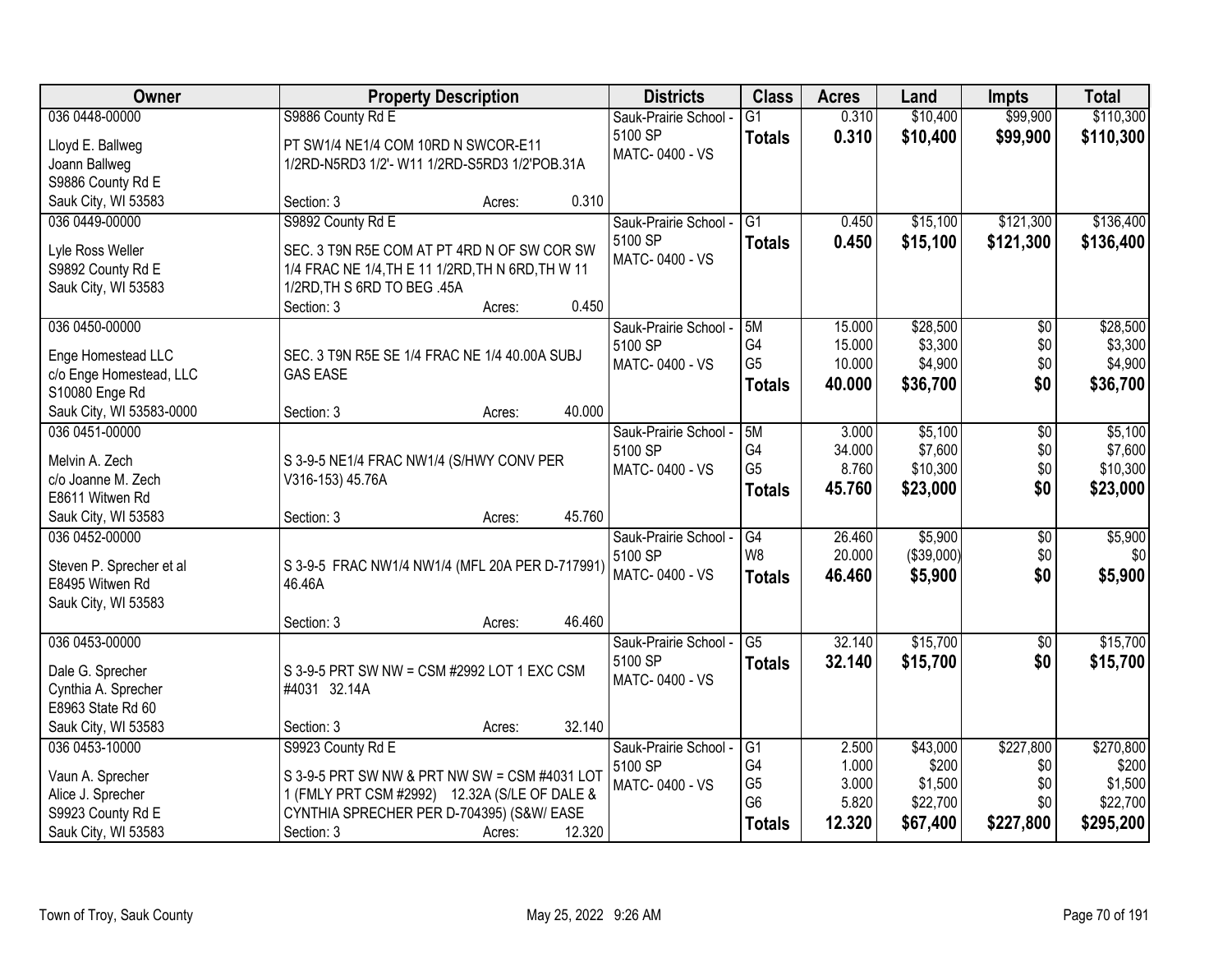| Owner | Property Description | Districts | Class | Acres | Land | Impts | Total |
|---|---|---|---|---|---|---|---|
| 036 0448-00000<br>Lloyd E. Ballweg<br>Joann Ballweg<br>S9886 County Rd E<br>Sauk City, WI 53583 | S9886 County Rd E<br>PT SW1/4 NE1/4 COM 10RD N SWCOR-E11 1/2RD-N5RD3 1/2'- W11 1/2RD-S5RD3 1/2'POB.31A<br>Section: 3 Acres: 0.310 | Sauk-Prairie School - 5100 SP<br>MATC- 0400 - VS | G1<br>**Totals** | 0.310<br>**0.310** | $10,400<br>**$10,400** | $99,900<br>**$99,900** | $110,300<br>**$110,300** |
| 036 0449-00000<br>Lyle Ross Weller<br>S9892 County Rd E<br>Sauk City, WI 53583 | S9892 County Rd E<br>SEC. 3 T9N R5E COM AT PT 4RD N OF SW COR SW 1/4 FRAC NE 1/4,TH E 11 1/2RD,TH N 6RD,TH W 11 1/2RD,TH S 6RD TO BEG .45A<br>Section: 3 Acres: 0.450 | Sauk-Prairie School - 5100 SP<br>MATC- 0400 - VS | G1<br>**Totals** | 0.450<br>**0.450** | $15,100<br>**$15,100** | $121,300<br>**$121,300** | $136,400<br>**$136,400** |
| 036 0450-00000<br>Enge Homestead LLC<br>c/o Enge Homestead, LLC<br>S10080 Enge Rd<br>Sauk City, WI 53583-0000 | SEC. 3 T9N R5E SE 1/4 FRAC NE 1/4 40.00A SUBJ GAS EASE<br>Section: 3 Acres: 40.000 | Sauk-Prairie School - 5100 SP<br>MATC- 0400 - VS | 5M<br>G4<br>G5<br>**Totals** | 15.000<br>15.000<br>10.000<br>**40.000** | $28,500<br>$3,300<br>$4,900<br>**$36,700** | $0<br>$0<br>$0<br>**$0** | $28,500<br>$3,300<br>$4,900<br>**$36,700** |
| 036 0451-00000<br>Melvin A. Zech<br>c/o Joanne M. Zech<br>E8611 Witwen Rd<br>Sauk City, WI 53583 | S 3-9-5 NE1/4 FRAC NW1/4 (S/HWY CONV PER V316-153) 45.76A<br>Section: 3 Acres: 45.760 | Sauk-Prairie School - 5100 SP<br>MATC- 0400 - VS | 5M<br>G4<br>G5<br>**Totals** | 3.000<br>34.000<br>8.760<br>**45.760** | $5,100<br>$7,600<br>$10,300<br>**$23,000** | $0<br>$0<br>$0<br>**$0** | $5,100<br>$7,600<br>$10,300<br>**$23,000** |
| 036 0452-00000<br>Steven P. Sprecher et al<br>E8495 Witwen Rd<br>Sauk City, WI 53583 | S 3-9-5 FRAC NW1/4 NW1/4 (MFL 20A PER D-717991) 46.46A<br>Section: 3 Acres: 46.460 | Sauk-Prairie School - 5100 SP<br>MATC- 0400 - VS | G4<br>W8<br>**Totals** | 26.460<br>20.000<br>**46.460** | $5,900<br>($39,000)<br>**$5,900** | $0<br>$0<br>**$0** | $5,900<br>$0<br>**$5,900** |
| 036 0453-00000<br>Dale G. Sprecher<br>Cynthia A. Sprecher<br>E8963 State Rd 60<br>Sauk City, WI 53583 | S 3-9-5 PRT SW NW = CSM #2992 LOT 1 EXC CSM #4031 32.14A<br>Section: 3 Acres: 32.140 | Sauk-Prairie School - 5100 SP<br>MATC- 0400 - VS | G5<br>**Totals** | 32.140<br>**32.140** | $15,700<br>**$15,700** | $0<br>**$0** | $15,700<br>**$15,700** |
| 036 0453-10000<br>Vaun A. Sprecher<br>Alice J. Sprecher<br>S9923 County Rd E<br>Sauk City, WI 53583 | S9923 County Rd E<br>S 3-9-5 PRT SW NW & PRT NW SW = CSM #4031 LOT 1 (FMLY PRT CSM #2992) 12.32A (S/LE OF DALE & CYNTHIA SPRECHER PER D-704395) (S&W/ EASE<br>Section: 3 Acres: 12.320 | Sauk-Prairie School - 5100 SP<br>MATC- 0400 - VS | G1<br>G4<br>G5<br>G6<br>**Totals** | 2.500<br>1.000<br>3.000<br>5.820<br>**12.320** | $43,000<br>$200<br>$1,500<br>$22,700<br>**$67,400** | $227,800<br>$0<br>$0<br>$0<br>**$227,800** | $270,800<br>$200<br>$1,500<br>$22,700<br>**$295,200** |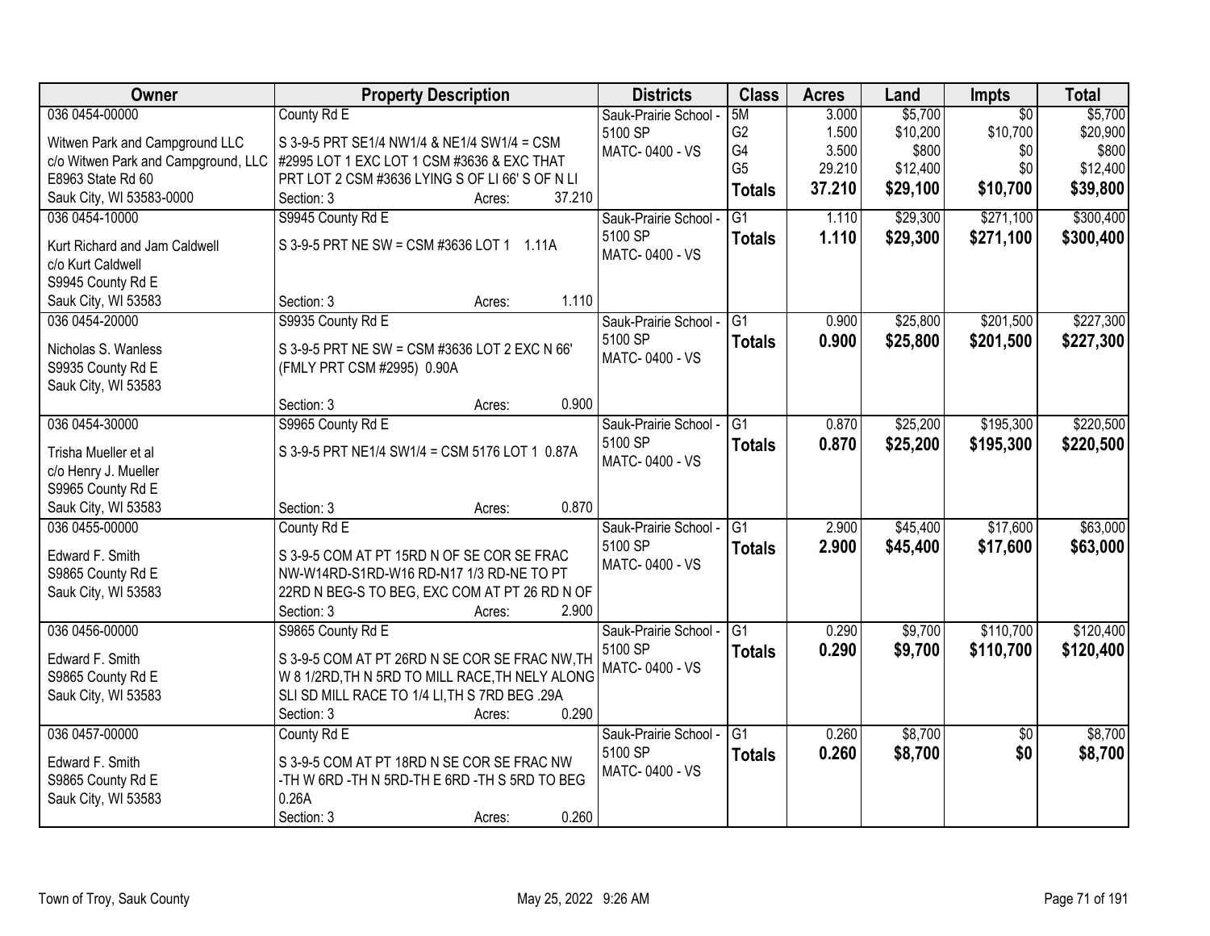| Owner | Property Description | Districts | Class | Acres | Land | Impts | Total |
|---|---|---|---|---|---|---|---|
| 036 0454-00000<br>Witwen Park and Campground LLC<br>c/o Witwen Park and Campground, LLC<br>E8963 State Rd 60<br>Sauk City, WI 53583-0000 | County Rd E<br>S 3-9-5 PRT SE1/4 NW1/4 & NE1/4 SW1/4 = CSM #2995 LOT 1 EXC LOT 1 CSM #3636 & EXC THAT PRT LOT 2 CSM #3636 LYING S OF LI 66' S OF N LI<br>Section: 3 Acres: 37.210 | Sauk-Prairie School - 5100 SP<br>MATC- 0400 - VS | 5M<br>G2<br>G4<br>G5<br>**Totals** | 3.000<br>1.500<br>3.500<br>29.210<br>**37.210** | $5,700<br>$10,200<br>$800<br>$12,400<br>**$29,100** | $0<br>$10,700<br>$0<br>$0<br>**$10,700** | $5,700<br>$20,900<br>$800<br>$12,400<br>**$39,800** |
| 036 0454-10000<br>Kurt Richard and Jam Caldwell<br>c/o Kurt Caldwell<br>S9945 County Rd E<br>Sauk City, WI 53583 | S9945 County Rd E<br>S 3-9-5 PRT NE SW = CSM #3636 LOT 1 1.11A<br>Section: 3 Acres: 1.110 | Sauk-Prairie School - 5100 SP<br>MATC- 0400 - VS | G1<br>**Totals** | 1.110<br>**1.110** | $29,300<br>**$29,300** | $271,100<br>**$271,100** | $300,400<br>**$300,400** |
| 036 0454-20000<br>Nicholas S. Wanless<br>S9935 County Rd E<br>Sauk City, WI 53583 | S9935 County Rd E<br>S 3-9-5 PRT NE SW = CSM #3636 LOT 2 EXC N 66' (FMLY PRT CSM #2995) 0.90A<br>Section: 3 Acres: 0.900 | Sauk-Prairie School - 5100 SP<br>MATC- 0400 - VS | G1<br>**Totals** | 0.900<br>**0.900** | $25,800<br>**$25,800** | $201,500<br>**$201,500** | $227,300<br>**$227,300** |
| 036 0454-30000<br>Trisha Mueller et al<br>c/o Henry J. Mueller<br>S9965 County Rd E<br>Sauk City, WI 53583 | S9965 County Rd E<br>S 3-9-5 PRT NE1/4 SW1/4 = CSM 5176 LOT 1 0.87A<br>Section: 3 Acres: 0.870 | Sauk-Prairie School - 5100 SP<br>MATC- 0400 - VS | G1<br>**Totals** | 0.870<br>**0.870** | $25,200<br>**$25,200** | $195,300<br>**$195,300** | $220,500<br>**$220,500** |
| 036 0455-00000<br>Edward F. Smith<br>S9865 County Rd E<br>Sauk City, WI 53583 | County Rd E<br>S 3-9-5 COM AT PT 15RD N OF SE COR SE FRAC NW-W14RD-S1RD-W16 RD-N17 1/3 RD-NE TO PT 22RD N BEG-S TO BEG, EXC COM AT PT 26 RD N OF<br>Section: 3 Acres: 2.900 | Sauk-Prairie School - 5100 SP<br>MATC- 0400 - VS | G1<br>**Totals** | 2.900<br>**2.900** | $45,400<br>**$45,400** | $17,600<br>**$17,600** | $63,000<br>**$63,000** |
| 036 0456-00000<br>Edward F. Smith<br>S9865 County Rd E<br>Sauk City, WI 53583 | S9865 County Rd E<br>S 3-9-5 COM AT PT 26RD N SE COR SE FRAC NW,TH W 8 1/2RD,TH N 5RD TO MILL RACE,TH NELY ALONG SLI SD MILL RACE TO 1/4 LI,TH S 7RD BEG .29A<br>Section: 3 Acres: 0.290 | Sauk-Prairie School - 5100 SP<br>MATC- 0400 - VS | G1<br>**Totals** | 0.290<br>**0.290** | $9,700<br>**$9,700** | $110,700<br>**$110,700** | $120,400<br>**$120,400** |
| 036 0457-00000<br>Edward F. Smith<br>S9865 County Rd E<br>Sauk City, WI 53583 | County Rd E<br>S 3-9-5 COM AT PT 18RD N SE COR SE FRAC NW -TH W 6RD -TH N 5RD-TH E 6RD -TH S 5RD TO BEG 0.26A<br>Section: 3 Acres: 0.260 | Sauk-Prairie School - 5100 SP<br>MATC- 0400 - VS | G1<br>**Totals** | 0.260<br>**0.260** | $8,700<br>**$8,700** | $0<br>**$0** | $8,700<br>**$8,700** |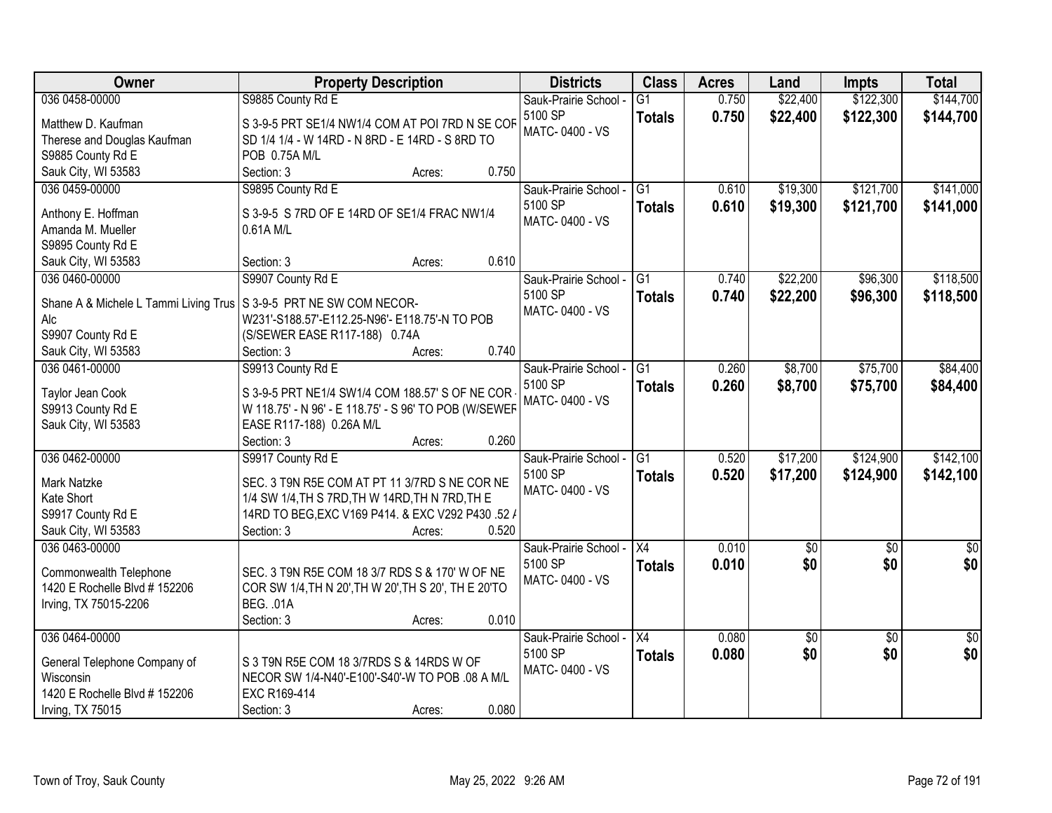| Owner | Property Description | Districts | Class | Acres | Land | Impts | Total |
|---|---|---|---|---|---|---|---|
| 036 0458-00000<br>Matthew D. Kaufman<br>Therese and Douglas Kaufman<br>S9885 County Rd E<br>Sauk City, WI 53583 | S9885 County Rd E<br>S 3-9-5 PRT SE1/4 NW1/4 COM AT POI 7RD N SE COR SD 1/4 1/4 - W 14RD - N 8RD - E 14RD - S 8RD TO POB 0.75A M/L<br>Section: 3 Acres: 0.750 | Sauk-Prairie School - 5100 SP<br>MATC- 0400 - VS | G1<br>**Totals** | 0.750<br>**0.750** | $22,400<br>**$22,400** | $122,300<br>**$122,300** | $144,700<br>**$144,700** |
| 036 0459-00000<br>Anthony E. Hoffman<br>Amanda M. Mueller<br>S9895 County Rd E<br>Sauk City, WI 53583 | S9895 County Rd E<br>S 3-9-5 S 7RD OF E 14RD OF SE1/4 FRAC NW1/4 0.61A M/L<br>Section: 3 Acres: 0.610 | Sauk-Prairie School - 5100 SP<br>MATC- 0400 - VS | G1<br>**Totals** | 0.610<br>**0.610** | $19,300<br>**$19,300** | $121,700<br>**$121,700** | $141,000<br>**$141,000** |
| 036 0460-00000<br>Shane A & Michele L Tammi Living Trus Alc<br>S9907 County Rd E<br>Sauk City, WI 53583 | S9907 County Rd E<br>S 3-9-5 PRT NE SW COM NECOR- W231'-S188.57'-E112.25-N96'- E118.75'-N TO POB (S/SEWER EASE R117-188) 0.74A<br>Section: 3 Acres: 0.740 | Sauk-Prairie School - 5100 SP<br>MATC- 0400 - VS | G1<br>**Totals** | 0.740<br>**0.740** | $22,200<br>**$22,200** | $96,300<br>**$96,300** | $118,500<br>**$118,500** |
| 036 0461-00000<br>Taylor Jean Cook<br>S9913 County Rd E<br>Sauk City, WI 53583 | S9913 County Rd E<br>S 3-9-5 PRT NE1/4 SW1/4 COM 188.57' S OF NE COR - W 118.75' - N 96' - E 118.75' - S 96' TO POB (W/SEWER EASE R117-188) 0.26A M/L<br>Section: 3 Acres: 0.260 | Sauk-Prairie School - 5100 SP<br>MATC- 0400 - VS | G1<br>**Totals** | 0.260<br>**0.260** | $8,700<br>**$8,700** | $75,700<br>**$75,700** | $84,400<br>**$84,400** |
| 036 0462-00000<br>Mark Natzke<br>Kate Short<br>S9917 County Rd E<br>Sauk City, WI 53583 | S9917 County Rd E<br>SEC. 3 T9N R5E COM AT PT 11 3/7RD S NE COR NE 1/4 SW 1/4,TH S 7RD,TH W 14RD,TH N 7RD,TH E 14RD TO BEG,EXC V169 P414. & EXC V292 P430 .52 A<br>Section: 3 Acres: 0.520 | Sauk-Prairie School - 5100 SP<br>MATC- 0400 - VS | G1<br>**Totals** | 0.520<br>**0.520** | $17,200<br>**$17,200** | $124,900<br>**$124,900** | $142,100<br>**$142,100** |
| 036 0463-00000<br>Commonwealth Telephone<br>1420 E Rochelle Blvd # 152206<br>Irving, TX 75015-2206 | SEC. 3 T9N R5E COM 18 3/7 RDS S & 170' W OF NE COR SW 1/4,TH N 20',TH W 20',TH S 20', TH E 20'TO BEG. .01A<br>Section: 3 Acres: 0.010 | Sauk-Prairie School - 5100 SP<br>MATC- 0400 - VS | X4<br>**Totals** | 0.010<br>**0.010** | $0<br>**$0** | $0<br>**$0** | $0<br>**$0** |
| 036 0464-00000<br>General Telephone Company of Wisconsin<br>1420 E Rochelle Blvd # 152206<br>Irving, TX 75015 | S 3 T9N R5E COM 18 3/7RDS S & 14RDS W OF NECOR SW 1/4-N40'-E100'-S40'-W TO POB .08 A M/L EXC R169-414<br>Section: 3 Acres: 0.080 | Sauk-Prairie School - 5100 SP<br>MATC- 0400 - VS | X4<br>**Totals** | 0.080<br>**0.080** | $0<br>**$0** | $0<br>**$0** | $0<br>**$0** |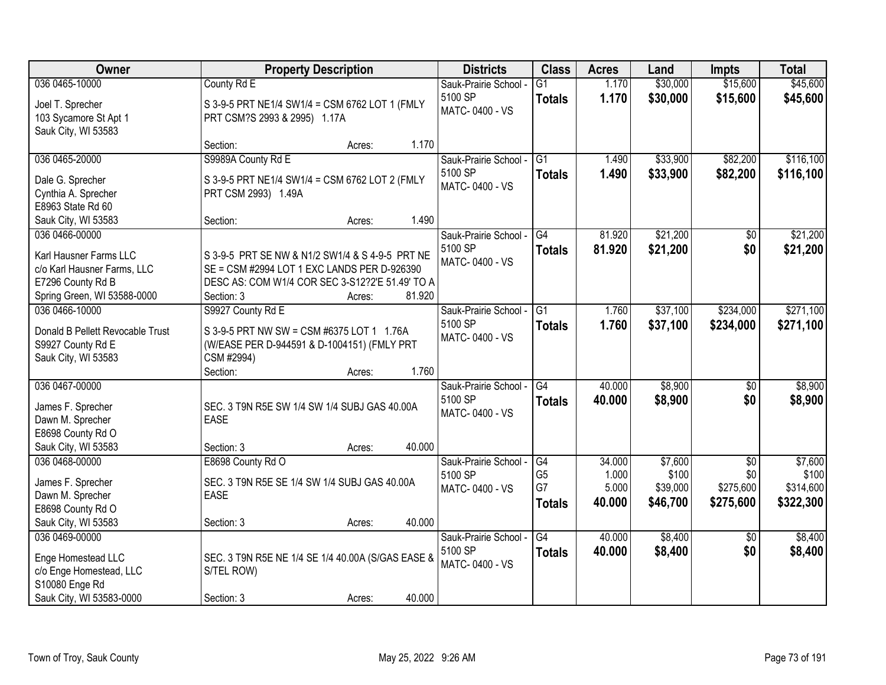| Owner | Property Description | Districts | Class | Acres | Land | Impts | Total |
|---|---|---|---|---|---|---|---|
| 036 0465-10000<br>Joel T. Sprecher<br>103 Sycamore St Apt 1<br>Sauk City, WI 53583 | County Rd E<br>S 3-9-5 PRT NE1/4 SW1/4 = CSM 6762 LOT 1 (FMLY PRT CSM?S 2993 & 2995) 1.17A<br>Section: Acres: 1.170 | Sauk-Prairie School - 5100 SP<br>MATC- 0400 - VS | G1<br>**Totals** | 1.170<br>**1.170** | $30,000<br>**$30,000** | $15,600<br>**$15,600** | $45,600<br>**$45,600** |
| 036 0465-20000<br>Dale G. Sprecher<br>Cynthia A. Sprecher<br>E8963 State Rd 60<br>Sauk City, WI 53583 | S9989A County Rd E<br>S 3-9-5 PRT NE1/4 SW1/4 = CSM 6762 LOT 2 (FMLY PRT CSM 2993) 1.49A<br>Section: Acres: 1.490 | Sauk-Prairie School - 5100 SP<br>MATC- 0400 - VS | G1<br>**Totals** | 1.490<br>**1.490** | $33,900<br>**$33,900** | $82,200<br>**$82,200** | $116,100<br>**$116,100** |
| 036 0466-00000<br>Karl Hausner Farms LLC<br>c/o Karl Hausner Farms, LLC<br>E7296 County Rd B<br>Spring Green, WI 53588-0000 | S 3-9-5 PRT SE NW & N1/2 SW1/4 & S 4-9-5 PRT NE SE = CSM #2994 LOT 1 EXC LANDS PER D-926390 DESC AS: COM W1/4 COR SEC 3-S12?2'E 51.49' TO A<br>Section: 3 Acres: 81.920 | Sauk-Prairie School - 5100 SP<br>MATC- 0400 - VS | G4<br>**Totals** | 81.920<br>**81.920** | $21,200<br>**$21,200** | $0<br>**$0** | $21,200<br>**$21,200** |
| 036 0466-10000<br>Donald B Pellett Revocable Trust<br>S9927 County Rd E<br>Sauk City, WI 53583 | S9927 County Rd E<br>S 3-9-5 PRT NW SW = CSM #6375 LOT 1 1.76A (W/EASE PER D-944591 & D-1004151) (FMLY PRT CSM #2994)<br>Section: Acres: 1.760 | Sauk-Prairie School - 5100 SP<br>MATC- 0400 - VS | G1<br>**Totals** | 1.760<br>**1.760** | $37,100<br>**$37,100** | $234,000<br>**$234,000** | $271,100<br>**$271,100** |
| 036 0467-00000<br>James F. Sprecher<br>Dawn M. Sprecher<br>E8698 County Rd O<br>Sauk City, WI 53583 | SEC. 3 T9N R5E SW 1/4 SW 1/4 SUBJ GAS 40.00A EASE<br>Section: 3 Acres: 40.000 | Sauk-Prairie School - 5100 SP<br>MATC- 0400 - VS | G4<br>**Totals** | 40.000<br>**40.000** | $8,900<br>**$8,900** | $0<br>**$0** | $8,900<br>**$8,900** |
| 036 0468-00000<br>James F. Sprecher<br>Dawn M. Sprecher<br>E8698 County Rd O<br>Sauk City, WI 53583 | E8698 County Rd O<br>SEC. 3 T9N R5E SE 1/4 SW 1/4 SUBJ GAS 40.00A EASE<br>Section: 3 Acres: 40.000 | Sauk-Prairie School - 5100 SP<br>MATC- 0400 - VS | G4<br>G5<br>G7<br>**Totals** | 34.000<br>1.000<br>5.000<br>**40.000** | $7,600<br>$100<br>$39,000<br>**$46,700** | $0<br>$0<br>$275,600<br>**$275,600** | $7,600<br>$100<br>$314,600<br>**$322,300** |
| 036 0469-00000<br>Enge Homestead LLC<br>c/o Enge Homestead, LLC<br>S10080 Enge Rd<br>Sauk City, WI 53583-0000 | SEC. 3 T9N R5E NE 1/4 SE 1/4 40.00A (S/GAS EASE & S/TEL ROW)<br>Section: 3 Acres: 40.000 | Sauk-Prairie School - 5100 SP<br>MATC- 0400 - VS | G4<br>**Totals** | 40.000<br>**40.000** | $8,400<br>**$8,400** | $0<br>**$0** | $8,400<br>**$8,400** |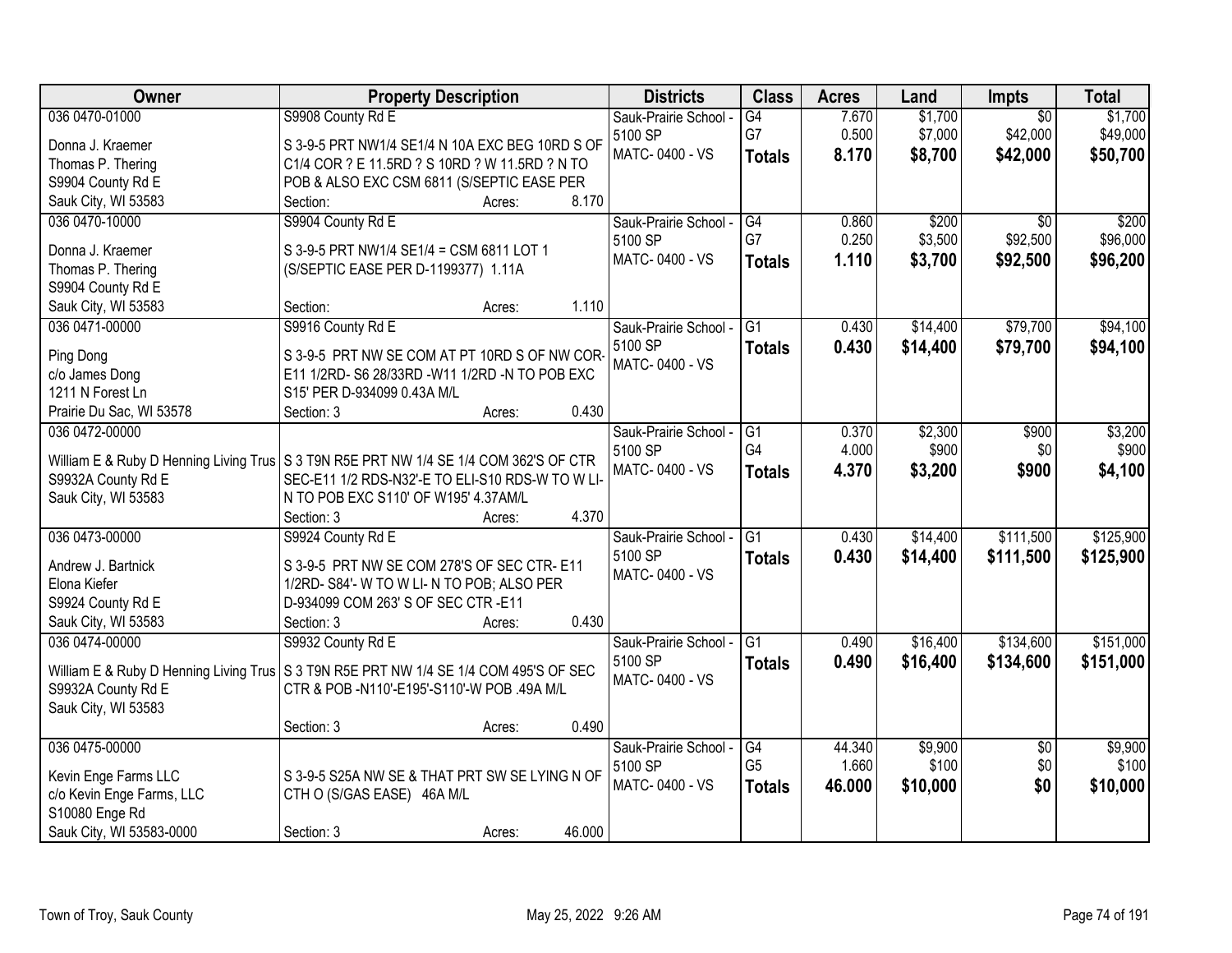| Owner | Property Description | Districts | Class | Acres | Land | Impts | Total |
|---|---|---|---|---|---|---|---|
| 036 0470-01000<br>Donna J. Kraemer<br>Thomas P. Thering<br>S9904 County Rd E<br>Sauk City, WI 53583 | S9908 County Rd E<br>S 3-9-5 PRT NW1/4 SE1/4 N 10A EXC BEG 10RD S OF C1/4 COR ? E 11.5RD ? S 10RD ? W 11.5RD ? N TO POB & ALSO EXC CSM 6811 (S/SEPTIC EASE PER<br>Section: Acres: 8.170 | Sauk-Prairie School - 5100 SP<br>MATC- 0400 - VS | G4<br>G7<br>**Totals** | 7.670<br>0.500<br>**8.170** | $1,700<br>$7,000<br>**$8,700** | $0<br>$42,000<br>**$42,000** | $1,700<br>$49,000<br>**$50,700** |
| 036 0470-10000<br>Donna J. Kraemer<br>Thomas P. Thering<br>S9904 County Rd E<br>Sauk City, WI 53583 | S9904 County Rd E<br>S 3-9-5 PRT NW1/4 SE1/4 = CSM 6811 LOT 1 (S/SEPTIC EASE PER D-1199377) 1.11A<br>Section: Acres: 1.110 | Sauk-Prairie School - 5100 SP<br>MATC- 0400 - VS | G4<br>G7<br>**Totals** | 0.860<br>0.250<br>**1.110** | $200<br>$3,500<br>**$3,700** | $0<br>$92,500<br>**$92,500** | $200<br>$96,000<br>**$96,200** |
| 036 0471-00000<br>Ping Dong<br>c/o James Dong<br>1211 N Forest Ln<br>Prairie Du Sac, WI 53578 | S9916 County Rd E<br>S 3-9-5 PRT NW SE COM AT PT 10RD S OF NW COR- E11 1/2RD- S6 28/33RD -W11 1/2RD -N TO POB EXC S15' PER D-934099 0.43A M/L<br>Section: 3 Acres: 0.430 | Sauk-Prairie School - 5100 SP<br>MATC- 0400 - VS | G1<br>**Totals** | 0.430<br>**0.430** | $14,400<br>**$14,400** | $79,700<br>**$79,700** | $94,100<br>**$94,100** |
| 036 0472-00000<br>William E & Ruby D Henning Living Trus<br>S9932A County Rd E<br>Sauk City, WI 53583 | S 3 T9N R5E PRT NW 1/4 SE 1/4 COM 362'S OF CTR SEC-E11 1/2 RDS-N32'-E TO ELI-S10 RDS-W TO W LI-N TO POB EXC S110' OF W195' 4.37AM/L<br>Section: 3 Acres: 4.370 | Sauk-Prairie School - 5100 SP<br>MATC- 0400 - VS | G1<br>G4<br>**Totals** | 0.370<br>4.000<br>**4.370** | $2,300<br>$900<br>**$3,200** | $900<br>$0<br>**$900** | $3,200<br>$900<br>**$4,100** |
| 036 0473-00000<br>Andrew J. Bartnick<br>Elona Kiefer<br>S9924 County Rd E<br>Sauk City, WI 53583 | S9924 County Rd E<br>S 3-9-5 PRT NW SE COM 278'S OF SEC CTR- E11 1/2RD- S84'- W TO W LI- N TO POB; ALSO PER D-934099 COM 263' S OF SEC CTR -E11<br>Section: 3 Acres: 0.430 | Sauk-Prairie School - 5100 SP<br>MATC- 0400 - VS | G1<br>**Totals** | 0.430<br>**0.430** | $14,400<br>**$14,400** | $111,500<br>**$111,500** | $125,900<br>**$125,900** |
| 036 0474-00000<br>William E & Ruby D Henning Living Trus<br>S9932A County Rd E<br>Sauk City, WI 53583 | S9932 County Rd E<br>S 3 T9N R5E PRT NW 1/4 SE 1/4 COM 495'S OF SEC CTR & POB -N110'-E195'-S110'-W POB .49A M/L<br>Section: 3 Acres: 0.490 | Sauk-Prairie School - 5100 SP<br>MATC- 0400 - VS | G1<br>**Totals** | 0.490<br>**0.490** | $16,400<br>**$16,400** | $134,600<br>**$134,600** | $151,000<br>**$151,000** |
| 036 0475-00000<br>Kevin Enge Farms LLC<br>c/o Kevin Enge Farms, LLC<br>S10080 Enge Rd<br>Sauk City, WI 53583-0000 | S 3-9-5 S25A NW SE & THAT PRT SW SE LYING N OF CTH O (S/GAS EASE) 46A M/L<br>Section: 3 Acres: 46.000 | Sauk-Prairie School - 5100 SP<br>MATC- 0400 - VS | G4<br>G5<br>**Totals** | 44.340<br>1.660<br>**46.000** | $9,900<br>$100<br>**$10,000** | $0<br>$0<br>**$0** | $9,900<br>$100<br>**$10,000** |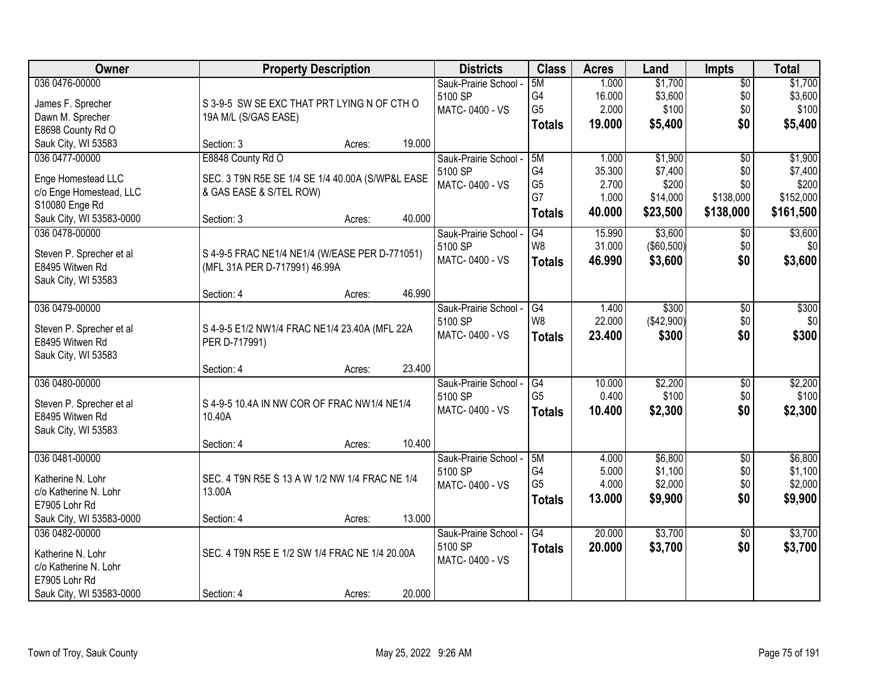| Owner | Property Description | Districts | Class | Acres | Land | Impts | Total |
|---|---|---|---|---|---|---|---|
| 036 0476-00000<br>James F. Sprecher<br>Dawn M. Sprecher<br>E8698 County Rd O<br>Sauk City, WI 53583 | S 3-9-5 SW SE EXC THAT PRT LYING N OF CTH O 19A M/L (S/GAS EASE)<br>Section: 3 Acres: 19.000 | Sauk-Prairie School - 5100 SP<br>MATC- 0400 - VS | 5M<br>G4<br>G5<br>**Totals** | 1.000<br>16.000<br>2.000<br>**19.000** | $1,700<br>$3,600<br>$100<br>**$5,400** | $0<br>$0<br>$0<br>**$0** | $1,700<br>$3,600<br>$100<br>**$5,400** |
| 036 0477-00000<br>Enge Homestead LLC<br>c/o Enge Homestead, LLC<br>S10080 Enge Rd<br>Sauk City, WI 53583-0000 | E8848 County Rd O<br>SEC. 3 T9N R5E SE 1/4 SE 1/4 40.00A (S/WP&L EASE & GAS EASE & S/TEL ROW)<br>Section: 3 Acres: 40.000 | Sauk-Prairie School - 5100 SP<br>MATC- 0400 - VS | 5M<br>G4<br>G5<br>G7<br>**Totals** | 1.000<br>35.300<br>2.700<br>1.000<br>**40.000** | $1,900<br>$7,400<br>$200<br>$14,000<br>**$23,500** | $0<br>$0<br>$0<br>$138,000<br>**$138,000** | $1,900<br>$7,400<br>$200<br>$152,000<br>**$161,500** |
| 036 0478-00000<br>Steven P. Sprecher et al<br>E8495 Witwen Rd<br>Sauk City, WI 53583 | S 4-9-5 FRAC NE1/4 NE1/4 (W/EASE PER D-771051) (MFL 31A PER D-717991) 46.99A<br>Section: 4 Acres: 46.990 | Sauk-Prairie School - 5100 SP<br>MATC- 0400 - VS | G4<br>W8<br>**Totals** | 15.990<br>31.000<br>**46.990** | $3,600<br>($60,500)<br>**$3,600** | $0<br>$0<br>**$0** | $3,600<br>$0<br>**$3,600** |
| 036 0479-00000<br>Steven P. Sprecher et al<br>E8495 Witwen Rd<br>Sauk City, WI 53583 | S 4-9-5 E1/2 NW1/4 FRAC NE1/4 23.40A (MFL 22A PER D-717991)<br>Section: 4 Acres: 23.400 | Sauk-Prairie School - 5100 SP<br>MATC- 0400 - VS | G4<br>W8<br>**Totals** | 1.400<br>22.000<br>**23.400** | $300<br>($42,900)<br>**$300** | $0<br>$0<br>**$0** | $300<br>$0<br>**$300** |
| 036 0480-00000<br>Steven P. Sprecher et al<br>E8495 Witwen Rd<br>Sauk City, WI 53583 | S 4-9-5 10.4A IN NW COR OF FRAC NW1/4 NE1/4 10.40A<br>Section: 4 Acres: 10.400 | Sauk-Prairie School - 5100 SP<br>MATC- 0400 - VS | G4<br>G5<br>**Totals** | 10.000<br>0.400<br>**10.400** | $2,200<br>$100<br>**$2,300** | $0<br>$0<br>**$0** | $2,200<br>$100<br>**$2,300** |
| 036 0481-00000<br>Katherine N. Lohr<br>c/o Katherine N. Lohr<br>E7905 Lohr Rd<br>Sauk City, WI 53583-0000 | SEC. 4 T9N R5E S 13 A W 1/2 NW 1/4 FRAC NE 1/4 13.00A<br>Section: 4 Acres: 13.000 | Sauk-Prairie School - 5100 SP<br>MATC- 0400 - VS | 5M<br>G4<br>G5<br>**Totals** | 4.000<br>5.000<br>4.000<br>**13.000** | $6,800<br>$1,100<br>$2,000<br>**$9,900** | $0<br>$0<br>$0<br>**$0** | $6,800<br>$1,100<br>$2,000<br>**$9,900** |
| 036 0482-00000<br>Katherine N. Lohr<br>c/o Katherine N. Lohr<br>E7905 Lohr Rd<br>Sauk City, WI 53583-0000 | SEC. 4 T9N R5E E 1/2 SW 1/4 FRAC NE 1/4 20.00A<br>Section: 4 Acres: 20.000 | Sauk-Prairie School - 5100 SP<br>MATC- 0400 - VS | G4<br>**Totals** | 20.000<br>**20.000** | $3,700<br>**$3,700** | $0<br>**$0** | $3,700<br>**$3,700** |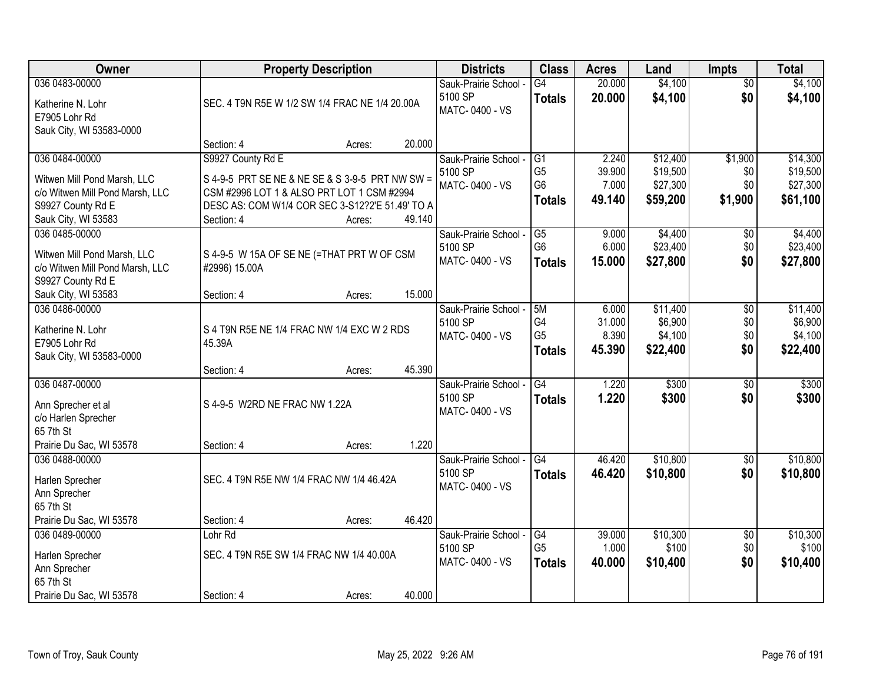| Owner | Property Description | Districts | Class | Acres | Land | Impts | Total |
|---|---|---|---|---|---|---|---|
| 036 0483-00000<br><br>Katherine N. Lohr<br>E7905 Lohr Rd<br>Sauk City, WI 53583-0000 | SEC. 4 T9N R5E W 1/2 SW 1/4 FRAC NE 1/4 20.00A<br><br>Section: 4 Acres: 20.000 | Sauk-Prairie School - 5100 SP<br>MATC- 0400 - VS | G4<br>**Totals** | 20.000<br>**20.000** | $4,100<br>**$4,100** | $0<br>**$0** | $4,100<br>**$4,100** |
| 036 0484-00000<br><br>Witwen Mill Pond Marsh, LLC<br>c/o Witwen Mill Pond Marsh, LLC<br>S9927 County Rd E<br>Sauk City, WI 53583 | S9927 County Rd E<br>S 4-9-5 PRT SE NE & NE SE & S 3-9-5 PRT NW SW = CSM #2996 LOT 1 & ALSO PRT LOT 1 CSM #2994 DESC AS: COM W1/4 COR SEC 3-S12?2'E 51.49' TO A<br>Section: 4 Acres: 49.140 | Sauk-Prairie School - 5100 SP<br>MATC- 0400 - VS | G1<br>G5<br>G6<br>**Totals** | 2.240<br>39.900<br>7.000<br>**49.140** | $12,400<br>$19,500<br>$27,300<br>**$59,200** | $1,900<br>$0<br>$0<br>**$1,900** | $14,300<br>$19,500<br>$27,300<br>**$61,100** |
| 036 0485-00000<br><br>Witwen Mill Pond Marsh, LLC<br>c/o Witwen Mill Pond Marsh, LLC<br>S9927 County Rd E<br>Sauk City, WI 53583 | S 4-9-5 W 15A OF SE NE (=THAT PRT W OF CSM #2996) 15.00A<br><br>Section: 4 Acres: 15.000 | Sauk-Prairie School - 5100 SP<br>MATC- 0400 - VS | G5<br>G6<br>**Totals** | 9.000<br>6.000<br>**15.000** | $4,400<br>$23,400<br>**$27,800** | $0<br>$0<br>**$0** | $4,400<br>$23,400<br>**$27,800** |
| 036 0486-00000<br><br>Katherine N. Lohr<br>E7905 Lohr Rd<br>Sauk City, WI 53583-0000 | S 4 T9N R5E NE 1/4 FRAC NW 1/4 EXC W 2 RDS 45.39A<br><br>Section: 4 Acres: 45.390 | Sauk-Prairie School - 5100 SP<br>MATC- 0400 - VS | 5M<br>G4<br>G5<br>**Totals** | 6.000<br>31.000<br>8.390<br>**45.390** | $11,400<br>$6,900<br>$4,100<br>**$22,400** | $0<br>$0<br>$0<br>**$0** | $11,400<br>$6,900<br>$4,100<br>**$22,400** |
| 036 0487-00000<br><br>Ann Sprecher et al<br>c/o Harlen Sprecher<br>65 7th St<br>Prairie Du Sac, WI 53578 | S 4-9-5 W2RD NE FRAC NW 1.22A<br><br>Section: 4 Acres: 1.220 | Sauk-Prairie School - 5100 SP<br>MATC- 0400 - VS | G4<br>**Totals** | 1.220<br>**1.220** | $300<br>**$300** | $0<br>**$0** | $300<br>**$300** |
| 036 0488-00000<br><br>Harlen Sprecher<br>Ann Sprecher<br>65 7th St<br>Prairie Du Sac, WI 53578 | SEC. 4 T9N R5E NW 1/4 FRAC NW 1/4 46.42A<br><br>Section: 4 Acres: 46.420 | Sauk-Prairie School - 5100 SP<br>MATC- 0400 - VS | G4<br>**Totals** | 46.420<br>**46.420** | $10,800<br>**$10,800** | $0<br>**$0** | $10,800<br>**$10,800** |
| 036 0489-00000<br><br>Harlen Sprecher<br>Ann Sprecher<br>65 7th St<br>Prairie Du Sac, WI 53578 | Lohr Rd<br>SEC. 4 T9N R5E SW 1/4 FRAC NW 1/4 40.00A<br><br>Section: 4 Acres: 40.000 | Sauk-Prairie School - 5100 SP<br>MATC- 0400 - VS | G4<br>G5<br>**Totals** | 39.000<br>1.000<br>**40.000** | $10,300<br>$100<br>**$10,400** | $0<br>$0<br>**$0** | $10,300<br>$100<br>**$10,400** |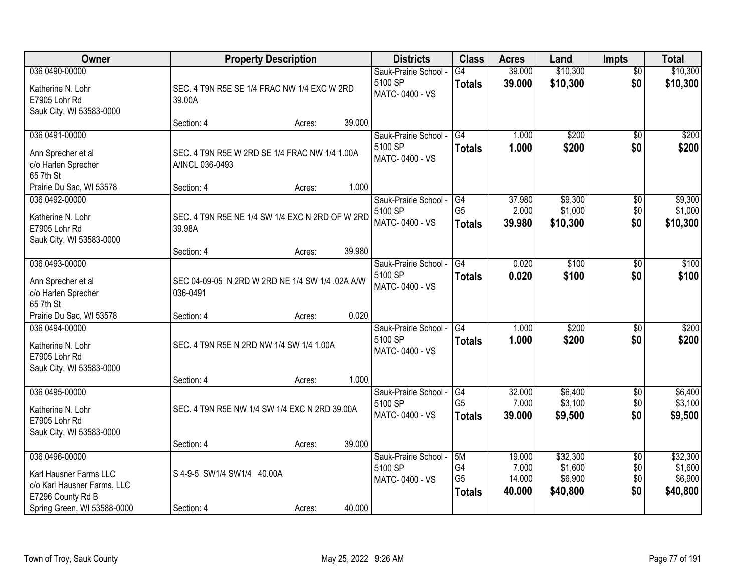| Owner | Property Description | Districts | Class | Acres | Land | Impts | Total |
|---|---|---|---|---|---|---|---|
| 036 0490-00000<br>Katherine N. Lohr<br>E7905 Lohr Rd<br>Sauk City, WI 53583-0000 | SEC. 4 T9N R5E SE 1/4 FRAC NW 1/4 EXC W 2RD 39.00A<br>Section: 4 Acres: 39.000 | Sauk-Prairie School - 5100 SP<br>MATC- 0400 - VS | G4<br>**Totals** | 39.000<br>**39.000** | $10,300<br>**$10,300** | $0<br>**$0** | $10,300<br>**$10,300** |
| 036 0491-00000<br>Ann Sprecher et al<br>c/o Harlen Sprecher<br>65 7th St<br>Prairie Du Sac, WI 53578 | SEC. 4 T9N R5E W 2RD SE 1/4 FRAC NW 1/4 1.00A A/INCL 036-0493<br>Section: 4 Acres: 1.000 | Sauk-Prairie School - 5100 SP<br>MATC- 0400 - VS | G4<br>**Totals** | 1.000<br>**1.000** | $200<br>**$200** | $0<br>**$0** | $200<br>**$200** |
| 036 0492-00000<br>Katherine N. Lohr<br>E7905 Lohr Rd<br>Sauk City, WI 53583-0000 | SEC. 4 T9N R5E NE 1/4 SW 1/4 EXC N 2RD OF W 2RD 39.98A<br>Section: 4 Acres: 39.980 | Sauk-Prairie School - 5100 SP<br>MATC- 0400 - VS | G4<br>G5<br>**Totals** | 37.980<br>2.000<br>**39.980** | $9,300<br>$1,000<br>**$10,300** | $0<br>$0<br>**$0** | $9,300<br>$1,000<br>**$10,300** |
| 036 0493-00000<br>Ann Sprecher et al<br>c/o Harlen Sprecher<br>65 7th St<br>Prairie Du Sac, WI 53578 | SEC 04-09-05 N 2RD W 2RD NE 1/4 SW 1/4 .02A A/W 036-0491<br>Section: 4 Acres: 0.020 | Sauk-Prairie School - 5100 SP<br>MATC- 0400 - VS | G4<br>**Totals** | 0.020<br>**0.020** | $100<br>**$100** | $0<br>**$0** | $100<br>**$100** |
| 036 0494-00000<br>Katherine N. Lohr<br>E7905 Lohr Rd<br>Sauk City, WI 53583-0000 | SEC. 4 T9N R5E N 2RD NW 1/4 SW 1/4 1.00A<br>Section: 4 Acres: 1.000 | Sauk-Prairie School - 5100 SP<br>MATC- 0400 - VS | G4<br>**Totals** | 1.000<br>**1.000** | $200<br>**$200** | $0<br>**$0** | $200<br>**$200** |
| 036 0495-00000<br>Katherine N. Lohr<br>E7905 Lohr Rd<br>Sauk City, WI 53583-0000 | SEC. 4 T9N R5E NW 1/4 SW 1/4 EXC N 2RD 39.00A<br>Section: 4 Acres: 39.000 | Sauk-Prairie School - 5100 SP<br>MATC- 0400 - VS | G4<br>G5<br>**Totals** | 32.000<br>7.000<br>**39.000** | $6,400<br>$3,100<br>**$9,500** | $0<br>$0<br>**$0** | $6,400<br>$3,100<br>**$9,500** |
| 036 0496-00000<br>Karl Hausner Farms LLC<br>c/o Karl Hausner Farms, LLC<br>E7296 County Rd B<br>Spring Green, WI 53588-0000 | S 4-9-5 SW1/4 SW1/4 40.00A<br>Section: 4 Acres: 40.000 | Sauk-Prairie School - 5100 SP<br>MATC- 0400 - VS | 5M<br>G4<br>G5<br>**Totals** | 19.000<br>7.000<br>14.000<br>**40.000** | $32,300<br>$1,600<br>$6,900<br>**$40,800** | $0<br>$0<br>$0<br>**$0** | $32,300<br>$1,600<br>$6,900<br>**$40,800** |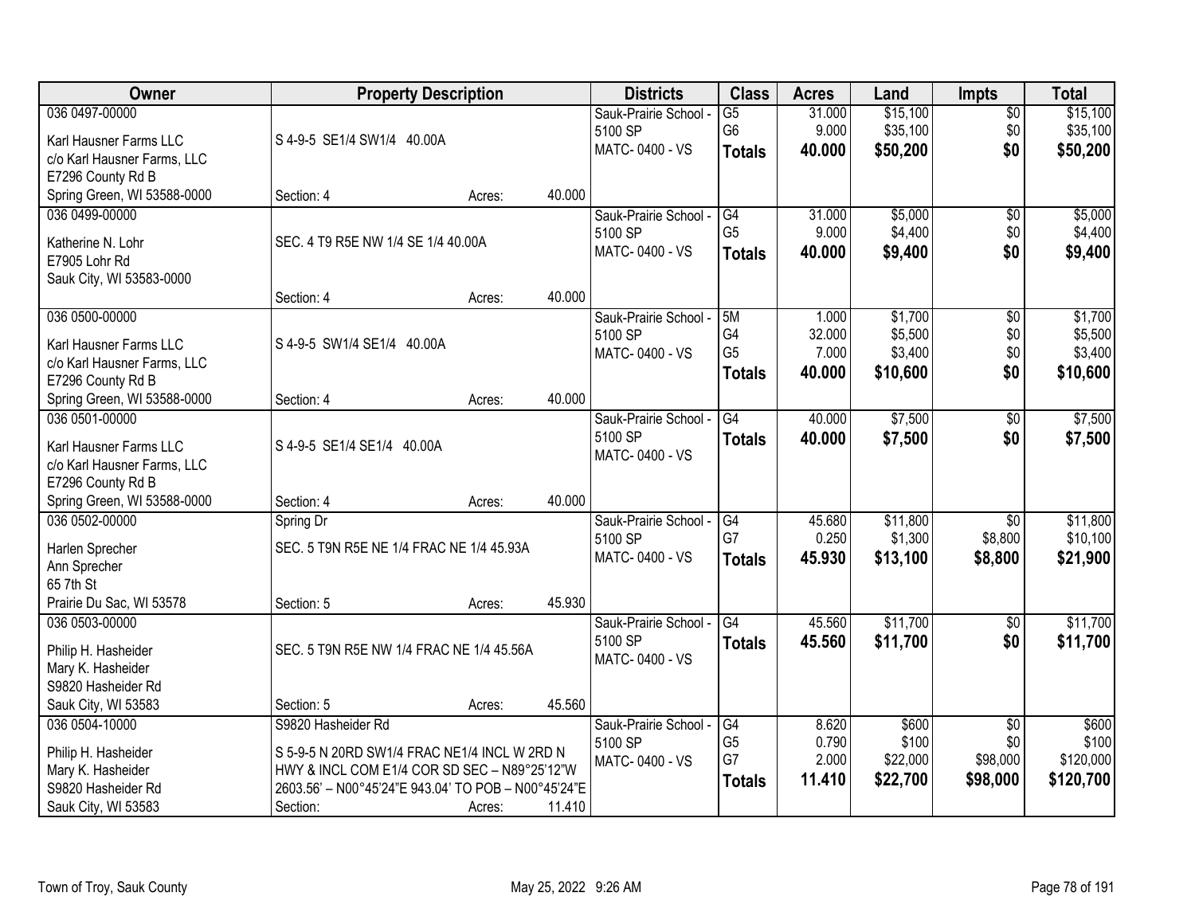| Owner | Property Description | Districts | Class | Acres | Land | Impts | Total |
|---|---|---|---|---|---|---|---|
| 036 0497-00000<br>Karl Hausner Farms LLC<br>c/o Karl Hausner Farms, LLC<br>E7296 County Rd B<br>Spring Green, WI 53588-0000 | S 4-9-5 SE1/4 SW1/4 40.00A<br>Section: 4 Acres: 40.000 | Sauk-Prairie School - 5100 SP<br>MATC- 0400 - VS | G5<br>G6<br>**Totals** | 31.000<br>9.000<br>**40.000** | $15,100<br>$35,100<br>**$50,200** | $0<br>$0<br>**$0** | $15,100<br>$35,100<br>**$50,200** |
| 036 0499-00000<br>Katherine N. Lohr<br>E7905 Lohr Rd<br>Sauk City, WI 53583-0000 | SEC. 4 T9 R5E NW 1/4 SE 1/4 40.00A<br>Section: 4 Acres: 40.000 | Sauk-Prairie School - 5100 SP<br>MATC- 0400 - VS | G4<br>G5<br>**Totals** | 31.000<br>9.000<br>**40.000** | $5,000<br>$4,400<br>**$9,400** | $0<br>$0<br>**$0** | $5,000<br>$4,400<br>**$9,400** |
| 036 0500-00000<br>Karl Hausner Farms LLC<br>c/o Karl Hausner Farms, LLC<br>E7296 County Rd B<br>Spring Green, WI 53588-0000 | S 4-9-5 SW1/4 SE1/4 40.00A<br>Section: 4 Acres: 40.000 | Sauk-Prairie School - 5100 SP<br>MATC- 0400 - VS | 5M<br>G4<br>G5<br>**Totals** | 1.000<br>32.000<br>7.000<br>**40.000** | $1,700<br>$5,500<br>$3,400<br>**$10,600** | $0<br>$0<br>$0<br>**$0** | $1,700<br>$5,500<br>$3,400<br>**$10,600** |
| 036 0501-00000<br>Karl Hausner Farms LLC<br>c/o Karl Hausner Farms, LLC<br>E7296 County Rd B<br>Spring Green, WI 53588-0000 | S 4-9-5 SE1/4 SE1/4 40.00A<br>Section: 4 Acres: 40.000 | Sauk-Prairie School - 5100 SP<br>MATC- 0400 - VS | G4<br>**Totals** | 40.000<br>**40.000** | $7,500<br>**$7,500** | $0<br>**$0** | $7,500<br>**$7,500** |
| 036 0502-00000<br>Harlen Sprecher<br>Ann Sprecher<br>65 7th St<br>Prairie Du Sac, WI 53578 | Spring Dr<br>SEC. 5 T9N R5E NE 1/4 FRAC NE 1/4 45.93A<br>Section: 5 Acres: 45.930 | Sauk-Prairie School - 5100 SP<br>MATC- 0400 - VS | G4<br>G7<br>**Totals** | 45.680<br>0.250<br>**45.930** | $11,800<br>$1,300<br>**$13,100** | $0<br>$8,800<br>**$8,800** | $11,800<br>$10,100<br>**$21,900** |
| 036 0503-00000<br>Philip H. Hasheider<br>Mary K. Hasheider<br>S9820 Hasheider Rd<br>Sauk City, WI 53583 | SEC. 5 T9N R5E NW 1/4 FRAC NE 1/4 45.56A<br>Section: 5 Acres: 45.560 | Sauk-Prairie School - 5100 SP<br>MATC- 0400 - VS | G4<br>**Totals** | 45.560<br>**45.560** | $11,700<br>**$11,700** | $0<br>**$0** | $11,700<br>**$11,700** |
| 036 0504-10000<br>Philip H. Hasheider<br>Mary K. Hasheider<br>S9820 Hasheider Rd<br>Sauk City, WI 53583 | S9820 Hasheider Rd<br>S 5-9-5 N 20RD SW1/4 FRAC NE1/4 INCL W 2RD N HWY & INCL COM E1/4 COR SD SEC – N89°25'12"W 2603.56' – N00°45'24"E 943.04' TO POB – N00°45'24"E<br>Section: Acres: 11.410 | Sauk-Prairie School - 5100 SP<br>MATC- 0400 - VS | G4<br>G5<br>G7<br>**Totals** | 8.620<br>0.790<br>2.000<br>**11.410** | $600<br>$100<br>$22,000<br>**$22,700** | $0<br>$0<br>$98,000<br>**$98,000** | $600<br>$100<br>$120,000<br>**$120,700** |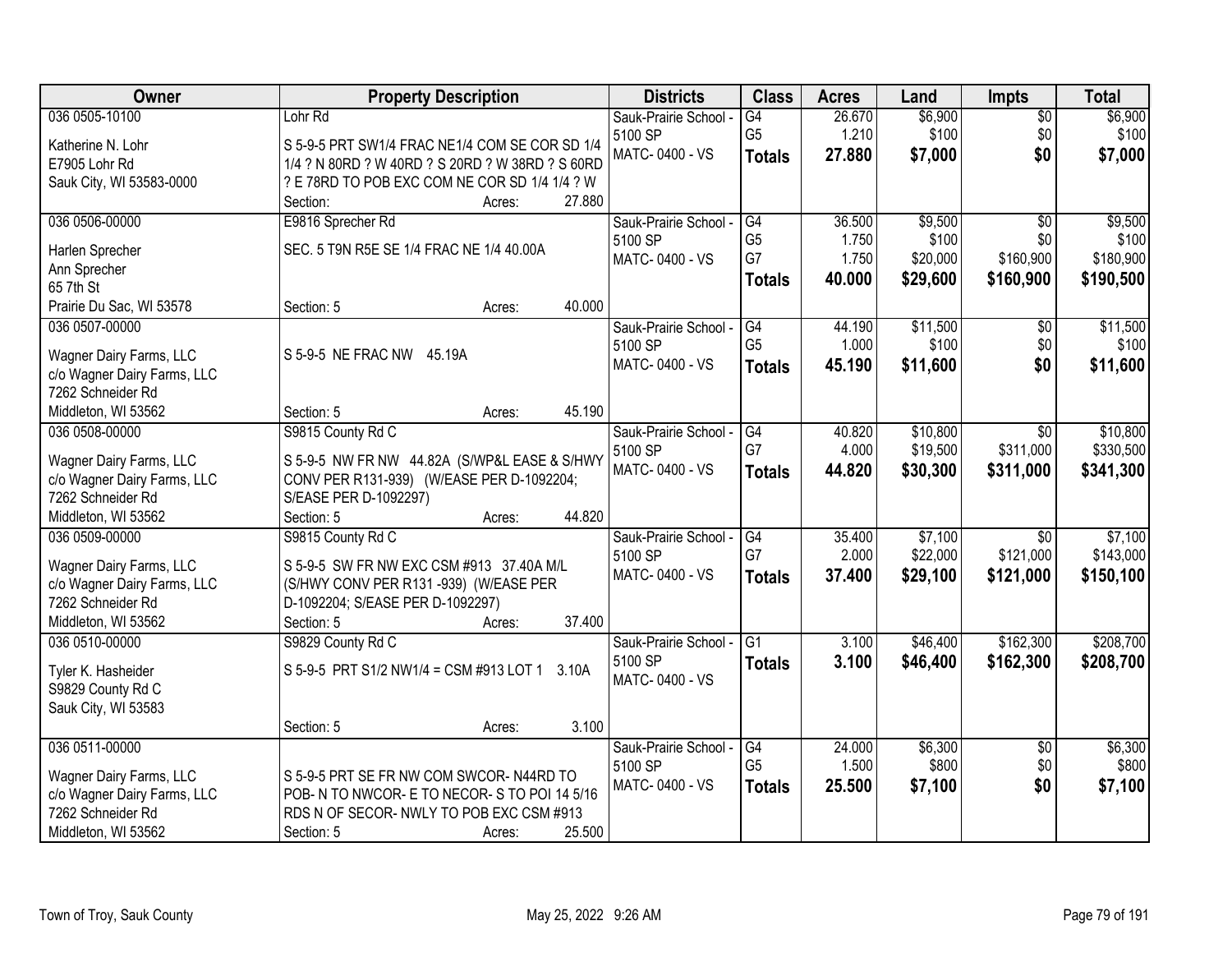| Owner | Property Description | Districts | Class | Acres | Land | Impts | Total |
|---|---|---|---|---|---|---|---|
| 036 0505-10100<br><br>Katherine N. Lohr<br>E7905 Lohr Rd<br>Sauk City, WI 53583-0000 | Lohr Rd<br><br>S 5-9-5 PRT SW1/4 FRAC NE1/4 COM SE COR SD 1/4 1/4 ? N 80RD ? W 40RD ? S 20RD ? W 38RD ? S 60RD ? E 78RD TO POB EXC COM NE COR SD 1/4 1/4 ? W<br>Section: Acres: 27.880 | Sauk-Prairie School - 5100 SP<br>MATC- 0400 - VS | G4<br>G5<br>**Totals** | 26.670<br>1.210<br>**27.880** | $6,900<br>$100<br>**$7,000** | $0<br>$0<br>**$0** | $6,900<br>$100<br>**$7,000** |
| 036 0506-00000<br><br>Harlen Sprecher<br>Ann Sprecher<br>65 7th St<br>Prairie Du Sac, WI 53578 | E9816 Sprecher Rd<br><br>SEC. 5 T9N R5E SE 1/4 FRAC NE 1/4 40.00A<br><br>Section: 5 Acres: 40.000 | Sauk-Prairie School - 5100 SP<br>MATC- 0400 - VS | G4<br>G5<br>G7<br>**Totals** | 36.500<br>1.750<br>1.750<br>**40.000** | $9,500<br>$100<br>$20,000<br>**$29,600** | $0<br>$0<br>$160,900<br>**$160,900** | $9,500<br>$100<br>$180,900<br>**$190,500** |
| 036 0507-00000<br><br>Wagner Dairy Farms, LLC<br>c/o Wagner Dairy Farms, LLC<br>7262 Schneider Rd<br>Middleton, WI 53562 | <br><br>S 5-9-5 NE FRAC NW 45.19A<br><br>Section: 5 Acres: 45.190 | Sauk-Prairie School - 5100 SP<br>MATC- 0400 - VS | G4<br>G5<br>**Totals** | 44.190<br>1.000<br>**45.190** | $11,500<br>$100<br>**$11,600** | $0<br>$0<br>**$0** | $11,500<br>$100<br>**$11,600** |
| 036 0508-00000<br><br>Wagner Dairy Farms, LLC<br>c/o Wagner Dairy Farms, LLC<br>7262 Schneider Rd<br>Middleton, WI 53562 | S9815 County Rd C<br><br>S 5-9-5 NW FR NW 44.82A (S/WP&L EASE & S/HWY CONV PER R131-939) (W/EASE PER D-1092204; S/EASE PER D-1092297)<br>Section: 5 Acres: 44.820 | Sauk-Prairie School - 5100 SP<br>MATC- 0400 - VS | G4<br>G7<br>**Totals** | 40.820<br>4.000<br>**44.820** | $10,800<br>$19,500<br>**$30,300** | $0<br>$311,000<br>**$311,000** | $10,800<br>$330,500<br>**$341,300** |
| 036 0509-00000<br><br>Wagner Dairy Farms, LLC<br>c/o Wagner Dairy Farms, LLC<br>7262 Schneider Rd<br>Middleton, WI 53562 | S9815 County Rd C<br><br>S 5-9-5 SW FR NW EXC CSM #913 37.40A M/L (S/HWY CONV PER R131 -939) (W/EASE PER D-1092204; S/EASE PER D-1092297)<br>Section: 5 Acres: 37.400 | Sauk-Prairie School - 5100 SP<br>MATC- 0400 - VS | G4<br>G7<br>**Totals** | 35.400<br>2.000<br>**37.400** | $7,100<br>$22,000<br>**$29,100** | $0<br>$121,000<br>**$121,000** | $7,100<br>$143,000<br>**$150,100** |
| 036 0510-00000<br><br>Tyler K. Hasheider<br>S9829 County Rd C<br>Sauk City, WI 53583 | S9829 County Rd C<br><br>S 5-9-5 PRT S1/2 NW1/4 = CSM #913 LOT 1 3.10A<br><br>Section: 5 Acres: 3.100 | Sauk-Prairie School - 5100 SP<br>MATC- 0400 - VS | G1<br>**Totals** | 3.100<br>**3.100** | $46,400<br>**$46,400** | $162,300<br>**$162,300** | $208,700<br>**$208,700** |
| 036 0511-00000<br><br>Wagner Dairy Farms, LLC<br>c/o Wagner Dairy Farms, LLC<br>7262 Schneider Rd<br>Middleton, WI 53562 | <br><br>S 5-9-5 PRT SE FR NW COM SWCOR- N44RD TO POB- N TO NWCOR- E TO NECOR- S TO POI 14 5/16 RDS N OF SECOR- NWLY TO POB EXC CSM #913<br>Section: 5 Acres: 25.500 | Sauk-Prairie School - 5100 SP<br>MATC- 0400 - VS | G4<br>G5<br>**Totals** | 24.000<br>1.500<br>**25.500** | $6,300<br>$800<br>**$7,100** | $0<br>$0<br>**$0** | $6,300<br>$800<br>**$7,100** |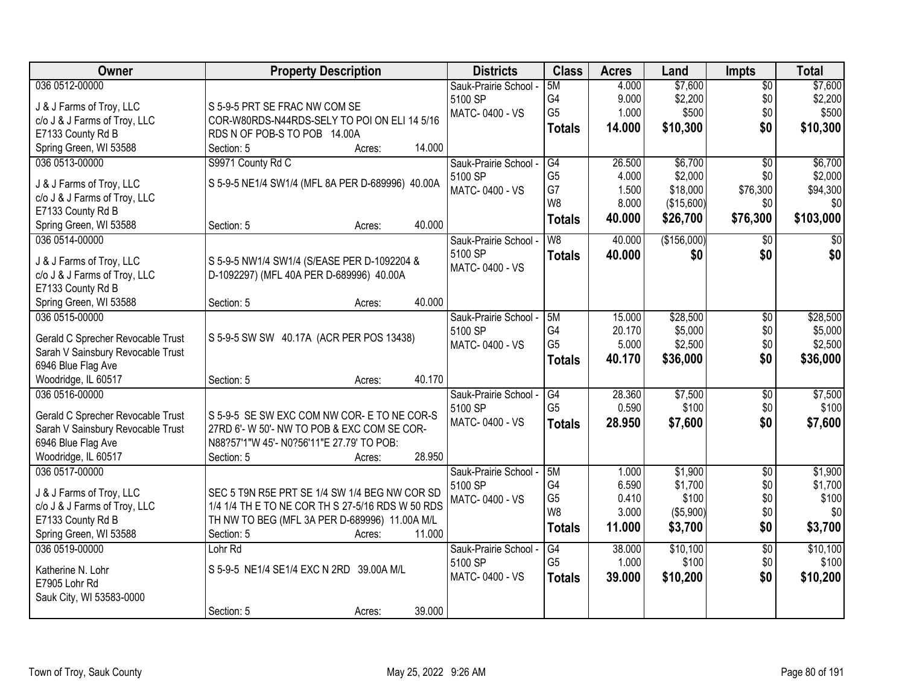| Owner | Property Description | Districts | Class | Acres | Land | Impts | Total |
|---|---|---|---|---|---|---|---|
| 036 0512-00000<br>J & J Farms of Troy, LLC<br>c/o J & J Farms of Troy, LLC<br>E7133 County Rd B<br>Spring Green, WI 53588 | S 5-9-5 PRT SE FRAC NW COM SE COR-W80RDS-N44RDS-SELY TO POI ON ELI 14 5/16 RDS N OF POB-S TO POB 14.00A<br>Section: 5 Acres: 14.000 | Sauk-Prairie School - 5100 SP<br>MATC- 0400 - VS | 5M<br>G4<br>G5<br>**Totals** | 4.000<br>9.000<br>1.000<br>**14.000** | $7,600<br>$2,200<br>$500<br>**$10,300** | $0<br>$0<br>$0<br>**$0** | $7,600<br>$2,200<br>$500<br>**$10,300** |
| 036 0513-00000<br>J & J Farms of Troy, LLC<br>c/o J & J Farms of Troy, LLC<br>E7133 County Rd B<br>Spring Green, WI 53588 | S9971 County Rd C<br>S 5-9-5 NE1/4 SW1/4 (MFL 8A PER D-689996) 40.00A<br>Section: 5 Acres: 40.000 | Sauk-Prairie School - 5100 SP<br>MATC- 0400 - VS | G4<br>G5<br>G7<br>W8<br>**Totals** | 26.500<br>4.000<br>1.500<br>8.000<br>**40.000** | $6,700<br>$2,000<br>$18,000<br>($15,600)<br>**$26,700** | $0<br>$0<br>$76,300<br>$0<br>**$76,300** | $6,700<br>$2,000<br>$94,300<br>$0<br>**$103,000** |
| 036 0514-00000<br>J & J Farms of Troy, LLC<br>c/o J & J Farms of Troy, LLC<br>E7133 County Rd B<br>Spring Green, WI 53588 | S 5-9-5 NW1/4 SW1/4 (S/EASE PER D-1092204 & D-1092297) (MFL 40A PER D-689996) 40.00A<br>Section: 5 Acres: 40.000 | Sauk-Prairie School - 5100 SP<br>MATC- 0400 - VS | W8<br>**Totals** | 40.000<br>**40.000** | ($156,000)<br>**$0** | $0<br>**$0** | $0<br>**$0** |
| 036 0515-00000<br>Gerald C Sprecher Revocable Trust<br>Sarah V Sainsbury Revocable Trust<br>6946 Blue Flag Ave<br>Woodridge, IL 60517 | S 5-9-5 SW SW 40.17A (ACR PER POS 13438)<br>Section: 5 Acres: 40.170 | Sauk-Prairie School - 5100 SP<br>MATC- 0400 - VS | 5M<br>G4<br>G5<br>**Totals** | 15.000<br>20.170<br>5.000<br>**40.170** | $28,500<br>$5,000<br>$2,500<br>**$36,000** | $0<br>$0<br>$0<br>**$0** | $28,500<br>$5,000<br>$2,500<br>**$36,000** |
| 036 0516-00000<br>Gerald C Sprecher Revocable Trust<br>Sarah V Sainsbury Revocable Trust<br>6946 Blue Flag Ave<br>Woodridge, IL 60517 | S 5-9-5 SE SW EXC COM NW COR- E TO NE COR-S 27RD 6'- W 50'- NW TO POB & EXC COM SE COR- N88?57'1"W 45'- N0?56'11"E 27.79' TO POB:<br>Section: 5 Acres: 28.950 | Sauk-Prairie School - 5100 SP<br>MATC- 0400 - VS | G4<br>G5<br>**Totals** | 28.360<br>0.590<br>**28.950** | $7,500<br>$100<br>**$7,600** | $0<br>$0<br>**$0** | $7,500<br>$100<br>**$7,600** |
| 036 0517-00000<br>J & J Farms of Troy, LLC<br>c/o J & J Farms of Troy, LLC<br>E7133 County Rd B<br>Spring Green, WI 53588 | SEC 5 T9N R5E PRT SE 1/4 SW 1/4 BEG NW COR SD 1/4 1/4 TH E TO NE COR TH S 27-5/16 RDS W 50 RDS TH NW TO BEG (MFL 3A PER D-689996) 11.00A M/L<br>Section: 5 Acres: 11.000 | Sauk-Prairie School - 5100 SP<br>MATC- 0400 - VS | 5M<br>G4<br>G5<br>W8<br>**Totals** | 1.000<br>6.590<br>0.410<br>3.000<br>**11.000** | $1,900<br>$1,700<br>$100<br>($5,900)<br>**$3,700** | $0<br>$0<br>$0<br>$0<br>**$0** | $1,900<br>$1,700<br>$100<br>$0<br>**$3,700** |
| 036 0519-00000<br>Katherine N. Lohr<br>E7905 Lohr Rd<br>Sauk City, WI 53583-0000 | Lohr Rd<br>S 5-9-5 NE1/4 SE1/4 EXC N 2RD 39.00A M/L<br>Section: 5 Acres: 39.000 | Sauk-Prairie School - 5100 SP<br>MATC- 0400 - VS | G4<br>G5<br>**Totals** | 38.000<br>1.000<br>**39.000** | $10,100<br>$100<br>**$10,200** | $0<br>$0<br>**$0** | $10,100<br>$100<br>**$10,200** |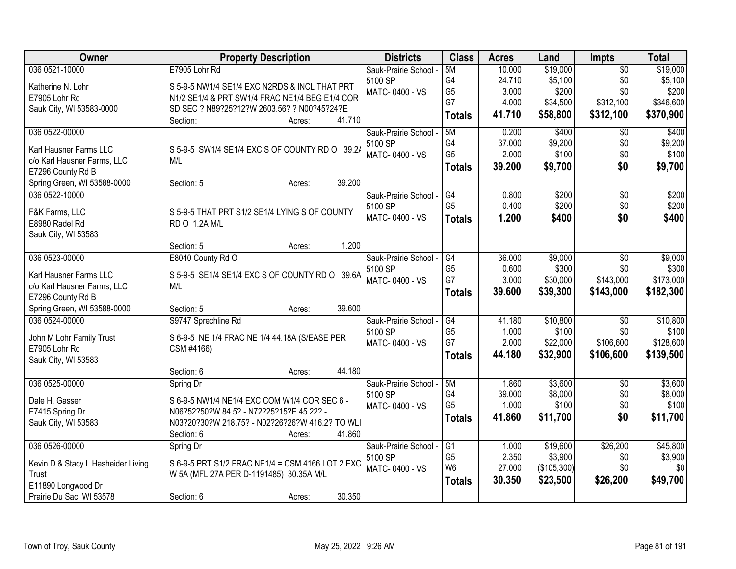| Owner | Property Description | Districts | Class | Acres | Land | Impts | Total |
|---|---|---|---|---|---|---|---|
| 036 0521-10000<br><br>Katherine N. Lohr<br>E7905 Lohr Rd<br>Sauk City, WI 53583-0000 | E7905 Lohr Rd<br><br>S 5-9-5 NW1/4 SE1/4 EXC N2RDS & INCL THAT PRT N1/2 SE1/4 & PRT SW1/4 FRAC NE1/4 BEG E1/4 COR SD SEC ? N89?25?12?W 2603.56? ? N00?45?24?E<br>Section: Acres: 41.710 | Sauk-Prairie School - 5100 SP<br>MATC- 0400 - VS | 5M<br>G4<br>G5<br>G7<br>**Totals** | 10.000<br>24.710<br>3.000<br>4.000<br>**41.710** | $19,000<br>$5,100<br>$200<br>$34,500<br>**$58,800** | $0<br>$0<br>$0<br>$312,100<br>**$312,100** | $19,000<br>$5,100<br>$200<br>$346,600<br>**$370,900** |
| 036 0522-00000<br><br>Karl Hausner Farms LLC<br>c/o Karl Hausner Farms, LLC<br>E7296 County Rd B<br>Spring Green, WI 53588-0000 | <br><br>S 5-9-5 SW1/4 SE1/4 EXC S OF COUNTY RD O 39.2A M/L<br>Section: 5 Acres: 39.200 | Sauk-Prairie School - 5100 SP<br>MATC- 0400 - VS | 5M<br>G4<br>G5<br>**Totals** | 0.200<br>37.000<br>2.000<br>**39.200** | $400<br>$9,200<br>$100<br>**$9,700** | $0<br>$0<br>$0<br>**$0** | $400<br>$9,200<br>$100<br>**$9,700** |
| 036 0522-10000<br><br>F&K Farms, LLC<br>E8980 Radel Rd<br>Sauk City, WI 53583 | <br><br>S 5-9-5 THAT PRT S1/2 SE1/4 LYING S OF COUNTY RD O 1.2A M/L<br>Section: 5 Acres: 1.200 | Sauk-Prairie School - 5100 SP<br>MATC- 0400 - VS | G4<br>G5<br>**Totals** | 0.800<br>0.400<br>**1.200** | $200<br>$200<br>**$400** | $0<br>$0<br>**$0** | $200<br>$200<br>**$400** |
| 036 0523-00000<br><br>Karl Hausner Farms LLC<br>c/o Karl Hausner Farms, LLC<br>E7296 County Rd B<br>Spring Green, WI 53588-0000 | E8040 County Rd O<br><br>S 5-9-5 SE1/4 SE1/4 EXC S OF COUNTY RD O 39.6A M/L<br>Section: 5 Acres: 39.600 | Sauk-Prairie School - 5100 SP<br>MATC- 0400 - VS | G4<br>G5<br>G7<br>**Totals** | 36.000<br>0.600<br>3.000<br>**39.600** | $9,000<br>$300<br>$30,000<br>**$39,300** | $0<br>$0<br>$143,000<br>**$143,000** | $9,000<br>$300<br>$173,000<br>**$182,300** |
| 036 0524-00000<br><br>John M Lohr Family Trust<br>E7905 Lohr Rd<br>Sauk City, WI 53583 | S9747 Sprechline Rd<br><br>S 6-9-5 NE 1/4 FRAC NE 1/4 44.18A (S/EASE PER CSM #4166)<br>Section: 6 Acres: 44.180 | Sauk-Prairie School - 5100 SP<br>MATC- 0400 - VS | G4<br>G5<br>G7<br>**Totals** | 41.180<br>1.000<br>2.000<br>**44.180** | $10,800<br>$100<br>$22,000<br>**$32,900** | $0<br>$0<br>$106,600<br>**$106,600** | $10,800<br>$100<br>$128,600<br>**$139,500** |
| 036 0525-00000<br><br>Dale H. Gasser<br>E7415 Spring Dr<br>Sauk City, WI 53583 | Spring Dr<br><br>S 6-9-5 NW1/4 NE1/4 EXC COM W1/4 COR SEC 6 - N06?52?50?W 84.5? - N72?25?15?E 45.22? - N03?20?30?W 218.75? - N02?26?26?W 416.2? TO WLI<br>Section: 6 Acres: 41.860 | Sauk-Prairie School - 5100 SP<br>MATC- 0400 - VS | 5M<br>G4<br>G5<br>**Totals** | 1.860<br>39.000<br>1.000<br>**41.860** | $3,600<br>$8,000<br>$100<br>**$11,700** | $0<br>$0<br>$0<br>**$0** | $3,600<br>$8,000<br>$100<br>**$11,700** |
| 036 0526-00000<br><br>Kevin D & Stacy L Hasheider Living Trust<br>E11890 Longwood Dr<br>Prairie Du Sac, WI 53578 | Spring Dr<br><br>S 6-9-5 PRT S1/2 FRAC NE1/4 = CSM 4166 LOT 2 EXC W 5A (MFL 27A PER D-1191485) 30.35A M/L<br>Section: 6 Acres: 30.350 | Sauk-Prairie School - 5100 SP<br>MATC- 0400 - VS | G1<br>G5<br>W6<br>**Totals** | 1.000<br>2.350<br>27.000<br>**30.350** | $19,600<br>$3,900<br>($105,300)<br>**$23,500** | $26,200<br>$0<br>$0<br>**$26,200** | $45,800<br>$3,900<br>$0<br>**$49,700** |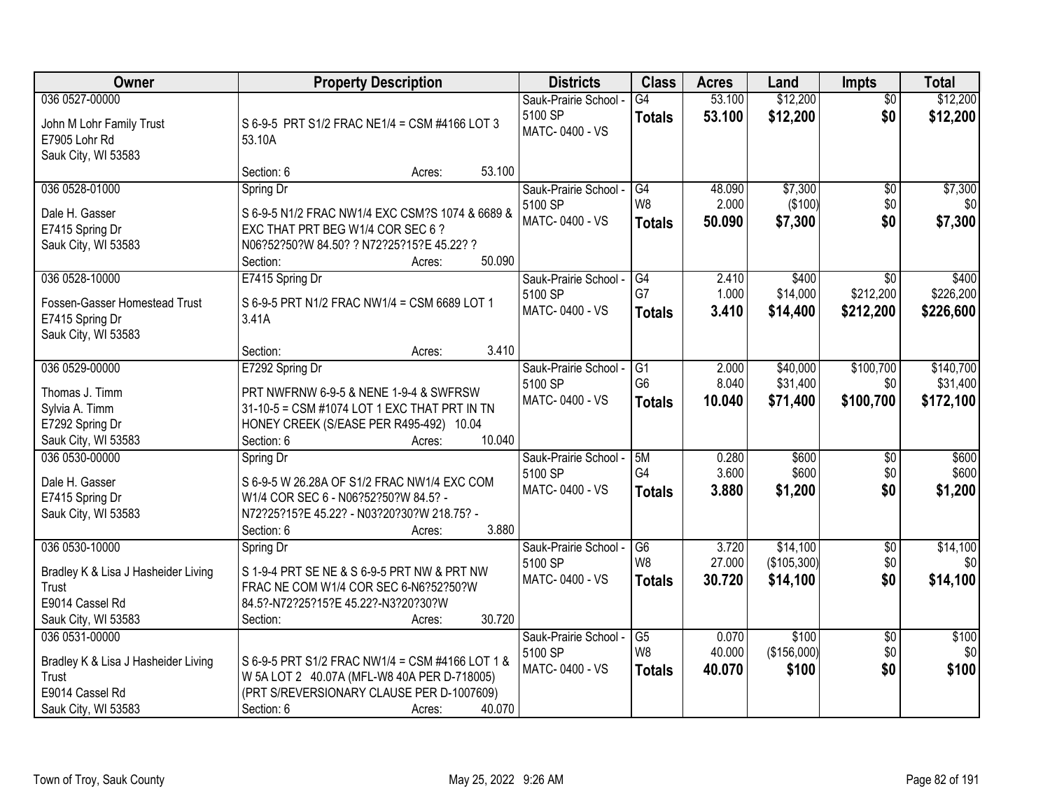| Owner | Property Description | Districts | Class | Acres | Land | Impts | Total |
|---|---|---|---|---|---|---|---|
| 036 0527-00000<br><br>John M Lohr Family Trust<br>E7905 Lohr Rd<br>Sauk City, WI 53583 | S 6-9-5 PRT S1/2 FRAC NE1/4 = CSM #4166 LOT 3 53.10A<br><br>Section: 6 Acres: 53.100 | Sauk-Prairie School - 5100 SP<br>MATC- 0400 - VS | G4<br>**Totals** | 53.100<br>**53.100** | \$12,200<br>**\$12,200** | \$0<br>**\$0** | \$12,200<br>**\$12,200** |
| 036 0528-01000<br><br>Dale H. Gasser<br>E7415 Spring Dr<br>Sauk City, WI 53583 | Spring Dr<br><br>S 6-9-5 N1/2 FRAC NW1/4 EXC CSM?S 1074 & 6689 & EXC THAT PRT BEG W1/4 COR SEC 6 ? N06?52?50?W 84.50? ? N72?25?15?E 45.22? ?<br>Section: Acres: 50.090 | Sauk-Prairie School - 5100 SP<br>MATC- 0400 - VS | G4<br>W8<br>**Totals** | 48.090<br>2.000<br>**50.090** | \$7,300<br>(\$100)<br>**\$7,300** | \$0<br>\$0<br>**\$0** | \$7,300<br>\$0<br>**\$7,300** |
| 036 0528-10000<br><br>Fossen-Gasser Homestead Trust<br>E7415 Spring Dr<br>Sauk City, WI 53583 | E7415 Spring Dr<br><br>S 6-9-5 PRT N1/2 FRAC NW1/4 = CSM 6689 LOT 1 3.41A<br><br>Section: Acres: 3.410 | Sauk-Prairie School - 5100 SP<br>MATC- 0400 - VS | G4<br>G7<br>**Totals** | 2.410<br>1.000<br>**3.410** | \$400<br>\$14,000<br>**\$14,400** | \$0<br>\$212,200<br>**\$212,200** | \$400<br>\$226,200<br>**\$226,600** |
| 036 0529-00000<br><br>Thomas J. Timm<br>Sylvia A. Timm<br>E7292 Spring Dr<br>Sauk City, WI 53583 | E7292 Spring Dr<br><br>PRT NWFRNW 6-9-5 & NENE 1-9-4 & SWFRSW 31-10-5 = CSM #1074 LOT 1 EXC THAT PRT IN TN HONEY CREEK (S/EASE PER R495-492) 10.04<br>Section: 6 Acres: 10.040 | Sauk-Prairie School - 5100 SP<br>MATC- 0400 - VS | G1<br>G6<br>**Totals** | 2.000<br>8.040<br>**10.040** | \$40,000<br>\$31,400<br>**\$71,400** | \$100,700<br>\$0<br>**\$100,700** | \$140,700<br>\$31,400<br>**\$172,100** |
| 036 0530-00000<br><br>Dale H. Gasser<br>E7415 Spring Dr<br>Sauk City, WI 53583 | Spring Dr<br><br>S 6-9-5 W 26.28A OF S1/2 FRAC NW1/4 EXC COM W1/4 COR SEC 6 - N06?52?50?W 84.5? - N72?25?15?E 45.22? - N03?20?30?W 218.75? -<br>Section: 6 Acres: 3.880 | Sauk-Prairie School - 5100 SP<br>MATC- 0400 - VS | 5M<br>G4<br>**Totals** | 0.280<br>3.600<br>**3.880** | \$600<br>\$600<br>**\$1,200** | \$0<br>\$0<br>**\$0** | \$600<br>\$600<br>**\$1,200** |
| 036 0530-10000<br><br>Bradley K & Lisa J Hasheider Living Trust<br>E9014 Cassel Rd<br>Sauk City, WI 53583 | Spring Dr<br><br>S 1-9-4 PRT SE NE & S 6-9-5 PRT NW & PRT NW FRAC NE COM W1/4 COR SEC 6-N6?52?50?W 84.5?-N72?25?15?E 45.22?-N3?20?30?W<br>Section: Acres: 30.720 | Sauk-Prairie School - 5100 SP<br>MATC- 0400 - VS | G6<br>W8<br>**Totals** | 3.720<br>27.000<br>**30.720** | \$14,100<br>(\$105,300)<br>**\$14,100** | \$0<br>\$0<br>**\$0** | \$14,100<br>\$0<br>**\$14,100** |
| 036 0531-00000<br><br>Bradley K & Lisa J Hasheider Living Trust<br>E9014 Cassel Rd<br>Sauk City, WI 53583 | S 6-9-5 PRT S1/2 FRAC NW1/4 = CSM #4166 LOT 1 & W 5A LOT 2 40.07A (MFL-W8 40A PER D-718005) (PRT S/REVERSIONARY CLAUSE PER D-1007609)<br>Section: 6 Acres: 40.070 | Sauk-Prairie School - 5100 SP<br>MATC- 0400 - VS | G5<br>W8<br>**Totals** | 0.070<br>40.000<br>**40.070** | \$100<br>(\$156,000)<br>**\$100** | \$0<br>\$0<br>**\$0** | \$100<br>\$0<br>**\$100** |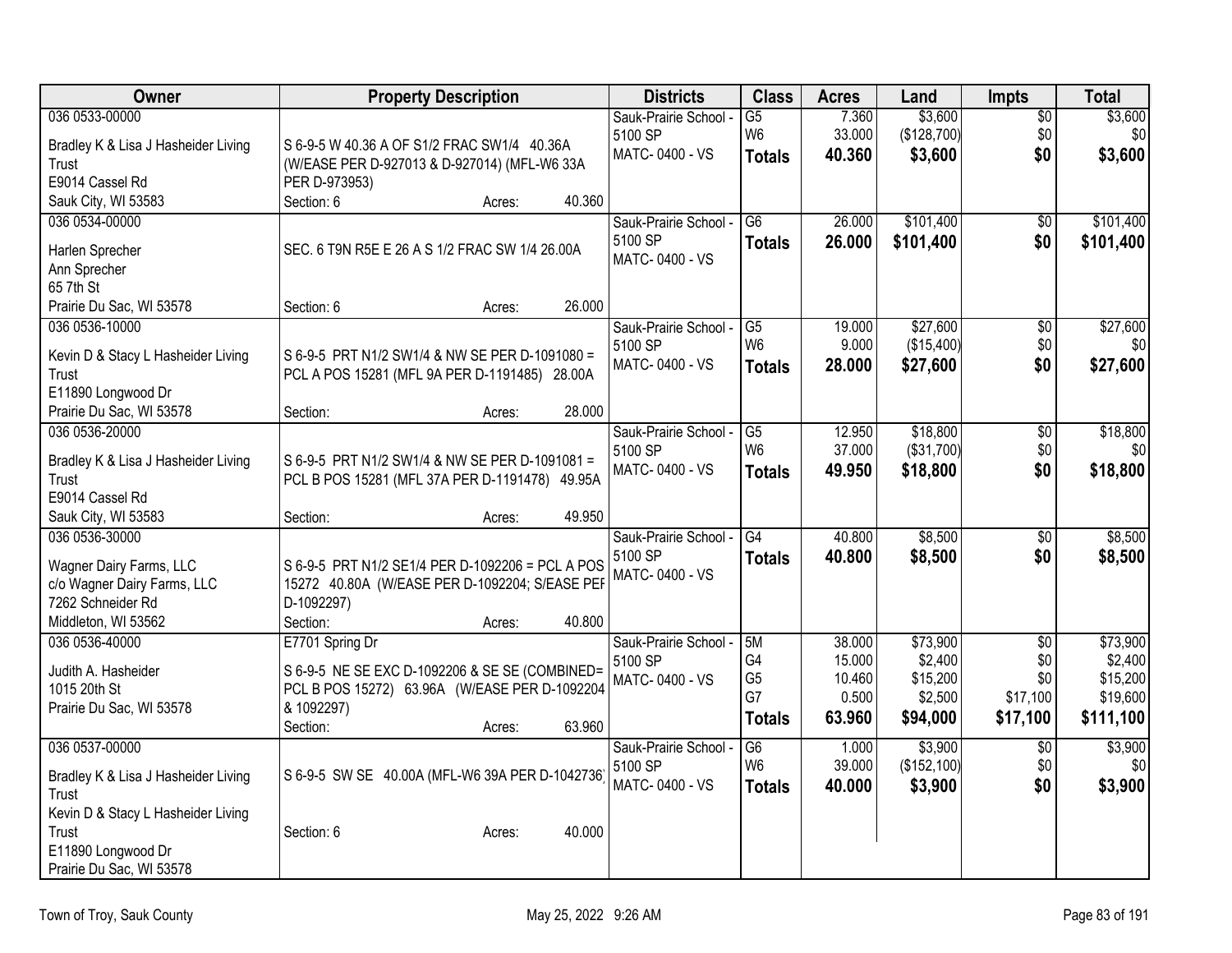| Owner | Property Description | Districts | Class | Acres | Land | Impts | Total |
|---|---|---|---|---|---|---|---|
| 036 0533-00000<br><br>Bradley K & Lisa J Hasheider Living Trust<br>E9014 Cassel Rd<br>Sauk City, WI 53583 | S 6-9-5 W 40.36 A OF S1/2 FRAC SW1/4 40.36A (W/EASE PER D-927013 & D-927014) (MFL-W6 33A PER D-973953)<br>Section: 6 Acres: 40.360 | Sauk-Prairie School - 5100 SP<br>MATC- 0400 - VS | G5<br>W6<br>**Totals** | 7.360<br>33.000<br>**40.360** | $3,600<br>($128,700)<br>**$3,600** | $0<br>$0<br>**$0** | $3,600<br>$0<br>**$3,600** |
| 036 0534-00000<br><br>Harlen Sprecher<br>Ann Sprecher<br>65 7th St<br>Prairie Du Sac, WI 53578 | SEC. 6 T9N R5E E 26 A S 1/2 FRAC SW 1/4 26.00A<br>Section: 6 Acres: 26.000 | Sauk-Prairie School - 5100 SP<br>MATC- 0400 - VS | G6<br>**Totals** | 26.000<br>**26.000** | $101,400<br>**$101,400** | $0<br>**$0** | $101,400<br>**$101,400** |
| 036 0536-10000<br><br>Kevin D & Stacy L Hasheider Living Trust<br>E11890 Longwood Dr<br>Prairie Du Sac, WI 53578 | S 6-9-5 PRT N1/2 SW1/4 & NW SE PER D-1091080 = PCL A POS 15281 (MFL 9A PER D-1191485) 28.00A<br>Section: Acres: 28.000 | Sauk-Prairie School - 5100 SP<br>MATC- 0400 - VS | G5<br>W6<br>**Totals** | 19.000<br>9.000<br>**28.000** | $27,600<br>($15,400)<br>**$27,600** | $0<br>$0<br>**$0** | $27,600<br>$0<br>**$27,600** |
| 036 0536-20000<br><br>Bradley K & Lisa J Hasheider Living Trust<br>E9014 Cassel Rd<br>Sauk City, WI 53583 | S 6-9-5 PRT N1/2 SW1/4 & NW SE PER D-1091081 = PCL B POS 15281 (MFL 37A PER D-1191478) 49.95A<br>Section: Acres: 49.950 | Sauk-Prairie School - 5100 SP<br>MATC- 0400 - VS | G5<br>W6<br>**Totals** | 12.950<br>37.000<br>**49.950** | $18,800<br>($31,700)<br>**$18,800** | $0<br>$0<br>**$0** | $18,800<br>$0<br>**$18,800** |
| 036 0536-30000<br><br>Wagner Dairy Farms, LLC<br>c/o Wagner Dairy Farms, LLC<br>7262 Schneider Rd<br>Middleton, WI 53562 | S 6-9-5 PRT N1/2 SE1/4 PER D-1092206 = PCL A POS 15272 40.80A (W/EASE PER D-1092204; S/EASE PER D-1092297)<br>Section: Acres: 40.800 | Sauk-Prairie School - 5100 SP<br>MATC- 0400 - VS | G4<br>**Totals** | 40.800<br>**40.800** | $8,500<br>**$8,500** | $0<br>**$0** | $8,500<br>**$8,500** |
| 036 0536-40000<br><br>Judith A. Hasheider<br>1015 20th St<br>Prairie Du Sac, WI 53578 | E7701 Spring Dr<br>S 6-9-5 NE SE EXC D-1092206 & SE SE (COMBINED= PCL B POS 15272) 63.96A (W/EASE PER D-1092204 & 1092297)<br>Section: Acres: 63.960 | Sauk-Prairie School - 5100 SP<br>MATC- 0400 - VS | 5M<br>G4<br>G5<br>G7<br>**Totals** | 38.000<br>15.000<br>10.460<br>0.500<br>**63.960** | $73,900<br>$2,400<br>$15,200<br>$2,500<br>**$94,000** | $0<br>$0<br>$0<br>$17,100<br>**$17,100** | $73,900<br>$2,400<br>$15,200<br>$19,600<br>**$111,100** |
| 036 0537-00000<br><br>Bradley K & Lisa J Hasheider Living Trust<br>Kevin D & Stacy L Hasheider Living Trust<br>E11890 Longwood Dr<br>Prairie Du Sac, WI 53578 | S 6-9-5 SW SE 40.00A (MFL-W6 39A PER D-1042736)<br>Section: 6 Acres: 40.000 | Sauk-Prairie School - 5100 SP<br>MATC- 0400 - VS | G6<br>W6<br>**Totals** | 1.000<br>39.000<br>**40.000** | $3,900<br>($152,100)<br>**$3,900** | $0<br>$0<br>**$0** | $3,900<br>$0<br>**$3,900** |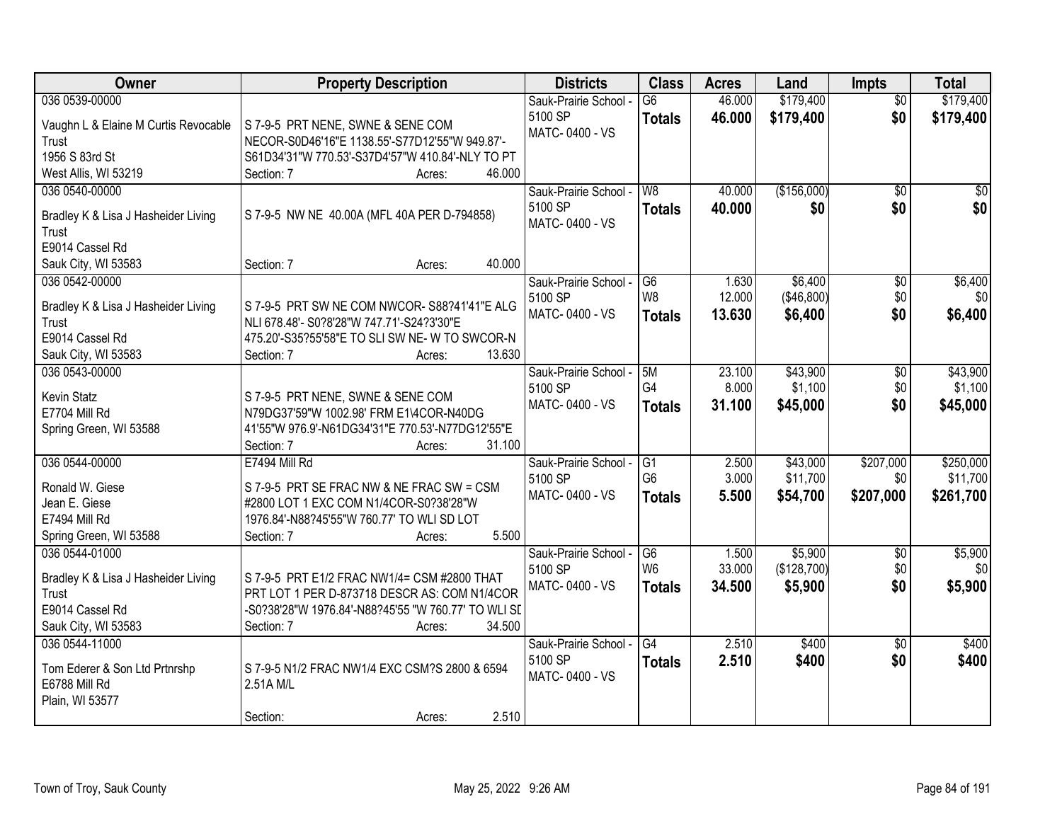| Owner | Property Description | Districts | Class | Acres | Land | Impts | Total |
|---|---|---|---|---|---|---|---|
| 036 0539-00000<br>Vaughn L & Elaine M Curtis Revocable Trust<br>1956 S 83rd St<br>West Allis, WI 53219 | S 7-9-5 PRT NENE, SWNE & SENE COM NECOR-S0D46'16"E 1138.55'-S77D12'55"W 949.87'-S61D34'31"W 770.53'-S37D4'57"W 410.84'-NLY TO PT<br>Section: 7 Acres: 46.000 | Sauk-Prairie School - 5100 SP<br>MATC- 0400 - VS | G6<br>**Totals** | 46.000<br>**46.000** | $179,400<br>**$179,400** | $0<br>**$0** | $179,400<br>**$179,400** |
| 036 0540-00000<br>Bradley K & Lisa J Hasheider Living Trust<br>E9014 Cassel Rd<br>Sauk City, WI 53583 | S 7-9-5 NW NE 40.00A (MFL 40A PER D-794858)<br>Section: 7 Acres: 40.000 | Sauk-Prairie School - 5100 SP<br>MATC- 0400 - VS | W8<br>**Totals** | 40.000<br>**40.000** | ($156,000)<br>**$0** | $0<br>**$0** | $0<br>**$0** |
| 036 0542-00000<br>Bradley K & Lisa J Hasheider Living Trust<br>E9014 Cassel Rd<br>Sauk City, WI 53583 | S 7-9-5 PRT SW NE COM NWCOR- S88?41'41"E ALG NLI 678.48'- S0?8'28"W 747.71'-S24?3'30"E 475.20'-S35?55'58"E TO SLI SW NE- W TO SWCOR-N<br>Section: 7 Acres: 13.630 | Sauk-Prairie School - 5100 SP<br>MATC- 0400 - VS | G6<br>W8<br>**Totals** | 1.630<br>12.000<br>**13.630** | $6,400<br>($46,800)<br>**$6,400** | $0<br>$0<br>**$0** | $6,400<br>$0<br>**$6,400** |
| 036 0543-00000<br>Kevin Statz<br>E7704 Mill Rd<br>Spring Green, WI 53588 | S 7-9-5 PRT NENE, SWNE & SENE COM N79DG37'59"W 1002.98' FRM E1\4COR-N40DG 41'55"W 976.9'-N61DG34'31"E 770.53'-N77DG12'55"E<br>Section: 7 Acres: 31.100 | Sauk-Prairie School - 5100 SP<br>MATC- 0400 - VS | 5M<br>G4<br>**Totals** | 23.100<br>8.000<br>**31.100** | $43,900<br>$1,100<br>**$45,000** | $0<br>$0<br>**$0** | $43,900<br>$1,100<br>**$45,000** |
| 036 0544-00000<br>Ronald W. Giese<br>Jean E. Giese<br>E7494 Mill Rd<br>Spring Green, WI 53588 | E7494 Mill Rd<br>S 7-9-5 PRT SE FRAC NW & NE FRAC SW = CSM #2800 LOT 1 EXC COM N1/4COR-S0?38'28"W 1976.84'-N88?45'55"W 760.77' TO WLI SD LOT<br>Section: 7 Acres: 5.500 | Sauk-Prairie School - 5100 SP<br>MATC- 0400 - VS | G1<br>G6<br>**Totals** | 2.500<br>3.000<br>**5.500** | $43,000<br>$11,700<br>**$54,700** | $207,000<br>$0<br>**$207,000** | $250,000<br>$11,700<br>**$261,700** |
| 036 0544-01000<br>Bradley K & Lisa J Hasheider Living Trust<br>E9014 Cassel Rd<br>Sauk City, WI 53583 | S 7-9-5 PRT E1/2 FRAC NW1/4= CSM #2800 THAT PRT LOT 1 PER D-873718 DESCR AS: COM N1/4COR -S0?38'28"W 1976.84'-N88?45'55 "W 760.77' TO WLI SD<br>Section: 7 Acres: 34.500 | Sauk-Prairie School - 5100 SP<br>MATC- 0400 - VS | G6<br>W6<br>**Totals** | 1.500<br>33.000<br>**34.500** | $5,900<br>($128,700)<br>**$5,900** | $0<br>$0<br>**$0** | $5,900<br>$0<br>**$5,900** |
| 036 0544-11000<br>Tom Ederer & Son Ltd Prtnrshp<br>E6788 Mill Rd<br>Plain, WI 53577 | S 7-9-5 N1/2 FRAC NW1/4 EXC CSM?S 2800 & 6594 2.51A M/L<br>Section: Acres: 2.510 | Sauk-Prairie School - 5100 SP<br>MATC- 0400 - VS | G4<br>**Totals** | 2.510<br>**2.510** | $400<br>**$400** | $0<br>**$0** | $400<br>**$400** |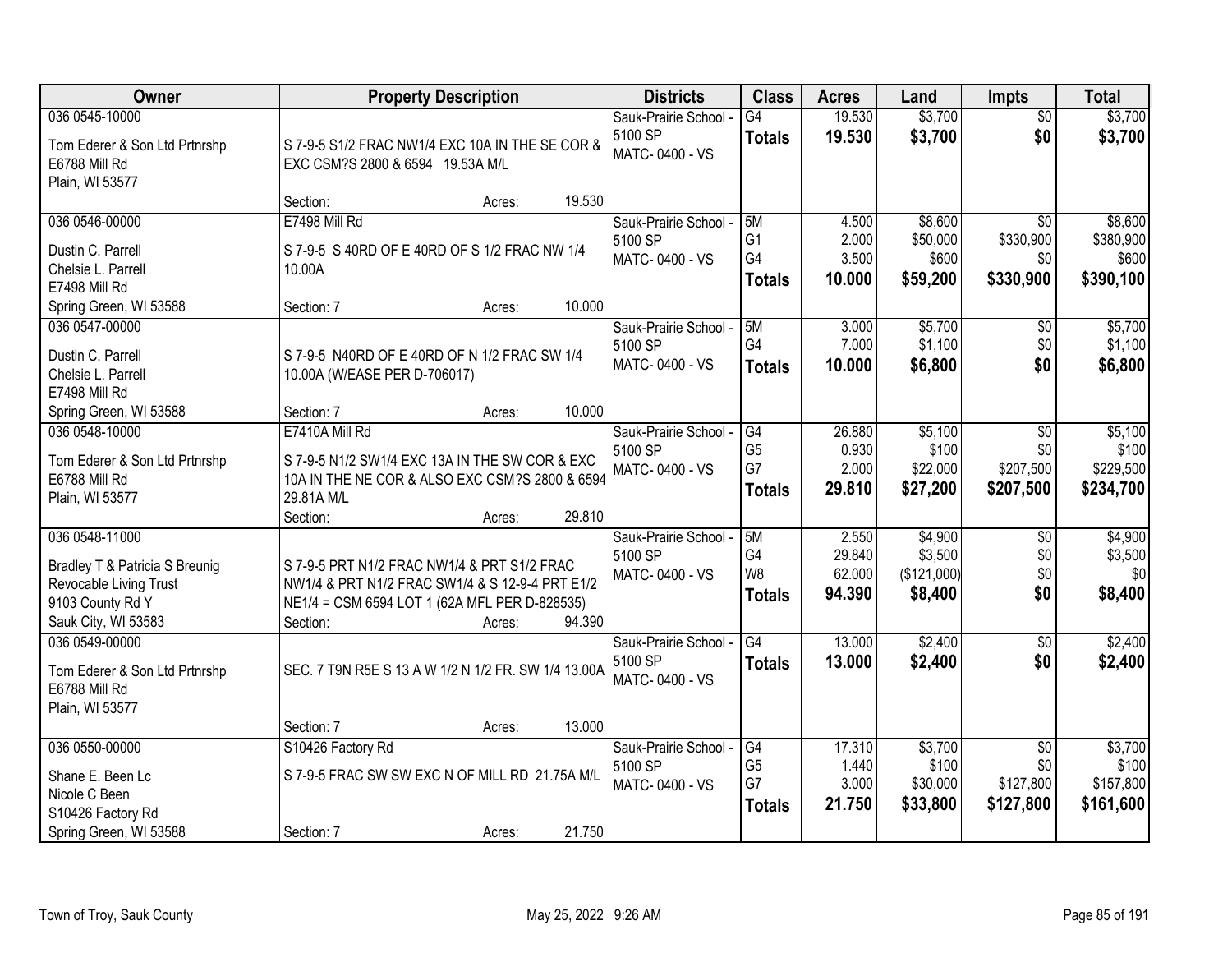| Owner | Property Description | Districts | Class | Acres | Land | Impts | Total |
|---|---|---|---|---|---|---|---|
| 036 0545-10000<br>Tom Ederer & Son Ltd Prtnrshp<br>E6788 Mill Rd<br>Plain, WI 53577 | S 7-9-5 S1/2 FRAC NW1/4 EXC 10A IN THE SE COR & EXC CSM?S 2800 & 6594 19.53A M/L<br>Section: Acres: 19.530 | Sauk-Prairie School - 5100 SP<br>MATC- 0400 - VS | G4<br>**Totals** | 19.530<br>**19.530** | \$3,700<br>**\$3,700** | \$0<br>**\$0** | \$3,700<br>**\$3,700** |
| 036 0546-00000<br>Dustin C. Parrell<br>Chelsie L. Parrell<br>E7498 Mill Rd<br>Spring Green, WI 53588 | E7498 Mill Rd<br>S 7-9-5 S 40RD OF E 40RD OF S 1/2 FRAC NW 1/4 10.00A<br>Section: 7 Acres: 10.000 | Sauk-Prairie School - 5100 SP<br>MATC- 0400 - VS | 5M<br>G1<br>G4<br>**Totals** | 4.500<br>2.000<br>3.500<br>**10.000** | \$8,600<br>\$50,000<br>\$600<br>**\$59,200** | \$0<br>\$330,900<br>\$0<br>**\$330,900** | \$8,600<br>\$380,900<br>\$600<br>**\$390,100** |
| 036 0547-00000<br>Dustin C. Parrell<br>Chelsie L. Parrell<br>E7498 Mill Rd<br>Spring Green, WI 53588 | S 7-9-5 N40RD OF E 40RD OF N 1/2 FRAC SW 1/4 10.00A (W/EASE PER D-706017)<br>Section: 7 Acres: 10.000 | Sauk-Prairie School - 5100 SP<br>MATC- 0400 - VS | 5M<br>G4<br>**Totals** | 3.000<br>7.000<br>**10.000** | \$5,700<br>\$1,100<br>**\$6,800** | \$0<br>\$0<br>**\$0** | \$5,700<br>\$1,100<br>**\$6,800** |
| 036 0548-10000<br>Tom Ederer & Son Ltd Prtnrshp<br>E6788 Mill Rd<br>Plain, WI 53577 | E7410A Mill Rd<br>S 7-9-5 N1/2 SW1/4 EXC 13A IN THE SW COR & EXC 10A IN THE NE COR & ALSO EXC CSM?S 2800 & 6594 29.81A M/L<br>Section: Acres: 29.810 | Sauk-Prairie School - 5100 SP<br>MATC- 0400 - VS | G4<br>G5<br>G7<br>**Totals** | 26.880<br>0.930<br>2.000<br>**29.810** | \$5,100<br>\$100<br>\$22,000<br>**\$27,200** | \$0<br>\$0<br>\$207,500<br>**\$207,500** | \$5,100<br>\$100<br>\$229,500<br>**\$234,700** |
| 036 0548-11000<br>Bradley T & Patricia S Breunig Revocable Living Trust<br>9103 County Rd Y<br>Sauk City, WI 53583 | S 7-9-5 PRT N1/2 FRAC NW1/4 & PRT S1/2 FRAC NW1/4 & PRT N1/2 FRAC SW1/4 & S 12-9-4 PRT E1/2 NE1/4 = CSM 6594 LOT 1 (62A MFL PER D-828535)<br>Section: Acres: 94.390 | Sauk-Prairie School - 5100 SP<br>MATC- 0400 - VS | 5M<br>G4<br>W8<br>**Totals** | 2.550<br>29.840<br>62.000<br>**94.390** | \$4,900<br>\$3,500<br>(\$121,000)<br>**\$8,400** | \$0<br>\$0<br>\$0<br>**\$0** | \$4,900<br>\$3,500<br>\$0<br>**\$8,400** |
| 036 0549-00000<br>Tom Ederer & Son Ltd Prtnrshp<br>E6788 Mill Rd<br>Plain, WI 53577 | SEC. 7 T9N R5E S 13 A W 1/2 N 1/2 FR. SW 1/4 13.00A<br>Section: 7 Acres: 13.000 | Sauk-Prairie School - 5100 SP<br>MATC- 0400 - VS | G4<br>**Totals** | 13.000<br>**13.000** | \$2,400<br>**\$2,400** | \$0<br>**\$0** | \$2,400<br>**\$2,400** |
| 036 0550-00000<br>Shane E. Been Lc<br>Nicole C Been<br>S10426 Factory Rd<br>Spring Green, WI 53588 | S10426 Factory Rd<br>S 7-9-5 FRAC SW SW EXC N OF MILL RD 21.75A M/L<br>Section: 7 Acres: 21.750 | Sauk-Prairie School - 5100 SP<br>MATC- 0400 - VS | G4<br>G5<br>G7<br>**Totals** | 17.310<br>1.440<br>3.000<br>**21.750** | \$3,700<br>\$100<br>\$30,000<br>**\$33,800** | \$0<br>\$0<br>\$127,800<br>**\$127,800** | \$3,700<br>\$100<br>\$157,800<br>**\$161,600** |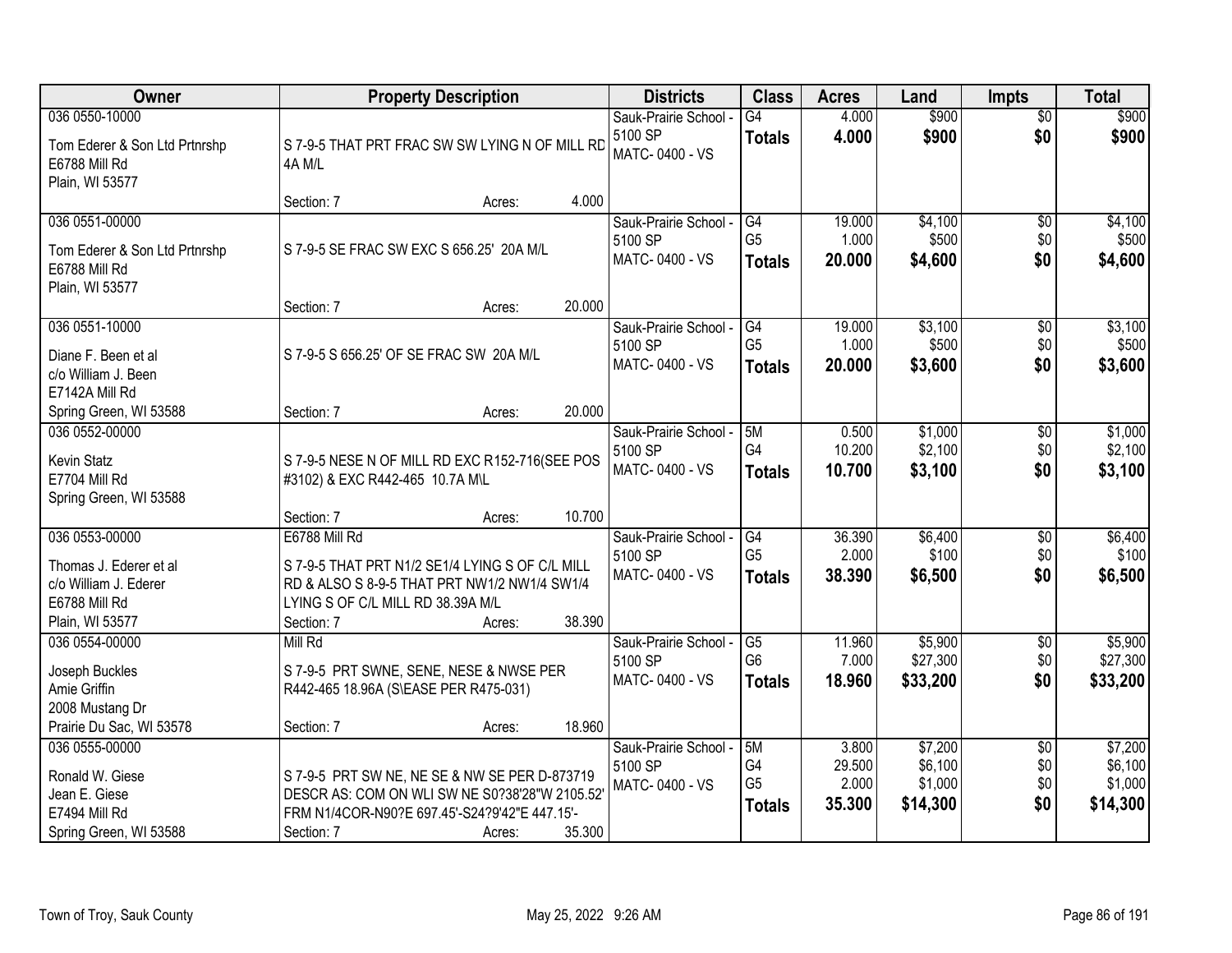| Owner | Property Description | Districts | Class | Acres | Land | Impts | Total |
|---|---|---|---|---|---|---|---|
| 036 0550-10000<br>Tom Ederer & Son Ltd Prtnrshp<br>E6788 Mill Rd<br>Plain, WI 53577 | S 7-9-5 THAT PRT FRAC SW SW LYING N OF MILL RD 4A M/L<br>Section: 7 Acres: 4.000 | Sauk-Prairie School - 5100 SP<br>MATC- 0400 - VS | G4<br>**Totals** | 4.000<br>**4.000** | $900<br>**$900** | $0<br>**$0** | $900<br>**$900** |
| 036 0551-00000<br>Tom Ederer & Son Ltd Prtnrshp<br>E6788 Mill Rd<br>Plain, WI 53577 | S 7-9-5 SE FRAC SW EXC S 656.25' 20A M/L<br>Section: 7 Acres: 20.000 | Sauk-Prairie School - 5100 SP<br>MATC- 0400 - VS | G4<br>G5<br>**Totals** | 19.000<br>1.000<br>**20.000** | $4,100<br>$500<br>**$4,600** | $0<br>$0<br>**$0** | $4,100<br>$500<br>**$4,600** |
| 036 0551-10000<br>Diane F. Been et al<br>c/o William J. Been<br>E7142A Mill Rd<br>Spring Green, WI 53588 | S 7-9-5 S 656.25' OF SE FRAC SW 20A M/L<br>Section: 7 Acres: 20.000 | Sauk-Prairie School - 5100 SP<br>MATC- 0400 - VS | G4<br>G5<br>**Totals** | 19.000<br>1.000<br>**20.000** | $3,100<br>$500<br>**$3,600** | $0<br>$0<br>**$0** | $3,100<br>$500<br>**$3,600** |
| 036 0552-00000<br>Kevin Statz<br>E7704 Mill Rd<br>Spring Green, WI 53588 | S 7-9-5 NESE N OF MILL RD EXC R152-716(SEE POS #3102) & EXC R442-465 10.7A M\L<br>Section: 7 Acres: 10.700 | Sauk-Prairie School - 5100 SP<br>MATC- 0400 - VS | 5M<br>G4<br>**Totals** | 0.500<br>10.200<br>**10.700** | $1,000<br>$2,100<br>**$3,100** | $0<br>$0<br>**$0** | $1,000<br>$2,100<br>**$3,100** |
| 036 0553-00000<br>Thomas J. Ederer et al<br>c/o William J. Ederer<br>E6788 Mill Rd<br>Plain, WI 53577 | E6788 Mill Rd<br>S 7-9-5 THAT PRT N1/2 SE1/4 LYING S OF C/L MILL RD & ALSO S 8-9-5 THAT PRT NW1/2 NW1/4 SW1/4 LYING S OF C/L MILL RD 38.39A M/L<br>Section: 7 Acres: 38.390 | Sauk-Prairie School - 5100 SP<br>MATC- 0400 - VS | G4<br>G5<br>**Totals** | 36.390<br>2.000<br>**38.390** | $6,400<br>$100<br>**$6,500** | $0<br>$0<br>**$0** | $6,400<br>$100<br>**$6,500** |
| 036 0554-00000<br>Joseph Buckles<br>Amie Griffin<br>2008 Mustang Dr<br>Prairie Du Sac, WI 53578 | Mill Rd<br>S 7-9-5 PRT SWNE, SENE, NESE & NWSE PER R442-465 18.96A (S\EASE PER R475-031)<br>Section: 7 Acres: 18.960 | Sauk-Prairie School - 5100 SP<br>MATC- 0400 - VS | G5<br>G6<br>**Totals** | 11.960<br>7.000<br>**18.960** | $5,900<br>$27,300<br>**$33,200** | $0<br>$0<br>**$0** | $5,900<br>$27,300<br>**$33,200** |
| 036 0555-00000<br>Ronald W. Giese<br>Jean E. Giese<br>E7494 Mill Rd<br>Spring Green, WI 53588 | S 7-9-5 PRT SW NE, NE SE & NW SE PER D-873719 DESCR AS: COM ON WLI SW NE S0?38'28"W 2105.52' FRM N1/4COR-N90?E 697.45'-S24?9'42"E 447.15'-<br>Section: 7 Acres: 35.300 | Sauk-Prairie School - 5100 SP<br>MATC- 0400 - VS | 5M<br>G4<br>G5<br>**Totals** | 3.800<br>29.500<br>2.000<br>**35.300** | $7,200<br>$6,100<br>$1,000<br>**$14,300** | $0<br>$0<br>$0<br>**$0** | $7,200<br>$6,100<br>$1,000<br>**$14,300** |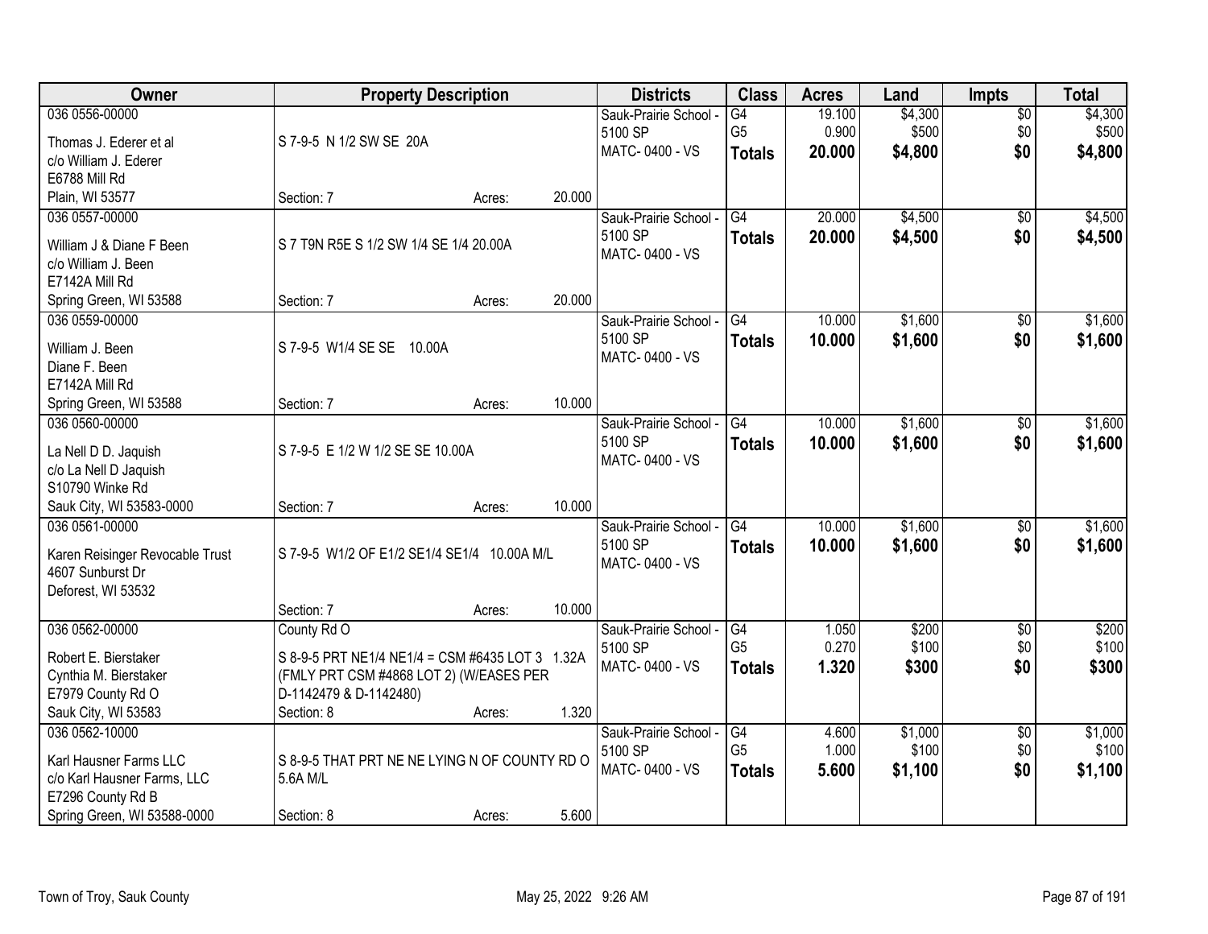| Owner | Property Description | Districts | Class | Acres | Land | Impts | Total |
|---|---|---|---|---|---|---|---|
| 036 0556-00000<br>Thomas J. Ederer et al<br>c/o William J. Ederer<br>E6788 Mill Rd<br>Plain, WI 53577 | S 7-9-5 N 1/2 SW SE 20A<br>Section: 7 Acres: 20.000 | Sauk-Prairie School - 5100 SP<br>MATC- 0400 - VS | G4<br>G5<br>**Totals** | 19.100<br>0.900<br>**20.000** | $4,300<br>$500<br>**$4,800** | $0<br>$0<br>**$0** | $4,300<br>$500<br>**$4,800** |
| 036 0557-00000<br>William J & Diane F Been<br>c/o William J. Been<br>E7142A Mill Rd<br>Spring Green, WI 53588 | S 7 T9N R5E S 1/2 SW 1/4 SE 1/4 20.00A<br>Section: 7 Acres: 20.000 | Sauk-Prairie School - 5100 SP<br>MATC- 0400 - VS | G4<br>**Totals** | 20.000<br>**20.000** | $4,500<br>**$4,500** | $0<br>**$0** | $4,500<br>**$4,500** |
| 036 0559-00000<br>William J. Been<br>Diane F. Been<br>E7142A Mill Rd<br>Spring Green, WI 53588 | S 7-9-5 W1/4 SE SE 10.00A<br>Section: 7 Acres: 10.000 | Sauk-Prairie School - 5100 SP<br>MATC- 0400 - VS | G4<br>**Totals** | 10.000<br>**10.000** | $1,600<br>**$1,600** | $0<br>**$0** | $1,600<br>**$1,600** |
| 036 0560-00000<br>La Nell D D. Jaquish<br>c/o La Nell D Jaquish<br>S10790 Winke Rd<br>Sauk City, WI 53583-0000 | S 7-9-5 E 1/2 W 1/2 SE SE 10.00A<br>Section: 7 Acres: 10.000 | Sauk-Prairie School - 5100 SP<br>MATC- 0400 - VS | G4<br>**Totals** | 10.000<br>**10.000** | $1,600<br>**$1,600** | $0<br>**$0** | $1,600<br>**$1,600** |
| 036 0561-00000<br>Karen Reisinger Revocable Trust<br>4607 Sunburst Dr<br>Deforest, WI 53532 | S 7-9-5 W1/2 OF E1/2 SE1/4 SE1/4 10.00A M/L<br>Section: 7 Acres: 10.000 | Sauk-Prairie School - 5100 SP<br>MATC- 0400 - VS | G4<br>**Totals** | 10.000<br>**10.000** | $1,600<br>**$1,600** | $0<br>**$0** | $1,600<br>**$1,600** |
| 036 0562-00000<br>Robert E. Bierstaker<br>Cynthia M. Bierstaker<br>E7979 County Rd O<br>Sauk City, WI 53583 | County Rd O<br>S 8-9-5 PRT NE1/4 NE1/4 = CSM #6435 LOT 3 1.32A (FMLY PRT CSM #4868 LOT 2) (W/EASES PER D-1142479 & D-1142480)<br>Section: 8 Acres: 1.320 | Sauk-Prairie School - 5100 SP<br>MATC- 0400 - VS | G4<br>G5<br>**Totals** | 1.050<br>0.270<br>**1.320** | $200<br>$100<br>**$300** | $0<br>$0<br>**$0** | $200<br>$100<br>**$300** |
| 036 0562-10000<br>Karl Hausner Farms LLC<br>c/o Karl Hausner Farms, LLC<br>E7296 County Rd B<br>Spring Green, WI 53588-0000 | S 8-9-5 THAT PRT NE NE LYING N OF COUNTY RD O 5.6A M/L<br>Section: 8 Acres: 5.600 | Sauk-Prairie School - 5100 SP<br>MATC- 0400 - VS | G4<br>G5<br>**Totals** | 4.600<br>1.000<br>**5.600** | $1,000<br>$100<br>**$1,100** | $0<br>$0<br>**$0** | $1,000<br>$100<br>**$1,100** |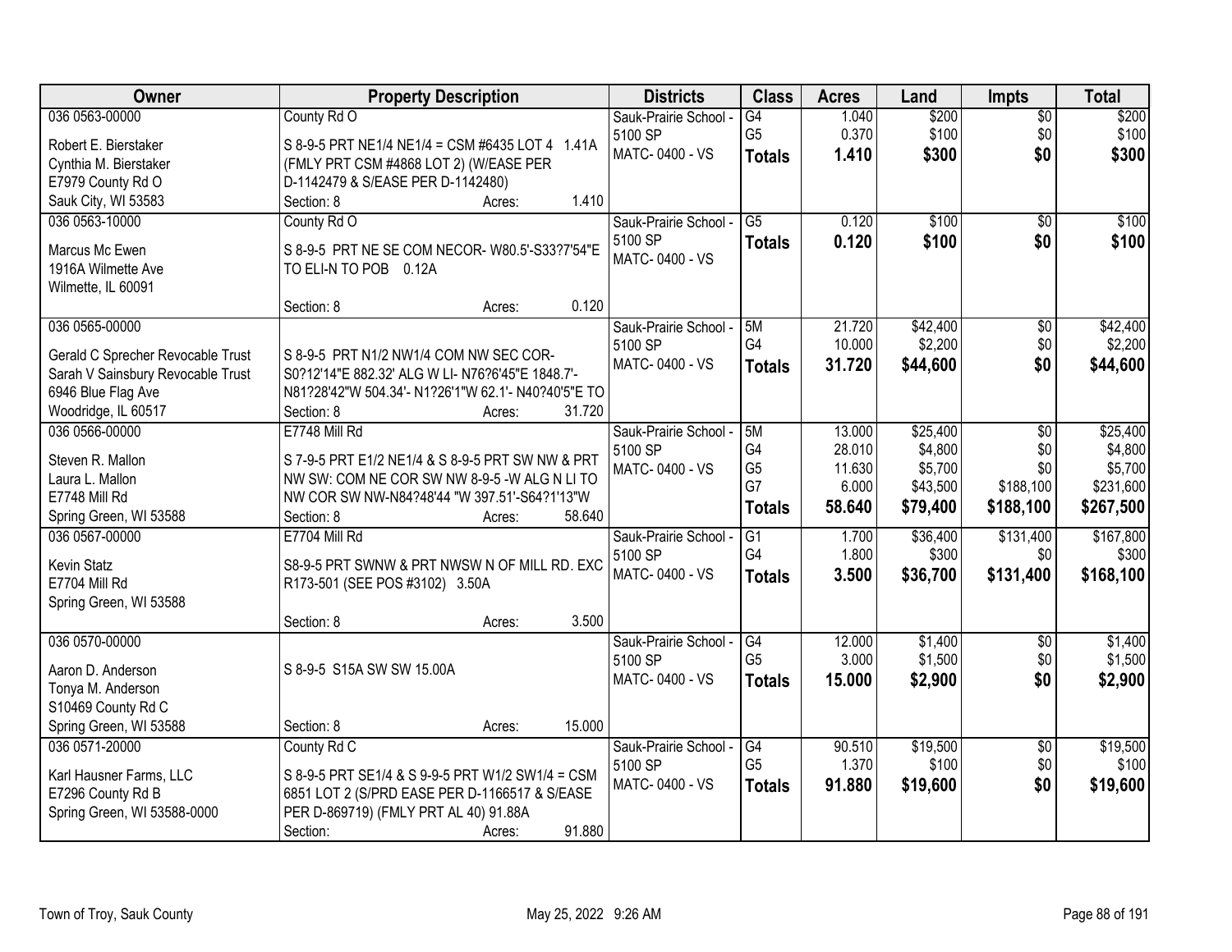| Owner | Property Description | Districts | Class | Acres | Land | Impts | Total |
|---|---|---|---|---|---|---|---|
| 036 0563-00000<br>Robert E. Bierstaker<br>Cynthia M. Bierstaker<br>E7979 County Rd O<br>Sauk City, WI 53583 | County Rd O<br>S 8-9-5 PRT NE1/4 NE1/4 = CSM #6435 LOT 4 1.41A (FMLY PRT CSM #4868 LOT 2) (W/EASE PER D-1142479 & S/EASE PER D-1142480)<br>Section: 8 Acres: 1.410 | Sauk-Prairie School - 5100 SP<br>MATC- 0400 - VS | G4<br>G5<br>**Totals** | 1.040<br>0.370<br>**1.410** | $200<br>$100<br>**$300** | $0<br>$0<br>**$0** | $200<br>$100<br>**$300** |
| 036 0563-10000<br>Marcus Mc Ewen<br>1916A Wilmette Ave<br>Wilmette, IL 60091 | County Rd O<br>S 8-9-5 PRT NE SE COM NECOR- W80.5'-S33?7'54"E TO ELI-N TO POB 0.12A<br>Section: 8 Acres: 0.120 | Sauk-Prairie School - 5100 SP<br>MATC- 0400 - VS | G5<br>**Totals** | 0.120<br>**0.120** | $100<br>**$100** | $0<br>**$0** | $100<br>**$100** |
| 036 0565-00000<br>Gerald C Sprecher Revocable Trust<br>Sarah V Sainsbury Revocable Trust<br>6946 Blue Flag Ave<br>Woodridge, IL 60517 | S 8-9-5 PRT N1/2 NW1/4 COM NW SEC COR- S0?12'14"E 882.32' ALG W LI- N76?6'45"E 1848.7'- N81?28'42"W 504.34'- N1?26'1"W 62.1'- N40?40'5"E TO<br>Section: 8 Acres: 31.720 | Sauk-Prairie School - 5100 SP<br>MATC- 0400 - VS | 5M<br>G4<br>**Totals** | 21.720<br>10.000<br>**31.720** | $42,400<br>$2,200<br>**$44,600** | $0<br>$0<br>**$0** | $42,400<br>$2,200<br>**$44,600** |
| 036 0566-00000<br>Steven R. Mallon<br>Laura L. Mallon<br>E7748 Mill Rd<br>Spring Green, WI 53588 | E7748 Mill Rd<br>S 7-9-5 PRT E1/2 NE1/4 & S 8-9-5 PRT SW NW & PRT NW SW: COM NE COR SW NW 8-9-5 -W ALG N LI TO NW COR SW NW-N84?48'44 "W 397.51'-S64?1'13"W<br>Section: 8 Acres: 58.640 | Sauk-Prairie School - 5100 SP<br>MATC- 0400 - VS | 5M<br>G4<br>G5<br>G7<br>**Totals** | 13.000<br>28.010<br>11.630<br>6.000<br>**58.640** | $25,400<br>$4,800<br>$5,700<br>$43,500<br>**$79,400** | $0<br>$0<br>$0<br>$188,100<br>**$188,100** | $25,400<br>$4,800<br>$5,700<br>$231,600<br>**$267,500** |
| 036 0567-00000<br>Kevin Statz<br>E7704 Mill Rd<br>Spring Green, WI 53588 | E7704 Mill Rd<br>S8-9-5 PRT SWNW & PRT NWSW N OF MILL RD. EXC R173-501 (SEE POS #3102) 3.50A<br>Section: 8 Acres: 3.500 | Sauk-Prairie School - 5100 SP<br>MATC- 0400 - VS | G1<br>G4<br>**Totals** | 1.700<br>1.800<br>**3.500** | $36,400<br>$300<br>**$36,700** | $131,400<br>$0<br>**$131,400** | $167,800<br>$300<br>**$168,100** |
| 036 0570-00000<br>Aaron D. Anderson<br>Tonya M. Anderson<br>S10469 County Rd C<br>Spring Green, WI 53588 | S 8-9-5 S15A SW SW 15.00A<br>Section: 8 Acres: 15.000 | Sauk-Prairie School - 5100 SP<br>MATC- 0400 - VS | G4<br>G5<br>**Totals** | 12.000<br>3.000<br>**15.000** | $1,400<br>$1,500<br>**$2,900** | $0<br>$0<br>**$0** | $1,400<br>$1,500<br>**$2,900** |
| 036 0571-20000<br>Karl Hausner Farms, LLC<br>E7296 County Rd B<br>Spring Green, WI 53588-0000 | County Rd C<br>S 8-9-5 PRT SE1/4 & S 9-9-5 PRT W1/2 SW1/4 = CSM 6851 LOT 2 (S/PRD EASE PER D-1166517 & S/EASE PER D-869719) (FMLY PRT AL 40) 91.88A<br>Section: Acres: 91.880 | Sauk-Prairie School - 5100 SP<br>MATC- 0400 - VS | G4<br>G5<br>**Totals** | 90.510<br>1.370<br>**91.880** | $19,500<br>$100<br>**$19,600** | $0<br>$0<br>**$0** | $19,500<br>$100<br>**$19,600** |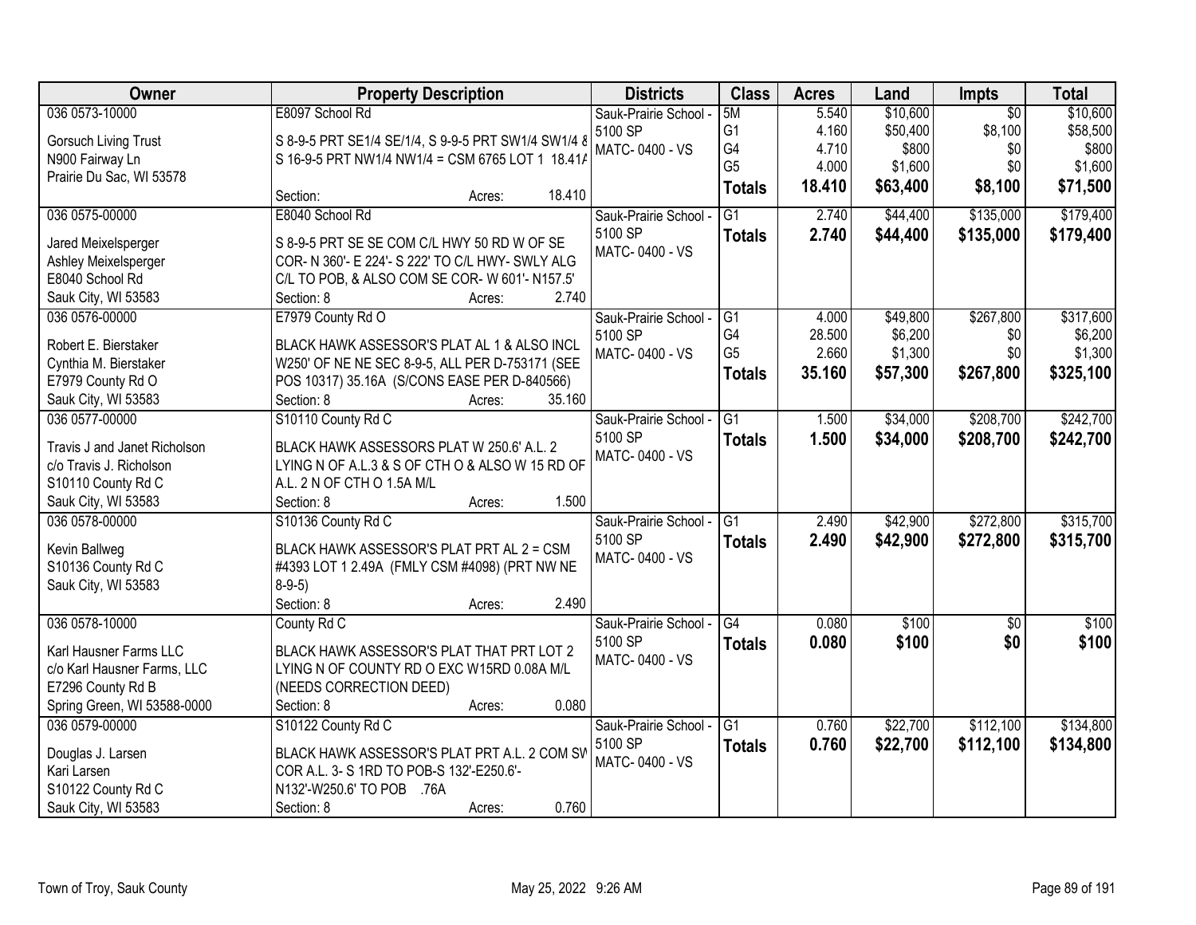| Owner | Property Description | Districts | Class | Acres | Land | Impts | Total |
|---|---|---|---|---|---|---|---|
| 036 0573-10000<br><br>Gorsuch Living Trust<br>N900 Fairway Ln<br>Prairie Du Sac, WI 53578 | E8097 School Rd<br><br>S 8-9-5 PRT SE1/4 SE/1/4, S 9-9-5 PRT SW1/4 SW1/4 &<br>S 16-9-5 PRT NW1/4 NW1/4 = CSM 6765 LOT 1 18.41A<br><br>Section: Acres: 18.410 | Sauk-Prairie School - 5100 SP<br>MATC- 0400 - VS | 5M<br>G1<br>G4<br>G5<br>**Totals** | 5.540<br>4.160<br>4.710<br>4.000<br>**18.410** | \$10,600<br>\$50,400<br>\$800<br>\$1,600<br>**\$63,400** | \$0<br>\$8,100<br>\$0<br>\$0<br>**\$8,100** | \$10,600<br>\$58,500<br>\$800<br>\$1,600<br>**\$71,500** |
| 036 0575-00000<br><br>Jared Meixelsperger<br>Ashley Meixelsperger<br>E8040 School Rd<br>Sauk City, WI 53583 | E8040 School Rd<br><br>S 8-9-5 PRT SE SE COM C/L HWY 50 RD W OF SE COR- N 360'- E 224'- S 222' TO C/L HWY- SWLY ALG C/L TO POB, & ALSO COM SE COR- W 601'- N157.5'<br>Section: 8 Acres: 2.740 | Sauk-Prairie School - 5100 SP<br>MATC- 0400 - VS | G1<br>**Totals** | 2.740<br>**2.740** | \$44,400<br>**\$44,400** | \$135,000<br>**\$135,000** | \$179,400<br>**\$179,400** |
| 036 0576-00000<br><br>Robert E. Bierstaker<br>Cynthia M. Bierstaker<br>E7979 County Rd O<br>Sauk City, WI 53583 | E7979 County Rd O<br><br>BLACK HAWK ASSESSOR'S PLAT AL 1 & ALSO INCL W250' OF NE NE SEC 8-9-5, ALL PER D-753171 (SEE POS 10317) 35.16A (S/CONS EASE PER D-840566)<br>Section: 8 Acres: 35.160 | Sauk-Prairie School - 5100 SP<br>MATC- 0400 - VS | G1<br>G4<br>G5<br>**Totals** | 4.000<br>28.500<br>2.660<br>**35.160** | \$49,800<br>\$6,200<br>\$1,300<br>**\$57,300** | \$267,800<br>\$0<br>\$0<br>**\$267,800** | \$317,600<br>\$6,200<br>\$1,300<br>**\$325,100** |
| 036 0577-00000<br><br>Travis J and Janet Richolson<br>c/o Travis J. Richolson<br>S10110 County Rd C<br>Sauk City, WI 53583 | S10110 County Rd C<br><br>BLACK HAWK ASSESSORS PLAT W 250.6' A.L. 2 LYING N OF A.L.3 & S OF CTH O & ALSO W 15 RD OF A.L. 2 N OF CTH O 1.5A M/L<br>Section: 8 Acres: 1.500 | Sauk-Prairie School - 5100 SP<br>MATC- 0400 - VS | G1<br>**Totals** | 1.500<br>**1.500** | \$34,000<br>**\$34,000** | \$208,700<br>**\$208,700** | \$242,700<br>**\$242,700** |
| 036 0578-00000<br><br>Kevin Ballweg<br>S10136 County Rd C<br>Sauk City, WI 53583 | S10136 County Rd C<br><br>BLACK HAWK ASSESSOR'S PLAT PRT AL 2 = CSM #4393 LOT 1 2.49A (FMLY CSM #4098) (PRT NW NE 8-9-5)<br>Section: 8 Acres: 2.490 | Sauk-Prairie School - 5100 SP<br>MATC- 0400 - VS | G1<br>**Totals** | 2.490<br>**2.490** | \$42,900<br>**\$42,900** | \$272,800<br>**\$272,800** | \$315,700<br>**\$315,700** |
| 036 0578-10000<br><br>Karl Hausner Farms LLC<br>c/o Karl Hausner Farms, LLC<br>E7296 County Rd B<br>Spring Green, WI 53588-0000 | County Rd C<br><br>BLACK HAWK ASSESSOR'S PLAT THAT PRT LOT 2 LYING N OF COUNTY RD O EXC W15RD 0.08A M/L (NEEDS CORRECTION DEED)<br>Section: 8 Acres: 0.080 | Sauk-Prairie School - 5100 SP<br>MATC- 0400 - VS | G4<br>**Totals** | 0.080<br>**0.080** | \$100<br>**\$100** | \$0<br>**\$0** | \$100<br>**\$100** |
| 036 0579-00000<br><br>Douglas J. Larsen<br>Kari Larsen<br>S10122 County Rd C<br>Sauk City, WI 53583 | S10122 County Rd C<br><br>BLACK HAWK ASSESSOR'S PLAT PRT A.L. 2 COM SW COR A.L. 3- S 1RD TO POB-S 132'-E250.6'-N132'-W250.6' TO POB .76A<br>Section: 8 Acres: 0.760 | Sauk-Prairie School - 5100 SP<br>MATC- 0400 - VS | G1<br>**Totals** | 0.760<br>**0.760** | \$22,700<br>**\$22,700** | \$112,100<br>**\$112,100** | \$134,800<br>**\$134,800** |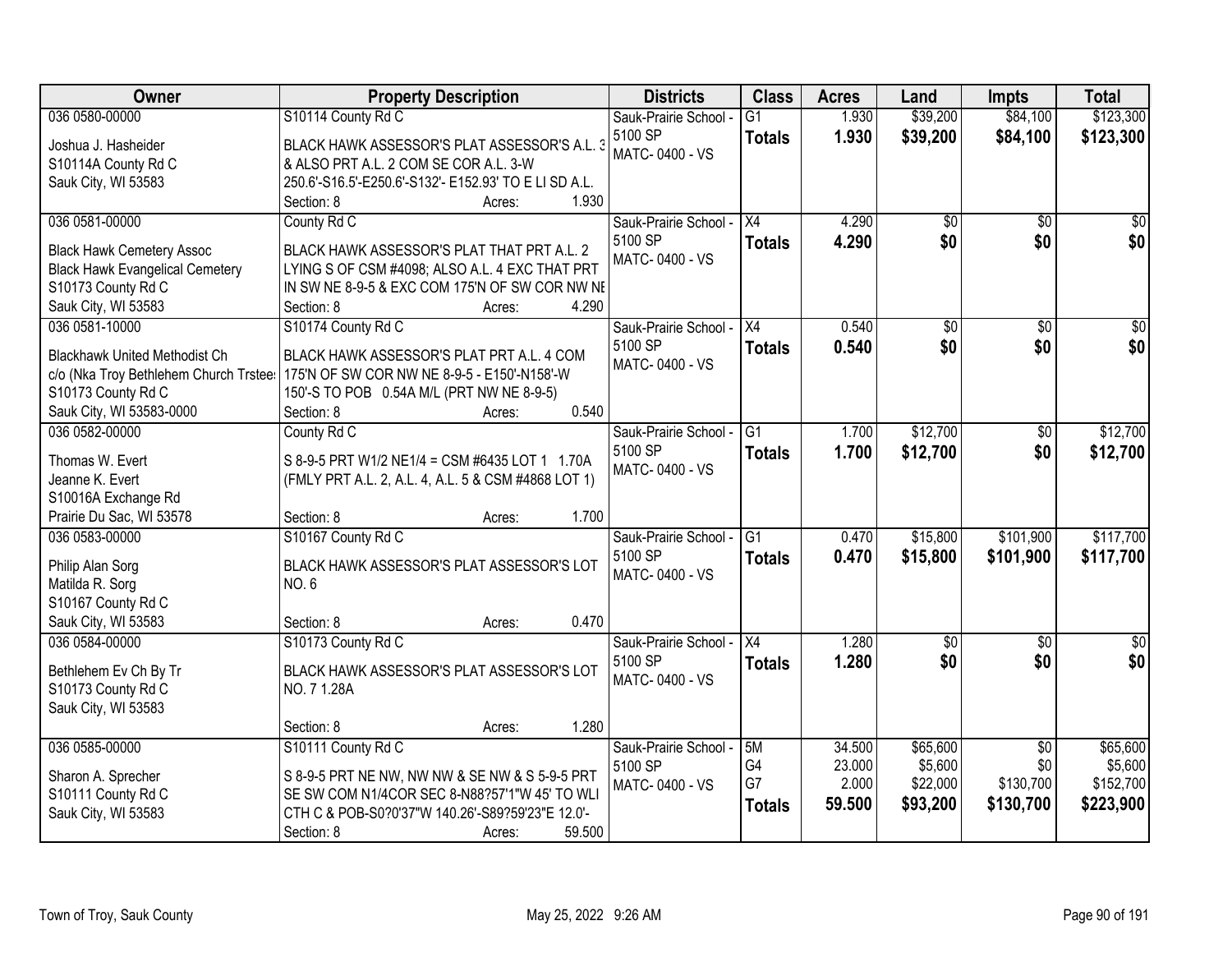| Owner | Property Description | Districts | Class | Acres | Land | Impts | Total |
|---|---|---|---|---|---|---|---|
| 036 0580-00000<br>Joshua J. Hasheider<br>S10114A County Rd C<br>Sauk City, WI 53583 | S10114 County Rd C<br>BLACK HAWK ASSESSOR'S PLAT ASSESSOR'S A.L. 3 & ALSO PRT A.L. 2 COM SE COR A.L. 3-W 250.6'-S16.5'-E250.6'-S132'- E152.93' TO E LI SD A.L.<br>Section: 8 Acres: 1.930 | Sauk-Prairie School - 5100 SP<br>MATC- 0400 - VS | G1<br>**Totals** | 1.930<br>**1.930** | $39,200<br>**$39,200** | $84,100<br>**$84,100** | $123,300<br>**$123,300** |
| 036 0581-00000<br>Black Hawk Cemetery Assoc<br>Black Hawk Evangelical Cemetery<br>S10173 County Rd C<br>Sauk City, WI 53583 | County Rd C<br>BLACK HAWK ASSESSOR'S PLAT THAT PRT A.L. 2 LYING S OF CSM #4098; ALSO A.L. 4 EXC THAT PRT IN SW NE 8-9-5 & EXC COM 175'N OF SW COR NW NE<br>Section: 8 Acres: 4.290 | Sauk-Prairie School - 5100 SP<br>MATC- 0400 - VS | X4<br>**Totals** | 4.290<br>**4.290** | $0<br>**$0** | $0<br>**$0** | $0<br>**$0** |
| 036 0581-10000<br>Blackhawk United Methodist Ch<br>c/o (Nka Troy Bethlehem Church Trstees<br>S10173 County Rd C<br>Sauk City, WI 53583-0000 | S10174 County Rd C<br>BLACK HAWK ASSESSOR'S PLAT PRT A.L. 4 COM 175'N OF SW COR NW NE 8-9-5 - E150'-N158'-W 150'-S TO POB 0.54A M/L (PRT NW NE 8-9-5)<br>Section: 8 Acres: 0.540 | Sauk-Prairie School - 5100 SP<br>MATC- 0400 - VS | X4<br>**Totals** | 0.540<br>**0.540** | $0<br>**$0** | $0<br>**$0** | $0<br>**$0** |
| 036 0582-00000<br>Thomas W. Evert<br>Jeanne K. Evert<br>S10016A Exchange Rd<br>Prairie Du Sac, WI 53578 | County Rd C<br>S 8-9-5 PRT W1/2 NE1/4 = CSM #6435 LOT 1 1.70A (FMLY PRT A.L. 2, A.L. 4, A.L. 5 & CSM #4868 LOT 1)<br>Section: 8 Acres: 1.700 | Sauk-Prairie School - 5100 SP<br>MATC- 0400 - VS | G1<br>**Totals** | 1.700<br>**1.700** | $12,700<br>**$12,700** | $0<br>**$0** | $12,700<br>**$12,700** |
| 036 0583-00000<br>Philip Alan Sorg<br>Matilda R. Sorg<br>S10167 County Rd C<br>Sauk City, WI 53583 | S10167 County Rd C<br>BLACK HAWK ASSESSOR'S PLAT ASSESSOR'S LOT NO. 6<br>Section: 8 Acres: 0.470 | Sauk-Prairie School - 5100 SP<br>MATC- 0400 - VS | G1<br>**Totals** | 0.470<br>**0.470** | $15,800<br>**$15,800** | $101,900<br>**$101,900** | $117,700<br>**$117,700** |
| 036 0584-00000<br>Bethlehem Ev Ch By Tr<br>S10173 County Rd C<br>Sauk City, WI 53583 | S10173 County Rd C<br>BLACK HAWK ASSESSOR'S PLAT ASSESSOR'S LOT NO. 7 1.28A<br>Section: 8 Acres: 1.280 | Sauk-Prairie School - 5100 SP<br>MATC- 0400 - VS | X4<br>**Totals** | 1.280<br>**1.280** | $0<br>**$0** | $0<br>**$0** | $0<br>**$0** |
| 036 0585-00000<br>Sharon A. Sprecher<br>S10111 County Rd C<br>Sauk City, WI 53583 | S10111 County Rd C<br>S 8-9-5 PRT NE NW, NW NW & SE NW & S 5-9-5 PRT SE SW COM N1/4COR SEC 8-N88?57'1"W 45' TO WLI CTH C & POB-S0?0'37"W 140.26'-S89?59'23"E 12.0'-<br>Section: 8 Acres: 59.500 | Sauk-Prairie School - 5100 SP<br>MATC- 0400 - VS | 5M<br>G4<br>G7<br>**Totals** | 34.500<br>23.000<br>2.000<br>**59.500** | $65,600<br>$5,600<br>$22,000<br>**$93,200** | $0<br>$0<br>$130,700<br>**$130,700** | $65,600<br>$5,600<br>$152,700<br>**$223,900** |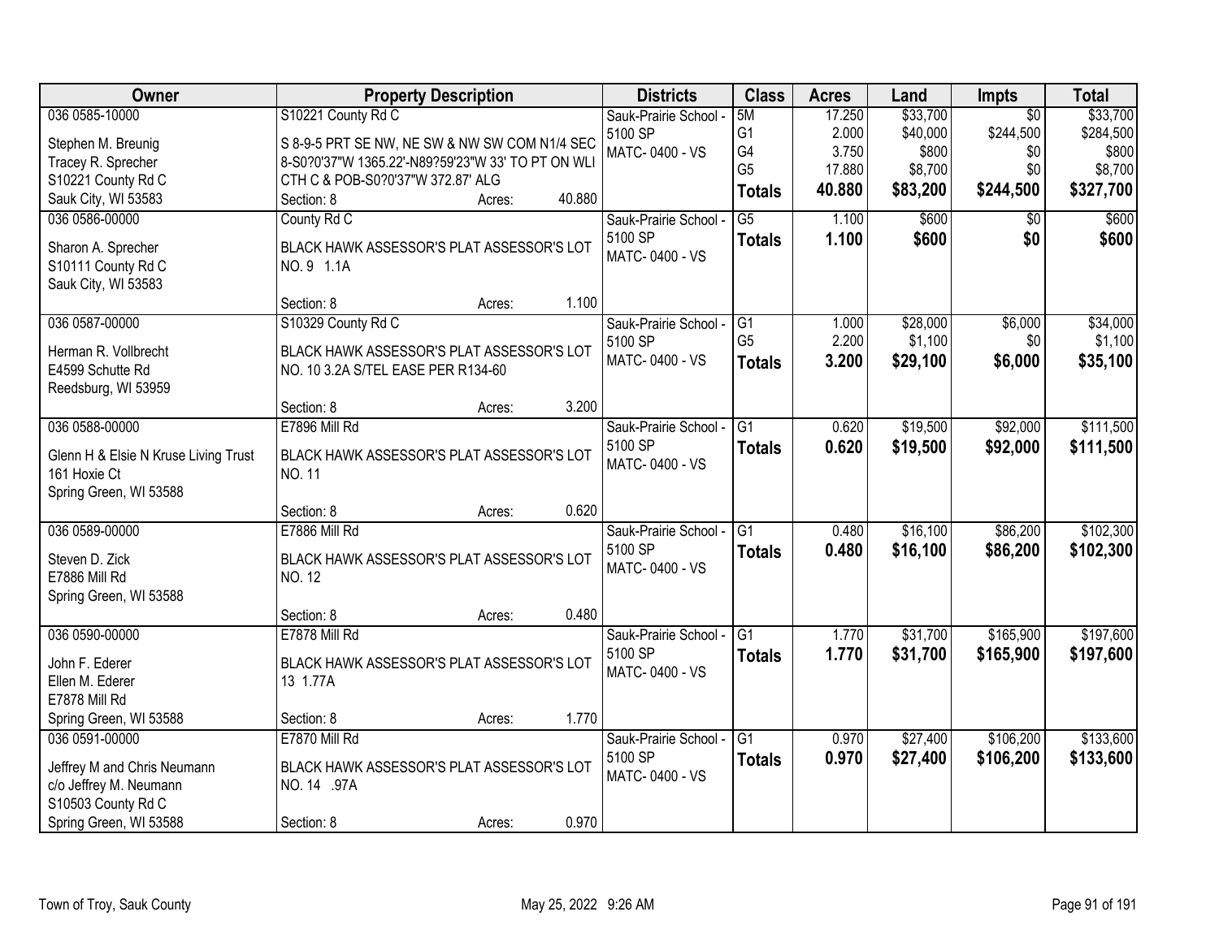| Owner | Property Description | Districts | Class | Acres | Land | Impts | Total |
|---|---|---|---|---|---|---|---|
| 036 0585-10000<br>Stephen M. Breunig<br>Tracey R. Sprecher<br>S10221 County Rd C<br>Sauk City, WI 53583 | S10221 County Rd C<br>S 8-9-5 PRT SE NW, NE SW & NW SW COM N1/4 SEC 8-S0?0'37"W 1365.22'-N89?59'23"W 33' TO PT ON WLI CTH C & POB-S0?0'37"W 372.87' ALG<br>Section: 8 Acres: 40.880 | Sauk-Prairie School - 5100 SP<br>MATC- 0400 - VS | 5M<br>G1<br>G4<br>G5<br>**Totals** | 17.250<br>2.000<br>3.750<br>17.880<br>**40.880** | $33,700<br>$40,000<br>$800<br>$8,700<br>**$83,200** | $0<br>$244,500<br>$0<br>$0<br>**$244,500** | $33,700<br>$284,500<br>$800<br>$8,700<br>**$327,700** |
| 036 0586-00000<br>Sharon A. Sprecher<br>S10111 County Rd C<br>Sauk City, WI 53583 | County Rd C<br>BLACK HAWK ASSESSOR'S PLAT ASSESSOR'S LOT NO. 9 1.1A<br>Section: 8 Acres: 1.100 | Sauk-Prairie School - 5100 SP<br>MATC- 0400 - VS | G5<br>**Totals** | 1.100<br>**1.100** | $600<br>**$600** | $0<br>**$0** | $600<br>**$600** |
| 036 0587-00000<br>Herman R. Vollbrecht<br>E4599 Schutte Rd<br>Reedsburg, WI 53959 | S10329 County Rd C<br>BLACK HAWK ASSESSOR'S PLAT ASSESSOR'S LOT NO. 10 3.2A S/TEL EASE PER R134-60<br>Section: 8 Acres: 3.200 | Sauk-Prairie School - 5100 SP<br>MATC- 0400 - VS | G1<br>G5<br>**Totals** | 1.000<br>2.200<br>**3.200** | $28,000<br>$1,100<br>**$29,100** | $6,000<br>$0<br>**$6,000** | $34,000<br>$1,100<br>**$35,100** |
| 036 0588-00000<br>Glenn H & Elsie N Kruse Living Trust<br>161 Hoxie Ct<br>Spring Green, WI 53588 | E7896 Mill Rd<br>BLACK HAWK ASSESSOR'S PLAT ASSESSOR'S LOT NO. 11<br>Section: 8 Acres: 0.620 | Sauk-Prairie School - 5100 SP<br>MATC- 0400 - VS | G1<br>**Totals** | 0.620<br>**0.620** | $19,500<br>**$19,500** | $92,000<br>**$92,000** | $111,500<br>**$111,500** |
| 036 0589-00000<br>Steven D. Zick<br>E7886 Mill Rd<br>Spring Green, WI 53588 | E7886 Mill Rd<br>BLACK HAWK ASSESSOR'S PLAT ASSESSOR'S LOT NO. 12<br>Section: 8 Acres: 0.480 | Sauk-Prairie School - 5100 SP<br>MATC- 0400 - VS | G1<br>**Totals** | 0.480<br>**0.480** | $16,100<br>**$16,100** | $86,200<br>**$86,200** | $102,300<br>**$102,300** |
| 036 0590-00000<br>John F. Ederer<br>Ellen M. Ederer<br>E7878 Mill Rd<br>Spring Green, WI 53588 | E7878 Mill Rd<br>BLACK HAWK ASSESSOR'S PLAT ASSESSOR'S LOT 13 1.77A<br>Section: 8 Acres: 1.770 | Sauk-Prairie School - 5100 SP<br>MATC- 0400 - VS | G1<br>**Totals** | 1.770<br>**1.770** | $31,700<br>**$31,700** | $165,900<br>**$165,900** | $197,600<br>**$197,600** |
| 036 0591-00000<br>Jeffrey M and Chris Neumann<br>c/o Jeffrey M. Neumann<br>S10503 County Rd C<br>Spring Green, WI 53588 | E7870 Mill Rd<br>BLACK HAWK ASSESSOR'S PLAT ASSESSOR'S LOT NO. 14 .97A<br>Section: 8 Acres: 0.970 | Sauk-Prairie School - 5100 SP<br>MATC- 0400 - VS | G1<br>**Totals** | 0.970<br>**0.970** | $27,400<br>**$27,400** | $106,200<br>**$106,200** | $133,600<br>**$133,600** |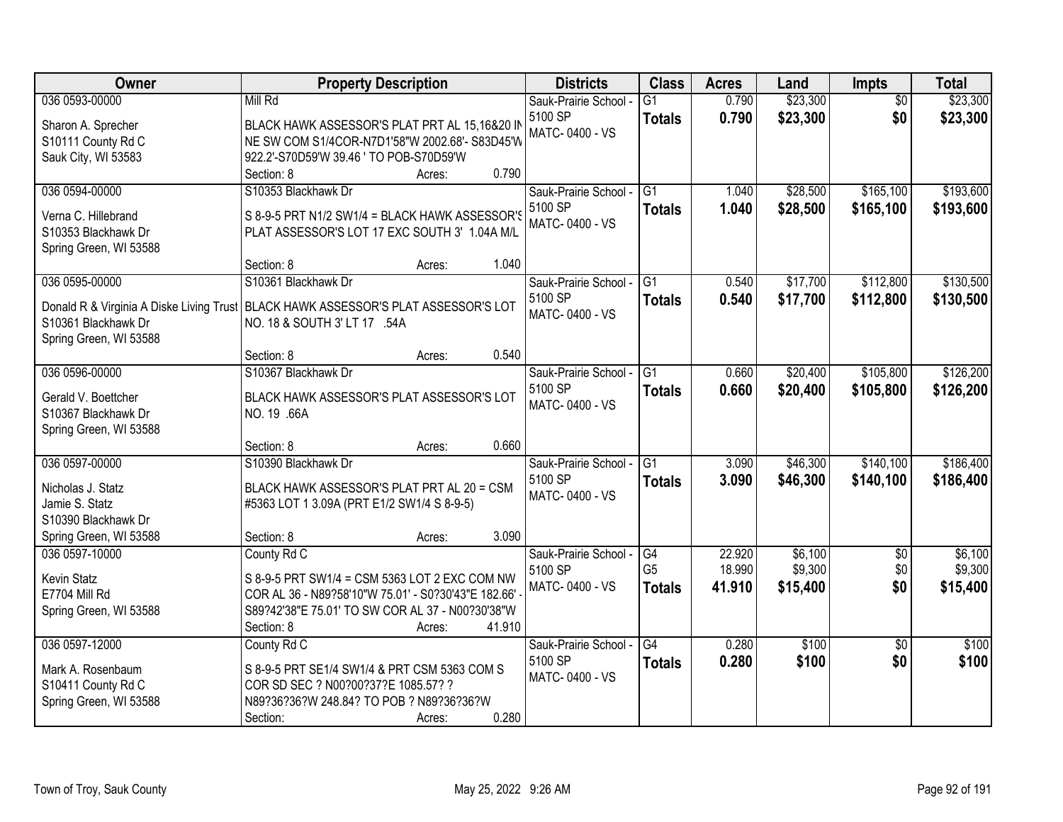| Owner | Property Description | Districts | Class | Acres | Land | Impts | Total |
|---|---|---|---|---|---|---|---|
| 036 0593-00000<br>Sharon A. Sprecher<br>S10111 County Rd C<br>Sauk City, WI 53583 | Mill Rd<br>BLACK HAWK ASSESSOR'S PLAT PRT AL 15,16&20 IN NE SW COM S1/4COR-N7D1'58"W 2002.68'- S83D45'W 922.2'-S70D59'W 39.46 ' TO POB-S70D59'W<br>Section: 8 Acres: 0.790 | Sauk-Prairie School - 5100 SP<br>MATC- 0400 - VS | G1<br>**Totals** | 0.790<br>**0.790** | $23,300<br>**$23,300** | $0<br>**$0** | $23,300<br>**$23,300** |
| 036 0594-00000<br>Verna C. Hillebrand<br>S10353 Blackhawk Dr<br>Spring Green, WI 53588 | S10353 Blackhawk Dr<br>S 8-9-5 PRT N1/2 SW1/4 = BLACK HAWK ASSESSOR'S PLAT ASSESSOR'S LOT 17 EXC SOUTH 3' 1.04A M/L<br>Section: 8 Acres: 1.040 | Sauk-Prairie School - 5100 SP<br>MATC- 0400 - VS | G1<br>**Totals** | 1.040<br>**1.040** | $28,500<br>**$28,500** | $165,100<br>**$165,100** | $193,600<br>**$193,600** |
| 036 0595-00000<br>Donald R & Virginia A Diske Living Trust<br>S10361 Blackhawk Dr<br>Spring Green, WI 53588 | S10361 Blackhawk Dr<br>BLACK HAWK ASSESSOR'S PLAT ASSESSOR'S LOT NO. 18 & SOUTH 3' LT 17 .54A<br>Section: 8 Acres: 0.540 | Sauk-Prairie School - 5100 SP<br>MATC- 0400 - VS | G1<br>**Totals** | 0.540<br>**0.540** | $17,700<br>**$17,700** | $112,800<br>**$112,800** | $130,500<br>**$130,500** |
| 036 0596-00000<br>Gerald V. Boettcher<br>S10367 Blackhawk Dr<br>Spring Green, WI 53588 | S10367 Blackhawk Dr<br>BLACK HAWK ASSESSOR'S PLAT ASSESSOR'S LOT NO. 19 .66A<br>Section: 8 Acres: 0.660 | Sauk-Prairie School - 5100 SP<br>MATC- 0400 - VS | G1<br>**Totals** | 0.660<br>**0.660** | $20,400<br>**$20,400** | $105,800<br>**$105,800** | $126,200<br>**$126,200** |
| 036 0597-00000<br>Nicholas J. Statz<br>Jamie S. Statz<br>S10390 Blackhawk Dr<br>Spring Green, WI 53588 | S10390 Blackhawk Dr<br>BLACK HAWK ASSESSOR'S PLAT PRT AL 20 = CSM #5363 LOT 1 3.09A (PRT E1/2 SW1/4 S 8-9-5)<br>Section: 8 Acres: 3.090 | Sauk-Prairie School - 5100 SP<br>MATC- 0400 - VS | G1<br>**Totals** | 3.090<br>**3.090** | $46,300<br>**$46,300** | $140,100<br>**$140,100** | $186,400<br>**$186,400** |
| 036 0597-10000<br>Kevin Statz<br>E7704 Mill Rd<br>Spring Green, WI 53588 | County Rd C<br>S 8-9-5 PRT SW1/4 = CSM 5363 LOT 2 EXC COM NW COR AL 36 - N89?58'10"W 75.01' - S0?30'43"E 182.66' - S89?42'38"E 75.01' TO SW COR AL 37 - N00?30'38"W<br>Section: 8 Acres: 41.910 | Sauk-Prairie School - 5100 SP<br>MATC- 0400 - VS | G4<br>G5<br>**Totals** | 22.920<br>18.990<br>**41.910** | $6,100<br>$9,300<br>**$15,400** | $0<br>$0<br>**$0** | $6,100<br>$9,300<br>**$15,400** |
| 036 0597-12000<br>Mark A. Rosenbaum<br>S10411 County Rd C<br>Spring Green, WI 53588 | County Rd C<br>S 8-9-5 PRT SE1/4 SW1/4 & PRT CSM 5363 COM S COR SD SEC ? N00?00?37?E 1085.57? ? N89?36?36?W 248.84? TO POB ? N89?36?36?W<br>Section: Acres: 0.280 | Sauk-Prairie School - 5100 SP<br>MATC- 0400 - VS | G4<br>**Totals** | 0.280<br>**0.280** | $100<br>**$100** | $0<br>**$0** | $100<br>**$100** |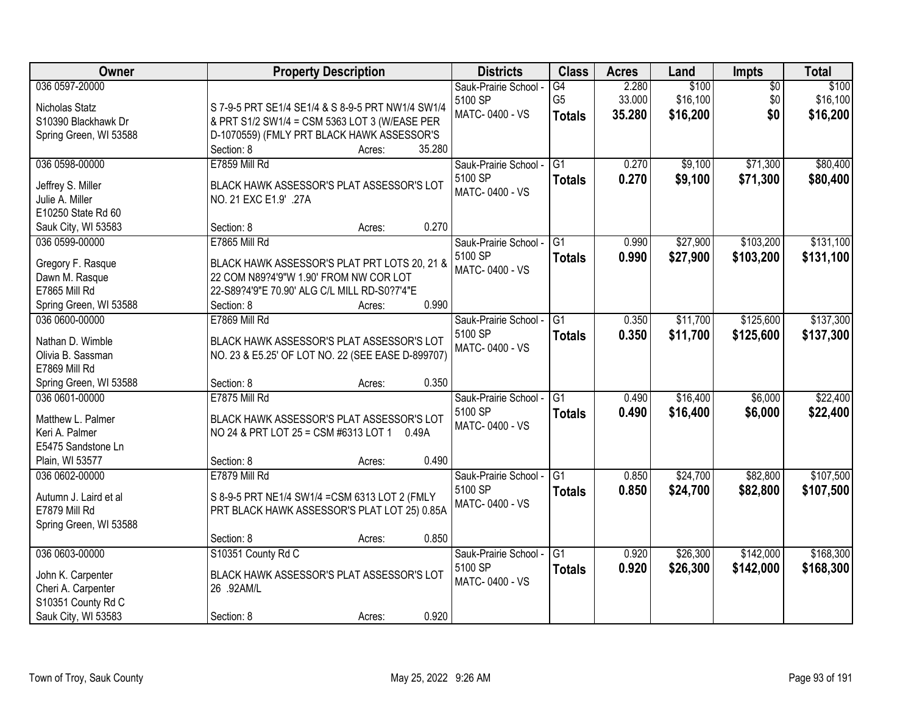| Owner | Property Description | Districts | Class | Acres | Land | Impts | Total |
|---|---|---|---|---|---|---|---|
| 036 0597-20000<br><br>Nicholas Statz<br>S10390 Blackhawk Dr<br>Spring Green, WI 53588 | S 7-9-5 PRT SE1/4 SE1/4 & S 8-9-5 PRT NW1/4 SW1/4 & PRT S1/2 SW1/4 = CSM 5363 LOT 3 (W/EASE PER D-1070559) (FMLY PRT BLACK HAWK ASSESSOR'S<br>Section: 8 Acres: 35.280 | Sauk-Prairie School - 5100 SP<br>MATC- 0400 - VS | G4<br>G5<br>**Totals** | 2.280<br>33.000<br>**35.280** | $100<br>$16,100<br>**$16,200** | $0<br>$0<br>**$0** | $100<br>$16,100<br>**$16,200** |
| 036 0598-00000<br><br>Jeffrey S. Miller<br>Julie A. Miller<br>E10250 State Rd 60<br>Sauk City, WI 53583 | E7859 Mill Rd<br><br>BLACK HAWK ASSESSOR'S PLAT ASSESSOR'S LOT NO. 21 EXC E1.9' .27A<br>Section: 8 Acres: 0.270 | Sauk-Prairie School - 5100 SP<br>MATC- 0400 - VS | G1<br>**Totals** | 0.270<br>**0.270** | $9,100<br>**$9,100** | $71,300<br>**$71,300** | $80,400<br>**$80,400** |
| 036 0599-00000<br><br>Gregory F. Rasque<br>Dawn M. Rasque<br>E7865 Mill Rd<br>Spring Green, WI 53588 | E7865 Mill Rd<br><br>BLACK HAWK ASSESSOR'S PLAT PRT LOTS 20, 21 & 22 COM N89?4'9"W 1.90' FROM NW COR LOT 22-S89?4'9"E 70.90' ALG C/L MILL RD-S0?7'4"E<br>Section: 8 Acres: 0.990 | Sauk-Prairie School - 5100 SP<br>MATC- 0400 - VS | G1<br>**Totals** | 0.990<br>**0.990** | $27,900<br>**$27,900** | $103,200<br>**$103,200** | $131,100<br>**$131,100** |
| 036 0600-00000<br><br>Nathan D. Wimble<br>Olivia B. Sassman<br>E7869 Mill Rd<br>Spring Green, WI 53588 | E7869 Mill Rd<br><br>BLACK HAWK ASSESSOR'S PLAT ASSESSOR'S LOT NO. 23 & E5.25' OF LOT NO. 22 (SEE EASE D-899707)<br>Section: 8 Acres: 0.350 | Sauk-Prairie School - 5100 SP<br>MATC- 0400 - VS | G1<br>**Totals** | 0.350<br>**0.350** | $11,700<br>**$11,700** | $125,600<br>**$125,600** | $137,300<br>**$137,300** |
| 036 0601-00000<br><br>Matthew L. Palmer<br>Keri A. Palmer<br>E5475 Sandstone Ln<br>Plain, WI 53577 | E7875 Mill Rd<br><br>BLACK HAWK ASSESSOR'S PLAT ASSESSOR'S LOT NO 24 & PRT LOT 25 = CSM #6313 LOT 1 0.49A<br>Section: 8 Acres: 0.490 | Sauk-Prairie School - 5100 SP<br>MATC- 0400 - VS | G1<br>**Totals** | 0.490<br>**0.490** | $16,400<br>**$16,400** | $6,000<br>**$6,000** | $22,400<br>**$22,400** |
| 036 0602-00000<br><br>Autumn J. Laird et al<br>E7879 Mill Rd<br>Spring Green, WI 53588 | E7879 Mill Rd<br><br>S 8-9-5 PRT NE1/4 SW1/4 =CSM 6313 LOT 2 (FMLY PRT BLACK HAWK ASSESSOR'S PLAT LOT 25) 0.85A<br>Section: 8 Acres: 0.850 | Sauk-Prairie School - 5100 SP<br>MATC- 0400 - VS | G1<br>**Totals** | 0.850<br>**0.850** | $24,700<br>**$24,700** | $82,800<br>**$82,800** | $107,500<br>**$107,500** |
| 036 0603-00000<br><br>John K. Carpenter<br>Cheri A. Carpenter<br>S10351 County Rd C<br>Sauk City, WI 53583 | S10351 County Rd C<br><br>BLACK HAWK ASSESSOR'S PLAT ASSESSOR'S LOT 26 .92AM/L<br>Section: 8 Acres: 0.920 | Sauk-Prairie School - 5100 SP<br>MATC- 0400 - VS | G1<br>**Totals** | 0.920<br>**0.920** | $26,300<br>**$26,300** | $142,000<br>**$142,000** | $168,300<br>**$168,300** |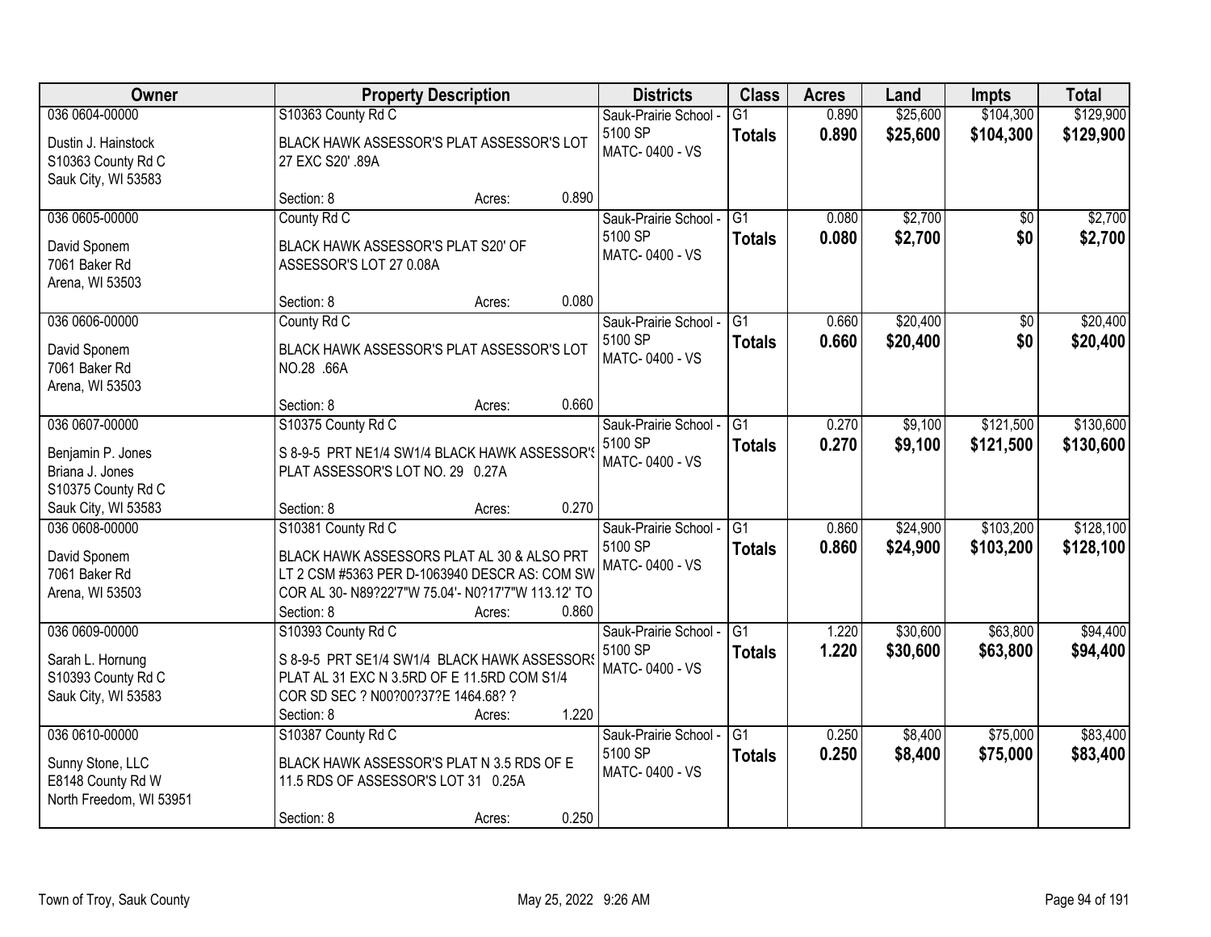| Owner | Property Description | Districts | Class | Acres | Land | Impts | Total |
|---|---|---|---|---|---|---|---|
| 036 0604-00000<br>Dustin J. Hainstock<br>S10363 County Rd C<br>Sauk City, WI 53583 | S10363 County Rd C<br>BLACK HAWK ASSESSOR'S PLAT ASSESSOR'S LOT 27 EXC S20' .89A<br>Section: 8 Acres: 0.890 | Sauk-Prairie School - 5100 SP<br>MATC- 0400 - VS | G1<br>**Totals** | 0.890<br>**0.890** | $25,600<br>**$25,600** | $104,300<br>**$104,300** | $129,900<br>**$129,900** |
| 036 0605-00000<br>David Sponem<br>7061 Baker Rd<br>Arena, WI 53503 | County Rd C<br>BLACK HAWK ASSESSOR'S PLAT S20' OF ASSESSOR'S LOT 27 0.08A<br>Section: 8 Acres: 0.080 | Sauk-Prairie School - 5100 SP<br>MATC- 0400 - VS | G1<br>**Totals** | 0.080<br>**0.080** | $2,700<br>**$2,700** | $0<br>**$0** | $2,700<br>**$2,700** |
| 036 0606-00000<br>David Sponem<br>7061 Baker Rd<br>Arena, WI 53503 | County Rd C<br>BLACK HAWK ASSESSOR'S PLAT ASSESSOR'S LOT NO.28 .66A<br>Section: 8 Acres: 0.660 | Sauk-Prairie School - 5100 SP<br>MATC- 0400 - VS | G1<br>**Totals** | 0.660<br>**0.660** | $20,400<br>**$20,400** | $0<br>**$0** | $20,400<br>**$20,400** |
| 036 0607-00000<br>Benjamin P. Jones<br>Briana J. Jones<br>S10375 County Rd C<br>Sauk City, WI 53583 | S10375 County Rd C<br>S 8-9-5 PRT NE1/4 SW1/4 BLACK HAWK ASSESSOR'S PLAT ASSESSOR'S LOT NO. 29 0.27A<br>Section: 8 Acres: 0.270 | Sauk-Prairie School - 5100 SP<br>MATC- 0400 - VS | G1<br>**Totals** | 0.270<br>**0.270** | $9,100<br>**$9,100** | $121,500<br>**$121,500** | $130,600<br>**$130,600** |
| 036 0608-00000<br>David Sponem<br>7061 Baker Rd<br>Arena, WI 53503 | S10381 County Rd C<br>BLACK HAWK ASSESSORS PLAT AL 30 & ALSO PRT LT 2 CSM #5363 PER D-1063940 DESCR AS: COM SW COR AL 30- N89?22'7"W 75.04'- N0?17'7"W 113.12' TO<br>Section: 8 Acres: 0.860 | Sauk-Prairie School - 5100 SP<br>MATC- 0400 - VS | G1<br>**Totals** | 0.860<br>**0.860** | $24,900<br>**$24,900** | $103,200<br>**$103,200** | $128,100<br>**$128,100** |
| 036 0609-00000<br>Sarah L. Hornung<br>S10393 County Rd C<br>Sauk City, WI 53583 | S10393 County Rd C<br>S 8-9-5 PRT SE1/4 SW1/4 BLACK HAWK ASSESSORS PLAT AL 31 EXC N 3.5RD OF E 11.5RD COM S1/4 COR SD SEC ? N00?00?37?E 1464.68? ?<br>Section: 8 Acres: 1.220 | Sauk-Prairie School - 5100 SP<br>MATC- 0400 - VS | G1<br>**Totals** | 1.220<br>**1.220** | $30,600<br>**$30,600** | $63,800<br>**$63,800** | $94,400<br>**$94,400** |
| 036 0610-00000<br>Sunny Stone, LLC<br>E8148 County Rd W<br>North Freedom, WI 53951 | S10387 County Rd C<br>BLACK HAWK ASSESSOR'S PLAT N 3.5 RDS OF E 11.5 RDS OF ASSESSOR'S LOT 31 0.25A<br>Section: 8 Acres: 0.250 | Sauk-Prairie School - 5100 SP<br>MATC- 0400 - VS | G1<br>**Totals** | 0.250<br>**0.250** | $8,400<br>**$8,400** | $75,000<br>**$75,000** | $83,400<br>**$83,400** |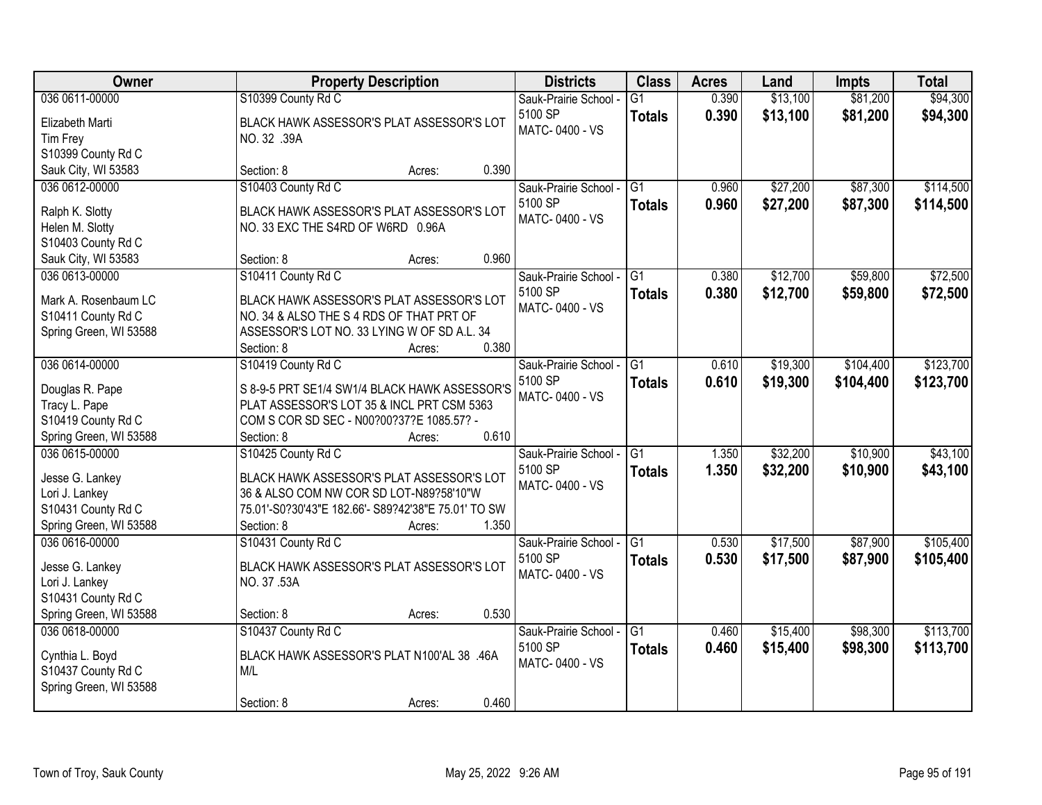| Owner | Property Description | Districts | Class | Acres | Land | Impts | Total |
|---|---|---|---|---|---|---|---|
| 036 0611-00000<br><br>Elizabeth Marti<br>Tim Frey<br>S10399 County Rd C<br>Sauk City, WI 53583 | S10399 County Rd C<br><br>BLACK HAWK ASSESSOR'S PLAT ASSESSOR'S LOT NO. 32 .39A<br><br>Section: 8 Acres: 0.390 | Sauk-Prairie School - 5100 SP<br>MATC- 0400 - VS | G1<br>**Totals** | 0.390<br>**0.390** | $13,100<br>**$13,100** | $81,200<br>**$81,200** | $94,300<br>**$94,300** |
| 036 0612-00000<br><br>Ralph K. Slotty<br>Helen M. Slotty<br>S10403 County Rd C<br>Sauk City, WI 53583 | S10403 County Rd C<br><br>BLACK HAWK ASSESSOR'S PLAT ASSESSOR'S LOT NO. 33 EXC THE S4RD OF W6RD 0.96A<br><br>Section: 8 Acres: 0.960 | Sauk-Prairie School - 5100 SP<br>MATC- 0400 - VS | G1<br>**Totals** | 0.960<br>**0.960** | $27,200<br>**$27,200** | $87,300<br>**$87,300** | $114,500<br>**$114,500** |
| 036 0613-00000<br><br>Mark A. Rosenbaum LC<br>S10411 County Rd C<br>Spring Green, WI 53588 | S10411 County Rd C<br><br>BLACK HAWK ASSESSOR'S PLAT ASSESSOR'S LOT NO. 34 & ALSO THE S 4 RDS OF THAT PRT OF ASSESSOR'S LOT NO. 33 LYING W OF SD A.L. 34<br>Section: 8 Acres: 0.380 | Sauk-Prairie School - 5100 SP<br>MATC- 0400 - VS | G1<br>**Totals** | 0.380<br>**0.380** | $12,700<br>**$12,700** | $59,800<br>**$59,800** | $72,500<br>**$72,500** |
| 036 0614-00000<br><br>Douglas R. Pape<br>Tracy L. Pape<br>S10419 County Rd C<br>Spring Green, WI 53588 | S10419 County Rd C<br><br>S 8-9-5 PRT SE1/4 SW1/4 BLACK HAWK ASSESSOR'S PLAT ASSESSOR'S LOT 35 & INCL PRT CSM 5363 COM S COR SD SEC - N00?00?37?E 1085.57? -<br>Section: 8 Acres: 0.610 | Sauk-Prairie School - 5100 SP<br>MATC- 0400 - VS | G1<br>**Totals** | 0.610<br>**0.610** | $19,300<br>**$19,300** | $104,400<br>**$104,400** | $123,700<br>**$123,700** |
| 036 0615-00000<br><br>Jesse G. Lankey<br>Lori J. Lankey<br>S10431 County Rd C<br>Spring Green, WI 53588 | S10425 County Rd C<br><br>BLACK HAWK ASSESSOR'S PLAT ASSESSOR'S LOT 36 & ALSO COM NW COR SD LOT-N89?58'10"W 75.01'-S0?30'43"E 182.66'- S89?42'38"E 75.01' TO SW<br>Section: 8 Acres: 1.350 | Sauk-Prairie School - 5100 SP<br>MATC- 0400 - VS | G1<br>**Totals** | 1.350<br>**1.350** | $32,200<br>**$32,200** | $10,900<br>**$10,900** | $43,100<br>**$43,100** |
| 036 0616-00000<br><br>Jesse G. Lankey<br>Lori J. Lankey<br>S10431 County Rd C<br>Spring Green, WI 53588 | S10431 County Rd C<br><br>BLACK HAWK ASSESSOR'S PLAT ASSESSOR'S LOT NO. 37 .53A<br><br>Section: 8 Acres: 0.530 | Sauk-Prairie School - 5100 SP<br>MATC- 0400 - VS | G1<br>**Totals** | 0.530<br>**0.530** | $17,500<br>**$17,500** | $87,900<br>**$87,900** | $105,400<br>**$105,400** |
| 036 0618-00000<br><br>Cynthia L. Boyd<br>S10437 County Rd C<br>Spring Green, WI 53588 | S10437 County Rd C<br><br>BLACK HAWK ASSESSOR'S PLAT N100'AL 38 .46A M/L<br><br>Section: 8 Acres: 0.460 | Sauk-Prairie School - 5100 SP<br>MATC- 0400 - VS | G1<br>**Totals** | 0.460<br>**0.460** | $15,400<br>**$15,400** | $98,300<br>**$98,300** | $113,700<br>**$113,700** |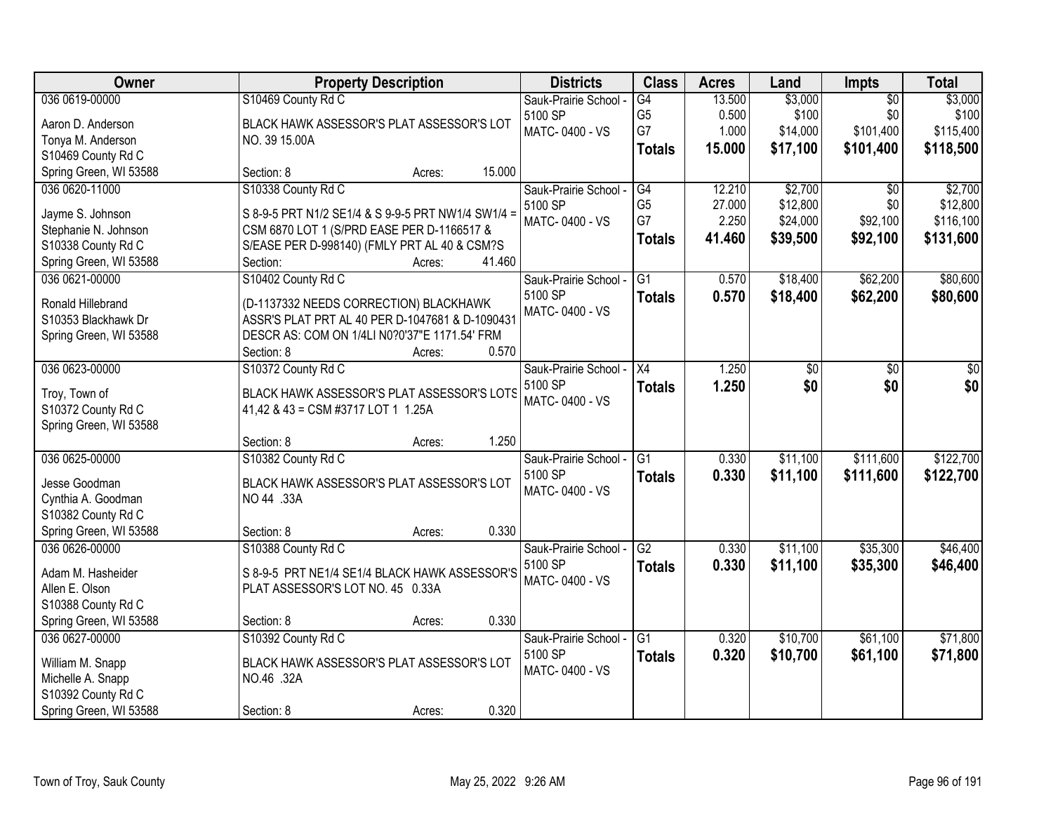| Owner | Property Description | Districts | Class | Acres | Land | Impts | Total |
|---|---|---|---|---|---|---|---|
| 036 0619-00000<br>Aaron D. Anderson<br>Tonya M. Anderson<br>S10469 County Rd C<br>Spring Green, WI 53588 | S10469 County Rd C<br>BLACK HAWK ASSESSOR'S PLAT ASSESSOR'S LOT NO. 39 15.00A<br>Section: 8 Acres: 15.000 | Sauk-Prairie School - 5100 SP<br>MATC- 0400 - VS | G4<br>G5<br>G7<br>**Totals** | 13.500<br>0.500<br>1.000<br>**15.000** | $3,000<br>$100<br>$14,000<br>**$17,100** | $0<br>$0<br>$101,400<br>**$101,400** | $3,000<br>$100<br>$115,400<br>**$118,500** |
| 036 0620-11000<br>Jayme S. Johnson<br>Stephanie N. Johnson<br>S10338 County Rd C<br>Spring Green, WI 53588 | S10338 County Rd C<br>S 8-9-5 PRT N1/2 SE1/4 & S 9-9-5 PRT NW1/4 SW1/4 = CSM 6870 LOT 1 (S/PRD EASE PER D-1166517 & S/EASE PER D-998140) (FMLY PRT AL 40 & CSM?S<br>Section: Acres: 41.460 | Sauk-Prairie School - 5100 SP<br>MATC- 0400 - VS | G4<br>G5<br>G7<br>**Totals** | 12.210<br>27.000<br>2.250<br>**41.460** | $2,700<br>$12,800<br>$24,000<br>**$39,500** | $0<br>$0<br>$92,100<br>**$92,100** | $2,700<br>$12,800<br>$116,100<br>**$131,600** |
| 036 0621-00000<br>Ronald Hillebrand<br>S10353 Blackhawk Dr<br>Spring Green, WI 53588 | S10402 County Rd C<br>(D-1137332 NEEDS CORRECTION) BLACKHAWK ASSR'S PLAT PRT AL 40 PER D-1047681 & D-1090431 DESCR AS: COM ON 1/4LI N0?0'37"E 1171.54' FRM<br>Section: 8 Acres: 0.570 | Sauk-Prairie School - 5100 SP<br>MATC- 0400 - VS | G1<br>**Totals** | 0.570<br>**0.570** | $18,400<br>**$18,400** | $62,200<br>**$62,200** | $80,600<br>**$80,600** |
| 036 0623-00000<br>Troy, Town of<br>S10372 County Rd C<br>Spring Green, WI 53588 | S10372 County Rd C<br>BLACK HAWK ASSESSOR'S PLAT ASSESSOR'S LOTS 41,42 & 43 = CSM #3717 LOT 1 1.25A<br>Section: 8 Acres: 1.250 | Sauk-Prairie School - 5100 SP<br>MATC- 0400 - VS | X4<br>**Totals** | 1.250<br>**1.250** | $0<br>**$0** | $0<br>**$0** | $0<br>**$0** |
| 036 0625-00000<br>Jesse Goodman<br>Cynthia A. Goodman<br>S10382 County Rd C<br>Spring Green, WI 53588 | S10382 County Rd C<br>BLACK HAWK ASSESSOR'S PLAT ASSESSOR'S LOT NO 44 .33A<br>Section: 8 Acres: 0.330 | Sauk-Prairie School - 5100 SP<br>MATC- 0400 - VS | G1<br>**Totals** | 0.330<br>**0.330** | $11,100<br>**$11,100** | $111,600<br>**$111,600** | $122,700<br>**$122,700** |
| 036 0626-00000<br>Adam M. Hasheider<br>Allen E. Olson<br>S10388 County Rd C<br>Spring Green, WI 53588 | S10388 County Rd C<br>S 8-9-5 PRT NE1/4 SE1/4 BLACK HAWK ASSESSOR'S PLAT ASSESSOR'S LOT NO. 45 0.33A<br>Section: 8 Acres: 0.330 | Sauk-Prairie School - 5100 SP<br>MATC- 0400 - VS | G2<br>**Totals** | 0.330<br>**0.330** | $11,100<br>**$11,100** | $35,300<br>**$35,300** | $46,400<br>**$46,400** |
| 036 0627-00000<br>William M. Snapp<br>Michelle A. Snapp<br>S10392 County Rd C<br>Spring Green, WI 53588 | S10392 County Rd C<br>BLACK HAWK ASSESSOR'S PLAT ASSESSOR'S LOT NO.46 .32A<br>Section: 8 Acres: 0.320 | Sauk-Prairie School - 5100 SP<br>MATC- 0400 - VS | G1<br>**Totals** | 0.320<br>**0.320** | $10,700<br>**$10,700** | $61,100<br>**$61,100** | $71,800<br>**$71,800** |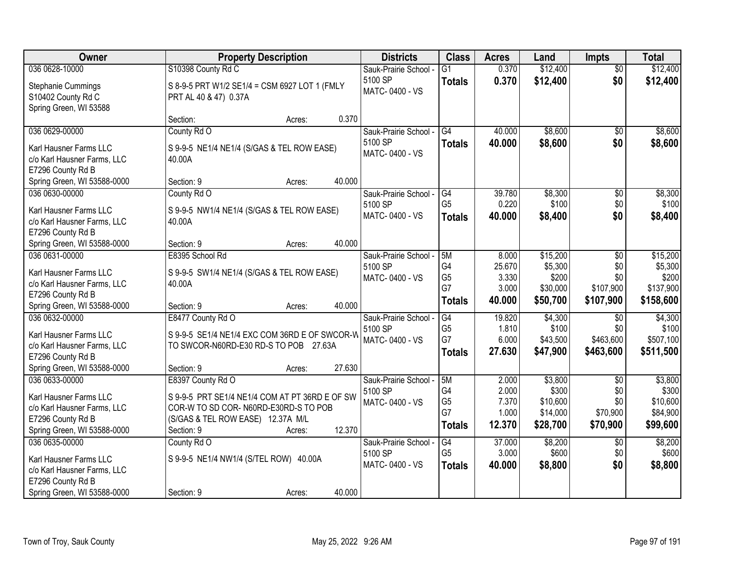| Owner | Property Description | Districts | Class | Acres | Land | Impts | Total |
|---|---|---|---|---|---|---|---|
| 036 0628-10000<br><br>Stephanie Cummings<br>S10402 County Rd C<br>Spring Green, WI 53588 | S10398 County Rd C<br><br>S 8-9-5 PRT W1/2 SE1/4 = CSM 6927 LOT 1 (FMLY PRT AL 40 & 47) 0.37A<br><br>Section: Acres: 0.370 | Sauk-Prairie School - 5100 SP<br>MATC- 0400 - VS | G1<br>**Totals** | 0.370<br>**0.370** | $12,400<br>**$12,400** | $0<br>**$0** | $12,400<br>**$12,400** |
| 036 0629-00000<br><br>Karl Hausner Farms LLC<br>c/o Karl Hausner Farms, LLC<br>E7296 County Rd B<br>Spring Green, WI 53588-0000 | County Rd O<br><br>S 9-9-5 NE1/4 NE1/4 (S/GAS & TEL ROW EASE) 40.00A<br><br>Section: 9 Acres: 40.000 | Sauk-Prairie School - 5100 SP<br>MATC- 0400 - VS | G4<br>**Totals** | 40.000<br>**40.000** | $8,600<br>**$8,600** | $0<br>**$0** | $8,600<br>**$8,600** |
| 036 0630-00000<br><br>Karl Hausner Farms LLC<br>c/o Karl Hausner Farms, LLC<br>E7296 County Rd B<br>Spring Green, WI 53588-0000 | County Rd O<br><br>S 9-9-5 NW1/4 NE1/4 (S/GAS & TEL ROW EASE) 40.00A<br><br>Section: 9 Acres: 40.000 | Sauk-Prairie School - 5100 SP<br>MATC- 0400 - VS | G4<br>G5<br>**Totals** | 39.780<br>0.220<br>**40.000** | $8,300<br>$100<br>**$8,400** | $0<br>$0<br>**$0** | $8,300<br>$100<br>**$8,400** |
| 036 0631-00000<br><br>Karl Hausner Farms LLC<br>c/o Karl Hausner Farms, LLC<br>E7296 County Rd B<br>Spring Green, WI 53588-0000 | E8395 School Rd<br><br>S 9-9-5 SW1/4 NE1/4 (S/GAS & TEL ROW EASE) 40.00A<br><br>Section: 9 Acres: 40.000 | Sauk-Prairie School - 5100 SP<br>MATC- 0400 - VS | 5M<br>G4<br>G5<br>G7<br>**Totals** | 8.000<br>25.670<br>3.330<br>3.000<br>**40.000** | $15,200<br>$5,300<br>$200<br>$30,000<br>**$50,700** | $0<br>$0<br>$0<br>$107,900<br>**$107,900** | $15,200<br>$5,300<br>$200<br>$137,900<br>**$158,600** |
| 036 0632-00000<br><br>Karl Hausner Farms LLC<br>c/o Karl Hausner Farms, LLC<br>E7296 County Rd B<br>Spring Green, WI 53588-0000 | E8477 County Rd O<br><br>S 9-9-5 SE1/4 NE1/4 EXC COM 36RD E OF SWCOR-W TO SWCOR-N60RD-E30 RD-S TO POB 27.63A<br><br>Section: 9 Acres: 27.630 | Sauk-Prairie School - 5100 SP<br>MATC- 0400 - VS | G4<br>G5<br>G7<br>**Totals** | 19.820<br>1.810<br>6.000<br>**27.630** | $4,300<br>$100<br>$43,500<br>**$47,900** | $0<br>$0<br>$463,600<br>**$463,600** | $4,300<br>$100<br>$507,100<br>**$511,500** |
| 036 0633-00000<br><br>Karl Hausner Farms LLC<br>c/o Karl Hausner Farms, LLC<br>E7296 County Rd B<br>Spring Green, WI 53588-0000 | E8397 County Rd O<br><br>S 9-9-5 PRT SE1/4 NE1/4 COM AT PT 36RD E OF SW COR-W TO SD COR- N60RD-E30RD-S TO POB (S/GAS & TEL ROW EASE) 12.37A M/L<br>Section: 9 Acres: 12.370 | Sauk-Prairie School - 5100 SP<br>MATC- 0400 - VS | 5M<br>G4<br>G5<br>G7<br>**Totals** | 2.000<br>2.000<br>7.370<br>1.000<br>**12.370** | $3,800<br>$300<br>$10,600<br>$14,000<br>**$28,700** | $0<br>$0<br>$0<br>$70,900<br>**$70,900** | $3,800<br>$300<br>$10,600<br>$84,900<br>**$99,600** |
| 036 0635-00000<br><br>Karl Hausner Farms LLC<br>c/o Karl Hausner Farms, LLC<br>E7296 County Rd B<br>Spring Green, WI 53588-0000 | County Rd O<br><br>S 9-9-5 NE1/4 NW1/4 (S/TEL ROW) 40.00A<br><br>Section: 9 Acres: 40.000 | Sauk-Prairie School - 5100 SP<br>MATC- 0400 - VS | G4<br>G5<br>**Totals** | 37.000<br>3.000<br>**40.000** | $8,200<br>$600<br>**$8,800** | $0<br>$0<br>**$0** | $8,200<br>$600<br>**$8,800** |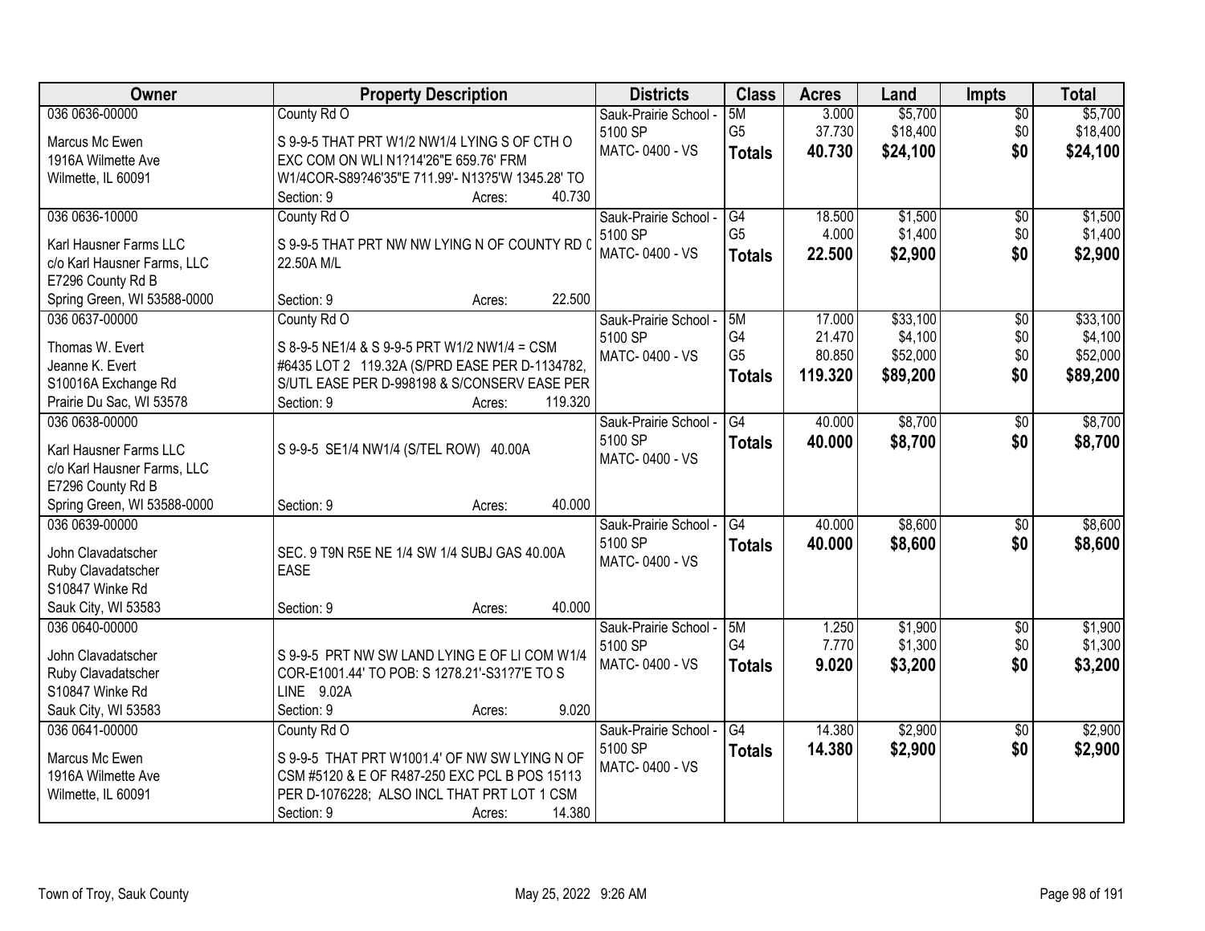| Owner | Property Description | Districts | Class | Acres | Land | Impts | Total |
|---|---|---|---|---|---|---|---|
| 036 0636-00000<br>Marcus Mc Ewen<br>1916A Wilmette Ave<br>Wilmette, IL 60091 | County Rd O<br>S 9-9-5 THAT PRT W1/2 NW1/4 LYING S OF CTH O EXC COM ON WLI N1?14'26"E 659.76' FRM W1/4COR-S89?46'35"E 711.99'- N13?5'W 1345.28' TO<br>Section: 9 Acres: 40.730 | Sauk-Prairie School - 5100 SP<br>MATC- 0400 - VS | 5M<br>G5<br>**Totals** | 3.000<br>37.730<br>**40.730** | $5,700<br>$18,400<br>**$24,100** | $0<br>$0<br>**$0** | $5,700<br>$18,400<br>**$24,100** |
| 036 0636-10000<br>Karl Hausner Farms LLC<br>c/o Karl Hausner Farms, LLC<br>E7296 County Rd B<br>Spring Green, WI 53588-0000 | County Rd O<br>S 9-9-5 THAT PRT NW NW LYING N OF COUNTY RD ( 22.50A M/L<br>Section: 9 Acres: 22.500 | Sauk-Prairie School - 5100 SP<br>MATC- 0400 - VS | G4<br>G5<br>**Totals** | 18.500<br>4.000<br>**22.500** | $1,500<br>$1,400<br>**$2,900** | $0<br>$0<br>**$0** | $1,500<br>$1,400<br>**$2,900** |
| 036 0637-00000<br>Thomas W. Evert<br>Jeanne K. Evert<br>S10016A Exchange Rd<br>Prairie Du Sac, WI 53578 | County Rd O<br>S 8-9-5 NE1/4 & S 9-9-5 PRT W1/2 NW1/4 = CSM #6435 LOT 2 119.32A (S/PRD EASE PER D-1134782, S/UTL EASE PER D-998198 & S/CONSERV EASE PER<br>Section: 9 Acres: 119.320 | Sauk-Prairie School - 5100 SP<br>MATC- 0400 - VS | 5M<br>G4<br>G5<br>**Totals** | 17.000<br>21.470<br>80.850<br>**119.320** | $33,100<br>$4,100<br>$52,000<br>**$89,200** | $0<br>$0<br>$0<br>**$0** | $33,100<br>$4,100<br>$52,000<br>**$89,200** |
| 036 0638-00000<br>Karl Hausner Farms LLC<br>c/o Karl Hausner Farms, LLC<br>E7296 County Rd B<br>Spring Green, WI 53588-0000 | S 9-9-5 SE1/4 NW1/4 (S/TEL ROW) 40.00A<br>Section: 9 Acres: 40.000 | Sauk-Prairie School - 5100 SP<br>MATC- 0400 - VS | G4<br>**Totals** | 40.000<br>**40.000** | $8,700<br>**$8,700** | $0<br>**$0** | $8,700<br>**$8,700** |
| 036 0639-00000<br>John Clavadatscher<br>Ruby Clavadatscher<br>S10847 Winke Rd<br>Sauk City, WI 53583 | SEC. 9 T9N R5E NE 1/4 SW 1/4 SUBJ GAS 40.00A EASE<br>Section: 9 Acres: 40.000 | Sauk-Prairie School - 5100 SP<br>MATC- 0400 - VS | G4<br>**Totals** | 40.000<br>**40.000** | $8,600<br>**$8,600** | $0<br>**$0** | $8,600<br>**$8,600** |
| 036 0640-00000<br>John Clavadatscher<br>Ruby Clavadatscher<br>S10847 Winke Rd<br>Sauk City, WI 53583 | S 9-9-5 PRT NW SW LAND LYING E OF LI COM W1/4 COR-E1001.44' TO POB: S 1278.21'-S31?7'E TO S LINE 9.02A<br>Section: 9 Acres: 9.020 | Sauk-Prairie School - 5100 SP<br>MATC- 0400 - VS | 5M<br>G4<br>**Totals** | 1.250<br>7.770<br>**9.020** | $1,900<br>$1,300<br>**$3,200** | $0<br>$0<br>**$0** | $1,900<br>$1,300<br>**$3,200** |
| 036 0641-00000<br>Marcus Mc Ewen<br>1916A Wilmette Ave<br>Wilmette, IL 60091 | County Rd O<br>S 9-9-5 THAT PRT W1001.4' OF NW SW LYING N OF CSM #5120 & E OF R487-250 EXC PCL B POS 15113 PER D-1076228; ALSO INCL THAT PRT LOT 1 CSM<br>Section: 9 Acres: 14.380 | Sauk-Prairie School - 5100 SP<br>MATC- 0400 - VS | G4<br>**Totals** | 14.380<br>**14.380** | $2,900<br>**$2,900** | $0<br>**$0** | $2,900<br>**$2,900** |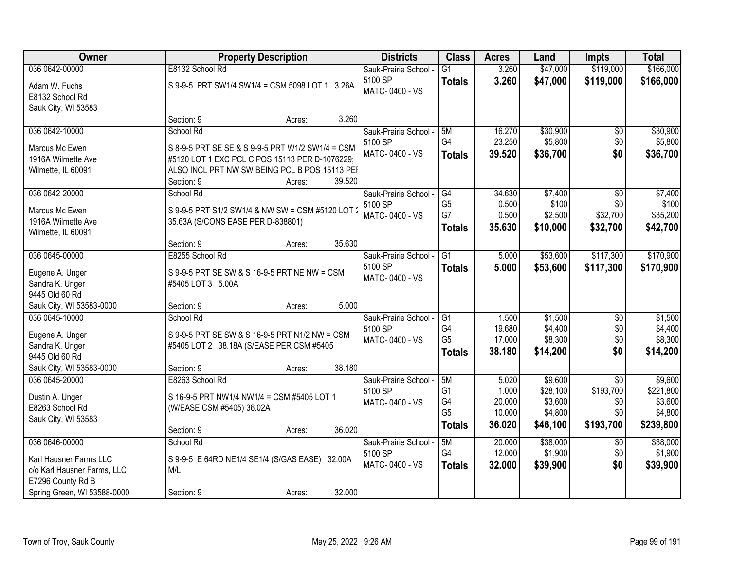| Owner | Property Description | Districts | Class | Acres | Land | Impts | Total |
|---|---|---|---|---|---|---|---|
| 036 0642-00000<br>Adam W. Fuchs<br>E8132 School Rd<br>Sauk City, WI 53583 | E8132 School Rd<br>S 9-9-5 PRT SW1/4 SW1/4 = CSM 5098 LOT 1 3.26A<br>Section: 9 Acres: 3.260 | Sauk-Prairie School - 5100 SP<br>MATC- 0400 - VS | G1<br>**Totals** | 3.260<br>**3.260** | $47,000<br>**$47,000** | $119,000<br>**$119,000** | $166,000<br>**$166,000** |
| 036 0642-10000<br>Marcus Mc Ewen<br>1916A Wilmette Ave<br>Wilmette, IL 60091 | School Rd<br>S 8-9-5 PRT SE SE & S 9-9-5 PRT W1/2 SW1/4 = CSM #5120 LOT 1 EXC PCL C POS 15113 PER D-1076229; ALSO INCL PRT NW SW BEING PCL B POS 15113 PEF<br>Section: 9 Acres: 39.520 | Sauk-Prairie School - 5100 SP<br>MATC- 0400 - VS | 5M<br>G4<br>**Totals** | 16.270<br>23.250<br>**39.520** | $30,900<br>$5,800<br>**$36,700** | $0<br>$0<br>**$0** | $30,900<br>$5,800<br>**$36,700** |
| 036 0642-20000<br>Marcus Mc Ewen<br>1916A Wilmette Ave<br>Wilmette, IL 60091 | School Rd<br>S 9-9-5 PRT S1/2 SW1/4 & NW SW = CSM #5120 LOT 2 35.63A (S/CONS EASE PER D-838801)<br>Section: 9 Acres: 35.630 | Sauk-Prairie School - 5100 SP<br>MATC- 0400 - VS | G4<br>G5<br>G7<br>**Totals** | 34.630<br>0.500<br>0.500<br>**35.630** | $7,400<br>$100<br>$2,500<br>**$10,000** | $0<br>$0<br>$32,700<br>**$32,700** | $7,400<br>$100<br>$35,200<br>**$42,700** |
| 036 0645-00000<br>Eugene A. Unger<br>Sandra K. Unger<br>9445 Old 60 Rd<br>Sauk City, WI 53583-0000 | E8255 School Rd<br>S 9-9-5 PRT SE SW & S 16-9-5 PRT NE NW = CSM #5405 LOT 3 5.00A<br>Section: 9 Acres: 5.000 | Sauk-Prairie School - 5100 SP<br>MATC- 0400 - VS | G1<br>**Totals** | 5.000<br>**5.000** | $53,600<br>**$53,600** | $117,300<br>**$117,300** | $170,900<br>**$170,900** |
| 036 0645-10000<br>Eugene A. Unger<br>Sandra K. Unger<br>9445 Old 60 Rd<br>Sauk City, WI 53583-0000 | School Rd<br>S 9-9-5 PRT SE SW & S 16-9-5 PRT N1/2 NW = CSM #5405 LOT 2 38.18A (S/EASE PER CSM #5405<br>Section: 9 Acres: 38.180 | Sauk-Prairie School - 5100 SP<br>MATC- 0400 - VS | G1<br>G4<br>G5<br>**Totals** | 1.500<br>19.680<br>17.000<br>**38.180** | $1,500<br>$4,400<br>$8,300<br>**$14,200** | $0<br>$0<br>$0<br>**$0** | $1,500<br>$4,400<br>$8,300<br>**$14,200** |
| 036 0645-20000<br>Dustin A. Unger<br>E8263 School Rd<br>Sauk City, WI 53583 | E8263 School Rd<br>S 16-9-5 PRT NW1/4 NW1/4 = CSM #5405 LOT 1 (W/EASE CSM #5405) 36.02A<br>Section: 9 Acres: 36.020 | Sauk-Prairie School - 5100 SP<br>MATC- 0400 - VS | 5M<br>G1<br>G4<br>G5<br>**Totals** | 5.020<br>1.000<br>20.000<br>10.000<br>**36.020** | $9,600<br>$28,100<br>$3,600<br>$4,800<br>**$46,100** | $0<br>$193,700<br>$0<br>$0<br>**$193,700** | $9,600<br>$221,800<br>$3,600<br>$4,800<br>**$239,800** |
| 036 0646-00000<br>Karl Hausner Farms LLC<br>c/o Karl Hausner Farms, LLC<br>E7296 County Rd B<br>Spring Green, WI 53588-0000 | School Rd<br>S 9-9-5 E 64RD NE1/4 SE1/4 (S/GAS EASE) 32.00A M/L<br>Section: 9 Acres: 32.000 | Sauk-Prairie School - 5100 SP<br>MATC- 0400 - VS | 5M<br>G4<br>**Totals** | 20.000<br>12.000<br>**32.000** | $38,000<br>$1,900<br>**$39,900** | $0<br>$0<br>**$0** | $38,000<br>$1,900<br>**$39,900** |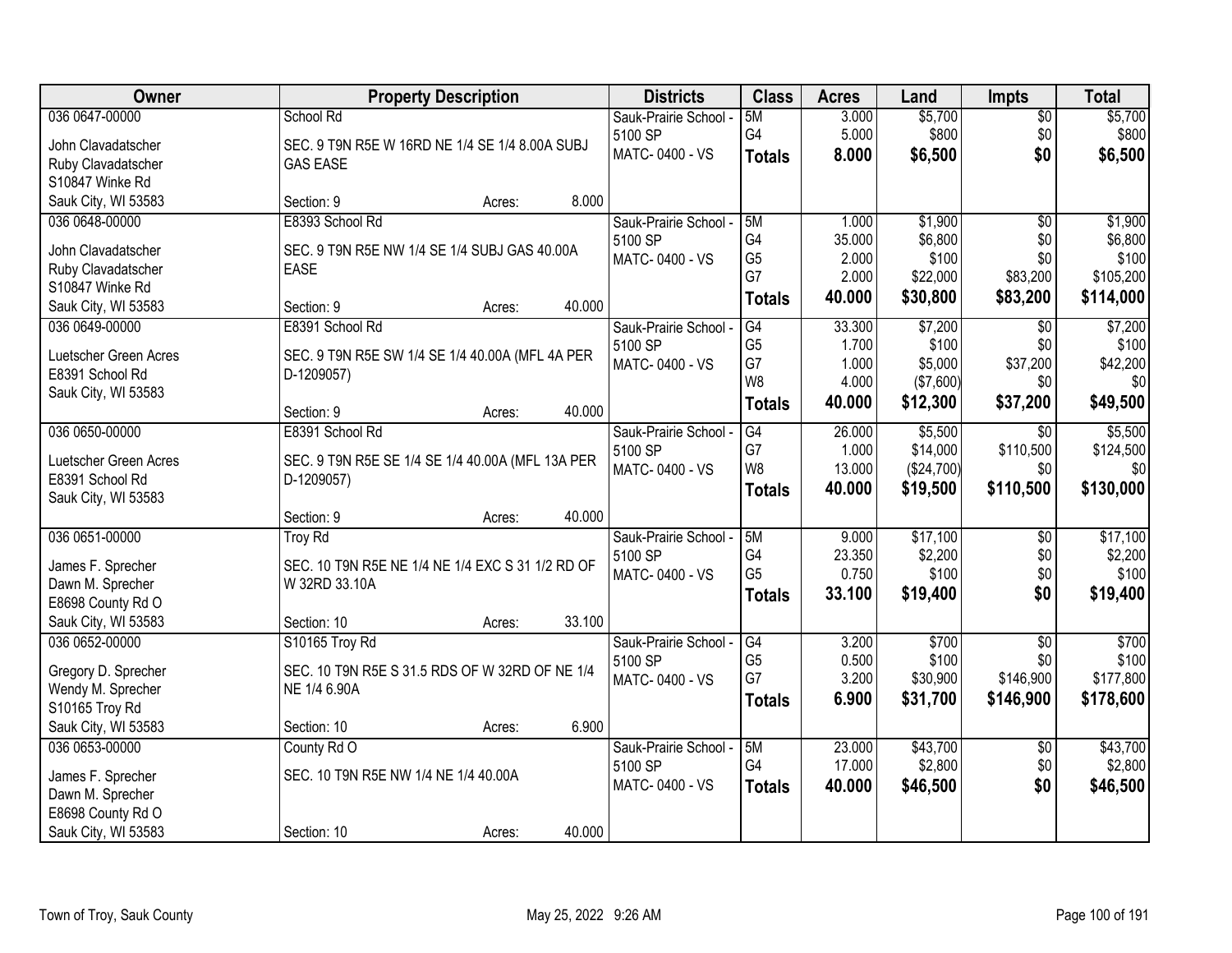| Owner | Property Description | Districts | Class | Acres | Land | Impts | Total |
|---|---|---|---|---|---|---|---|
| 036 0647-00000<br>John Clavadatscher<br>Ruby Clavadatscher<br>S10847 Winke Rd<br>Sauk City, WI 53583 | School Rd<br>SEC. 9 T9N R5E W 16RD NE 1/4 SE 1/4 8.00A SUBJ GAS EASE<br>Section: 9 Acres: 8.000 | Sauk-Prairie School - 5100 SP<br>MATC- 0400 - VS | 5M<br>G4<br>**Totals** | 3.000<br>5.000<br>**8.000** | $5,700<br>$800<br>**$6,500** | $0<br>$0<br>**$0** | $5,700<br>$800<br>**$6,500** |
| 036 0648-00000<br>John Clavadatscher<br>Ruby Clavadatscher<br>S10847 Winke Rd<br>Sauk City, WI 53583 | E8393 School Rd<br>SEC. 9 T9N R5E NW 1/4 SE 1/4 SUBJ GAS 40.00A EASE<br>Section: 9 Acres: 40.000 | Sauk-Prairie School - 5100 SP<br>MATC- 0400 - VS | 5M<br>G4<br>G5<br>G7<br>**Totals** | 1.000<br>35.000<br>2.000<br>2.000<br>**40.000** | $1,900<br>$6,800<br>$100<br>$22,000<br>**$30,800** | $0<br>$0<br>$0<br>$83,200<br>**$83,200** | $1,900<br>$6,800<br>$100<br>$105,200<br>**$114,000** |
| 036 0649-00000<br>Luetscher Green Acres<br>E8391 School Rd<br>Sauk City, WI 53583 | E8391 School Rd<br>SEC. 9 T9N R5E SW 1/4 SE 1/4 40.00A (MFL 4A PER D-1209057)<br>Section: 9 Acres: 40.000 | Sauk-Prairie School - 5100 SP<br>MATC- 0400 - VS | G4<br>G5<br>G7<br>W8<br>**Totals** | 33.300<br>1.700<br>1.000<br>4.000<br>**40.000** | $7,200<br>$100<br>$5,000<br>($7,600)<br>**$12,300** | $0<br>$0<br>$37,200<br>$0<br>**$37,200** | $7,200<br>$100<br>$42,200<br>$0<br>**$49,500** |
| 036 0650-00000<br>Luetscher Green Acres<br>E8391 School Rd<br>Sauk City, WI 53583 | E8391 School Rd<br>SEC. 9 T9N R5E SE 1/4 SE 1/4 40.00A (MFL 13A PER D-1209057)<br>Section: 9 Acres: 40.000 | Sauk-Prairie School - 5100 SP<br>MATC- 0400 - VS | G4<br>G7<br>W8<br>**Totals** | 26.000<br>1.000<br>13.000<br>**40.000** | $5,500<br>$14,000<br>($24,700)<br>**$19,500** | $0<br>$110,500<br>$0<br>**$110,500** | $5,500<br>$124,500<br>$0<br>**$130,000** |
| 036 0651-00000<br>James F. Sprecher<br>Dawn M. Sprecher<br>E8698 County Rd O<br>Sauk City, WI 53583 | Troy Rd<br>SEC. 10 T9N R5E NE 1/4 NE 1/4 EXC S 31 1/2 RD OF W 32RD 33.10A<br>Section: 10 Acres: 33.100 | Sauk-Prairie School - 5100 SP<br>MATC- 0400 - VS | 5M<br>G4<br>G5<br>**Totals** | 9.000<br>23.350<br>0.750<br>**33.100** | $17,100<br>$2,200<br>$100<br>**$19,400** | $0<br>$0<br>$0<br>**$0** | $17,100<br>$2,200<br>$100<br>**$19,400** |
| 036 0652-00000<br>Gregory D. Sprecher<br>Wendy M. Sprecher<br>S10165 Troy Rd<br>Sauk City, WI 53583 | S10165 Troy Rd<br>SEC. 10 T9N R5E S 31.5 RDS OF W 32RD OF NE 1/4 NE 1/4 6.90A<br>Section: 10 Acres: 6.900 | Sauk-Prairie School - 5100 SP<br>MATC- 0400 - VS | G4<br>G5<br>G7<br>**Totals** | 3.200<br>0.500<br>3.200<br>**6.900** | $700<br>$100<br>$30,900<br>**$31,700** | $0<br>$0<br>$146,900<br>**$146,900** | $700<br>$100<br>$177,800<br>**$178,600** |
| 036 0653-00000<br>James F. Sprecher<br>Dawn M. Sprecher<br>E8698 County Rd O<br>Sauk City, WI 53583 | County Rd O<br>SEC. 10 T9N R5E NW 1/4 NE 1/4 40.00A<br>Section: 10 Acres: 40.000 | Sauk-Prairie School - 5100 SP<br>MATC- 0400 - VS | 5M<br>G4<br>**Totals** | 23.000<br>17.000<br>**40.000** | $43,700<br>$2,800<br>**$46,500** | $0<br>$0<br>**$0** | $43,700<br>$2,800<br>**$46,500** |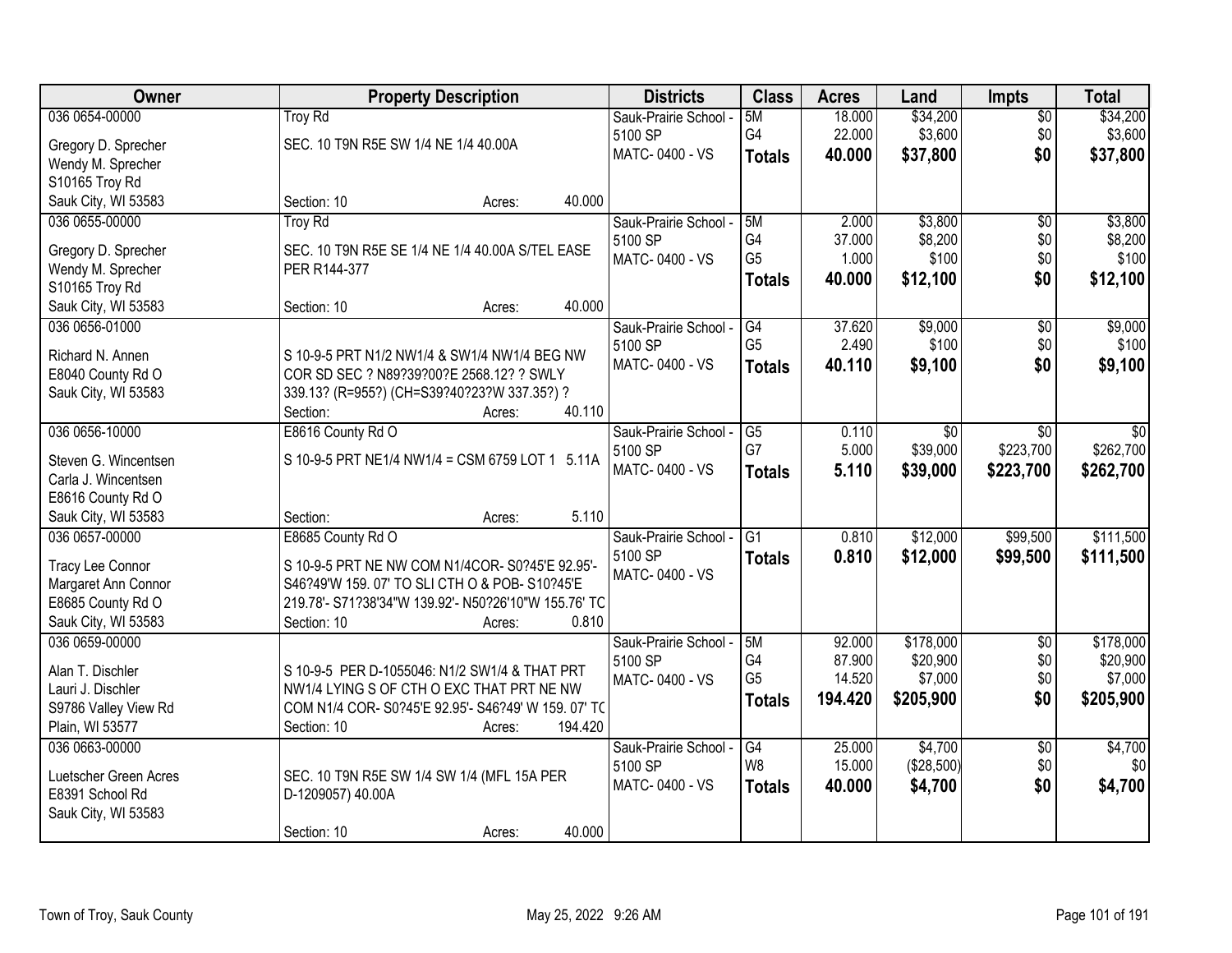| Owner | Property Description | Districts | Class | Acres | Land | Impts | Total |
|---|---|---|---|---|---|---|---|
| 036 0654-00000<br><br>Gregory D. Sprecher<br>Wendy M. Sprecher<br>S10165 Troy Rd<br>Sauk City, WI 53583 | Troy Rd<br><br>SEC. 10 T9N R5E SW 1/4 NE 1/4 40.00A<br><br>Section: 10 Acres: 40.000 | Sauk-Prairie School - 5100 SP<br>MATC- 0400 - VS | 5M<br>G4<br>**Totals** | 18.000<br>22.000<br>**40.000** | $34,200<br>$3,600<br>**$37,800** | $0<br>$0<br>**$0** | $34,200<br>$3,600<br>**$37,800** |
| 036 0655-00000<br><br>Gregory D. Sprecher<br>Wendy M. Sprecher<br>S10165 Troy Rd<br>Sauk City, WI 53583 | Troy Rd<br><br>SEC. 10 T9N R5E SE 1/4 NE 1/4 40.00A S/TEL EASE PER R144-377<br><br>Section: 10 Acres: 40.000 | Sauk-Prairie School - 5100 SP<br>MATC- 0400 - VS | 5M<br>G4<br>G5<br>**Totals** | 2.000<br>37.000<br>1.000<br>**40.000** | $3,800<br>$8,200<br>$100<br>**$12,100** | $0<br>$0<br>$0<br>**$0** | $3,800<br>$8,200<br>$100<br>**$12,100** |
| 036 0656-01000<br><br>Richard N. Annen<br>E8040 County Rd O<br>Sauk City, WI 53583 | S 10-9-5 PRT N1/2 NW1/4 & SW1/4 NW1/4 BEG NW COR SD SEC ? N89?39?00?E 2568.12? ? SWLY 339.13? (R=955?) (CH=S39?40?23?W 337.35?) ?<br>Section: Acres: 40.110 | Sauk-Prairie School - 5100 SP<br>MATC- 0400 - VS | G4<br>G5<br>**Totals** | 37.620<br>2.490<br>**40.110** | $9,000<br>$100<br>**$9,100** | $0<br>$0<br>**$0** | $9,000<br>$100<br>**$9,100** |
| 036 0656-10000<br><br>Steven G. Wincentsen<br>Carla J. Wincentsen<br>E8616 County Rd O<br>Sauk City, WI 53583 | E8616 County Rd O<br><br>S 10-9-5 PRT NE1/4 NW1/4 = CSM 6759 LOT 1 5.11A<br><br>Section: Acres: 5.110 | Sauk-Prairie School - 5100 SP<br>MATC- 0400 - VS | G5<br>G7<br>**Totals** | 0.110<br>5.000<br>**5.110** | $0<br>$39,000<br>**$39,000** | $0<br>$223,700<br>**$223,700** | $0<br>$262,700<br>**$262,700** |
| 036 0657-00000<br><br>Tracy Lee Connor<br>Margaret Ann Connor<br>E8685 County Rd O<br>Sauk City, WI 53583 | E8685 County Rd O<br><br>S 10-9-5 PRT NE NW COM N1/4COR- S0?45'E 92.95'- S46?49'W 159. 07' TO SLI CTH O & POB- S10?45'E 219.78'- S71?38'34"W 139.92'- N50?26'10"W 155.76' TC<br>Section: 10 Acres: 0.810 | Sauk-Prairie School - 5100 SP<br>MATC- 0400 - VS | G1<br>**Totals** | 0.810<br>**0.810** | $12,000<br>**$12,000** | $99,500<br>**$99,500** | $111,500<br>**$111,500** |
| 036 0659-00000<br><br>Alan T. Dischler<br>Lauri J. Dischler<br>S9786 Valley View Rd<br>Plain, WI 53577 | S 10-9-5 PER D-1055046: N1/2 SW1/4 & THAT PRT NW1/4 LYING S OF CTH O EXC THAT PRT NE NW COM N1/4 COR- S0?45'E 92.95'- S46?49' W 159. 07' TC<br>Section: 10 Acres: 194.420 | Sauk-Prairie School - 5100 SP<br>MATC- 0400 - VS | 5M<br>G4<br>G5<br>**Totals** | 92.000<br>87.900<br>14.520<br>**194.420** | $178,000<br>$20,900<br>$7,000<br>**$205,900** | $0<br>$0<br>$0<br>**$0** | $178,000<br>$20,900<br>$7,000<br>**$205,900** |
| 036 0663-00000<br><br>Luetscher Green Acres<br>E8391 School Rd<br>Sauk City, WI 53583 | SEC. 10 T9N R5E SW 1/4 SW 1/4 (MFL 15A PER D-1209057) 40.00A<br><br>Section: 10 Acres: 40.000 | Sauk-Prairie School - 5100 SP<br>MATC- 0400 - VS | G4<br>W8<br>**Totals** | 25.000<br>15.000<br>**40.000** | $4,700<br>($28,500)<br>**$4,700** | $0<br>$0<br>**$0** | $4,700<br>$0<br>**$4,700** |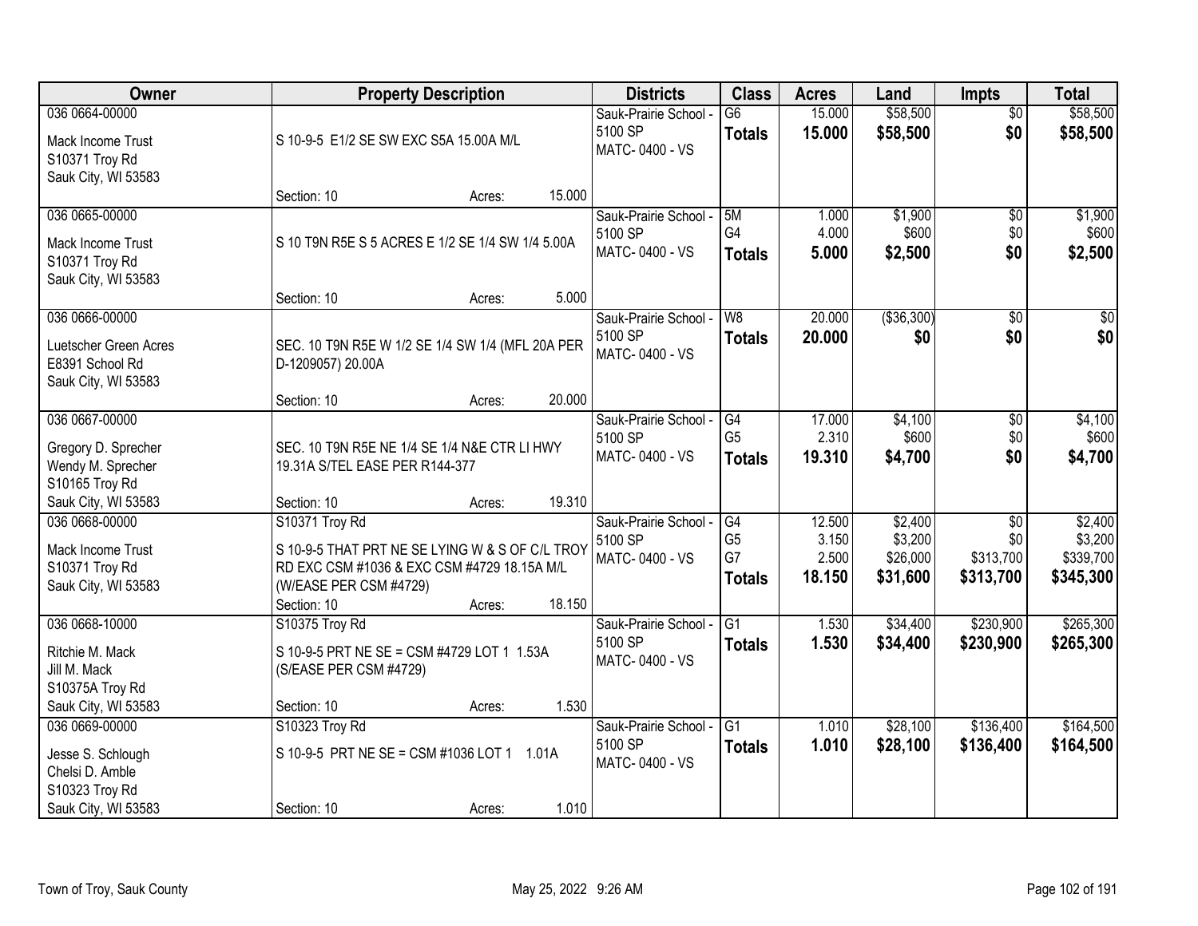| Owner | Property Description | Districts | Class | Acres | Land | Impts | Total |
|---|---|---|---|---|---|---|---|
| 036 0664-00000<br>Mack Income Trust<br>S10371 Troy Rd<br>Sauk City, WI 53583 | S 10-9-5 E1/2 SE SW EXC S5A 15.00A M/L<br>Section: 10 Acres: 15.000 | Sauk-Prairie School - 5100 SP<br>MATC- 0400 - VS | G6<br>**Totals** | 15.000<br>**15.000** | $58,500<br>**$58,500** | $0<br>**$0** | $58,500<br>**$58,500** |
| 036 0665-00000<br>Mack Income Trust<br>S10371 Troy Rd<br>Sauk City, WI 53583 | S 10 T9N R5E S 5 ACRES E 1/2 SE 1/4 SW 1/4 5.00A<br>Section: 10 Acres: 5.000 | Sauk-Prairie School - 5100 SP<br>MATC- 0400 - VS | 5M<br>G4<br>**Totals** | 1.000<br>4.000<br>**5.000** | $1,900<br>$600<br>**$2,500** | $0<br>$0<br>**$0** | $1,900<br>$600<br>**$2,500** |
| 036 0666-00000<br>Luetscher Green Acres<br>E8391 School Rd<br>Sauk City, WI 53583 | SEC. 10 T9N R5E W 1/2 SE 1/4 SW 1/4 (MFL 20A PER D-1209057) 20.00A<br>Section: 10 Acres: 20.000 | Sauk-Prairie School - 5100 SP<br>MATC- 0400 - VS | W8<br>**Totals** | 20.000<br>**20.000** | ($36,300)<br>**$0** | $0<br>**$0** | $0<br>**$0** |
| 036 0667-00000<br>Gregory D. Sprecher<br>Wendy M. Sprecher<br>S10165 Troy Rd<br>Sauk City, WI 53583 | SEC. 10 T9N R5E NE 1/4 SE 1/4 N&E CTR LI HWY 19.31A S/TEL EASE PER R144-377<br>Section: 10 Acres: 19.310 | Sauk-Prairie School - 5100 SP<br>MATC- 0400 - VS | G4<br>G5<br>**Totals** | 17.000<br>2.310<br>**19.310** | $4,100<br>$600<br>**$4,700** | $0<br>$0<br>**$0** | $4,100<br>$600<br>**$4,700** |
| 036 0668-00000<br>Mack Income Trust<br>S10371 Troy Rd<br>Sauk City, WI 53583 | S10371 Troy Rd<br>S 10-9-5 THAT PRT NE SE LYING W & S OF C/L TROY RD EXC CSM #1036 & EXC CSM #4729 18.15A M/L (W/EASE PER CSM #4729)<br>Section: 10 Acres: 18.150 | Sauk-Prairie School - 5100 SP<br>MATC- 0400 - VS | G4<br>G5<br>G7<br>**Totals** | 12.500<br>3.150<br>2.500<br>**18.150** | $2,400<br>$3,200<br>$26,000<br>**$31,600** | $0<br>$0<br>$313,700<br>**$313,700** | $2,400<br>$3,200<br>$339,700<br>**$345,300** |
| 036 0668-10000<br>Ritchie M. Mack<br>Jill M. Mack<br>S10375A Troy Rd<br>Sauk City, WI 53583 | S10375 Troy Rd<br>S 10-9-5 PRT NE SE = CSM #4729 LOT 1 1.53A (S/EASE PER CSM #4729)<br>Section: 10 Acres: 1.530 | Sauk-Prairie School - 5100 SP<br>MATC- 0400 - VS | G1<br>**Totals** | 1.530<br>**1.530** | $34,400<br>**$34,400** | $230,900<br>**$230,900** | $265,300<br>**$265,300** |
| 036 0669-00000<br>Jesse S. Schlough<br>Chelsi D. Amble<br>S10323 Troy Rd<br>Sauk City, WI 53583 | S10323 Troy Rd<br>S 10-9-5 PRT NE SE = CSM #1036 LOT 1 1.01A<br>Section: 10 Acres: 1.010 | Sauk-Prairie School - 5100 SP<br>MATC- 0400 - VS | G1<br>**Totals** | 1.010<br>**1.010** | $28,100<br>**$28,100** | $136,400<br>**$136,400** | $164,500<br>**$164,500** |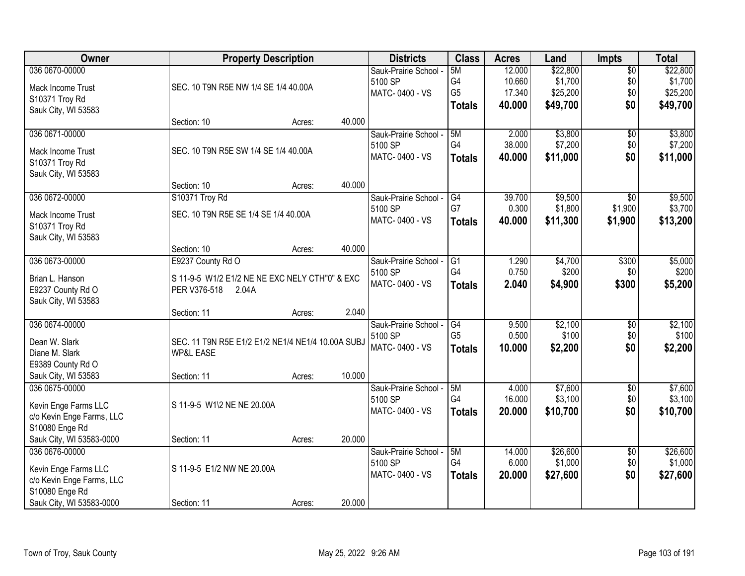| Owner | Property Description | Districts | Class | Acres | Land | Impts | Total |
|---|---|---|---|---|---|---|---|
| 036 0670-00000<br>Mack Income Trust<br>S10371 Troy Rd<br>Sauk City, WI 53583 | SEC. 10 T9N R5E NW 1/4 SE 1/4 40.00A<br>Section: 10 Acres: 40.000 | Sauk-Prairie School - 5100 SP<br>MATC- 0400 - VS | 5M<br>G4<br>G5<br>**Totals** | 12.000<br>10.660<br>17.340<br>**40.000** | $22,800<br>$1,700<br>$25,200<br>**$49,700** | $0<br>$0<br>$0<br>**$0** | $22,800<br>$1,700<br>$25,200<br>**$49,700** |
| 036 0671-00000<br>Mack Income Trust<br>S10371 Troy Rd<br>Sauk City, WI 53583 | SEC. 10 T9N R5E SW 1/4 SE 1/4 40.00A<br>Section: 10 Acres: 40.000 | Sauk-Prairie School - 5100 SP<br>MATC- 0400 - VS | 5M<br>G4<br>**Totals** | 2.000<br>38.000<br>**40.000** | $3,800<br>$7,200<br>**$11,000** | $0<br>$0<br>**$0** | $3,800<br>$7,200<br>**$11,000** |
| 036 0672-00000<br>Mack Income Trust<br>S10371 Troy Rd<br>Sauk City, WI 53583 | S10371 Troy Rd<br>SEC. 10 T9N R5E SE 1/4 SE 1/4 40.00A<br>Section: 10 Acres: 40.000 | Sauk-Prairie School - 5100 SP<br>MATC- 0400 - VS | G4<br>G7<br>**Totals** | 39.700<br>0.300<br>**40.000** | $9,500<br>$1,800<br>**$11,300** | $0<br>$1,900<br>**$1,900** | $9,500<br>$3,700<br>**$13,200** |
| 036 0673-00000<br>Brian L. Hanson<br>E9237 County Rd O<br>Sauk City, WI 53583 | E9237 County Rd O<br>S 11-9-5 W1/2 E1/2 NE NE EXC NELY CTH"0" & EXC PER V376-518 2.04A<br>Section: 11 Acres: 2.040 | Sauk-Prairie School - 5100 SP<br>MATC- 0400 - VS | G1<br>G4<br>**Totals** | 1.290<br>0.750<br>**2.040** | $4,700<br>$200<br>**$4,900** | $300<br>$0<br>**$300** | $5,000<br>$200<br>**$5,200** |
| 036 0674-00000<br>Dean W. Slark<br>Diane M. Slark<br>E9389 County Rd O<br>Sauk City, WI 53583 | SEC. 11 T9N R5E E1/2 E1/2 NE1/4 NE1/4 10.00A SUBJ WP&L EASE<br>Section: 11 Acres: 10.000 | Sauk-Prairie School - 5100 SP<br>MATC- 0400 - VS | G4<br>G5<br>**Totals** | 9.500<br>0.500<br>**10.000** | $2,100<br>$100<br>**$2,200** | $0<br>$0<br>**$0** | $2,100<br>$100<br>**$2,200** |
| 036 0675-00000<br>Kevin Enge Farms LLC<br>c/o Kevin Enge Farms, LLC<br>S10080 Enge Rd<br>Sauk City, WI 53583-0000 | S 11-9-5 W1\2 NE NE 20.00A<br>Section: 11 Acres: 20.000 | Sauk-Prairie School - 5100 SP<br>MATC- 0400 - VS | 5M<br>G4<br>**Totals** | 4.000<br>16.000<br>**20.000** | $7,600<br>$3,100<br>**$10,700** | $0<br>$0<br>**$0** | $7,600<br>$3,100<br>**$10,700** |
| 036 0676-00000<br>Kevin Enge Farms LLC<br>c/o Kevin Enge Farms, LLC<br>S10080 Enge Rd<br>Sauk City, WI 53583-0000 | S 11-9-5 E1/2 NW NE 20.00A<br>Section: 11 Acres: 20.000 | Sauk-Prairie School - 5100 SP<br>MATC- 0400 - VS | 5M<br>G4<br>**Totals** | 14.000<br>6.000<br>**20.000** | $26,600<br>$1,000<br>**$27,600** | $0<br>$0<br>**$0** | $26,600<br>$1,000<br>**$27,600** |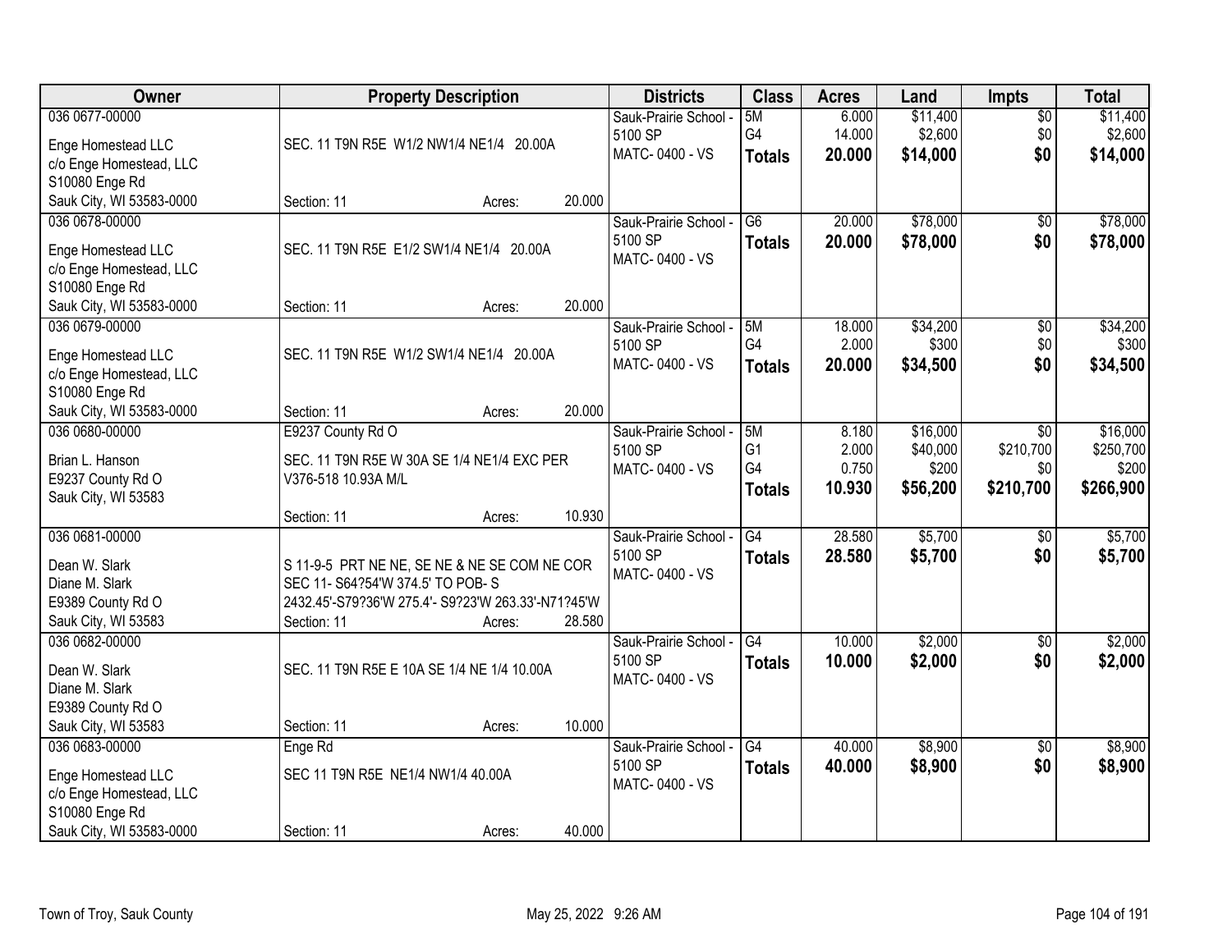| Owner | Property Description | Districts | Class | Acres | Land | Impts | Total |
|---|---|---|---|---|---|---|---|
| 036 0677-00000<br>Enge Homestead LLC<br>c/o Enge Homestead, LLC<br>S10080 Enge Rd<br>Sauk City, WI 53583-0000 | SEC. 11 T9N R5E W1/2 NW1/4 NE1/4 20.00A<br>Section: 11 Acres: 20.000 | Sauk-Prairie School - 5100 SP<br>MATC- 0400 - VS | 5M<br>G4<br>**Totals** | 6.000<br>14.000<br>**20.000** | $11,400<br>$2,600<br>**$14,000** | $0<br>$0<br>**$0** | $11,400<br>$2,600<br>**$14,000** |
| 036 0678-00000<br>Enge Homestead LLC<br>c/o Enge Homestead, LLC<br>S10080 Enge Rd<br>Sauk City, WI 53583-0000 | SEC. 11 T9N R5E E1/2 SW1/4 NE1/4 20.00A<br>Section: 11 Acres: 20.000 | Sauk-Prairie School - 5100 SP<br>MATC- 0400 - VS | G6<br>**Totals** | 20.000<br>**20.000** | $78,000<br>**$78,000** | $0<br>**$0** | $78,000<br>**$78,000** |
| 036 0679-00000<br>Enge Homestead LLC<br>c/o Enge Homestead, LLC<br>S10080 Enge Rd<br>Sauk City, WI 53583-0000 | SEC. 11 T9N R5E W1/2 SW1/4 NE1/4 20.00A<br>Section: 11 Acres: 20.000 | Sauk-Prairie School - 5100 SP<br>MATC- 0400 - VS | 5M<br>G4<br>**Totals** | 18.000<br>2.000<br>**20.000** | $34,200<br>$300<br>**$34,500** | $0<br>$0<br>**$0** | $34,200<br>$300<br>**$34,500** |
| 036 0680-00000<br>Brian L. Hanson<br>E9237 County Rd O<br>Sauk City, WI 53583 | E9237 County Rd O<br>SEC. 11 T9N R5E W 30A SE 1/4 NE1/4 EXC PER V376-518 10.93A M/L<br>Section: 11 Acres: 10.930 | Sauk-Prairie School - 5100 SP<br>MATC- 0400 - VS | 5M<br>G1<br>G4<br>**Totals** | 8.180<br>2.000<br>0.750<br>**10.930** | $16,000<br>$40,000<br>$200<br>**$56,200** | $0<br>$210,700<br>$0<br>**$210,700** | $16,000<br>$250,700<br>$200<br>**$266,900** |
| 036 0681-00000<br>Dean W. Slark<br>Diane M. Slark<br>E9389 County Rd O<br>Sauk City, WI 53583 | S 11-9-5 PRT NE NE, SE NE & NE SE COM NE COR SEC 11- S64?54'W 374.5' TO POB- S 2432.45'-S79?36'W 275.4'- S9?23'W 263.33'-N71?45'W<br>Section: 11 Acres: 28.580 | Sauk-Prairie School - 5100 SP<br>MATC- 0400 - VS | G4<br>**Totals** | 28.580<br>**28.580** | $5,700<br>**$5,700** | $0<br>**$0** | $5,700<br>**$5,700** |
| 036 0682-00000<br>Dean W. Slark<br>Diane M. Slark<br>E9389 County Rd O<br>Sauk City, WI 53583 | SEC. 11 T9N R5E E 10A SE 1/4 NE 1/4 10.00A<br>Section: 11 Acres: 10.000 | Sauk-Prairie School - 5100 SP<br>MATC- 0400 - VS | G4<br>**Totals** | 10.000<br>**10.000** | $2,000<br>**$2,000** | $0<br>**$0** | $2,000<br>**$2,000** |
| 036 0683-00000<br>Enge Homestead LLC<br>c/o Enge Homestead, LLC<br>S10080 Enge Rd<br>Sauk City, WI 53583-0000 | Enge Rd<br>SEC 11 T9N R5E NE1/4 NW1/4 40.00A<br>Section: 11 Acres: 40.000 | Sauk-Prairie School - 5100 SP<br>MATC- 0400 - VS | G4<br>**Totals** | 40.000<br>**40.000** | $8,900<br>**$8,900** | $0<br>**$0** | $8,900<br>**$8,900** |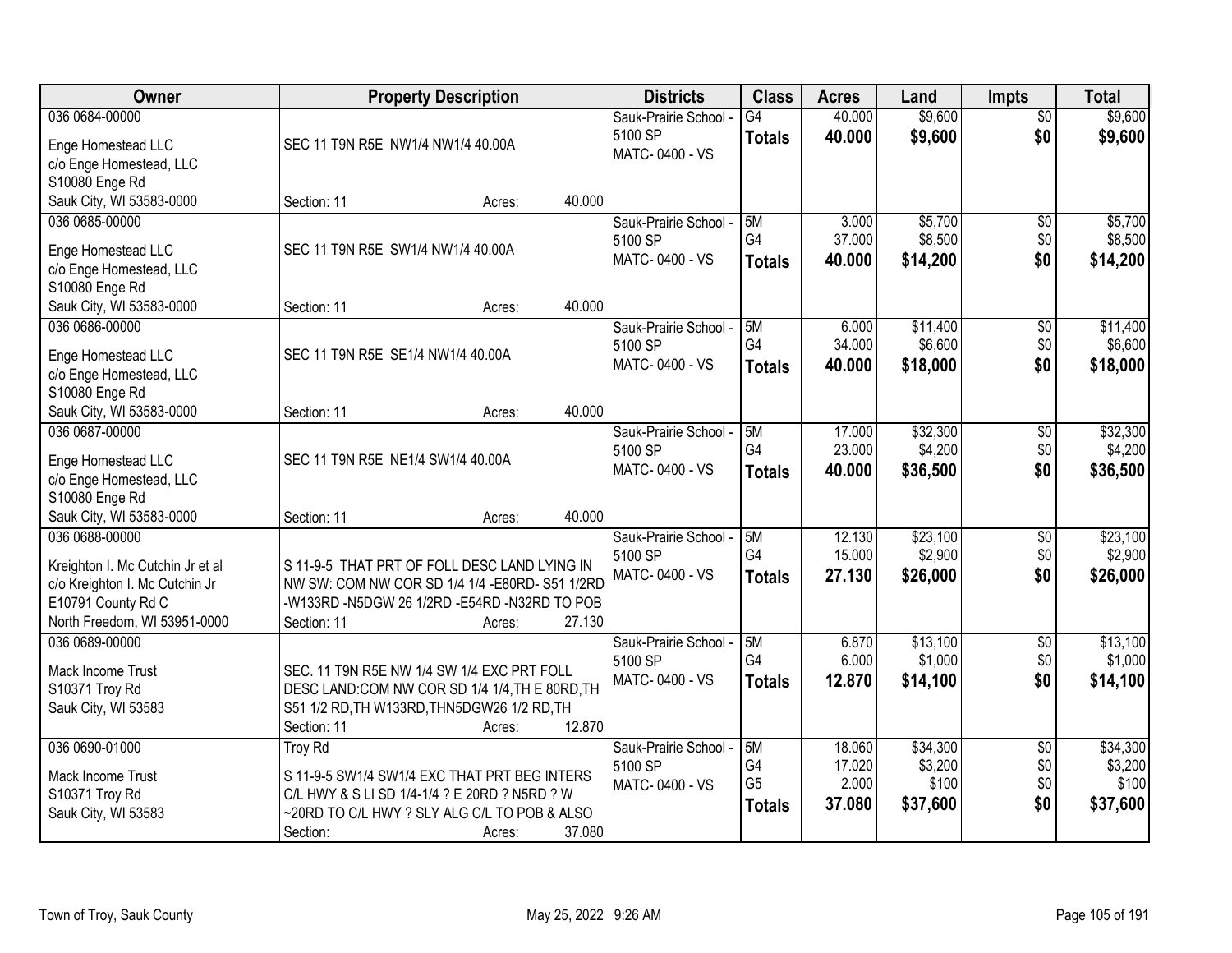| Owner | Property Description | Districts | Class | Acres | Land | Impts | Total |
|---|---|---|---|---|---|---|---|
| 036 0684-00000<br>Enge Homestead LLC<br>c/o Enge Homestead, LLC<br>S10080 Enge Rd<br>Sauk City, WI 53583-0000 | SEC 11 T9N R5E NW1/4 NW1/4 40.00A<br>Section: 11 Acres: 40.000 | Sauk-Prairie School - 5100 SP<br>MATC- 0400 - VS | G4<br>**Totals** | 40.000<br>**40.000** | $9,600<br>**$9,600** | $0<br>**$0** | $9,600<br>**$9,600** |
| 036 0685-00000<br>Enge Homestead LLC<br>c/o Enge Homestead, LLC<br>S10080 Enge Rd<br>Sauk City, WI 53583-0000 | SEC 11 T9N R5E SW1/4 NW1/4 40.00A<br>Section: 11 Acres: 40.000 | Sauk-Prairie School - 5100 SP<br>MATC- 0400 - VS | 5M<br>G4<br>**Totals** | 3.000<br>37.000<br>**40.000** | $5,700<br>$8,500<br>**$14,200** | $0<br>$0<br>**$0** | $5,700<br>$8,500<br>**$14,200** |
| 036 0686-00000<br>Enge Homestead LLC<br>c/o Enge Homestead, LLC<br>S10080 Enge Rd<br>Sauk City, WI 53583-0000 | SEC 11 T9N R5E SE1/4 NW1/4 40.00A<br>Section: 11 Acres: 40.000 | Sauk-Prairie School - 5100 SP<br>MATC- 0400 - VS | 5M<br>G4<br>**Totals** | 6.000<br>34.000<br>**40.000** | $11,400<br>$6,600<br>**$18,000** | $0<br>$0<br>**$0** | $11,400<br>$6,600<br>**$18,000** |
| 036 0687-00000<br>Enge Homestead LLC<br>c/o Enge Homestead, LLC<br>S10080 Enge Rd<br>Sauk City, WI 53583-0000 | SEC 11 T9N R5E NE1/4 SW1/4 40.00A<br>Section: 11 Acres: 40.000 | Sauk-Prairie School - 5100 SP<br>MATC- 0400 - VS | 5M<br>G4<br>**Totals** | 17.000<br>23.000<br>**40.000** | $32,300<br>$4,200<br>**$36,500** | $0<br>$0<br>**$0** | $32,300<br>$4,200<br>**$36,500** |
| 036 0688-00000<br>Kreighton I. Mc Cutchin Jr et al<br>c/o Kreighton I. Mc Cutchin Jr<br>E10791 County Rd C<br>North Freedom, WI 53951-0000 | S 11-9-5 THAT PRT OF FOLL DESC LAND LYING IN NW SW: COM NW COR SD 1/4 1/4 -E80RD- S51 1/2RD -W133RD -N5DGW 26 1/2RD -E54RD -N32RD TO POB<br>Section: 11 Acres: 27.130 | Sauk-Prairie School - 5100 SP<br>MATC- 0400 - VS | 5M<br>G4<br>**Totals** | 12.130<br>15.000<br>**27.130** | $23,100<br>$2,900<br>**$26,000** | $0<br>$0<br>**$0** | $23,100<br>$2,900<br>**$26,000** |
| 036 0689-00000<br>Mack Income Trust<br>S10371 Troy Rd<br>Sauk City, WI 53583 | SEC. 11 T9N R5E NW 1/4 SW 1/4 EXC PRT FOLL DESC LAND:COM NW COR SD 1/4 1/4,TH E 80RD,TH S51 1/2 RD,TH W133RD,THN5DGW26 1/2 RD,TH<br>Section: 11 Acres: 12.870 | Sauk-Prairie School - 5100 SP<br>MATC- 0400 - VS | 5M<br>G4<br>**Totals** | 6.870<br>6.000<br>**12.870** | $13,100<br>$1,000<br>**$14,100** | $0<br>$0<br>**$0** | $13,100<br>$1,000<br>**$14,100** |
| 036 0690-01000<br>Mack Income Trust<br>S10371 Troy Rd<br>Sauk City, WI 53583 | Troy Rd<br>S 11-9-5 SW1/4 SW1/4 EXC THAT PRT BEG INTERS C/L HWY & S LI SD 1/4-1/4 ? E 20RD ? N5RD ? W ~20RD TO C/L HWY ? SLY ALG C/L TO POB & ALSO<br>Section: Acres: 37.080 | Sauk-Prairie School - 5100 SP<br>MATC- 0400 - VS | 5M<br>G4<br>G5<br>**Totals** | 18.060<br>17.020<br>2.000<br>**37.080** | $34,300<br>$3,200<br>$100<br>**$37,600** | $0<br>$0<br>$0<br>**$0** | $34,300<br>$3,200<br>$100<br>**$37,600** |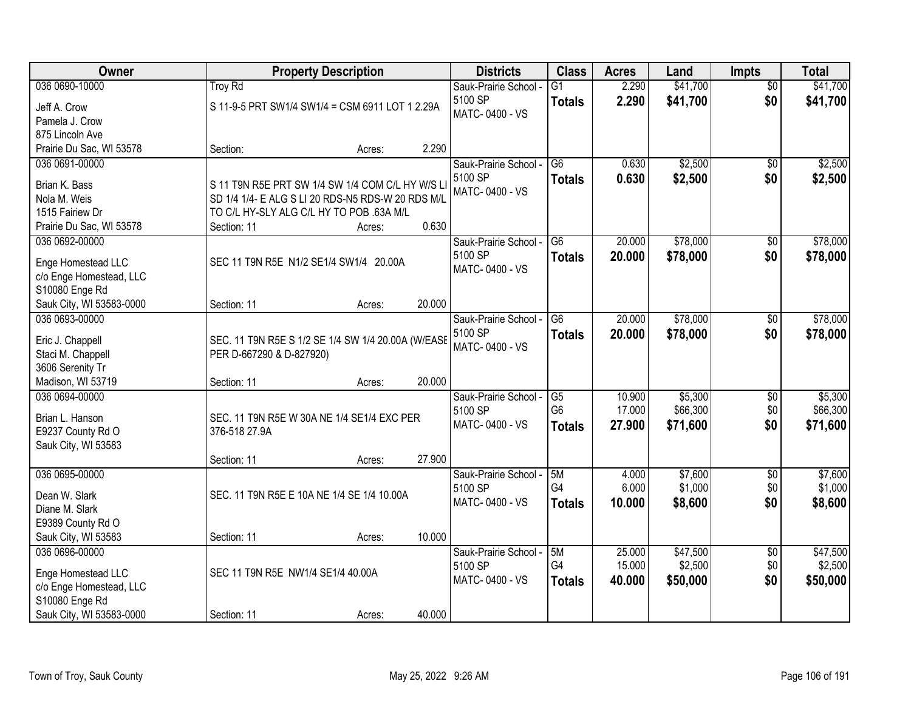| Owner | Property Description | Districts | Class | Acres | Land | Impts | Total |
|---|---|---|---|---|---|---|---|
| 036 0690-10000<br>Jeff A. Crow<br>Pamela J. Crow<br>875 Lincoln Ave<br>Prairie Du Sac, WI 53578 | Troy Rd<br>S 11-9-5 PRT SW1/4 SW1/4 = CSM 6911 LOT 1 2.29A<br>Section: Acres: 2.290 | Sauk-Prairie School - 5100 SP<br>MATC- 0400 - VS | G1<br>**Totals** | 2.290<br>**2.290** | $41,700<br>**$41,700** | $0<br>**$0** | $41,700<br>**$41,700** |
| 036 0691-00000<br>Brian K. Bass<br>Nola M. Weis<br>1515 Fairiew Dr<br>Prairie Du Sac, WI 53578 | S 11 T9N R5E PRT SW 1/4 SW 1/4 COM C/L HY W/S LI SD 1/4 1/4- E ALG S LI 20 RDS-N5 RDS-W 20 RDS M/L TO C/L HY-SLY ALG C/L HY TO POB .63A M/L<br>Section: 11 Acres: 0.630 | Sauk-Prairie School - 5100 SP<br>MATC- 0400 - VS | G6<br>**Totals** | 0.630<br>**0.630** | $2,500<br>**$2,500** | $0<br>**$0** | $2,500<br>**$2,500** |
| 036 0692-00000<br>Enge Homestead LLC<br>c/o Enge Homestead, LLC<br>S10080 Enge Rd<br>Sauk City, WI 53583-0000 | SEC 11 T9N R5E N1/2 SE1/4 SW1/4 20.00A<br>Section: 11 Acres: 20.000 | Sauk-Prairie School - 5100 SP<br>MATC- 0400 - VS | G6<br>**Totals** | 20.000<br>**20.000** | $78,000<br>**$78,000** | $0<br>**$0** | $78,000<br>**$78,000** |
| 036 0693-00000<br>Eric J. Chappell<br>Staci M. Chappell<br>3606 Serenity Tr<br>Madison, WI 53719 | SEC. 11 T9N R5E S 1/2 SE 1/4 SW 1/4 20.00A (W/EASE PER D-667290 & D-827920)<br>Section: 11 Acres: 20.000 | Sauk-Prairie School - 5100 SP<br>MATC- 0400 - VS | G6<br>**Totals** | 20.000<br>**20.000** | $78,000<br>**$78,000** | $0<br>**$0** | $78,000<br>**$78,000** |
| 036 0694-00000<br>Brian L. Hanson<br>E9237 County Rd O<br>Sauk City, WI 53583 | SEC. 11 T9N R5E W 30A NE 1/4 SE1/4 EXC PER 376-518 27.9A<br>Section: 11 Acres: 27.900 | Sauk-Prairie School - 5100 SP<br>MATC- 0400 - VS | G5<br>G6<br>**Totals** | 10.900<br>17.000<br>**27.900** | $5,300<br>$66,300<br>**$71,600** | $0<br>$0<br>**$0** | $5,300<br>$66,300<br>**$71,600** |
| 036 0695-00000<br>Dean W. Slark<br>Diane M. Slark<br>E9389 County Rd O<br>Sauk City, WI 53583 | SEC. 11 T9N R5E E 10A NE 1/4 SE 1/4 10.00A<br>Section: 11 Acres: 10.000 | Sauk-Prairie School - 5100 SP<br>MATC- 0400 - VS | 5M<br>G4<br>**Totals** | 4.000<br>6.000<br>**10.000** | $7,600<br>$1,000<br>**$8,600** | $0<br>$0<br>**$0** | $7,600<br>$1,000<br>**$8,600** |
| 036 0696-00000<br>Enge Homestead LLC<br>c/o Enge Homestead, LLC<br>S10080 Enge Rd<br>Sauk City, WI 53583-0000 | SEC 11 T9N R5E NW1/4 SE1/4 40.00A<br>Section: 11 Acres: 40.000 | Sauk-Prairie School - 5100 SP<br>MATC- 0400 - VS | 5M<br>G4<br>**Totals** | 25.000<br>15.000<br>**40.000** | $47,500<br>$2,500<br>**$50,000** | $0<br>$0<br>**$0** | $47,500<br>$2,500<br>**$50,000** |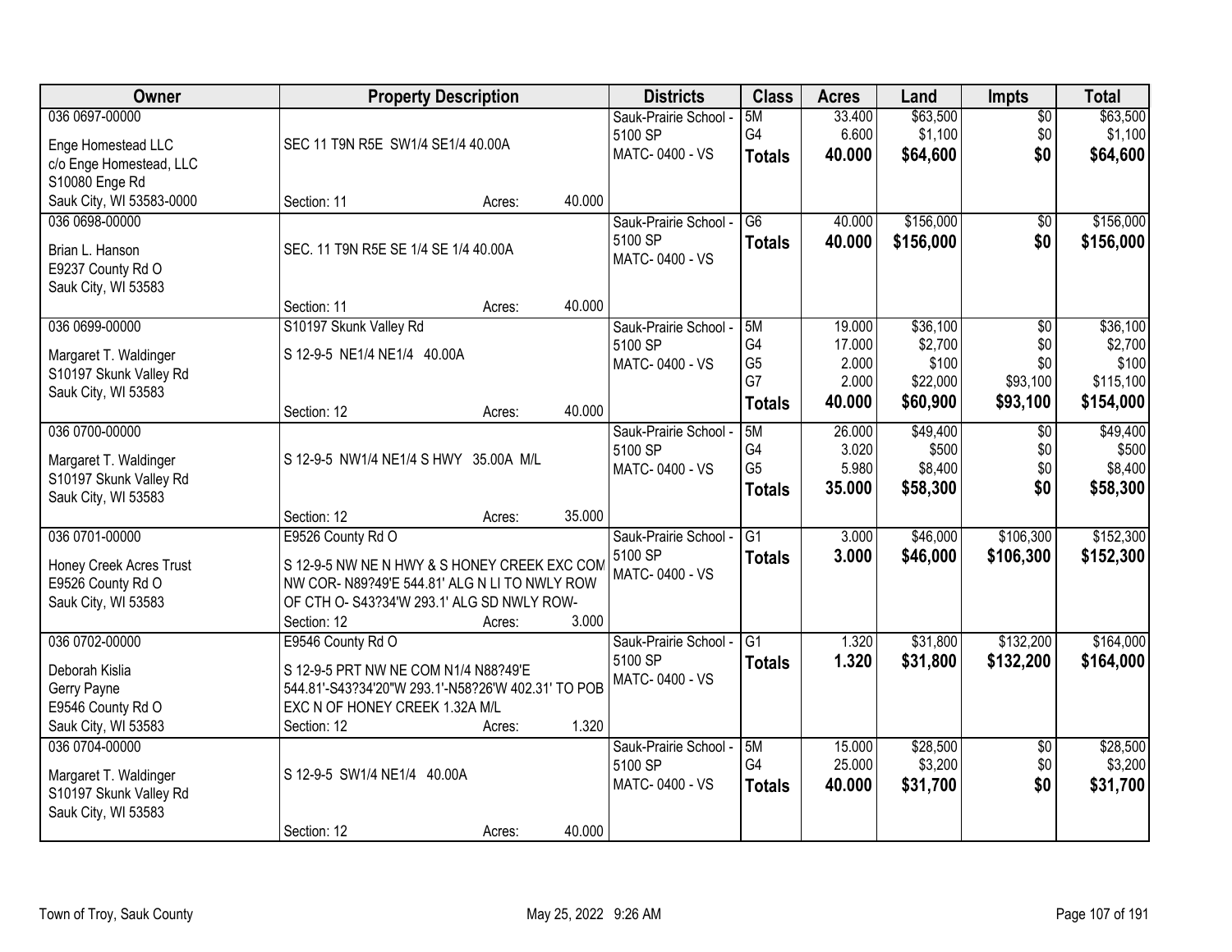| Owner | Property Description | Districts | Class | Acres | Land | Impts | Total |
|---|---|---|---|---|---|---|---|
| 036 0697-00000<br><br>Enge Homestead LLC<br>c/o Enge Homestead, LLC<br>S10080 Enge Rd<br>Sauk City, WI 53583-0000 | SEC 11 T9N R5E SW1/4 SE1/4 40.00A<br><br>Section: 11 Acres: 40.000 | Sauk-Prairie School - 5100 SP<br>MATC- 0400 - VS | 5M<br>G4<br>**Totals** | 33.400<br>6.600<br>**40.000** | $63,500<br>$1,100<br>**$64,600** | $0<br>$0<br>**$0** | $63,500<br>$1,100<br>**$64,600** |
| 036 0698-00000<br><br>Brian L. Hanson<br>E9237 County Rd O<br>Sauk City, WI 53583 | SEC. 11 T9N R5E SE 1/4 SE 1/4 40.00A<br><br>Section: 11 Acres: 40.000 | Sauk-Prairie School - 5100 SP<br>MATC- 0400 - VS | G6<br>**Totals** | 40.000<br>**40.000** | $156,000<br>**$156,000** | $0<br>**$0** | $156,000<br>**$156,000** |
| 036 0699-00000<br><br>Margaret T. Waldinger<br>S10197 Skunk Valley Rd<br>Sauk City, WI 53583 | S10197 Skunk Valley Rd<br>S 12-9-5 NE1/4 NE1/4 40.00A<br><br>Section: 12 Acres: 40.000 | Sauk-Prairie School - 5100 SP<br>MATC- 0400 - VS | 5M<br>G4<br>G5<br>G7<br>**Totals** | 19.000<br>17.000<br>2.000<br>2.000<br>**40.000** | $36,100<br>$2,700<br>$100<br>$22,000<br>**$60,900** | $0<br>$0<br>$0<br>$93,100<br>**$93,100** | $36,100<br>$2,700<br>$100<br>$115,100<br>**$154,000** |
| 036 0700-00000<br><br>Margaret T. Waldinger<br>S10197 Skunk Valley Rd<br>Sauk City, WI 53583 | S 12-9-5 NW1/4 NE1/4 S HWY 35.00A M/L<br><br>Section: 12 Acres: 35.000 | Sauk-Prairie School - 5100 SP<br>MATC- 0400 - VS | 5M<br>G4<br>G5<br>**Totals** | 26.000<br>3.020<br>5.980<br>**35.000** | $49,400<br>$500<br>$8,400<br>**$58,300** | $0<br>$0<br>$0<br>**$0** | $49,400<br>$500<br>$8,400<br>**$58,300** |
| 036 0701-00000<br><br>Honey Creek Acres Trust<br>E9526 County Rd O<br>Sauk City, WI 53583 | E9526 County Rd O<br>S 12-9-5 NW NE N HWY & S HONEY CREEK EXC COM NW COR- N89?49'E 544.81' ALG N LI TO NWLY ROW OF CTH O- S43?34'W 293.1' ALG SD NWLY ROW-<br>Section: 12 Acres: 3.000 | Sauk-Prairie School - 5100 SP<br>MATC- 0400 - VS | G1<br>**Totals** | 3.000<br>**3.000** | $46,000<br>**$46,000** | $106,300<br>**$106,300** | $152,300<br>**$152,300** |
| 036 0702-00000<br><br>Deborah Kislia<br>Gerry Payne<br>E9546 County Rd O<br>Sauk City, WI 53583 | E9546 County Rd O<br>S 12-9-5 PRT NW NE COM N1/4 N88?49'E 544.81'-S43?34'20"W 293.1'-N58?26'W 402.31' TO POB EXC N OF HONEY CREEK 1.32A M/L<br>Section: 12 Acres: 1.320 | Sauk-Prairie School - 5100 SP<br>MATC- 0400 - VS | G1<br>**Totals** | 1.320<br>**1.320** | $31,800<br>**$31,800** | $132,200<br>**$132,200** | $164,000<br>**$164,000** |
| 036 0704-00000<br><br>Margaret T. Waldinger<br>S10197 Skunk Valley Rd<br>Sauk City, WI 53583 | S 12-9-5 SW1/4 NE1/4 40.00A<br><br>Section: 12 Acres: 40.000 | Sauk-Prairie School - 5100 SP<br>MATC- 0400 - VS | 5M<br>G4<br>**Totals** | 15.000<br>25.000<br>**40.000** | $28,500<br>$3,200<br>**$31,700** | $0<br>$0<br>**$0** | $28,500<br>$3,200<br>**$31,700** |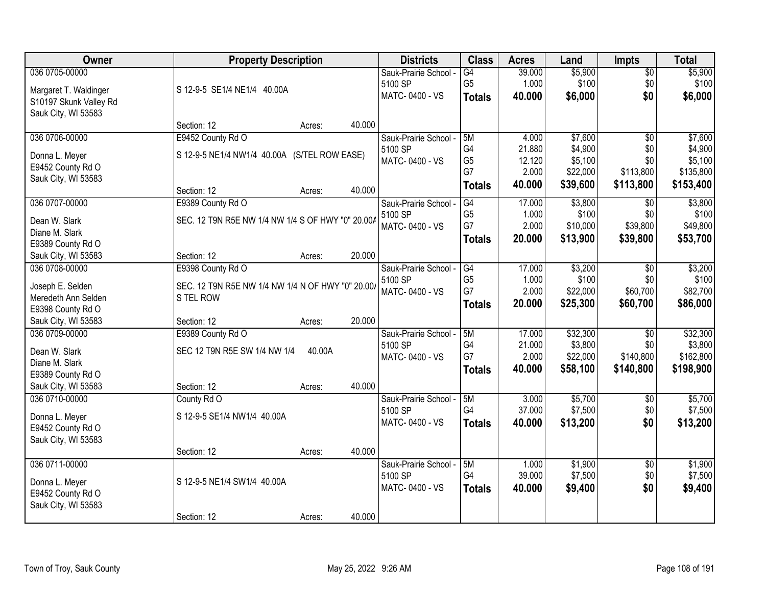| Owner | Property Description | Districts | Class | Acres | Land | Impts | Total |
|---|---|---|---|---|---|---|---|
| 036 0705-00000<br><br>Margaret T. Waldinger<br>S10197 Skunk Valley Rd<br>Sauk City, WI 53583 | S 12-9-5 SE1/4 NE1/4 40.00A<br><br>Section: 12 Acres: 40.000 | Sauk-Prairie School - 5100 SP<br>MATC- 0400 - VS | G4<br>G5<br>**Totals** | 39.000<br>1.000<br>**40.000** | $5,900<br>$100<br>**$6,000** | $0<br>$0<br>**$0** | $5,900<br>$100<br>**$6,000** |
| 036 0706-00000<br><br>Donna L. Meyer<br>E9452 County Rd O<br>Sauk City, WI 53583 | E9452 County Rd O<br>S 12-9-5 NE1/4 NW1/4 40.00A (S/TEL ROW EASE)<br><br>Section: 12 Acres: 40.000 | Sauk-Prairie School - 5100 SP<br>MATC- 0400 - VS | 5M<br>G4<br>G5<br>G7<br>**Totals** | 4.000<br>21.880<br>12.120<br>2.000<br>**40.000** | $7,600<br>$4,900<br>$5,100<br>$22,000<br>**$39,600** | $0<br>$0<br>$0<br>$113,800<br>**$113,800** | $7,600<br>$4,900<br>$5,100<br>$135,800<br>**$153,400** |
| 036 0707-00000<br><br>Dean W. Slark<br>Diane M. Slark<br>E9389 County Rd O<br>Sauk City, WI 53583 | E9389 County Rd O<br>SEC. 12 T9N R5E NW 1/4 NW 1/4 S OF HWY "0" 20.00A<br><br>Section: 12 Acres: 20.000 | Sauk-Prairie School - 5100 SP<br>MATC- 0400 - VS | G4<br>G5<br>G7<br>**Totals** | 17.000<br>1.000<br>2.000<br>**20.000** | $3,800<br>$100<br>$10,000<br>**$13,900** | $0<br>$0<br>$39,800<br>**$39,800** | $3,800<br>$100<br>$49,800<br>**$53,700** |
| 036 0708-00000<br><br>Joseph E. Selden<br>Meredeth Ann Selden<br>E9398 County Rd O<br>Sauk City, WI 53583 | E9398 County Rd O<br>SEC. 12 T9N R5E NW 1/4 NW 1/4 N OF HWY "0" 20.00A<br>S TEL ROW<br><br>Section: 12 Acres: 20.000 | Sauk-Prairie School - 5100 SP<br>MATC- 0400 - VS | G4<br>G5<br>G7<br>**Totals** | 17.000<br>1.000<br>2.000<br>**20.000** | $3,200<br>$100<br>$22,000<br>**$25,300** | $0<br>$0<br>$60,700<br>**$60,700** | $3,200<br>$100<br>$82,700<br>**$86,000** |
| 036 0709-00000<br><br>Dean W. Slark<br>Diane M. Slark<br>E9389 County Rd O<br>Sauk City, WI 53583 | E9389 County Rd O<br>SEC 12 T9N R5E SW 1/4 NW 1/4 40.00A<br><br>Section: 12 Acres: 40.000 | Sauk-Prairie School - 5100 SP<br>MATC- 0400 - VS | 5M<br>G4<br>G7<br>**Totals** | 17.000<br>21.000<br>2.000<br>**40.000** | $32,300<br>$3,800<br>$22,000<br>**$58,100** | $0<br>$0<br>$140,800<br>**$140,800** | $32,300<br>$3,800<br>$162,800<br>**$198,900** |
| 036 0710-00000<br><br>Donna L. Meyer<br>E9452 County Rd O<br>Sauk City, WI 53583 | County Rd O<br>S 12-9-5 SE1/4 NW1/4 40.00A<br><br>Section: 12 Acres: 40.000 | Sauk-Prairie School - 5100 SP<br>MATC- 0400 - VS | 5M<br>G4<br>**Totals** | 3.000<br>37.000<br>**40.000** | $5,700<br>$7,500<br>**$13,200** | $0<br>$0<br>**$0** | $5,700<br>$7,500<br>**$13,200** |
| 036 0711-00000<br><br>Donna L. Meyer<br>E9452 County Rd O<br>Sauk City, WI 53583 | S 12-9-5 NE1/4 SW1/4 40.00A<br><br>Section: 12 Acres: 40.000 | Sauk-Prairie School - 5100 SP<br>MATC- 0400 - VS | 5M<br>G4<br>**Totals** | 1.000<br>39.000<br>**40.000** | $1,900<br>$7,500<br>**$9,400** | $0<br>$0<br>**$0** | $1,900<br>$7,500<br>**$9,400** |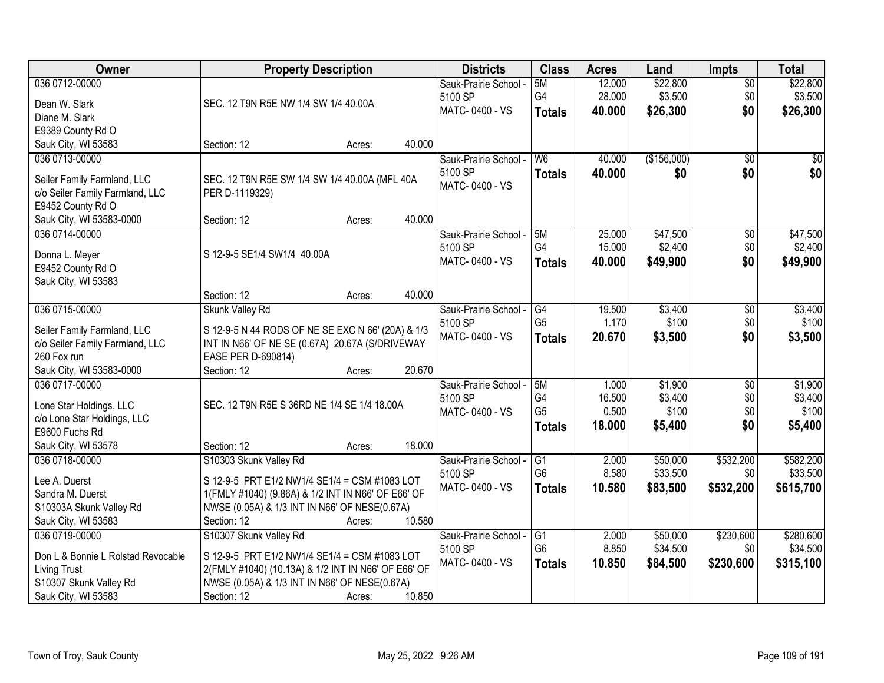| Owner | Property Description | Districts | Class | Acres | Land | Impts | Total |
|---|---|---|---|---|---|---|---|
| 036 0712-00000<br><br>Dean W. Slark<br>Diane M. Slark<br>E9389 County Rd O<br>Sauk City, WI 53583 | SEC. 12 T9N R5E NW 1/4 SW 1/4 40.00A<br><br>Section: 12 Acres: 40.000 | Sauk-Prairie School - 5100 SP<br>MATC- 0400 - VS | 5M<br>G4<br>**Totals** | 12.000<br>28.000<br>**40.000** | $22,800<br>$3,500<br>**$26,300** | $0<br>$0<br>**$0** | $22,800<br>$3,500<br>**$26,300** |
| 036 0713-00000<br><br>Seiler Family Farmland, LLC<br>c/o Seiler Family Farmland, LLC<br>E9452 County Rd O<br>Sauk City, WI 53583-0000 | SEC. 12 T9N R5E SW 1/4 SW 1/4 40.00A (MFL 40A PER D-1119329)<br><br>Section: 12 Acres: 40.000 | Sauk-Prairie School - 5100 SP<br>MATC- 0400 - VS | W6<br>**Totals** | 40.000<br>**40.000** | ($156,000)<br>**$0** | $0<br>**$0** | $0<br>**$0** |
| 036 0714-00000<br><br>Donna L. Meyer<br>E9452 County Rd O<br>Sauk City, WI 53583 | S 12-9-5 SE1/4 SW1/4 40.00A<br><br>Section: 12 Acres: 40.000 | Sauk-Prairie School - 5100 SP<br>MATC- 0400 - VS | 5M<br>G4<br>**Totals** | 25.000<br>15.000<br>**40.000** | $47,500<br>$2,400<br>**$49,900** | $0<br>$0<br>**$0** | $47,500<br>$2,400<br>**$49,900** |
| 036 0715-00000<br><br>Seiler Family Farmland, LLC<br>c/o Seiler Family Farmland, LLC<br>260 Fox run<br>Sauk City, WI 53583-0000 | Skunk Valley Rd<br><br>S 12-9-5 N 44 RODS OF NE SE EXC N 66' (20A) & 1/3 INT IN N66' OF NE SE (0.67A) 20.67A (S/DRIVEWAY EASE PER D-690814)<br>Section: 12 Acres: 20.670 | Sauk-Prairie School - 5100 SP<br>MATC- 0400 - VS | G4<br>G5<br>**Totals** | 19.500<br>1.170<br>**20.670** | $3,400<br>$100<br>**$3,500** | $0<br>$0<br>**$0** | $3,400<br>$100<br>**$3,500** |
| 036 0717-00000<br><br>Lone Star Holdings, LLC<br>c/o Lone Star Holdings, LLC<br>E9600 Fuchs Rd<br>Sauk City, WI 53578 | SEC. 12 T9N R5E S 36RD NE 1/4 SE 1/4 18.00A<br><br>Section: 12 Acres: 18.000 | Sauk-Prairie School - 5100 SP<br>MATC- 0400 - VS | 5M<br>G4<br>G5<br>**Totals** | 1.000<br>16.500<br>0.500<br>**18.000** | $1,900<br>$3,400<br>$100<br>**$5,400** | $0<br>$0<br>$0<br>**$0** | $1,900<br>$3,400<br>$100<br>**$5,400** |
| 036 0718-00000<br><br>Lee A. Duerst<br>Sandra M. Duerst<br>S10303A Skunk Valley Rd<br>Sauk City, WI 53583 | S10303 Skunk Valley Rd<br><br>S 12-9-5 PRT E1/2 NW1/4 SE1/4 = CSM #1083 LOT 1(FMLY #1040) (9.86A) & 1/2 INT IN N66' OF E66' OF NWSE (0.05A) & 1/3 INT IN N66' OF NESE(0.67A)<br>Section: 12 Acres: 10.580 | Sauk-Prairie School - 5100 SP<br>MATC- 0400 - VS | G1<br>G6<br>**Totals** | 2.000<br>8.580<br>**10.580** | $50,000<br>$33,500<br>**$83,500** | $532,200<br>$0<br>**$532,200** | $582,200<br>$33,500<br>**$615,700** |
| 036 0719-00000<br><br>Don L & Bonnie L Rolstad Revocable Living Trust<br>S10307 Skunk Valley Rd<br>Sauk City, WI 53583 | S10307 Skunk Valley Rd<br><br>S 12-9-5 PRT E1/2 NW1/4 SE1/4 = CSM #1083 LOT 2(FMLY #1040) (10.13A) & 1/2 INT IN N66' OF E66' OF NWSE (0.05A) & 1/3 INT IN N66' OF NESE(0.67A)<br>Section: 12 Acres: 10.850 | Sauk-Prairie School - 5100 SP<br>MATC- 0400 - VS | G1<br>G6<br>**Totals** | 2.000<br>8.850<br>**10.850** | $50,000<br>$34,500<br>**$84,500** | $230,600<br>$0<br>**$230,600** | $280,600<br>$34,500<br>**$315,100** |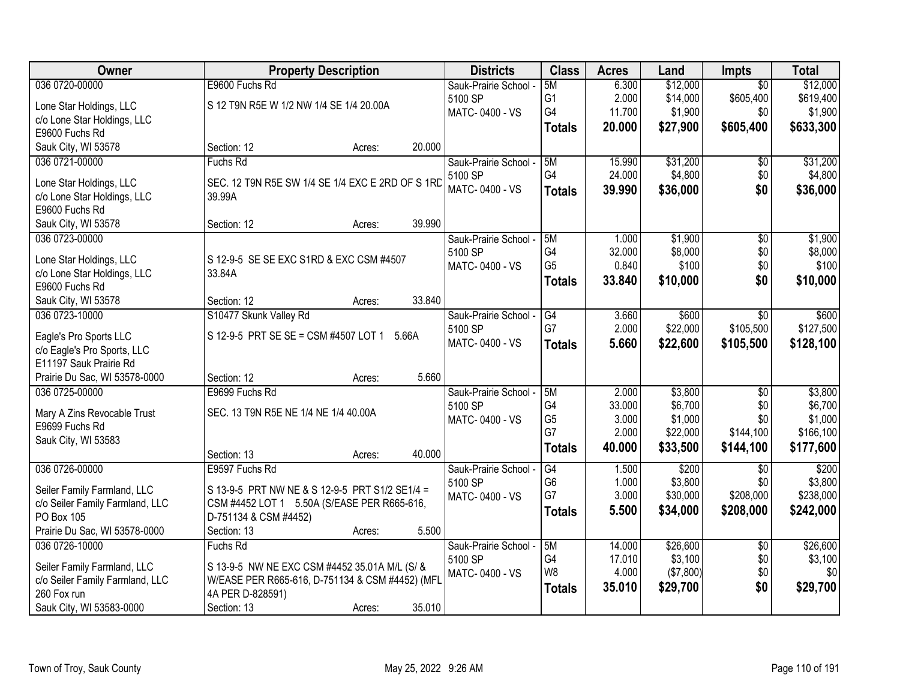| Owner | Property Description | Districts | Class | Acres | Land | Impts | Total |
|---|---|---|---|---|---|---|---|
| 036 0720-00000<br>Lone Star Holdings, LLC<br>c/o Lone Star Holdings, LLC<br>E9600 Fuchs Rd<br>Sauk City, WI 53578 | E9600 Fuchs Rd<br>S 12 T9N R5E W 1/2 NW 1/4 SE 1/4 20.00A<br>Section: 12 Acres: 20.000 | Sauk-Prairie School - 5100 SP<br>MATC- 0400 - VS | 5M<br>G1<br>G4<br>**Totals** | 6.300<br>2.000<br>11.700<br>**20.000** | $12,000<br>$14,000<br>$1,900<br>**$27,900** | $0<br>$605,400<br>$0<br>**$605,400** | $12,000<br>$619,400<br>$1,900<br>**$633,300** |
| 036 0721-00000<br>Lone Star Holdings, LLC<br>c/o Lone Star Holdings, LLC<br>E9600 Fuchs Rd<br>Sauk City, WI 53578 | Fuchs Rd<br>SEC. 12 T9N R5E SW 1/4 SE 1/4 EXC E 2RD OF S 1RD 39.99A<br>Section: 12 Acres: 39.990 | Sauk-Prairie School - 5100 SP<br>MATC- 0400 - VS | 5M<br>G4<br>**Totals** | 15.990<br>24.000<br>**39.990** | $31,200<br>$4,800<br>**$36,000** | $0<br>$0<br>**$0** | $31,200<br>$4,800<br>**$36,000** |
| 036 0723-00000<br>Lone Star Holdings, LLC<br>c/o Lone Star Holdings, LLC<br>E9600 Fuchs Rd<br>Sauk City, WI 53578 | S 12-9-5 SE SE EXC S1RD & EXC CSM #4507 33.84A<br>Section: 12 Acres: 33.840 | Sauk-Prairie School - 5100 SP<br>MATC- 0400 - VS | 5M<br>G4<br>G5<br>**Totals** | 1.000<br>32.000<br>0.840<br>**33.840** | $1,900<br>$8,000<br>$100<br>**$10,000** | $0<br>$0<br>$0<br>**$0** | $1,900<br>$8,000<br>$100<br>**$10,000** |
| 036 0723-10000<br>Eagle's Pro Sports LLC<br>c/o Eagle's Pro Sports, LLC<br>E11197 Sauk Prairie Rd<br>Prairie Du Sac, WI 53578-0000 | S10477 Skunk Valley Rd<br>S 12-9-5 PRT SE SE = CSM #4507 LOT 1 5.66A<br>Section: 12 Acres: 5.660 | Sauk-Prairie School - 5100 SP<br>MATC- 0400 - VS | G4<br>G7<br>**Totals** | 3.660<br>2.000<br>**5.660** | $600<br>$22,000<br>**$22,600** | $0<br>$105,500<br>**$105,500** | $600<br>$127,500<br>**$128,100** |
| 036 0725-00000<br>Mary A Zins Revocable Trust<br>E9699 Fuchs Rd<br>Sauk City, WI 53583 | E9699 Fuchs Rd<br>SEC. 13 T9N R5E NE 1/4 NE 1/4 40.00A<br>Section: 13 Acres: 40.000 | Sauk-Prairie School - 5100 SP<br>MATC- 0400 - VS | 5M<br>G4<br>G5<br>G7<br>**Totals** | 2.000<br>33.000<br>3.000<br>2.000<br>**40.000** | $3,800<br>$6,700<br>$1,000<br>$22,000<br>**$33,500** | $0<br>$0<br>$0<br>$144,100<br>**$144,100** | $3,800<br>$6,700<br>$1,000<br>$166,100<br>**$177,600** |
| 036 0726-00000<br>Seiler Family Farmland, LLC<br>c/o Seiler Family Farmland, LLC<br>PO Box 105<br>Prairie Du Sac, WI 53578-0000 | E9597 Fuchs Rd<br>S 13-9-5 PRT NW NE & S 12-9-5 PRT S1/2 SE1/4 = CSM #4452 LOT 1 5.50A (S/EASE PER R665-616, D-751134 & CSM #4452)<br>Section: 13 Acres: 5.500 | Sauk-Prairie School - 5100 SP<br>MATC- 0400 - VS | G4<br>G6<br>G7<br>**Totals** | 1.500<br>1.000<br>3.000<br>**5.500** | $200<br>$3,800<br>$30,000<br>**$34,000** | $0<br>$0<br>$208,000<br>**$208,000** | $200<br>$3,800<br>$238,000<br>**$242,000** |
| 036 0726-10000<br>Seiler Family Farmland, LLC<br>c/o Seiler Family Farmland, LLC<br>260 Fox run<br>Sauk City, WI 53583-0000 | Fuchs Rd<br>S 13-9-5 NW NE EXC CSM #4452 35.01A M/L (S/ & W/EASE PER R665-616, D-751134 & CSM #4452) (MFL 4A PER D-828591)<br>Section: 13 Acres: 35.010 | Sauk-Prairie School - 5100 SP<br>MATC- 0400 - VS | 5M<br>G4<br>W8<br>**Totals** | 14.000<br>17.010<br>4.000<br>**35.010** | $26,600<br>$3,100<br>($7,800)<br>**$29,700** | $0<br>$0<br>$0<br>**$0** | $26,600<br>$3,100<br>$0<br>**$29,700** |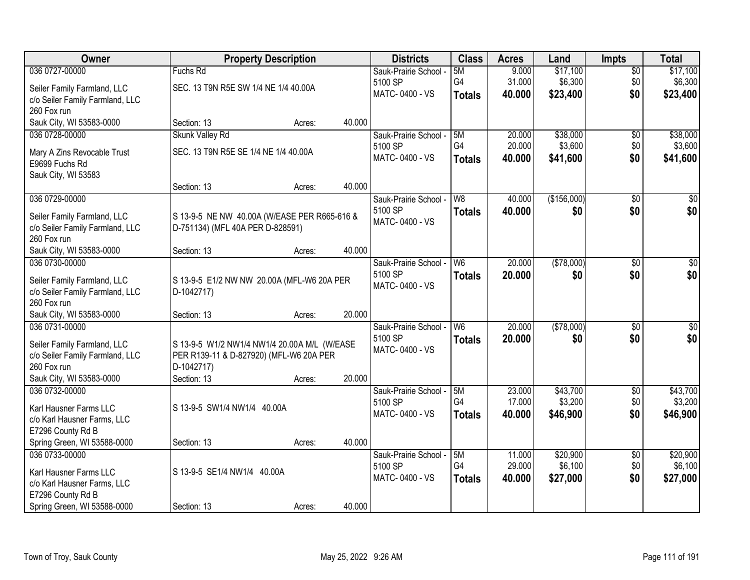| Owner | Property Description | | | Districts | Class | Acres | Land | Impts | Total |
|---|---|---|---|---|---|---|---|---|---|
| 036 0727-00000<br>Seiler Family Farmland, LLC<br>c/o Seiler Family Farmland, LLC<br>260 Fox run<br>Sauk City, WI 53583-0000 | Fuchs Rd<br>SEC. 13 T9N R5E SW 1/4 NE 1/4 40.00A<br>Section: 13 | Acres: | 40.000 | Sauk-Prairie School - 5100 SP<br>MATC- 0400 - VS | 5M<br>G4<br>**Totals** | 9.000<br>31.000<br>**40.000** | $17,100<br>$6,300<br>**$23,400** | $0<br>$0<br>**$0** | $17,100<br>$6,300<br>**$23,400** |
| 036 0728-00000<br>Mary A Zins Revocable Trust<br>E9699 Fuchs Rd<br>Sauk City, WI 53583 | Skunk Valley Rd<br>SEC. 13 T9N R5E SE 1/4 NE 1/4 40.00A<br>Section: 13 | Acres: | 40.000 | Sauk-Prairie School - 5100 SP<br>MATC- 0400 - VS | 5M<br>G4<br>**Totals** | 20.000<br>20.000<br>**40.000** | $38,000<br>$3,600<br>**$41,600** | $0<br>$0<br>**$0** | $38,000<br>$3,600<br>**$41,600** |
| 036 0729-00000<br>Seiler Family Farmland, LLC<br>c/o Seiler Family Farmland, LLC<br>260 Fox run<br>Sauk City, WI 53583-0000 | S 13-9-5 NE NW 40.00A (W/EASE PER R665-616 & D-751134) (MFL 40A PER D-828591)<br>Section: 13 | Acres: | 40.000 | Sauk-Prairie School - 5100 SP<br>MATC- 0400 - VS | W8<br>**Totals** | 40.000<br>**40.000** | ($156,000)<br>**$0** | $0<br>**$0** | $0<br>**$0** |
| 036 0730-00000<br>Seiler Family Farmland, LLC<br>c/o Seiler Family Farmland, LLC<br>260 Fox run<br>Sauk City, WI 53583-0000 | S 13-9-5 E1/2 NW NW 20.00A (MFL-W6 20A PER D-1042717)<br>Section: 13 | Acres: | 20.000 | Sauk-Prairie School - 5100 SP<br>MATC- 0400 - VS | W6<br>**Totals** | 20.000<br>**20.000** | ($78,000)<br>**$0** | $0<br>**$0** | $0<br>**$0** |
| 036 0731-00000<br>Seiler Family Farmland, LLC<br>c/o Seiler Family Farmland, LLC<br>260 Fox run<br>Sauk City, WI 53583-0000 | S 13-9-5 W1/2 NW1/4 NW1/4 20.00A M/L (W/EASE PER R139-11 & D-827920) (MFL-W6 20A PER D-1042717)<br>Section: 13 | Acres: | 20.000 | Sauk-Prairie School - 5100 SP<br>MATC- 0400 - VS | W6<br>**Totals** | 20.000<br>**20.000** | ($78,000)<br>**$0** | $0<br>**$0** | $0<br>**$0** |
| 036 0732-00000<br>Karl Hausner Farms LLC<br>c/o Karl Hausner Farms, LLC<br>E7296 County Rd B<br>Spring Green, WI 53588-0000 | S 13-9-5 SW1/4 NW1/4 40.00A<br>Section: 13 | Acres: | 40.000 | Sauk-Prairie School - 5100 SP<br>MATC- 0400 - VS | 5M<br>G4<br>**Totals** | 23.000<br>17.000<br>**40.000** | $43,700<br>$3,200<br>**$46,900** | $0<br>$0<br>**$0** | $43,700<br>$3,200<br>**$46,900** |
| 036 0733-00000<br>Karl Hausner Farms LLC<br>c/o Karl Hausner Farms, LLC<br>E7296 County Rd B<br>Spring Green, WI 53588-0000 | S 13-9-5 SE1/4 NW1/4 40.00A<br>Section: 13 | Acres: | 40.000 | Sauk-Prairie School - 5100 SP<br>MATC- 0400 - VS | 5M<br>G4<br>**Totals** | 11.000<br>29.000<br>**40.000** | $20,900<br>$6,100<br>**$27,000** | $0<br>$0<br>**$0** | $20,900<br>$6,100<br>**$27,000** |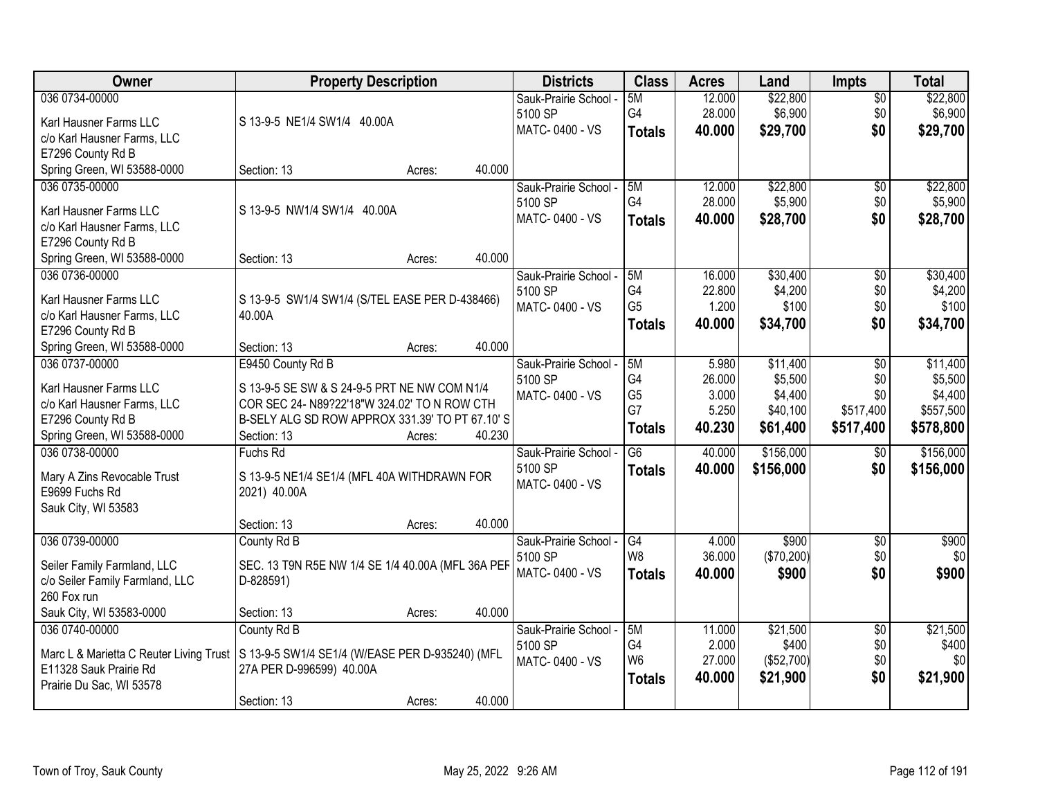| Owner | Property Description | Districts | Class | Acres | Land | Impts | Total |
|---|---|---|---|---|---|---|---|
| 036 0734-00000<br><br>Karl Hausner Farms LLC<br>c/o Karl Hausner Farms, LLC<br>E7296 County Rd B<br>Spring Green, WI 53588-0000 | S 13-9-5 NE1/4 SW1/4 40.00A<br><br>Section: 13 Acres: 40.000 | Sauk-Prairie School - 5100 SP<br>MATC- 0400 - VS | 5M<br>G4<br>**Totals** | 12.000<br>28.000<br>**40.000** | $22,800<br>$6,900<br>**$29,700** | $0<br>$0<br>**$0** | $22,800<br>$6,900<br>**$29,700** |
| 036 0735-00000<br><br>Karl Hausner Farms LLC<br>c/o Karl Hausner Farms, LLC<br>E7296 County Rd B<br>Spring Green, WI 53588-0000 | S 13-9-5 NW1/4 SW1/4 40.00A<br><br>Section: 13 Acres: 40.000 | Sauk-Prairie School - 5100 SP<br>MATC- 0400 - VS | 5M<br>G4<br>**Totals** | 12.000<br>28.000<br>**40.000** | $22,800<br>$5,900<br>**$28,700** | $0<br>$0<br>**$0** | $22,800<br>$5,900<br>**$28,700** |
| 036 0736-00000<br><br>Karl Hausner Farms LLC<br>c/o Karl Hausner Farms, LLC<br>E7296 County Rd B<br>Spring Green, WI 53588-0000 | S 13-9-5 SW1/4 SW1/4 (S/TEL EASE PER D-438466) 40.00A<br><br>Section: 13 Acres: 40.000 | Sauk-Prairie School - 5100 SP<br>MATC- 0400 - VS | 5M<br>G4<br>G5<br>**Totals** | 16.000<br>22.800<br>1.200<br>**40.000** | $30,400<br>$4,200<br>$100<br>**$34,700** | $0<br>$0<br>$0<br>**$0** | $30,400<br>$4,200<br>$100<br>**$34,700** |
| 036 0737-00000<br><br>Karl Hausner Farms LLC<br>c/o Karl Hausner Farms, LLC<br>E7296 County Rd B<br>Spring Green, WI 53588-0000 | E9450 County Rd B<br><br>S 13-9-5 SE SW & S 24-9-5 PRT NE NW COM N1/4 COR SEC 24- N89?22'18"W 324.02' TO N ROW CTH B-SELY ALG SD ROW APPROX 331.39' TO PT 67.10' S<br>Section: 13 Acres: 40.230 | Sauk-Prairie School - 5100 SP<br>MATC- 0400 - VS | 5M<br>G4<br>G5<br>G7<br>**Totals** | 5.980<br>26.000<br>3.000<br>5.250<br>**40.230** | $11,400<br>$5,500<br>$4,400<br>$40,100<br>**$61,400** | $0<br>$0<br>$0<br>$517,400<br>**$517,400** | $11,400<br>$5,500<br>$4,400<br>$557,500<br>**$578,800** |
| 036 0738-00000<br><br>Mary A Zins Revocable Trust<br>E9699 Fuchs Rd<br>Sauk City, WI 53583 | Fuchs Rd<br><br>S 13-9-5 NE1/4 SE1/4 (MFL 40A WITHDRAWN FOR 2021) 40.00A<br><br>Section: 13 Acres: 40.000 | Sauk-Prairie School - 5100 SP<br>MATC- 0400 - VS | G6<br>**Totals** | 40.000<br>**40.000** | $156,000<br>**$156,000** | $0<br>**$0** | $156,000<br>**$156,000** |
| 036 0739-00000<br><br>Seiler Family Farmland, LLC<br>c/o Seiler Family Farmland, LLC<br>260 Fox run<br>Sauk City, WI 53583-0000 | County Rd B<br><br>SEC. 13 T9N R5E NW 1/4 SE 1/4 40.00A (MFL 36A PER D-828591)<br><br>Section: 13 Acres: 40.000 | Sauk-Prairie School - 5100 SP<br>MATC- 0400 - VS | G4<br>W8<br>**Totals** | 4.000<br>36.000<br>**40.000** | $900<br>($70,200)<br>**$900** | $0<br>$0<br>**$0** | $900<br>$0<br>**$900** |
| 036 0740-00000<br><br>Marc L & Marietta C Reuter Living Trust<br>E11328 Sauk Prairie Rd<br>Prairie Du Sac, WI 53578 | County Rd B<br><br>S 13-9-5 SW1/4 SE1/4 (W/EASE PER D-935240) (MFL 27A PER D-996599) 40.00A<br><br>Section: 13 Acres: 40.000 | Sauk-Prairie School - 5100 SP<br>MATC- 0400 - VS | 5M<br>G4<br>W6<br>**Totals** | 11.000<br>2.000<br>27.000<br>**40.000** | $21,500<br>$400<br>($52,700)<br>**$21,900** | $0<br>$0<br>$0<br>**$0** | $21,500<br>$400<br>$0<br>**$21,900** |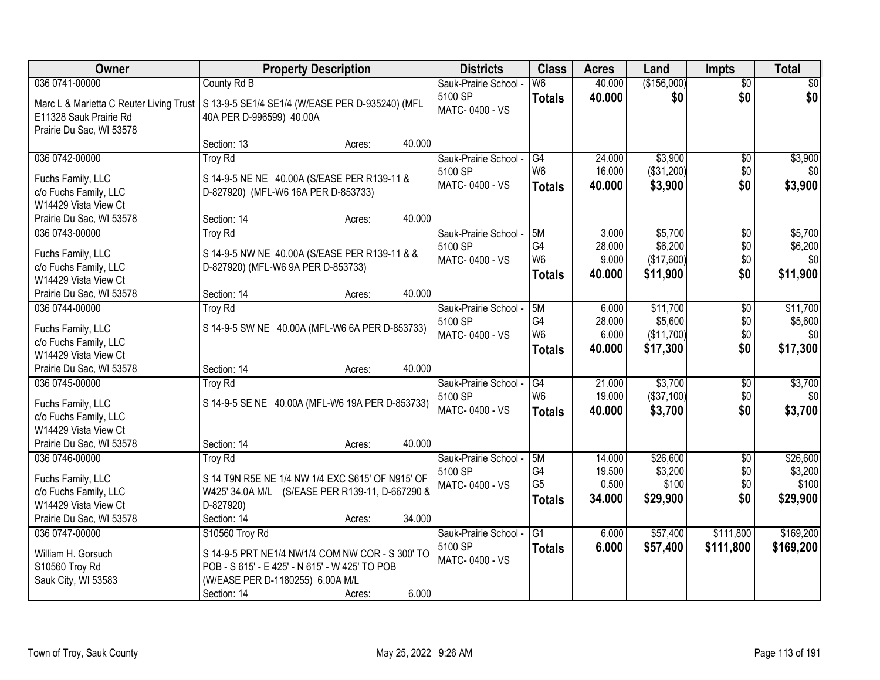| Owner | Property Description | Districts | Class | Acres | Land | Impts | Total |
|---|---|---|---|---|---|---|---|
| 036 0741-00000<br>Marc L & Marietta C Reuter Living Trust<br>E11328 Sauk Prairie Rd<br>Prairie Du Sac, WI 53578 | County Rd B<br>S 13-9-5 SE1/4 SE1/4 (W/EASE PER D-935240) (MFL 40A PER D-996599) 40.00A<br>Section: 13 Acres: 40.000 | Sauk-Prairie School - 5100 SP<br>MATC- 0400 - VS | W6<br>**Totals** | 40.000<br>**40.000** | ($156,000)<br>**$0** | $0<br>**$0** | $0<br>**$0** |
| 036 0742-00000<br>Fuchs Family, LLC<br>c/o Fuchs Family, LLC<br>W14429 Vista View Ct<br>Prairie Du Sac, WI 53578 | Troy Rd<br>S 14-9-5 NE NE 40.00A (S/EASE PER R139-11 & D-827920) (MFL-W6 16A PER D-853733)<br>Section: 14 Acres: 40.000 | Sauk-Prairie School - 5100 SP<br>MATC- 0400 - VS | G4<br>W6<br>**Totals** | 24.000<br>16.000<br>**40.000** | $3,900<br>($31,200)<br>**$3,900** | $0<br>$0<br>**$0** | $3,900<br>$0<br>**$3,900** |
| 036 0743-00000<br>Fuchs Family, LLC<br>c/o Fuchs Family, LLC<br>W14429 Vista View Ct<br>Prairie Du Sac, WI 53578 | Troy Rd<br>S 14-9-5 NW NE 40.00A (S/EASE PER R139-11 & & D-827920) (MFL-W6 9A PER D-853733)<br>Section: 14 Acres: 40.000 | Sauk-Prairie School - 5100 SP<br>MATC- 0400 - VS | 5M<br>G4<br>W6<br>**Totals** | 3.000<br>28.000<br>9.000<br>**40.000** | $5,700<br>$6,200<br>($17,600)<br>**$11,900** | $0<br>$0<br>$0<br>**$0** | $5,700<br>$6,200<br>$0<br>**$11,900** |
| 036 0744-00000<br>Fuchs Family, LLC<br>c/o Fuchs Family, LLC<br>W14429 Vista View Ct<br>Prairie Du Sac, WI 53578 | Troy Rd<br>S 14-9-5 SW NE 40.00A (MFL-W6 6A PER D-853733)<br>Section: 14 Acres: 40.000 | Sauk-Prairie School - 5100 SP<br>MATC- 0400 - VS | 5M<br>G4<br>W6<br>**Totals** | 6.000<br>28.000<br>6.000<br>**40.000** | $11,700<br>$5,600<br>($11,700)<br>**$17,300** | $0<br>$0<br>$0<br>**$0** | $11,700<br>$5,600<br>$0<br>**$17,300** |
| 036 0745-00000<br>Fuchs Family, LLC<br>c/o Fuchs Family, LLC<br>W14429 Vista View Ct<br>Prairie Du Sac, WI 53578 | Troy Rd<br>S 14-9-5 SE NE 40.00A (MFL-W6 19A PER D-853733)<br>Section: 14 Acres: 40.000 | Sauk-Prairie School - 5100 SP<br>MATC- 0400 - VS | G4<br>W6<br>**Totals** | 21.000<br>19.000<br>**40.000** | $3,700<br>($37,100)<br>**$3,700** | $0<br>$0<br>**$0** | $3,700<br>$0<br>**$3,700** |
| 036 0746-00000<br>Fuchs Family, LLC<br>c/o Fuchs Family, LLC<br>W14429 Vista View Ct<br>Prairie Du Sac, WI 53578 | Troy Rd<br>S 14 T9N R5E NE 1/4 NW 1/4 EXC S615' OF N915' OF W425' 34.0A M/L (S/EASE PER R139-11, D-667290 & D-827920)<br>Section: 14 Acres: 34.000 | Sauk-Prairie School - 5100 SP<br>MATC- 0400 - VS | 5M<br>G4<br>G5<br>**Totals** | 14.000<br>19.500<br>0.500<br>**34.000** | $26,600<br>$3,200<br>$100<br>**$29,900** | $0<br>$0<br>$0<br>**$0** | $26,600<br>$3,200<br>$100<br>**$29,900** |
| 036 0747-00000<br>William H. Gorsuch<br>S10560 Troy Rd<br>Sauk City, WI 53583 | S10560 Troy Rd<br>S 14-9-5 PRT NE1/4 NW1/4 COM NW COR - S 300' TO POB - S 615' - E 425' - N 615' - W 425' TO POB (W/EASE PER D-1180255) 6.00A M/L<br>Section: 14 Acres: 6.000 | Sauk-Prairie School - 5100 SP<br>MATC- 0400 - VS | G1<br>**Totals** | 6.000<br>**6.000** | $57,400<br>**$57,400** | $111,800<br>**$111,800** | $169,200<br>**$169,200** |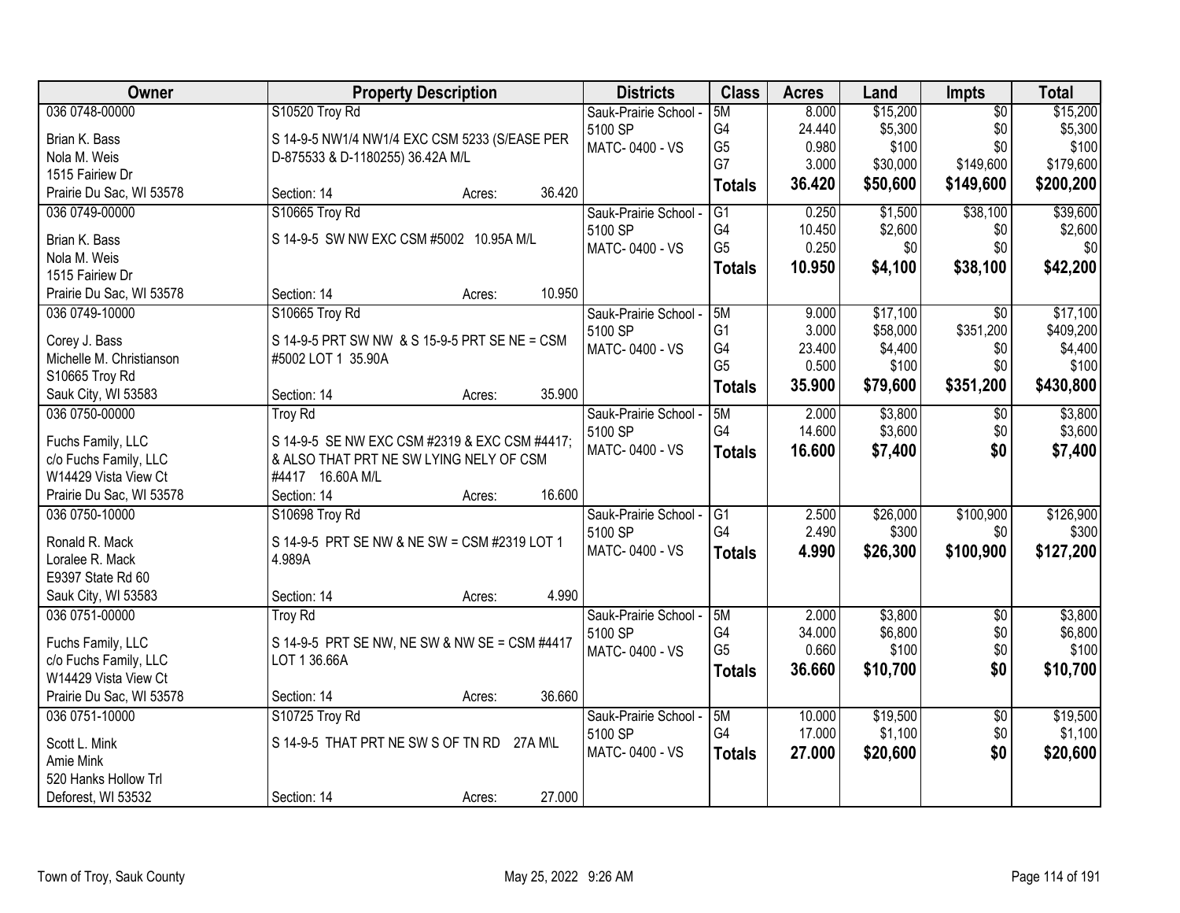| Owner | Property Description | Districts | Class | Acres | Land | Impts | Total |
|---|---|---|---|---|---|---|---|
| 036 0748-00000<br>Brian K. Bass<br>Nola M. Weis<br>1515 Fairiew Dr<br>Prairie Du Sac, WI 53578 | S10520 Troy Rd<br>S 14-9-5 NW1/4 NW1/4 EXC CSM 5233 (S/EASE PER D-875533 & D-1180255) 36.42A M/L<br>Section: 14 Acres: 36.420 | Sauk-Prairie School - 5100 SP<br>MATC- 0400 - VS | 5M<br>G4<br>G5<br>G7<br>**Totals** | 8.000<br>24.440<br>0.980<br>3.000<br>**36.420** | $15,200<br>$5,300<br>$100<br>$30,000<br>**$50,600** | $0<br>$0<br>$0<br>$149,600<br>**$149,600** | $15,200<br>$5,300<br>$100<br>$179,600<br>**$200,200** |
| 036 0749-00000<br>Brian K. Bass<br>Nola M. Weis<br>1515 Fairiew Dr<br>Prairie Du Sac, WI 53578 | S10665 Troy Rd<br>S 14-9-5 SW NW EXC CSM #5002 10.95A M/L<br>Section: 14 Acres: 10.950 | Sauk-Prairie School - 5100 SP<br>MATC- 0400 - VS | G1<br>G4<br>G5<br>**Totals** | 0.250<br>10.450<br>0.250<br>**10.950** | $1,500<br>$2,600<br>$0<br>**$4,100** | $38,100<br>$0<br>$0<br>**$38,100** | $39,600<br>$2,600<br>$0<br>**$42,200** |
| 036 0749-10000<br>Corey J. Bass<br>Michelle M. Christianson<br>S10665 Troy Rd<br>Sauk City, WI 53583 | S10665 Troy Rd<br>S 14-9-5 PRT SW NW & S 15-9-5 PRT SE NE = CSM #5002 LOT 1 35.90A<br>Section: 14 Acres: 35.900 | Sauk-Prairie School - 5100 SP<br>MATC- 0400 - VS | 5M<br>G1<br>G4<br>G5<br>**Totals** | 9.000<br>3.000<br>23.400<br>0.500<br>**35.900** | $17,100<br>$58,000<br>$4,400<br>$100<br>**$79,600** | $0<br>$351,200<br>$0<br>$0<br>**$351,200** | $17,100<br>$409,200<br>$4,400<br>$100<br>**$430,800** |
| 036 0750-00000<br>Fuchs Family, LLC<br>c/o Fuchs Family, LLC<br>W14429 Vista View Ct<br>Prairie Du Sac, WI 53578 | Troy Rd<br>S 14-9-5 SE NW EXC CSM #2319 & EXC CSM #4417; & ALSO THAT PRT NE SW LYING NELY OF CSM #4417 16.60A M/L<br>Section: 14 Acres: 16.600 | Sauk-Prairie School - 5100 SP<br>MATC- 0400 - VS | 5M<br>G4<br>**Totals** | 2.000<br>14.600<br>**16.600** | $3,800<br>$3,600<br>**$7,400** | $0<br>$0<br>**$0** | $3,800<br>$3,600<br>**$7,400** |
| 036 0750-10000<br>Ronald R. Mack<br>Loralee R. Mack<br>E9397 State Rd 60<br>Sauk City, WI 53583 | S10698 Troy Rd<br>S 14-9-5 PRT SE NW & NE SW = CSM #2319 LOT 1 4.989A<br>Section: 14 Acres: 4.990 | Sauk-Prairie School - 5100 SP<br>MATC- 0400 - VS | G1<br>G4<br>**Totals** | 2.500<br>2.490<br>**4.990** | $26,000<br>$300<br>**$26,300** | $100,900<br>$0<br>**$100,900** | $126,900<br>$300<br>**$127,200** |
| 036 0751-00000<br>Fuchs Family, LLC<br>c/o Fuchs Family, LLC<br>W14429 Vista View Ct<br>Prairie Du Sac, WI 53578 | Troy Rd<br>S 14-9-5 PRT SE NW, NE SW & NW SE = CSM #4417 LOT 1 36.66A<br>Section: 14 Acres: 36.660 | Sauk-Prairie School - 5100 SP<br>MATC- 0400 - VS | 5M<br>G4<br>G5<br>**Totals** | 2.000<br>34.000<br>0.660<br>**36.660** | $3,800<br>$6,800<br>$100<br>**$10,700** | $0<br>$0<br>$0<br>**$0** | $3,800<br>$6,800<br>$100<br>**$10,700** |
| 036 0751-10000<br>Scott L. Mink<br>Amie Mink<br>520 Hanks Hollow Trl<br>Deforest, WI 53532 | S10725 Troy Rd<br>S 14-9-5 THAT PRT NE SW S OF TN RD 27A M\L<br>Section: 14 Acres: 27.000 | Sauk-Prairie School - 5100 SP<br>MATC- 0400 - VS | 5M<br>G4<br>**Totals** | 10.000<br>17.000<br>**27.000** | $19,500<br>$1,100<br>**$20,600** | $0<br>$0<br>**$0** | $19,500<br>$1,100<br>**$20,600** |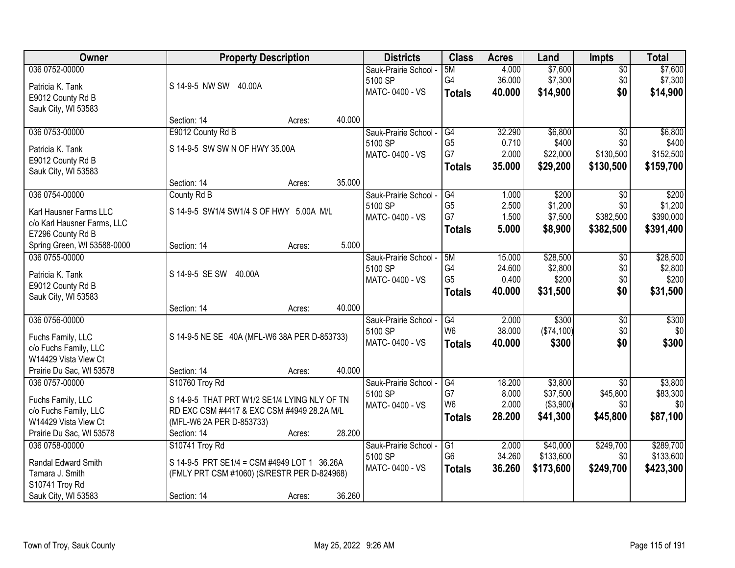| Owner | Property Description | Districts | Class | Acres | Land | Impts | Total |
|---|---|---|---|---|---|---|---|
| 036 0752-00000<br>Patricia K. Tank<br>E9012 County Rd B<br>Sauk City, WI 53583 | S 14-9-5 NW SW 40.00A<br>Section: 14 Acres: 40.000 | Sauk-Prairie School - 5100 SP<br>MATC- 0400 - VS | 5M<br>G4<br>**Totals** | 4.000<br>36.000<br>**40.000** | $7,600<br>$7,300<br>**$14,900** | $0<br>$0<br>**$0** | $7,600<br>$7,300<br>**$14,900** |
| 036 0753-00000<br>Patricia K. Tank<br>E9012 County Rd B<br>Sauk City, WI 53583 | E9012 County Rd B<br>S 14-9-5 SW SW N OF HWY 35.00A<br>Section: 14 Acres: 35.000 | Sauk-Prairie School - 5100 SP<br>MATC- 0400 - VS | G4<br>G5<br>G7<br>**Totals** | 32.290<br>0.710<br>2.000<br>**35.000** | $6,800<br>$400<br>$22,000<br>**$29,200** | $0<br>$0<br>$130,500<br>**$130,500** | $6,800<br>$400<br>$152,500<br>**$159,700** |
| 036 0754-00000<br>Karl Hausner Farms LLC<br>c/o Karl Hausner Farms, LLC<br>E7296 County Rd B<br>Spring Green, WI 53588-0000 | County Rd B<br>S 14-9-5 SW1/4 SW1/4 S OF HWY 5.00A M/L<br>Section: 14 Acres: 5.000 | Sauk-Prairie School - 5100 SP<br>MATC- 0400 - VS | G4<br>G5<br>G7<br>**Totals** | 1.000<br>2.500<br>1.500<br>**5.000** | $200<br>$1,200<br>$7,500<br>**$8,900** | $0<br>$0<br>$382,500<br>**$382,500** | $200<br>$1,200<br>$390,000<br>**$391,400** |
| 036 0755-00000<br>Patricia K. Tank<br>E9012 County Rd B<br>Sauk City, WI 53583 | S 14-9-5 SE SW 40.00A<br>Section: 14 Acres: 40.000 | Sauk-Prairie School - 5100 SP<br>MATC- 0400 - VS | 5M<br>G4<br>G5<br>**Totals** | 15.000<br>24.600<br>0.400<br>**40.000** | $28,500<br>$2,800<br>$200<br>**$31,500** | $0<br>$0<br>$0<br>**$0** | $28,500<br>$2,800<br>$200<br>**$31,500** |
| 036 0756-00000<br>Fuchs Family, LLC<br>c/o Fuchs Family, LLC<br>W14429 Vista View Ct<br>Prairie Du Sac, WI 53578 | S 14-9-5 NE SE 40A (MFL-W6 38A PER D-853733)<br>Section: 14 Acres: 40.000 | Sauk-Prairie School - 5100 SP<br>MATC- 0400 - VS | G4<br>W6<br>**Totals** | 2.000<br>38.000<br>**40.000** | $300<br>($74,100)<br>**$300** | $0<br>$0<br>**$0** | $300<br>$0<br>**$300** |
| 036 0757-00000<br>Fuchs Family, LLC<br>c/o Fuchs Family, LLC<br>W14429 Vista View Ct<br>Prairie Du Sac, WI 53578 | S10760 Troy Rd<br>S 14-9-5 THAT PRT W1/2 SE1/4 LYING NLY OF TN RD EXC CSM #4417 & EXC CSM #4949 28.2A M/L (MFL-W6 2A PER D-853733)<br>Section: 14 Acres: 28.200 | Sauk-Prairie School - 5100 SP<br>MATC- 0400 - VS | G4<br>G7<br>W6<br>**Totals** | 18.200<br>8.000<br>2.000<br>**28.200** | $3,800<br>$37,500<br>($3,900)<br>**$41,300** | $0<br>$45,800<br>$0<br>**$45,800** | $3,800<br>$83,300<br>$0<br>**$87,100** |
| 036 0758-00000<br>Randal Edward Smith<br>Tamara J. Smith<br>S10741 Troy Rd<br>Sauk City, WI 53583 | S10741 Troy Rd<br>S 14-9-5 PRT SE1/4 = CSM #4949 LOT 1 36.26A (FMLY PRT CSM #1060) (S/RESTR PER D-824968)<br>Section: 14 Acres: 36.260 | Sauk-Prairie School - 5100 SP<br>MATC- 0400 - VS | G1<br>G6<br>**Totals** | 2.000<br>34.260<br>**36.260** | $40,000<br>$133,600<br>**$173,600** | $249,700<br>$0<br>**$249,700** | $289,700<br>$133,600<br>**$423,300** |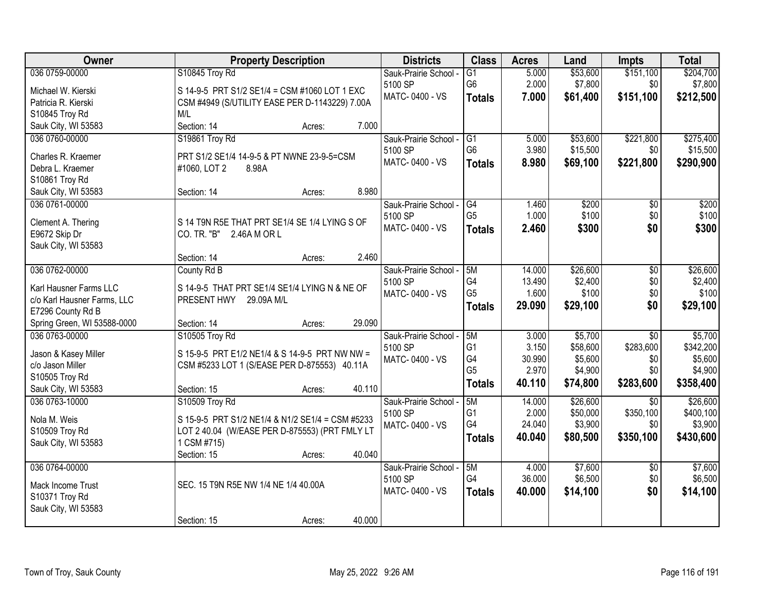| Owner | Property Description | Districts | Class | Acres | Land | Impts | Total |
|---|---|---|---|---|---|---|---|
| 036 0759-00000<br>Michael W. Kierski<br>Patricia R. Kierski<br>S10845 Troy Rd<br>Sauk City, WI 53583 | S10845 Troy Rd<br>S 14-9-5 PRT S1/2 SE1/4 = CSM #1060 LOT 1 EXC CSM #4949 (S/UTILITY EASE PER D-1143229) 7.00A M/L<br>Section: 14 Acres: 7.000 | Sauk-Prairie School - 5100 SP<br>MATC- 0400 - VS | G1<br>G6<br>**Totals** | 5.000<br>2.000<br>**7.000** | $53,600<br>$7,800<br>**$61,400** | $151,100<br>$0<br>**$151,100** | $204,700<br>$7,800<br>**$212,500** |
| 036 0760-00000<br>Charles R. Kraemer<br>Debra L. Kraemer<br>S10861 Troy Rd<br>Sauk City, WI 53583 | S19861 Troy Rd<br>PRT S1/2 SE1/4 14-9-5 & PT NWNE 23-9-5=CSM #1060, LOT 2 8.98A<br>Section: 14 Acres: 8.980 | Sauk-Prairie School - 5100 SP<br>MATC- 0400 - VS | G1<br>G6<br>**Totals** | 5.000<br>3.980<br>**8.980** | $53,600<br>$15,500<br>**$69,100** | $221,800<br>$0<br>**$221,800** | $275,400<br>$15,500<br>**$290,900** |
| 036 0761-00000<br>Clement A. Thering<br>E9672 Skip Dr<br>Sauk City, WI 53583 | S 14 T9N R5E THAT PRT SE1/4 SE 1/4 LYING S OF CO. TR. "B" 2.46A M OR L<br>Section: 14 Acres: 2.460 | Sauk-Prairie School - 5100 SP<br>MATC- 0400 - VS | G4<br>G5<br>**Totals** | 1.460<br>1.000<br>**2.460** | $200<br>$100<br>**$300** | $0<br>$0<br>**$0** | $200<br>$100<br>**$300** |
| 036 0762-00000<br>Karl Hausner Farms LLC<br>c/o Karl Hausner Farms, LLC<br>E7296 County Rd B<br>Spring Green, WI 53588-0000 | County Rd B<br>S 14-9-5 THAT PRT SE1/4 SE1/4 LYING N & NE OF PRESENT HWY 29.09A M/L<br>Section: 14 Acres: 29.090 | Sauk-Prairie School - 5100 SP<br>MATC- 0400 - VS | 5M<br>G4<br>G5<br>**Totals** | 14.000<br>13.490<br>1.600<br>**29.090** | $26,600<br>$2,400<br>$100<br>**$29,100** | $0<br>$0<br>$0<br>**$0** | $26,600<br>$2,400<br>$100<br>**$29,100** |
| 036 0763-00000<br>Jason & Kasey Miller<br>c/o Jason Miller<br>S10505 Troy Rd<br>Sauk City, WI 53583 | S10505 Troy Rd<br>S 15-9-5 PRT E1/2 NE1/4 & S 14-9-5 PRT NW NW = CSM #5233 LOT 1 (S/EASE PER D-875553) 40.11A<br>Section: 15 Acres: 40.110 | Sauk-Prairie School - 5100 SP<br>MATC- 0400 - VS | 5M<br>G1<br>G4<br>G5<br>**Totals** | 3.000<br>3.150<br>30.990<br>2.970<br>**40.110** | $5,700<br>$58,600<br>$5,600<br>$4,900<br>**$74,800** | $0<br>$283,600<br>$0<br>$0<br>**$283,600** | $5,700<br>$342,200<br>$5,600<br>$4,900<br>**$358,400** |
| 036 0763-10000<br>Nola M. Weis<br>S10509 Troy Rd<br>Sauk City, WI 53583 | S10509 Troy Rd<br>S 15-9-5 PRT S1/2 NE1/4 & N1/2 SE1/4 = CSM #5233 LOT 2 40.04 (W/EASE PER D-875553) (PRT FMLY LT 1 CSM #715)<br>Section: 15 Acres: 40.040 | Sauk-Prairie School - 5100 SP<br>MATC- 0400 - VS | 5M<br>G1<br>G4<br>**Totals** | 14.000<br>2.000<br>24.040<br>**40.040** | $26,600<br>$50,000<br>$3,900<br>**$80,500** | $0<br>$350,100<br>$0<br>**$350,100** | $26,600<br>$400,100<br>$3,900<br>**$430,600** |
| 036 0764-00000<br>Mack Income Trust<br>S10371 Troy Rd<br>Sauk City, WI 53583 | SEC. 15 T9N R5E NW 1/4 NE 1/4 40.00A<br>Section: 15 Acres: 40.000 | Sauk-Prairie School - 5100 SP<br>MATC- 0400 - VS | 5M<br>G4<br>**Totals** | 4.000<br>36.000<br>**40.000** | $7,600<br>$6,500<br>**$14,100** | $0<br>$0<br>**$0** | $7,600<br>$6,500<br>**$14,100** |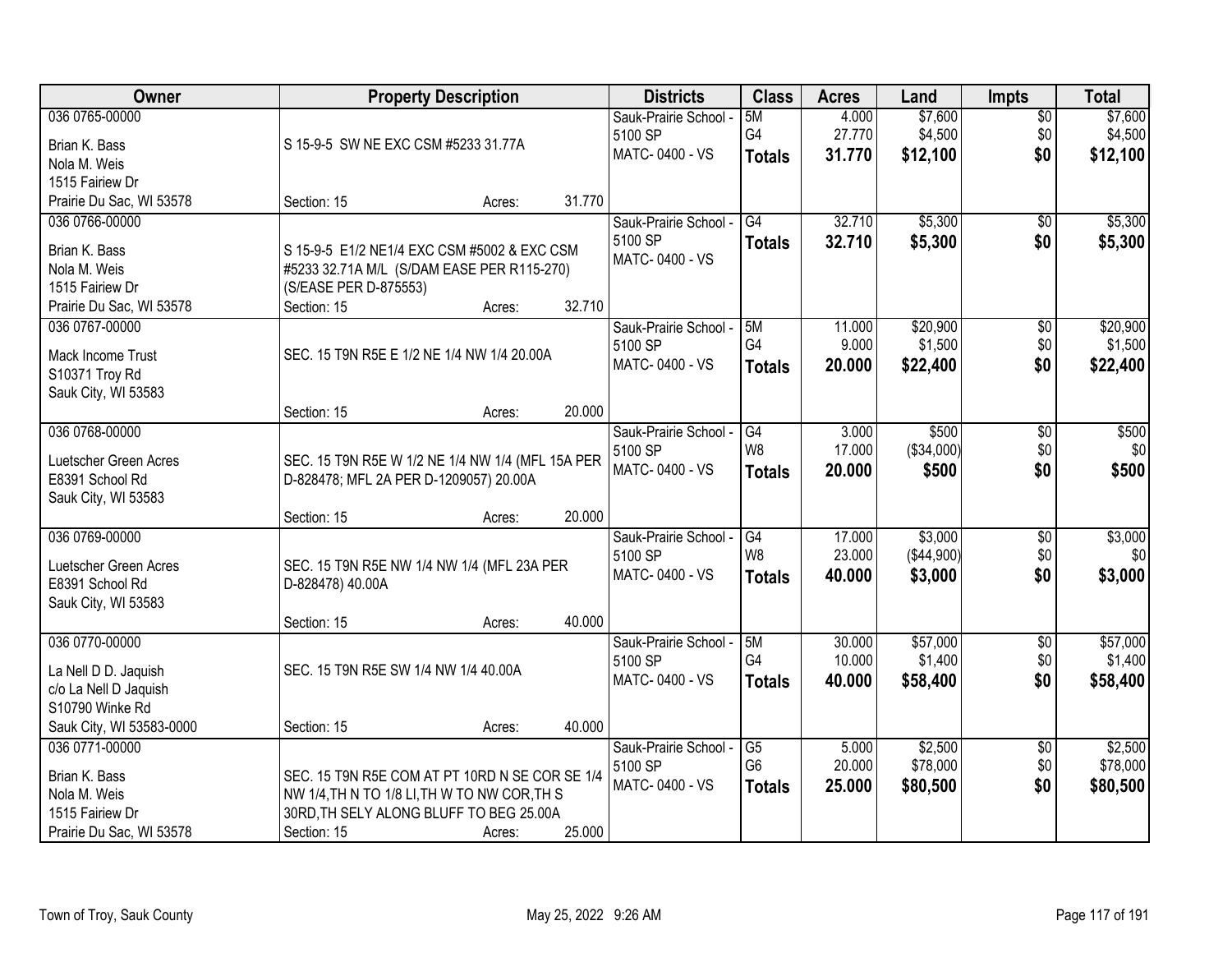| Owner | Property Description | Districts | Class | Acres | Land | Impts | Total |
|---|---|---|---|---|---|---|---|
| 036 0765-00000<br>Brian K. Bass<br>Nola M. Weis<br>1515 Fairiew Dr<br>Prairie Du Sac, WI 53578 | S 15-9-5 SW NE EXC CSM #5233 31.77A<br>Section: 15 Acres: 31.770 | Sauk-Prairie School - 5100 SP<br>MATC- 0400 - VS | 5M<br>G4<br>**Totals** | 4.000<br>27.770<br>**31.770** | $7,600<br>$4,500<br>**$12,100** | $0<br>$0<br>**$0** | $7,600<br>$4,500<br>**$12,100** |
| 036 0766-00000<br>Brian K. Bass<br>Nola M. Weis<br>1515 Fairiew Dr<br>Prairie Du Sac, WI 53578 | S 15-9-5 E1/2 NE1/4 EXC CSM #5002 & EXC CSM #5233 32.71A M/L (S/DAM EASE PER R115-270) (S/EASE PER D-875553)<br>Section: 15 Acres: 32.710 | Sauk-Prairie School - 5100 SP<br>MATC- 0400 - VS | G4<br>**Totals** | 32.710<br>**32.710** | $5,300<br>**$5,300** | $0<br>**$0** | $5,300<br>**$5,300** |
| 036 0767-00000<br>Mack Income Trust<br>S10371 Troy Rd<br>Sauk City, WI 53583 | SEC. 15 T9N R5E E 1/2 NE 1/4 NW 1/4 20.00A<br>Section: 15 Acres: 20.000 | Sauk-Prairie School - 5100 SP<br>MATC- 0400 - VS | 5M<br>G4<br>**Totals** | 11.000<br>9.000<br>**20.000** | $20,900<br>$1,500<br>**$22,400** | $0<br>$0<br>**$0** | $20,900<br>$1,500<br>**$22,400** |
| 036 0768-00000<br>Luetscher Green Acres<br>E8391 School Rd<br>Sauk City, WI 53583 | SEC. 15 T9N R5E W 1/2 NE 1/4 NW 1/4 (MFL 15A PER D-828478; MFL 2A PER D-1209057) 20.00A<br>Section: 15 Acres: 20.000 | Sauk-Prairie School - 5100 SP<br>MATC- 0400 - VS | G4<br>W8<br>**Totals** | 3.000<br>17.000<br>**20.000** | $500<br>($34,000)<br>**$500** | $0<br>$0<br>**$0** | $500<br>$0<br>**$500** |
| 036 0769-00000<br>Luetscher Green Acres<br>E8391 School Rd<br>Sauk City, WI 53583 | SEC. 15 T9N R5E NW 1/4 NW 1/4 (MFL 23A PER D-828478) 40.00A<br>Section: 15 Acres: 40.000 | Sauk-Prairie School - 5100 SP<br>MATC- 0400 - VS | G4<br>W8<br>**Totals** | 17.000<br>23.000<br>**40.000** | $3,000<br>($44,900)<br>**$3,000** | $0<br>$0<br>**$0** | $3,000<br>$0<br>**$3,000** |
| 036 0770-00000<br>La Nell D D. Jaquish<br>c/o La Nell D Jaquish<br>S10790 Winke Rd<br>Sauk City, WI 53583-0000 | SEC. 15 T9N R5E SW 1/4 NW 1/4 40.00A<br>Section: 15 Acres: 40.000 | Sauk-Prairie School - 5100 SP<br>MATC- 0400 - VS | 5M<br>G4<br>**Totals** | 30.000<br>10.000<br>**40.000** | $57,000<br>$1,400<br>**$58,400** | $0<br>$0<br>**$0** | $57,000<br>$1,400<br>**$58,400** |
| 036 0771-00000<br>Brian K. Bass<br>Nola M. Weis<br>1515 Fairiew Dr<br>Prairie Du Sac, WI 53578 | SEC. 15 T9N R5E COM AT PT 10RD N SE COR SE 1/4 NW 1/4,TH N TO 1/8 LI,TH W TO NW COR,TH S 30RD,TH SELY ALONG BLUFF TO BEG 25.00A<br>Section: 15 Acres: 25.000 | Sauk-Prairie School - 5100 SP<br>MATC- 0400 - VS | G5<br>G6<br>**Totals** | 5.000<br>20.000<br>**25.000** | $2,500<br>$78,000<br>**$80,500** | $0<br>$0<br>**$0** | $2,500<br>$78,000<br>**$80,500** |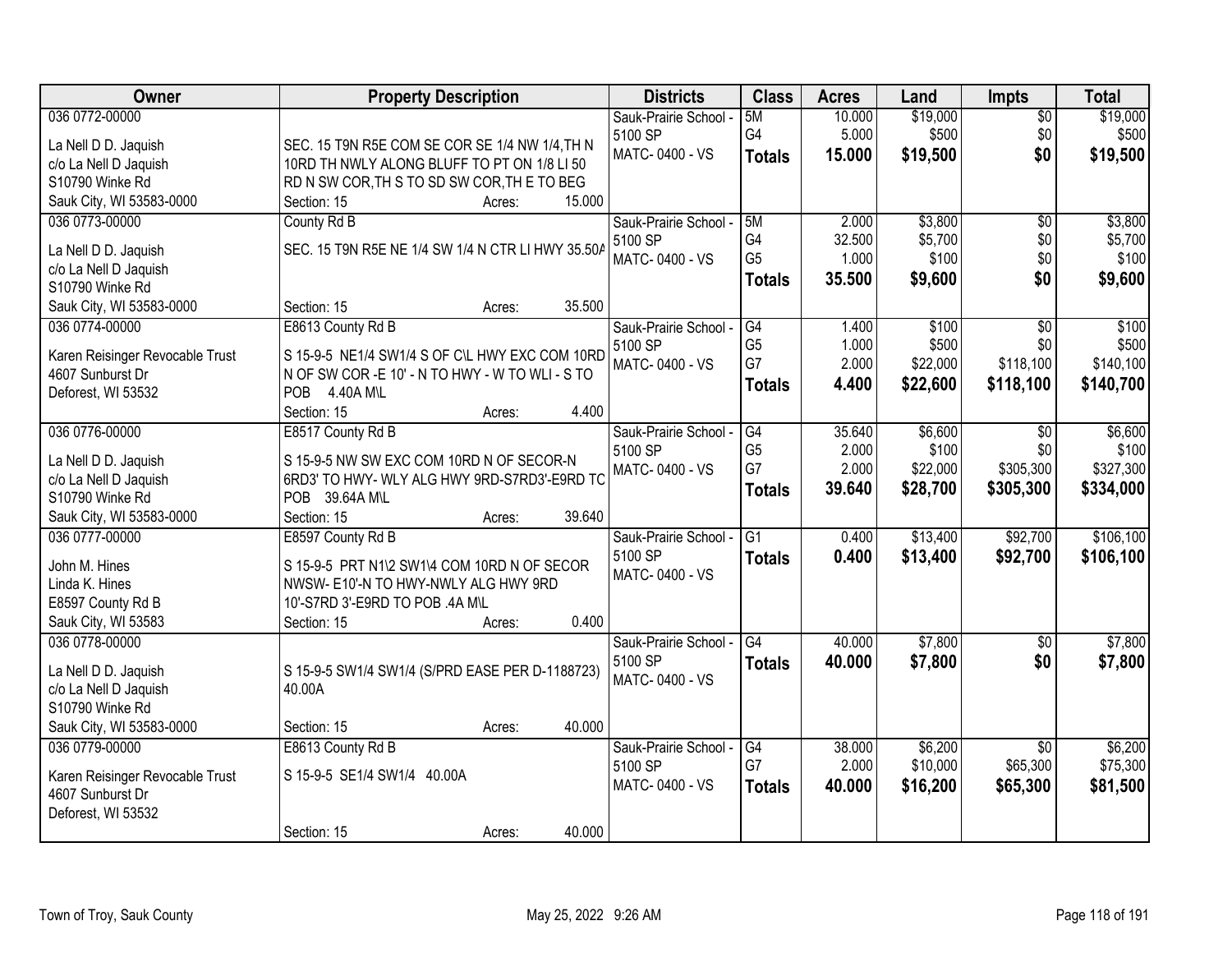| Owner | Property Description | Districts | Class | Acres | Land | Impts | Total |
|---|---|---|---|---|---|---|---|
| 036 0772-00000<br>La Nell D D. Jaquish<br>c/o La Nell D Jaquish<br>S10790 Winke Rd<br>Sauk City, WI 53583-0000 | SEC. 15 T9N R5E COM SE COR SE 1/4 NW 1/4,TH N 10RD TH NWLY ALONG BLUFF TO PT ON 1/8 LI 50 RD N SW COR,TH S TO SD SW COR,TH E TO BEG<br>Section: 15 Acres: 15.000 | Sauk-Prairie School - 5100 SP<br>MATC- 0400 - VS | 5M<br>G4<br>**Totals** | 10.000<br>5.000<br>**15.000** | $19,000<br>$500<br>**$19,500** | $0<br>$0<br>**$0** | $19,000<br>$500<br>**$19,500** |
| 036 0773-00000<br>La Nell D D. Jaquish<br>c/o La Nell D Jaquish<br>S10790 Winke Rd<br>Sauk City, WI 53583-0000 | County Rd B<br>SEC. 15 T9N R5E NE 1/4 SW 1/4 N CTR LI HWY 35.50A<br>Section: 15 Acres: 35.500 | Sauk-Prairie School - 5100 SP<br>MATC- 0400 - VS | 5M<br>G4<br>G5<br>**Totals** | 2.000<br>32.500<br>1.000<br>**35.500** | $3,800<br>$5,700<br>$100<br>**$9,600** | $0<br>$0<br>$0<br>**$0** | $3,800<br>$5,700<br>$100<br>**$9,600** |
| 036 0774-00000<br>Karen Reisinger Revocable Trust<br>4607 Sunburst Dr<br>Deforest, WI 53532 | E8613 County Rd B<br>S 15-9-5 NE1/4 SW1/4 S OF C\L HWY EXC COM 10RD N OF SW COR -E 10' - N TO HWY - W TO WLI - S TO POB 4.40A M\L<br>Section: 15 Acres: 4.400 | Sauk-Prairie School - 5100 SP<br>MATC- 0400 - VS | G4<br>G5<br>G7<br>**Totals** | 1.400<br>1.000<br>2.000<br>**4.400** | $100<br>$500<br>$22,000<br>**$22,600** | $0<br>$0<br>$118,100<br>**$118,100** | $100<br>$500<br>$140,100<br>**$140,700** |
| 036 0776-00000<br>La Nell D D. Jaquish<br>c/o La Nell D Jaquish<br>S10790 Winke Rd<br>Sauk City, WI 53583-0000 | E8517 County Rd B<br>S 15-9-5 NW SW EXC COM 10RD N OF SECOR-N 6RD3' TO HWY- WLY ALG HWY 9RD-S7RD3'-E9RD TO POB 39.64A M\L<br>Section: 15 Acres: 39.640 | Sauk-Prairie School - 5100 SP<br>MATC- 0400 - VS | G4<br>G5<br>G7<br>**Totals** | 35.640<br>2.000<br>2.000<br>**39.640** | $6,600<br>$100<br>$22,000<br>**$28,700** | $0<br>$0<br>$305,300<br>**$305,300** | $6,600<br>$100<br>$327,300<br>**$334,000** |
| 036 0777-00000<br>John M. Hines<br>Linda K. Hines<br>E8597 County Rd B<br>Sauk City, WI 53583 | E8597 County Rd B<br>S 15-9-5 PRT N1\2 SW1\4 COM 10RD N OF SECOR NWSW- E10'-N TO HWY-NWLY ALG HWY 9RD 10'-S7RD 3'-E9RD TO POB .4A M\L<br>Section: 15 Acres: 0.400 | Sauk-Prairie School - 5100 SP<br>MATC- 0400 - VS | G1<br>**Totals** | 0.400<br>**0.400** | $13,400<br>**$13,400** | $92,700<br>**$92,700** | $106,100<br>**$106,100** |
| 036 0778-00000<br>La Nell D D. Jaquish<br>c/o La Nell D Jaquish<br>S10790 Winke Rd<br>Sauk City, WI 53583-0000 | S 15-9-5 SW1/4 SW1/4 (S/PRD EASE PER D-1188723) 40.00A<br>Section: 15 Acres: 40.000 | Sauk-Prairie School - 5100 SP<br>MATC- 0400 - VS | G4<br>**Totals** | 40.000<br>**40.000** | $7,800<br>**$7,800** | $0<br>**$0** | $7,800<br>**$7,800** |
| 036 0779-00000<br>Karen Reisinger Revocable Trust<br>4607 Sunburst Dr<br>Deforest, WI 53532 | E8613 County Rd B<br>S 15-9-5 SE1/4 SW1/4 40.00A<br>Section: 15 Acres: 40.000 | Sauk-Prairie School - 5100 SP<br>MATC- 0400 - VS | G4<br>G7<br>**Totals** | 38.000<br>2.000<br>**40.000** | $6,200<br>$10,000<br>**$16,200** | $0<br>$65,300<br>**$65,300** | $6,200<br>$75,300<br>**$81,500** |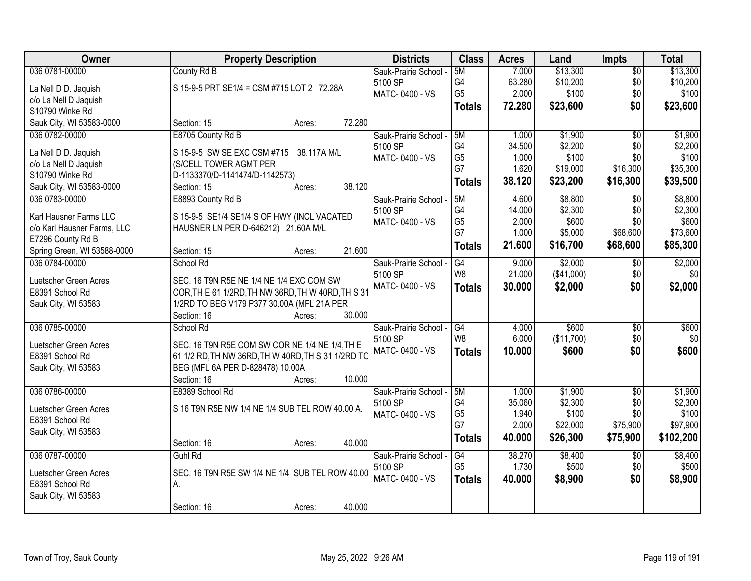| Owner | Property Description | Districts | Class | Acres | Land | Impts | Total |
|---|---|---|---|---|---|---|---|
| 036 0781-00000<br><br>La Nell D D. Jaquish<br>c/o La Nell D Jaquish<br>S10790 Winke Rd<br>Sauk City, WI 53583-0000 | County Rd B<br><br>S 15-9-5 PRT SE1/4 = CSM #715 LOT 2 72.28A<br><br>Section: 15 Acres: 72.280 | Sauk-Prairie School - 5100 SP<br>MATC- 0400 - VS | 5M<br>G4<br>G5<br>**Totals** | 7.000<br>63.280<br>2.000<br>**72.280** | $13,300<br>$10,200<br>$100<br>**$23,600** | $0<br>$0<br>$0<br>**$0** | $13,300<br>$10,200<br>$100<br>**$23,600** |
| 036 0782-00000<br><br>La Nell D D. Jaquish<br>c/o La Nell D Jaquish<br>S10790 Winke Rd<br>Sauk City, WI 53583-0000 | E8705 County Rd B<br><br>S 15-9-5 SW SE EXC CSM #715 38.117A M/L (S/CELL TOWER AGMT PER D-1133370/D-1141474/D-1142573)<br>Section: 15 Acres: 38.120 | Sauk-Prairie School - 5100 SP<br>MATC- 0400 - VS | 5M<br>G4<br>G5<br>G7<br>**Totals** | 1.000<br>34.500<br>1.000<br>1.620<br>**38.120** | $1,900<br>$2,200<br>$100<br>$19,000<br>**$23,200** | $0<br>$0<br>$0<br>$16,300<br>**$16,300** | $1,900<br>$2,200<br>$100<br>$35,300<br>**$39,500** |
| 036 0783-00000<br><br>Karl Hausner Farms LLC<br>c/o Karl Hausner Farms, LLC<br>E7296 County Rd B<br>Spring Green, WI 53588-0000 | E8893 County Rd B<br><br>S 15-9-5 SE1/4 SE1/4 S OF HWY (INCL VACATED HAUSNER LN PER D-646212) 21.60A M/L<br><br>Section: 15 Acres: 21.600 | Sauk-Prairie School - 5100 SP<br>MATC- 0400 - VS | 5M<br>G4<br>G5<br>G7<br>**Totals** | 4.600<br>14.000<br>2.000<br>1.000<br>**21.600** | $8,800<br>$2,300<br>$600<br>$5,000<br>**$16,700** | $0<br>$0<br>$0<br>$68,600<br>**$68,600** | $8,800<br>$2,300<br>$600<br>$73,600<br>**$85,300** |
| 036 0784-00000<br><br>Luetscher Green Acres<br>E8391 School Rd<br>Sauk City, WI 53583 | School Rd<br><br>SEC. 16 T9N R5E NE 1/4 NE 1/4 EXC COM SW COR,TH E 61 1/2RD,TH NW 36RD,TH W 40RD,TH S 31 1/2RD TO BEG V179 P377 30.00A (MFL 21A PER<br>Section: 16 Acres: 30.000 | Sauk-Prairie School - 5100 SP<br>MATC- 0400 - VS | G4<br>W8<br>**Totals** | 9.000<br>21.000<br>**30.000** | $2,000<br>($41,000)<br>**$2,000** | $0<br>$0<br>**$0** | $2,000<br>$0<br>**$2,000** |
| 036 0785-00000<br><br>Luetscher Green Acres<br>E8391 School Rd<br>Sauk City, WI 53583 | School Rd<br><br>SEC. 16 T9N R5E COM SW COR NE 1/4 NE 1/4,TH E 61 1/2 RD,TH NW 36RD,TH W 40RD,TH S 31 1/2RD TO BEG (MFL 6A PER D-828478) 10.00A<br>Section: 16 Acres: 10.000 | Sauk-Prairie School - 5100 SP<br>MATC- 0400 - VS | G4<br>W8<br>**Totals** | 4.000<br>6.000<br>**10.000** | $600<br>($11,700)<br>**$600** | $0<br>$0<br>**$0** | $600<br>$0<br>**$600** |
| 036 0786-00000<br><br>Luetscher Green Acres<br>E8391 School Rd<br>Sauk City, WI 53583 | E8389 School Rd<br><br>S 16 T9N R5E NW 1/4 NE 1/4 SUB TEL ROW 40.00 A.<br><br>Section: 16 Acres: 40.000 | Sauk-Prairie School - 5100 SP<br>MATC- 0400 - VS | 5M<br>G4<br>G5<br>G7<br>**Totals** | 1.000<br>35.060<br>1.940<br>2.000<br>**40.000** | $1,900<br>$2,300<br>$100<br>$22,000<br>**$26,300** | $0<br>$0<br>$0<br>$75,900<br>**$75,900** | $1,900<br>$2,300<br>$100<br>$97,900<br>**$102,200** |
| 036 0787-00000<br><br>Luetscher Green Acres<br>E8391 School Rd<br>Sauk City, WI 53583 | Guhl Rd<br><br>SEC. 16 T9N R5E SW 1/4 NE 1/4 SUB TEL ROW 40.00 A.<br><br>Section: 16 Acres: 40.000 | Sauk-Prairie School - 5100 SP<br>MATC- 0400 - VS | G4<br>G5<br>**Totals** | 38.270<br>1.730<br>**40.000** | $8,400<br>$500<br>**$8,900** | $0<br>$0<br>**$0** | $8,400<br>$500<br>**$8,900** |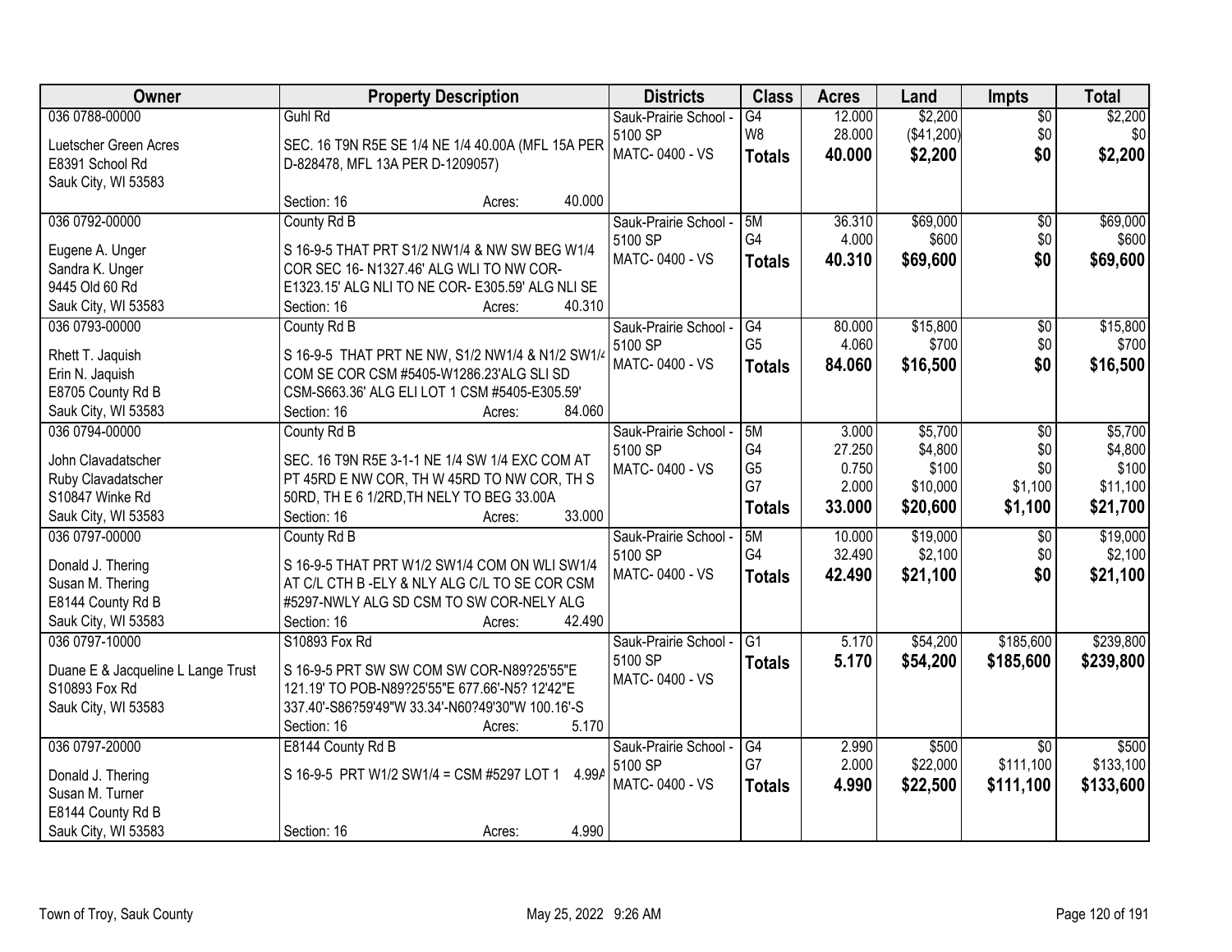| Owner | Property Description | Districts | Class | Acres | Land | Impts | Total |
|---|---|---|---|---|---|---|---|
| 036 0788-00000<br><br>Luetscher Green Acres<br>E8391 School Rd<br>Sauk City, WI 53583 | Guhl Rd<br><br>SEC. 16 T9N R5E SE 1/4 NE 1/4 40.00A (MFL 15A PER D-828478, MFL 13A PER D-1209057)<br><br>Section: 16 Acres: 40.000 | Sauk-Prairie School - 5100 SP<br>MATC- 0400 - VS | G4<br>W8<br>**Totals** | 12.000<br>28.000<br>**40.000** | $2,200<br>($41,200)<br>**$2,200** | $0<br>$0<br>**$0** | $2,200<br>$0<br>**$2,200** |
| 036 0792-00000<br><br>Eugene A. Unger<br>Sandra K. Unger<br>9445 Old 60 Rd<br>Sauk City, WI 53583 | County Rd B<br><br>S 16-9-5 THAT PRT S1/2 NW1/4 & NW SW BEG W1/4 COR SEC 16- N1327.46' ALG WLI TO NW COR- E1323.15' ALG NLI TO NE COR- E305.59' ALG NLI SE<br>Section: 16 Acres: 40.310 | Sauk-Prairie School - 5100 SP<br>MATC- 0400 - VS | 5M<br>G4<br>**Totals** | 36.310<br>4.000<br>**40.310** | $69,000<br>$600<br>**$69,600** | $0<br>$0<br>**$0** | $69,000<br>$600<br>**$69,600** |
| 036 0793-00000<br><br>Rhett T. Jaquish<br>Erin N. Jaquish<br>E8705 County Rd B<br>Sauk City, WI 53583 | County Rd B<br><br>S 16-9-5 THAT PRT NE NW, S1/2 NW1/4 & N1/2 SW1/4 COM SE COR CSM #5405-W1286.23'ALG SLI SD CSM-S663.36' ALG ELI LOT 1 CSM #5405-E305.59'<br>Section: 16 Acres: 84.060 | Sauk-Prairie School - 5100 SP<br>MATC- 0400 - VS | G4<br>G5<br>**Totals** | 80.000<br>4.060<br>**84.060** | $15,800<br>$700<br>**$16,500** | $0<br>$0<br>**$0** | $15,800<br>$700<br>**$16,500** |
| 036 0794-00000<br><br>John Clavadatscher<br>Ruby Clavadatscher<br>S10847 Winke Rd<br>Sauk City, WI 53583 | County Rd B<br><br>SEC. 16 T9N R5E 3-1-1 NE 1/4 SW 1/4 EXC COM AT PT 45RD E NW COR, TH W 45RD TO NW COR, TH S 50RD, TH E 6 1/2RD,TH NELY TO BEG 33.00A<br>Section: 16 Acres: 33.000 | Sauk-Prairie School - 5100 SP<br>MATC- 0400 - VS | 5M<br>G4<br>G5<br>G7<br>**Totals** | 3.000<br>27.250<br>0.750<br>2.000<br>**33.000** | $5,700<br>$4,800<br>$100<br>$10,000<br>**$20,600** | $0<br>$0<br>$0<br>$1,100<br>**$1,100** | $5,700<br>$4,800<br>$100<br>$11,100<br>**$21,700** |
| 036 0797-00000<br><br>Donald J. Thering<br>Susan M. Thering<br>E8144 County Rd B<br>Sauk City, WI 53583 | County Rd B<br><br>S 16-9-5 THAT PRT W1/2 SW1/4 COM ON WLI SW1/4 AT C/L CTH B -ELY & NLY ALG C/L TO SE COR CSM #5297-NWLY ALG SD CSM TO SW COR-NELY ALG<br>Section: 16 Acres: 42.490 | Sauk-Prairie School - 5100 SP<br>MATC- 0400 - VS | 5M<br>G4<br>**Totals** | 10.000<br>32.490<br>**42.490** | $19,000<br>$2,100<br>**$21,100** | $0<br>$0<br>**$0** | $19,000<br>$2,100<br>**$21,100** |
| 036 0797-10000<br><br>Duane E & Jacqueline L Lange Trust<br>S10893 Fox Rd<br>Sauk City, WI 53583 | S10893 Fox Rd<br><br>S 16-9-5 PRT SW SW COM SW COR-N89?25'55"E 121.19' TO POB-N89?25'55"E 677.66'-N5? 12'42"E 337.40'-S86?59'49"W 33.34'-N60?49'30"W 100.16'-S<br>Section: 16 Acres: 5.170 | Sauk-Prairie School - 5100 SP<br>MATC- 0400 - VS | G1<br>**Totals** | 5.170<br>**5.170** | $54,200<br>**$54,200** | $185,600<br>**$185,600** | $239,800<br>**$239,800** |
| 036 0797-20000<br><br>Donald J. Thering<br>Susan M. Turner<br>E8144 County Rd B<br>Sauk City, WI 53583 | E8144 County Rd B<br><br>S 16-9-5 PRT W1/2 SW1/4 = CSM #5297 LOT 1 4.99A<br><br>Section: 16 Acres: 4.990 | Sauk-Prairie School - 5100 SP<br>MATC- 0400 - VS | G4<br>G7<br>**Totals** | 2.990<br>2.000<br>**4.990** | $500<br>$22,000<br>**$22,500** | $0<br>$111,100<br>**$111,100** | $500<br>$133,100<br>**$133,600** |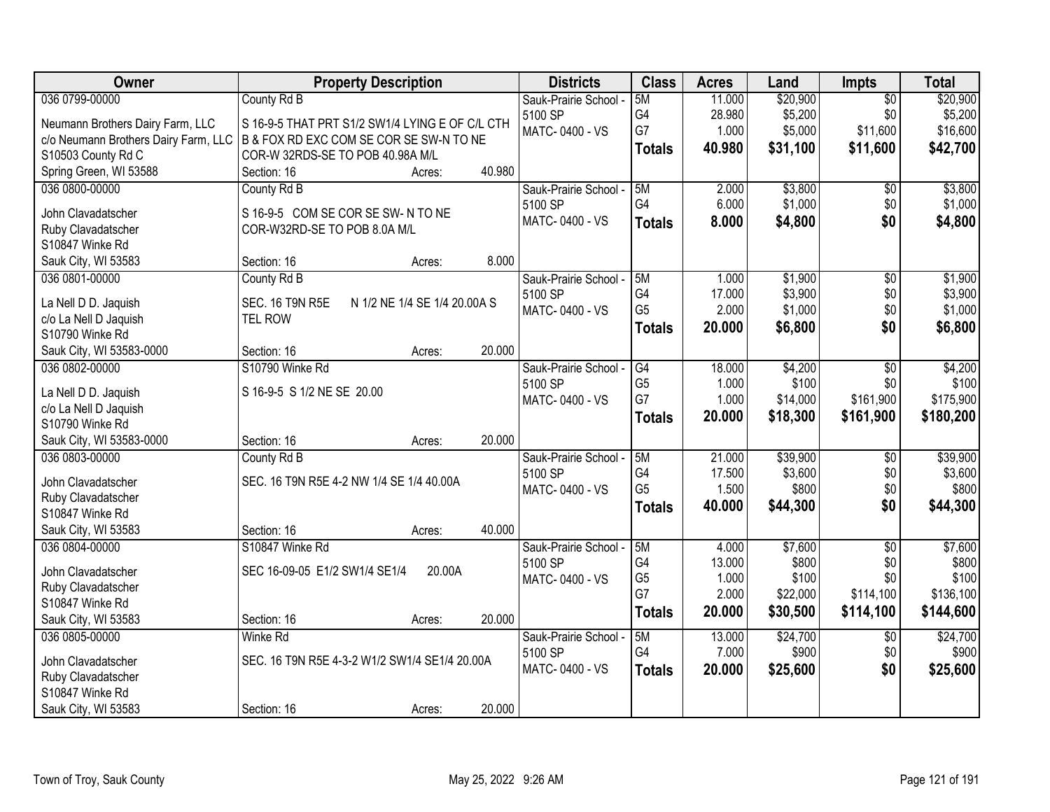| Owner | Property Description | Districts | Class | Acres | Land | Impts | Total |
|---|---|---|---|---|---|---|---|
| 036 0799-00000<br>Neumann Brothers Dairy Farm, LLC<br>c/o Neumann Brothers Dairy Farm, LLC<br>S10503 County Rd C<br>Spring Green, WI 53588 | County Rd B<br>S 16-9-5 THAT PRT S1/2 SW1/4 LYING E OF C/L CTH B & FOX RD EXC COM SE COR SE SW-N TO NE COR-W 32RDS-SE TO POB 40.98A M/L<br>Section: 16 Acres: 40.980 | Sauk-Prairie School - 5100 SP<br>MATC- 0400 - VS | 5M<br>G4<br>G7<br>**Totals** | 11.000<br>28.980<br>1.000<br>**40.980** | $20,900<br>$5,200<br>$5,000<br>**$31,100** | $0<br>$0<br>$11,600<br>**$11,600** | $20,900<br>$5,200<br>$16,600<br>**$42,700** |
| 036 0800-00000<br>John Clavadatscher<br>Ruby Clavadatscher<br>S10847 Winke Rd<br>Sauk City, WI 53583 | County Rd B<br>S 16-9-5 COM SE COR SE SW- N TO NE COR-W32RD-SE TO POB 8.0A M/L<br>Section: 16 Acres: 8.000 | Sauk-Prairie School - 5100 SP<br>MATC- 0400 - VS | 5M<br>G4<br>**Totals** | 2.000<br>6.000<br>**8.000** | $3,800<br>$1,000<br>**$4,800** | $0<br>$0<br>**$0** | $3,800<br>$1,000<br>**$4,800** |
| 036 0801-00000<br>La Nell D D. Jaquish<br>c/o La Nell D Jaquish<br>S10790 Winke Rd<br>Sauk City, WI 53583-0000 | County Rd B<br>SEC. 16 T9N R5E N 1/2 NE 1/4 SE 1/4 20.00A S TEL ROW<br>Section: 16 Acres: 20.000 | Sauk-Prairie School - 5100 SP<br>MATC- 0400 - VS | 5M<br>G4<br>G5<br>**Totals** | 1.000<br>17.000<br>2.000<br>**20.000** | $1,900<br>$3,900<br>$1,000<br>**$6,800** | $0<br>$0<br>$0<br>**$0** | $1,900<br>$3,900<br>$1,000<br>**$6,800** |
| 036 0802-00000<br>La Nell D D. Jaquish<br>c/o La Nell D Jaquish<br>S10790 Winke Rd<br>Sauk City, WI 53583-0000 | S10790 Winke Rd<br>S 16-9-5 S 1/2 NE SE 20.00<br>Section: 16 Acres: 20.000 | Sauk-Prairie School - 5100 SP<br>MATC- 0400 - VS | G4<br>G5<br>G7<br>**Totals** | 18.000<br>1.000<br>1.000<br>**20.000** | $4,200<br>$100<br>$14,000<br>**$18,300** | $0<br>$0<br>$161,900<br>**$161,900** | $4,200<br>$100<br>$175,900<br>**$180,200** |
| 036 0803-00000<br>John Clavadatscher<br>Ruby Clavadatscher<br>S10847 Winke Rd<br>Sauk City, WI 53583 | County Rd B<br>SEC. 16 T9N R5E 4-2 NW 1/4 SE 1/4 40.00A<br>Section: 16 Acres: 40.000 | Sauk-Prairie School - 5100 SP<br>MATC- 0400 - VS | 5M<br>G4<br>G5<br>**Totals** | 21.000<br>17.500<br>1.500<br>**40.000** | $39,900<br>$3,600<br>$800<br>**$44,300** | $0<br>$0<br>$0<br>**$0** | $39,900<br>$3,600<br>$800<br>**$44,300** |
| 036 0804-00000<br>John Clavadatscher<br>Ruby Clavadatscher<br>S10847 Winke Rd<br>Sauk City, WI 53583 | S10847 Winke Rd<br>SEC 16-09-05 E1/2 SW1/4 SE1/4 20.00A<br>Section: 16 Acres: 20.000 | Sauk-Prairie School - 5100 SP<br>MATC- 0400 - VS | 5M<br>G4<br>G5<br>G7<br>**Totals** | 4.000<br>13.000<br>1.000<br>2.000<br>**20.000** | $7,600<br>$800<br>$100<br>$22,000<br>**$30,500** | $0<br>$0<br>$0<br>$114,100<br>**$114,100** | $7,600<br>$800<br>$100<br>$136,100<br>**$144,600** |
| 036 0805-00000<br>John Clavadatscher<br>Ruby Clavadatscher<br>S10847 Winke Rd<br>Sauk City, WI 53583 | Winke Rd<br>SEC. 16 T9N R5E 4-3-2 W1/2 SW1/4 SE1/4 20.00A<br>Section: 16 Acres: 20.000 | Sauk-Prairie School - 5100 SP<br>MATC- 0400 - VS | 5M<br>G4<br>**Totals** | 13.000<br>7.000<br>**20.000** | $24,700<br>$900<br>**$25,600** | $0<br>$0<br>**$0** | $24,700<br>$900<br>**$25,600** |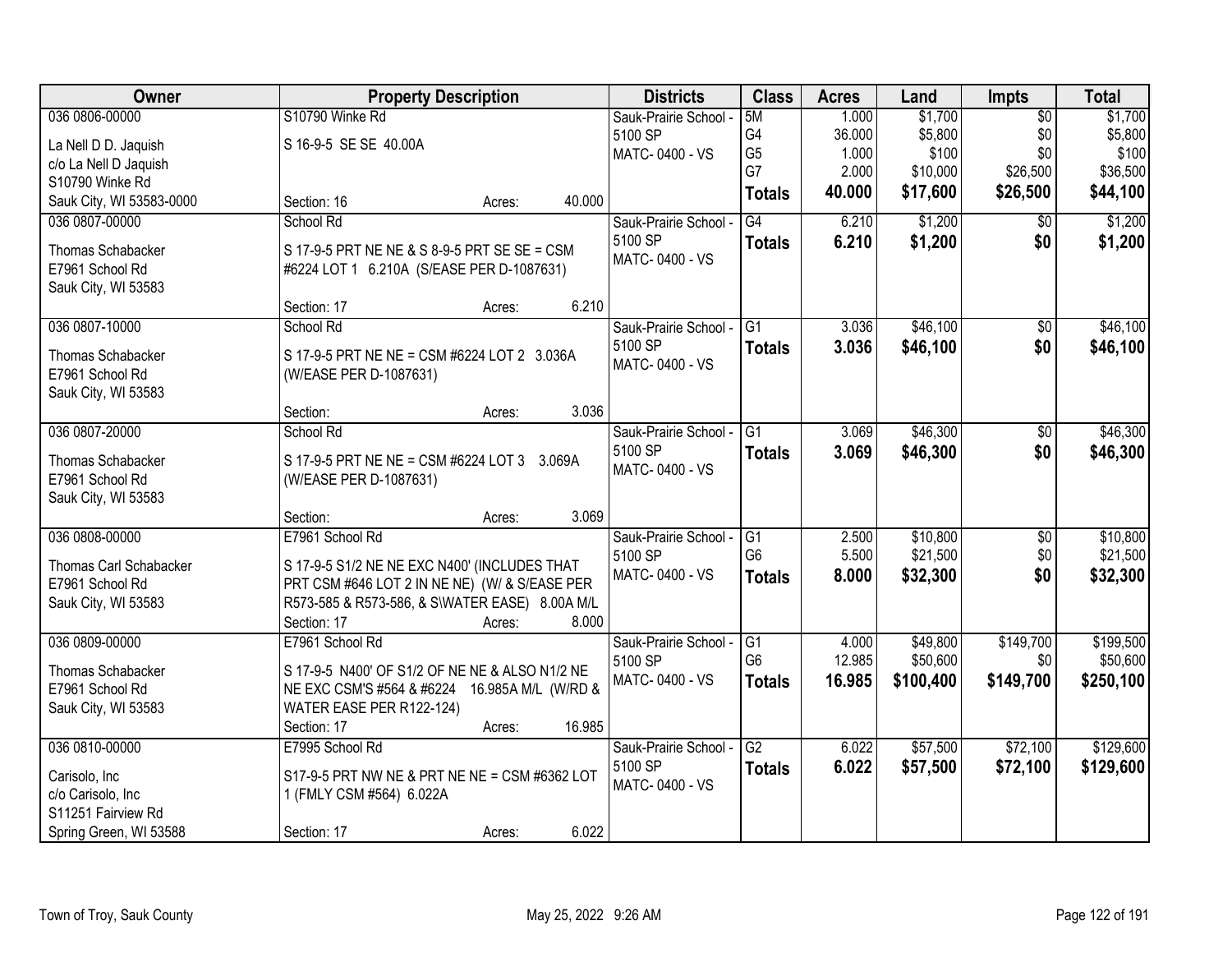| Owner | Property Description | Districts | Class | Acres | Land | Impts | Total |
|---|---|---|---|---|---|---|---|
| 036 0806-00000<br>La Nell D D. Jaquish<br>c/o La Nell D Jaquish<br>S10790 Winke Rd<br>Sauk City, WI 53583-0000 | S10790 Winke Rd<br>S 16-9-5 SE SE 40.00A<br>Section: 16 Acres: 40.000 | Sauk-Prairie School - 5100 SP<br>MATC- 0400 - VS | 5M<br>G4<br>G5<br>G7<br>**Totals** | 1.000<br>36.000<br>1.000<br>2.000<br>**40.000** | $1,700<br>$5,800<br>$100<br>$10,000<br>**$17,600** | $0<br>$0<br>$0<br>$26,500<br>**$26,500** | $1,700<br>$5,800<br>$100<br>$36,500<br>**$44,100** |
| 036 0807-00000<br>Thomas Schabacker<br>E7961 School Rd<br>Sauk City, WI 53583 | School Rd<br>S 17-9-5 PRT NE NE & S 8-9-5 PRT SE SE = CSM #6224 LOT 1 6.210A (S/EASE PER D-1087631)<br>Section: 17 Acres: 6.210 | Sauk-Prairie School - 5100 SP<br>MATC- 0400 - VS | G4<br>**Totals** | 6.210<br>**6.210** | $1,200<br>**$1,200** | $0<br>**$0** | $1,200<br>**$1,200** |
| 036 0807-10000<br>Thomas Schabacker<br>E7961 School Rd<br>Sauk City, WI 53583 | School Rd<br>S 17-9-5 PRT NE NE = CSM #6224 LOT 2 3.036A (W/EASE PER D-1087631)<br>Section: Acres: 3.036 | Sauk-Prairie School - 5100 SP<br>MATC- 0400 - VS | G1<br>**Totals** | 3.036<br>**3.036** | $46,100<br>**$46,100** | $0<br>**$0** | $46,100<br>**$46,100** |
| 036 0807-20000<br>Thomas Schabacker<br>E7961 School Rd<br>Sauk City, WI 53583 | School Rd<br>S 17-9-5 PRT NE NE = CSM #6224 LOT 3 3.069A (W/EASE PER D-1087631)<br>Section: Acres: 3.069 | Sauk-Prairie School - 5100 SP<br>MATC- 0400 - VS | G1<br>**Totals** | 3.069<br>**3.069** | $46,300<br>**$46,300** | $0<br>**$0** | $46,300<br>**$46,300** |
| 036 0808-00000<br>Thomas Carl Schabacker<br>E7961 School Rd<br>Sauk City, WI 53583 | E7961 School Rd<br>S 17-9-5 S1/2 NE NE EXC N400' (INCLUDES THAT PRT CSM #646 LOT 2 IN NE NE) (W/ & S/EASE PER R573-585 & R573-586, & S\WATER EASE) 8.00A M/L<br>Section: 17 Acres: 8.000 | Sauk-Prairie School - 5100 SP<br>MATC- 0400 - VS | G1<br>G6<br>**Totals** | 2.500<br>5.500<br>**8.000** | $10,800<br>$21,500<br>**$32,300** | $0<br>$0<br>**$0** | $10,800<br>$21,500<br>**$32,300** |
| 036 0809-00000<br>Thomas Schabacker<br>E7961 School Rd<br>Sauk City, WI 53583 | E7961 School Rd<br>S 17-9-5 N400' OF S1/2 OF NE NE & ALSO N1/2 NE NE EXC CSM'S #564 & #6224 16.985A M/L (W/RD & WATER EASE PER R122-124)<br>Section: 17 Acres: 16.985 | Sauk-Prairie School - 5100 SP<br>MATC- 0400 - VS | G1<br>G6<br>**Totals** | 4.000<br>12.985<br>**16.985** | $49,800<br>$50,600<br>**$100,400** | $149,700<br>$0<br>**$149,700** | $199,500<br>$50,600<br>**$250,100** |
| 036 0810-00000<br>Carisolo, Inc<br>c/o Carisolo, Inc<br>S11251 Fairview Rd<br>Spring Green, WI 53588 | E7995 School Rd<br>S17-9-5 PRT NW NE & PRT NE NE = CSM #6362 LOT 1 (FMLY CSM #564) 6.022A<br>Section: 17 Acres: 6.022 | Sauk-Prairie School - 5100 SP<br>MATC- 0400 - VS | G2<br>**Totals** | 6.022<br>**6.022** | $57,500<br>**$57,500** | $72,100<br>**$72,100** | $129,600<br>**$129,600** |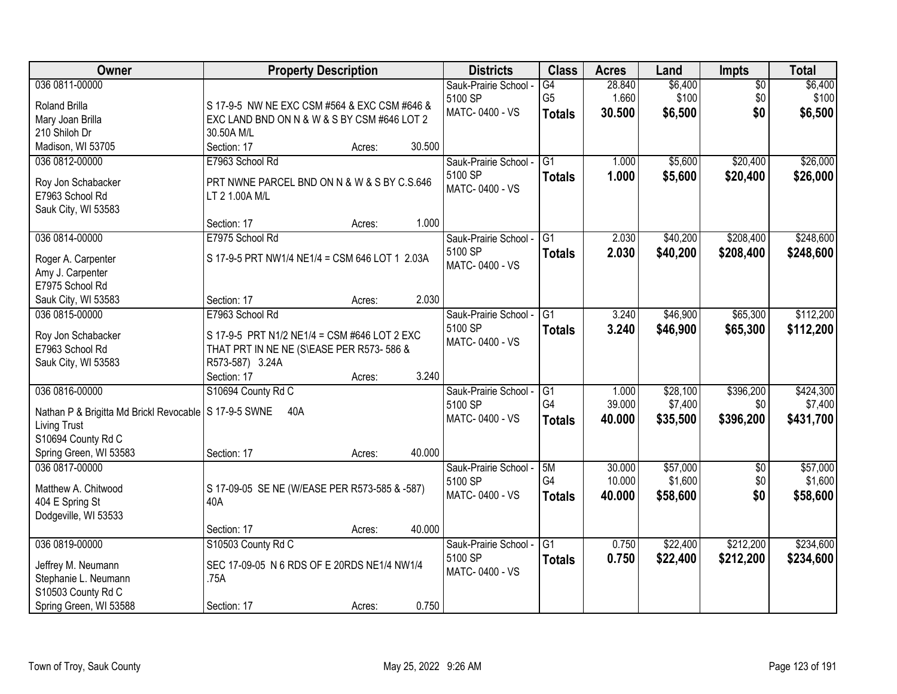| Owner | Property Description | Districts | Class | Acres | Land | Impts | Total |
|---|---|---|---|---|---|---|---|
| 036 0811-00000<br>Roland Brilla<br>Mary Joan Brilla<br>210 Shiloh Dr<br>Madison, WI 53705 | S 17-9-5 NW NE EXC CSM #564 & EXC CSM #646 & EXC LAND BND ON N & W & S BY CSM #646 LOT 2 30.50A M/L<br>Section: 17 Acres: 30.500 | Sauk-Prairie School - 5100 SP<br>MATC- 0400 - VS | G4<br>G5<br>**Totals** | 28.840<br>1.660<br>**30.500** | $6,400<br>$100<br>**$6,500** | $0<br>$0<br>**$0** | $6,400<br>$100<br>**$6,500** |
| 036 0812-00000<br>Roy Jon Schabacker<br>E7963 School Rd<br>Sauk City, WI 53583 | E7963 School Rd<br>PRT NWNE PARCEL BND ON N & W & S BY C.S.646 LT 2 1.00A M/L<br>Section: 17 Acres: 1.000 | Sauk-Prairie School - 5100 SP<br>MATC- 0400 - VS | G1<br>**Totals** | 1.000<br>**1.000** | $5,600<br>**$5,600** | $20,400<br>**$20,400** | $26,000<br>**$26,000** |
| 036 0814-00000<br>Roger A. Carpenter<br>Amy J. Carpenter<br>E7975 School Rd<br>Sauk City, WI 53583 | E7975 School Rd<br>S 17-9-5 PRT NW1/4 NE1/4 = CSM 646 LOT 1 2.03A<br>Section: 17 Acres: 2.030 | Sauk-Prairie School - 5100 SP<br>MATC- 0400 - VS | G1<br>**Totals** | 2.030<br>**2.030** | $40,200<br>**$40,200** | $208,400<br>**$208,400** | $248,600<br>**$248,600** |
| 036 0815-00000<br>Roy Jon Schabacker<br>E7963 School Rd<br>Sauk City, WI 53583 | E7963 School Rd<br>S 17-9-5 PRT N1/2 NE1/4 = CSM #646 LOT 2 EXC THAT PRT IN NE NE (S\EASE PER R573- 586 & R573-587) 3.24A<br>Section: 17 Acres: 3.240 | Sauk-Prairie School - 5100 SP<br>MATC- 0400 - VS | G1<br>**Totals** | 3.240<br>**3.240** | $46,900<br>**$46,900** | $65,300<br>**$65,300** | $112,200<br>**$112,200** |
| 036 0816-00000<br>Nathan P & Brigitta Md Brickl Revocable Living Trust<br>S10694 County Rd C<br>Spring Green, WI 53583 | S10694 County Rd C<br>S 17-9-5 SWNE 40A<br>Section: 17 Acres: 40.000 | Sauk-Prairie School - 5100 SP<br>MATC- 0400 - VS | G1<br>G4<br>**Totals** | 1.000<br>39.000<br>**40.000** | $28,100<br>$7,400<br>**$35,500** | $396,200<br>$0<br>**$396,200** | $424,300<br>$7,400<br>**$431,700** |
| 036 0817-00000<br>Matthew A. Chitwood<br>404 E Spring St<br>Dodgeville, WI 53533 | S 17-09-05 SE NE (W/EASE PER R573-585 & -587) 40A<br>Section: 17 Acres: 40.000 | Sauk-Prairie School - 5100 SP<br>MATC- 0400 - VS | 5M<br>G4<br>**Totals** | 30.000<br>10.000<br>**40.000** | $57,000<br>$1,600<br>**$58,600** | $0<br>$0<br>**$0** | $57,000<br>$1,600<br>**$58,600** |
| 036 0819-00000<br>Jeffrey M. Neumann<br>Stephanie L. Neumann<br>S10503 County Rd C<br>Spring Green, WI 53588 | S10503 County Rd C<br>SEC 17-09-05 N 6 RDS OF E 20RDS NE1/4 NW1/4 .75A<br>Section: 17 Acres: 0.750 | Sauk-Prairie School - 5100 SP<br>MATC- 0400 - VS | G1<br>**Totals** | 0.750<br>**0.750** | $22,400<br>**$22,400** | $212,200<br>**$212,200** | $234,600<br>**$234,600** |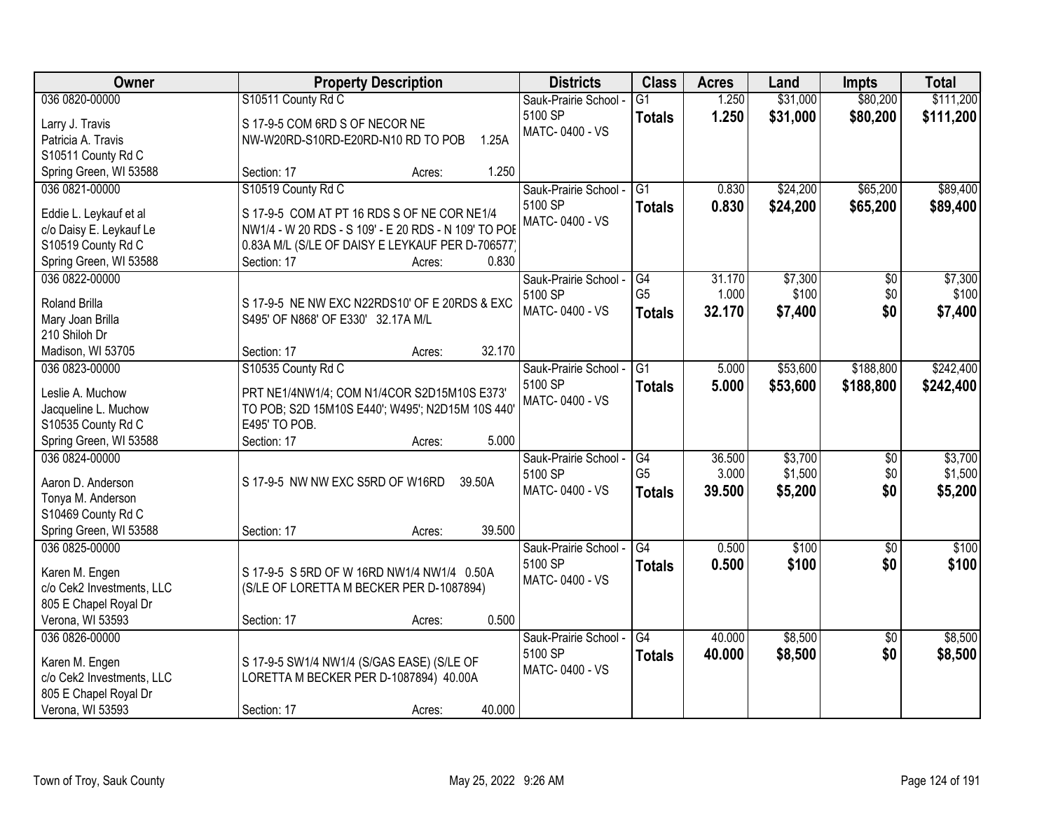| Owner | Property Description | Districts | Class | Acres | Land | Impts | Total |
|---|---|---|---|---|---|---|---|
| 036 0820-00000<br><br>Larry J. Travis<br>Patricia A. Travis<br>S10511 County Rd C<br>Spring Green, WI 53588 | S10511 County Rd C<br><br>S 17-9-5 COM 6RD S OF NECOR NE NW-W20RD-S10RD-E20RD-N10 RD TO POB 1.25A<br><br>Section: 17 Acres: 1.250 | Sauk-Prairie School - 5100 SP<br>MATC- 0400 - VS | G1<br>**Totals** | 1.250<br>**1.250** | $31,000<br>**$31,000** | $80,200<br>**$80,200** | $111,200<br>**$111,200** |
| 036 0821-00000<br><br>Eddie L. Leykauf et al<br>c/o Daisy E. Leykauf Le<br>S10519 County Rd C<br>Spring Green, WI 53588 | S10519 County Rd C<br><br>S 17-9-5 COM AT PT 16 RDS S OF NE COR NE1/4 NW1/4 - W 20 RDS - S 109' - E 20 RDS - N 109' TO POB 0.83A M/L (S/LE OF DAISY E LEYKAUF PER D-706577)<br>Section: 17 Acres: 0.830 | Sauk-Prairie School - 5100 SP<br>MATC- 0400 - VS | G1<br>**Totals** | 0.830<br>**0.830** | $24,200<br>**$24,200** | $65,200<br>**$65,200** | $89,400<br>**$89,400** |
| 036 0822-00000<br><br>Roland Brilla<br>Mary Joan Brilla<br>210 Shiloh Dr<br>Madison, WI 53705 | S 17-9-5 NE NW EXC N22RDS10' OF E 20RDS & EXC S495' OF N868' OF E330' 32.17A M/L<br><br>Section: 17 Acres: 32.170 | Sauk-Prairie School - 5100 SP<br>MATC- 0400 - VS | G4<br>G5<br>**Totals** | 31.170<br>1.000<br>**32.170** | $7,300<br>$100<br>**$7,400** | $0<br>$0<br>**$0** | $7,300<br>$100<br>**$7,400** |
| 036 0823-00000<br><br>Leslie A. Muchow<br>Jacqueline L. Muchow<br>S10535 County Rd C<br>Spring Green, WI 53588 | S10535 County Rd C<br><br>PRT NE1/4NW1/4; COM N1/4COR S2D15M10S E373' TO POB; S2D 15M10S E440'; W495'; N2D15M 10S 440' E495' TO POB.<br>Section: 17 Acres: 5.000 | Sauk-Prairie School - 5100 SP<br>MATC- 0400 - VS | G1<br>**Totals** | 5.000<br>**5.000** | $53,600<br>**$53,600** | $188,800<br>**$188,800** | $242,400<br>**$242,400** |
| 036 0824-00000<br><br>Aaron D. Anderson<br>Tonya M. Anderson<br>S10469 County Rd C<br>Spring Green, WI 53588 | S 17-9-5 NW NW EXC S5RD OF W16RD 39.50A<br><br>Section: 17 Acres: 39.500 | Sauk-Prairie School - 5100 SP<br>MATC- 0400 - VS | G4<br>G5<br>**Totals** | 36.500<br>3.000<br>**39.500** | $3,700<br>$1,500<br>**$5,200** | $0<br>$0<br>**$0** | $3,700<br>$1,500<br>**$5,200** |
| 036 0825-00000<br><br>Karen M. Engen<br>c/o Cek2 Investments, LLC<br>805 E Chapel Royal Dr<br>Verona, WI 53593 | S 17-9-5 S 5RD OF W 16RD NW1/4 NW1/4 0.50A (S/LE OF LORETTA M BECKER PER D-1087894)<br><br>Section: 17 Acres: 0.500 | Sauk-Prairie School - 5100 SP<br>MATC- 0400 - VS | G4<br>**Totals** | 0.500<br>**0.500** | $100<br>**$100** | $0<br>**$0** | $100<br>**$100** |
| 036 0826-00000<br><br>Karen M. Engen<br>c/o Cek2 Investments, LLC<br>805 E Chapel Royal Dr<br>Verona, WI 53593 | S 17-9-5 SW1/4 NW1/4 (S/GAS EASE) (S/LE OF LORETTA M BECKER PER D-1087894) 40.00A<br><br>Section: 17 Acres: 40.000 | Sauk-Prairie School - 5100 SP<br>MATC- 0400 - VS | G4<br>**Totals** | 40.000<br>**40.000** | $8,500<br>**$8,500** | $0<br>**$0** | $8,500<br>**$8,500** |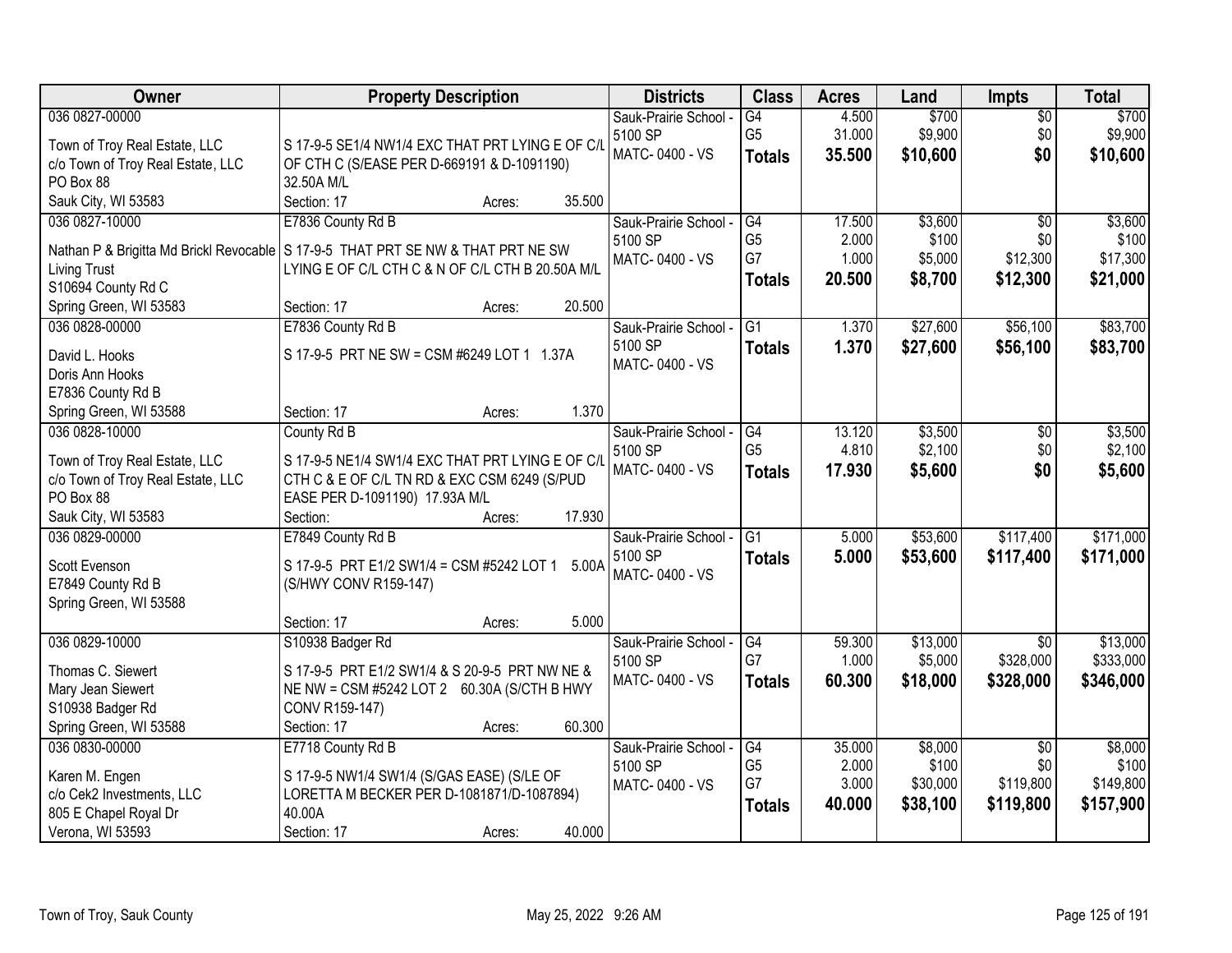| Owner | Property Description | Districts | Class | Acres | Land | Impts | Total |
|---|---|---|---|---|---|---|---|
| 036 0827-00000<br>Town of Troy Real Estate, LLC<br>c/o Town of Troy Real Estate, LLC<br>PO Box 88<br>Sauk City, WI 53583 | S 17-9-5 SE1/4 NW1/4 EXC THAT PRT LYING E OF C/L OF CTH C (S/EASE PER D-669191 & D-1091190) 32.50A M/L<br>Section: 17 Acres: 35.500 | Sauk-Prairie School - 5100 SP<br>MATC- 0400 - VS | G4<br>G5<br>**Totals** | 4.500<br>31.000<br>**35.500** | $700<br>$9,900<br>**$10,600** | $0<br>$0<br>**$0** | $700<br>$9,900<br>**$10,600** |
| 036 0827-10000<br>Nathan P & Brigitta Md Brickl Revocable Living Trust<br>S10694 County Rd C<br>Spring Green, WI 53583 | E7836 County Rd B<br>S 17-9-5 THAT PRT SE NW & THAT PRT NE SW LYING E OF C/L CTH C & N OF C/L CTH B 20.50A M/L<br>Section: 17 Acres: 20.500 | Sauk-Prairie School - 5100 SP<br>MATC- 0400 - VS | G4<br>G5<br>G7<br>**Totals** | 17.500<br>2.000<br>1.000<br>**20.500** | $3,600<br>$100<br>$5,000<br>**$8,700** | $0<br>$0<br>$12,300<br>**$12,300** | $3,600<br>$100<br>$17,300<br>**$21,000** |
| 036 0828-00000<br>David L. Hooks<br>Doris Ann Hooks<br>E7836 County Rd B<br>Spring Green, WI 53588 | E7836 County Rd B<br>S 17-9-5 PRT NE SW = CSM #6249 LOT 1 1.37A<br>Section: 17 Acres: 1.370 | Sauk-Prairie School - 5100 SP<br>MATC- 0400 - VS | G1<br>**Totals** | 1.370<br>**1.370** | $27,600<br>**$27,600** | $56,100<br>**$56,100** | $83,700<br>**$83,700** |
| 036 0828-10000<br>Town of Troy Real Estate, LLC<br>c/o Town of Troy Real Estate, LLC<br>PO Box 88<br>Sauk City, WI 53583 | County Rd B<br>S 17-9-5 NE1/4 SW1/4 EXC THAT PRT LYING E OF C/L CTH C & E OF C/L TN RD & EXC CSM 6249 (S/PUD EASE PER D-1091190) 17.93A M/L<br>Section: Acres: 17.930 | Sauk-Prairie School - 5100 SP<br>MATC- 0400 - VS | G4<br>G5<br>**Totals** | 13.120<br>4.810<br>**17.930** | $3,500<br>$2,100<br>**$5,600** | $0<br>$0<br>**$0** | $3,500<br>$2,100<br>**$5,600** |
| 036 0829-00000<br>Scott Evenson<br>E7849 County Rd B<br>Spring Green, WI 53588 | E7849 County Rd B<br>S 17-9-5 PRT E1/2 SW1/4 = CSM #5242 LOT 1 5.00A (S/HWY CONV R159-147)<br>Section: 17 Acres: 5.000 | Sauk-Prairie School - 5100 SP<br>MATC- 0400 - VS | G1<br>**Totals** | 5.000<br>**5.000** | $53,600<br>**$53,600** | $117,400<br>**$117,400** | $171,000<br>**$171,000** |
| 036 0829-10000<br>Thomas C. Siewert<br>Mary Jean Siewert<br>S10938 Badger Rd<br>Spring Green, WI 53588 | S10938 Badger Rd<br>S 17-9-5 PRT E1/2 SW1/4 & S 20-9-5 PRT NW NE & NE NW = CSM #5242 LOT 2 60.30A (S/CTH B HWY CONV R159-147)<br>Section: 17 Acres: 60.300 | Sauk-Prairie School - 5100 SP<br>MATC- 0400 - VS | G4<br>G7<br>**Totals** | 59.300<br>1.000<br>**60.300** | $13,000<br>$5,000<br>**$18,000** | $0<br>$328,000<br>**$328,000** | $13,000<br>$333,000<br>**$346,000** |
| 036 0830-00000<br>Karen M. Engen<br>c/o Cek2 Investments, LLC<br>805 E Chapel Royal Dr<br>Verona, WI 53593 | E7718 County Rd B<br>S 17-9-5 NW1/4 SW1/4 (S/GAS EASE) (S/LE OF LORETTA M BECKER PER D-1081871/D-1087894) 40.00A<br>Section: 17 Acres: 40.000 | Sauk-Prairie School - 5100 SP<br>MATC- 0400 - VS | G4<br>G5<br>G7<br>**Totals** | 35.000<br>2.000<br>3.000<br>**40.000** | $8,000<br>$100<br>$30,000<br>**$38,100** | $0<br>$0<br>$119,800<br>**$119,800** | $8,000<br>$100<br>$149,800<br>**$157,900** |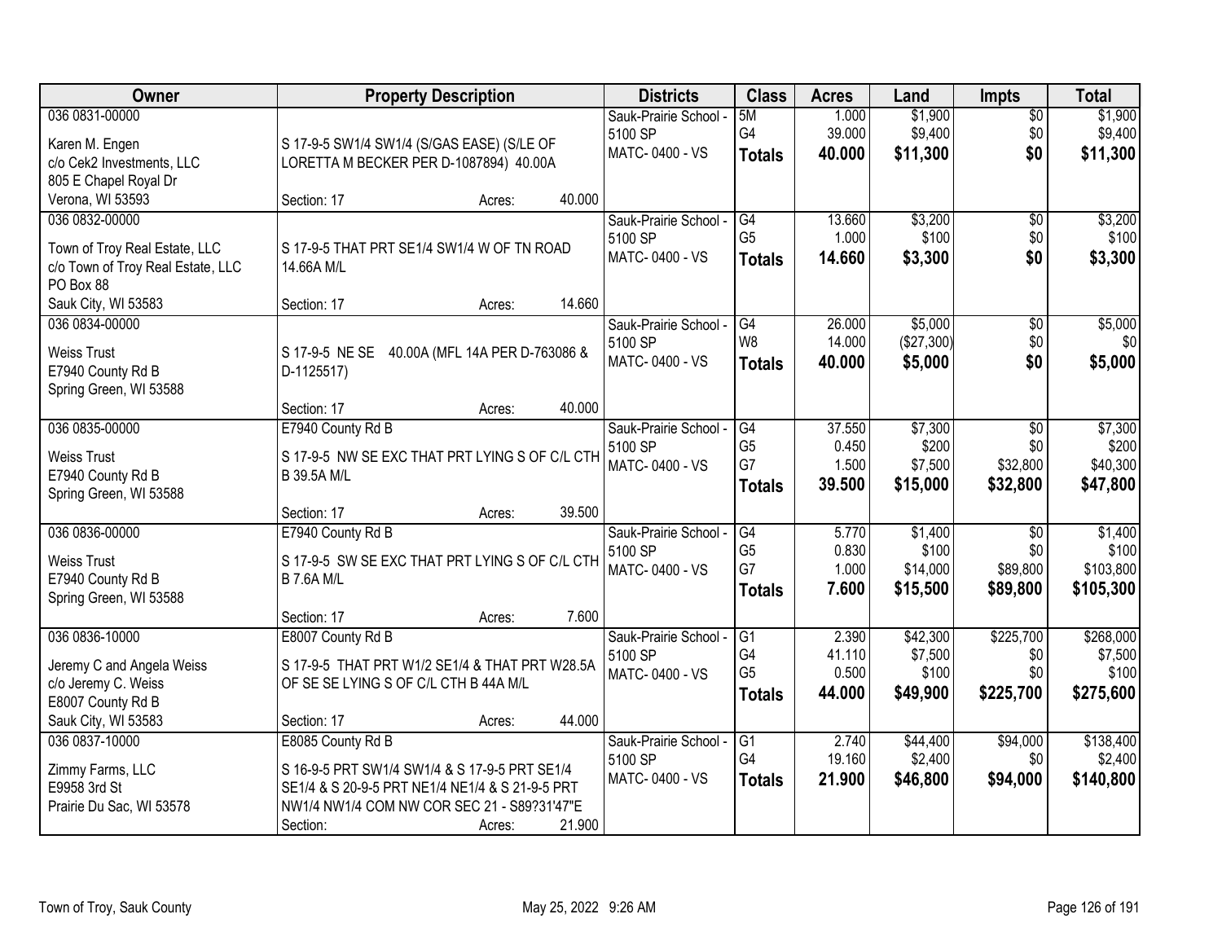| Owner | Property Description | Districts | Class | Acres | Land | Impts | Total |
|---|---|---|---|---|---|---|---|
| 036 0831-00000<br><br>Karen M. Engen<br>c/o Cek2 Investments, LLC<br>805 E Chapel Royal Dr<br>Verona, WI 53593 | S 17-9-5 SW1/4 SW1/4 (S/GAS EASE) (S/LE OF LORETTA M BECKER PER D-1087894) 40.00A<br><br>Section: 17 Acres: 40.000 | Sauk-Prairie School - 5100 SP<br>MATC- 0400 - VS | 5M<br>G4<br>**Totals** | 1.000<br>39.000<br>**40.000** | $1,900<br>$9,400<br>**$11,300** | $0<br>$0<br>**$0** | $1,900<br>$9,400<br>**$11,300** |
| 036 0832-00000<br><br>Town of Troy Real Estate, LLC<br>c/o Town of Troy Real Estate, LLC<br>PO Box 88<br>Sauk City, WI 53583 | S 17-9-5 THAT PRT SE1/4 SW1/4 W OF TN ROAD 14.66A M/L<br><br>Section: 17 Acres: 14.660 | Sauk-Prairie School - 5100 SP<br>MATC- 0400 - VS | G4<br>G5<br>**Totals** | 13.660<br>1.000<br>**14.660** | $3,200<br>$100<br>**$3,300** | $0<br>$0<br>**$0** | $3,200<br>$100<br>**$3,300** |
| 036 0834-00000<br><br>Weiss Trust<br>E7940 County Rd B<br>Spring Green, WI 53588 | S 17-9-5 NE SE 40.00A (MFL 14A PER D-763086 & D-1125517)<br><br>Section: 17 Acres: 40.000 | Sauk-Prairie School - 5100 SP<br>MATC- 0400 - VS | G4<br>W8<br>**Totals** | 26.000<br>14.000<br>**40.000** | $5,000<br>($27,300)<br>**$5,000** | $0<br>$0<br>**$0** | $5,000<br>$0<br>**$5,000** |
| 036 0835-00000<br><br>Weiss Trust<br>E7940 County Rd B<br>Spring Green, WI 53588 | E7940 County Rd B<br>S 17-9-5 NW SE EXC THAT PRT LYING S OF C/L CTH B 39.5A M/L<br><br>Section: 17 Acres: 39.500 | Sauk-Prairie School - 5100 SP<br>MATC- 0400 - VS | G4<br>G5<br>G7<br>**Totals** | 37.550<br>0.450<br>1.500<br>**39.500** | $7,300<br>$200<br>$7,500<br>**$15,000** | $0<br>$0<br>$32,800<br>**$32,800** | $7,300<br>$200<br>$40,300<br>**$47,800** |
| 036 0836-00000<br><br>Weiss Trust<br>E7940 County Rd B<br>Spring Green, WI 53588 | E7940 County Rd B<br>S 17-9-5 SW SE EXC THAT PRT LYING S OF C/L CTH B 7.6A M/L<br><br>Section: 17 Acres: 7.600 | Sauk-Prairie School - 5100 SP<br>MATC- 0400 - VS | G4<br>G5<br>G7<br>**Totals** | 5.770<br>0.830<br>1.000<br>**7.600** | $1,400<br>$100<br>$14,000<br>**$15,500** | $0<br>$0<br>$89,800<br>**$89,800** | $1,400<br>$100<br>$103,800<br>**$105,300** |
| 036 0836-10000<br><br>Jeremy C and Angela Weiss<br>c/o Jeremy C. Weiss<br>E8007 County Rd B<br>Sauk City, WI 53583 | E8007 County Rd B<br>S 17-9-5 THAT PRT W1/2 SE1/4 & THAT PRT W28.5A OF SE SE LYING S OF C/L CTH B 44A M/L<br><br>Section: 17 Acres: 44.000 | Sauk-Prairie School - 5100 SP<br>MATC- 0400 - VS | G1<br>G4<br>G5<br>**Totals** | 2.390<br>41.110<br>0.500<br>**44.000** | $42,300<br>$7,500<br>$100<br>**$49,900** | $225,700<br>$0<br>$0<br>**$225,700** | $268,000<br>$7,500<br>$100<br>**$275,600** |
| 036 0837-10000<br><br>Zimmy Farms, LLC<br>E9958 3rd St<br>Prairie Du Sac, WI 53578 | E8085 County Rd B<br>S 16-9-5 PRT SW1/4 SW1/4 & S 17-9-5 PRT SE1/4 SE1/4 & S 20-9-5 PRT NE1/4 NE1/4 & S 21-9-5 PRT NW1/4 NW1/4 COM NW COR SEC 21 - S89?31'47"E<br>Section: Acres: 21.900 | Sauk-Prairie School - 5100 SP<br>MATC- 0400 - VS | G1<br>G4<br>**Totals** | 2.740<br>19.160<br>**21.900** | $44,400<br>$2,400<br>**$46,800** | $94,000<br>$0<br>**$94,000** | $138,400<br>$2,400<br>**$140,800** |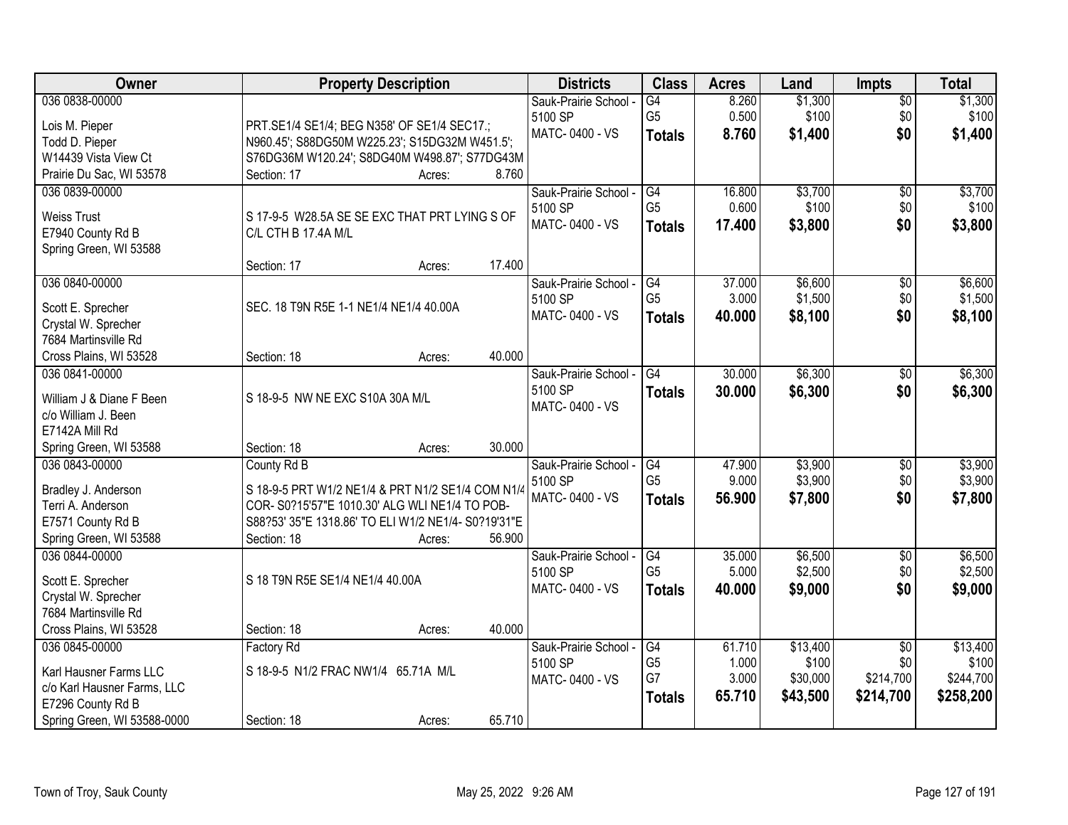| Owner | Property Description | Districts | Class | Acres | Land | Impts | Total |
|---|---|---|---|---|---|---|---|
| 036 0838-00000<br>Lois M. Pieper<br>Todd D. Pieper<br>W14439 Vista View Ct<br>Prairie Du Sac, WI 53578 | PRT.SE1/4 SE1/4; BEG N358' OF SE1/4 SEC17.; N960.45'; S88DG50M W225.23'; S15DG32M W451.5'; S76DG36M W120.24'; S8DG40M W498.87'; S77DG43M<br>Section: 17 Acres: 8.760 | Sauk-Prairie School - 5100 SP<br>MATC- 0400 - VS | G4<br>G5<br>**Totals** | 8.260<br>0.500<br>**8.760** | $1,300<br>$100<br>**$1,400** | $0<br>$0<br>**$0** | $1,300<br>$100<br>**$1,400** |
| 036 0839-00000<br>Weiss Trust<br>E7940 County Rd B<br>Spring Green, WI 53588 | S 17-9-5 W28.5A SE SE EXC THAT PRT LYING S OF C/L CTH B 17.4A M/L<br>Section: 17 Acres: 17.400 | Sauk-Prairie School - 5100 SP<br>MATC- 0400 - VS | G4<br>G5<br>**Totals** | 16.800<br>0.600<br>**17.400** | $3,700<br>$100<br>**$3,800** | $0<br>$0<br>**$0** | $3,700<br>$100<br>**$3,800** |
| 036 0840-00000<br>Scott E. Sprecher<br>Crystal W. Sprecher<br>7684 Martinsville Rd<br>Cross Plains, WI 53528 | SEC. 18 T9N R5E 1-1 NE1/4 NE1/4 40.00A<br>Section: 18 Acres: 40.000 | Sauk-Prairie School - 5100 SP<br>MATC- 0400 - VS | G4<br>G5<br>**Totals** | 37.000<br>3.000<br>**40.000** | $6,600<br>$1,500<br>**$8,100** | $0<br>$0<br>**$0** | $6,600<br>$1,500<br>**$8,100** |
| 036 0841-00000<br>William J & Diane F Been<br>c/o William J. Been<br>E7142A Mill Rd<br>Spring Green, WI 53588 | S 18-9-5 NW NE EXC S10A 30A M/L<br>Section: 18 Acres: 30.000 | Sauk-Prairie School - 5100 SP<br>MATC- 0400 - VS | G4<br>**Totals** | 30.000<br>**30.000** | $6,300<br>**$6,300** | $0<br>**$0** | $6,300<br>**$6,300** |
| 036 0843-00000<br>Bradley J. Anderson<br>Terri A. Anderson<br>E7571 County Rd B<br>Spring Green, WI 53588 | County Rd B<br>S 18-9-5 PRT W1/2 NE1/4 & PRT N1/2 SE1/4 COM N1/4 COR- S0?15'57"E 1010.30' ALG WLI NE1/4 TO POB- S88?53' 35"E 1318.86' TO ELI W1/2 NE1/4- S0?19'31"E<br>Section: 18 Acres: 56.900 | Sauk-Prairie School - 5100 SP<br>MATC- 0400 - VS | G4<br>G5<br>**Totals** | 47.900<br>9.000<br>**56.900** | $3,900<br>$3,900<br>**$7,800** | $0<br>$0<br>**$0** | $3,900<br>$3,900<br>**$7,800** |
| 036 0844-00000<br>Scott E. Sprecher<br>Crystal W. Sprecher<br>7684 Martinsville Rd<br>Cross Plains, WI 53528 | S 18 T9N R5E SE1/4 NE1/4 40.00A<br>Section: 18 Acres: 40.000 | Sauk-Prairie School - 5100 SP<br>MATC- 0400 - VS | G4<br>G5<br>**Totals** | 35.000<br>5.000<br>**40.000** | $6,500<br>$2,500<br>**$9,000** | $0<br>$0<br>**$0** | $6,500<br>$2,500<br>**$9,000** |
| 036 0845-00000<br>Karl Hausner Farms LLC<br>c/o Karl Hausner Farms, LLC<br>E7296 County Rd B<br>Spring Green, WI 53588-0000 | Factory Rd<br>S 18-9-5 N1/2 FRAC NW1/4 65.71A M/L<br>Section: 18 Acres: 65.710 | Sauk-Prairie School - 5100 SP<br>MATC- 0400 - VS | G4<br>G5<br>G7<br>**Totals** | 61.710<br>1.000<br>3.000<br>**65.710** | $13,400<br>$100<br>$30,000<br>**$43,500** | $0<br>$0<br>$214,700<br>**$214,700** | $13,400<br>$100<br>$244,700<br>**$258,200** |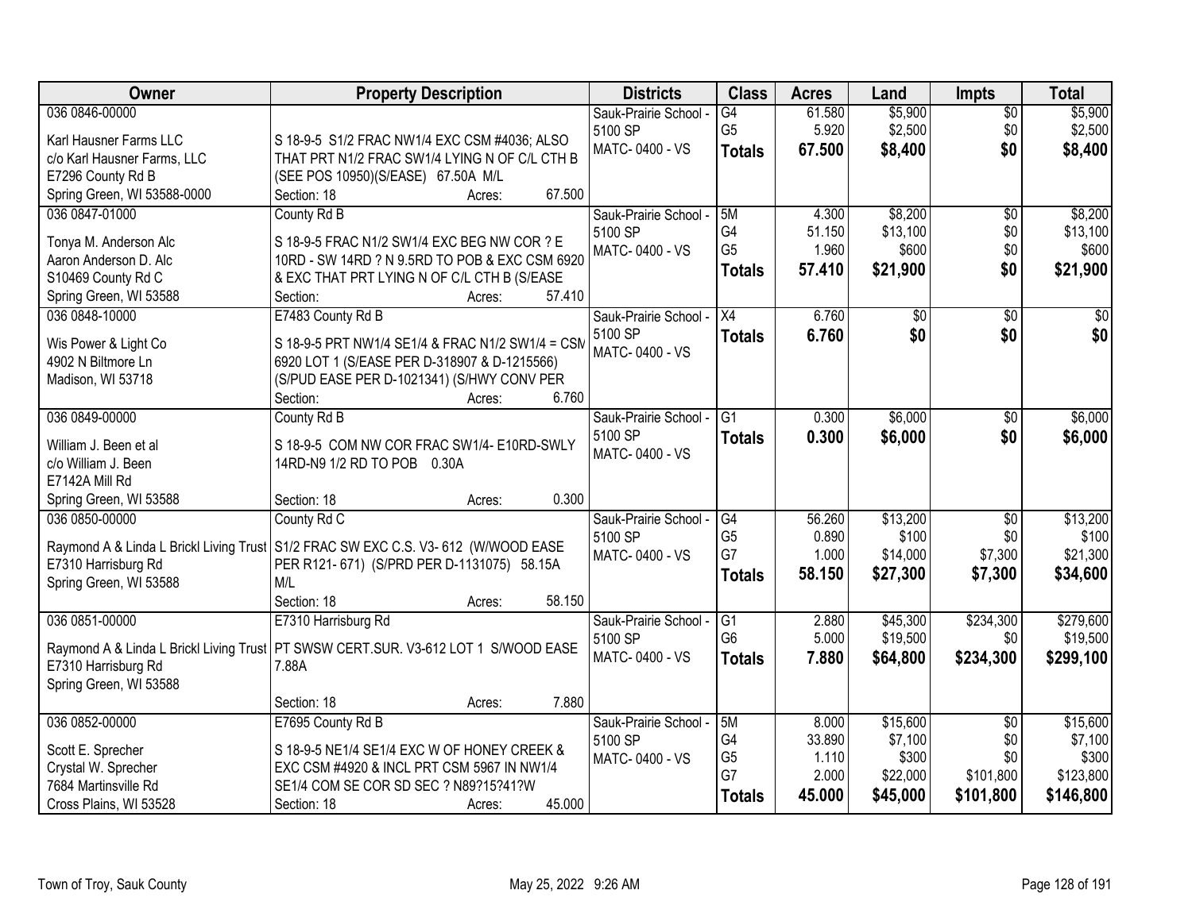| Owner | Property Description | Districts | Class | Acres | Land | Impts | Total |
|---|---|---|---|---|---|---|---|
| 036 0846-00000<br><br>Karl Hausner Farms LLC<br>c/o Karl Hausner Farms, LLC<br>E7296 County Rd B<br>Spring Green, WI 53588-0000 | S 18-9-5 S1/2 FRAC NW1/4 EXC CSM #4036; ALSO THAT PRT N1/2 FRAC SW1/4 LYING N OF C/L CTH B (SEE POS 10950)(S/EASE) 67.50A M/L<br>Section: 18 Acres: 67.500 | Sauk-Prairie School - 5100 SP<br>MATC- 0400 - VS | G4<br>G5<br>**Totals** | 61.580<br>5.920<br>**67.500** | $5,900<br>$2,500<br>**$8,400** | $0<br>$0<br>**$0** | $5,900<br>$2,500<br>**$8,400** |
| 036 0847-01000<br><br>Tonya M. Anderson Alc<br>Aaron Anderson D. Alc<br>S10469 County Rd C<br>Spring Green, WI 53588 | County Rd B<br>S 18-9-5 FRAC N1/2 SW1/4 EXC BEG NW COR ? E 10RD - SW 14RD ? N 9.5RD TO POB & EXC CSM 6920 & EXC THAT PRT LYING N OF C/L CTH B (S/EASE<br>Section: Acres: 57.410 | Sauk-Prairie School - 5100 SP<br>MATC- 0400 - VS | 5M<br>G4<br>G5<br>**Totals** | 4.300<br>51.150<br>1.960<br>**57.410** | $8,200<br>$13,100<br>$600<br>**$21,900** | $0<br>$0<br>$0<br>**$0** | $8,200<br>$13,100<br>$600<br>**$21,900** |
| 036 0848-10000<br><br>Wis Power & Light Co<br>4902 N Biltmore Ln<br>Madison, WI 53718 | E7483 County Rd B<br>S 18-9-5 PRT NW1/4 SE1/4 & FRAC N1/2 SW1/4 = CSM 6920 LOT 1 (S/EASE PER D-318907 & D-1215566) (S/PUD EASE PER D-1021341) (S/HWY CONV PER<br>Section: Acres: 6.760 | Sauk-Prairie School - 5100 SP<br>MATC- 0400 - VS | X4<br>**Totals** | 6.760<br>**6.760** | $0<br>**$0** | $0<br>**$0** | $0<br>**$0** |
| 036 0849-00000<br><br>William J. Been et al<br>c/o William J. Been<br>E7142A Mill Rd<br>Spring Green, WI 53588 | County Rd B<br>S 18-9-5 COM NW COR FRAC SW1/4- E10RD-SWLY 14RD-N9 1/2 RD TO POB 0.30A<br>Section: 18 Acres: 0.300 | Sauk-Prairie School - 5100 SP<br>MATC- 0400 - VS | G1<br>**Totals** | 0.300<br>**0.300** | $6,000<br>**$6,000** | $0<br>**$0** | $6,000<br>**$6,000** |
| 036 0850-00000<br><br>Raymond A & Linda L Brickl Living Trust<br>E7310 Harrisburg Rd<br>Spring Green, WI 53588 | County Rd C<br>S1/2 FRAC SW EXC C.S. V3- 612 (W/WOOD EASE PER R121- 671) (S/PRD PER D-1131075) 58.15A M/L<br>Section: 18 Acres: 58.150 | Sauk-Prairie School - 5100 SP<br>MATC- 0400 - VS | G4<br>G5<br>G7<br>**Totals** | 56.260<br>0.890<br>1.000<br>**58.150** | $13,200<br>$100<br>$14,000<br>**$27,300** | $0<br>$0<br>$7,300<br>**$7,300** | $13,200<br>$100<br>$21,300<br>**$34,600** |
| 036 0851-00000<br><br>Raymond A & Linda L Brickl Living Trust<br>E7310 Harrisburg Rd<br>Spring Green, WI 53588 | E7310 Harrisburg Rd<br>PT SWSW CERT.SUR. V3-612 LOT 1 S/WOOD EASE 7.88A<br>Section: 18 Acres: 7.880 | Sauk-Prairie School - 5100 SP<br>MATC- 0400 - VS | G1<br>G6<br>**Totals** | 2.880<br>5.000<br>**7.880** | $45,300<br>$19,500<br>**$64,800** | $234,300<br>$0<br>**$234,300** | $279,600<br>$19,500<br>**$299,100** |
| 036 0852-00000<br><br>Scott E. Sprecher<br>Crystal W. Sprecher<br>7684 Martinsville Rd<br>Cross Plains, WI 53528 | E7695 County Rd B<br>S 18-9-5 NE1/4 SE1/4 EXC W OF HONEY CREEK & EXC CSM #4920 & INCL PRT CSM 5967 IN NW1/4 SE1/4 COM SE COR SD SEC ? N89?15?41?W<br>Section: 18 Acres: 45.000 | Sauk-Prairie School - 5100 SP<br>MATC- 0400 - VS | 5M<br>G4<br>G5<br>G7<br>**Totals** | 8.000<br>33.890<br>1.110<br>2.000<br>**45.000** | $15,600<br>$7,100<br>$300<br>$22,000<br>**$45,000** | $0<br>$0<br>$0<br>$101,800<br>**$101,800** | $15,600<br>$7,100<br>$300<br>$123,800<br>**$146,800** |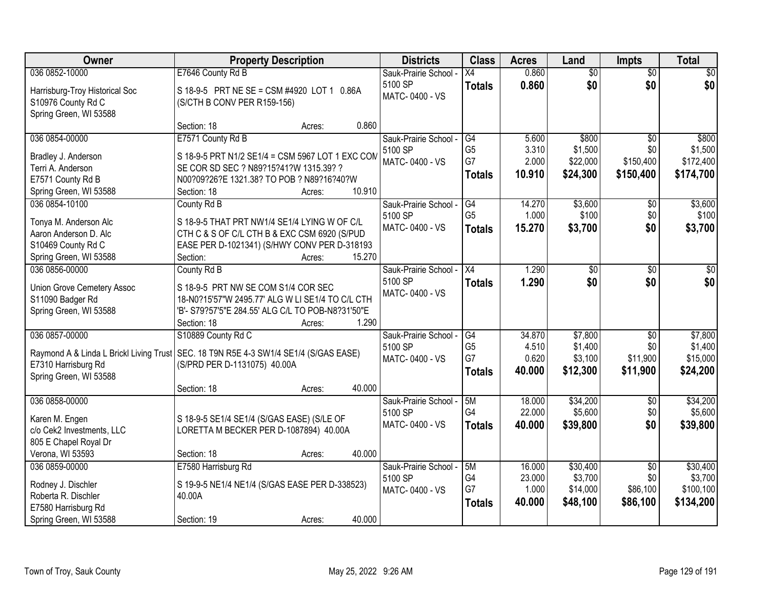| Owner | Property Description | Districts | Class | Acres | Land | Impts | Total |
|---|---|---|---|---|---|---|---|
| 036 0852-10000<br><br>Harrisburg-Troy Historical Soc<br>S10976 County Rd C<br>Spring Green, WI 53588 | E7646 County Rd B<br><br>S 18-9-5 PRT NE SE = CSM #4920 LOT 1 0.86A (S/CTH B CONV PER R159-156)<br><br>Section: 18 Acres: 0.860 | Sauk-Prairie School - 5100 SP<br>MATC- 0400 - VS | X4<br>**Totals** | 0.860<br>**0.860** | $0<br>**$0** | $0<br>**$0** | $0<br>**$0** |
| 036 0854-00000<br><br>Bradley J. Anderson<br>Terri A. Anderson<br>E7571 County Rd B<br>Spring Green, WI 53588 | E7571 County Rd B<br><br>S 18-9-5 PRT N1/2 SE1/4 = CSM 5967 LOT 1 EXC COM SE COR SD SEC ? N89?15?41?W 1315.39? ? N00?09?26?E 1321.38? TO POB ? N89?16?40?W<br>Section: 18 Acres: 10.910 | Sauk-Prairie School - 5100 SP<br>MATC- 0400 - VS | G4<br>G5<br>G7<br>**Totals** | 5.600<br>3.310<br>2.000<br>**10.910** | $800<br>$1,500<br>$22,000<br>**$24,300** | $0<br>$0<br>$150,400<br>**$150,400** | $800<br>$1,500<br>$172,400<br>**$174,700** |
| 036 0854-10100<br><br>Tonya M. Anderson Alc<br>Aaron Anderson D. Alc<br>S10469 County Rd C<br>Spring Green, WI 53588 | County Rd B<br><br>S 18-9-5 THAT PRT NW1/4 SE1/4 LYING W OF C/L CTH C & S OF C/L CTH B & EXC CSM 6920 (S/PUD EASE PER D-1021341) (S/HWY CONV PER D-318193<br>Section: Acres: 15.270 | Sauk-Prairie School - 5100 SP<br>MATC- 0400 - VS | G4<br>G5<br>**Totals** | 14.270<br>1.000<br>**15.270** | $3,600<br>$100<br>**$3,700** | $0<br>$0<br>**$0** | $3,600<br>$100<br>**$3,700** |
| 036 0856-00000<br><br>Union Grove Cemetery Assoc<br>S11090 Badger Rd<br>Spring Green, WI 53588 | County Rd B<br><br>S 18-9-5 PRT NW SE COM S1/4 COR SEC 18-N0?15'57"W 2495.77' ALG W LI SE1/4 TO C/L CTH 'B'- S79?57'5"E 284.55' ALG C/L TO POB-N8?31'50"E<br>Section: 18 Acres: 1.290 | Sauk-Prairie School - 5100 SP<br>MATC- 0400 - VS | X4<br>**Totals** | 1.290<br>**1.290** | $0<br>**$0** | $0<br>**$0** | $0<br>**$0** |
| 036 0857-00000<br><br>Raymond A & Linda L Brickl Living Trust<br>E7310 Harrisburg Rd<br>Spring Green, WI 53588 | S10889 County Rd C<br><br>SEC. 18 T9N R5E 4-3 SW1/4 SE1/4 (S/GAS EASE) (S/PRD PER D-1131075) 40.00A<br><br>Section: 18 Acres: 40.000 | Sauk-Prairie School - 5100 SP<br>MATC- 0400 - VS | G4<br>G5<br>G7<br>**Totals** | 34.870<br>4.510<br>0.620<br>**40.000** | $7,800<br>$1,400<br>$3,100<br>**$12,300** | $0<br>$0<br>$11,900<br>**$11,900** | $7,800<br>$1,400<br>$15,000<br>**$24,200** |
| 036 0858-00000<br><br>Karen M. Engen<br>c/o Cek2 Investments, LLC<br>805 E Chapel Royal Dr<br>Verona, WI 53593 | <br><br>S 18-9-5 SE1/4 SE1/4 (S/GAS EASE) (S/LE OF LORETTA M BECKER PER D-1087894) 40.00A<br><br>Section: 18 Acres: 40.000 | Sauk-Prairie School - 5100 SP<br>MATC- 0400 - VS | 5M<br>G4<br>**Totals** | 18.000<br>22.000<br>**40.000** | $34,200<br>$5,600<br>**$39,800** | $0<br>$0<br>**$0** | $34,200<br>$5,600<br>**$39,800** |
| 036 0859-00000<br><br>Rodney J. Dischler<br>Roberta R. Dischler<br>E7580 Harrisburg Rd<br>Spring Green, WI 53588 | E7580 Harrisburg Rd<br><br>S 19-9-5 NE1/4 NE1/4 (S/GAS EASE PER D-338523) 40.00A<br><br>Section: 19 Acres: 40.000 | Sauk-Prairie School - 5100 SP<br>MATC- 0400 - VS | 5M<br>G4<br>G7<br>**Totals** | 16.000<br>23.000<br>1.000<br>**40.000** | $30,400<br>$3,700<br>$14,000<br>**$48,100** | $0<br>$0<br>$86,100<br>**$86,100** | $30,400<br>$3,700<br>$100,100<br>**$134,200** |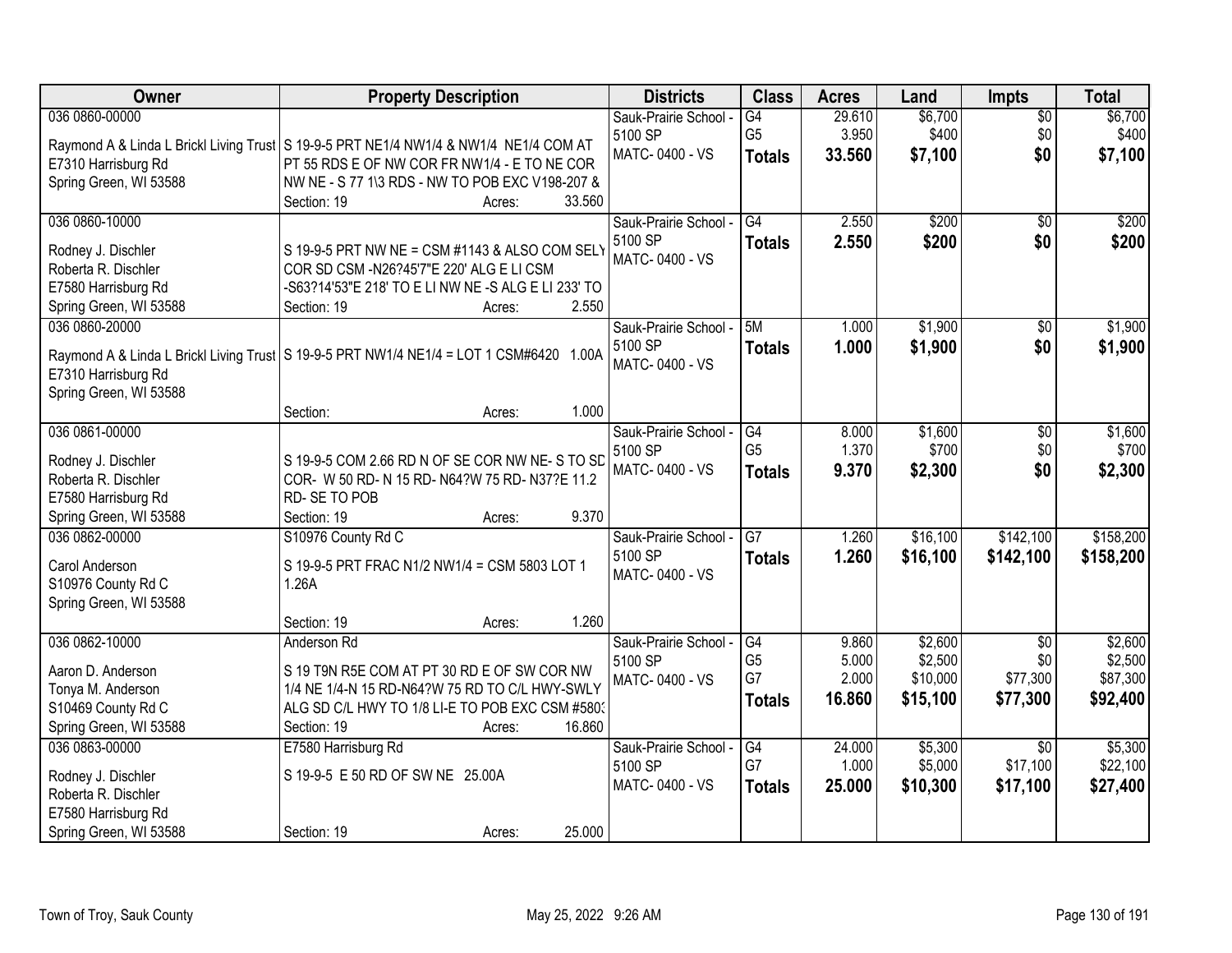| Owner | Property Description | Districts | Class | Acres | Land | Impts | Total |
|---|---|---|---|---|---|---|---|
| 036 0860-00000<br>Raymond A & Linda L Brickl Living Trust<br>E7310 Harrisburg Rd<br>Spring Green, WI 53588 | S 19-9-5 PRT NE1/4 NW1/4 & NW1/4 NE1/4 COM AT PT 55 RDS E OF NW COR FR NW1/4 - E TO NE COR NW NE - S 77 1\3 RDS - NW TO POB EXC V198-207 &<br>Section: 19 Acres: 33.560 | Sauk-Prairie School - 5100 SP<br>MATC- 0400 - VS | G4<br>G5<br>**Totals** | 29.610<br>3.950<br>**33.560** | $6,700<br>$400<br>**$7,100** | $0<br>$0<br>**$0** | $6,700<br>$400<br>**$7,100** |
| 036 0860-10000<br>Rodney J. Dischler<br>Roberta R. Dischler<br>E7580 Harrisburg Rd<br>Spring Green, WI 53588 | S 19-9-5 PRT NW NE = CSM #1143 & ALSO COM SELY COR SD CSM -N26?45'7"E 220' ALG E LI CSM -S63?14'53"E 218' TO E LI NW NE -S ALG E LI 233' TO<br>Section: 19 Acres: 2.550 | Sauk-Prairie School - 5100 SP<br>MATC- 0400 - VS | G4<br>**Totals** | 2.550<br>**2.550** | $200<br>**$200** | $0<br>**$0** | $200<br>**$200** |
| 036 0860-20000<br>Raymond A & Linda L Brickl Living Trust<br>E7310 Harrisburg Rd<br>Spring Green, WI 53588 | S 19-9-5 PRT NW1/4 NE1/4 = LOT 1 CSM#6420 1.00A<br>Section: Acres: 1.000 | Sauk-Prairie School - 5100 SP<br>MATC- 0400 - VS | 5M<br>**Totals** | 1.000<br>**1.000** | $1,900<br>**$1,900** | $0<br>**$0** | $1,900<br>**$1,900** |
| 036 0861-00000<br>Rodney J. Dischler<br>Roberta R. Dischler<br>E7580 Harrisburg Rd<br>Spring Green, WI 53588 | S 19-9-5 COM 2.66 RD N OF SE COR NW NE- S TO SD COR- W 50 RD- N 15 RD- N64?W 75 RD- N37?E 11.2 RD- SE TO POB<br>Section: 19 Acres: 9.370 | Sauk-Prairie School - 5100 SP<br>MATC- 0400 - VS | G4<br>G5<br>**Totals** | 8.000<br>1.370<br>**9.370** | $1,600<br>$700<br>**$2,300** | $0<br>$0<br>**$0** | $1,600<br>$700<br>**$2,300** |
| 036 0862-00000<br>Carol Anderson<br>S10976 County Rd C<br>Spring Green, WI 53588 | S10976 County Rd C<br>S 19-9-5 PRT FRAC N1/2 NW1/4 = CSM 5803 LOT 1 1.26A<br>Section: 19 Acres: 1.260 | Sauk-Prairie School - 5100 SP<br>MATC- 0400 - VS | G7<br>**Totals** | 1.260<br>**1.260** | $16,100<br>**$16,100** | $142,100<br>**$142,100** | $158,200<br>**$158,200** |
| 036 0862-10000<br>Aaron D. Anderson<br>Tonya M. Anderson<br>S10469 County Rd C<br>Spring Green, WI 53588 | Anderson Rd<br>S 19 T9N R5E COM AT PT 30 RD E OF SW COR NW 1/4 NE 1/4-N 15 RD-N64?W 75 RD TO C/L HWY-SWLY ALG SD C/L HWY TO 1/8 LI-E TO POB EXC CSM #5803<br>Section: 19 Acres: 16.860 | Sauk-Prairie School - 5100 SP<br>MATC- 0400 - VS | G4<br>G5<br>G7<br>**Totals** | 9.860<br>5.000<br>2.000<br>**16.860** | $2,600<br>$2,500<br>$10,000<br>**$15,100** | $0<br>$0<br>$77,300<br>**$77,300** | $2,600<br>$2,500<br>$87,300<br>**$92,400** |
| 036 0863-00000<br>Rodney J. Dischler<br>Roberta R. Dischler<br>E7580 Harrisburg Rd<br>Spring Green, WI 53588 | E7580 Harrisburg Rd<br>S 19-9-5 E 50 RD OF SW NE 25.00A<br>Section: 19 Acres: 25.000 | Sauk-Prairie School - 5100 SP<br>MATC- 0400 - VS | G4<br>G7<br>**Totals** | 24.000<br>1.000<br>**25.000** | $5,300<br>$5,000<br>**$10,300** | $0<br>$17,100<br>**$17,100** | $5,300<br>$22,100<br>**$27,400** |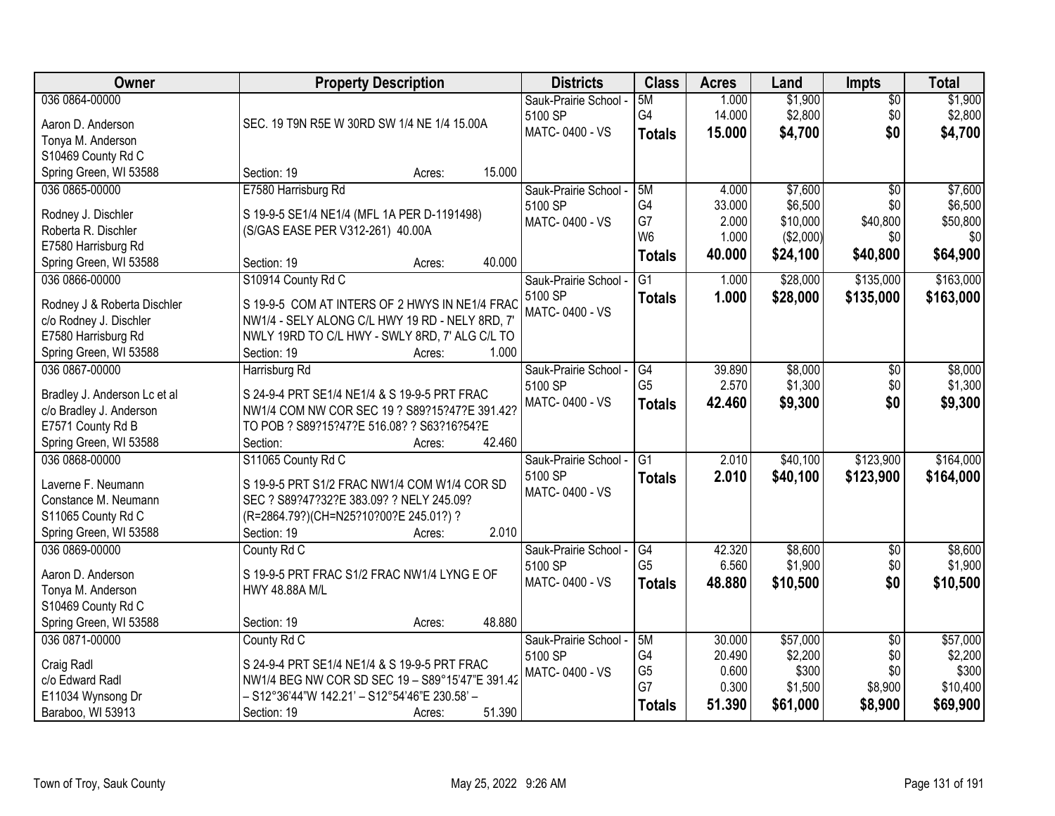| Owner | Property Description | Districts | Class | Acres | Land | Impts | Total |
|---|---|---|---|---|---|---|---|
| 036 0864-00000<br>Aaron D. Anderson<br>Tonya M. Anderson<br>S10469 County Rd C<br>Spring Green, WI 53588 | SEC. 19 T9N R5E W 30RD SW 1/4 NE 1/4 15.00A<br>Section: 19 Acres: 15.000 | Sauk-Prairie School - 5100 SP<br>MATC- 0400 - VS | 5M<br>G4<br>**Totals** | 1.000<br>14.000<br>**15.000** | $1,900<br>$2,800<br>**$4,700** | $0<br>$0<br>**$0** | $1,900<br>$2,800<br>**$4,700** |
| 036 0865-00000<br>Rodney J. Dischler<br>Roberta R. Dischler<br>E7580 Harrisburg Rd<br>Spring Green, WI 53588 | E7580 Harrisburg Rd<br>S 19-9-5 SE1/4 NE1/4 (MFL 1A PER D-1191498) (S/GAS EASE PER V312-261) 40.00A<br>Section: 19 Acres: 40.000 | Sauk-Prairie School - 5100 SP<br>MATC- 0400 - VS | 5M<br>G4<br>G7<br>W6<br>**Totals** | 4.000<br>33.000<br>2.000<br>1.000<br>**40.000** | $7,600<br>$6,500<br>$10,000<br>($2,000)<br>**$24,100** | $0<br>$0<br>$40,800<br>$0<br>**$40,800** | $7,600<br>$6,500<br>$50,800<br>$0<br>**$64,900** |
| 036 0866-00000<br>Rodney J & Roberta Dischler<br>c/o Rodney J. Dischler<br>E7580 Harrisburg Rd<br>Spring Green, WI 53588 | S10914 County Rd C<br>S 19-9-5 COM AT INTERS OF 2 HWYS IN NE1/4 FRAC NW1/4 - SELY ALONG C/L HWY 19 RD - NELY 8RD, 7' NWLY 19RD TO C/L HWY - SWLY 8RD, 7' ALG C/L TO<br>Section: 19 Acres: 1.000 | Sauk-Prairie School - 5100 SP<br>MATC- 0400 - VS | G1<br>**Totals** | 1.000<br>**1.000** | $28,000<br>**$28,000** | $135,000<br>**$135,000** | $163,000<br>**$163,000** |
| 036 0867-00000<br>Bradley J. Anderson Lc et al<br>c/o Bradley J. Anderson<br>E7571 County Rd B<br>Spring Green, WI 53588 | Harrisburg Rd<br>S 24-9-4 PRT SE1/4 NE1/4 & S 19-9-5 PRT FRAC NW1/4 COM NW COR SEC 19 ? S89?15?47?E 391.42? TO POB ? S89?15?47?E 516.08? ? S63?16?54?E<br>Section: Acres: 42.460 | Sauk-Prairie School - 5100 SP<br>MATC- 0400 - VS | G4<br>G5<br>**Totals** | 39.890<br>2.570<br>**42.460** | $8,000<br>$1,300<br>**$9,300** | $0<br>$0<br>**$0** | $8,000<br>$1,300<br>**$9,300** |
| 036 0868-00000<br>Laverne F. Neumann<br>Constance M. Neumann<br>S11065 County Rd C<br>Spring Green, WI 53588 | S11065 County Rd C<br>S 19-9-5 PRT S1/2 FRAC NW1/4 COM W1/4 COR SD SEC ? S89?47?32?E 383.09? ? NELY 245.09? (R=2864.79?)(CH=N25?10?00?E 245.01?) ?<br>Section: 19 Acres: 2.010 | Sauk-Prairie School - 5100 SP<br>MATC- 0400 - VS | G1<br>**Totals** | 2.010<br>**2.010** | $40,100<br>**$40,100** | $123,900<br>**$123,900** | $164,000<br>**$164,000** |
| 036 0869-00000<br>Aaron D. Anderson<br>Tonya M. Anderson<br>S10469 County Rd C<br>Spring Green, WI 53588 | County Rd C<br>S 19-9-5 PRT FRAC S1/2 FRAC NW1/4 LYNG E OF HWY 48.88A M/L<br>Section: 19 Acres: 48.880 | Sauk-Prairie School - 5100 SP<br>MATC- 0400 - VS | G4<br>G5<br>**Totals** | 42.320<br>6.560<br>**48.880** | $8,600<br>$1,900<br>**$10,500** | $0<br>$0<br>**$0** | $8,600<br>$1,900<br>**$10,500** |
| 036 0871-00000<br>Craig Radl<br>c/o Edward Radl<br>E11034 Wynsong Dr<br>Baraboo, WI 53913 | County Rd C<br>S 24-9-4 PRT SE1/4 NE1/4 & S 19-9-5 PRT FRAC NW1/4 BEG NW COR SD SEC 19 – S89°15'47"E 391.42 – S12°36'44"W 142.21' – S12°54'46"E 230.58' –<br>Section: 19 Acres: 51.390 | Sauk-Prairie School - 5100 SP<br>MATC- 0400 - VS | 5M<br>G4<br>G5<br>G7<br>**Totals** | 30.000<br>20.490<br>0.600<br>0.300<br>**51.390** | $57,000<br>$2,200<br>$300<br>$1,500<br>**$61,000** | $0<br>$0<br>$0<br>$8,900<br>**$8,900** | $57,000<br>$2,200<br>$300<br>$10,400<br>**$69,900** |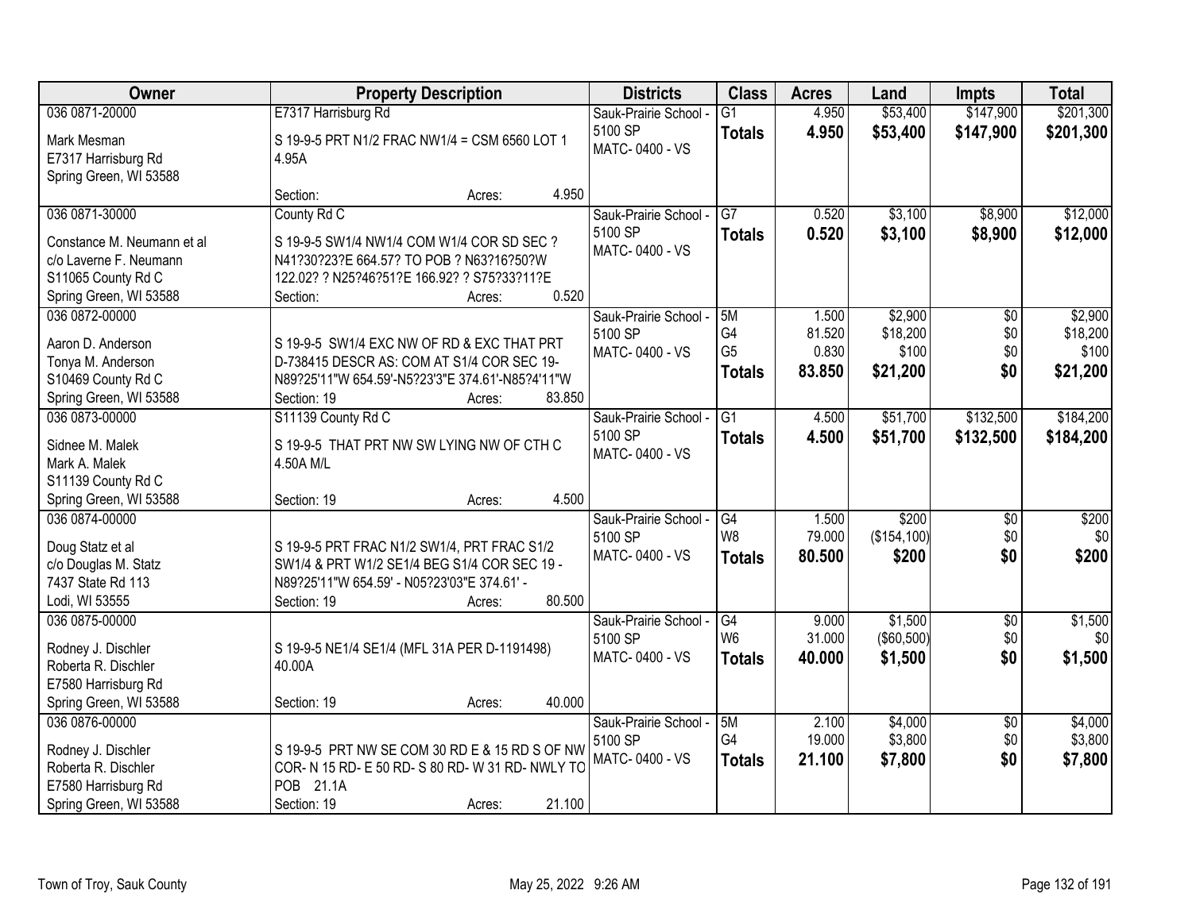| Owner | Property Description | Districts | Class | Acres | Land | Impts | Total |
|---|---|---|---|---|---|---|---|
| 036 0871-20000<br>Mark Mesman<br>E7317 Harrisburg Rd<br>Spring Green, WI 53588 | E7317 Harrisburg Rd<br>S 19-9-5 PRT N1/2 FRAC NW1/4 = CSM 6560 LOT 1 4.95A<br>Section: Acres: 4.950 | Sauk-Prairie School - 5100 SP<br>MATC- 0400 - VS | G1<br>**Totals** | 4.950<br>**4.950** | $53,400<br>**$53,400** | $147,900<br>**$147,900** | $201,300<br>**$201,300** |
| 036 0871-30000<br>Constance M. Neumann et al<br>c/o Laverne F. Neumann<br>S11065 County Rd C<br>Spring Green, WI 53588 | County Rd C<br>S 19-9-5 SW1/4 NW1/4 COM W1/4 COR SD SEC ? N41?30?23?E 664.57? TO POB ? N63?16?50?W 122.02? ? N25?46?51?E 166.92? ? S75?33?11?E<br>Section: Acres: 0.520 | Sauk-Prairie School - 5100 SP<br>MATC- 0400 - VS | G7<br>**Totals** | 0.520<br>**0.520** | $3,100<br>**$3,100** | $8,900<br>**$8,900** | $12,000<br>**$12,000** |
| 036 0872-00000<br>Aaron D. Anderson<br>Tonya M. Anderson<br>S10469 County Rd C<br>Spring Green, WI 53588 | S 19-9-5 SW1/4 EXC NW OF RD & EXC THAT PRT D-738415 DESCR AS: COM AT S1/4 COR SEC 19- N89?25'11"W 654.59'-N5?23'3"E 374.61'-N85?4'11"W<br>Section: 19 Acres: 83.850 | Sauk-Prairie School - 5100 SP<br>MATC- 0400 - VS | 5M<br>G4<br>G5<br>**Totals** | 1.500<br>81.520<br>0.830<br>**83.850** | $2,900<br>$18,200<br>$100<br>**$21,200** | $0<br>$0<br>$0<br>**$0** | $2,900<br>$18,200<br>$100<br>**$21,200** |
| 036 0873-00000<br>Sidnee M. Malek<br>Mark A. Malek<br>S11139 County Rd C<br>Spring Green, WI 53588 | S11139 County Rd C<br>S 19-9-5 THAT PRT NW SW LYING NW OF CTH C 4.50A M/L<br>Section: 19 Acres: 4.500 | Sauk-Prairie School - 5100 SP<br>MATC- 0400 - VS | G1<br>**Totals** | 4.500<br>**4.500** | $51,700<br>**$51,700** | $132,500<br>**$132,500** | $184,200<br>**$184,200** |
| 036 0874-00000<br>Doug Statz et al<br>c/o Douglas M. Statz<br>7437 State Rd 113<br>Lodi, WI 53555 | S 19-9-5 PRT FRAC N1/2 SW1/4, PRT FRAC S1/2 SW1/4 & PRT W1/2 SE1/4 BEG S1/4 COR SEC 19 - N89?25'11"W 654.59' - N05?23'03"E 374.61' -<br>Section: 19 Acres: 80.500 | Sauk-Prairie School - 5100 SP<br>MATC- 0400 - VS | G4<br>W8<br>**Totals** | 1.500<br>79.000<br>**80.500** | $200<br>($154,100)<br>**$200** | $0<br>$0<br>**$0** | $200<br>$0<br>**$200** |
| 036 0875-00000<br>Rodney J. Dischler<br>Roberta R. Dischler<br>E7580 Harrisburg Rd<br>Spring Green, WI 53588 | S 19-9-5 NE1/4 SE1/4 (MFL 31A PER D-1191498) 40.00A<br>Section: 19 Acres: 40.000 | Sauk-Prairie School - 5100 SP<br>MATC- 0400 - VS | G4<br>W6<br>**Totals** | 9.000<br>31.000<br>**40.000** | $1,500<br>($60,500)<br>**$1,500** | $0<br>$0<br>**$0** | $1,500<br>$0<br>**$1,500** |
| 036 0876-00000<br>Rodney J. Dischler<br>Roberta R. Dischler<br>E7580 Harrisburg Rd<br>Spring Green, WI 53588 | S 19-9-5 PRT NW SE COM 30 RD E & 15 RD S OF NW COR- N 15 RD- E 50 RD- S 80 RD- W 31 RD- NWLY TO POB 21.1A<br>Section: 19 Acres: 21.100 | Sauk-Prairie School - 5100 SP<br>MATC- 0400 - VS | 5M<br>G4<br>**Totals** | 2.100<br>19.000<br>**21.100** | $4,000<br>$3,800<br>**$7,800** | $0<br>$0<br>**$0** | $4,000<br>$3,800<br>**$7,800** |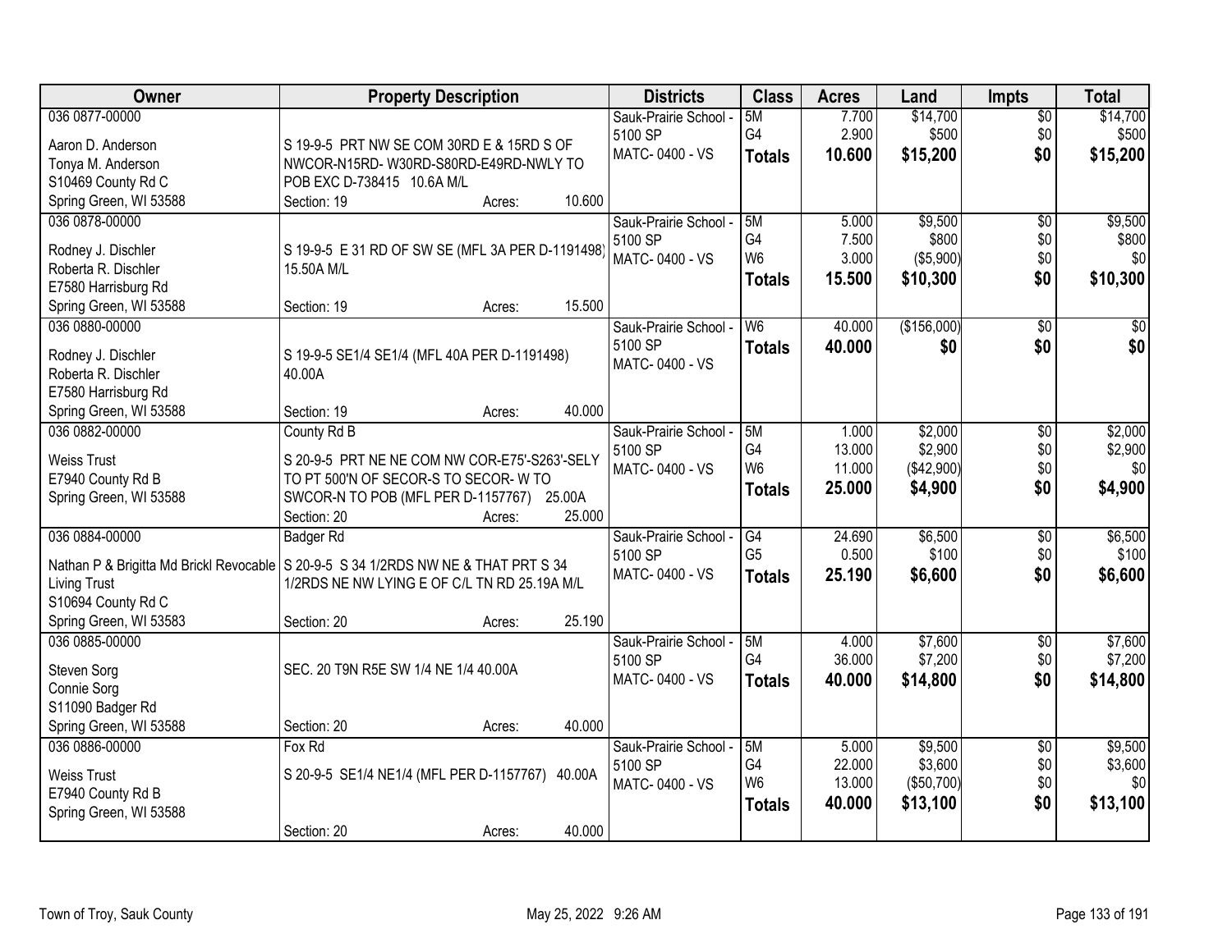| Owner | Property Description | Districts | Class | Acres | Land | Impts | Total |
|---|---|---|---|---|---|---|---|
| 036 0877-00000<br><br>Aaron D. Anderson<br>Tonya M. Anderson<br>S10469 County Rd C<br>Spring Green, WI 53588 | S 19-9-5 PRT NW SE COM 30RD E & 15RD S OF NWCOR-N15RD- W30RD-S80RD-E49RD-NWLY TO POB EXC D-738415 10.6A M/L<br>Section: 19 Acres: 10.600 | Sauk-Prairie School - 5100 SP<br>MATC- 0400 - VS | 5M<br>G4<br>**Totals** | 7.700<br>2.900<br>**10.600** | $14,700<br>$500<br>**$15,200** | $0<br>$0<br>**$0** | $14,700<br>$500<br>**$15,200** |
| 036 0878-00000<br><br>Rodney J. Dischler<br>Roberta R. Dischler<br>E7580 Harrisburg Rd<br>Spring Green, WI 53588 | S 19-9-5 E 31 RD OF SW SE (MFL 3A PER D-1191498) 15.50A M/L<br>Section: 19 Acres: 15.500 | Sauk-Prairie School - 5100 SP<br>MATC- 0400 - VS | 5M<br>G4<br>W6<br>**Totals** | 5.000<br>7.500<br>3.000<br>**15.500** | $9,500<br>$800<br>($5,900)<br>**$10,300** | $0<br>$0<br>$0<br>**$0** | $9,500<br>$800<br>$0<br>**$10,300** |
| 036 0880-00000<br><br>Rodney J. Dischler<br>Roberta R. Dischler<br>E7580 Harrisburg Rd<br>Spring Green, WI 53588 | S 19-9-5 SE1/4 SE1/4 (MFL 40A PER D-1191498) 40.00A<br>Section: 19 Acres: 40.000 | Sauk-Prairie School - 5100 SP<br>MATC- 0400 - VS | W6<br>**Totals** | 40.000<br>**40.000** | ($156,000)<br>**$0** | $0<br>**$0** | $0<br>**$0** |
| 036 0882-00000<br><br>Weiss Trust<br>E7940 County Rd B<br>Spring Green, WI 53588 | County Rd B<br>S 20-9-5 PRT NE NE COM NW COR-E75'-S263'-SELY TO PT 500'N OF SECOR-S TO SECOR- W TO SWCOR-N TO POB (MFL PER D-1157767) 25.00A<br>Section: 20 Acres: 25.000 | Sauk-Prairie School - 5100 SP<br>MATC- 0400 - VS | 5M<br>G4<br>W6<br>**Totals** | 1.000<br>13.000<br>11.000<br>**25.000** | $2,000<br>$2,900<br>($42,900)<br>**$4,900** | $0<br>$0<br>$0<br>**$0** | $2,000<br>$2,900<br>$0<br>**$4,900** |
| 036 0884-00000<br><br>Nathan P & Brigitta Md Brickl Revocable Living Trust<br>S10694 County Rd C<br>Spring Green, WI 53583 | Badger Rd<br>S 20-9-5 S 34 1/2RDS NW NE & THAT PRT S 34 1/2RDS NE NW LYING E OF C/L TN RD 25.19A M/L<br>Section: 20 Acres: 25.190 | Sauk-Prairie School - 5100 SP<br>MATC- 0400 - VS | G4<br>G5<br>**Totals** | 24.690<br>0.500<br>**25.190** | $6,500<br>$100<br>**$6,600** | $0<br>$0<br>**$0** | $6,500<br>$100<br>**$6,600** |
| 036 0885-00000<br><br>Steven Sorg<br>Connie Sorg<br>S11090 Badger Rd<br>Spring Green, WI 53588 | SEC. 20 T9N R5E SW 1/4 NE 1/4 40.00A<br>Section: 20 Acres: 40.000 | Sauk-Prairie School - 5100 SP<br>MATC- 0400 - VS | 5M<br>G4<br>**Totals** | 4.000<br>36.000<br>**40.000** | $7,600<br>$7,200<br>**$14,800** | $0<br>$0<br>**$0** | $7,600<br>$7,200<br>**$14,800** |
| 036 0886-00000<br><br>Weiss Trust<br>E7940 County Rd B<br>Spring Green, WI 53588 | Fox Rd<br>S 20-9-5 SE1/4 NE1/4 (MFL PER D-1157767) 40.00A<br>Section: 20 Acres: 40.000 | Sauk-Prairie School - 5100 SP<br>MATC- 0400 - VS | 5M<br>G4<br>W6<br>**Totals** | 5.000<br>22.000<br>13.000<br>**40.000** | $9,500<br>$3,600<br>($50,700)<br>**$13,100** | $0<br>$0<br>$0<br>**$0** | $9,500<br>$3,600<br>$0<br>**$13,100** |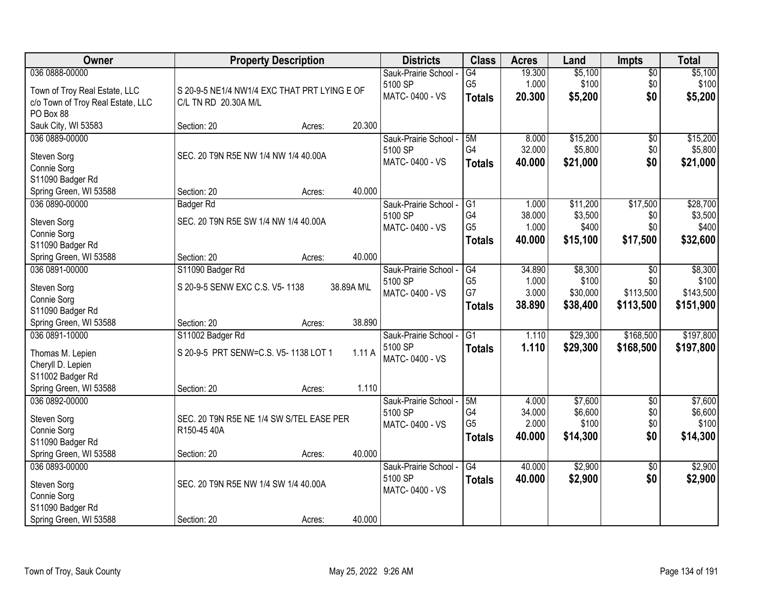| Owner | Property Description | | | Districts | Class | Acres | Land | Impts | Total |
|---|---|---|---|---|---|---|---|---|---|
| 036 0888-00000<br><br>Town of Troy Real Estate, LLC<br>c/o Town of Troy Real Estate, LLC<br>PO Box 88<br>Sauk City, WI 53583 | S 20-9-5 NE1/4 NW1/4 EXC THAT PRT LYING E OF C/L TN RD 20.30A M/L<br><br>Section: 20 | Acres: | 20.300 | Sauk-Prairie School - 5100 SP<br>MATC- 0400 - VS | G4<br>G5<br>**Totals** | 19.300<br>1.000<br>**20.300** | $5,100<br>$100<br>**$5,200** | $0<br>$0<br>**$0** | $5,100<br>$100<br>**$5,200** |
| 036 0889-00000<br><br>Steven Sorg<br>Connie Sorg<br>S11090 Badger Rd<br>Spring Green, WI 53588 | SEC. 20 T9N R5E NW 1/4 NW 1/4 40.00A<br><br>Section: 20 | Acres: | 40.000 | Sauk-Prairie School - 5100 SP<br>MATC- 0400 - VS | 5M<br>G4<br>**Totals** | 8.000<br>32.000<br>**40.000** | $15,200<br>$5,800<br>**$21,000** | $0<br>$0<br>**$0** | $15,200<br>$5,800<br>**$21,000** |
| 036 0890-00000<br><br>Steven Sorg<br>Connie Sorg<br>S11090 Badger Rd<br>Spring Green, WI 53588 | Badger Rd<br>SEC. 20 T9N R5E SW 1/4 NW 1/4 40.00A<br><br>Section: 20 | Acres: | 40.000 | Sauk-Prairie School - 5100 SP<br>MATC- 0400 - VS | G1<br>G4<br>G5<br>**Totals** | 1.000<br>38.000<br>1.000<br>**40.000** | $11,200<br>$3,500<br>$400<br>**$15,100** | $17,500<br>$0<br>$0<br>**$17,500** | $28,700<br>$3,500<br>$400<br>**$32,600** |
| 036 0891-00000<br><br>Steven Sorg<br>Connie Sorg<br>S11090 Badger Rd<br>Spring Green, WI 53588 | S11090 Badger Rd<br>S 20-9-5 SENW EXC C.S. V5- 1138 38.89A M\L<br><br>Section: 20 | Acres: | 38.890 | Sauk-Prairie School - 5100 SP<br>MATC- 0400 - VS | G4<br>G5<br>G7<br>**Totals** | 34.890<br>1.000<br>3.000<br>**38.890** | $8,300<br>$100<br>$30,000<br>**$38,400** | $0<br>$0<br>$113,500<br>**$113,500** | $8,300<br>$100<br>$143,500<br>**$151,900** |
| 036 0891-10000<br><br>Thomas M. Lepien<br>Cheryll D. Lepien<br>S11002 Badger Rd<br>Spring Green, WI 53588 | S11002 Badger Rd<br>S 20-9-5 PRT SENW=C.S. V5- 1138 LOT 1 1.11 A<br><br>Section: 20 | Acres: | 1.110 | Sauk-Prairie School - 5100 SP<br>MATC- 0400 - VS | G1<br>**Totals** | 1.110<br>**1.110** | $29,300<br>**$29,300** | $168,500<br>**$168,500** | $197,800<br>**$197,800** |
| 036 0892-00000<br><br>Steven Sorg<br>Connie Sorg<br>S11090 Badger Rd<br>Spring Green, WI 53588 | SEC. 20 T9N R5E NE 1/4 SW S/TEL EASE PER R150-45 40A<br><br>Section: 20 | Acres: | 40.000 | Sauk-Prairie School - 5100 SP<br>MATC- 0400 - VS | 5M<br>G4<br>G5<br>**Totals** | 4.000<br>34.000<br>2.000<br>**40.000** | $7,600<br>$6,600<br>$100<br>**$14,300** | $0<br>$0<br>$0<br>**$0** | $7,600<br>$6,600<br>$100<br>**$14,300** |
| 036 0893-00000<br><br>Steven Sorg<br>Connie Sorg<br>S11090 Badger Rd<br>Spring Green, WI 53588 | SEC. 20 T9N R5E NW 1/4 SW 1/4 40.00A<br><br>Section: 20 | Acres: | 40.000 | Sauk-Prairie School - 5100 SP<br>MATC- 0400 - VS | G4<br>**Totals** | 40.000<br>**40.000** | $2,900<br>**$2,900** | $0<br>**$0** | $2,900<br>**$2,900** |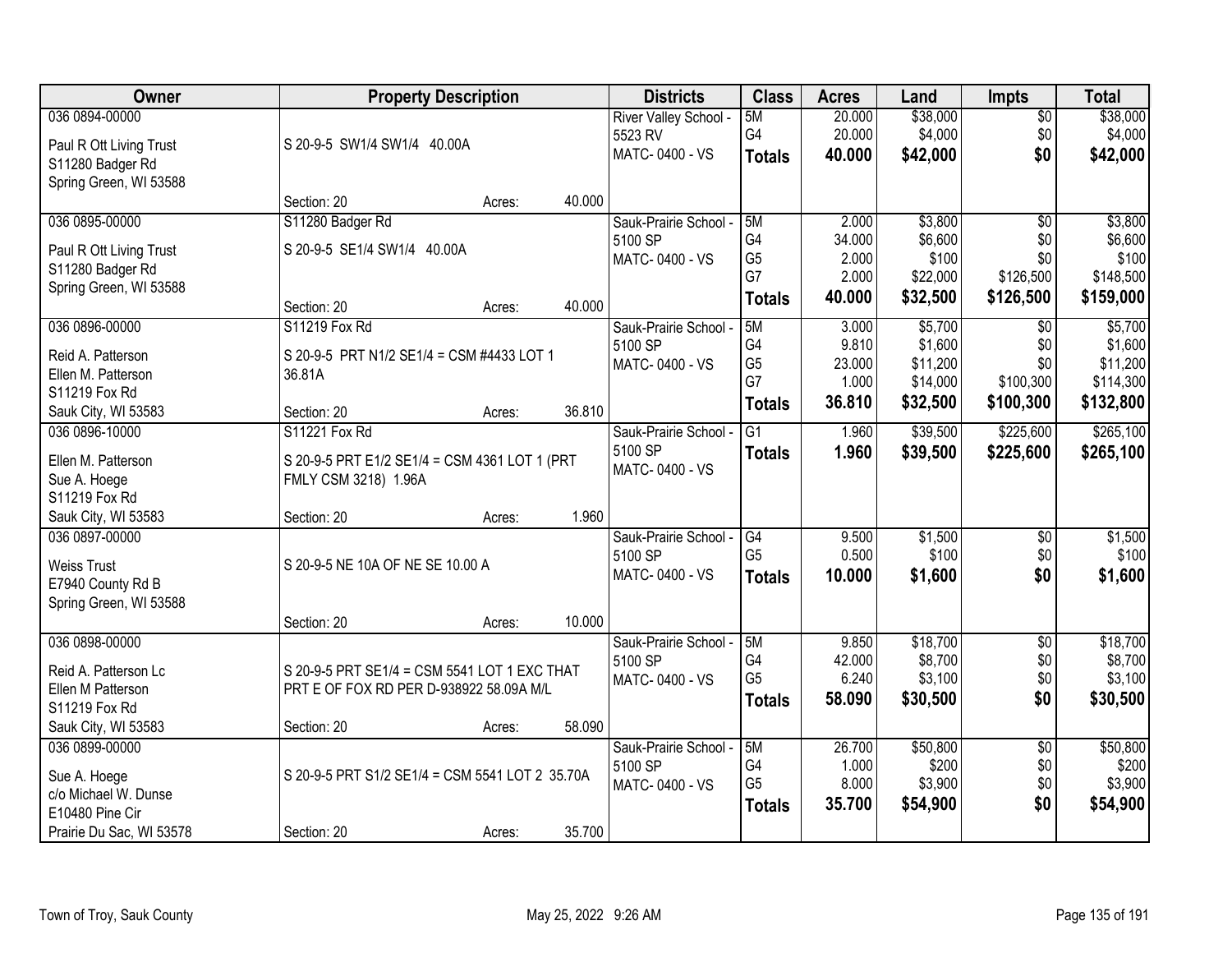| Owner | Property Description | | | Districts | Class | Acres | Land | Impts | Total |
|---|---|---|---|---|---|---|---|---|---|
| 036 0894-00000<br>Paul R Ott Living Trust<br>S11280 Badger Rd<br>Spring Green, WI 53588 | S 20-9-5 SW1/4 SW1/4 40.00A<br>Section: 20 | Acres: | 40.000 | River Valley School - 5523 RV<br>MATC- 0400 - VS | 5M<br>G4<br>**Totals** | 20.000<br>20.000<br>**40.000** | $38,000<br>$4,000<br>**$42,000** | $0<br>$0<br>**$0** | $38,000<br>$4,000<br>**$42,000** |
| 036 0895-00000<br>Paul R Ott Living Trust<br>S11280 Badger Rd<br>Spring Green, WI 53588 | S11280 Badger Rd<br>S 20-9-5 SE1/4 SW1/4 40.00A<br>Section: 20 | Acres: | 40.000 | Sauk-Prairie School - 5100 SP<br>MATC- 0400 - VS | 5M<br>G4<br>G5<br>G7<br>**Totals** | 2.000<br>34.000<br>2.000<br>2.000<br>**40.000** | $3,800<br>$6,600<br>$100<br>$22,000<br>**$32,500** | $0<br>$0<br>$0<br>$126,500<br>**$126,500** | $3,800<br>$6,600<br>$100<br>$148,500<br>**$159,000** |
| 036 0896-00000<br>Reid A. Patterson<br>Ellen M. Patterson<br>S11219 Fox Rd<br>Sauk City, WI 53583 | S11219 Fox Rd<br>S 20-9-5 PRT N1/2 SE1/4 = CSM #4433 LOT 1 36.81A<br>Section: 20 | Acres: | 36.810 | Sauk-Prairie School - 5100 SP<br>MATC- 0400 - VS | 5M<br>G4<br>G5<br>G7<br>**Totals** | 3.000<br>9.810<br>23.000<br>1.000<br>**36.810** | $5,700<br>$1,600<br>$11,200<br>$14,000<br>**$32,500** | $0<br>$0<br>$0<br>$100,300<br>**$100,300** | $5,700<br>$1,600<br>$11,200<br>$114,300<br>**$132,800** |
| 036 0896-10000<br>Ellen M. Patterson<br>Sue A. Hoege<br>S11219 Fox Rd<br>Sauk City, WI 53583 | S11221 Fox Rd<br>S 20-9-5 PRT E1/2 SE1/4 = CSM 4361 LOT 1 (PRT FMLY CSM 3218) 1.96A<br>Section: 20 | Acres: | 1.960 | Sauk-Prairie School - 5100 SP<br>MATC- 0400 - VS | G1<br>**Totals** | 1.960<br>**1.960** | $39,500<br>**$39,500** | $225,600<br>**$225,600** | $265,100<br>**$265,100** |
| 036 0897-00000<br>Weiss Trust<br>E7940 County Rd B<br>Spring Green, WI 53588 | S 20-9-5 NE 10A OF NE SE 10.00 A<br>Section: 20 | Acres: | 10.000 | Sauk-Prairie School - 5100 SP<br>MATC- 0400 - VS | G4<br>G5<br>**Totals** | 9.500<br>0.500<br>**10.000** | $1,500<br>$100<br>**$1,600** | $0<br>$0<br>**$0** | $1,500<br>$100<br>**$1,600** |
| 036 0898-00000<br>Reid A. Patterson Lc<br>Ellen M Patterson<br>S11219 Fox Rd<br>Sauk City, WI 53583 | S 20-9-5 PRT SE1/4 = CSM 5541 LOT 1 EXC THAT PRT E OF FOX RD PER D-938922 58.09A M/L<br>Section: 20 | Acres: | 58.090 | Sauk-Prairie School - 5100 SP<br>MATC- 0400 - VS | 5M<br>G4<br>G5<br>**Totals** | 9.850<br>42.000<br>6.240<br>**58.090** | $18,700<br>$8,700<br>$3,100<br>**$30,500** | $0<br>$0<br>$0<br>**$0** | $18,700<br>$8,700<br>$3,100<br>**$30,500** |
| 036 0899-00000<br>Sue A. Hoege<br>c/o Michael W. Dunse<br>E10480 Pine Cir<br>Prairie Du Sac, WI 53578 | S 20-9-5 PRT S1/2 SE1/4 = CSM 5541 LOT 2 35.70A<br>Section: 20 | Acres: | 35.700 | Sauk-Prairie School - 5100 SP<br>MATC- 0400 - VS | 5M<br>G4<br>G5<br>**Totals** | 26.700<br>1.000<br>8.000<br>**35.700** | $50,800<br>$200<br>$3,900<br>**$54,900** | $0<br>$0<br>$0<br>**$0** | $50,800<br>$200<br>$3,900<br>**$54,900** |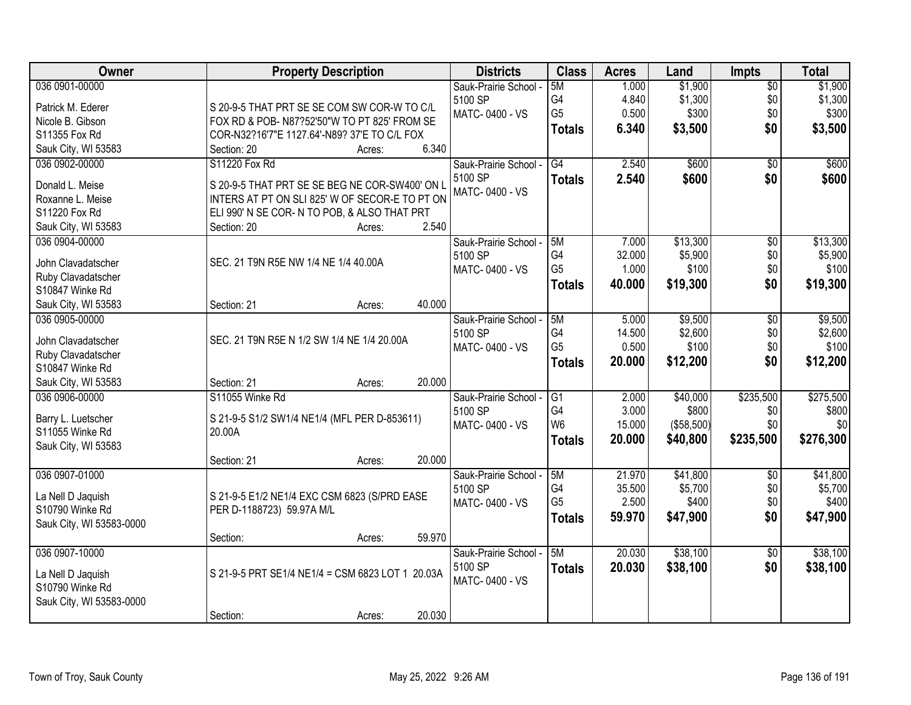| Owner | Property Description | Districts | Class | Acres | Land | Impts | Total |
|---|---|---|---|---|---|---|---|
| 036 0901-00000<br><br>Patrick M. Ederer<br>Nicole B. Gibson<br>S11355 Fox Rd<br>Sauk City, WI 53583 | S 20-9-5 THAT PRT SE SE COM SW COR-W TO C/L FOX RD & POB- N87?52'50"W TO PT 825' FROM SE COR-N32?16'7"E 1127.64'-N89? 37'E TO C/L FOX<br>Section: 20 Acres: 6.340 | Sauk-Prairie School - 5100 SP<br>MATC- 0400 - VS | 5M<br>G4<br>G5<br>**Totals** | 1.000<br>4.840<br>0.500<br>**6.340** | $1,900<br>$1,300<br>$300<br>**$3,500** | $0<br>$0<br>$0<br>**$0** | $1,900<br>$1,300<br>$300<br>**$3,500** |
| 036 0902-00000<br><br>Donald L. Meise<br>Roxanne L. Meise<br>S11220 Fox Rd<br>Sauk City, WI 53583 | S11220 Fox Rd<br>S 20-9-5 THAT PRT SE SE BEG NE COR-SW400' ON L INTERS AT PT ON SLI 825' W OF SECOR-E TO PT ON ELI 990' N SE COR- N TO POB, & ALSO THAT PRT<br>Section: 20 Acres: 2.540 | Sauk-Prairie School - 5100 SP<br>MATC- 0400 - VS | G4<br>**Totals** | 2.540<br>**2.540** | $600<br>**$600** | $0<br>**$0** | $600<br>**$600** |
| 036 0904-00000<br><br>John Clavadatscher<br>Ruby Clavadatscher<br>S10847 Winke Rd<br>Sauk City, WI 53583 | SEC. 21 T9N R5E NW 1/4 NE 1/4 40.00A<br><br>Section: 21 Acres: 40.000 | Sauk-Prairie School - 5100 SP<br>MATC- 0400 - VS | 5M<br>G4<br>G5<br>**Totals** | 7.000<br>32.000<br>1.000<br>**40.000** | $13,300<br>$5,900<br>$100<br>**$19,300** | $0<br>$0<br>$0<br>**$0** | $13,300<br>$5,900<br>$100<br>**$19,300** |
| 036 0905-00000<br><br>John Clavadatscher<br>Ruby Clavadatscher<br>S10847 Winke Rd<br>Sauk City, WI 53583 | SEC. 21 T9N R5E N 1/2 SW 1/4 NE 1/4 20.00A<br><br>Section: 21 Acres: 20.000 | Sauk-Prairie School - 5100 SP<br>MATC- 0400 - VS | 5M<br>G4<br>G5<br>**Totals** | 5.000<br>14.500<br>0.500<br>**20.000** | $9,500<br>$2,600<br>$100<br>**$12,200** | $0<br>$0<br>$0<br>**$0** | $9,500<br>$2,600<br>$100<br>**$12,200** |
| 036 0906-00000<br><br>Barry L. Luetscher<br>S11055 Winke Rd<br>Sauk City, WI 53583 | S11055 Winke Rd<br>S 21-9-5 S1/2 SW1/4 NE1/4 (MFL PER D-853611) 20.00A<br>Section: 21 Acres: 20.000 | Sauk-Prairie School - 5100 SP<br>MATC- 0400 - VS | G1<br>G4<br>W6<br>**Totals** | 2.000<br>3.000<br>15.000<br>**20.000** | $40,000<br>$800<br>($58,500)<br>**$40,800** | $235,500<br>$0<br>$0<br>**$235,500** | $275,500<br>$800<br>$0<br>**$276,300** |
| 036 0907-01000<br><br>La Nell D Jaquish<br>S10790 Winke Rd<br>Sauk City, WI 53583-0000 | S 21-9-5 E1/2 NE1/4 EXC CSM 6823 (S/PRD EASE PER D-1188723) 59.97A M/L<br><br>Section: Acres: 59.970 | Sauk-Prairie School - 5100 SP<br>MATC- 0400 - VS | 5M<br>G4<br>G5<br>**Totals** | 21.970<br>35.500<br>2.500<br>**59.970** | $41,800<br>$5,700<br>$400<br>**$47,900** | $0<br>$0<br>$0<br>**$0** | $41,800<br>$5,700<br>$400<br>**$47,900** |
| 036 0907-10000<br><br>La Nell D Jaquish<br>S10790 Winke Rd<br>Sauk City, WI 53583-0000 | S 21-9-5 PRT SE1/4 NE1/4 = CSM 6823 LOT 1 20.03A<br><br>Section: Acres: 20.030 | Sauk-Prairie School - 5100 SP<br>MATC- 0400 - VS | 5M<br>**Totals** | 20.030<br>**20.030** | $38,100<br>**$38,100** | $0<br>**$0** | $38,100<br>**$38,100** |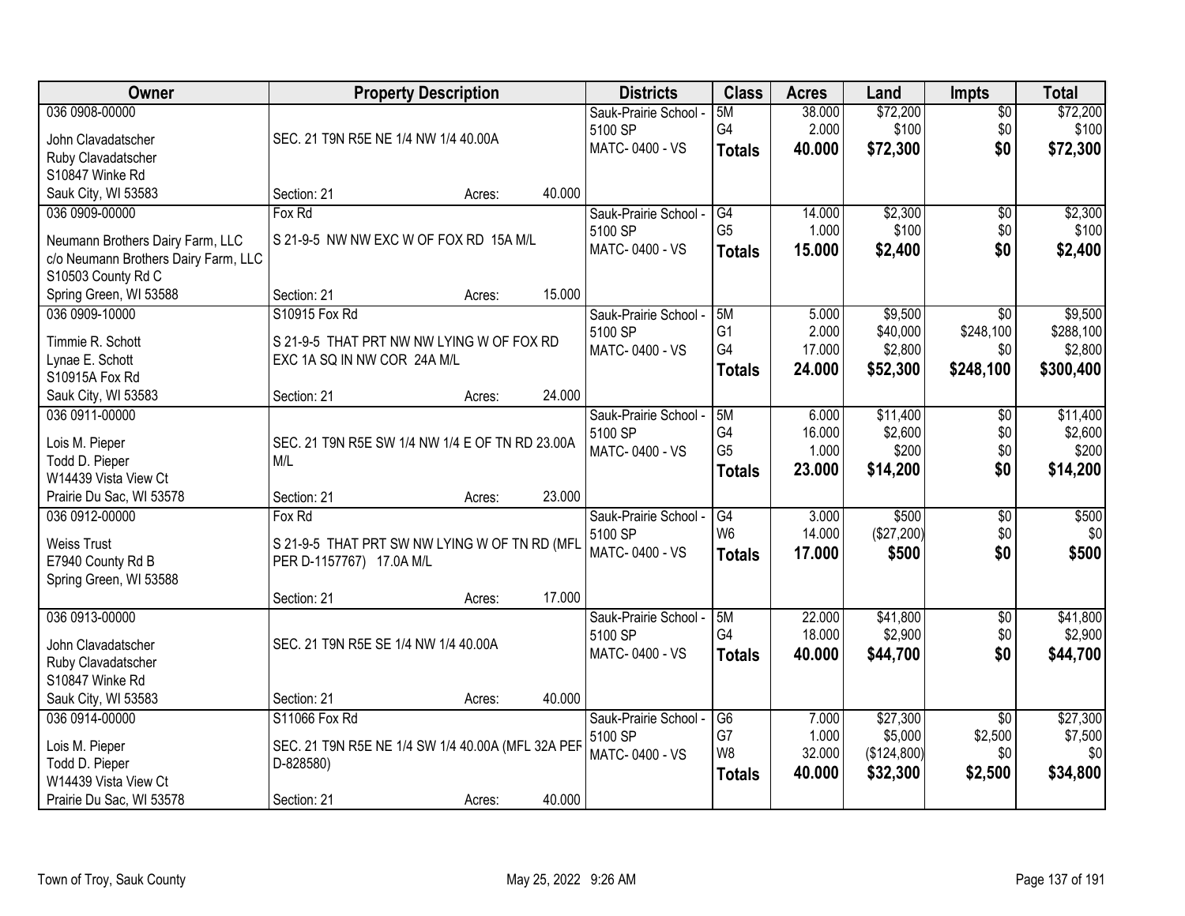| Owner | Property Description | Districts | Class | Acres | Land | Impts | Total |
|---|---|---|---|---|---|---|---|
| 036 0908-00000<br>John Clavadatscher<br>Ruby Clavadatscher<br>S10847 Winke Rd<br>Sauk City, WI 53583 | SEC. 21 T9N R5E NE 1/4 NW 1/4 40.00A<br>Section: 21 Acres: 40.000 | Sauk-Prairie School - 5100 SP<br>MATC- 0400 - VS | 5M<br>G4<br>**Totals** | 38.000<br>2.000<br>**40.000** | $72,200<br>$100<br>**$72,300** | $0<br>$0<br>**$0** | $72,200<br>$100<br>**$72,300** |
| 036 0909-00000<br>Neumann Brothers Dairy Farm, LLC<br>c/o Neumann Brothers Dairy Farm, LLC<br>S10503 County Rd C<br>Spring Green, WI 53588 | Fox Rd<br>S 21-9-5 NW NW EXC W OF FOX RD 15A M/L<br>Section: 21 Acres: 15.000 | Sauk-Prairie School - 5100 SP<br>MATC- 0400 - VS | G4<br>G5<br>**Totals** | 14.000<br>1.000<br>**15.000** | $2,300<br>$100<br>**$2,400** | $0<br>$0<br>**$0** | $2,300<br>$100<br>**$2,400** |
| 036 0909-10000<br>Timmie R. Schott<br>Lynae E. Schott<br>S10915A Fox Rd<br>Sauk City, WI 53583 | S10915 Fox Rd<br>S 21-9-5 THAT PRT NW NW LYING W OF FOX RD EXC 1A SQ IN NW COR 24A M/L<br>Section: 21 Acres: 24.000 | Sauk-Prairie School - 5100 SP<br>MATC- 0400 - VS | 5M<br>G1<br>G4<br>**Totals** | 5.000<br>2.000<br>17.000<br>**24.000** | $9,500<br>$40,000<br>$2,800<br>**$52,300** | $0<br>$248,100<br>$0<br>**$248,100** | $9,500<br>$288,100<br>$2,800<br>**$300,400** |
| 036 0911-00000<br>Lois M. Pieper<br>Todd D. Pieper<br>W14439 Vista View Ct<br>Prairie Du Sac, WI 53578 | SEC. 21 T9N R5E SW 1/4 NW 1/4 E OF TN RD 23.00A M/L<br>Section: 21 Acres: 23.000 | Sauk-Prairie School - 5100 SP<br>MATC- 0400 - VS | 5M<br>G4<br>G5<br>**Totals** | 6.000<br>16.000<br>1.000<br>**23.000** | $11,400<br>$2,600<br>$200<br>**$14,200** | $0<br>$0<br>$0<br>**$0** | $11,400<br>$2,600<br>$200<br>**$14,200** |
| 036 0912-00000<br>Weiss Trust<br>E7940 County Rd B<br>Spring Green, WI 53588 | Fox Rd<br>S 21-9-5 THAT PRT SW NW LYING W OF TN RD (MFL PER D-1157767) 17.0A M/L<br>Section: 21 Acres: 17.000 | Sauk-Prairie School - 5100 SP<br>MATC- 0400 - VS | G4<br>W6<br>**Totals** | 3.000<br>14.000<br>**17.000** | $500<br>($27,200)<br>**$500** | $0<br>$0<br>**$0** | $500<br>$0<br>**$500** |
| 036 0913-00000<br>John Clavadatscher<br>Ruby Clavadatscher<br>S10847 Winke Rd<br>Sauk City, WI 53583 | SEC. 21 T9N R5E SE 1/4 NW 1/4 40.00A<br>Section: 21 Acres: 40.000 | Sauk-Prairie School - 5100 SP<br>MATC- 0400 - VS | 5M<br>G4<br>**Totals** | 22.000<br>18.000<br>**40.000** | $41,800<br>$2,900<br>**$44,700** | $0<br>$0<br>**$0** | $41,800<br>$2,900<br>**$44,700** |
| 036 0914-00000<br>Lois M. Pieper<br>Todd D. Pieper<br>W14439 Vista View Ct<br>Prairie Du Sac, WI 53578 | S11066 Fox Rd<br>SEC. 21 T9N R5E NE 1/4 SW 1/4 40.00A (MFL 32A PER D-828580)<br>Section: 21 Acres: 40.000 | Sauk-Prairie School - 5100 SP<br>MATC- 0400 - VS | G6<br>G7<br>W8<br>**Totals** | 7.000<br>1.000<br>32.000<br>**40.000** | $27,300<br>$5,000<br>($124,800)<br>**$32,300** | $0<br>$2,500<br>$0<br>**$2,500** | $27,300<br>$7,500<br>$0<br>**$34,800** |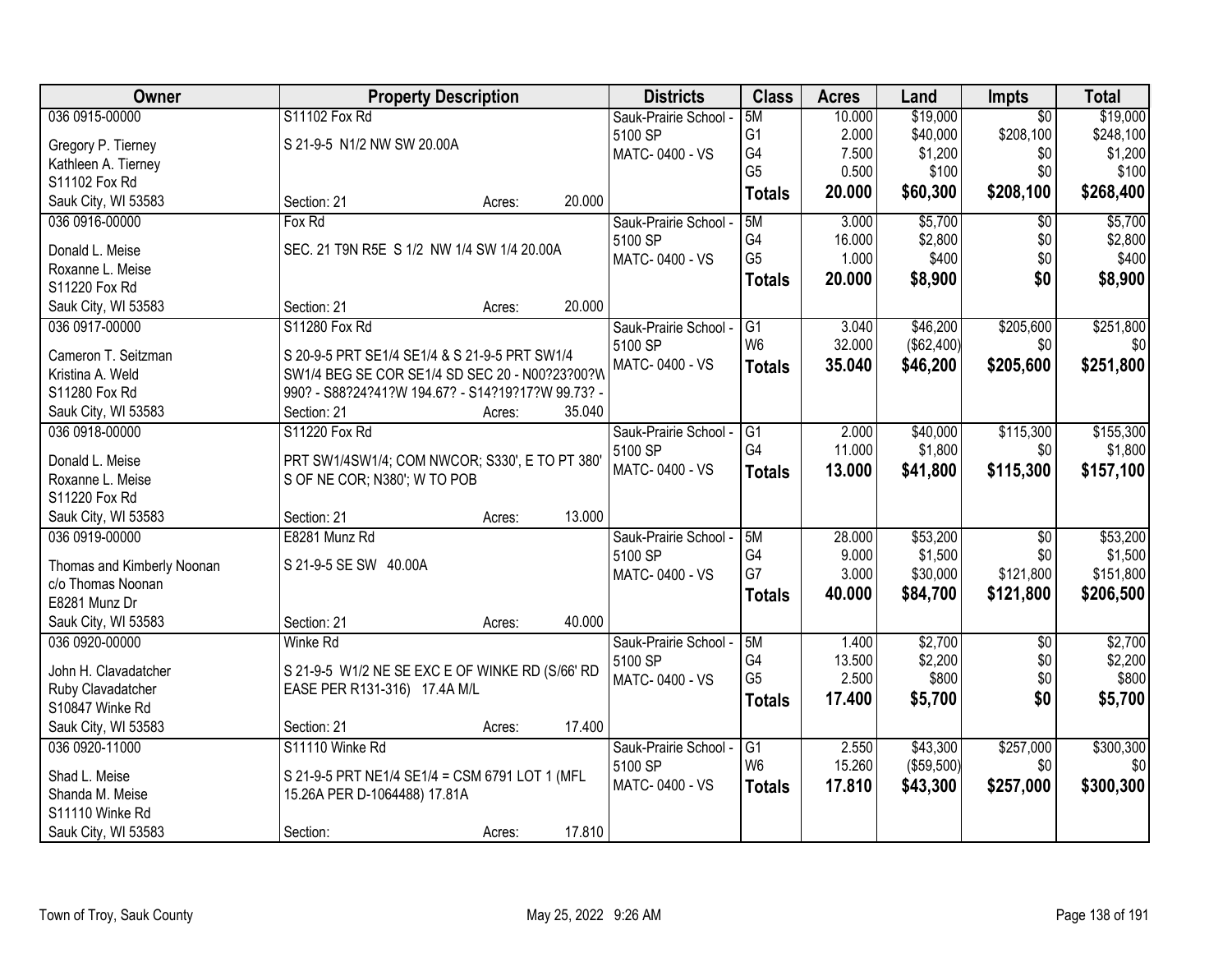| Owner | Property Description | Districts | Class | Acres | Land | Impts | Total |
|---|---|---|---|---|---|---|---|
| 036 0915-00000<br>Gregory P. Tierney<br>Kathleen A. Tierney<br>S11102 Fox Rd<br>Sauk City, WI 53583 | S11102 Fox Rd<br>S 21-9-5 N1/2 NW SW 20.00A<br>Section: 21 Acres: 20.000 | Sauk-Prairie School - 5100 SP<br>MATC- 0400 - VS | 5M<br>G1<br>G4<br>G5<br>**Totals** | 10.000<br>2.000<br>7.500<br>0.500<br>**20.000** | $19,000<br>$40,000<br>$1,200<br>$100<br>**$60,300** | $0<br>$208,100<br>$0<br>$0<br>**$208,100** | $19,000<br>$248,100<br>$1,200<br>$100<br>**$268,400** |
| 036 0916-00000<br>Donald L. Meise<br>Roxanne L. Meise<br>S11220 Fox Rd<br>Sauk City, WI 53583 | Fox Rd<br>SEC. 21 T9N R5E S 1/2 NW 1/4 SW 1/4 20.00A<br>Section: 21 Acres: 20.000 | Sauk-Prairie School - 5100 SP<br>MATC- 0400 - VS | 5M<br>G4<br>G5<br>**Totals** | 3.000<br>16.000<br>1.000<br>**20.000** | $5,700<br>$2,800<br>$400<br>**$8,900** | $0<br>$0<br>$0<br>**$0** | $5,700<br>$2,800<br>$400<br>**$8,900** |
| 036 0917-00000<br>Cameron T. Seitzman<br>Kristina A. Weld<br>S11280 Fox Rd<br>Sauk City, WI 53583 | S11280 Fox Rd<br>S 20-9-5 PRT SE1/4 SE1/4 & S 21-9-5 PRT SW1/4 SW1/4 BEG SE COR SE1/4 SD SEC 20 - N00?23?00?W 990? - S88?24?41?W 194.67? - S14?19?17?W 99.73? -<br>Section: 21 Acres: 35.040 | Sauk-Prairie School - 5100 SP<br>MATC- 0400 - VS | G1<br>W6<br>**Totals** | 3.040<br>32.000<br>**35.040** | $46,200<br>($62,400)<br>**$46,200** | $205,600<br>$0<br>**$205,600** | $251,800<br>$0<br>**$251,800** |
| 036 0918-00000<br>Donald L. Meise<br>Roxanne L. Meise<br>S11220 Fox Rd<br>Sauk City, WI 53583 | S11220 Fox Rd<br>PRT SW1/4SW1/4; COM NWCOR; S330', E TO PT 380' S OF NE COR; N380'; W TO POB<br>Section: 21 Acres: 13.000 | Sauk-Prairie School - 5100 SP<br>MATC- 0400 - VS | G1<br>G4<br>**Totals** | 2.000<br>11.000<br>**13.000** | $40,000<br>$1,800<br>**$41,800** | $115,300<br>$0<br>**$115,300** | $155,300<br>$1,800<br>**$157,100** |
| 036 0919-00000<br>Thomas and Kimberly Noonan<br>c/o Thomas Noonan<br>E8281 Munz Dr<br>Sauk City, WI 53583 | E8281 Munz Rd<br>S 21-9-5 SE SW 40.00A<br>Section: 21 Acres: 40.000 | Sauk-Prairie School - 5100 SP<br>MATC- 0400 - VS | 5M<br>G4<br>G7<br>**Totals** | 28.000<br>9.000<br>3.000<br>**40.000** | $53,200<br>$1,500<br>$30,000<br>**$84,700** | $0<br>$0<br>$121,800<br>**$121,800** | $53,200<br>$1,500<br>$151,800<br>**$206,500** |
| 036 0920-00000<br>John H. Clavadatcher<br>Ruby Clavadatcher<br>S10847 Winke Rd<br>Sauk City, WI 53583 | Winke Rd<br>S 21-9-5 W1/2 NE SE EXC E OF WINKE RD (S/66' RD EASE PER R131-316) 17.4A M/L<br>Section: 21 Acres: 17.400 | Sauk-Prairie School - 5100 SP<br>MATC- 0400 - VS | 5M<br>G4<br>G5<br>**Totals** | 1.400<br>13.500<br>2.500<br>**17.400** | $2,700<br>$2,200<br>$800<br>**$5,700** | $0<br>$0<br>$0<br>**$0** | $2,700<br>$2,200<br>$800<br>**$5,700** |
| 036 0920-11000<br>Shad L. Meise<br>Shanda M. Meise<br>S11110 Winke Rd<br>Sauk City, WI 53583 | S11110 Winke Rd<br>S 21-9-5 PRT NE1/4 SE1/4 = CSM 6791 LOT 1 (MFL 15.26A PER D-1064488) 17.81A<br>Section: Acres: 17.810 | Sauk-Prairie School - 5100 SP<br>MATC- 0400 - VS | G1<br>W6<br>**Totals** | 2.550<br>15.260<br>**17.810** | $43,300<br>($59,500)<br>**$43,300** | $257,000<br>$0<br>**$257,000** | $300,300<br>$0<br>**$300,300** |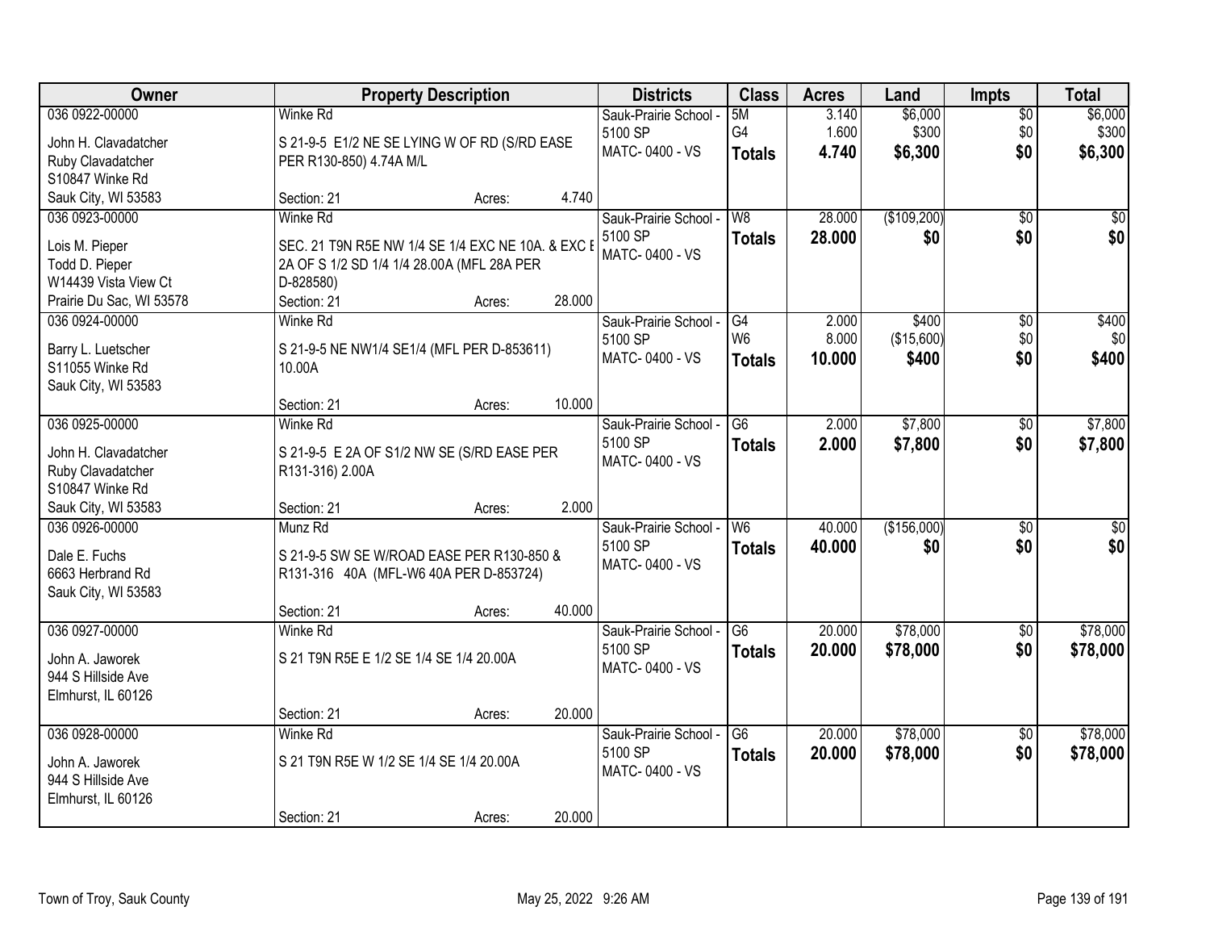| Owner | Property Description | Districts | Class | Acres | Land | Impts | Total |
|---|---|---|---|---|---|---|---|
| 036 0922-00000<br>John H. Clavadatcher<br>Ruby Clavadatcher<br>S10847 Winke Rd<br>Sauk City, WI 53583 | Winke Rd<br>S 21-9-5 E1/2 NE SE LYING W OF RD (S/RD EASE PER R130-850) 4.74A M/L<br>Section: 21 Acres: 4.740 | Sauk-Prairie School - 5100 SP<br>MATC- 0400 - VS | 5M<br>G4<br>**Totals** | 3.140<br>1.600<br>**4.740** | $6,000<br>$300<br>**$6,300** | $0<br>$0<br>**$0** | $6,000<br>$300<br>**$6,300** |
| 036 0923-00000<br>Lois M. Pieper<br>Todd D. Pieper<br>W14439 Vista View Ct<br>Prairie Du Sac, WI 53578 | Winke Rd<br>SEC. 21 T9N R5E NW 1/4 SE 1/4 EXC NE 10A. & EXC E 2A OF S 1/2 SD 1/4 1/4 28.00A (MFL 28A PER D-828580)<br>Section: 21 Acres: 28.000 | Sauk-Prairie School - 5100 SP<br>MATC- 0400 - VS | W8<br>**Totals** | 28.000<br>**28.000** | ($109,200)<br>**$0** | $0<br>**$0** | $0<br>**$0** |
| 036 0924-00000<br>Barry L. Luetscher<br>S11055 Winke Rd<br>Sauk City, WI 53583 | Winke Rd<br>S 21-9-5 NE NW1/4 SE1/4 (MFL PER D-853611) 10.00A<br>Section: 21 Acres: 10.000 | Sauk-Prairie School - 5100 SP<br>MATC- 0400 - VS | G4<br>W6<br>**Totals** | 2.000<br>8.000<br>**10.000** | $400<br>($15,600)<br>**$400** | $0<br>$0<br>**$0** | $400<br>$0<br>**$400** |
| 036 0925-00000<br>John H. Clavadatcher<br>Ruby Clavadatcher<br>S10847 Winke Rd<br>Sauk City, WI 53583 | Winke Rd<br>S 21-9-5 E 2A OF S1/2 NW SE (S/RD EASE PER R131-316) 2.00A<br>Section: 21 Acres: 2.000 | Sauk-Prairie School - 5100 SP<br>MATC- 0400 - VS | G6<br>**Totals** | 2.000<br>**2.000** | $7,800<br>**$7,800** | $0<br>**$0** | $7,800<br>**$7,800** |
| 036 0926-00000<br>Dale E. Fuchs<br>6663 Herbrand Rd<br>Sauk City, WI 53583 | Munz Rd<br>S 21-9-5 SW SE W/ROAD EASE PER R130-850 & R131-316 40A (MFL-W6 40A PER D-853724)<br>Section: 21 Acres: 40.000 | Sauk-Prairie School - 5100 SP<br>MATC- 0400 - VS | W6<br>**Totals** | 40.000<br>**40.000** | ($156,000)<br>**$0** | $0<br>**$0** | $0<br>**$0** |
| 036 0927-00000<br>John A. Jaworek<br>944 S Hillside Ave<br>Elmhurst, IL 60126 | Winke Rd<br>S 21 T9N R5E E 1/2 SE 1/4 SE 1/4 20.00A<br>Section: 21 Acres: 20.000 | Sauk-Prairie School - 5100 SP<br>MATC- 0400 - VS | G6<br>**Totals** | 20.000<br>**20.000** | $78,000<br>**$78,000** | $0<br>**$0** | $78,000<br>**$78,000** |
| 036 0928-00000<br>John A. Jaworek<br>944 S Hillside Ave<br>Elmhurst, IL 60126 | Winke Rd<br>S 21 T9N R5E W 1/2 SE 1/4 SE 1/4 20.00A<br>Section: 21 Acres: 20.000 | Sauk-Prairie School - 5100 SP<br>MATC- 0400 - VS | G6<br>**Totals** | 20.000<br>**20.000** | $78,000<br>**$78,000** | $0<br>**$0** | $78,000<br>**$78,000** |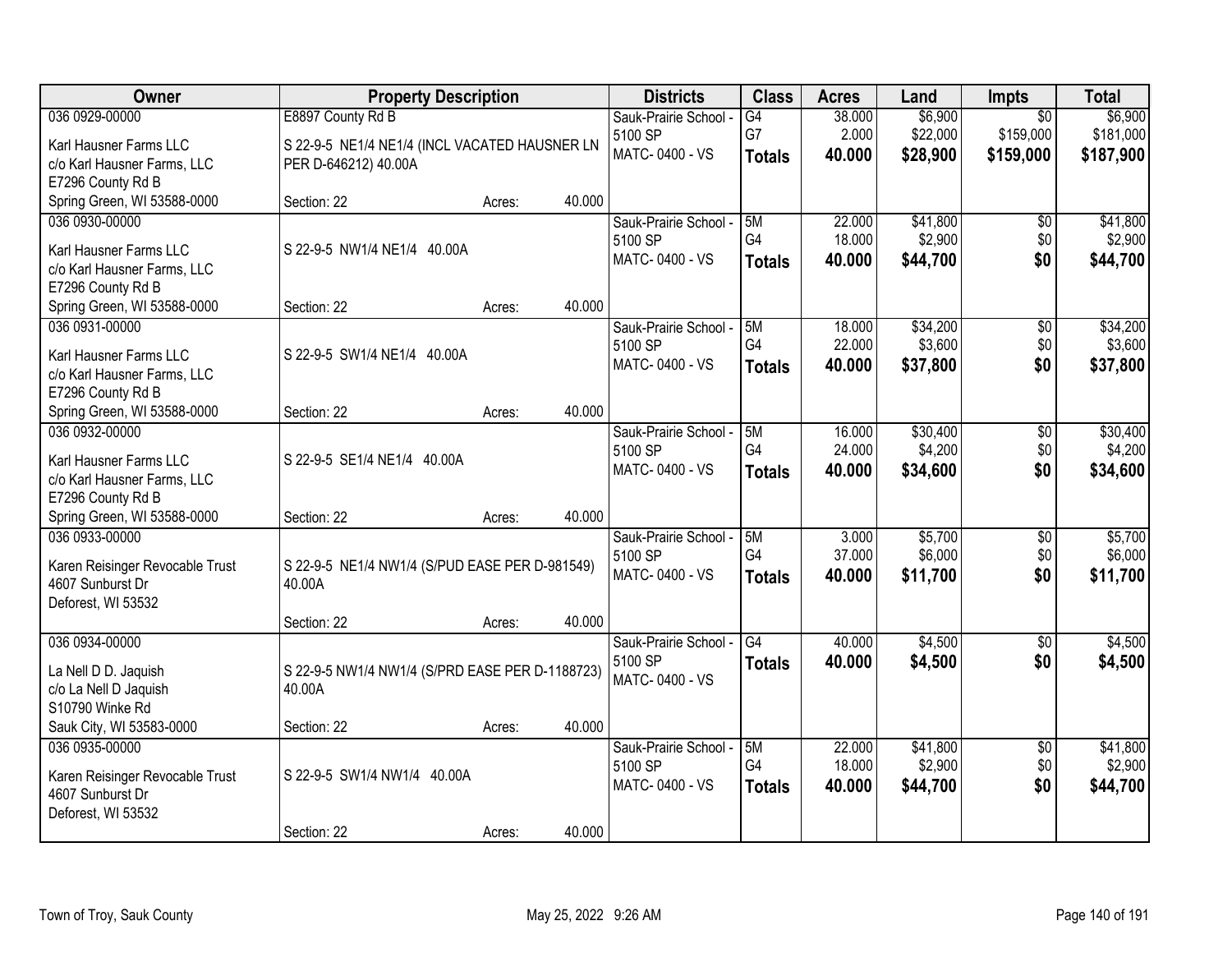| Owner | Property Description | Districts | Class | Acres | Land | Impts | Total |
|---|---|---|---|---|---|---|---|
| 036 0929-00000<br>Karl Hausner Farms LLC<br>c/o Karl Hausner Farms, LLC<br>E7296 County Rd B<br>Spring Green, WI 53588-0000 | E8897 County Rd B<br>S 22-9-5 NE1/4 NE1/4 (INCL VACATED HAUSNER LN PER D-646212) 40.00A<br>Section: 22 Acres: 40.000 | Sauk-Prairie School - 5100 SP<br>MATC- 0400 - VS | G4<br>G7<br>**Totals** | 38.000<br>2.000<br>**40.000** | $6,900<br>$22,000<br>**$28,900** | $0<br>$159,000<br>**$159,000** | $6,900<br>$181,000<br>**$187,900** |
| 036 0930-00000<br>Karl Hausner Farms LLC<br>c/o Karl Hausner Farms, LLC<br>E7296 County Rd B<br>Spring Green, WI 53588-0000 | S 22-9-5 NW1/4 NE1/4 40.00A<br>Section: 22 Acres: 40.000 | Sauk-Prairie School - 5100 SP<br>MATC- 0400 - VS | 5M<br>G4<br>**Totals** | 22.000<br>18.000<br>**40.000** | $41,800<br>$2,900<br>**$44,700** | $0<br>$0<br>**$0** | $41,800<br>$2,900<br>**$44,700** |
| 036 0931-00000<br>Karl Hausner Farms LLC<br>c/o Karl Hausner Farms, LLC<br>E7296 County Rd B<br>Spring Green, WI 53588-0000 | S 22-9-5 SW1/4 NE1/4 40.00A<br>Section: 22 Acres: 40.000 | Sauk-Prairie School - 5100 SP<br>MATC- 0400 - VS | 5M<br>G4<br>**Totals** | 18.000<br>22.000<br>**40.000** | $34,200<br>$3,600<br>**$37,800** | $0<br>$0<br>**$0** | $34,200<br>$3,600<br>**$37,800** |
| 036 0932-00000<br>Karl Hausner Farms LLC<br>c/o Karl Hausner Farms, LLC<br>E7296 County Rd B<br>Spring Green, WI 53588-0000 | S 22-9-5 SE1/4 NE1/4 40.00A<br>Section: 22 Acres: 40.000 | Sauk-Prairie School - 5100 SP<br>MATC- 0400 - VS | 5M<br>G4<br>**Totals** | 16.000<br>24.000<br>**40.000** | $30,400<br>$4,200<br>**$34,600** | $0<br>$0<br>**$0** | $30,400<br>$4,200<br>**$34,600** |
| 036 0933-00000<br>Karen Reisinger Revocable Trust<br>4607 Sunburst Dr<br>Deforest, WI 53532 | S 22-9-5 NE1/4 NW1/4 (S/PUD EASE PER D-981549) 40.00A<br>Section: 22 Acres: 40.000 | Sauk-Prairie School - 5100 SP<br>MATC- 0400 - VS | 5M<br>G4<br>**Totals** | 3.000<br>37.000<br>**40.000** | $5,700<br>$6,000<br>**$11,700** | $0<br>$0<br>**$0** | $5,700<br>$6,000<br>**$11,700** |
| 036 0934-00000<br>La Nell D D. Jaquish<br>c/o La Nell D Jaquish<br>S10790 Winke Rd<br>Sauk City, WI 53583-0000 | S 22-9-5 NW1/4 NW1/4 (S/PRD EASE PER D-1188723) 40.00A<br>Section: 22 Acres: 40.000 | Sauk-Prairie School - 5100 SP<br>MATC- 0400 - VS | G4<br>**Totals** | 40.000<br>**40.000** | $4,500<br>**$4,500** | $0<br>**$0** | $4,500<br>**$4,500** |
| 036 0935-00000<br>Karen Reisinger Revocable Trust<br>4607 Sunburst Dr<br>Deforest, WI 53532 | S 22-9-5 SW1/4 NW1/4 40.00A<br>Section: 22 Acres: 40.000 | Sauk-Prairie School - 5100 SP<br>MATC- 0400 - VS | 5M<br>G4<br>**Totals** | 22.000<br>18.000<br>**40.000** | $41,800<br>$2,900<br>**$44,700** | $0<br>$0<br>**$0** | $41,800<br>$2,900<br>**$44,700** |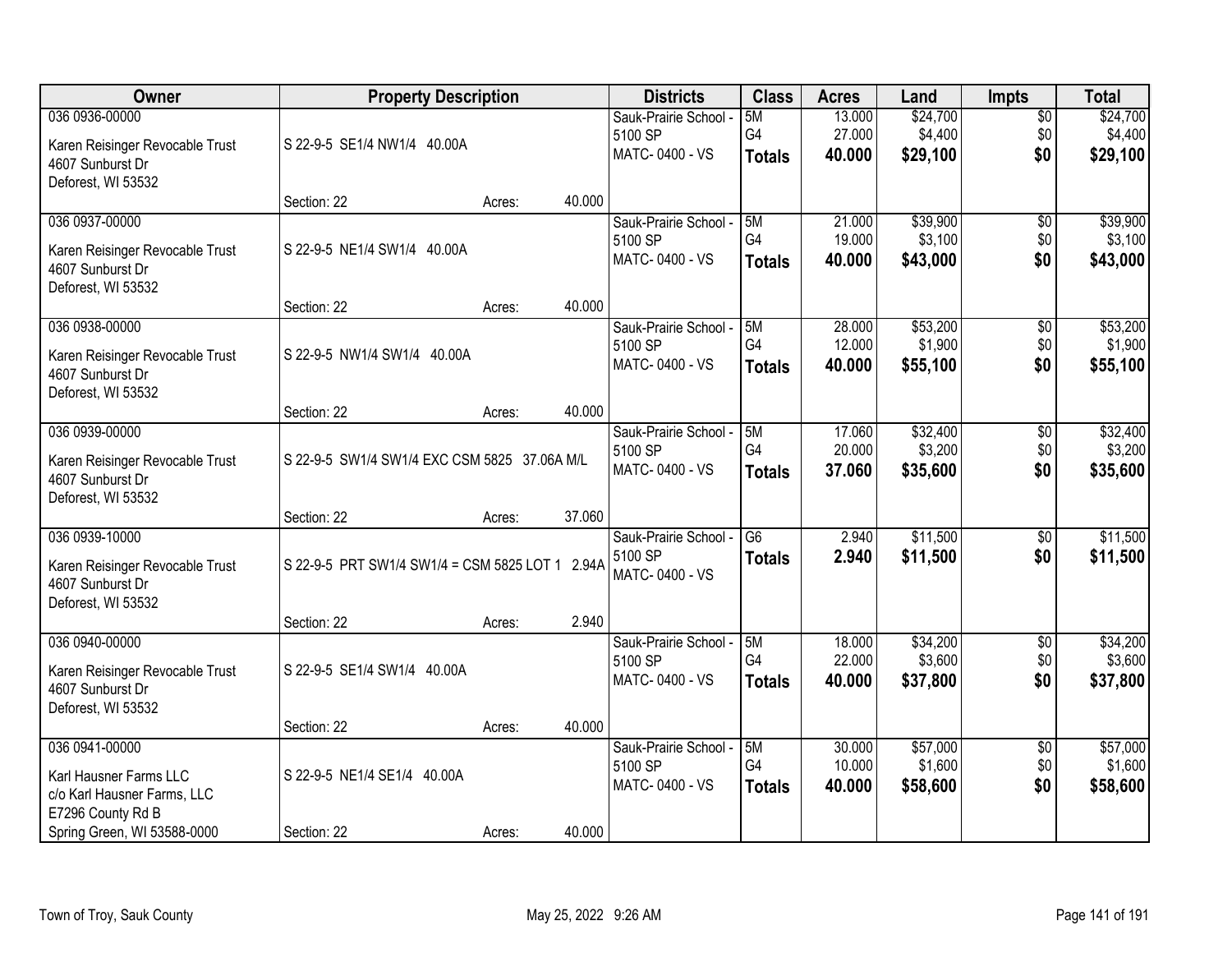| Owner | Property Description | | | Districts | Class | Acres | Land | Impts | Total |
|---|---|---|---|---|---|---|---|---|---|
| 036 0936-00000<br>Karen Reisinger Revocable Trust<br>4607 Sunburst Dr<br>Deforest, WI 53532 | S 22-9-5 SE1/4 NW1/4 40.00A<br>Section: 22 | Acres: | 40.000 | Sauk-Prairie School - 5100 SP<br>MATC- 0400 - VS | 5M<br>G4<br>**Totals** | 13.000<br>27.000<br>**40.000** | $24,700<br>$4,400<br>**$29,100** | $0<br>$0<br>**$0** | $24,700<br>$4,400<br>**$29,100** |
| 036 0937-00000<br>Karen Reisinger Revocable Trust<br>4607 Sunburst Dr<br>Deforest, WI 53532 | S 22-9-5 NE1/4 SW1/4 40.00A<br>Section: 22 | Acres: | 40.000 | Sauk-Prairie School - 5100 SP<br>MATC- 0400 - VS | 5M<br>G4<br>**Totals** | 21.000<br>19.000<br>**40.000** | $39,900<br>$3,100<br>**$43,000** | $0<br>$0<br>**$0** | $39,900<br>$3,100<br>**$43,000** |
| 036 0938-00000<br>Karen Reisinger Revocable Trust<br>4607 Sunburst Dr<br>Deforest, WI 53532 | S 22-9-5 NW1/4 SW1/4 40.00A<br>Section: 22 | Acres: | 40.000 | Sauk-Prairie School - 5100 SP<br>MATC- 0400 - VS | 5M<br>G4<br>**Totals** | 28.000<br>12.000<br>**40.000** | $53,200<br>$1,900<br>**$55,100** | $0<br>$0<br>**$0** | $53,200<br>$1,900<br>**$55,100** |
| 036 0939-00000<br>Karen Reisinger Revocable Trust<br>4607 Sunburst Dr<br>Deforest, WI 53532 | S 22-9-5 SW1/4 SW1/4 EXC CSM 5825 37.06A M/L<br>Section: 22 | Acres: | 37.060 | Sauk-Prairie School - 5100 SP<br>MATC- 0400 - VS | 5M<br>G4<br>**Totals** | 17.060<br>20.000<br>**37.060** | $32,400<br>$3,200<br>**$35,600** | $0<br>$0<br>**$0** | $32,400<br>$3,200<br>**$35,600** |
| 036 0939-10000<br>Karen Reisinger Revocable Trust<br>4607 Sunburst Dr<br>Deforest, WI 53532 | S 22-9-5 PRT SW1/4 SW1/4 = CSM 5825 LOT 1 2.94A<br>Section: 22 | Acres: | 2.940 | Sauk-Prairie School - 5100 SP<br>MATC- 0400 - VS | G6<br>**Totals** | 2.940<br>**2.940** | $11,500<br>**$11,500** | $0<br>**$0** | $11,500<br>**$11,500** |
| 036 0940-00000<br>Karen Reisinger Revocable Trust<br>4607 Sunburst Dr<br>Deforest, WI 53532 | S 22-9-5 SE1/4 SW1/4 40.00A<br>Section: 22 | Acres: | 40.000 | Sauk-Prairie School - 5100 SP<br>MATC- 0400 - VS | 5M<br>G4<br>**Totals** | 18.000<br>22.000<br>**40.000** | $34,200<br>$3,600<br>**$37,800** | $0<br>$0<br>**$0** | $34,200<br>$3,600<br>**$37,800** |
| 036 0941-00000<br>Karl Hausner Farms LLC<br>c/o Karl Hausner Farms, LLC<br>E7296 County Rd B<br>Spring Green, WI 53588-0000 | S 22-9-5 NE1/4 SE1/4 40.00A<br>Section: 22 | Acres: | 40.000 | Sauk-Prairie School - 5100 SP<br>MATC- 0400 - VS | 5M<br>G4<br>**Totals** | 30.000<br>10.000<br>**40.000** | $57,000<br>$1,600<br>**$58,600** | $0<br>$0<br>**$0** | $57,000<br>$1,600<br>**$58,600** |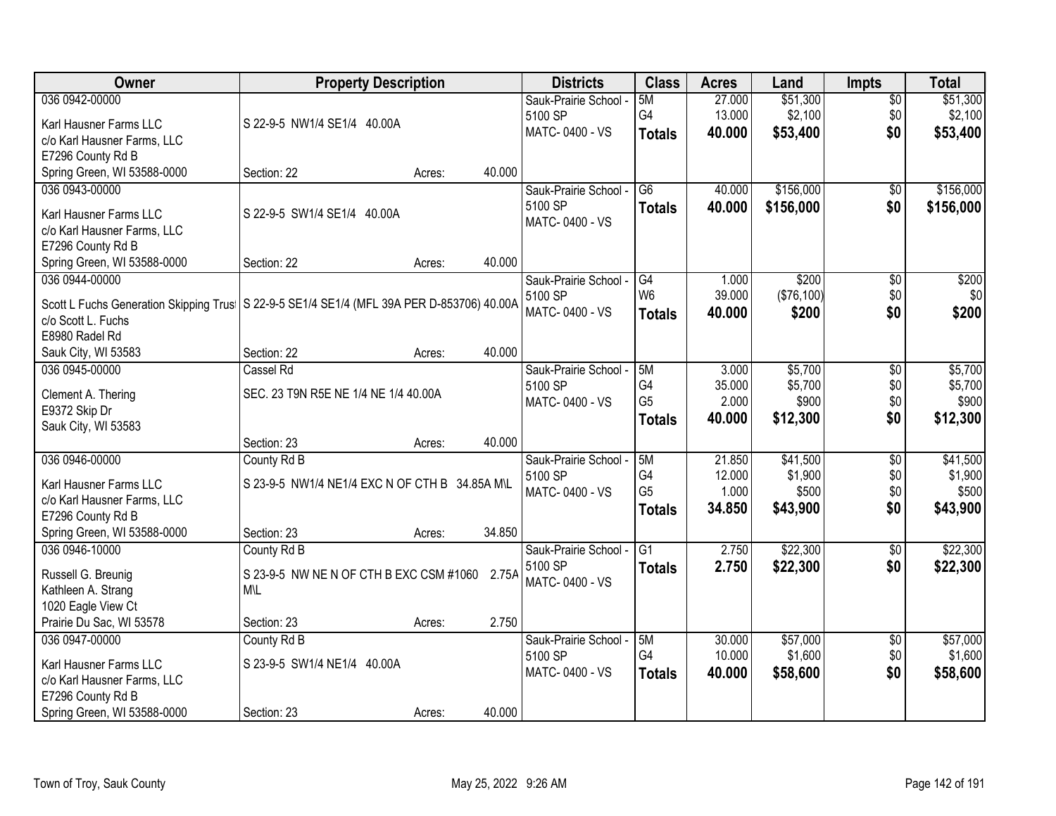| Owner | Property Description | | | Districts | Class | Acres | Land | Impts | Total |
|---|---|---|---|---|---|---|---|---|---|
| 036 0942-00000<br>Karl Hausner Farms LLC<br>c/o Karl Hausner Farms, LLC<br>E7296 County Rd B<br>Spring Green, WI 53588-0000 | S 22-9-5 NW1/4 SE1/4 40.00A<br>Section: 22 | Acres: | 40.000 | Sauk-Prairie School - 5100 SP<br>MATC- 0400 - VS | 5M<br>G4<br>**Totals** | 27.000<br>13.000<br>**40.000** | $51,300<br>$2,100<br>**$53,400** | $0<br>$0<br>**$0** | $51,300<br>$2,100<br>**$53,400** |
| 036 0943-00000<br>Karl Hausner Farms LLC<br>c/o Karl Hausner Farms, LLC<br>E7296 County Rd B<br>Spring Green, WI 53588-0000 | S 22-9-5 SW1/4 SE1/4 40.00A<br>Section: 22 | Acres: | 40.000 | Sauk-Prairie School - 5100 SP<br>MATC- 0400 - VS | G6<br>**Totals** | 40.000<br>**40.000** | $156,000<br>**$156,000** | $0<br>**$0** | $156,000<br>**$156,000** |
| 036 0944-00000<br>Scott L Fuchs Generation Skipping Trust<br>c/o Scott L. Fuchs<br>E8980 Radel Rd<br>Sauk City, WI 53583 | S 22-9-5 SE1/4 SE1/4 (MFL 39A PER D-853706) 40.00A<br>Section: 22 | Acres: | 40.000 | Sauk-Prairie School - 5100 SP<br>MATC- 0400 - VS | G4<br>W6<br>**Totals** | 1.000<br>39.000<br>**40.000** | $200<br>($76,100)<br>**$200** | $0<br>$0<br>**$0** | $200<br>$0<br>**$200** |
| 036 0945-00000<br>Clement A. Thering<br>E9372 Skip Dr<br>Sauk City, WI 53583 | Cassel Rd<br>SEC. 23 T9N R5E NE 1/4 NE 1/4 40.00A<br>Section: 23 | Acres: | 40.000 | Sauk-Prairie School - 5100 SP<br>MATC- 0400 - VS | 5M<br>G4<br>G5<br>**Totals** | 3.000<br>35.000<br>2.000<br>**40.000** | $5,700<br>$5,700<br>$900<br>**$12,300** | $0<br>$0<br>$0<br>**$0** | $5,700<br>$5,700<br>$900<br>**$12,300** |
| 036 0946-00000<br>Karl Hausner Farms LLC<br>c/o Karl Hausner Farms, LLC<br>E7296 County Rd B<br>Spring Green, WI 53588-0000 | County Rd B<br>S 23-9-5 NW1/4 NE1/4 EXC N OF CTH B 34.85A M\L<br>Section: 23 | Acres: | 34.850 | Sauk-Prairie School - 5100 SP<br>MATC- 0400 - VS | 5M<br>G4<br>G5<br>**Totals** | 21.850<br>12.000<br>1.000<br>**34.850** | $41,500<br>$1,900<br>$500<br>**$43,900** | $0<br>$0<br>$0<br>**$0** | $41,500<br>$1,900<br>$500<br>**$43,900** |
| 036 0946-10000<br>Russell G. Breunig<br>Kathleen A. Strang<br>1020 Eagle View Ct<br>Prairie Du Sac, WI 53578 | County Rd B<br>S 23-9-5 NW NE N OF CTH B EXC CSM #1060 2.75A M\L<br>Section: 23 | Acres: | 2.750 | Sauk-Prairie School - 5100 SP<br>MATC- 0400 - VS | G1<br>**Totals** | 2.750<br>**2.750** | $22,300<br>**$22,300** | $0<br>**$0** | $22,300<br>**$22,300** |
| 036 0947-00000<br>Karl Hausner Farms LLC<br>c/o Karl Hausner Farms, LLC<br>E7296 County Rd B<br>Spring Green, WI 53588-0000 | County Rd B<br>S 23-9-5 SW1/4 NE1/4 40.00A<br>Section: 23 | Acres: | 40.000 | Sauk-Prairie School - 5100 SP<br>MATC- 0400 - VS | 5M<br>G4<br>**Totals** | 30.000<br>10.000<br>**40.000** | $57,000<br>$1,600<br>**$58,600** | $0<br>$0<br>**$0** | $57,000<br>$1,600<br>**$58,600** |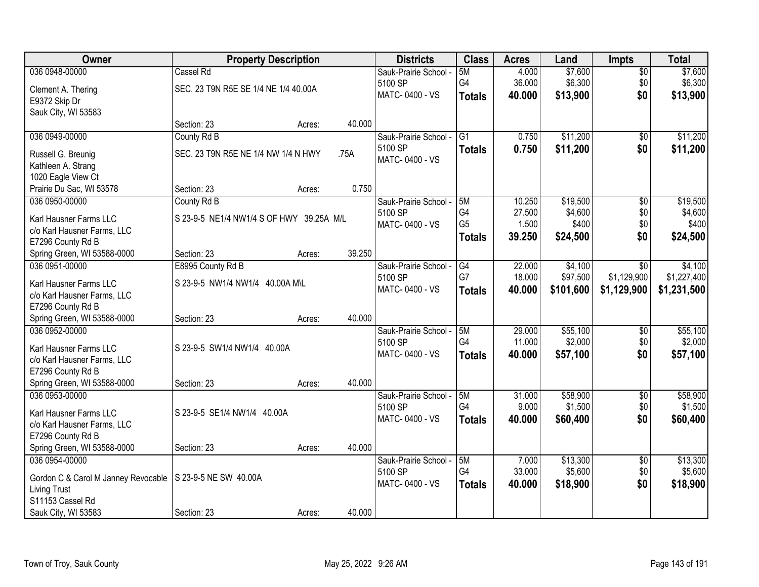| Owner | Property Description | | | Districts | Class | Acres | Land | Impts | Total |
|---|---|---|---|---|---|---|---|---|---|
| 036 0948-00000 | Cassel Rd | | | Sauk-Prairie School - 5100 SP | 5M | 4.000 | $7,600 | $0 | $7,600 |
| Clement A. Thering<br>E9372 Skip Dr<br>Sauk City, WI 53583 | SEC. 23 T9N R5E SE 1/4 NE 1/4 40.00A | | | MATC- 0400 - VS | G4 | 36.000 | $6,300 | $0 | $6,300 |
| | | | | | **Totals** | **40.000** | **$13,900** | **$0** | **$13,900** |
| | Section: 23 | Acres: | 40.000 | | | | | | |
| 036 0949-00000 | County Rd B | | | Sauk-Prairie School - 5100 SP | G1 | 0.750 | $11,200 | $0 | $11,200 |
| Russell G. Breunig<br>Kathleen A. Strang<br>1020 Eagle View Ct<br>Prairie Du Sac, WI 53578 | SEC. 23 T9N R5E NE 1/4 NW 1/4 N HWY | .75A | | MATC- 0400 - VS | **Totals** | **0.750** | **$11,200** | **$0** | **$11,200** |
| | Section: 23 | Acres: | 0.750 | | | | | | |
| 036 0950-00000 | County Rd B | | | Sauk-Prairie School - 5100 SP | 5M | 10.250 | $19,500 | $0 | $19,500 |
| Karl Hausner Farms LLC<br>c/o Karl Hausner Farms, LLC<br>E7296 County Rd B<br>Spring Green, WI 53588-0000 | S 23-9-5 NE1/4 NW1/4 S OF HWY 39.25A M/L | | | MATC- 0400 - VS | G4 | 27.500 | $4,600 | $0 | $4,600 |
| | | | | | G5 | 1.500 | $400 | $0 | $400 |
| | | | | | **Totals** | **39.250** | **$24,500** | **$0** | **$24,500** |
| | Section: 23 | Acres: | 39.250 | | | | | | |
| 036 0951-00000 | E8995 County Rd B | | | Sauk-Prairie School - 5100 SP | G4 | 22.000 | $4,100 | $0 | $4,100 |
| Karl Hausner Farms LLC<br>c/o Karl Hausner Farms, LLC<br>E7296 County Rd B<br>Spring Green, WI 53588-0000 | S 23-9-5 NW1/4 NW1/4 40.00A M\L | | | MATC- 0400 - VS | G7 | 18.000 | $97,500 | $1,129,900 | $1,227,400 |
| | | | | | **Totals** | **40.000** | **$101,600** | **$1,129,900** | **$1,231,500** |
| | Section: 23 | Acres: | 40.000 | | | | | | |
| 036 0952-00000 | | | | Sauk-Prairie School - 5100 SP | 5M | 29.000 | $55,100 | $0 | $55,100 |
| Karl Hausner Farms LLC<br>c/o Karl Hausner Farms, LLC<br>E7296 County Rd B<br>Spring Green, WI 53588-0000 | S 23-9-5 SW1/4 NW1/4 40.00A | | | MATC- 0400 - VS | G4 | 11.000 | $2,000 | $0 | $2,000 |
| | | | | | **Totals** | **40.000** | **$57,100** | **$0** | **$57,100** |
| | Section: 23 | Acres: | 40.000 | | | | | | |
| 036 0953-00000 | | | | Sauk-Prairie School - 5100 SP | 5M | 31.000 | $58,900 | $0 | $58,900 |
| Karl Hausner Farms LLC<br>c/o Karl Hausner Farms, LLC<br>E7296 County Rd B<br>Spring Green, WI 53588-0000 | S 23-9-5 SE1/4 NW1/4 40.00A | | | MATC- 0400 - VS | G4 | 9.000 | $1,500 | $0 | $1,500 |
| | | | | | **Totals** | **40.000** | **$60,400** | **$0** | **$60,400** |
| | Section: 23 | Acres: | 40.000 | | | | | | |
| 036 0954-00000 | | | | Sauk-Prairie School - 5100 SP | 5M | 7.000 | $13,300 | $0 | $13,300 |
| Gordon C & Carol M Janney Revocable Living Trust<br>S11153 Cassel Rd<br>Sauk City, WI 53583 | S 23-9-5 NE SW 40.00A | | | MATC- 0400 - VS | G4 | 33.000 | $5,600 | $0 | $5,600 |
| | | | | | **Totals** | **40.000** | **$18,900** | **$0** | **$18,900** |
| | Section: 23 | Acres: | 40.000 | | | | | | |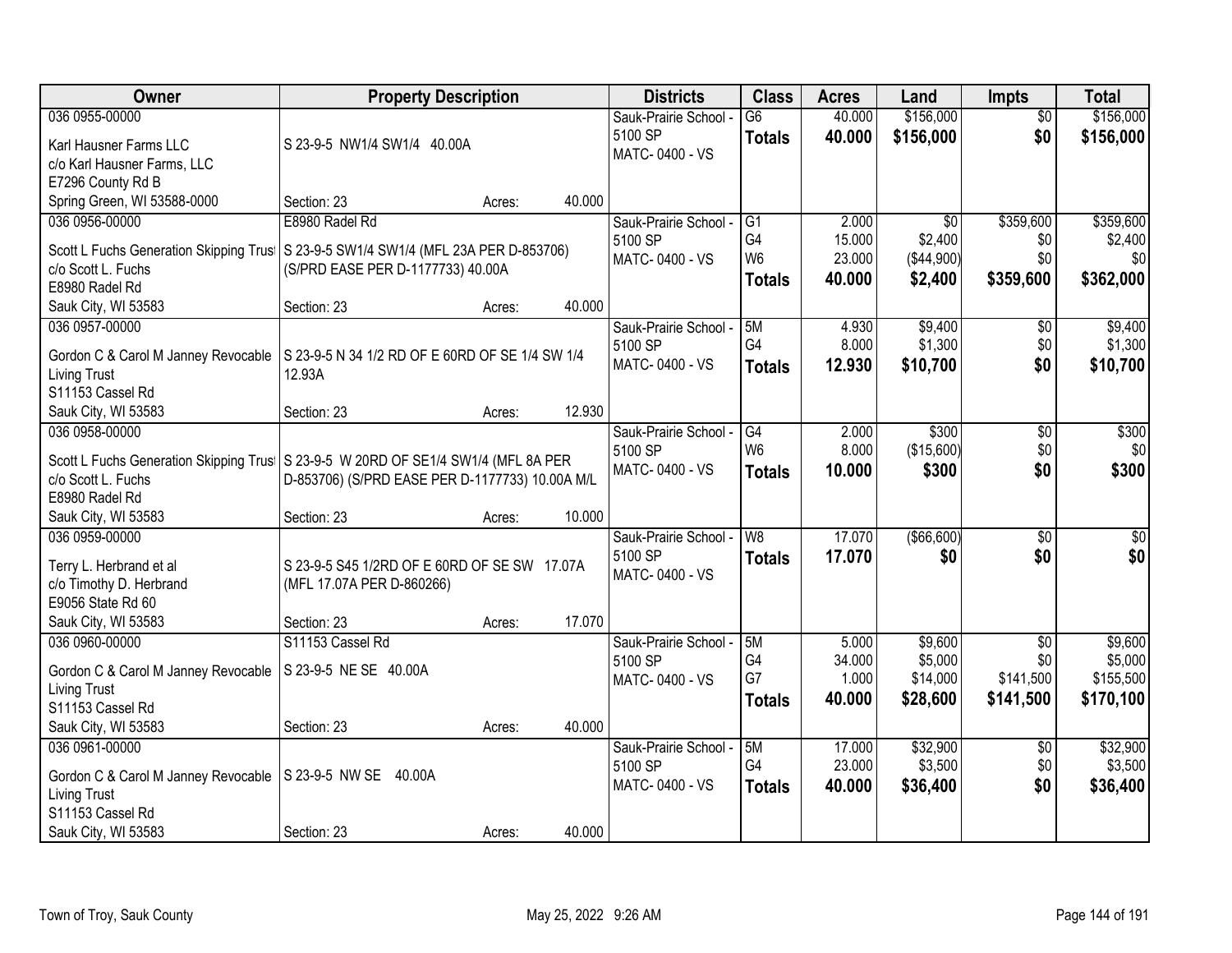| Owner | Property Description | Districts | Class | Acres | Land | Impts | Total |
|---|---|---|---|---|---|---|---|
| 036 0955-00000<br>Karl Hausner Farms LLC<br>c/o Karl Hausner Farms, LLC<br>E7296 County Rd B<br>Spring Green, WI 53588-0000 | S 23-9-5 NW1/4 SW1/4 40.00A<br>Section: 23 Acres: 40.000 | Sauk-Prairie School - 5100 SP<br>MATC- 0400 - VS | G6<br>**Totals** | 40.000<br>**40.000** | $156,000<br>**$156,000** | $0<br>**$0** | $156,000<br>**$156,000** |
| 036 0956-00000<br>Scott L Fuchs Generation Skipping Trust<br>c/o Scott L. Fuchs<br>E8980 Radel Rd<br>Sauk City, WI 53583 | E8980 Radel Rd<br>S 23-9-5 SW1/4 SW1/4 (MFL 23A PER D-853706) (S/PRD EASE PER D-1177733) 40.00A<br>Section: 23 Acres: 40.000 | Sauk-Prairie School - 5100 SP<br>MATC- 0400 - VS | G1<br>G4<br>W6<br>**Totals** | 2.000<br>15.000<br>23.000<br>**40.000** | $0<br>$2,400<br>($44,900)<br>**$2,400** | $359,600<br>$0<br>$0<br>**$359,600** | $359,600<br>$2,400<br>$0<br>**$362,000** |
| 036 0957-00000<br>Gordon C & Carol M Janney Revocable Living Trust<br>S11153 Cassel Rd<br>Sauk City, WI 53583 | S 23-9-5 N 34 1/2 RD OF E 60RD OF SE 1/4 SW 1/4 12.93A<br>Section: 23 Acres: 12.930 | Sauk-Prairie School - 5100 SP<br>MATC- 0400 - VS | 5M<br>G4<br>**Totals** | 4.930<br>8.000<br>**12.930** | $9,400<br>$1,300<br>**$10,700** | $0<br>$0<br>**$0** | $9,400<br>$1,300<br>**$10,700** |
| 036 0958-00000<br>Scott L Fuchs Generation Skipping Trust<br>c/o Scott L. Fuchs<br>E8980 Radel Rd<br>Sauk City, WI 53583 | S 23-9-5 W 20RD OF SE1/4 SW1/4 (MFL 8A PER D-853706) (S/PRD EASE PER D-1177733) 10.00A M/L<br>Section: 23 Acres: 10.000 | Sauk-Prairie School - 5100 SP<br>MATC- 0400 - VS | G4<br>W6<br>**Totals** | 2.000<br>8.000<br>**10.000** | $300<br>($15,600)<br>**$300** | $0<br>$0<br>**$0** | $300<br>$0<br>**$300** |
| 036 0959-00000<br>Terry L. Herbrand et al<br>c/o Timothy D. Herbrand<br>E9056 State Rd 60<br>Sauk City, WI 53583 | S 23-9-5 S45 1/2RD OF E 60RD OF SE SW 17.07A (MFL 17.07A PER D-860266)<br>Section: 23 Acres: 17.070 | Sauk-Prairie School - 5100 SP<br>MATC- 0400 - VS | W8<br>**Totals** | 17.070<br>**17.070** | ($66,600)<br>**$0** | $0<br>**$0** | $0<br>**$0** |
| 036 0960-00000<br>Gordon C & Carol M Janney Revocable Living Trust<br>S11153 Cassel Rd<br>Sauk City, WI 53583 | S11153 Cassel Rd<br>S 23-9-5 NE SE 40.00A<br>Section: 23 Acres: 40.000 | Sauk-Prairie School - 5100 SP<br>MATC- 0400 - VS | 5M<br>G4<br>G7<br>**Totals** | 5.000<br>34.000<br>1.000<br>**40.000** | $9,600<br>$5,000<br>$14,000<br>**$28,600** | $0<br>$0<br>$141,500<br>**$141,500** | $9,600<br>$5,000<br>$155,500<br>**$170,100** |
| 036 0961-00000<br>Gordon C & Carol M Janney Revocable Living Trust<br>S11153 Cassel Rd<br>Sauk City, WI 53583 | S 23-9-5 NW SE 40.00A<br>Section: 23 Acres: 40.000 | Sauk-Prairie School - 5100 SP<br>MATC- 0400 - VS | 5M<br>G4<br>**Totals** | 17.000<br>23.000<br>**40.000** | $32,900<br>$3,500<br>**$36,400** | $0<br>$0<br>**$0** | $32,900<br>$3,500<br>**$36,400** |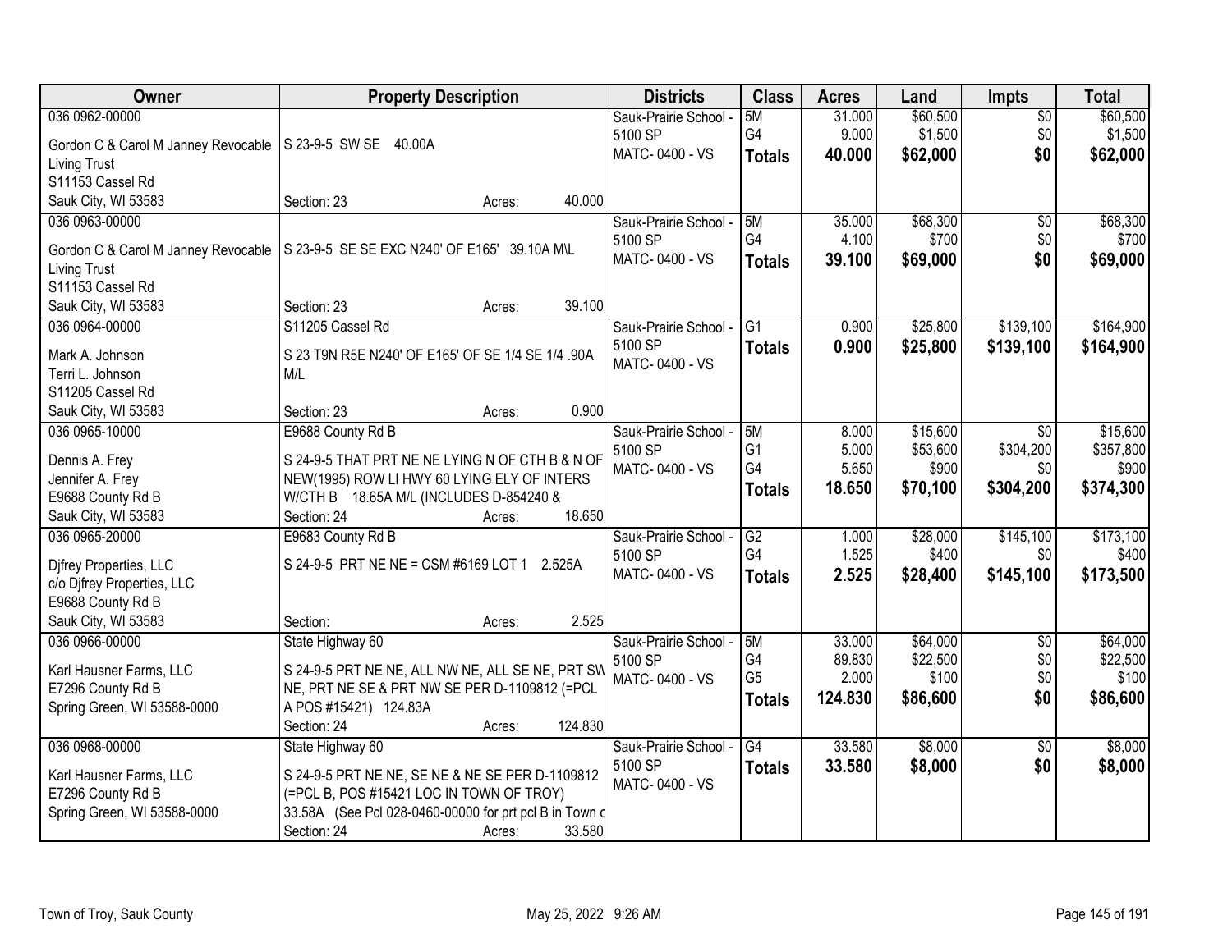| Owner | Property Description | Districts | Class | Acres | Land | Impts | Total |
|---|---|---|---|---|---|---|---|
| 036 0962-00000<br><br>Gordon C & Carol M Janney Revocable Living Trust<br>S11153 Cassel Rd<br>Sauk City, WI 53583 | S 23-9-5 SW SE 40.00A<br><br>Section: 23 Acres: 40.000 | Sauk-Prairie School - 5100 SP<br>MATC- 0400 - VS | 5M<br>G4<br>**Totals** | 31.000<br>9.000<br>**40.000** | $60,500<br>$1,500<br>**$62,000** | $0<br>$0<br>**$0** | $60,500<br>$1,500<br>**$62,000** |
| 036 0963-00000<br><br>Gordon C & Carol M Janney Revocable Living Trust<br>S11153 Cassel Rd<br>Sauk City, WI 53583 | S 23-9-5 SE SE EXC N240' OF E165' 39.10A M\L<br><br>Section: 23 Acres: 39.100 | Sauk-Prairie School - 5100 SP<br>MATC- 0400 - VS | 5M<br>G4<br>**Totals** | 35.000<br>4.100<br>**39.100** | $68,300<br>$700<br>**$69,000** | $0<br>$0<br>**$0** | $68,300<br>$700<br>**$69,000** |
| 036 0964-00000<br><br>Mark A. Johnson<br>Terri L. Johnson<br>S11205 Cassel Rd<br>Sauk City, WI 53583 | S11205 Cassel Rd<br><br>S 23 T9N R5E N240' OF E165' OF SE 1/4 SE 1/4 .90A M/L<br><br>Section: 23 Acres: 0.900 | Sauk-Prairie School - 5100 SP<br>MATC- 0400 - VS | G1<br>**Totals** | 0.900<br>**0.900** | $25,800<br>**$25,800** | $139,100<br>**$139,100** | $164,900<br>**$164,900** |
| 036 0965-10000<br><br>Dennis A. Frey<br>Jennifer A. Frey<br>E9688 County Rd B<br>Sauk City, WI 53583 | E9688 County Rd B<br><br>S 24-9-5 THAT PRT NE NE LYING N OF CTH B & N OF NEW(1995) ROW LI HWY 60 LYING ELY OF INTERS W/CTH B 18.65A M/L (INCLUDES D-854240 &<br>Section: 24 Acres: 18.650 | Sauk-Prairie School - 5100 SP<br>MATC- 0400 - VS | 5M<br>G1<br>G4<br>**Totals** | 8.000<br>5.000<br>5.650<br>**18.650** | $15,600<br>$53,600<br>$900<br>**$70,100** | $0<br>$304,200<br>$0<br>**$304,200** | $15,600<br>$357,800<br>$900<br>**$374,300** |
| 036 0965-20000<br><br>Djfrey Properties, LLC<br>c/o Djfrey Properties, LLC<br>E9688 County Rd B<br>Sauk City, WI 53583 | E9683 County Rd B<br><br>S 24-9-5 PRT NE NE = CSM #6169 LOT 1 2.525A<br><br>Section: Acres: 2.525 | Sauk-Prairie School - 5100 SP<br>MATC- 0400 - VS | G2<br>G4<br>**Totals** | 1.000<br>1.525<br>**2.525** | $28,000<br>$400<br>**$28,400** | $145,100<br>$0<br>**$145,100** | $173,100<br>$400<br>**$173,500** |
| 036 0966-00000<br><br>Karl Hausner Farms, LLC<br>E7296 County Rd B<br>Spring Green, WI 53588-0000 | State Highway 60<br><br>S 24-9-5 PRT NE NE, ALL NW NE, ALL SE NE, PRT SW NE, PRT NE SE & PRT NW SE PER D-1109812 (=PCL A POS #15421) 124.83A<br>Section: 24 Acres: 124.830 | Sauk-Prairie School - 5100 SP<br>MATC- 0400 - VS | 5M<br>G4<br>G5<br>**Totals** | 33.000<br>89.830<br>2.000<br>**124.830** | $64,000<br>$22,500<br>$100<br>**$86,600** | $0<br>$0<br>$0<br>**$0** | $64,000<br>$22,500<br>$100<br>**$86,600** |
| 036 0968-00000<br><br>Karl Hausner Farms, LLC<br>E7296 County Rd B<br>Spring Green, WI 53588-0000 | State Highway 60<br><br>S 24-9-5 PRT NE NE, SE NE & NE SE PER D-1109812 (=PCL B, POS #15421 LOC IN TOWN OF TROY) 33.58A (See Pcl 028-0460-00000 for prt pcl B in Town c<br>Section: 24 Acres: 33.580 | Sauk-Prairie School - 5100 SP<br>MATC- 0400 - VS | G4<br>**Totals** | 33.580<br>**33.580** | $8,000<br>**$8,000** | $0<br>**$0** | $8,000<br>**$8,000** |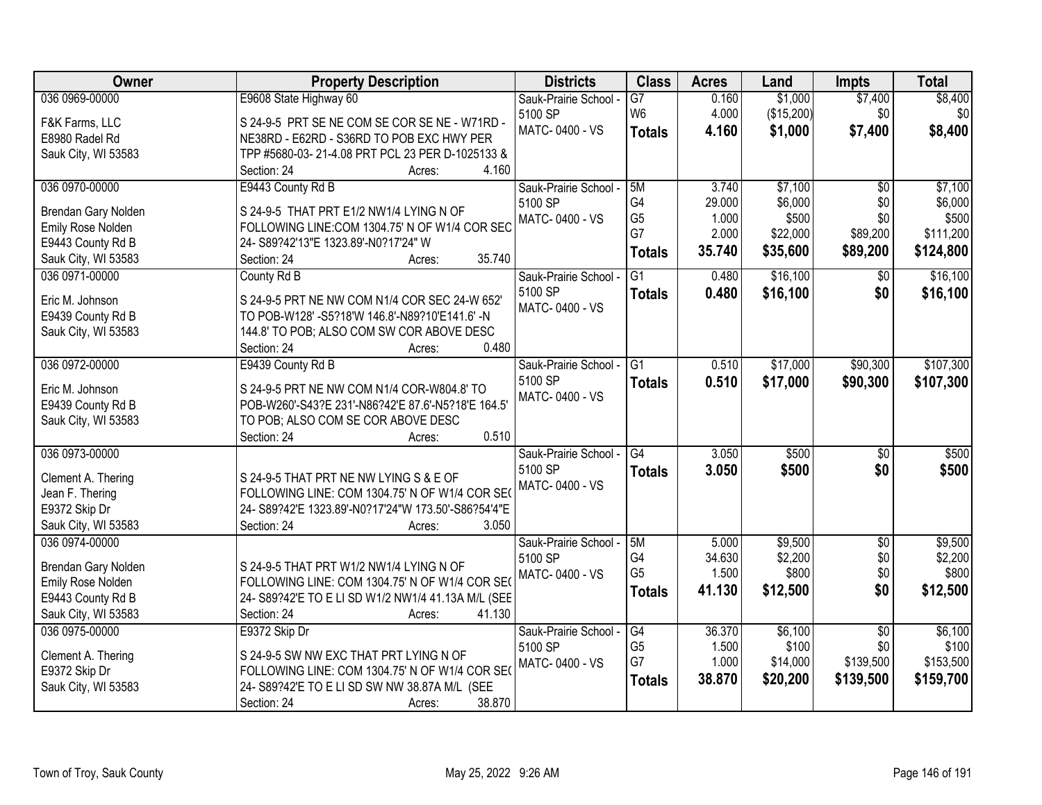| Owner | Property Description | Districts | Class | Acres | Land | Impts | Total |
|---|---|---|---|---|---|---|---|
| 036 0969-00000<br>F&K Farms, LLC<br>E8980 Radel Rd<br>Sauk City, WI 53583 | E9608 State Highway 60<br>S 24-9-5 PRT SE NE COM SE COR SE NE - W71RD - NE38RD - E62RD - S36RD TO POB EXC HWY PER TPP #5680-03- 21-4.08 PRT PCL 23 PER D-1025133 &<br>Section: 24 Acres: 4.160 | Sauk-Prairie School - 5100 SP<br>MATC- 0400 - VS | G7<br>W6<br>**Totals** | 0.160<br>4.000<br>**4.160** | $1,000<br>($15,200)<br>**$1,000** | $7,400<br>$0<br>**$7,400** | $8,400<br>$0<br>**$8,400** |
| 036 0970-00000<br>Brendan Gary Nolden<br>Emily Rose Nolden<br>E9443 County Rd B<br>Sauk City, WI 53583 | E9443 County Rd B<br>S 24-9-5 THAT PRT E1/2 NW1/4 LYING N OF FOLLOWING LINE:COM 1304.75' N OF W1/4 COR SEC 24- S89?42'13"E 1323.89'-N0?17'24" W<br>Section: 24 Acres: 35.740 | Sauk-Prairie School - 5100 SP<br>MATC- 0400 - VS | 5M<br>G4<br>G5<br>G7<br>**Totals** | 3.740<br>29.000<br>1.000<br>2.000<br>**35.740** | $7,100<br>$6,000<br>$500<br>$22,000<br>**$35,600** | $0<br>$0<br>$0<br>$89,200<br>**$89,200** | $7,100<br>$6,000<br>$500<br>$111,200<br>**$124,800** |
| 036 0971-00000<br>Eric M. Johnson<br>E9439 County Rd B<br>Sauk City, WI 53583 | County Rd B<br>S 24-9-5 PRT NE NW COM N1/4 COR SEC 24-W 652' TO POB-W128' -S5?18'W 146.8'-N89?10'E141.6' -N 144.8' TO POB; ALSO COM SW COR ABOVE DESC<br>Section: 24 Acres: 0.480 | Sauk-Prairie School - 5100 SP<br>MATC- 0400 - VS | G1<br>**Totals** | 0.480<br>**0.480** | $16,100<br>**$16,100** | $0<br>**$0** | $16,100<br>**$16,100** |
| 036 0972-00000<br>Eric M. Johnson<br>E9439 County Rd B<br>Sauk City, WI 53583 | E9439 County Rd B<br>S 24-9-5 PRT NE NW COM N1/4 COR-W804.8' TO POB-W260'-S43?E 231'-N86?42'E 87.6'-N5?18'E 164.5' TO POB; ALSO COM SE COR ABOVE DESC<br>Section: 24 Acres: 0.510 | Sauk-Prairie School - 5100 SP<br>MATC- 0400 - VS | G1<br>**Totals** | 0.510<br>**0.510** | $17,000<br>**$17,000** | $90,300<br>**$90,300** | $107,300<br>**$107,300** |
| 036 0973-00000<br>Clement A. Thering<br>Jean F. Thering<br>E9372 Skip Dr<br>Sauk City, WI 53583 | S 24-9-5 THAT PRT NE NW LYING S & E OF FOLLOWING LINE: COM 1304.75' N OF W1/4 COR SEC 24- S89?42'E 1323.89'-N0?17'24"W 173.50'-S86?54'4"E<br>Section: 24 Acres: 3.050 | Sauk-Prairie School - 5100 SP<br>MATC- 0400 - VS | G4<br>**Totals** | 3.050<br>**3.050** | $500<br>**$500** | $0<br>**$0** | $500<br>**$500** |
| 036 0974-00000<br>Brendan Gary Nolden<br>Emily Rose Nolden<br>E9443 County Rd B<br>Sauk City, WI 53583 | S 24-9-5 THAT PRT W1/2 NW1/4 LYING N OF FOLLOWING LINE: COM 1304.75' N OF W1/4 COR SEC 24- S89?42'E TO E LI SD W1/2 NW1/4 41.13A M/L (SEE<br>Section: 24 Acres: 41.130 | Sauk-Prairie School - 5100 SP<br>MATC- 0400 - VS | 5M<br>G4<br>G5<br>**Totals** | 5.000<br>34.630<br>1.500<br>**41.130** | $9,500<br>$2,200<br>$800<br>**$12,500** | $0<br>$0<br>$0<br>**$0** | $9,500<br>$2,200<br>$800<br>**$12,500** |
| 036 0975-00000<br>Clement A. Thering<br>E9372 Skip Dr<br>Sauk City, WI 53583 | E9372 Skip Dr<br>S 24-9-5 SW NW EXC THAT PRT LYING N OF FOLLOWING LINE: COM 1304.75' N OF W1/4 COR SEC 24- S89?42'E TO E LI SD SW NW 38.87A M/L (SEE<br>Section: 24 Acres: 38.870 | Sauk-Prairie School - 5100 SP<br>MATC- 0400 - VS | G4<br>G5<br>G7<br>**Totals** | 36.370<br>1.500<br>1.000<br>**38.870** | $6,100<br>$100<br>$14,000<br>**$20,200** | $0<br>$0<br>$139,500<br>**$139,500** | $6,100<br>$100<br>$153,500<br>**$159,700** |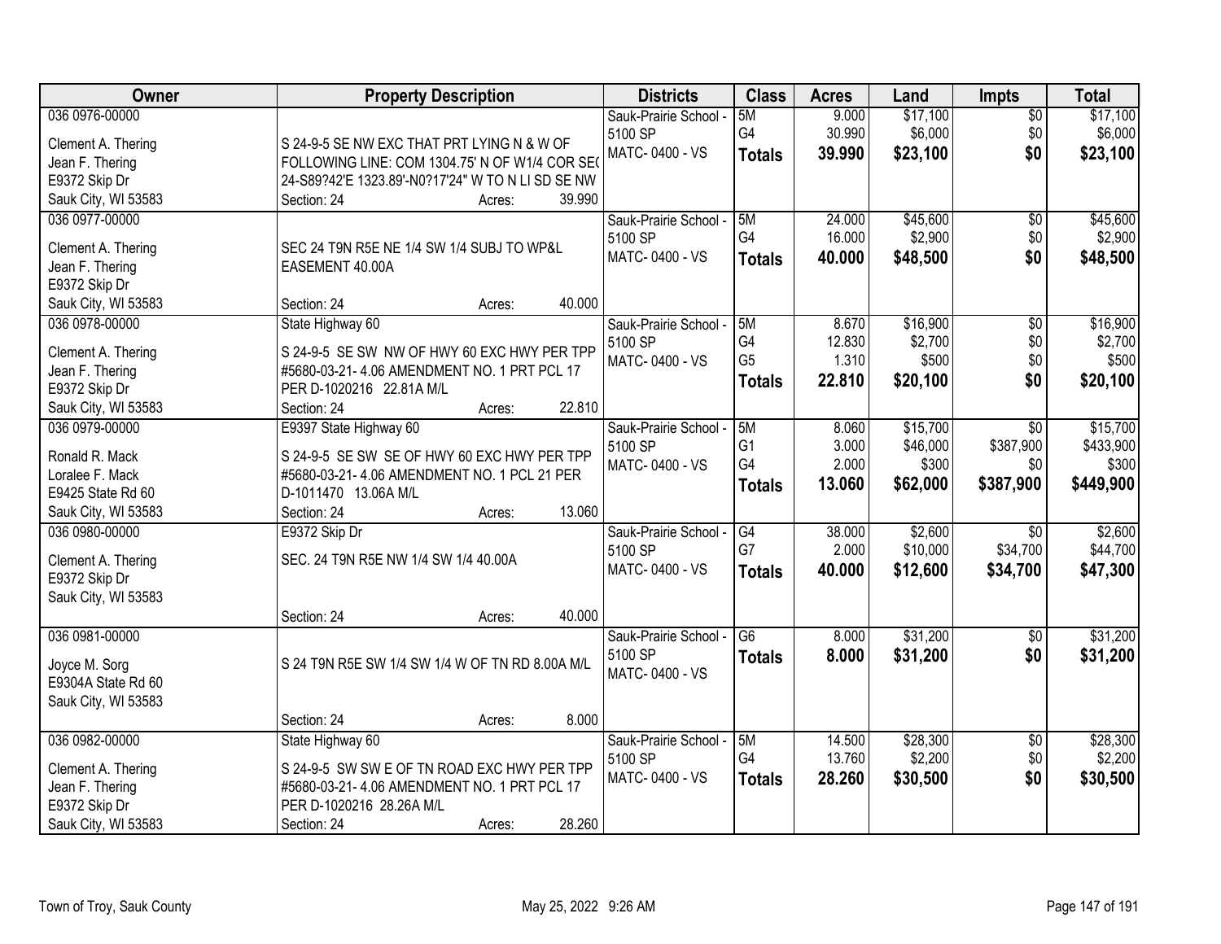| Owner | Property Description | Districts | Class | Acres | Land | Impts | Total |
|---|---|---|---|---|---|---|---|
| 036 0976-00000<br>Clement A. Thering<br>Jean F. Thering<br>E9372 Skip Dr<br>Sauk City, WI 53583 | S 24-9-5 SE NW EXC THAT PRT LYING N & W OF FOLLOWING LINE: COM 1304.75' N OF W1/4 COR SEC 24-S89?42'E 1323.89'-N0?17'24" W TO N LI SD SE NW<br>Section: 24 Acres: 39.990 | Sauk-Prairie School - 5100 SP<br>MATC- 0400 - VS | 5M<br>G4<br>**Totals** | 9.000<br>30.990<br>**39.990** | $17,100<br>$6,000<br>**$23,100** | $0<br>$0<br>**$0** | $17,100<br>$6,000<br>**$23,100** |
| 036 0977-00000<br>Clement A. Thering<br>Jean F. Thering<br>E9372 Skip Dr<br>Sauk City, WI 53583 | SEC 24 T9N R5E NE 1/4 SW 1/4 SUBJ TO WP&L EASEMENT 40.00A<br>Section: 24 Acres: 40.000 | Sauk-Prairie School - 5100 SP<br>MATC- 0400 - VS | 5M<br>G4<br>**Totals** | 24.000<br>16.000<br>**40.000** | $45,600<br>$2,900<br>**$48,500** | $0<br>$0<br>**$0** | $45,600<br>$2,900<br>**$48,500** |
| 036 0978-00000<br>Clement A. Thering<br>Jean F. Thering<br>E9372 Skip Dr<br>Sauk City, WI 53583 | State Highway 60<br>S 24-9-5 SE SW NW OF HWY 60 EXC HWY PER TPP #5680-03-21- 4.06 AMENDMENT NO. 1 PRT PCL 17 PER D-1020216 22.81A M/L<br>Section: 24 Acres: 22.810 | Sauk-Prairie School - 5100 SP<br>MATC- 0400 - VS | 5M<br>G4<br>G5<br>**Totals** | 8.670<br>12.830<br>1.310<br>**22.810** | $16,900<br>$2,700<br>$500<br>**$20,100** | $0<br>$0<br>$0<br>**$0** | $16,900<br>$2,700<br>$500<br>**$20,100** |
| 036 0979-00000<br>Ronald R. Mack<br>Loralee F. Mack<br>E9425 State Rd 60<br>Sauk City, WI 53583 | E9397 State Highway 60<br>S 24-9-5 SE SW SE OF HWY 60 EXC HWY PER TPP #5680-03-21- 4.06 AMENDMENT NO. 1 PCL 21 PER D-1011470 13.06A M/L<br>Section: 24 Acres: 13.060 | Sauk-Prairie School - 5100 SP<br>MATC- 0400 - VS | 5M<br>G1<br>G4<br>**Totals** | 8.060<br>3.000<br>2.000<br>**13.060** | $15,700<br>$46,000<br>$300<br>**$62,000** | $0<br>$387,900<br>$0<br>**$387,900** | $15,700<br>$433,900<br>$300<br>**$449,900** |
| 036 0980-00000<br>Clement A. Thering<br>E9372 Skip Dr<br>Sauk City, WI 53583 | E9372 Skip Dr<br>SEC. 24 T9N R5E NW 1/4 SW 1/4 40.00A<br>Section: 24 Acres: 40.000 | Sauk-Prairie School - 5100 SP<br>MATC- 0400 - VS | G4<br>G7<br>**Totals** | 38.000<br>2.000<br>**40.000** | $2,600<br>$10,000<br>**$12,600** | $0<br>$34,700<br>**$34,700** | $2,600<br>$44,700<br>**$47,300** |
| 036 0981-00000<br>Joyce M. Sorg<br>E9304A State Rd 60<br>Sauk City, WI 53583 | S 24 T9N R5E SW 1/4 SW 1/4 W OF TN RD 8.00A M/L<br>Section: 24 Acres: 8.000 | Sauk-Prairie School - 5100 SP<br>MATC- 0400 - VS | G6<br>**Totals** | 8.000<br>**8.000** | $31,200<br>**$31,200** | $0<br>**$0** | $31,200<br>**$31,200** |
| 036 0982-00000<br>Clement A. Thering<br>Jean F. Thering<br>E9372 Skip Dr<br>Sauk City, WI 53583 | State Highway 60<br>S 24-9-5 SW SW E OF TN ROAD EXC HWY PER TPP #5680-03-21- 4.06 AMENDMENT NO. 1 PRT PCL 17 PER D-1020216 28.26A M/L<br>Section: 24 Acres: 28.260 | Sauk-Prairie School - 5100 SP<br>MATC- 0400 - VS | 5M<br>G4<br>**Totals** | 14.500<br>13.760<br>**28.260** | $28,300<br>$2,200<br>**$30,500** | $0<br>$0<br>**$0** | $28,300<br>$2,200<br>**$30,500** |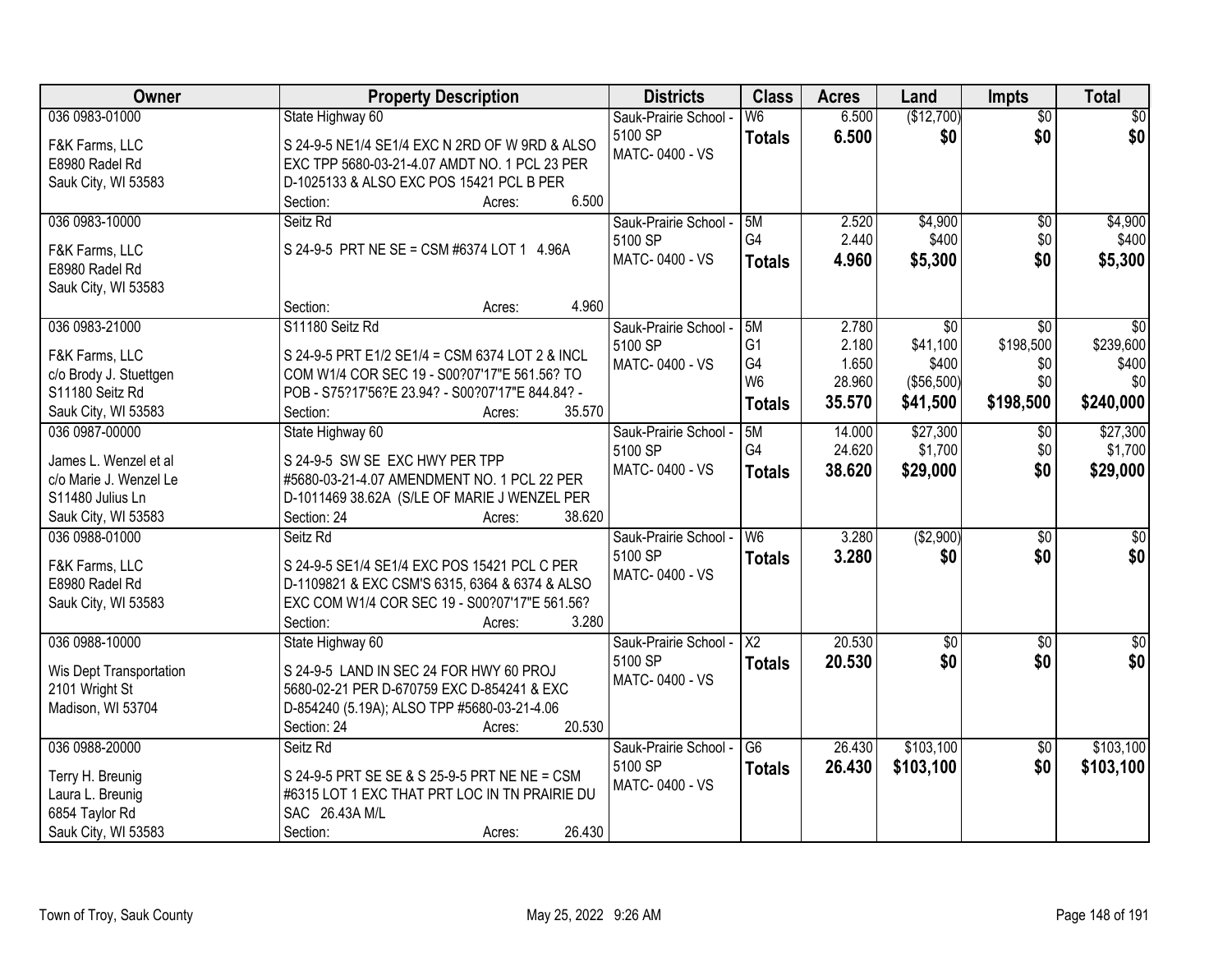| Owner | Property Description | Districts | Class | Acres | Land | Impts | Total |
|---|---|---|---|---|---|---|---|
| 036 0983-01000<br><br>F&K Farms, LLC<br>E8980 Radel Rd<br>Sauk City, WI 53583 | State Highway 60<br><br>S 24-9-5 NE1/4 SE1/4 EXC N 2RD OF W 9RD & ALSO EXC TPP 5680-03-21-4.07 AMDT NO. 1 PCL 23 PER D-1025133 & ALSO EXC POS 15421 PCL B PER<br>Section: Acres: 6.500 | Sauk-Prairie School - 5100 SP<br>MATC- 0400 - VS | W6<br>**Totals** | 6.500<br>**6.500** | ($12,700)<br>**$0** | $0<br>**$0** | $0<br>**$0** |
| 036 0983-10000<br><br>F&K Farms, LLC<br>E8980 Radel Rd<br>Sauk City, WI 53583 | Seitz Rd<br><br>S 24-9-5 PRT NE SE = CSM #6374 LOT 1 4.96A<br><br>Section: Acres: 4.960 | Sauk-Prairie School - 5100 SP<br>MATC- 0400 - VS | 5M<br>G4<br>**Totals** | 2.520<br>2.440<br>**4.960** | $4,900<br>$400<br>**$5,300** | $0<br>$0<br>**$0** | $4,900<br>$400<br>**$5,300** |
| 036 0983-21000<br><br>F&K Farms, LLC<br>c/o Brody J. Stuettgen<br>S11180 Seitz Rd<br>Sauk City, WI 53583 | S11180 Seitz Rd<br><br>S 24-9-5 PRT E1/2 SE1/4 = CSM 6374 LOT 2 & INCL COM W1/4 COR SEC 19 - S00?07'17"E 561.56? TO POB - S75?17'56?E 23.94? - S00?07'17"E 844.84? -<br>Section: Acres: 35.570 | Sauk-Prairie School - 5100 SP<br>MATC- 0400 - VS | 5M<br>G1<br>G4<br>W6<br>**Totals** | 2.780<br>2.180<br>1.650<br>28.960<br>**35.570** | $0<br>$41,100<br>$400<br>($56,500)<br>**$41,500** | $0<br>$198,500<br>$0<br>$0<br>**$198,500** | $0<br>$239,600<br>$400<br>$0<br>**$240,000** |
| 036 0987-00000<br><br>James L. Wenzel et al<br>c/o Marie J. Wenzel Le<br>S11480 Julius Ln<br>Sauk City, WI 53583 | State Highway 60<br><br>S 24-9-5 SW SE EXC HWY PER TPP #5680-03-21-4.07 AMENDMENT NO. 1 PCL 22 PER D-1011469 38.62A (S/LE OF MARIE J WENZEL PER<br>Section: 24 Acres: 38.620 | Sauk-Prairie School - 5100 SP<br>MATC- 0400 - VS | 5M<br>G4<br>**Totals** | 14.000<br>24.620<br>**38.620** | $27,300<br>$1,700<br>**$29,000** | $0<br>$0<br>**$0** | $27,300<br>$1,700<br>**$29,000** |
| 036 0988-01000<br><br>F&K Farms, LLC<br>E8980 Radel Rd<br>Sauk City, WI 53583 | Seitz Rd<br><br>S 24-9-5 SE1/4 SE1/4 EXC POS 15421 PCL C PER D-1109821 & EXC CSM'S 6315, 6364 & 6374 & ALSO EXC COM W1/4 COR SEC 19 - S00?07'17"E 561.56?<br>Section: Acres: 3.280 | Sauk-Prairie School - 5100 SP<br>MATC- 0400 - VS | W6<br>**Totals** | 3.280<br>**3.280** | ($2,900)<br>**$0** | $0<br>**$0** | $0<br>**$0** |
| 036 0988-10000<br><br>Wis Dept Transportation<br>2101 Wright St<br>Madison, WI 53704 | State Highway 60<br><br>S 24-9-5 LAND IN SEC 24 FOR HWY 60 PROJ 5680-02-21 PER D-670759 EXC D-854241 & EXC D-854240 (5.19A); ALSO TPP #5680-03-21-4.06<br>Section: 24 Acres: 20.530 | Sauk-Prairie School - 5100 SP<br>MATC- 0400 - VS | X2<br>**Totals** | 20.530<br>**20.530** | $0<br>**$0** | $0<br>**$0** | $0<br>**$0** |
| 036 0988-20000<br><br>Terry H. Breunig<br>Laura L. Breunig<br>6854 Taylor Rd<br>Sauk City, WI 53583 | Seitz Rd<br><br>S 24-9-5 PRT SE SE & S 25-9-5 PRT NE NE = CSM #6315 LOT 1 EXC THAT PRT LOC IN TN PRAIRIE DU SAC 26.43A M/L<br>Section: Acres: 26.430 | Sauk-Prairie School - 5100 SP<br>MATC- 0400 - VS | G6<br>**Totals** | 26.430<br>**26.430** | $103,100<br>**$103,100** | $0<br>**$0** | $103,100<br>**$103,100** |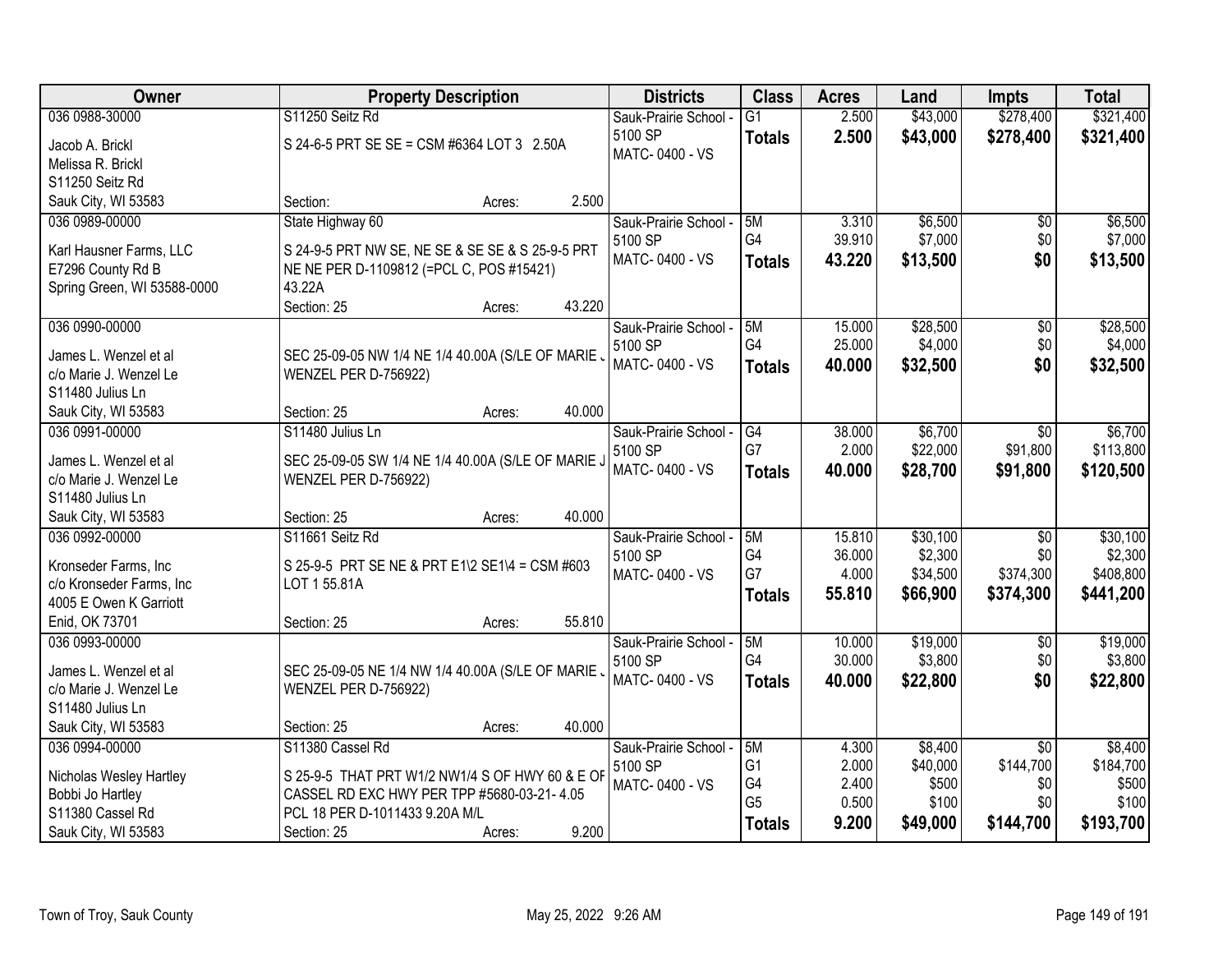| Owner | Property Description | Districts | Class | Acres | Land | Impts | Total |
|---|---|---|---|---|---|---|---|
| 036 0988-30000<br>Jacob A. Brickl<br>Melissa R. Brickl<br>S11250 Seitz Rd<br>Sauk City, WI 53583 | S11250 Seitz Rd<br>S 24-6-5 PRT SE SE = CSM #6364 LOT 3 2.50A<br>Section: Acres: 2.500 | Sauk-Prairie School - 5100 SP<br>MATC- 0400 - VS | G1<br>**Totals** | 2.500<br>**2.500** | $43,000<br>**$43,000** | $278,400<br>**$278,400** | $321,400<br>**$321,400** |
| 036 0989-00000<br>Karl Hausner Farms, LLC<br>E7296 County Rd B<br>Spring Green, WI 53588-0000 | State Highway 60<br>S 24-9-5 PRT NW SE, NE SE & SE SE & S 25-9-5 PRT NE NE PER D-1109812 (=PCL C, POS #15421) 43.22A<br>Section: 25 Acres: 43.220 | Sauk-Prairie School - 5100 SP<br>MATC- 0400 - VS | 5M<br>G4<br>**Totals** | 3.310<br>39.910<br>**43.220** | $6,500<br>$7,000<br>**$13,500** | $0<br>$0<br>**$0** | $6,500<br>$7,000<br>**$13,500** |
| 036 0990-00000<br>James L. Wenzel et al<br>c/o Marie J. Wenzel Le<br>S11480 Julius Ln<br>Sauk City, WI 53583 | SEC 25-09-05 NW 1/4 NE 1/4 40.00A (S/LE OF MARIE J WENZEL PER D-756922)<br>Section: 25 Acres: 40.000 | Sauk-Prairie School - 5100 SP<br>MATC- 0400 - VS | 5M<br>G4<br>**Totals** | 15.000<br>25.000<br>**40.000** | $28,500<br>$4,000<br>**$32,500** | $0<br>$0<br>**$0** | $28,500<br>$4,000<br>**$32,500** |
| 036 0991-00000<br>James L. Wenzel et al<br>c/o Marie J. Wenzel Le<br>S11480 Julius Ln<br>Sauk City, WI 53583 | S11480 Julius Ln<br>SEC 25-09-05 SW 1/4 NE 1/4 40.00A (S/LE OF MARIE J WENZEL PER D-756922)<br>Section: 25 Acres: 40.000 | Sauk-Prairie School - 5100 SP<br>MATC- 0400 - VS | G4<br>G7<br>**Totals** | 38.000<br>2.000<br>**40.000** | $6,700<br>$22,000<br>**$28,700** | $0<br>$91,800<br>**$91,800** | $6,700<br>$113,800<br>**$120,500** |
| 036 0992-00000<br>Kronseder Farms, Inc<br>c/o Kronseder Farms, Inc<br>4005 E Owen K Garriott<br>Enid, OK 73701 | S11661 Seitz Rd<br>S 25-9-5 PRT SE NE & PRT E1\2 SE1\4 = CSM #603 LOT 1 55.81A<br>Section: 25 Acres: 55.810 | Sauk-Prairie School - 5100 SP<br>MATC- 0400 - VS | 5M<br>G4<br>G7<br>**Totals** | 15.810<br>36.000<br>4.000<br>**55.810** | $30,100<br>$2,300<br>$34,500<br>**$66,900** | $0<br>$0<br>$374,300<br>**$374,300** | $30,100<br>$2,300<br>$408,800<br>**$441,200** |
| 036 0993-00000<br>James L. Wenzel et al<br>c/o Marie J. Wenzel Le<br>S11480 Julius Ln<br>Sauk City, WI 53583 | SEC 25-09-05 NE 1/4 NW 1/4 40.00A (S/LE OF MARIE J WENZEL PER D-756922)<br>Section: 25 Acres: 40.000 | Sauk-Prairie School - 5100 SP<br>MATC- 0400 - VS | 5M<br>G4<br>**Totals** | 10.000<br>30.000<br>**40.000** | $19,000<br>$3,800<br>**$22,800** | $0<br>$0<br>**$0** | $19,000<br>$3,800<br>**$22,800** |
| 036 0994-00000<br>Nicholas Wesley Hartley<br>Bobbi Jo Hartley<br>S11380 Cassel Rd<br>Sauk City, WI 53583 | S11380 Cassel Rd<br>S 25-9-5 THAT PRT W1/2 NW1/4 S OF HWY 60 & E OF CASSEL RD EXC HWY PER TPP #5680-03-21- 4.05 PCL 18 PER D-1011433 9.20A M/L<br>Section: 25 Acres: 9.200 | Sauk-Prairie School - 5100 SP<br>MATC- 0400 - VS | 5M<br>G1<br>G4<br>G5<br>**Totals** | 4.300<br>2.000<br>2.400<br>0.500<br>**9.200** | $8,400<br>$40,000<br>$500<br>$100<br>**$49,000** | $0<br>$144,700<br>$0<br>$0<br>**$144,700** | $8,400<br>$184,700<br>$500<br>$100<br>**$193,700** |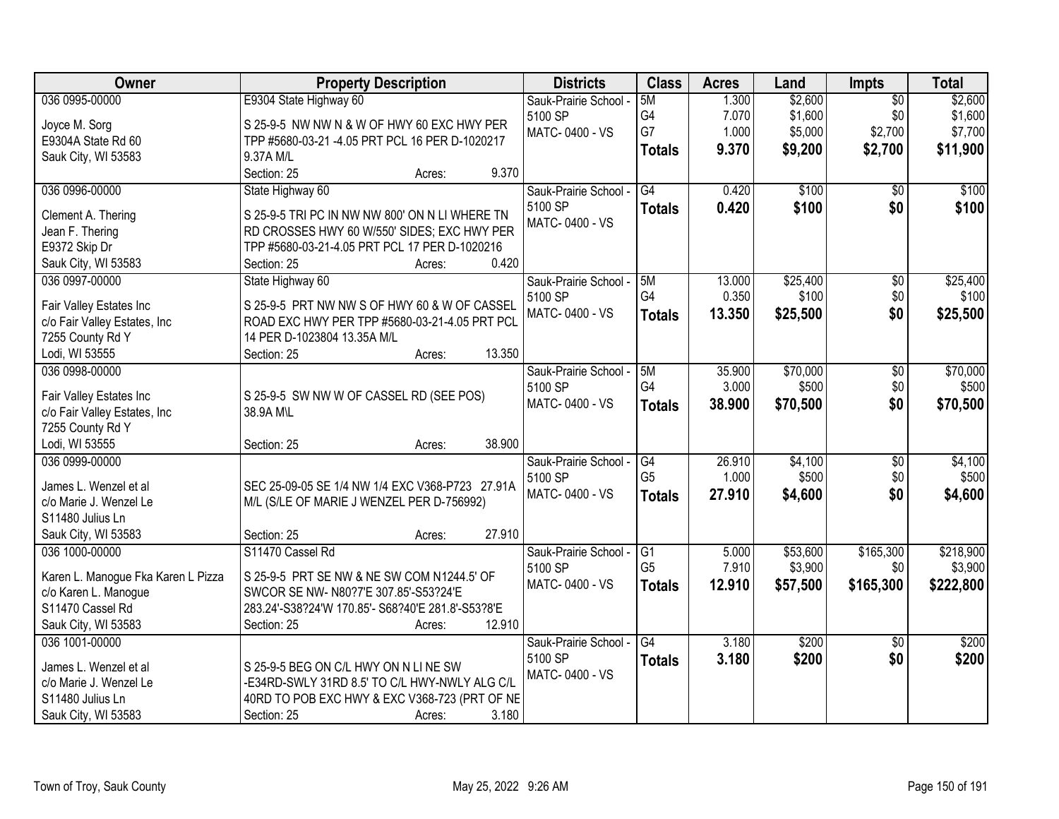| Owner | Property Description | Districts | Class | Acres | Land | Impts | Total |
|---|---|---|---|---|---|---|---|
| 036 0995-00000<br><br>Joyce M. Sorg<br>E9304A State Rd 60<br>Sauk City, WI 53583 | E9304 State Highway 60<br><br>S 25-9-5 NW NW N & W OF HWY 60 EXC HWY PER TPP #5680-03-21 -4.05 PRT PCL 16 PER D-1020217 9.37A M/L<br>Section: 25 Acres: 9.370 | Sauk-Prairie School - 5100 SP<br>MATC- 0400 - VS | 5M<br>G4<br>G7<br>**Totals** | 1.300<br>7.070<br>1.000<br>**9.370** | $2,600<br>$1,600<br>$5,000<br>**$9,200** | $0<br>$0<br>$2,700<br>**$2,700** | $2,600<br>$1,600<br>$7,700<br>**$11,900** |
| 036 0996-00000<br><br>Clement A. Thering<br>Jean F. Thering<br>E9372 Skip Dr<br>Sauk City, WI 53583 | State Highway 60<br><br>S 25-9-5 TRI PC IN NW NW 800' ON N LI WHERE TN RD CROSSES HWY 60 W/550' SIDES; EXC HWY PER TPP #5680-03-21-4.05 PRT PCL 17 PER D-1020216<br>Section: 25 Acres: 0.420 | Sauk-Prairie School - 5100 SP<br>MATC- 0400 - VS | G4<br>**Totals** | 0.420<br>**0.420** | $100<br>**$100** | $0<br>**$0** | $100<br>**$100** |
| 036 0997-00000<br><br>Fair Valley Estates Inc<br>c/o Fair Valley Estates, Inc<br>7255 County Rd Y<br>Lodi, WI 53555 | State Highway 60<br><br>S 25-9-5 PRT NW NW S OF HWY 60 & W OF CASSEL ROAD EXC HWY PER TPP #5680-03-21-4.05 PRT PCL 14 PER D-1023804 13.35A M/L<br>Section: 25 Acres: 13.350 | Sauk-Prairie School - 5100 SP<br>MATC- 0400 - VS | 5M<br>G4<br>**Totals** | 13.000<br>0.350<br>**13.350** | $25,400<br>$100<br>**$25,500** | $0<br>$0<br>**$0** | $25,400<br>$100<br>**$25,500** |
| 036 0998-00000<br><br>Fair Valley Estates Inc<br>c/o Fair Valley Estates, Inc<br>7255 County Rd Y<br>Lodi, WI 53555 | S 25-9-5 SW NW W OF CASSEL RD (SEE POS) 38.9A M\L<br>Section: 25 Acres: 38.900 | Sauk-Prairie School - 5100 SP<br>MATC- 0400 - VS | 5M<br>G4<br>**Totals** | 35.900<br>3.000<br>**38.900** | $70,000<br>$500<br>**$70,500** | $0<br>$0<br>**$0** | $70,000<br>$500<br>**$70,500** |
| 036 0999-00000<br><br>James L. Wenzel et al<br>c/o Marie J. Wenzel Le<br>S11480 Julius Ln<br>Sauk City, WI 53583 | SEC 25-09-05 SE 1/4 NW 1/4 EXC V368-P723 27.91A M/L (S/LE OF MARIE J WENZEL PER D-756992)<br>Section: 25 Acres: 27.910 | Sauk-Prairie School - 5100 SP<br>MATC- 0400 - VS | G4<br>G5<br>**Totals** | 26.910<br>1.000<br>**27.910** | $4,100<br>$500<br>**$4,600** | $0<br>$0<br>**$0** | $4,100<br>$500<br>**$4,600** |
| 036 1000-00000<br><br>Karen L. Manogue Fka Karen L Pizza<br>c/o Karen L. Manogue<br>S11470 Cassel Rd<br>Sauk City, WI 53583 | S11470 Cassel Rd<br><br>S 25-9-5 PRT SE NW & NE SW COM N1244.5' OF SWCOR SE NW- N80?7'E 307.85'-S53?24'E 283.24'-S38?24'W 170.85'- S68?40'E 281.8'-S53?8'E<br>Section: 25 Acres: 12.910 | Sauk-Prairie School - 5100 SP<br>MATC- 0400 - VS | G1<br>G5<br>**Totals** | 5.000<br>7.910<br>**12.910** | $53,600<br>$3,900<br>**$57,500** | $165,300<br>$0<br>**$165,300** | $218,900<br>$3,900<br>**$222,800** |
| 036 1001-00000<br><br>James L. Wenzel et al<br>c/o Marie J. Wenzel Le<br>S11480 Julius Ln<br>Sauk City, WI 53583 | S 25-9-5 BEG ON C/L HWY ON N LI NE SW -E34RD-SWLY 31RD 8.5' TO C/L HWY-NWLY ALG C/L 40RD TO POB EXC HWY & EXC V368-723 (PRT OF NE<br>Section: 25 Acres: 3.180 | Sauk-Prairie School - 5100 SP<br>MATC- 0400 - VS | G4<br>**Totals** | 3.180<br>**3.180** | $200<br>**$200** | $0<br>**$0** | $200<br>**$200** |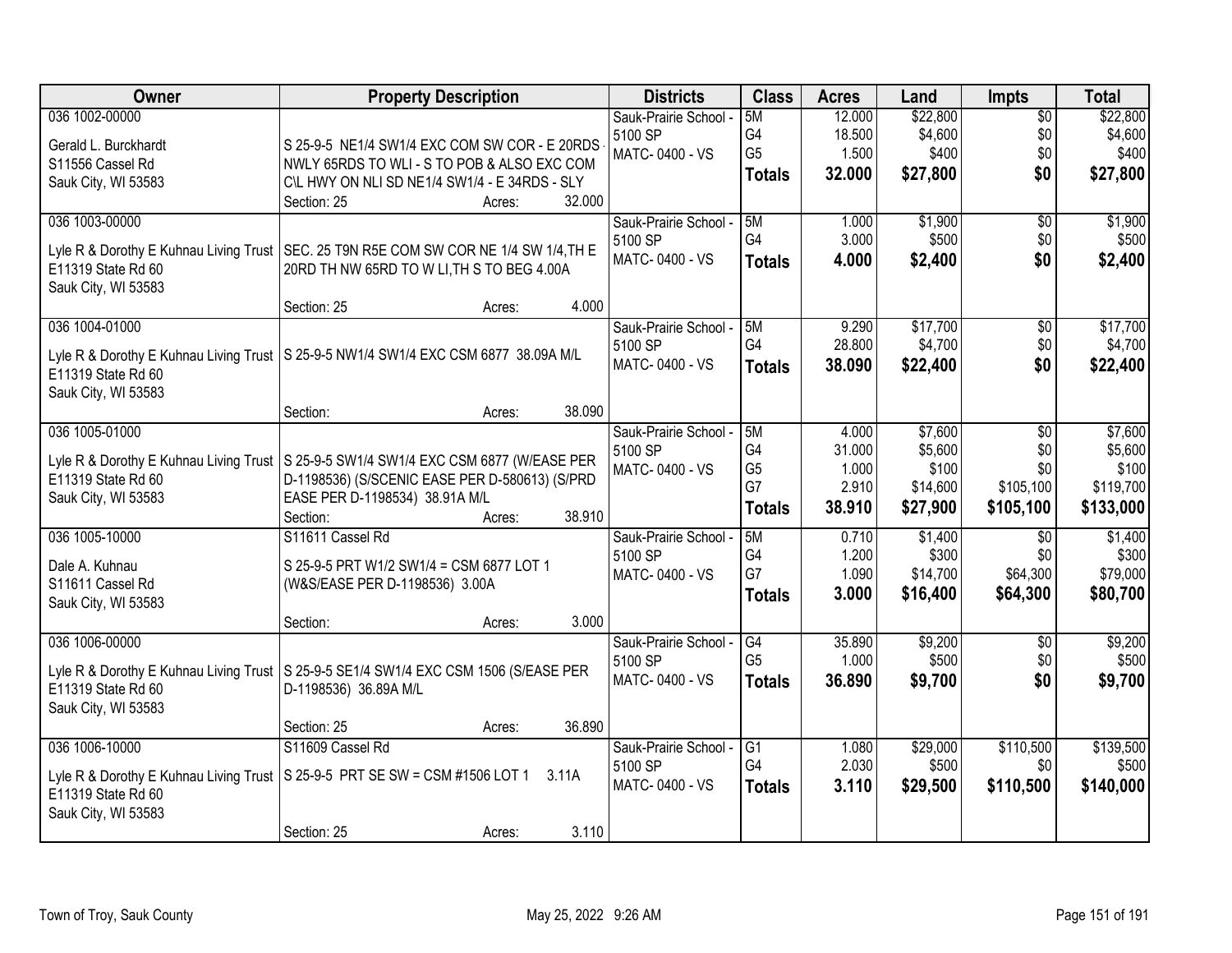| Owner | Property Description | Districts | Class | Acres | Land | Impts | Total |
|---|---|---|---|---|---|---|---|
| 036 1002-00000<br><br>Gerald L. Burckhardt<br>S11556 Cassel Rd<br>Sauk City, WI 53583 | S 25-9-5 NE1/4 SW1/4 EXC COM SW COR - E 20RDS - NWLY 65RDS TO WLI - S TO POB & ALSO EXC COM C\L HWY ON NLI SD NE1/4 SW1/4 - E 34RDS - SLY<br>Section: 25 Acres: 32.000 | Sauk-Prairie School - 5100 SP<br>MATC- 0400 - VS | 5M<br>G4<br>G5<br>**Totals** | 12.000<br>18.500<br>1.500<br>**32.000** | \$22,800<br>\$4,600<br>\$400<br>**\$27,800** | \$0<br>\$0<br>\$0<br>**\$0** | \$22,800<br>\$4,600<br>\$400<br>**\$27,800** |
| 036 1003-00000<br><br>Lyle R & Dorothy E Kuhnau Living Trust<br>E11319 State Rd 60<br>Sauk City, WI 53583 | SEC. 25 T9N R5E COM SW COR NE 1/4 SW 1/4,TH E 20RD TH NW 65RD TO W LI,TH S TO BEG 4.00A<br>Section: 25 Acres: 4.000 | Sauk-Prairie School - 5100 SP<br>MATC- 0400 - VS | 5M<br>G4<br>**Totals** | 1.000<br>3.000<br>**4.000** | \$1,900<br>\$500<br>**\$2,400** | \$0<br>\$0<br>**\$0** | \$1,900<br>\$500<br>**\$2,400** |
| 036 1004-01000<br><br>Lyle R & Dorothy E Kuhnau Living Trust<br>E11319 State Rd 60<br>Sauk City, WI 53583 | S 25-9-5 NW1/4 SW1/4 EXC CSM 6877 38.09A M/L<br>Section: Acres: 38.090 | Sauk-Prairie School - 5100 SP<br>MATC- 0400 - VS | 5M<br>G4<br>**Totals** | 9.290<br>28.800<br>**38.090** | \$17,700<br>\$4,700<br>**\$22,400** | \$0<br>\$0<br>**\$0** | \$17,700<br>\$4,700<br>**\$22,400** |
| 036 1005-01000<br><br>Lyle R & Dorothy E Kuhnau Living Trust<br>E11319 State Rd 60<br>Sauk City, WI 53583 | S 25-9-5 SW1/4 SW1/4 EXC CSM 6877 (W/EASE PER D-1198536) (S/SCENIC EASE PER D-580613) (S/PRD EASE PER D-1198534) 38.91A M/L<br>Section: Acres: 38.910 | Sauk-Prairie School - 5100 SP<br>MATC- 0400 - VS | 5M<br>G4<br>G5<br>G7<br>**Totals** | 4.000<br>31.000<br>1.000<br>2.910<br>**38.910** | \$7,600<br>\$5,600<br>\$100<br>\$14,600<br>**\$27,900** | \$0<br>\$0<br>\$0<br>\$105,100<br>**\$105,100** | \$7,600<br>\$5,600<br>\$100<br>\$119,700<br>**\$133,000** |
| 036 1005-10000<br><br>Dale A. Kuhnau<br>S11611 Cassel Rd<br>Sauk City, WI 53583 | S11611 Cassel Rd<br>S 25-9-5 PRT W1/2 SW1/4 = CSM 6877 LOT 1 (W&S/EASE PER D-1198536) 3.00A<br>Section: Acres: 3.000 | Sauk-Prairie School - 5100 SP<br>MATC- 0400 - VS | 5M<br>G4<br>G7<br>**Totals** | 0.710<br>1.200<br>1.090<br>**3.000** | \$1,400<br>\$300<br>\$14,700<br>**\$16,400** | \$0<br>\$0<br>\$64,300<br>**\$64,300** | \$1,400<br>\$300<br>\$79,000<br>**\$80,700** |
| 036 1006-00000<br><br>Lyle R & Dorothy E Kuhnau Living Trust<br>E11319 State Rd 60<br>Sauk City, WI 53583 | S 25-9-5 SE1/4 SW1/4 EXC CSM 1506 (S/EASE PER D-1198536) 36.89A M/L<br>Section: 25 Acres: 36.890 | Sauk-Prairie School - 5100 SP<br>MATC- 0400 - VS | G4<br>G5<br>**Totals** | 35.890<br>1.000<br>**36.890** | \$9,200<br>\$500<br>**\$9,700** | \$0<br>\$0<br>**\$0** | \$9,200<br>\$500<br>**\$9,700** |
| 036 1006-10000<br><br>Lyle R & Dorothy E Kuhnau Living Trust<br>E11319 State Rd 60<br>Sauk City, WI 53583 | S11609 Cassel Rd<br>S 25-9-5 PRT SE SW = CSM #1506 LOT 1 3.11A<br>Section: 25 Acres: 3.110 | Sauk-Prairie School - 5100 SP<br>MATC- 0400 - VS | G1<br>G4<br>**Totals** | 1.080<br>2.030<br>**3.110** | \$29,000<br>\$500<br>**\$29,500** | \$110,500<br>\$0<br>**\$110,500** | \$139,500<br>\$500<br>**\$140,000** |

Town of Troy, Sauk County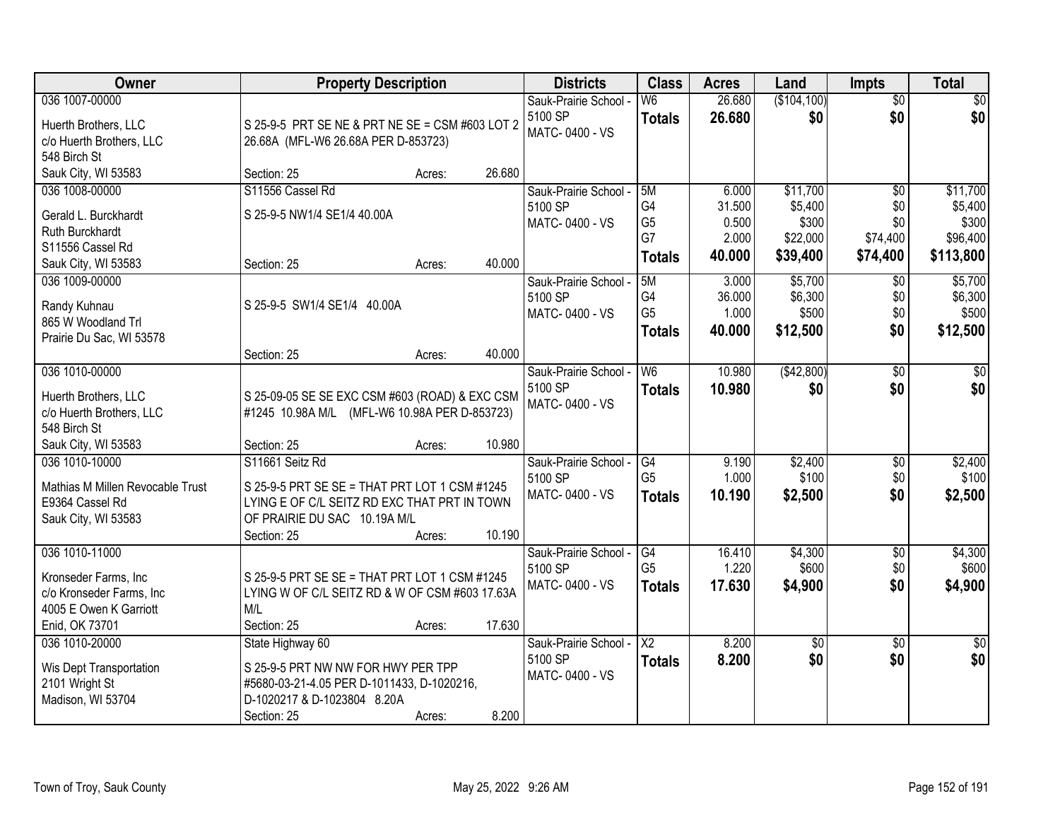| Owner | Property Description | Districts | Class | Acres | Land | Impts | Total |
|---|---|---|---|---|---|---|---|
| 036 1007-00000<br><br>Huerth Brothers, LLC<br>c/o Huerth Brothers, LLC<br>548 Birch St<br>Sauk City, WI 53583 | S 25-9-5 PRT SE NE & PRT NE SE = CSM #603 LOT 2 26.68A (MFL-W6 26.68A PER D-853723)<br><br>Section: 25 Acres: 26.680 | Sauk-Prairie School - 5100 SP<br>MATC- 0400 - VS | W6<br>**Totals** | 26.680<br>**26.680** | ($104,100)<br>**$0** | $0<br>**$0** | $0<br>**$0** |
| 036 1008-00000<br><br>Gerald L. Burckhardt<br>Ruth Burckhardt<br>S11556 Cassel Rd<br>Sauk City, WI 53583 | S11556 Cassel Rd<br>S 25-9-5 NW1/4 SE1/4 40.00A<br><br>Section: 25 Acres: 40.000 | Sauk-Prairie School - 5100 SP<br>MATC- 0400 - VS | 5M<br>G4<br>G5<br>G7<br>**Totals** | 6.000<br>31.500<br>0.500<br>2.000<br>**40.000** | $11,700<br>$5,400<br>$300<br>$22,000<br>**$39,400** | $0<br>$0<br>$0<br>$74,400<br>**$74,400** | $11,700<br>$5,400<br>$300<br>$96,400<br>**$113,800** |
| 036 1009-00000<br><br>Randy Kuhnau<br>865 W Woodland Trl<br>Prairie Du Sac, WI 53578 | S 25-9-5 SW1/4 SE1/4 40.00A<br><br>Section: 25 Acres: 40.000 | Sauk-Prairie School - 5100 SP<br>MATC- 0400 - VS | 5M<br>G4<br>G5<br>**Totals** | 3.000<br>36.000<br>1.000<br>**40.000** | $5,700<br>$6,300<br>$500<br>**$12,500** | $0<br>$0<br>$0<br>**$0** | $5,700<br>$6,300<br>$500<br>**$12,500** |
| 036 1010-00000<br><br>Huerth Brothers, LLC<br>c/o Huerth Brothers, LLC<br>548 Birch St<br>Sauk City, WI 53583 | S 25-09-05 SE SE EXC CSM #603 (ROAD) & EXC CSM #1245 10.98A M/L (MFL-W6 10.98A PER D-853723)<br><br>Section: 25 Acres: 10.980 | Sauk-Prairie School - 5100 SP<br>MATC- 0400 - VS | W6<br>**Totals** | 10.980<br>**10.980** | ($42,800)<br>**$0** | $0<br>**$0** | $0<br>**$0** |
| 036 1010-10000<br><br>Mathias M Millen Revocable Trust<br>E9364 Cassel Rd<br>Sauk City, WI 53583 | S11661 Seitz Rd<br>S 25-9-5 PRT SE SE = THAT PRT LOT 1 CSM #1245 LYING E OF C/L SEITZ RD EXC THAT PRT IN TOWN OF PRAIRIE DU SAC 10.19A M/L<br>Section: 25 Acres: 10.190 | Sauk-Prairie School - 5100 SP<br>MATC- 0400 - VS | G4<br>G5<br>**Totals** | 9.190<br>1.000<br>**10.190** | $2,400<br>$100<br>**$2,500** | $0<br>$0<br>**$0** | $2,400<br>$100<br>**$2,500** |
| 036 1010-11000<br><br>Kronseder Farms, Inc<br>c/o Kronseder Farms, Inc<br>4005 E Owen K Garriott<br>Enid, OK 73701 | S 25-9-5 PRT SE SE = THAT PRT LOT 1 CSM #1245 LYING W OF C/L SEITZ RD & W OF CSM #603 17.63A M/L<br>Section: 25 Acres: 17.630 | Sauk-Prairie School - 5100 SP<br>MATC- 0400 - VS | G4<br>G5<br>**Totals** | 16.410<br>1.220<br>**17.630** | $4,300<br>$600<br>**$4,900** | $0<br>$0<br>**$0** | $4,300<br>$600<br>**$4,900** |
| 036 1010-20000<br><br>Wis Dept Transportation<br>2101 Wright St<br>Madison, WI 53704 | State Highway 60<br>S 25-9-5 PRT NW NW FOR HWY PER TPP #5680-03-21-4.05 PER D-1011433, D-1020216, D-1020217 & D-1023804 8.20A<br>Section: 25 Acres: 8.200 | Sauk-Prairie School - 5100 SP<br>MATC- 0400 - VS | X2<br>**Totals** | 8.200<br>**8.200** | $0<br>**$0** | $0<br>**$0** | $0<br>**$0** |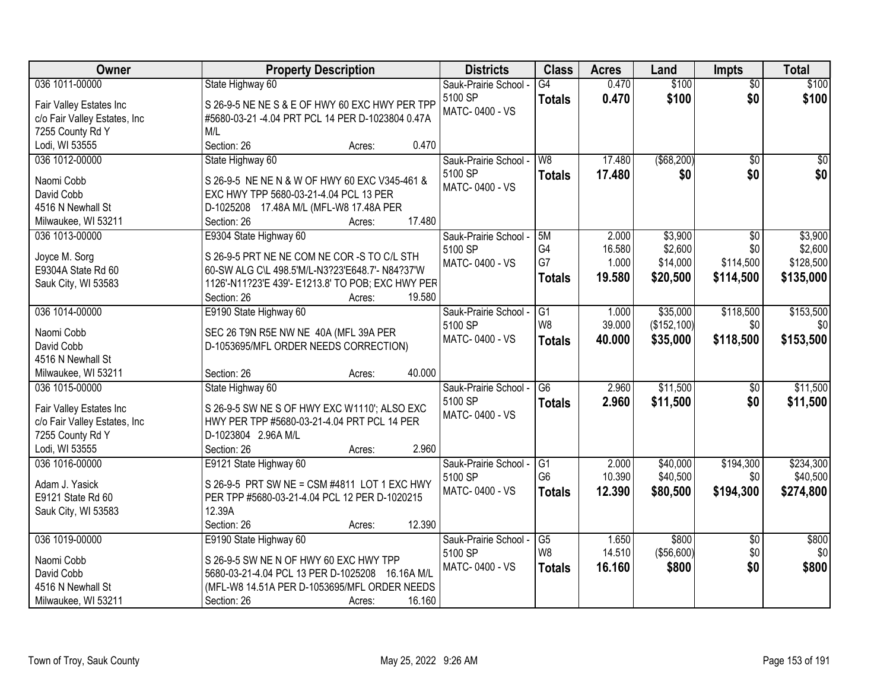| Owner | Property Description | Districts | Class | Acres | Land | Impts | Total |
|---|---|---|---|---|---|---|---|
| 036 1011-00000<br>Fair Valley Estates Inc<br>c/o Fair Valley Estates, Inc<br>7255 County Rd Y<br>Lodi, WI 53555 | State Highway 60<br>S 26-9-5 NE NE S & E OF HWY 60 EXC HWY PER TPP #5680-03-21 -4.04 PRT PCL 14 PER D-1023804 0.47A M/L<br>Section: 26 Acres: 0.470 | Sauk-Prairie School - 5100 SP<br>MATC- 0400 - VS | G4<br>**Totals** | 0.470<br>**0.470** | $100<br>**$100** | $0<br>**$0** | $100<br>**$100** |
| 036 1012-00000<br>Naomi Cobb<br>David Cobb<br>4516 N Newhall St<br>Milwaukee, WI 53211 | State Highway 60<br>S 26-9-5 NE NE N & W OF HWY 60 EXC V345-461 & EXC HWY TPP 5680-03-21-4.04 PCL 13 PER D-1025208 17.48A M/L (MFL-W8 17.48A PER<br>Section: 26 Acres: 17.480 | Sauk-Prairie School - 5100 SP<br>MATC- 0400 - VS | W8<br>**Totals** | 17.480<br>**17.480** | ($68,200)<br>**$0** | $0<br>**$0** | $0<br>**$0** |
| 036 1013-00000<br>Joyce M. Sorg<br>E9304A State Rd 60<br>Sauk City, WI 53583 | E9304 State Highway 60<br>S 26-9-5 PRT NE NE COM NE COR -S TO C/L STH 60-SW ALG C\L 498.5'M/L-N3?23'E648.7'- N84?37'W 1126'-N11?23'E 439'- E1213.8' TO POB; EXC HWY PER<br>Section: 26 Acres: 19.580 | Sauk-Prairie School - 5100 SP<br>MATC- 0400 - VS | 5M<br>G4<br>G7<br>**Totals** | 2.000<br>16.580<br>1.000<br>**19.580** | $3,900<br>$2,600<br>$14,000<br>**$20,500** | $0<br>$0<br>$114,500<br>**$114,500** | $3,900<br>$2,600<br>$128,500<br>**$135,000** |
| 036 1014-00000<br>Naomi Cobb<br>David Cobb<br>4516 N Newhall St<br>Milwaukee, WI 53211 | E9190 State Highway 60<br>SEC 26 T9N R5E NW NE 40A (MFL 39A PER D-1053695/MFL ORDER NEEDS CORRECTION)<br>Section: 26 Acres: 40.000 | Sauk-Prairie School - 5100 SP<br>MATC- 0400 - VS | G1<br>W8<br>**Totals** | 1.000<br>39.000<br>**40.000** | $35,000<br>($152,100)<br>**$35,000** | $118,500<br>$0<br>**$118,500** | $153,500<br>$0<br>**$153,500** |
| 036 1015-00000<br>Fair Valley Estates Inc<br>c/o Fair Valley Estates, Inc<br>7255 County Rd Y<br>Lodi, WI 53555 | State Highway 60<br>S 26-9-5 SW NE S OF HWY EXC W1110'; ALSO EXC HWY PER TPP #5680-03-21-4.04 PRT PCL 14 PER D-1023804 2.96A M/L<br>Section: 26 Acres: 2.960 | Sauk-Prairie School - 5100 SP<br>MATC- 0400 - VS | G6<br>**Totals** | 2.960<br>**2.960** | $11,500<br>**$11,500** | $0<br>**$0** | $11,500<br>**$11,500** |
| 036 1016-00000<br>Adam J. Yasick<br>E9121 State Rd 60<br>Sauk City, WI 53583 | E9121 State Highway 60<br>S 26-9-5 PRT SW NE = CSM #4811 LOT 1 EXC HWY PER TPP #5680-03-21-4.04 PCL 12 PER D-1020215 12.39A<br>Section: 26 Acres: 12.390 | Sauk-Prairie School - 5100 SP<br>MATC- 0400 - VS | G1<br>G6<br>**Totals** | 2.000<br>10.390<br>**12.390** | $40,000<br>$40,500<br>**$80,500** | $194,300<br>$0<br>**$194,300** | $234,300<br>$40,500<br>**$274,800** |
| 036 1019-00000<br>Naomi Cobb<br>David Cobb<br>4516 N Newhall St<br>Milwaukee, WI 53211 | E9190 State Highway 60<br>S 26-9-5 SW NE N OF HWY 60 EXC HWY TPP 5680-03-21-4.04 PCL 13 PER D-1025208 16.16A M/L (MFL-W8 14.51A PER D-1053695/MFL ORDER NEEDS<br>Section: 26 Acres: 16.160 | Sauk-Prairie School - 5100 SP<br>MATC- 0400 - VS | G5<br>W8<br>**Totals** | 1.650<br>14.510<br>**16.160** | $800<br>($56,600)<br>**$800** | $0<br>$0<br>**$0** | $800<br>$0<br>**$800** |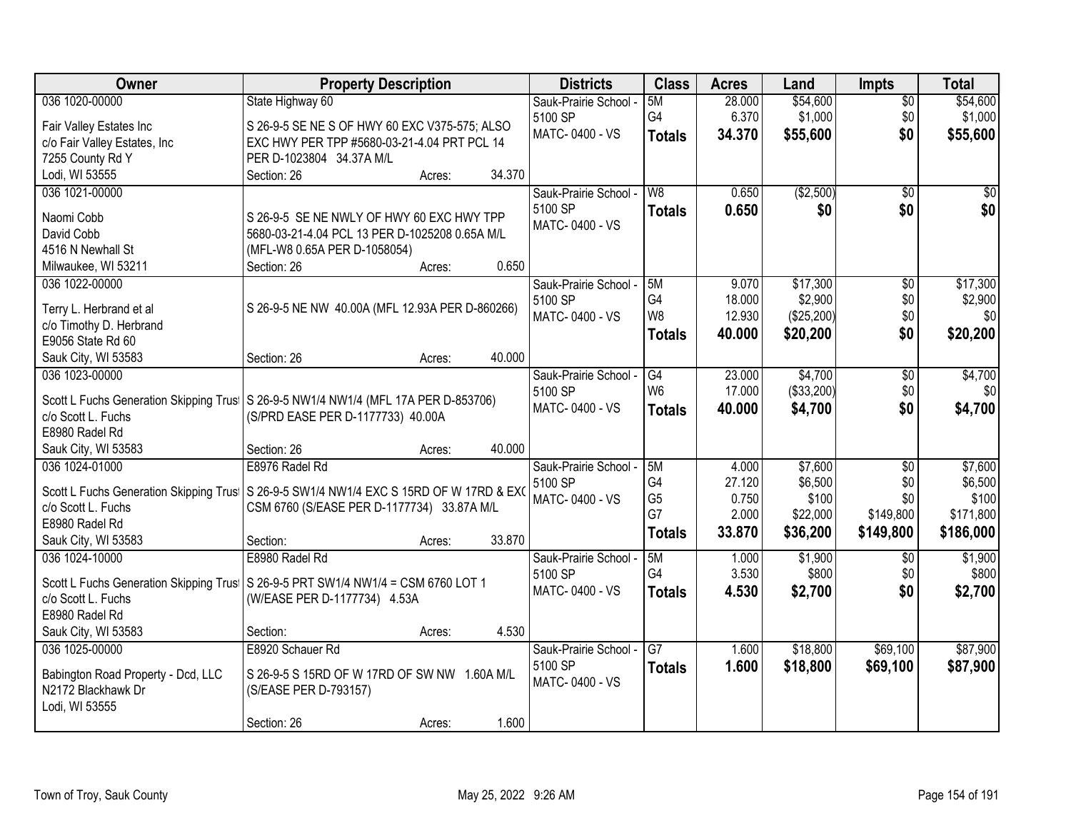| Owner | Property Description | Districts | Class | Acres | Land | Impts | Total |
|---|---|---|---|---|---|---|---|
| 036 1020-00000<br>Fair Valley Estates Inc<br>c/o Fair Valley Estates, Inc<br>7255 County Rd Y<br>Lodi, WI 53555 | State Highway 60<br>S 26-9-5 SE NE S OF HWY 60 EXC V375-575; ALSO EXC HWY PER TPP #5680-03-21-4.04 PRT PCL 14 PER D-1023804 34.37A M/L<br>Section: 26 Acres: 34.370 | Sauk-Prairie School - 5100 SP<br>MATC- 0400 - VS | 5M<br>G4<br>**Totals** | 28.000<br>6.370<br>**34.370** | $54,600<br>$1,000<br>**$55,600** | $0<br>$0<br>**$0** | $54,600<br>$1,000<br>**$55,600** |
| 036 1021-00000<br>Naomi Cobb<br>David Cobb<br>4516 N Newhall St<br>Milwaukee, WI 53211 | S 26-9-5 SE NE NWLY OF HWY 60 EXC HWY TPP 5680-03-21-4.04 PCL 13 PER D-1025208 0.65A M/L (MFL-W8 0.65A PER D-1058054)<br>Section: 26 Acres: 0.650 | Sauk-Prairie School - 5100 SP<br>MATC- 0400 - VS | W8<br>**Totals** | 0.650<br>**0.650** | ($2,500)<br>**$0** | $0<br>**$0** | $0<br>**$0** |
| 036 1022-00000<br>Terry L. Herbrand et al<br>c/o Timothy D. Herbrand<br>E9056 State Rd 60<br>Sauk City, WI 53583 | S 26-9-5 NE NW 40.00A (MFL 12.93A PER D-860266)<br>Section: 26 Acres: 40.000 | Sauk-Prairie School - 5100 SP<br>MATC- 0400 - VS | 5M<br>G4<br>W8<br>**Totals** | 9.070<br>18.000<br>12.930<br>**40.000** | $17,300<br>$2,900<br>($25,200)<br>**$20,200** | $0<br>$0<br>$0<br>**$0** | $17,300<br>$2,900<br>$0<br>**$20,200** |
| 036 1023-00000<br>Scott L Fuchs Generation Skipping Trust<br>c/o Scott L. Fuchs<br>E8980 Radel Rd<br>Sauk City, WI 53583 | S 26-9-5 NW1/4 NW1/4 (MFL 17A PER D-853706) (S/PRD EASE PER D-1177733) 40.00A<br>Section: 26 Acres: 40.000 | Sauk-Prairie School - 5100 SP<br>MATC- 0400 - VS | G4<br>W6<br>**Totals** | 23.000<br>17.000<br>**40.000** | $4,700<br>($33,200)<br>**$4,700** | $0<br>$0<br>**$0** | $4,700<br>$0<br>**$4,700** |
| 036 1024-01000<br>Scott L Fuchs Generation Skipping Trust<br>c/o Scott L. Fuchs<br>E8980 Radel Rd<br>Sauk City, WI 53583 | E8976 Radel Rd<br>S 26-9-5 SW1/4 NW1/4 EXC S 15RD OF W 17RD & EXC CSM 6760 (S/EASE PER D-1177734) 33.87A M/L<br>Section: Acres: 33.870 | Sauk-Prairie School - 5100 SP<br>MATC- 0400 - VS | 5M<br>G4<br>G5<br>G7<br>**Totals** | 4.000<br>27.120<br>0.750<br>2.000<br>**33.870** | $7,600<br>$6,500<br>$100<br>$22,000<br>**$36,200** | $0<br>$0<br>$0<br>$149,800<br>**$149,800** | $7,600<br>$6,500<br>$100<br>$171,800<br>**$186,000** |
| 036 1024-10000<br>Scott L Fuchs Generation Skipping Trust<br>c/o Scott L. Fuchs<br>E8980 Radel Rd<br>Sauk City, WI 53583 | E8980 Radel Rd<br>S 26-9-5 PRT SW1/4 NW1/4 = CSM 6760 LOT 1 (W/EASE PER D-1177734) 4.53A<br>Section: Acres: 4.530 | Sauk-Prairie School - 5100 SP<br>MATC- 0400 - VS | 5M<br>G4<br>**Totals** | 1.000<br>3.530<br>**4.530** | $1,900<br>$800<br>**$2,700** | $0<br>$0<br>**$0** | $1,900<br>$800<br>**$2,700** |
| 036 1025-00000<br>Babington Road Property - Dcd, LLC<br>N2172 Blackhawk Dr<br>Lodi, WI 53555 | E8920 Schauer Rd<br>S 26-9-5 S 15RD OF W 17RD OF SW NW 1.60A M/L (S/EASE PER D-793157)<br>Section: 26 Acres: 1.600 | Sauk-Prairie School - 5100 SP<br>MATC- 0400 - VS | G7<br>**Totals** | 1.600<br>**1.600** | $18,800<br>**$18,800** | $69,100<br>**$69,100** | $87,900<br>**$87,900** |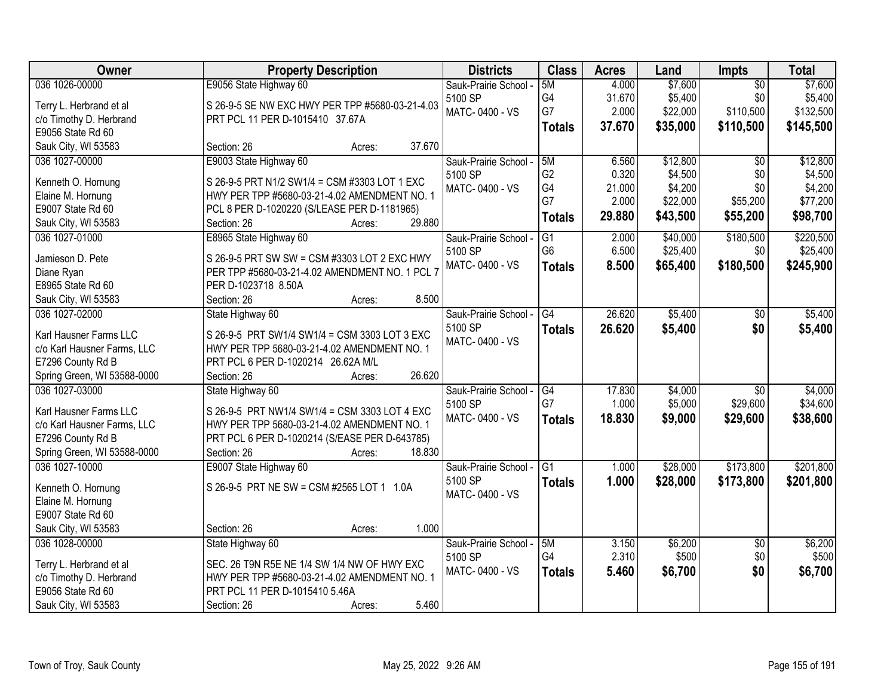| Owner | Property Description | Districts | Class | Acres | Land | Impts | Total |
|---|---|---|---|---|---|---|---|
| 036 1026-00000<br>Terry L. Herbrand et al<br>c/o Timothy D. Herbrand<br>E9056 State Rd 60<br>Sauk City, WI 53583 | E9056 State Highway 60<br>S 26-9-5 SE NW EXC HWY PER TPP #5680-03-21-4.03 PRT PCL 11 PER D-1015410 37.67A<br>Section: 26 Acres: 37.670 | Sauk-Prairie School - 5100 SP<br>MATC- 0400 - VS | 5M<br>G4<br>G7<br>**Totals** | 4.000<br>31.670<br>2.000<br>**37.670** | $7,600<br>$5,400<br>$22,000<br>**$35,000** | $0<br>$0<br>$110,500<br>**$110,500** | $7,600<br>$5,400<br>$132,500<br>**$145,500** |
| 036 1027-00000<br>Kenneth O. Hornung<br>Elaine M. Hornung<br>E9007 State Rd 60<br>Sauk City, WI 53583 | E9003 State Highway 60<br>S 26-9-5 PRT N1/2 SW1/4 = CSM #3303 LOT 1 EXC HWY PER TPP #5680-03-21-4.02 AMENDMENT NO. 1 PCL 8 PER D-1020220 (S/LEASE PER D-1181965)<br>Section: 26 Acres: 29.880 | Sauk-Prairie School - 5100 SP<br>MATC- 0400 - VS | 5M<br>G2<br>G4<br>G7<br>**Totals** | 6.560<br>0.320<br>21.000<br>2.000<br>**29.880** | $12,800<br>$4,500<br>$4,200<br>$22,000<br>**$43,500** | $0<br>$0<br>$0<br>$55,200<br>**$55,200** | $12,800<br>$4,500<br>$4,200<br>$77,200<br>**$98,700** |
| 036 1027-01000<br>Jamieson D. Pete<br>Diane Ryan<br>E8965 State Rd 60<br>Sauk City, WI 53583 | E8965 State Highway 60<br>S 26-9-5 PRT SW SW = CSM #3303 LOT 2 EXC HWY PER TPP #5680-03-21-4.02 AMENDMENT NO. 1 PCL 7 PER D-1023718 8.50A<br>Section: 26 Acres: 8.500 | Sauk-Prairie School - 5100 SP<br>MATC- 0400 - VS | G1<br>G6<br>**Totals** | 2.000<br>6.500<br>**8.500** | $40,000<br>$25,400<br>**$65,400** | $180,500<br>$0<br>**$180,500** | $220,500<br>$25,400<br>**$245,900** |
| 036 1027-02000<br>Karl Hausner Farms LLC<br>c/o Karl Hausner Farms, LLC<br>E7296 County Rd B<br>Spring Green, WI 53588-0000 | State Highway 60<br>S 26-9-5 PRT SW1/4 SW1/4 = CSM 3303 LOT 3 EXC HWY PER TPP 5680-03-21-4.02 AMENDMENT NO. 1 PRT PCL 6 PER D-1020214 26.62A M/L<br>Section: 26 Acres: 26.620 | Sauk-Prairie School - 5100 SP<br>MATC- 0400 - VS | G4<br>**Totals** | 26.620<br>**26.620** | $5,400<br>**$5,400** | $0<br>**$0** | $5,400<br>**$5,400** |
| 036 1027-03000<br>Karl Hausner Farms LLC<br>c/o Karl Hausner Farms, LLC<br>E7296 County Rd B<br>Spring Green, WI 53588-0000 | State Highway 60<br>S 26-9-5 PRT NW1/4 SW1/4 = CSM 3303 LOT 4 EXC HWY PER TPP 5680-03-21-4.02 AMENDMENT NO. 1 PRT PCL 6 PER D-1020214 (S/EASE PER D-643785)<br>Section: 26 Acres: 18.830 | Sauk-Prairie School - 5100 SP<br>MATC- 0400 - VS | G4<br>G7<br>**Totals** | 17.830<br>1.000<br>**18.830** | $4,000<br>$5,000<br>**$9,000** | $0<br>$29,600<br>**$29,600** | $4,000<br>$34,600<br>**$38,600** |
| 036 1027-10000<br>Kenneth O. Hornung<br>Elaine M. Hornung<br>E9007 State Rd 60<br>Sauk City, WI 53583 | E9007 State Highway 60<br>S 26-9-5 PRT NE SW = CSM #2565 LOT 1 1.0A<br>Section: 26 Acres: 1.000 | Sauk-Prairie School - 5100 SP<br>MATC- 0400 - VS | G1<br>**Totals** | 1.000<br>**1.000** | $28,000<br>**$28,000** | $173,800<br>**$173,800** | $201,800<br>**$201,800** |
| 036 1028-00000<br>Terry L. Herbrand et al<br>c/o Timothy D. Herbrand<br>E9056 State Rd 60<br>Sauk City, WI 53583 | State Highway 60<br>SEC. 26 T9N R5E NE 1/4 SW 1/4 NW OF HWY EXC HWY PER TPP #5680-03-21-4.02 AMENDMENT NO. 1 PRT PCL 11 PER D-1015410 5.46A<br>Section: 26 Acres: 5.460 | Sauk-Prairie School - 5100 SP<br>MATC- 0400 - VS | 5M<br>G4<br>**Totals** | 3.150<br>2.310<br>**5.460** | $6,200<br>$500<br>**$6,700** | $0<br>$0<br>**$0** | $6,200<br>$500<br>**$6,700** |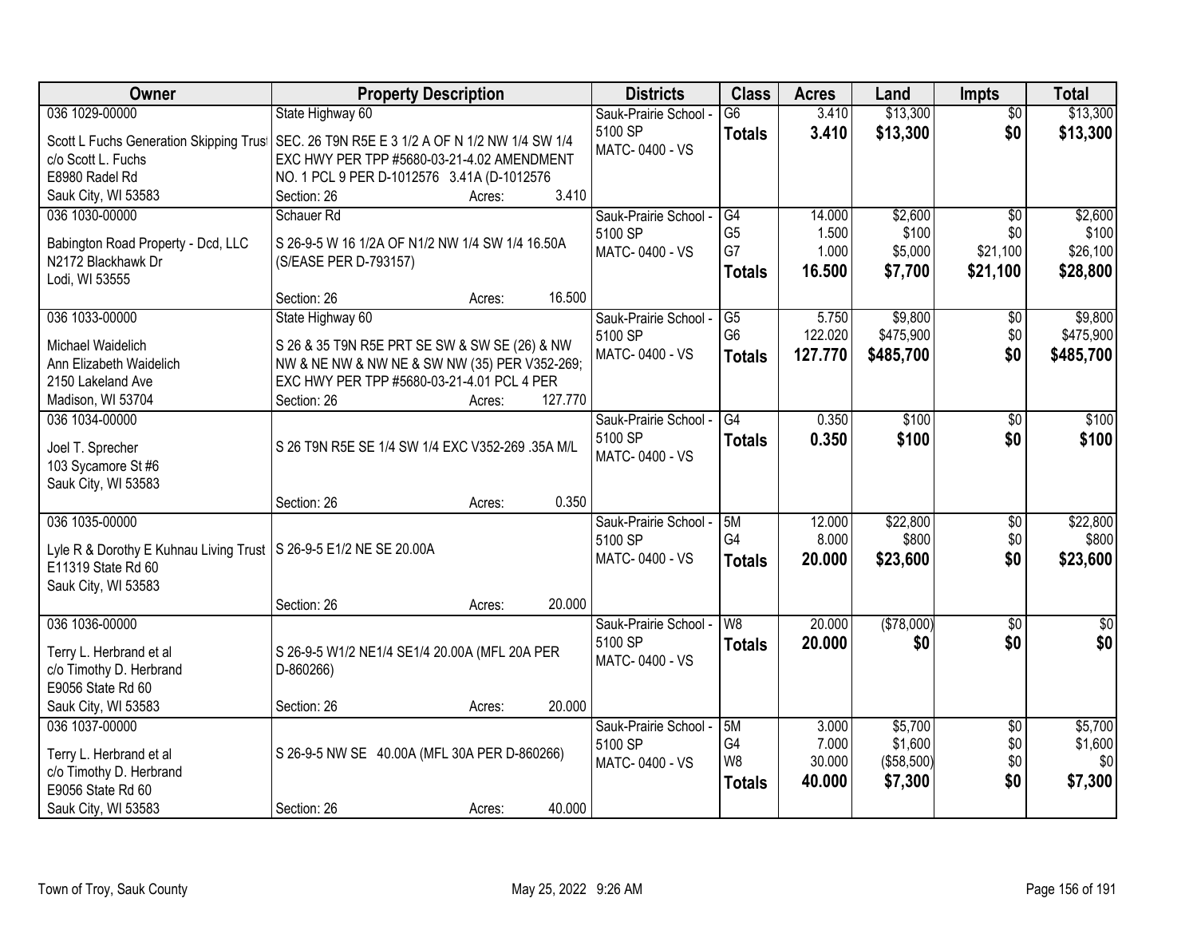| Owner | Property Description | Districts | Class | Acres | Land | Impts | Total |
|---|---|---|---|---|---|---|---|
| 036 1029-00000<br>Scott L Fuchs Generation Skipping Trust<br>c/o Scott L. Fuchs<br>E8980 Radel Rd<br>Sauk City, WI 53583 | State Highway 60<br>SEC. 26 T9N R5E E 3 1/2 A OF N 1/2 NW 1/4 SW 1/4 EXC HWY PER TPP #5680-03-21-4.02 AMENDMENT NO. 1 PCL 9 PER D-1012576 3.41A (D-1012576<br>Section: 26 Acres: 3.410 | Sauk-Prairie School - 5100 SP<br>MATC- 0400 - VS | G6<br>**Totals** | 3.410<br>**3.410** | $13,300<br>**$13,300** | $0<br>**$0** | $13,300<br>**$13,300** |
| 036 1030-00000<br>Babington Road Property - Dcd, LLC<br>N2172 Blackhawk Dr<br>Lodi, WI 53555 | Schauer Rd<br>S 26-9-5 W 16 1/2A OF N1/2 NW 1/4 SW 1/4 16.50A (S/EASE PER D-793157)<br>Section: 26 Acres: 16.500 | Sauk-Prairie School - 5100 SP<br>MATC- 0400 - VS | G4<br>G5<br>G7<br>**Totals** | 14.000<br>1.500<br>1.000<br>**16.500** | $2,600<br>$100<br>$5,000<br>**$7,700** | $0<br>$0<br>$21,100<br>**$21,100** | $2,600<br>$100<br>$26,100<br>**$28,800** |
| 036 1033-00000<br>Michael Waidelich<br>Ann Elizabeth Waidelich<br>2150 Lakeland Ave<br>Madison, WI 53704 | State Highway 60<br>S 26 & 35 T9N R5E PRT SE SW & SW SE (26) & NW NW & NE NW & NW NE & SW NW (35) PER V352-269; EXC HWY PER TPP #5680-03-21-4.01 PCL 4 PER<br>Section: 26 Acres: 127.770 | Sauk-Prairie School - 5100 SP<br>MATC- 0400 - VS | G5<br>G6<br>**Totals** | 5.750<br>122.020<br>**127.770** | $9,800<br>$475,900<br>**$485,700** | $0<br>$0<br>**$0** | $9,800<br>$475,900<br>**$485,700** |
| 036 1034-00000<br>Joel T. Sprecher<br>103 Sycamore St #6<br>Sauk City, WI 53583 | S 26 T9N R5E SE 1/4 SW 1/4 EXC V352-269 .35A M/L<br>Section: 26 Acres: 0.350 | Sauk-Prairie School - 5100 SP<br>MATC- 0400 - VS | G4<br>**Totals** | 0.350<br>**0.350** | $100<br>**$100** | $0<br>**$0** | $100<br>**$100** |
| 036 1035-00000<br>Lyle R & Dorothy E Kuhnau Living Trust<br>E11319 State Rd 60<br>Sauk City, WI 53583 | S 26-9-5 E1/2 NE SE 20.00A<br>Section: 26 Acres: 20.000 | Sauk-Prairie School - 5100 SP<br>MATC- 0400 - VS | 5M<br>G4<br>**Totals** | 12.000<br>8.000<br>**20.000** | $22,800<br>$800<br>**$23,600** | $0<br>$0<br>**$0** | $22,800<br>$800<br>**$23,600** |
| 036 1036-00000<br>Terry L. Herbrand et al<br>c/o Timothy D. Herbrand<br>E9056 State Rd 60<br>Sauk City, WI 53583 | S 26-9-5 W1/2 NE1/4 SE1/4 20.00A (MFL 20A PER D-860266)<br>Section: 26 Acres: 20.000 | Sauk-Prairie School - 5100 SP<br>MATC- 0400 - VS | W8<br>**Totals** | 20.000<br>**20.000** | ($78,000)<br>**$0** | $0<br>**$0** | $0<br>**$0** |
| 036 1037-00000<br>Terry L. Herbrand et al<br>c/o Timothy D. Herbrand<br>E9056 State Rd 60<br>Sauk City, WI 53583 | S 26-9-5 NW SE 40.00A (MFL 30A PER D-860266)<br>Section: 26 Acres: 40.000 | Sauk-Prairie School - 5100 SP<br>MATC- 0400 - VS | 5M<br>G4<br>W8<br>**Totals** | 3.000<br>7.000<br>30.000<br>**40.000** | $5,700<br>$1,600<br>($58,500)<br>**$7,300** | $0<br>$0<br>$0<br>**$0** | $5,700<br>$1,600<br>$0<br>**$7,300** |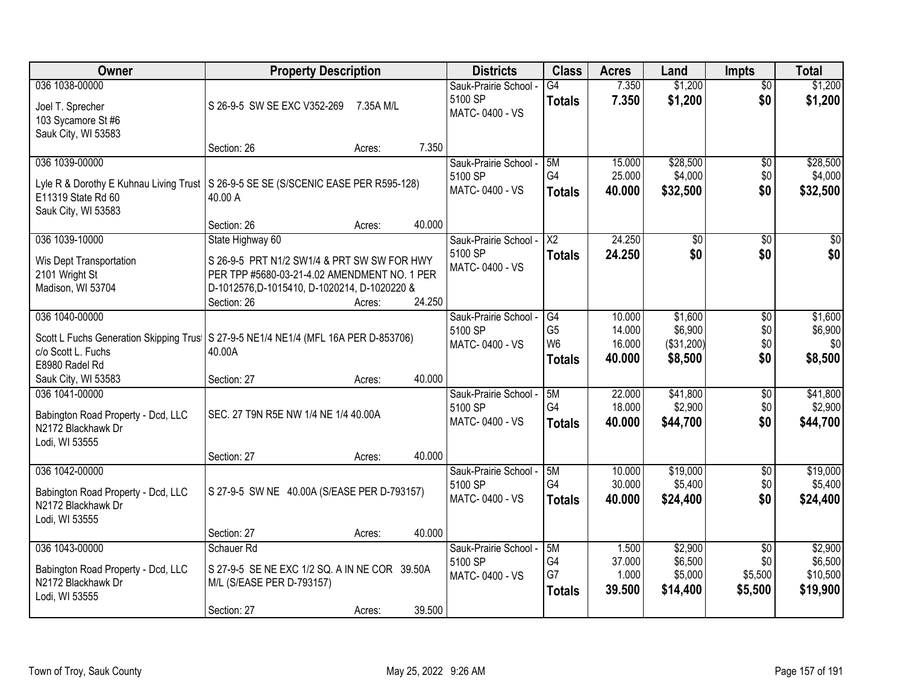| Owner | Property Description | Districts | Class | Acres | Land | Impts | Total |
|---|---|---|---|---|---|---|---|
| 036 1038-00000<br>Joel T. Sprecher<br>103 Sycamore St #6<br>Sauk City, WI 53583 | S 26-9-5 SW SE EXC V352-269 7.35A M/L<br>Section: 26 Acres: 7.350 | Sauk-Prairie School - 5100 SP<br>MATC- 0400 - VS | G4<br>**Totals** | 7.350<br>**7.350** | $1,200<br>**$1,200** | $0<br>**$0** | $1,200<br>**$1,200** |
| 036 1039-00000<br>Lyle R & Dorothy E Kuhnau Living Trust<br>E11319 State Rd 60<br>Sauk City, WI 53583 | S 26-9-5 SE SE (S/SCENIC EASE PER R595-128) 40.00 A<br>Section: 26 Acres: 40.000 | Sauk-Prairie School - 5100 SP<br>MATC- 0400 - VS | 5M<br>G4<br>**Totals** | 15.000<br>25.000<br>**40.000** | $28,500<br>$4,000<br>**$32,500** | $0<br>$0<br>**$0** | $28,500<br>$4,000<br>**$32,500** |
| 036 1039-10000<br>Wis Dept Transportation<br>2101 Wright St<br>Madison, WI 53704 | State Highway 60<br>S 26-9-5 PRT N1/2 SW1/4 & PRT SW SW FOR HWY PER TPP #5680-03-21-4.02 AMENDMENT NO. 1 PER D-1012576,D-1015410, D-1020214, D-1020220 &<br>Section: 26 Acres: 24.250 | Sauk-Prairie School - 5100 SP<br>MATC- 0400 - VS | X2<br>**Totals** | 24.250<br>**24.250** | $0<br>**$0** | $0<br>**$0** | $0<br>**$0** |
| 036 1040-00000<br>Scott L Fuchs Generation Skipping Trust<br>c/o Scott L. Fuchs<br>E8980 Radel Rd<br>Sauk City, WI 53583 | S 27-9-5 NE1/4 NE1/4 (MFL 16A PER D-853706) 40.00A<br>Section: 27 Acres: 40.000 | Sauk-Prairie School - 5100 SP<br>MATC- 0400 - VS | G4<br>G5<br>W6<br>**Totals** | 10.000<br>14.000<br>16.000<br>**40.000** | $1,600<br>$6,900<br>($31,200)<br>**$8,500** | $0<br>$0<br>$0<br>**$0** | $1,600<br>$6,900<br>$0<br>**$8,500** |
| 036 1041-00000<br>Babington Road Property - Dcd, LLC<br>N2172 Blackhawk Dr<br>Lodi, WI 53555 | SEC. 27 T9N R5E NW 1/4 NE 1/4 40.00A<br>Section: 27 Acres: 40.000 | Sauk-Prairie School - 5100 SP<br>MATC- 0400 - VS | 5M<br>G4<br>**Totals** | 22.000<br>18.000<br>**40.000** | $41,800<br>$2,900<br>**$44,700** | $0<br>$0<br>**$0** | $41,800<br>$2,900<br>**$44,700** |
| 036 1042-00000<br>Babington Road Property - Dcd, LLC<br>N2172 Blackhawk Dr<br>Lodi, WI 53555 | S 27-9-5 SW NE 40.00A (S/EASE PER D-793157)<br>Section: 27 Acres: 40.000 | Sauk-Prairie School - 5100 SP<br>MATC- 0400 - VS | 5M<br>G4<br>**Totals** | 10.000<br>30.000<br>**40.000** | $19,000<br>$5,400<br>**$24,400** | $0<br>$0<br>**$0** | $19,000<br>$5,400<br>**$24,400** |
| 036 1043-00000<br>Babington Road Property - Dcd, LLC<br>N2172 Blackhawk Dr<br>Lodi, WI 53555 | Schauer Rd<br>S 27-9-5 SE NE EXC 1/2 SQ. A IN NE COR 39.50A M/L (S/EASE PER D-793157)<br>Section: 27 Acres: 39.500 | Sauk-Prairie School - 5100 SP<br>MATC- 0400 - VS | 5M<br>G4<br>G7<br>**Totals** | 1.500<br>37.000<br>1.000<br>**39.500** | $2,900<br>$6,500<br>$5,000<br>**$14,400** | $0<br>$0<br>$5,500<br>**$5,500** | $2,900<br>$6,500<br>$10,500<br>**$19,900** |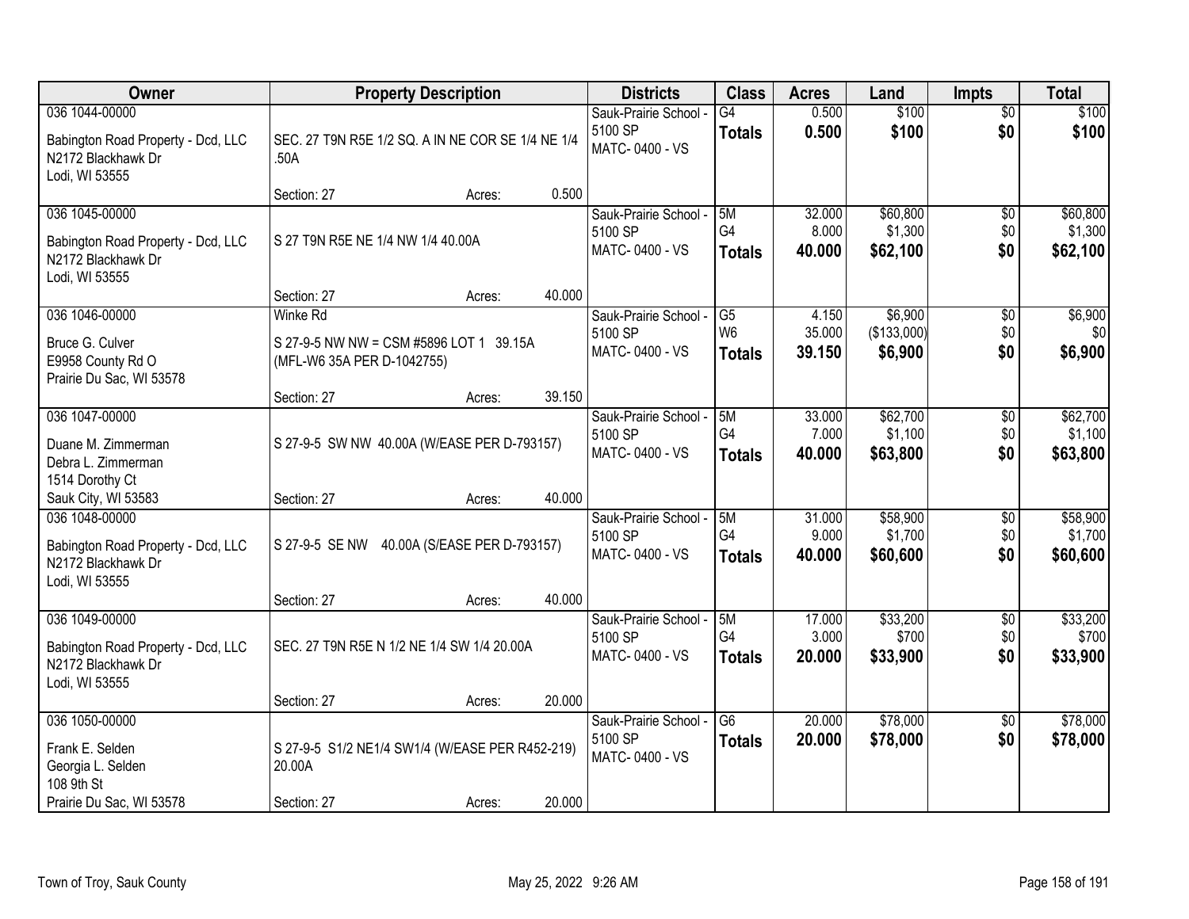| Owner | Property Description | Districts | Class | Acres | Land | Impts | Total |
|---|---|---|---|---|---|---|---|
| 036 1044-00000<br>Babington Road Property - Dcd, LLC<br>N2172 Blackhawk Dr<br>Lodi, WI 53555 | SEC. 27 T9N R5E 1/2 SQ. A IN NE COR SE 1/4 NE 1/4 .50A<br>Section: 27 Acres: 0.500 | Sauk-Prairie School - 5100 SP<br>MATC- 0400 - VS | G4<br>**Totals** | 0.500<br>**0.500** | \$100<br>**\$100** | \$0<br>**\$0** | \$100<br>**\$100** |
| 036 1045-00000<br>Babington Road Property - Dcd, LLC<br>N2172 Blackhawk Dr<br>Lodi, WI 53555 | S 27 T9N R5E NE 1/4 NW 1/4 40.00A<br>Section: 27 Acres: 40.000 | Sauk-Prairie School - 5100 SP<br>MATC- 0400 - VS | 5M<br>G4<br>**Totals** | 32.000<br>8.000<br>**40.000** | \$60,800<br>\$1,300<br>**\$62,100** | \$0<br>\$0<br>**\$0** | \$60,800<br>\$1,300<br>**\$62,100** |
| 036 1046-00000<br>Bruce G. Culver<br>E9958 County Rd O<br>Prairie Du Sac, WI 53578 | Winke Rd<br>S 27-9-5 NW NW = CSM #5896 LOT 1 39.15A (MFL-W6 35A PER D-1042755)<br>Section: 27 Acres: 39.150 | Sauk-Prairie School - 5100 SP<br>MATC- 0400 - VS | G5<br>W6<br>**Totals** | 4.150<br>35.000<br>**39.150** | \$6,900<br>(\$133,000)<br>**\$6,900** | \$0<br>\$0<br>**\$0** | \$6,900<br>\$0<br>**\$6,900** |
| 036 1047-00000<br>Duane M. Zimmerman<br>Debra L. Zimmerman<br>1514 Dorothy Ct<br>Sauk City, WI 53583 | S 27-9-5 SW NW 40.00A (W/EASE PER D-793157)<br>Section: 27 Acres: 40.000 | Sauk-Prairie School - 5100 SP<br>MATC- 0400 - VS | 5M<br>G4<br>**Totals** | 33.000<br>7.000<br>**40.000** | \$62,700<br>\$1,100<br>**\$63,800** | \$0<br>\$0<br>**\$0** | \$62,700<br>\$1,100<br>**\$63,800** |
| 036 1048-00000<br>Babington Road Property - Dcd, LLC<br>N2172 Blackhawk Dr<br>Lodi, WI 53555 | S 27-9-5 SE NW 40.00A (S/EASE PER D-793157)<br>Section: 27 Acres: 40.000 | Sauk-Prairie School - 5100 SP<br>MATC- 0400 - VS | 5M<br>G4<br>**Totals** | 31.000<br>9.000<br>**40.000** | \$58,900<br>\$1,700<br>**\$60,600** | \$0<br>\$0<br>**\$0** | \$58,900<br>\$1,700<br>**\$60,600** |
| 036 1049-00000<br>Babington Road Property - Dcd, LLC<br>N2172 Blackhawk Dr<br>Lodi, WI 53555 | SEC. 27 T9N R5E N 1/2 NE 1/4 SW 1/4 20.00A<br>Section: 27 Acres: 20.000 | Sauk-Prairie School - 5100 SP<br>MATC- 0400 - VS | 5M<br>G4<br>**Totals** | 17.000<br>3.000<br>**20.000** | \$33,200<br>\$700<br>**\$33,900** | \$0<br>\$0<br>**\$0** | \$33,200<br>\$700<br>**\$33,900** |
| 036 1050-00000<br>Frank E. Selden<br>Georgia L. Selden<br>108 9th St<br>Prairie Du Sac, WI 53578 | S 27-9-5 S1/2 NE1/4 SW1/4 (W/EASE PER R452-219) 20.00A<br>Section: 27 Acres: 20.000 | Sauk-Prairie School - 5100 SP<br>MATC- 0400 - VS | G6<br>**Totals** | 20.000<br>**20.000** | \$78,000<br>**\$78,000** | \$0<br>**\$0** | \$78,000<br>**\$78,000** |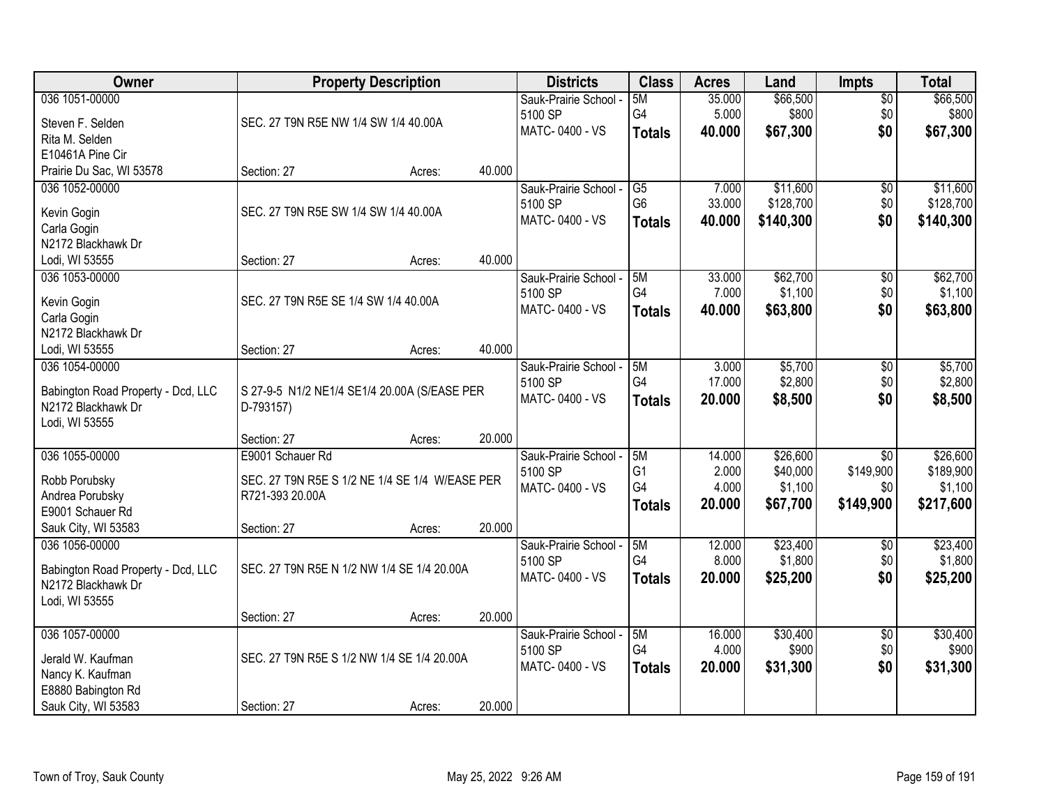| Owner | Property Description | | | Districts | Class | Acres | Land | Impts | Total |
|---|---|---|---|---|---|---|---|---|---|
| 036 1051-00000 | | | | Sauk-Prairie School - | 5M | 35.000 | $66,500 | $0 | $66,500 |
| Steven F. Selden | SEC. 27 T9N R5E NW 1/4 SW 1/4 40.00A | | | 5100 SP | G4 | 5.000 | $800 | $0 | $800 |
| Rita M. Selden | | | | MATC- 0400 - VS | **Totals** | **40.000** | **$67,300** | **$0** | **$67,300** |
| E10461A Pine Cir | | | | | | | | | |
| Prairie Du Sac, WI 53578 | Section: 27 | Acres: | 40.000 | | | | | | |
| 036 1052-00000 | | | | Sauk-Prairie School - | G5 | 7.000 | $11,600 | $0 | $11,600 |
| Kevin Gogin | SEC. 27 T9N R5E SW 1/4 SW 1/4 40.00A | | | 5100 SP | G6 | 33.000 | $128,700 | $0 | $128,700 |
| Carla Gogin | | | | MATC- 0400 - VS | **Totals** | **40.000** | **$140,300** | **$0** | **$140,300** |
| N2172 Blackhawk Dr | | | | | | | | | |
| Lodi, WI 53555 | Section: 27 | Acres: | 40.000 | | | | | | |
| 036 1053-00000 | | | | Sauk-Prairie School - | 5M | 33.000 | $62,700 | $0 | $62,700 |
| Kevin Gogin | SEC. 27 T9N R5E SE 1/4 SW 1/4 40.00A | | | 5100 SP | G4 | 7.000 | $1,100 | $0 | $1,100 |
| Carla Gogin | | | | MATC- 0400 - VS | **Totals** | **40.000** | **$63,800** | **$0** | **$63,800** |
| N2172 Blackhawk Dr | | | | | | | | | |
| Lodi, WI 53555 | Section: 27 | Acres: | 40.000 | | | | | | |
| 036 1054-00000 | | | | Sauk-Prairie School - | 5M | 3.000 | $5,700 | $0 | $5,700 |
| Babington Road Property - Dcd, LLC | S 27-9-5 N1/2 NE1/4 SE1/4 20.00A (S/EASE PER D-793157) | | | 5100 SP | G4 | 17.000 | $2,800 | $0 | $2,800 |
| N2172 Blackhawk Dr | | | | MATC- 0400 - VS | **Totals** | **20.000** | **$8,500** | **$0** | **$8,500** |
| Lodi, WI 53555 | | | | | | | | | |
| | Section: 27 | Acres: | 20.000 | | | | | | |
| 036 1055-00000 | E9001 Schauer Rd | | | Sauk-Prairie School - | 5M | 14.000 | $26,600 | $0 | $26,600 |
| Robb Porubsky | SEC. 27 T9N R5E S 1/2 NE 1/4 SE 1/4 W/EASE PER R721-393 20.00A | | | 5100 SP | G1 | 2.000 | $40,000 | $149,900 | $189,900 |
| Andrea Porubsky | | | | MATC- 0400 - VS | G4 | 4.000 | $1,100 | $0 | $1,100 |
| E9001 Schauer Rd | | | | | **Totals** | **20.000** | **$67,700** | **$149,900** | **$217,600** |
| Sauk City, WI 53583 | Section: 27 | Acres: | 20.000 | | | | | | |
| 036 1056-00000 | | | | Sauk-Prairie School - | 5M | 12.000 | $23,400 | $0 | $23,400 |
| Babington Road Property - Dcd, LLC | SEC. 27 T9N R5E N 1/2 NW 1/4 SE 1/4 20.00A | | | 5100 SP | G4 | 8.000 | $1,800 | $0 | $1,800 |
| N2172 Blackhawk Dr | | | | MATC- 0400 - VS | **Totals** | **20.000** | **$25,200** | **$0** | **$25,200** |
| Lodi, WI 53555 | | | | | | | | | |
| | Section: 27 | Acres: | 20.000 | | | | | | |
| 036 1057-00000 | | | | Sauk-Prairie School - | 5M | 16.000 | $30,400 | $0 | $30,400 |
| Jerald W. Kaufman | SEC. 27 T9N R5E S 1/2 NW 1/4 SE 1/4 20.00A | | | 5100 SP | G4 | 4.000 | $900 | $0 | $900 |
| Nancy K. Kaufman | | | | MATC- 0400 - VS | **Totals** | **20.000** | **$31,300** | **$0** | **$31,300** |
| E8880 Babington Rd | | | | | | | | | |
| Sauk City, WI 53583 | Section: 27 | Acres: | 20.000 | | | | | | |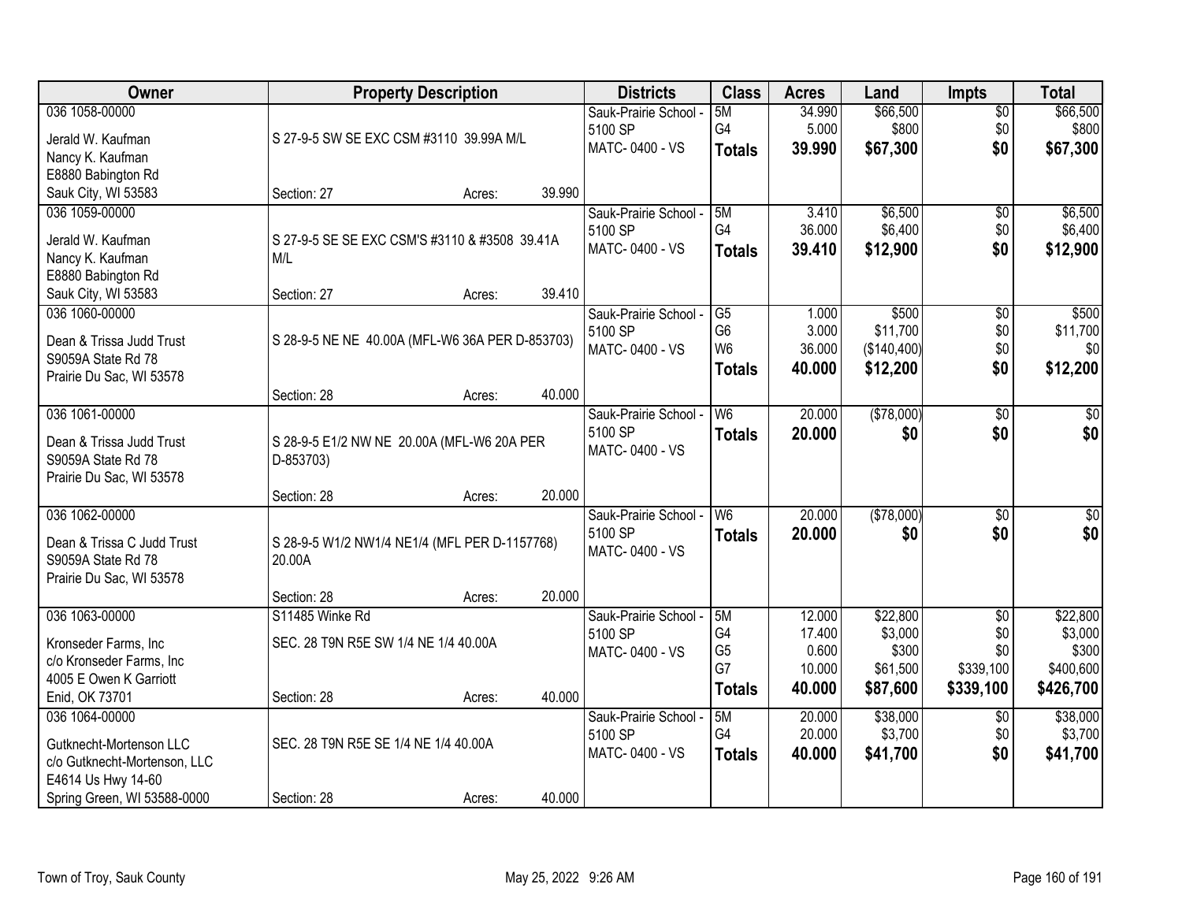| Owner | Property Description | Districts | Class | Acres | Land | Impts | Total |
|---|---|---|---|---|---|---|---|
| 036 1058-00000<br>Jerald W. Kaufman<br>Nancy K. Kaufman<br>E8880 Babington Rd<br>Sauk City, WI 53583 | S 27-9-5 SW SE EXC CSM #3110 39.99A M/L<br>Section: 27 Acres: 39.990 | Sauk-Prairie School - 5100 SP<br>MATC- 0400 - VS | 5M<br>G4<br>**Totals** | 34.990<br>5.000<br>**39.990** | $66,500<br>$800<br>**$67,300** | $0<br>$0<br>**$0** | $66,500<br>$800<br>**$67,300** |
| 036 1059-00000<br>Jerald W. Kaufman<br>Nancy K. Kaufman<br>E8880 Babington Rd<br>Sauk City, WI 53583 | S 27-9-5 SE SE EXC CSM'S #3110 & #3508 39.41A M/L<br>Section: 27 Acres: 39.410 | Sauk-Prairie School - 5100 SP<br>MATC- 0400 - VS | 5M<br>G4<br>**Totals** | 3.410<br>36.000<br>**39.410** | $6,500<br>$6,400<br>**$12,900** | $0<br>$0<br>**$0** | $6,500<br>$6,400<br>**$12,900** |
| 036 1060-00000<br>Dean & Trissa Judd Trust<br>S9059A State Rd 78<br>Prairie Du Sac, WI 53578 | S 28-9-5 NE NE 40.00A (MFL-W6 36A PER D-853703)<br>Section: 28 Acres: 40.000 | Sauk-Prairie School - 5100 SP<br>MATC- 0400 - VS | G5<br>G6<br>W6<br>**Totals** | 1.000<br>3.000<br>36.000<br>**40.000** | $500<br>$11,700<br>($140,400)<br>**$12,200** | $0<br>$0<br>$0<br>**$0** | $500<br>$11,700<br>$0<br>**$12,200** |
| 036 1061-00000<br>Dean & Trissa Judd Trust<br>S9059A State Rd 78<br>Prairie Du Sac, WI 53578 | S 28-9-5 E1/2 NW NE 20.00A (MFL-W6 20A PER D-853703)<br>Section: 28 Acres: 20.000 | Sauk-Prairie School - 5100 SP<br>MATC- 0400 - VS | W6<br>**Totals** | 20.000<br>**20.000** | ($78,000)<br>**$0** | $0<br>**$0** | $0<br>**$0** |
| 036 1062-00000<br>Dean & Trissa C Judd Trust<br>S9059A State Rd 78<br>Prairie Du Sac, WI 53578 | S 28-9-5 W1/2 NW1/4 NE1/4 (MFL PER D-1157768) 20.00A<br>Section: 28 Acres: 20.000 | Sauk-Prairie School - 5100 SP<br>MATC- 0400 - VS | W6<br>**Totals** | 20.000<br>**20.000** | ($78,000)<br>**$0** | $0<br>**$0** | $0<br>**$0** |
| 036 1063-00000<br>Kronseder Farms, Inc<br>c/o Kronseder Farms, Inc<br>4005 E Owen K Garriott<br>Enid, OK 73701 | S11485 Winke Rd<br>SEC. 28 T9N R5E SW 1/4 NE 1/4 40.00A<br>Section: 28 Acres: 40.000 | Sauk-Prairie School - 5100 SP<br>MATC- 0400 - VS | 5M<br>G4<br>G5<br>G7<br>**Totals** | 12.000<br>17.400<br>0.600<br>10.000<br>**40.000** | $22,800<br>$3,000<br>$300<br>$61,500<br>**$87,600** | $0<br>$0<br>$0<br>$339,100<br>**$339,100** | $22,800<br>$3,000<br>$300<br>$400,600<br>**$426,700** |
| 036 1064-00000<br>Gutknecht-Mortenson LLC<br>c/o Gutknecht-Mortenson, LLC<br>E4614 Us Hwy 14-60<br>Spring Green, WI 53588-0000 | SEC. 28 T9N R5E SE 1/4 NE 1/4 40.00A<br>Section: 28 Acres: 40.000 | Sauk-Prairie School - 5100 SP<br>MATC- 0400 - VS | 5M<br>G4<br>**Totals** | 20.000<br>20.000<br>**40.000** | $38,000<br>$3,700<br>**$41,700** | $0<br>$0<br>**$0** | $38,000<br>$3,700<br>**$41,700** |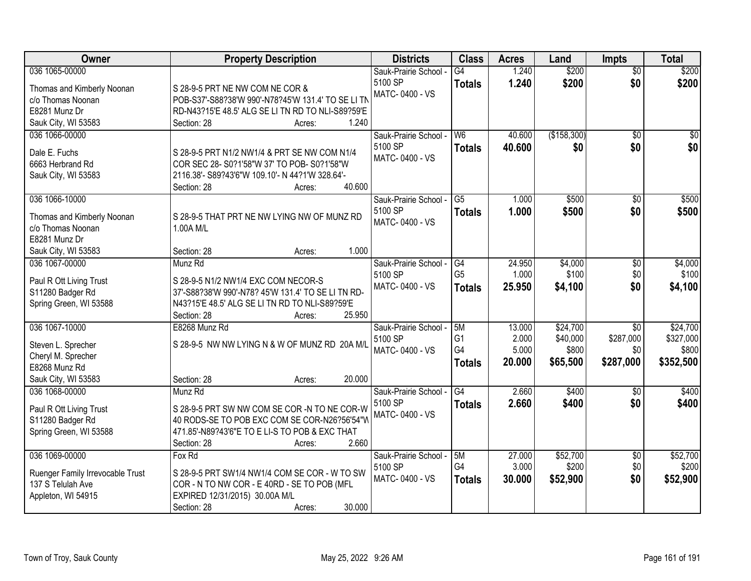| Owner | Property Description | Districts | Class | Acres | Land | Impts | Total |
|---|---|---|---|---|---|---|---|
| 036 1065-00000<br>Thomas and Kimberly Noonan<br>c/o Thomas Noonan<br>E8281 Munz Dr<br>Sauk City, WI 53583 | S 28-9-5 PRT NE NW COM NE COR & POB-S37'-S88?38'W 990'-N78?45'W 131.4' TO SE LI TN RD-N43?15'E 48.5' ALG SE LI TN RD TO NLI-S89?59'E<br>Section: 28 Acres: 1.240 | Sauk-Prairie School - 5100 SP<br>MATC- 0400 - VS | G4<br>**Totals** | 1.240<br>**1.240** | $200<br>**$200** | $0<br>**$0** | $200<br>**$200** |
| 036 1066-00000<br>Dale E. Fuchs<br>6663 Herbrand Rd<br>Sauk City, WI 53583 | S 28-9-5 PRT N1/2 NW1/4 & PRT SE NW COM N1/4 COR SEC 28- S0?1'58"W 37' TO POB- S0?1'58"W 2116.38'- S89?43'6"W 109.10'- N 44?1'W 328.64'-<br>Section: 28 Acres: 40.600 | Sauk-Prairie School - 5100 SP<br>MATC- 0400 - VS | W6<br>**Totals** | 40.600<br>**40.600** | ($158,300)<br>**$0** | $0<br>**$0** | $0<br>**$0** |
| 036 1066-10000<br>Thomas and Kimberly Noonan<br>c/o Thomas Noonan<br>E8281 Munz Dr<br>Sauk City, WI 53583 | S 28-9-5 THAT PRT NE NW LYING NW OF MUNZ RD 1.00A M/L<br>Section: 28 Acres: 1.000 | Sauk-Prairie School - 5100 SP<br>MATC- 0400 - VS | G5<br>**Totals** | 1.000<br>**1.000** | $500<br>**$500** | $0<br>**$0** | $500<br>**$500** |
| 036 1067-00000<br>Paul R Ott Living Trust<br>S11280 Badger Rd<br>Spring Green, WI 53588 | Munz Rd<br>S 28-9-5 N1/2 NW1/4 EXC COM NECOR-S 37'-S88?38'W 990'-N78? 45'W 131.4' TO SE LI TN RD-N43?15'E 48.5' ALG SE LI TN RD TO NLI-S89?59'E<br>Section: 28 Acres: 25.950 | Sauk-Prairie School - 5100 SP<br>MATC- 0400 - VS | G4<br>G5<br>**Totals** | 24.950<br>1.000<br>**25.950** | $4,000<br>$100<br>**$4,100** | $0<br>$0<br>**$0** | $4,000<br>$100<br>**$4,100** |
| 036 1067-10000<br>Steven L. Sprecher<br>Cheryl M. Sprecher<br>E8268 Munz Rd<br>Sauk City, WI 53583 | E8268 Munz Rd<br>S 28-9-5 NW NW LYING N & W OF MUNZ RD 20A M/L<br>Section: 28 Acres: 20.000 | Sauk-Prairie School - 5100 SP<br>MATC- 0400 - VS | 5M<br>G1<br>G4<br>**Totals** | 13.000<br>2.000<br>5.000<br>**20.000** | $24,700<br>$40,000<br>$800<br>**$65,500** | $0<br>$287,000<br>$0<br>**$287,000** | $24,700<br>$327,000<br>$800<br>**$352,500** |
| 036 1068-00000<br>Paul R Ott Living Trust<br>S11280 Badger Rd<br>Spring Green, WI 53588 | Munz Rd<br>S 28-9-5 PRT SW NW COM SE COR -N TO NE COR-W 40 RODS-SE TO POB EXC COM SE COR-N26?56'54"W 471.85'-N89?43'6"E TO E LI-S TO POB & EXC THAT<br>Section: 28 Acres: 2.660 | Sauk-Prairie School - 5100 SP<br>MATC- 0400 - VS | G4<br>**Totals** | 2.660<br>**2.660** | $400<br>**$400** | $0<br>**$0** | $400<br>**$400** |
| 036 1069-00000<br>Ruenger Family Irrevocable Trust<br>137 S Telulah Ave<br>Appleton, WI 54915 | Fox Rd<br>S 28-9-5 PRT SW1/4 NW1/4 COM SE COR - W TO SW COR - N TO NW COR - E 40RD - SE TO POB (MFL EXPIRED 12/31/2015) 30.00A M/L<br>Section: 28 Acres: 30.000 | Sauk-Prairie School - 5100 SP<br>MATC- 0400 - VS | 5M<br>G4<br>**Totals** | 27.000<br>3.000<br>**30.000** | $52,700<br>$200<br>**$52,900** | $0<br>$0<br>**$0** | $52,700<br>$200<br>**$52,900** |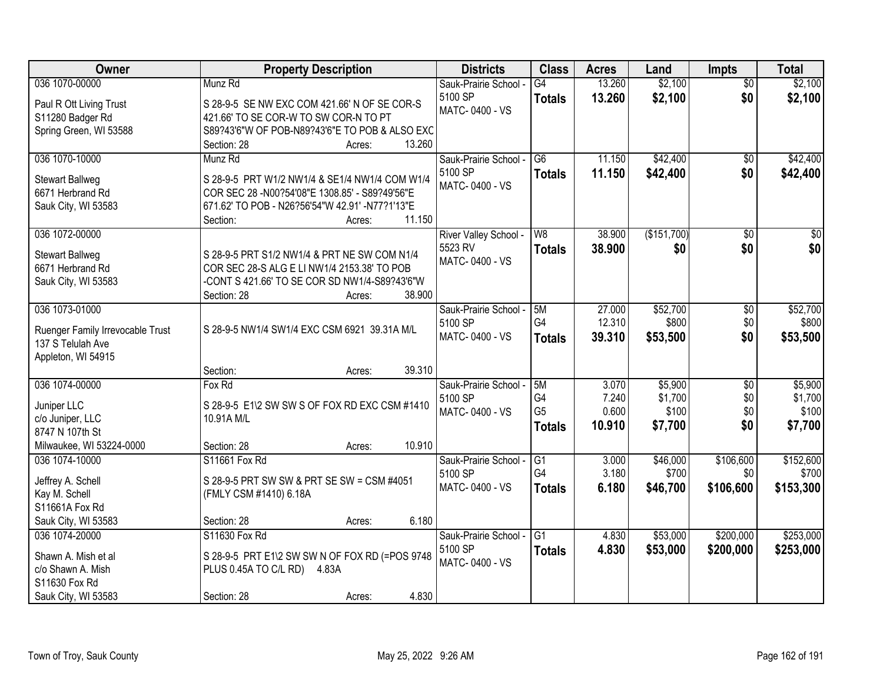| Owner | Property Description | Districts | Class | Acres | Land | Impts | Total |
|---|---|---|---|---|---|---|---|
| 036 1070-00000<br>Paul R Ott Living Trust<br>S11280 Badger Rd<br>Spring Green, WI 53588 | Munz Rd<br>S 28-9-5 SE NW EXC COM 421.66' N OF SE COR-S 421.66' TO SE COR-W TO SW COR-N TO PT S89?43'6"W OF POB-N89?43'6"E TO POB & ALSO EXC<br>Section: 28 Acres: 13.260 | Sauk-Prairie School - 5100 SP<br>MATC- 0400 - VS | G4<br>**Totals** | 13.260<br>**13.260** | $2,100<br>**$2,100** | $0<br>**$0** | $2,100<br>**$2,100** |
| 036 1070-10000<br>Stewart Ballweg<br>6671 Herbrand Rd<br>Sauk City, WI 53583 | Munz Rd<br>S 28-9-5 PRT W1/2 NW1/4 & SE1/4 NW1/4 COM W1/4 COR SEC 28 -N00?54'08"E 1308.85' - S89?49'56"E 671.62' TO POB - N26?56'54"W 42.91' -N77?1'13"E<br>Section: Acres: 11.150 | Sauk-Prairie School - 5100 SP<br>MATC- 0400 - VS | G6<br>**Totals** | 11.150<br>**11.150** | $42,400<br>**$42,400** | $0<br>**$0** | $42,400<br>**$42,400** |
| 036 1072-00000<br>Stewart Ballweg<br>6671 Herbrand Rd<br>Sauk City, WI 53583 | S 28-9-5 PRT S1/2 NW1/4 & PRT NE SW COM N1/4 COR SEC 28-S ALG E LI NW1/4 2153.38' TO POB -CONT S 421.66' TO SE COR SD NW1/4-S89?43'6"W<br>Section: 28 Acres: 38.900 | River Valley School - 5523 RV<br>MATC- 0400 - VS | W8<br>**Totals** | 38.900<br>**38.900** | ($151,700)<br>**$0** | $0<br>**$0** | $0<br>**$0** |
| 036 1073-01000<br>Ruenger Family Irrevocable Trust<br>137 S Telulah Ave<br>Appleton, WI 54915 | S 28-9-5 NW1/4 SW1/4 EXC CSM 6921 39.31A M/L<br>Section: Acres: 39.310 | Sauk-Prairie School - 5100 SP<br>MATC- 0400 - VS | 5M<br>G4<br>**Totals** | 27.000<br>12.310<br>**39.310** | $52,700<br>$800<br>**$53,500** | $0<br>$0<br>**$0** | $52,700<br>$800<br>**$53,500** |
| 036 1074-00000<br>Juniper LLC<br>c/o Juniper, LLC<br>8747 N 107th St<br>Milwaukee, WI 53224-0000 | Fox Rd<br>S 28-9-5 E1\2 SW SW S OF FOX RD EXC CSM #1410 10.91A M/L<br>Section: 28 Acres: 10.910 | Sauk-Prairie School - 5100 SP<br>MATC- 0400 - VS | 5M<br>G4<br>G5<br>**Totals** | 3.070<br>7.240<br>0.600<br>**10.910** | $5,900<br>$1,700<br>$100<br>**$7,700** | $0<br>$0<br>$0<br>**$0** | $5,900<br>$1,700<br>$100<br>**$7,700** |
| 036 1074-10000<br>Jeffrey A. Schell<br>Kay M. Schell<br>S11661A Fox Rd<br>Sauk City, WI 53583 | S11661 Fox Rd<br>S 28-9-5 PRT SW SW & PRT SE SW = CSM #4051 (FMLY CSM #1410) 6.18A<br>Section: 28 Acres: 6.180 | Sauk-Prairie School - 5100 SP<br>MATC- 0400 - VS | G1<br>G4<br>**Totals** | 3.000<br>3.180<br>**6.180** | $46,000<br>$700<br>**$46,700** | $106,600<br>$0<br>**$106,600** | $152,600<br>$700<br>**$153,300** |
| 036 1074-20000<br>Shawn A. Mish et al<br>c/o Shawn A. Mish<br>S11630 Fox Rd<br>Sauk City, WI 53583 | S11630 Fox Rd<br>S 28-9-5 PRT E1\2 SW SW N OF FOX RD (=POS 9748 PLUS 0.45A TO C/L RD) 4.83A<br>Section: 28 Acres: 4.830 | Sauk-Prairie School - 5100 SP<br>MATC- 0400 - VS | G1<br>**Totals** | 4.830<br>**4.830** | $53,000<br>**$53,000** | $200,000<br>**$200,000** | $253,000<br>**$253,000** |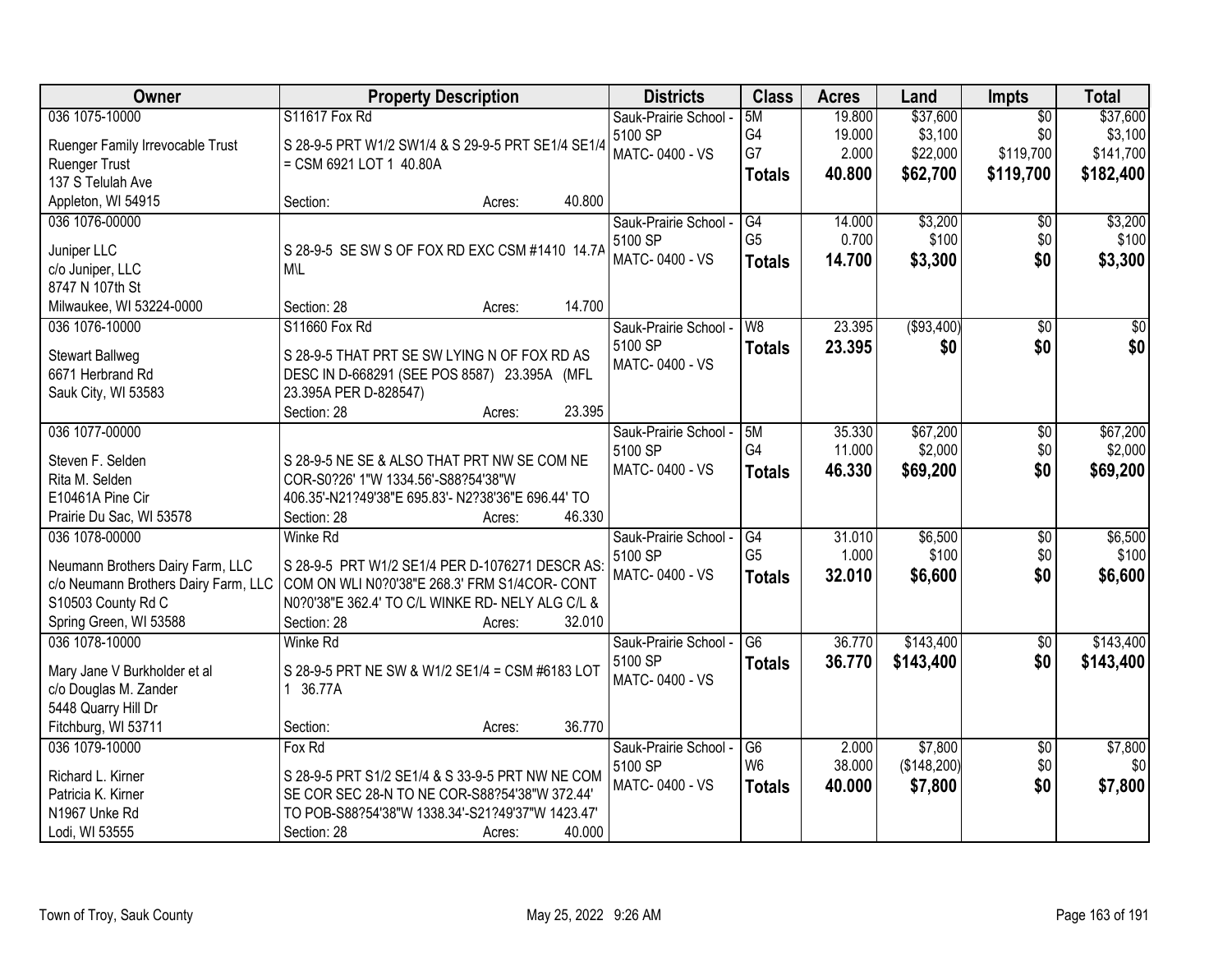| Owner | Property Description | Districts | Class | Acres | Land | Impts | Total |
|---|---|---|---|---|---|---|---|
| 036 1075-10000<br>Ruenger Family Irrevocable Trust<br>Ruenger Trust<br>137 S Telulah Ave<br>Appleton, WI 54915 | S11617 Fox Rd<br>S 28-9-5 PRT W1/2 SW1/4 & S 29-9-5 PRT SE1/4 SE1/4 = CSM 6921 LOT 1 40.80A<br>Section: Acres: 40.800 | Sauk-Prairie School - 5100 SP<br>MATC- 0400 - VS | 5M<br>G4<br>G7<br>**Totals** | 19.800<br>19.000<br>2.000<br>**40.800** | $37,600<br>$3,100<br>$22,000<br>**$62,700** | $0<br>$0<br>$119,700<br>**$119,700** | $37,600<br>$3,100<br>$141,700<br>**$182,400** |
| 036 1076-00000<br>Juniper LLC<br>c/o Juniper, LLC<br>8747 N 107th St<br>Milwaukee, WI 53224-0000 | S 28-9-5 SE SW S OF FOX RD EXC CSM #1410 14.7A M\L<br>Section: 28 Acres: 14.700 | Sauk-Prairie School - 5100 SP<br>MATC- 0400 - VS | G4<br>G5<br>**Totals** | 14.000<br>0.700<br>**14.700** | $3,200<br>$100<br>**$3,300** | $0<br>$0<br>**$0** | $3,200<br>$100<br>**$3,300** |
| 036 1076-10000<br>Stewart Ballweg<br>6671 Herbrand Rd<br>Sauk City, WI 53583 | S11660 Fox Rd<br>S 28-9-5 THAT PRT SE SW LYING N OF FOX RD AS DESC IN D-668291 (SEE POS 8587) 23.395A (MFL 23.395A PER D-828547)<br>Section: 28 Acres: 23.395 | Sauk-Prairie School - 5100 SP<br>MATC- 0400 - VS | W8<br>**Totals** | 23.395<br>**23.395** | ($93,400)<br>**$0** | $0<br>**$0** | $0<br>**$0** |
| 036 1077-00000<br>Steven F. Selden<br>Rita M. Selden<br>E10461A Pine Cir<br>Prairie Du Sac, WI 53578 | S 28-9-5 NE SE & ALSO THAT PRT NW SE COM NE COR-S0?26' 1"W 1334.56'-S88?54'38"W 406.35'-N21?49'38"E 695.83'- N2?38'36"E 696.44' TO<br>Section: 28 Acres: 46.330 | Sauk-Prairie School - 5100 SP<br>MATC- 0400 - VS | 5M<br>G4<br>**Totals** | 35.330<br>11.000<br>**46.330** | $67,200<br>$2,000<br>**$69,200** | $0<br>$0<br>**$0** | $67,200<br>$2,000<br>**$69,200** |
| 036 1078-00000<br>Neumann Brothers Dairy Farm, LLC<br>c/o Neumann Brothers Dairy Farm, LLC<br>S10503 County Rd C<br>Spring Green, WI 53588 | Winke Rd<br>S 28-9-5 PRT W1/2 SE1/4 PER D-1076271 DESCR AS: COM ON WLI N0?0'38"E 268.3' FRM S1/4COR- CONT N0?0'38"E 362.4' TO C/L WINKE RD- NELY ALG C/L &<br>Section: 28 Acres: 32.010 | Sauk-Prairie School - 5100 SP<br>MATC- 0400 - VS | G4<br>G5<br>**Totals** | 31.010<br>1.000<br>**32.010** | $6,500<br>$100<br>**$6,600** | $0<br>$0<br>**$0** | $6,500<br>$100<br>**$6,600** |
| 036 1078-10000<br>Mary Jane V Burkholder et al<br>c/o Douglas M. Zander<br>5448 Quarry Hill Dr<br>Fitchburg, WI 53711 | Winke Rd<br>S 28-9-5 PRT NE SW & W1/2 SE1/4 = CSM #6183 LOT 1 36.77A<br>Section: Acres: 36.770 | Sauk-Prairie School - 5100 SP<br>MATC- 0400 - VS | G6<br>**Totals** | 36.770<br>**36.770** | $143,400<br>**$143,400** | $0<br>**$0** | $143,400<br>**$143,400** |
| 036 1079-10000<br>Richard L. Kirner<br>Patricia K. Kirner<br>N1967 Unke Rd<br>Lodi, WI 53555 | Fox Rd<br>S 28-9-5 PRT S1/2 SE1/4 & S 33-9-5 PRT NW NE COM SE COR SEC 28-N TO NE COR-S88?54'38"W 372.44' TO POB-S88?54'38"W 1338.34'-S21?49'37"W 1423.47'<br>Section: 28 Acres: 40.000 | Sauk-Prairie School - 5100 SP<br>MATC- 0400 - VS | G6<br>W6<br>**Totals** | 2.000<br>38.000<br>**40.000** | $7,800<br>($148,200)<br>**$7,800** | $0<br>$0<br>**$0** | $7,800<br>$0<br>**$7,800** |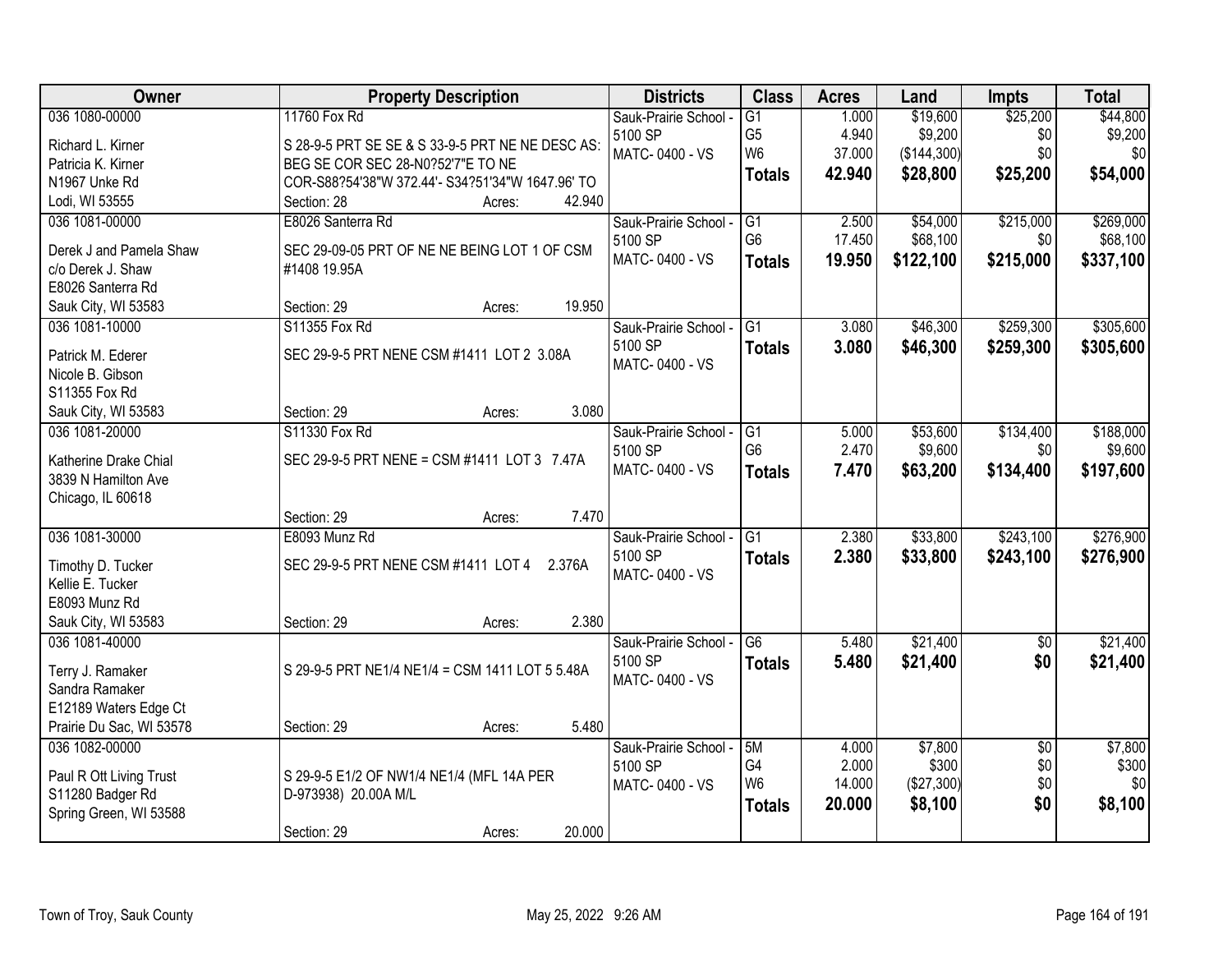| Owner | Property Description | Districts | Class | Acres | Land | Impts | Total |
|---|---|---|---|---|---|---|---|
| 036 1080-00000<br>Richard L. Kirner<br>Patricia K. Kirner<br>N1967 Unke Rd<br>Lodi, WI 53555 | 11760 Fox Rd<br>S 28-9-5 PRT SE SE & S 33-9-5 PRT NE NE DESC AS: BEG SE COR SEC 28-N0?52'7"E TO NE COR-S88?54'38"W 372.44'- S34?51'34"W 1647.96' TO<br>Section: 28 Acres: 42.940 | Sauk-Prairie School - 5100 SP<br>MATC- 0400 - VS | G1<br>G5<br>W6<br>**Totals** | 1.000<br>4.940<br>37.000<br>**42.940** | $19,600<br>$9,200<br>($144,300)<br>**$28,800** | $25,200<br>$0<br>$0<br>**$25,200** | $44,800<br>$9,200<br>$0<br>**$54,000** |
| 036 1081-00000<br>Derek J and Pamela Shaw<br>c/o Derek J. Shaw<br>E8026 Santerra Rd<br>Sauk City, WI 53583 | E8026 Santerra Rd<br>SEC 29-09-05 PRT OF NE NE BEING LOT 1 OF CSM #1408 19.95A<br>Section: 29 Acres: 19.950 | Sauk-Prairie School - 5100 SP<br>MATC- 0400 - VS | G1<br>G6<br>**Totals** | 2.500<br>17.450<br>**19.950** | $54,000<br>$68,100<br>**$122,100** | $215,000<br>$0<br>**$215,000** | $269,000<br>$68,100<br>**$337,100** |
| 036 1081-10000<br>Patrick M. Ederer<br>Nicole B. Gibson<br>S11355 Fox Rd<br>Sauk City, WI 53583 | S11355 Fox Rd<br>SEC 29-9-5 PRT NENE CSM #1411 LOT 2 3.08A<br>Section: 29 Acres: 3.080 | Sauk-Prairie School - 5100 SP<br>MATC- 0400 - VS | G1<br>**Totals** | 3.080<br>**3.080** | $46,300<br>**$46,300** | $259,300<br>**$259,300** | $305,600<br>**$305,600** |
| 036 1081-20000<br>Katherine Drake Chial<br>3839 N Hamilton Ave<br>Chicago, IL 60618 | S11330 Fox Rd<br>SEC 29-9-5 PRT NENE = CSM #1411 LOT 3 7.47A<br>Section: 29 Acres: 7.470 | Sauk-Prairie School - 5100 SP<br>MATC- 0400 - VS | G1<br>G6<br>**Totals** | 5.000<br>2.470<br>**7.470** | $53,600<br>$9,600<br>**$63,200** | $134,400<br>$0<br>**$134,400** | $188,000<br>$9,600<br>**$197,600** |
| 036 1081-30000<br>Timothy D. Tucker<br>Kellie E. Tucker<br>E8093 Munz Rd<br>Sauk City, WI 53583 | E8093 Munz Rd<br>SEC 29-9-5 PRT NENE CSM #1411 LOT 4 2.376A<br>Section: 29 Acres: 2.380 | Sauk-Prairie School - 5100 SP<br>MATC- 0400 - VS | G1<br>**Totals** | 2.380<br>**2.380** | $33,800<br>**$33,800** | $243,100<br>**$243,100** | $276,900<br>**$276,900** |
| 036 1081-40000<br>Terry J. Ramaker<br>Sandra Ramaker<br>E12189 Waters Edge Ct<br>Prairie Du Sac, WI 53578 | S 29-9-5 PRT NE1/4 NE1/4 = CSM 1411 LOT 5 5.48A<br>Section: 29 Acres: 5.480 | Sauk-Prairie School - 5100 SP<br>MATC- 0400 - VS | G6<br>**Totals** | 5.480<br>**5.480** | $21,400<br>**$21,400** | $0<br>**$0** | $21,400<br>**$21,400** |
| 036 1082-00000<br>Paul R Ott Living Trust<br>S11280 Badger Rd<br>Spring Green, WI 53588 | S 29-9-5 E1/2 OF NW1/4 NE1/4 (MFL 14A PER D-973938) 20.00A M/L<br>Section: 29 Acres: 20.000 | Sauk-Prairie School - 5100 SP<br>MATC- 0400 - VS | 5M<br>G4<br>W6<br>**Totals** | 4.000<br>2.000<br>14.000<br>**20.000** | $7,800<br>$300<br>($27,300)<br>**$8,100** | $0<br>$0<br>$0<br>**$0** | $7,800<br>$300<br>$0<br>**$8,100** |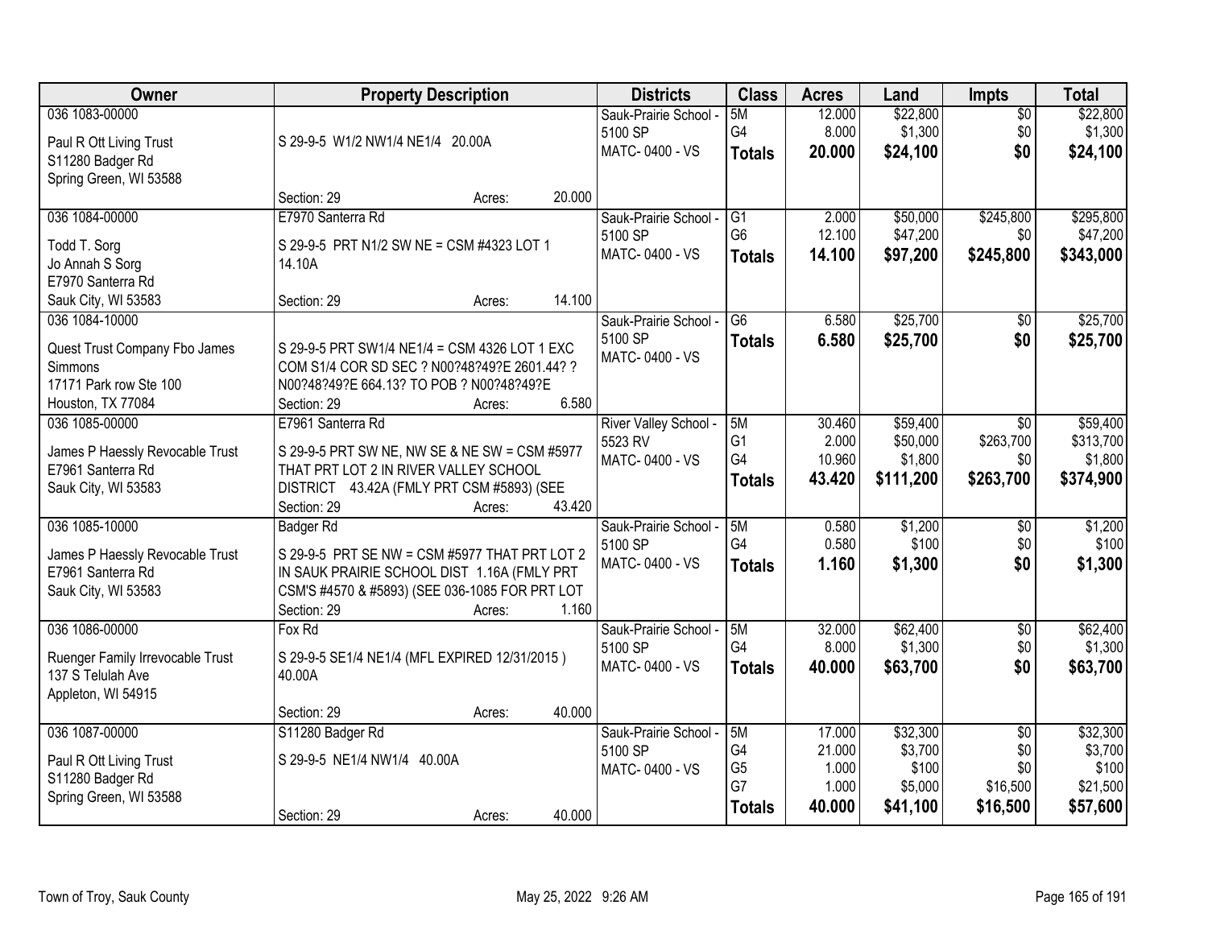| Owner | Property Description | Districts | Class | Acres | Land | Impts | Total |
|---|---|---|---|---|---|---|---|
| 036 1083-00000<br><br>Paul R Ott Living Trust<br>S11280 Badger Rd<br>Spring Green, WI 53588 | S 29-9-5 W1/2 NW1/4 NE1/4 20.00A<br><br>Section: 29 Acres: 20.000 | Sauk-Prairie School - 5100 SP<br>MATC- 0400 - VS | 5M<br>G4<br>**Totals** | 12.000<br>8.000<br>**20.000** | $22,800<br>$1,300<br>**$24,100** | $0<br>$0<br>**$0** | $22,800<br>$1,300<br>**$24,100** |
| 036 1084-00000<br><br>Todd T. Sorg<br>Jo Annah S Sorg<br>E7970 Santerra Rd<br>Sauk City, WI 53583 | E7970 Santerra Rd<br>S 29-9-5 PRT N1/2 SW NE = CSM #4323 LOT 1 14.10A<br><br>Section: 29 Acres: 14.100 | Sauk-Prairie School - 5100 SP<br>MATC- 0400 - VS | G1<br>G6<br>**Totals** | 2.000<br>12.100<br>**14.100** | $50,000<br>$47,200<br>**$97,200** | $245,800<br>$0<br>**$245,800** | $295,800<br>$47,200<br>**$343,000** |
| 036 1084-10000<br><br>Quest Trust Company Fbo James Simmons<br>17171 Park row Ste 100<br>Houston, TX 77084 | S 29-9-5 PRT SW1/4 NE1/4 = CSM 4326 LOT 1 EXC COM S1/4 COR SD SEC ? N00?48?49?E 2601.44? ? N00?48?49?E 664.13? TO POB ? N00?48?49?E<br>Section: 29 Acres: 6.580 | Sauk-Prairie School - 5100 SP<br>MATC- 0400 - VS | G6<br>**Totals** | 6.580<br>**6.580** | $25,700<br>**$25,700** | $0<br>**$0** | $25,700<br>**$25,700** |
| 036 1085-00000<br><br>James P Haessly Revocable Trust<br>E7961 Santerra Rd<br>Sauk City, WI 53583 | E7961 Santerra Rd<br>S 29-9-5 PRT SW NE, NW SE & NE SW = CSM #5977 THAT PRT LOT 2 IN RIVER VALLEY SCHOOL DISTRICT 43.42A (FMLY PRT CSM #5893) (SEE<br>Section: 29 Acres: 43.420 | River Valley School - 5523 RV<br>MATC- 0400 - VS | 5M<br>G1<br>G4<br>**Totals** | 30.460<br>2.000<br>10.960<br>**43.420** | $59,400<br>$50,000<br>$1,800<br>**$111,200** | $0<br>$263,700<br>$0<br>**$263,700** | $59,400<br>$313,700<br>$1,800<br>**$374,900** |
| 036 1085-10000<br><br>James P Haessly Revocable Trust<br>E7961 Santerra Rd<br>Sauk City, WI 53583 | Badger Rd<br>S 29-9-5 PRT SE NW = CSM #5977 THAT PRT LOT 2 IN SAUK PRAIRIE SCHOOL DIST 1.16A (FMLY PRT CSM'S #4570 & #5893) (SEE 036-1085 FOR PRT LOT<br>Section: 29 Acres: 1.160 | Sauk-Prairie School - 5100 SP<br>MATC- 0400 - VS | 5M<br>G4<br>**Totals** | 0.580<br>0.580<br>**1.160** | $1,200<br>$100<br>**$1,300** | $0<br>$0<br>**$0** | $1,200<br>$100<br>**$1,300** |
| 036 1086-00000<br><br>Ruenger Family Irrevocable Trust<br>137 S Telulah Ave<br>Appleton, WI 54915 | Fox Rd<br>S 29-9-5 SE1/4 NE1/4 (MFL EXPIRED 12/31/2015 ) 40.00A<br><br>Section: 29 Acres: 40.000 | Sauk-Prairie School - 5100 SP<br>MATC- 0400 - VS | 5M<br>G4<br>**Totals** | 32.000<br>8.000<br>**40.000** | $62,400<br>$1,300<br>**$63,700** | $0<br>$0<br>**$0** | $62,400<br>$1,300<br>**$63,700** |
| 036 1087-00000<br><br>Paul R Ott Living Trust<br>S11280 Badger Rd<br>Spring Green, WI 53588 | S11280 Badger Rd<br>S 29-9-5 NE1/4 NW1/4 40.00A<br><br>Section: 29 Acres: 40.000 | Sauk-Prairie School - 5100 SP<br>MATC- 0400 - VS | 5M<br>G4<br>G5<br>G7<br>**Totals** | 17.000<br>21.000<br>1.000<br>1.000<br>**40.000** | $32,300<br>$3,700<br>$100<br>$5,000<br>**$41,100** | $0<br>$0<br>$0<br>$16,500<br>**$16,500** | $32,300<br>$3,700<br>$100<br>$21,500<br>**$57,600** |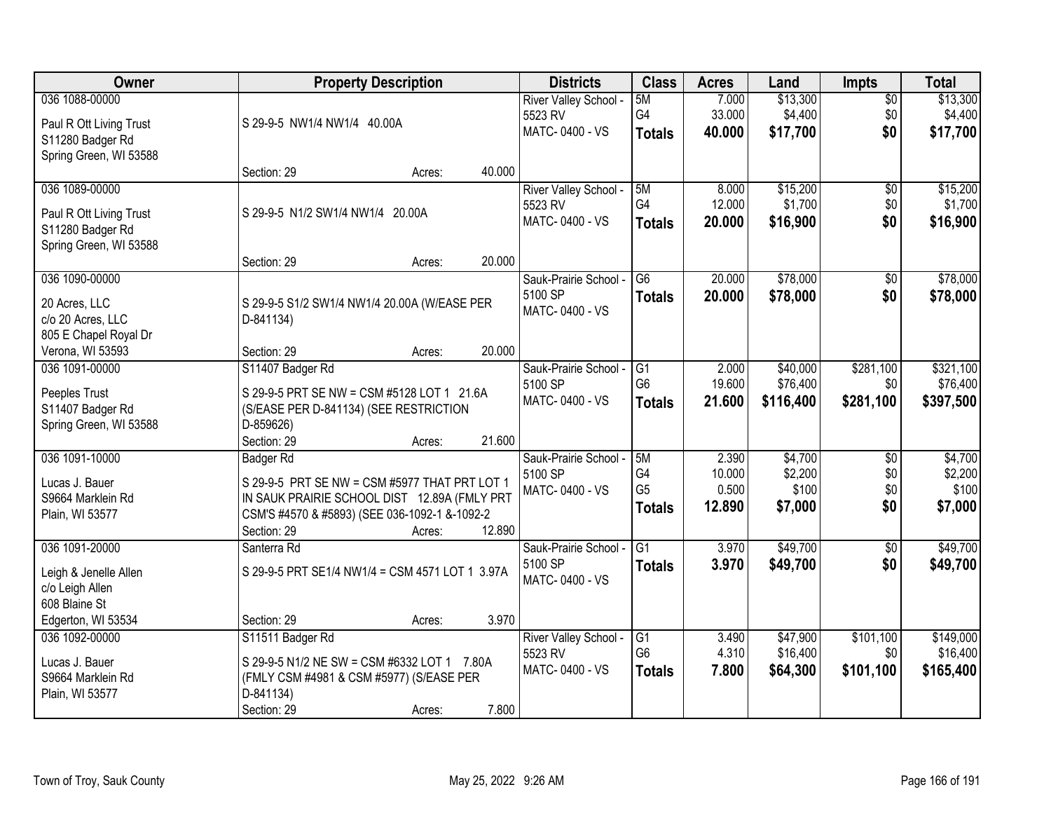| Owner | Property Description | Districts | Class | Acres | Land | Impts | Total |
|---|---|---|---|---|---|---|---|
| 036 1088-00000<br>Paul R Ott Living Trust<br>S11280 Badger Rd<br>Spring Green, WI 53588 | S 29-9-5 NW1/4 NW1/4 40.00A<br>Section: 29 Acres: 40.000 | River Valley School - 5523 RV<br>MATC- 0400 - VS | 5M<br>G4<br>**Totals** | 7.000<br>33.000<br>**40.000** | $13,300<br>$4,400<br>**$17,700** | $0<br>$0<br>**$0** | $13,300<br>$4,400<br>**$17,700** |
| 036 1089-00000<br>Paul R Ott Living Trust<br>S11280 Badger Rd<br>Spring Green, WI 53588 | S 29-9-5 N1/2 SW1/4 NW1/4 20.00A<br>Section: 29 Acres: 20.000 | River Valley School - 5523 RV<br>MATC- 0400 - VS | 5M<br>G4<br>**Totals** | 8.000<br>12.000<br>**20.000** | $15,200<br>$1,700<br>**$16,900** | $0<br>$0<br>**$0** | $15,200<br>$1,700<br>**$16,900** |
| 036 1090-00000<br>20 Acres, LLC<br>c/o 20 Acres, LLC<br>805 E Chapel Royal Dr<br>Verona, WI 53593 | S 29-9-5 S1/2 SW1/4 NW1/4 20.00A (W/EASE PER D-841134)<br>Section: 29 Acres: 20.000 | Sauk-Prairie School - 5100 SP<br>MATC- 0400 - VS | G6<br>**Totals** | 20.000<br>**20.000** | $78,000<br>**$78,000** | $0<br>**$0** | $78,000<br>**$78,000** |
| 036 1091-00000<br>Peeples Trust<br>S11407 Badger Rd<br>Spring Green, WI 53588 | S11407 Badger Rd<br>S 29-9-5 PRT SE NW = CSM #5128 LOT 1 21.6A (S/EASE PER D-841134) (SEE RESTRICTION D-859626)<br>Section: 29 Acres: 21.600 | Sauk-Prairie School - 5100 SP<br>MATC- 0400 - VS | G1<br>G6<br>**Totals** | 2.000<br>19.600<br>**21.600** | $40,000<br>$76,400<br>**$116,400** | $281,100<br>$0<br>**$281,100** | $321,100<br>$76,400<br>**$397,500** |
| 036 1091-10000<br>Lucas J. Bauer<br>S9664 Marklein Rd<br>Plain, WI 53577 | Badger Rd<br>S 29-9-5 PRT SE NW = CSM #5977 THAT PRT LOT 1 IN SAUK PRAIRIE SCHOOL DIST 12.89A (FMLY PRT CSM'S #4570 & #5893) (SEE 036-1092-1 &-1092-2<br>Section: 29 Acres: 12.890 | Sauk-Prairie School - 5100 SP<br>MATC- 0400 - VS | 5M<br>G4<br>G5<br>**Totals** | 2.390<br>10.000<br>0.500<br>**12.890** | $4,700<br>$2,200<br>$100<br>**$7,000** | $0<br>$0<br>$0<br>**$0** | $4,700<br>$2,200<br>$100<br>**$7,000** |
| 036 1091-20000<br>Leigh & Jenelle Allen<br>c/o Leigh Allen<br>608 Blaine St<br>Edgerton, WI 53534 | Santerra Rd<br>S 29-9-5 PRT SE1/4 NW1/4 = CSM 4571 LOT 1 3.97A<br>Section: 29 Acres: 3.970 | Sauk-Prairie School - 5100 SP<br>MATC- 0400 - VS | G1<br>**Totals** | 3.970<br>**3.970** | $49,700<br>**$49,700** | $0<br>**$0** | $49,700<br>**$49,700** |
| 036 1092-00000<br>Lucas J. Bauer<br>S9664 Marklein Rd<br>Plain, WI 53577 | S11511 Badger Rd<br>S 29-9-5 N1/2 NE SW = CSM #6332 LOT 1 7.80A (FMLY CSM #4981 & CSM #5977) (S/EASE PER D-841134)<br>Section: 29 Acres: 7.800 | River Valley School - 5523 RV<br>MATC- 0400 - VS | G1<br>G6<br>**Totals** | 3.490<br>4.310<br>**7.800** | $47,900<br>$16,400<br>**$64,300** | $101,100<br>$0<br>**$101,100** | $149,000<br>$16,400<br>**$165,400** |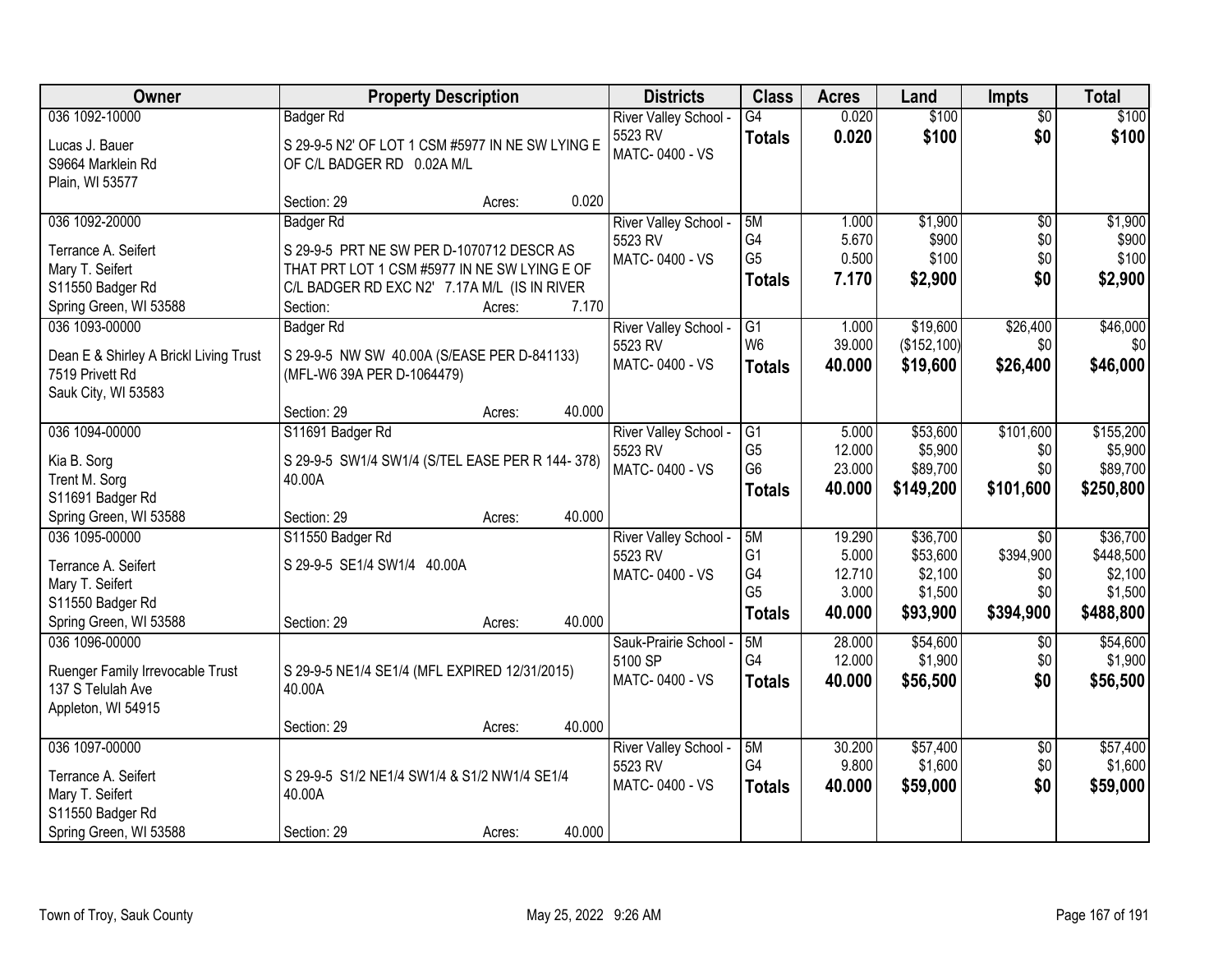| Owner | Property Description | Districts | Class | Acres | Land | Impts | Total |
|---|---|---|---|---|---|---|---|
| 036 1092-10000<br>Lucas J. Bauer<br>S9664 Marklein Rd<br>Plain, WI 53577 | Badger Rd<br>S 29-9-5 N2' OF LOT 1 CSM #5977 IN NE SW LYING E OF C/L BADGER RD 0.02A M/L<br>Section: 29 Acres: 0.020 | River Valley School - 5523 RV<br>MATC- 0400 - VS | G4<br>**Totals** | 0.020<br>**0.020** | $100<br>**$100** | $0<br>**$0** | $100<br>**$100** |
| 036 1092-20000<br>Terrance A. Seifert<br>Mary T. Seifert<br>S11550 Badger Rd<br>Spring Green, WI 53588 | Badger Rd<br>S 29-9-5 PRT NE SW PER D-1070712 DESCR AS THAT PRT LOT 1 CSM #5977 IN NE SW LYING E OF C/L BADGER RD EXC N2' 7.17A M/L (IS IN RIVER<br>Section: Acres: 7.170 | River Valley School - 5523 RV<br>MATC- 0400 - VS | 5M<br>G4<br>G5<br>**Totals** | 1.000<br>5.670<br>0.500<br>**7.170** | $1,900<br>$900<br>$100<br>**$2,900** | $0<br>$0<br>$0<br>**$0** | $1,900<br>$900<br>$100<br>**$2,900** |
| 036 1093-00000<br>Dean E & Shirley A Brickl Living Trust<br>7519 Privett Rd<br>Sauk City, WI 53583 | Badger Rd<br>S 29-9-5 NW SW 40.00A (S/EASE PER D-841133) (MFL-W6 39A PER D-1064479)<br>Section: 29 Acres: 40.000 | River Valley School - 5523 RV<br>MATC- 0400 - VS | G1<br>W6<br>**Totals** | 1.000<br>39.000<br>**40.000** | $19,600<br>($152,100)<br>**$19,600** | $26,400<br>$0<br>**$26,400** | $46,000<br>$0<br>**$46,000** |
| 036 1094-00000<br>Kia B. Sorg<br>Trent M. Sorg<br>S11691 Badger Rd<br>Spring Green, WI 53588 | S11691 Badger Rd<br>S 29-9-5 SW1/4 SW1/4 (S/TEL EASE PER R 144- 378) 40.00A<br>Section: 29 Acres: 40.000 | River Valley School - 5523 RV<br>MATC- 0400 - VS | G1<br>G5<br>G6<br>**Totals** | 5.000<br>12.000<br>23.000<br>**40.000** | $53,600<br>$5,900<br>$89,700<br>**$149,200** | $101,600<br>$0<br>$0<br>**$101,600** | $155,200<br>$5,900<br>$89,700<br>**$250,800** |
| 036 1095-00000<br>Terrance A. Seifert<br>Mary T. Seifert<br>S11550 Badger Rd<br>Spring Green, WI 53588 | S11550 Badger Rd<br>S 29-9-5 SE1/4 SW1/4 40.00A<br>Section: 29 Acres: 40.000 | River Valley School - 5523 RV<br>MATC- 0400 - VS | 5M<br>G1<br>G4<br>G5<br>**Totals** | 19.290<br>5.000<br>12.710<br>3.000<br>**40.000** | $36,700<br>$53,600<br>$2,100<br>$1,500<br>**$93,900** | $0<br>$394,900<br>$0<br>$0<br>**$394,900** | $36,700<br>$448,500<br>$2,100<br>$1,500<br>**$488,800** |
| 036 1096-00000<br>Ruenger Family Irrevocable Trust<br>137 S Telulah Ave<br>Appleton, WI 54915 | S 29-9-5 NE1/4 SE1/4 (MFL EXPIRED 12/31/2015) 40.00A<br>Section: 29 Acres: 40.000 | Sauk-Prairie School - 5100 SP<br>MATC- 0400 - VS | 5M<br>G4<br>**Totals** | 28.000<br>12.000<br>**40.000** | $54,600<br>$1,900<br>**$56,500** | $0<br>$0<br>**$0** | $54,600<br>$1,900<br>**$56,500** |
| 036 1097-00000<br>Terrance A. Seifert<br>Mary T. Seifert<br>S11550 Badger Rd<br>Spring Green, WI 53588 | S 29-9-5 S1/2 NE1/4 SW1/4 & S1/2 NW1/4 SE1/4 40.00A<br>Section: 29 Acres: 40.000 | River Valley School - 5523 RV<br>MATC- 0400 - VS | 5M<br>G4<br>**Totals** | 30.200<br>9.800<br>**40.000** | $57,400<br>$1,600<br>**$59,000** | $0<br>$0<br>**$0** | $57,400<br>$1,600<br>**$59,000** |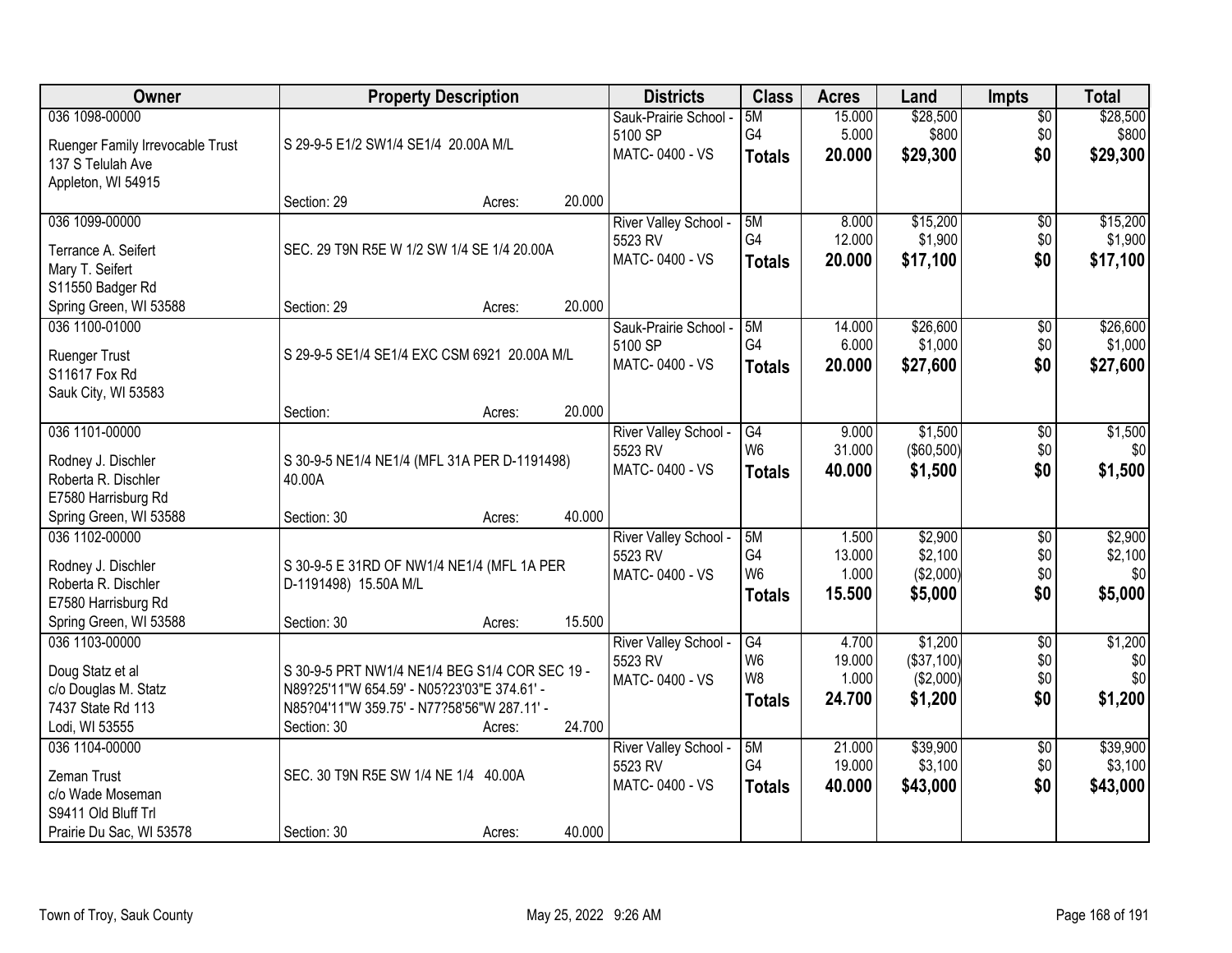| Owner | Property Description | Districts | Class | Acres | Land | Impts | Total |
|---|---|---|---|---|---|---|---|
| 036 1098-00000<br>Ruenger Family Irrevocable Trust<br>137 S Telulah Ave<br>Appleton, WI 54915 | S 29-9-5 E1/2 SW1/4 SE1/4 20.00A M/L<br>Section: 29 Acres: 20.000 | Sauk-Prairie School - 5100 SP<br>MATC- 0400 - VS | 5M<br>G4<br>**Totals** | 15.000<br>5.000<br>**20.000** | $28,500<br>$800<br>**$29,300** | $0<br>$0<br>**$0** | $28,500<br>$800<br>**$29,300** |
| 036 1099-00000<br>Terrance A. Seifert<br>Mary T. Seifert<br>S11550 Badger Rd<br>Spring Green, WI 53588 | SEC. 29 T9N R5E W 1/2 SW 1/4 SE 1/4 20.00A<br>Section: 29 Acres: 20.000 | River Valley School - 5523 RV<br>MATC- 0400 - VS | 5M<br>G4<br>**Totals** | 8.000<br>12.000<br>**20.000** | $15,200<br>$1,900<br>**$17,100** | $0<br>$0<br>**$0** | $15,200<br>$1,900<br>**$17,100** |
| 036 1100-01000<br>Ruenger Trust<br>S11617 Fox Rd<br>Sauk City, WI 53583 | S 29-9-5 SE1/4 SE1/4 EXC CSM 6921 20.00A M/L<br>Section: Acres: 20.000 | Sauk-Prairie School - 5100 SP<br>MATC- 0400 - VS | 5M<br>G4<br>**Totals** | 14.000<br>6.000<br>**20.000** | $26,600<br>$1,000<br>**$27,600** | $0<br>$0<br>**$0** | $26,600<br>$1,000<br>**$27,600** |
| 036 1101-00000<br>Rodney J. Dischler<br>Roberta R. Dischler<br>E7580 Harrisburg Rd<br>Spring Green, WI 53588 | S 30-9-5 NE1/4 NE1/4 (MFL 31A PER D-1191498) 40.00A<br>Section: 30 Acres: 40.000 | River Valley School - 5523 RV<br>MATC- 0400 - VS | G4<br>W6<br>**Totals** | 9.000<br>31.000<br>**40.000** | $1,500<br>($60,500)<br>**$1,500** | $0<br>$0<br>**$0** | $1,500<br>$0<br>**$1,500** |
| 036 1102-00000<br>Rodney J. Dischler<br>Roberta R. Dischler<br>E7580 Harrisburg Rd<br>Spring Green, WI 53588 | S 30-9-5 E 31RD OF NW1/4 NE1/4 (MFL 1A PER D-1191498) 15.50A M/L<br>Section: 30 Acres: 15.500 | River Valley School - 5523 RV<br>MATC- 0400 - VS | 5M<br>G4<br>W6<br>**Totals** | 1.500<br>13.000<br>1.000<br>**15.500** | $2,900<br>$2,100<br>($2,000)<br>**$5,000** | $0<br>$0<br>$0<br>**$0** | $2,900<br>$2,100<br>$0<br>**$5,000** |
| 036 1103-00000<br>Doug Statz et al<br>c/o Douglas M. Statz<br>7437 State Rd 113<br>Lodi, WI 53555 | S 30-9-5 PRT NW1/4 NE1/4 BEG S1/4 COR SEC 19 - N89?25'11"W 654.59' - N05?23'03"E 374.61' - N85?04'11"W 359.75' - N77?58'56"W 287.11' -<br>Section: 30 Acres: 24.700 | River Valley School - 5523 RV<br>MATC- 0400 - VS | G4<br>W6<br>W8<br>**Totals** | 4.700<br>19.000<br>1.000<br>**24.700** | $1,200<br>($37,100)<br>($2,000)<br>**$1,200** | $0<br>$0<br>$0<br>**$0** | $1,200<br>$0<br>$0<br>**$1,200** |
| 036 1104-00000<br>Zeman Trust<br>c/o Wade Moseman<br>S9411 Old Bluff Trl<br>Prairie Du Sac, WI 53578 | SEC. 30 T9N R5E SW 1/4 NE 1/4 40.00A<br>Section: 30 Acres: 40.000 | River Valley School - 5523 RV<br>MATC- 0400 - VS | 5M<br>G4<br>**Totals** | 21.000<br>19.000<br>**40.000** | $39,900<br>$3,100<br>**$43,000** | $0<br>$0<br>**$0** | $39,900<br>$3,100<br>**$43,000** |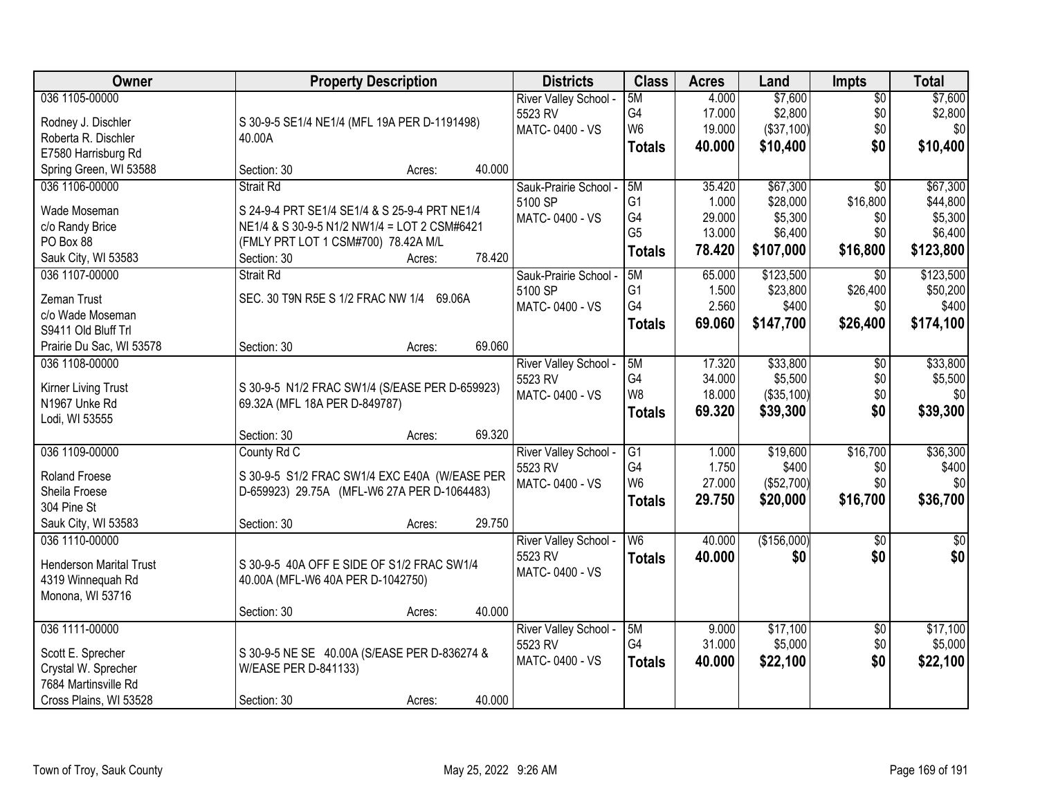| Owner | Property Description | Districts | Class | Acres | Land | Impts | Total |
|---|---|---|---|---|---|---|---|
| 036 1105-00000<br><br>Rodney J. Dischler<br>Roberta R. Dischler<br>E7580 Harrisburg Rd<br>Spring Green, WI 53588 | S 30-9-5 SE1/4 NE1/4 (MFL 19A PER D-1191498) 40.00A<br><br>Section: 30 Acres: 40.000 | River Valley School - 5523 RV<br>MATC- 0400 - VS | 5M<br>G4<br>W6<br>**Totals** | 4.000<br>17.000<br>19.000<br>**40.000** | $7,600<br>$2,800<br>($37,100)<br>**$10,400** | $0<br>$0<br>$0<br>**$0** | $7,600<br>$2,800<br>$0<br>**$10,400** |
| 036 1106-00000<br><br>Wade Moseman<br>c/o Randy Brice<br>PO Box 88<br>Sauk City, WI 53583 | Strait Rd<br>S 24-9-4 PRT SE1/4 SE1/4 & S 25-9-4 PRT NE1/4 NE1/4 & S 30-9-5 N1/2 NW1/4 = LOT 2 CSM#6421 (FMLY PRT LOT 1 CSM#700) 78.42A M/L<br>Section: 30 Acres: 78.420 | Sauk-Prairie School - 5100 SP<br>MATC- 0400 - VS | 5M<br>G1<br>G4<br>G5<br>**Totals** | 35.420<br>1.000<br>29.000<br>13.000<br>**78.420** | $67,300<br>$28,000<br>$5,300<br>$6,400<br>**$107,000** | $0<br>$16,800<br>$0<br>$0<br>**$16,800** | $67,300<br>$44,800<br>$5,300<br>$6,400<br>**$123,800** |
| 036 1107-00000<br><br>Zeman Trust<br>c/o Wade Moseman<br>S9411 Old Bluff Trl<br>Prairie Du Sac, WI 53578 | Strait Rd<br>SEC. 30 T9N R5E S 1/2 FRAC NW 1/4 69.06A<br><br>Section: 30 Acres: 69.060 | Sauk-Prairie School - 5100 SP<br>MATC- 0400 - VS | 5M<br>G1<br>G4<br>**Totals** | 65.000<br>1.500<br>2.560<br>**69.060** | $123,500<br>$23,800<br>$400<br>**$147,700** | $0<br>$26,400<br>$0<br>**$26,400** | $123,500<br>$50,200<br>$400<br>**$174,100** |
| 036 1108-00000<br><br>Kirner Living Trust<br>N1967 Unke Rd<br>Lodi, WI 53555 | S 30-9-5 N1/2 FRAC SW1/4 (S/EASE PER D-659923) 69.32A (MFL 18A PER D-849787)<br><br>Section: 30 Acres: 69.320 | River Valley School - 5523 RV<br>MATC- 0400 - VS | 5M<br>G4<br>W8<br>**Totals** | 17.320<br>34.000<br>18.000<br>**69.320** | $33,800<br>$5,500<br>($35,100)<br>**$39,300** | $0<br>$0<br>$0<br>**$0** | $33,800<br>$5,500<br>$0<br>**$39,300** |
| 036 1109-00000<br><br>Roland Froese<br>Sheila Froese<br>304 Pine St<br>Sauk City, WI 53583 | County Rd C<br>S 30-9-5 S1/2 FRAC SW1/4 EXC E40A (W/EASE PER D-659923) 29.75A (MFL-W6 27A PER D-1064483)<br>Section: 30 Acres: 29.750 | River Valley School - 5523 RV<br>MATC- 0400 - VS | G1<br>G4<br>W6<br>**Totals** | 1.000<br>1.750<br>27.000<br>**29.750** | $19,600<br>$400<br>($52,700)<br>**$20,000** | $16,700<br>$0<br>$0<br>**$16,700** | $36,300<br>$400<br>$0<br>**$36,700** |
| 036 1110-00000<br><br>Henderson Marital Trust<br>4319 Winnequah Rd<br>Monona, WI 53716 | S 30-9-5 40A OFF E SIDE OF S1/2 FRAC SW1/4 40.00A (MFL-W6 40A PER D-1042750)<br><br>Section: 30 Acres: 40.000 | River Valley School - 5523 RV<br>MATC- 0400 - VS | W6<br>**Totals** | 40.000<br>**40.000** | ($156,000)<br>**$0** | $0<br>**$0** | $0<br>**$0** |
| 036 1111-00000<br><br>Scott E. Sprecher<br>Crystal W. Sprecher<br>7684 Martinsville Rd<br>Cross Plains, WI 53528 | S 30-9-5 NE SE 40.00A (S/EASE PER D-836274 & W/EASE PER D-841133)<br><br>Section: 30 Acres: 40.000 | River Valley School - 5523 RV<br>MATC- 0400 - VS | 5M<br>G4<br>**Totals** | 9.000<br>31.000<br>**40.000** | $17,100<br>$5,000<br>**$22,100** | $0<br>$0<br>**$0** | $17,100<br>$5,000<br>**$22,100** |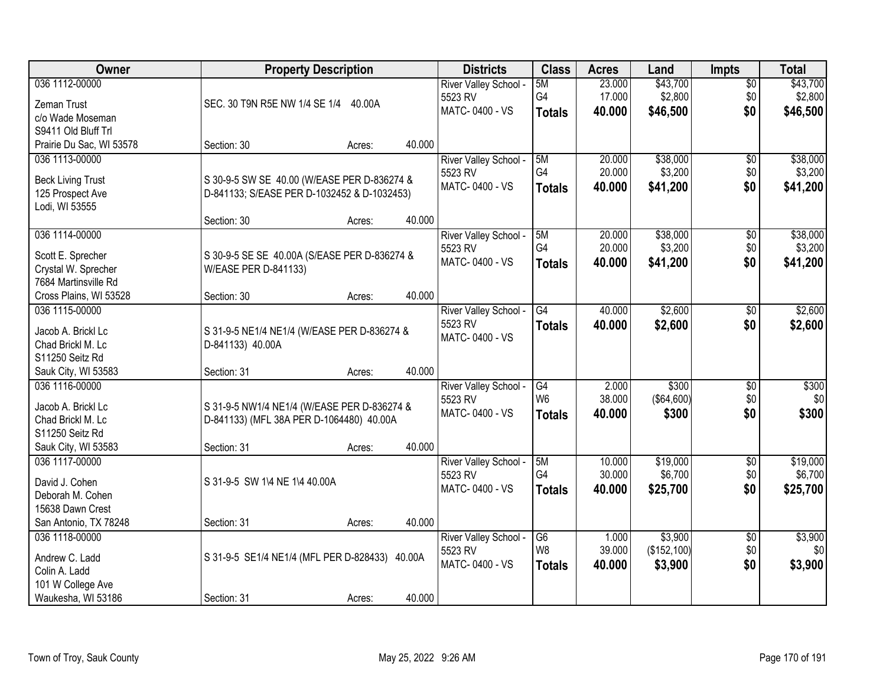| Owner | Property Description | Districts | Class | Acres | Land | Impts | Total |
|---|---|---|---|---|---|---|---|
| 036 1112-00000<br>Zeman Trust<br>c/o Wade Moseman<br>S9411 Old Bluff Trl<br>Prairie Du Sac, WI 53578 | SEC. 30 T9N R5E NW 1/4 SE 1/4 40.00A<br>Section: 30 Acres: 40.000 | River Valley School - 5523 RV<br>MATC- 0400 - VS | 5M<br>G4<br>**Totals** | 23.000<br>17.000<br>**40.000** | $43,700<br>$2,800<br>**$46,500** | $0<br>$0<br>**$0** | $43,700<br>$2,800<br>**$46,500** |
| 036 1113-00000<br>Beck Living Trust<br>125 Prospect Ave<br>Lodi, WI 53555 | S 30-9-5 SW SE 40.00 (W/EASE PER D-836274 & D-841133; S/EASE PER D-1032452 & D-1032453)<br>Section: 30 Acres: 40.000 | River Valley School - 5523 RV<br>MATC- 0400 - VS | 5M<br>G4<br>**Totals** | 20.000<br>20.000<br>**40.000** | $38,000<br>$3,200<br>**$41,200** | $0<br>$0<br>**$0** | $38,000<br>$3,200<br>**$41,200** |
| 036 1114-00000<br>Scott E. Sprecher<br>Crystal W. Sprecher<br>7684 Martinsville Rd<br>Cross Plains, WI 53528 | S 30-9-5 SE SE 40.00A (S/EASE PER D-836274 & W/EASE PER D-841133)<br>Section: 30 Acres: 40.000 | River Valley School - 5523 RV<br>MATC- 0400 - VS | 5M<br>G4<br>**Totals** | 20.000<br>20.000<br>**40.000** | $38,000<br>$3,200<br>**$41,200** | $0<br>$0<br>**$0** | $38,000<br>$3,200<br>**$41,200** |
| 036 1115-00000<br>Jacob A. Brickl Lc<br>Chad Brickl M. Lc<br>S11250 Seitz Rd<br>Sauk City, WI 53583 | S 31-9-5 NE1/4 NE1/4 (W/EASE PER D-836274 & D-841133) 40.00A<br>Section: 31 Acres: 40.000 | River Valley School - 5523 RV<br>MATC- 0400 - VS | G4<br>**Totals** | 40.000<br>**40.000** | $2,600<br>**$2,600** | $0<br>**$0** | $2,600<br>**$2,600** |
| 036 1116-00000<br>Jacob A. Brickl Lc<br>Chad Brickl M. Lc<br>S11250 Seitz Rd<br>Sauk City, WI 53583 | S 31-9-5 NW1/4 NE1/4 (W/EASE PER D-836274 & D-841133) (MFL 38A PER D-1064480) 40.00A<br>Section: 31 Acres: 40.000 | River Valley School - 5523 RV<br>MATC- 0400 - VS | G4<br>W6<br>**Totals** | 2.000<br>38.000<br>**40.000** | $300<br>($64,600)<br>**$300** | $0<br>$0<br>**$0** | $300<br>$0<br>**$300** |
| 036 1117-00000<br>David J. Cohen<br>Deborah M. Cohen<br>15638 Dawn Crest<br>San Antonio, TX 78248 | S 31-9-5 SW 1\4 NE 1\4 40.00A<br>Section: 31 Acres: 40.000 | River Valley School - 5523 RV<br>MATC- 0400 - VS | 5M<br>G4<br>**Totals** | 10.000<br>30.000<br>**40.000** | $19,000<br>$6,700<br>**$25,700** | $0<br>$0<br>**$0** | $19,000<br>$6,700<br>**$25,700** |
| 036 1118-00000<br>Andrew C. Ladd<br>Colin A. Ladd<br>101 W College Ave<br>Waukesha, WI 53186 | S 31-9-5 SE1/4 NE1/4 (MFL PER D-828433) 40.00A<br>Section: 31 Acres: 40.000 | River Valley School - 5523 RV<br>MATC- 0400 - VS | G6<br>W8<br>**Totals** | 1.000<br>39.000<br>**40.000** | $3,900<br>($152,100)<br>**$3,900** | $0<br>$0<br>**$0** | $3,900<br>$0<br>**$3,900** |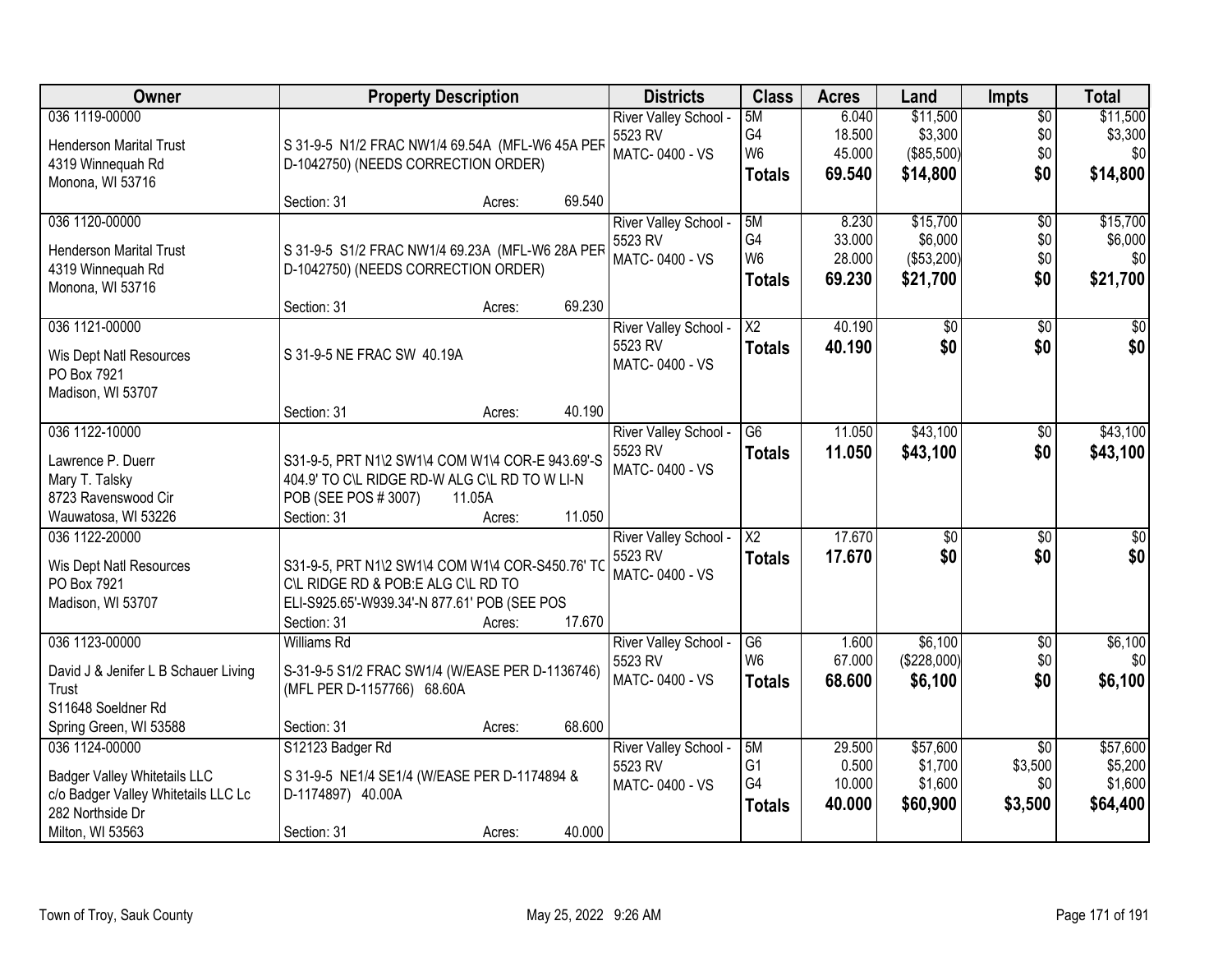| Owner | Property Description | Districts | Class | Acres | Land | Impts | Total |
|---|---|---|---|---|---|---|---|
| 036 1119-00000<br>Henderson Marital Trust<br>4319 Winnequah Rd<br>Monona, WI 53716 | S 31-9-5 N1/2 FRAC NW1/4 69.54A (MFL-W6 45A PER D-1042750) (NEEDS CORRECTION ORDER)<br>Section: 31 Acres: 69.540 | River Valley School - 5523 RV<br>MATC- 0400 - VS | 5M<br>G4<br>W6<br>**Totals** | 6.040<br>18.500<br>45.000<br>**69.540** | $11,500<br>$3,300<br>($85,500)<br>**$14,800** | $0<br>$0<br>$0<br>**$0** | $11,500<br>$3,300<br>$0<br>**$14,800** |
| 036 1120-00000<br>Henderson Marital Trust<br>4319 Winnequah Rd<br>Monona, WI 53716 | S 31-9-5 S1/2 FRAC NW1/4 69.23A (MFL-W6 28A PER D-1042750) (NEEDS CORRECTION ORDER)<br>Section: 31 Acres: 69.230 | River Valley School - 5523 RV<br>MATC- 0400 - VS | 5M<br>G4<br>W6<br>**Totals** | 8.230<br>33.000<br>28.000<br>**69.230** | $15,700<br>$6,000<br>($53,200)<br>**$21,700** | $0<br>$0<br>$0<br>**$0** | $15,700<br>$6,000<br>$0<br>**$21,700** |
| 036 1121-00000<br>Wis Dept Natl Resources<br>PO Box 7921<br>Madison, WI 53707 | S 31-9-5 NE FRAC SW 40.19A<br>Section: 31 Acres: 40.190 | River Valley School - 5523 RV<br>MATC- 0400 - VS | X2<br>**Totals** | 40.190<br>**40.190** | $0<br>**$0** | $0<br>**$0** | $0<br>**$0** |
| 036 1122-10000<br>Lawrence P. Duerr<br>Mary T. Talsky<br>8723 Ravenswood Cir<br>Wauwatosa, WI 53226 | S31-9-5, PRT N1\2 SW1\4 COM W1\4 COR-E 943.69'-S 404.9' TO C\L RIDGE RD-W ALG C\L RD TO W LI-N POB (SEE POS # 3007) 11.05A<br>Section: 31 Acres: 11.050 | River Valley School - 5523 RV<br>MATC- 0400 - VS | G6<br>**Totals** | 11.050<br>**11.050** | $43,100<br>**$43,100** | $0<br>**$0** | $43,100<br>**$43,100** |
| 036 1122-20000<br>Wis Dept Natl Resources<br>PO Box 7921<br>Madison, WI 53707 | S31-9-5, PRT N1\2 SW1\4 COM W1\4 COR-S450.76' TO C\L RIDGE RD & POB:E ALG C\L RD TO ELI-S925.65'-W939.34'-N 877.61' POB (SEE POS<br>Section: 31 Acres: 17.670 | River Valley School - 5523 RV<br>MATC- 0400 - VS | X2<br>**Totals** | 17.670<br>**17.670** | $0<br>**$0** | $0<br>**$0** | $0<br>**$0** |
| 036 1123-00000<br>David J & Jenifer L B Schauer Living Trust<br>S11648 Soeldner Rd<br>Spring Green, WI 53588 | Williams Rd<br>S-31-9-5 S1/2 FRAC SW1/4 (W/EASE PER D-1136746) (MFL PER D-1157766) 68.60A<br>Section: 31 Acres: 68.600 | River Valley School - 5523 RV<br>MATC- 0400 - VS | G6<br>W6<br>**Totals** | 1.600<br>67.000<br>**68.600** | $6,100<br>($228,000)<br>**$6,100** | $0<br>$0<br>**$0** | $6,100<br>$0<br>**$6,100** |
| 036 1124-00000<br>Badger Valley Whitetails LLC<br>c/o Badger Valley Whitetails LLC Lc<br>282 Northside Dr<br>Milton, WI 53563 | S12123 Badger Rd<br>S 31-9-5 NE1/4 SE1/4 (W/EASE PER D-1174894 & D-1174897) 40.00A<br>Section: 31 Acres: 40.000 | River Valley School - 5523 RV<br>MATC- 0400 - VS | 5M<br>G1<br>G4<br>**Totals** | 29.500<br>0.500<br>10.000<br>**40.000** | $57,600<br>$1,700<br>$1,600<br>**$60,900** | $0<br>$3,500<br>$0<br>**$3,500** | $57,600<br>$5,200<br>$1,600<br>**$64,400** |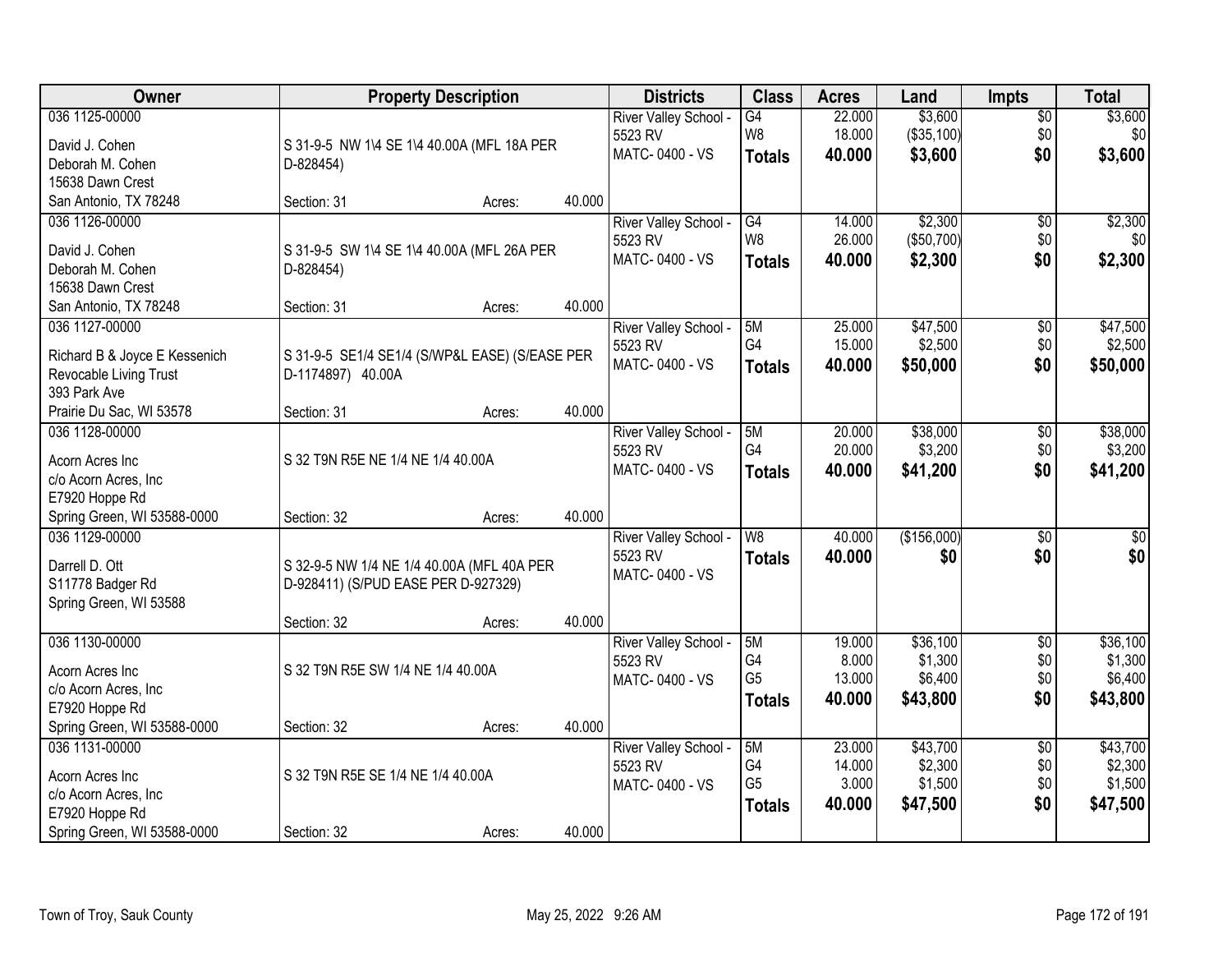| Owner | Property Description | Districts | Class | Acres | Land | Impts | Total |
|---|---|---|---|---|---|---|---|
| 036 1125-00000<br>David J. Cohen<br>Deborah M. Cohen<br>15638 Dawn Crest<br>San Antonio, TX 78248 | S 31-9-5 NW 1\4 SE 1\4 40.00A (MFL 18A PER D-828454)<br>Section: 31 Acres: 40.000 | River Valley School - 5523 RV<br>MATC- 0400 - VS | G4<br>W8<br>**Totals** | 22.000<br>18.000<br>**40.000** | $3,600<br>($35,100)<br>**$3,600** | $0<br>$0<br>**$0** | $3,600<br>$0<br>**$3,600** |
| 036 1126-00000<br>David J. Cohen<br>Deborah M. Cohen<br>15638 Dawn Crest<br>San Antonio, TX 78248 | S 31-9-5 SW 1\4 SE 1\4 40.00A (MFL 26A PER D-828454)<br>Section: 31 Acres: 40.000 | River Valley School - 5523 RV<br>MATC- 0400 - VS | G4<br>W8<br>**Totals** | 14.000<br>26.000<br>**40.000** | $2,300<br>($50,700)<br>**$2,300** | $0<br>$0<br>**$0** | $2,300<br>$0<br>**$2,300** |
| 036 1127-00000<br>Richard B & Joyce E Kessenich<br>Revocable Living Trust<br>393 Park Ave<br>Prairie Du Sac, WI 53578 | S 31-9-5 SE1/4 SE1/4 (S/WP&L EASE) (S/EASE PER D-1174897) 40.00A<br>Section: 31 Acres: 40.000 | River Valley School - 5523 RV<br>MATC- 0400 - VS | 5M<br>G4<br>**Totals** | 25.000<br>15.000<br>**40.000** | $47,500<br>$2,500<br>**$50,000** | $0<br>$0<br>**$0** | $47,500<br>$2,500<br>**$50,000** |
| 036 1128-00000<br>Acorn Acres Inc<br>c/o Acorn Acres, Inc<br>E7920 Hoppe Rd<br>Spring Green, WI 53588-0000 | S 32 T9N R5E NE 1/4 NE 1/4 40.00A<br>Section: 32 Acres: 40.000 | River Valley School - 5523 RV<br>MATC- 0400 - VS | 5M<br>G4<br>**Totals** | 20.000<br>20.000<br>**40.000** | $38,000<br>$3,200<br>**$41,200** | $0<br>$0<br>**$0** | $38,000<br>$3,200<br>**$41,200** |
| 036 1129-00000<br>Darrell D. Ott<br>S11778 Badger Rd<br>Spring Green, WI 53588 | S 32-9-5 NW 1/4 NE 1/4 40.00A (MFL 40A PER D-928411) (S/PUD EASE PER D-927329)<br>Section: 32 Acres: 40.000 | River Valley School - 5523 RV<br>MATC- 0400 - VS | W8<br>**Totals** | 40.000<br>**40.000** | ($156,000)<br>**$0** | $0<br>**$0** | $0<br>**$0** |
| 036 1130-00000<br>Acorn Acres Inc<br>c/o Acorn Acres, Inc<br>E7920 Hoppe Rd<br>Spring Green, WI 53588-0000 | S 32 T9N R5E SW 1/4 NE 1/4 40.00A<br>Section: 32 Acres: 40.000 | River Valley School - 5523 RV<br>MATC- 0400 - VS | 5M<br>G4<br>G5<br>**Totals** | 19.000<br>8.000<br>13.000<br>**40.000** | $36,100<br>$1,300<br>$6,400<br>**$43,800** | $0<br>$0<br>$0<br>**$0** | $36,100<br>$1,300<br>$6,400<br>**$43,800** |
| 036 1131-00000<br>Acorn Acres Inc<br>c/o Acorn Acres, Inc<br>E7920 Hoppe Rd<br>Spring Green, WI 53588-0000 | S 32 T9N R5E SE 1/4 NE 1/4 40.00A<br>Section: 32 Acres: 40.000 | River Valley School - 5523 RV<br>MATC- 0400 - VS | 5M<br>G4<br>G5<br>**Totals** | 23.000<br>14.000<br>3.000<br>**40.000** | $43,700<br>$2,300<br>$1,500<br>**$47,500** | $0<br>$0<br>$0<br>**$0** | $43,700<br>$2,300<br>$1,500<br>**$47,500** |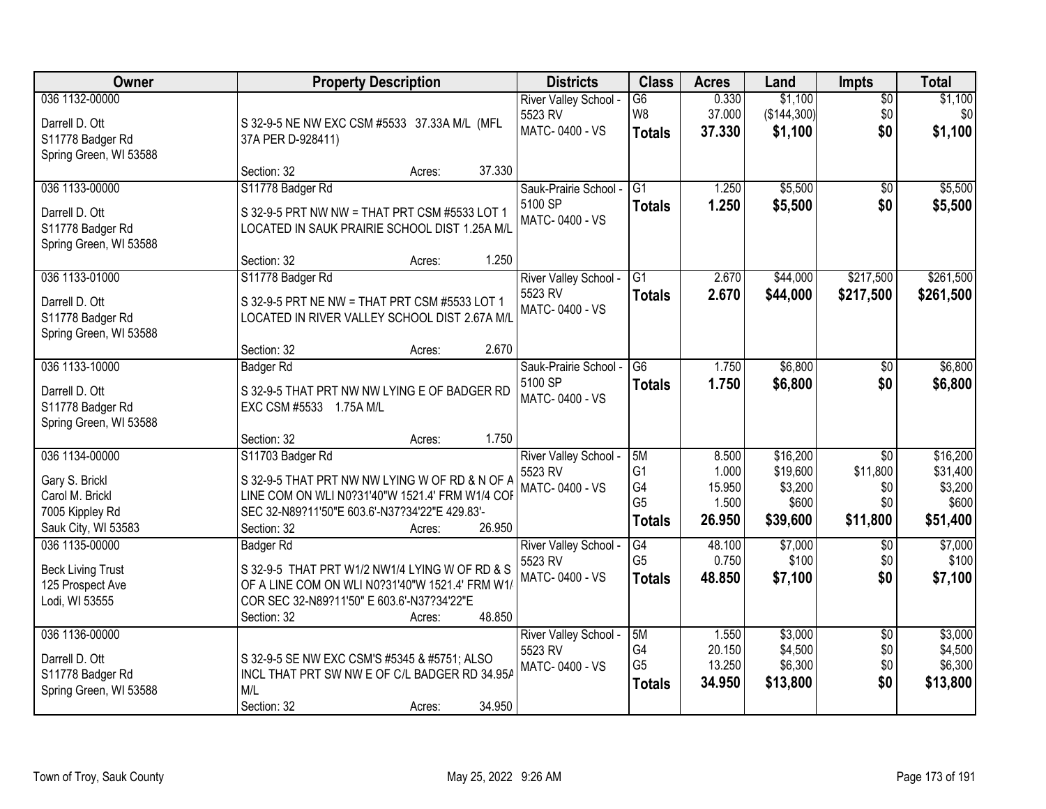| Owner | Property Description | Districts | Class | Acres | Land | Impts | Total |
|---|---|---|---|---|---|---|---|
| 036 1132-00000<br>Darrell D. Ott<br>S11778 Badger Rd<br>Spring Green, WI 53588 | S 32-9-5 NE NW EXC CSM #5533 37.33A M/L (MFL 37A PER D-928411)<br>Section: 32 Acres: 37.330 | River Valley School - 5523 RV<br>MATC- 0400 - VS | G6<br>W8<br>**Totals** | 0.330<br>37.000<br>**37.330** | $1,100<br>($144,300)<br>**$1,100** | $0<br>$0<br>**$0** | $1,100<br>$0<br>**$1,100** |
| 036 1133-00000<br>Darrell D. Ott<br>S11778 Badger Rd<br>Spring Green, WI 53588 | S11778 Badger Rd<br>S 32-9-5 PRT NW NW = THAT PRT CSM #5533 LOT 1 LOCATED IN SAUK PRAIRIE SCHOOL DIST 1.25A M/L<br>Section: 32 Acres: 1.250 | Sauk-Prairie School - 5100 SP<br>MATC- 0400 - VS | G1<br>**Totals** | 1.250<br>**1.250** | $5,500<br>**$5,500** | $0<br>**$0** | $5,500<br>**$5,500** |
| 036 1133-01000<br>Darrell D. Ott<br>S11778 Badger Rd<br>Spring Green, WI 53588 | S11778 Badger Rd<br>S 32-9-5 PRT NE NW = THAT PRT CSM #5533 LOT 1 LOCATED IN RIVER VALLEY SCHOOL DIST 2.67A M/L<br>Section: 32 Acres: 2.670 | River Valley School - 5523 RV<br>MATC- 0400 - VS | G1<br>**Totals** | 2.670<br>**2.670** | $44,000<br>**$44,000** | $217,500<br>**$217,500** | $261,500<br>**$261,500** |
| 036 1133-10000<br>Darrell D. Ott<br>S11778 Badger Rd<br>Spring Green, WI 53588 | Badger Rd<br>S 32-9-5 THAT PRT NW NW LYING E OF BADGER RD EXC CSM #5533 1.75A M/L<br>Section: 32 Acres: 1.750 | Sauk-Prairie School - 5100 SP<br>MATC- 0400 - VS | G6<br>**Totals** | 1.750<br>**1.750** | $6,800<br>**$6,800** | $0<br>**$0** | $6,800<br>**$6,800** |
| 036 1134-00000<br>Gary S. Brickl<br>Carol M. Brickl<br>7005 Kippley Rd<br>Sauk City, WI 53583 | S11703 Badger Rd<br>S 32-9-5 THAT PRT NW NW LYING W OF RD & N OF A LINE COM ON WLI N0?31'40"W 1521.4' FRM W1/4 COR SEC 32-N89?11'50"E 603.6'-N37?34'22"E 429.83'-<br>Section: 32 Acres: 26.950 | River Valley School - 5523 RV<br>MATC- 0400 - VS | 5M<br>G1<br>G4<br>G5<br>**Totals** | 8.500<br>1.000<br>15.950<br>1.500<br>**26.950** | $16,200<br>$19,600<br>$3,200<br>$600<br>**$39,600** | $0<br>$11,800<br>$0<br>$0<br>**$11,800** | $16,200<br>$31,400<br>$3,200<br>$600<br>**$51,400** |
| 036 1135-00000<br>Beck Living Trust<br>125 Prospect Ave<br>Lodi, WI 53555 | Badger Rd<br>S 32-9-5 THAT PRT W1/2 NW1/4 LYING W OF RD & S OF A LINE COM ON WLI N0?31'40"W 1521.4' FRM W1/4 COR SEC 32-N89?11'50" E 603.6'-N37?34'22"E<br>Section: 32 Acres: 48.850 | River Valley School - 5523 RV<br>MATC- 0400 - VS | G4<br>G5<br>**Totals** | 48.100<br>0.750<br>**48.850** | $7,000<br>$100<br>**$7,100** | $0<br>$0<br>**$0** | $7,000<br>$100<br>**$7,100** |
| 036 1136-00000<br>Darrell D. Ott<br>S11778 Badger Rd<br>Spring Green, WI 53588 | S 32-9-5 SE NW EXC CSM'S #5345 & #5751; ALSO INCL THAT PRT SW NW E OF C/L BADGER RD 34.95A M/L<br>Section: 32 Acres: 34.950 | River Valley School - 5523 RV<br>MATC- 0400 - VS | 5M<br>G4<br>G5<br>**Totals** | 1.550<br>20.150<br>13.250<br>**34.950** | $3,000<br>$4,500<br>$6,300<br>**$13,800** | $0<br>$0<br>$0<br>**$0** | $3,000<br>$4,500<br>$6,300<br>**$13,800** |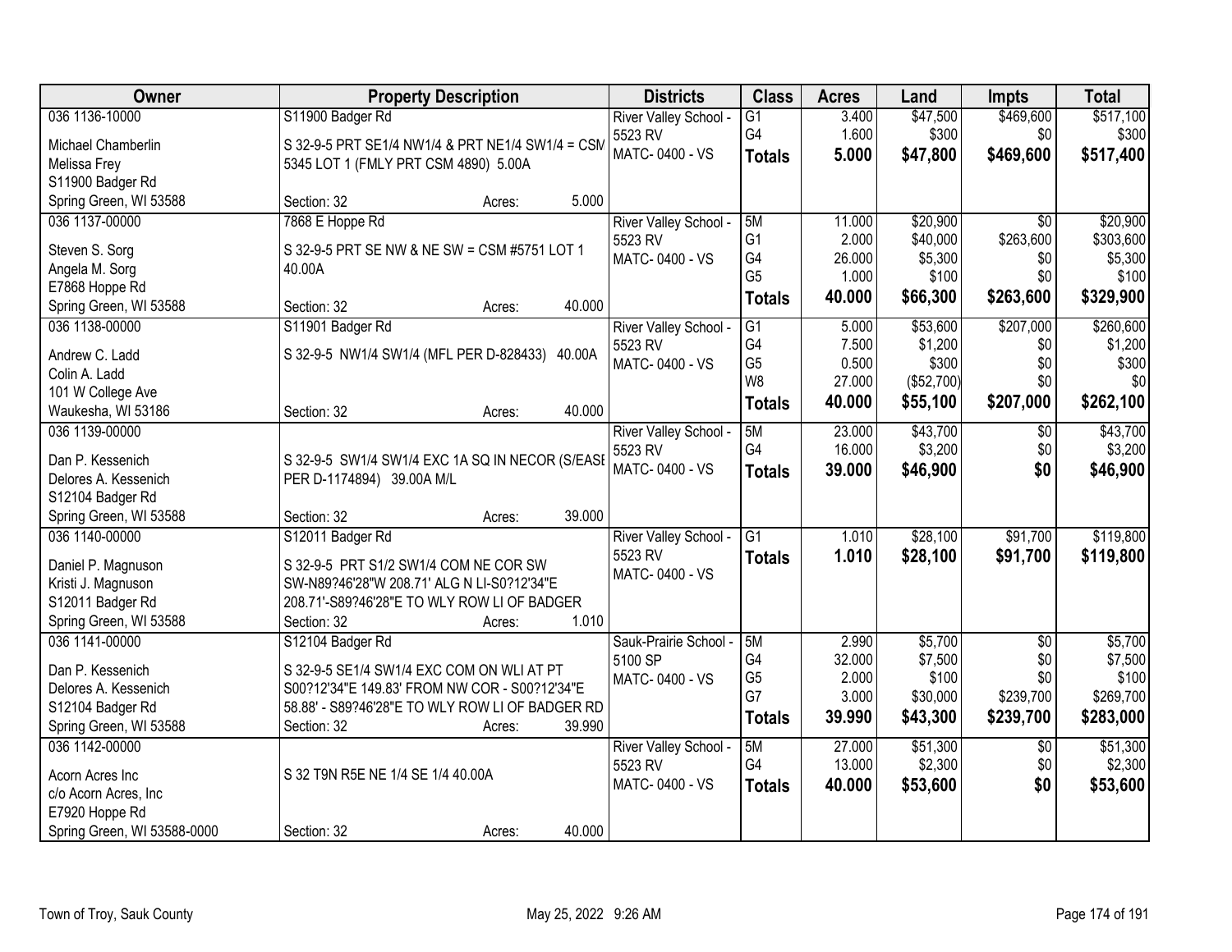| Owner | Property Description | Districts | Class | Acres | Land | Impts | Total |
|---|---|---|---|---|---|---|---|
| 036 1136-10000<br>Michael Chamberlin<br>Melissa Frey<br>S11900 Badger Rd<br>Spring Green, WI 53588 | S11900 Badger Rd<br>S 32-9-5 PRT SE1/4 NW1/4 & PRT NE1/4 SW1/4 = CSM 5345 LOT 1 (FMLY PRT CSM 4890) 5.00A<br>Section: 32 Acres: 5.000 | River Valley School - 5523 RV<br>MATC- 0400 - VS | G1<br>G4<br>**Totals** | 3.400<br>1.600<br>**5.000** | $47,500<br>$300<br>**$47,800** | $469,600<br>$0<br>**$469,600** | $517,100<br>$300<br>**$517,400** |
| 036 1137-00000<br>Steven S. Sorg<br>Angela M. Sorg<br>E7868 Hoppe Rd<br>Spring Green, WI 53588 | 7868 E Hoppe Rd<br>S 32-9-5 PRT SE NW & NE SW = CSM #5751 LOT 1 40.00A<br>Section: 32 Acres: 40.000 | River Valley School - 5523 RV<br>MATC- 0400 - VS | 5M<br>G1<br>G4<br>G5<br>**Totals** | 11.000<br>2.000<br>26.000<br>1.000<br>**40.000** | $20,900<br>$40,000<br>$5,300<br>$100<br>**$66,300** | $0<br>$263,600<br>$0<br>$0<br>**$263,600** | $20,900<br>$303,600<br>$5,300<br>$100<br>**$329,900** |
| 036 1138-00000<br>Andrew C. Ladd<br>Colin A. Ladd<br>101 W College Ave<br>Waukesha, WI 53186 | S11901 Badger Rd<br>S 32-9-5 NW1/4 SW1/4 (MFL PER D-828433) 40.00A<br>Section: 32 Acres: 40.000 | River Valley School - 5523 RV<br>MATC- 0400 - VS | G1<br>G4<br>G5<br>W8<br>**Totals** | 5.000<br>7.500<br>0.500<br>27.000<br>**40.000** | $53,600<br>$1,200<br>$300<br>($52,700)<br>**$55,100** | $207,000<br>$0<br>$0<br>$0<br>**$207,000** | $260,600<br>$1,200<br>$300<br>$0<br>**$262,100** |
| 036 1139-00000<br>Dan P. Kessenich<br>Delores A. Kessenich<br>S12104 Badger Rd<br>Spring Green, WI 53588 | S 32-9-5 SW1/4 SW1/4 EXC 1A SQ IN NECOR (S/EASE PER D-1174894) 39.00A M/L<br>Section: 32 Acres: 39.000 | River Valley School - 5523 RV<br>MATC- 0400 - VS | 5M<br>G4<br>**Totals** | 23.000<br>16.000<br>**39.000** | $43,700<br>$3,200<br>**$46,900** | $0<br>$0<br>**$0** | $43,700<br>$3,200<br>**$46,900** |
| 036 1140-00000<br>Daniel P. Magnuson<br>Kristi J. Magnuson<br>S12011 Badger Rd<br>Spring Green, WI 53588 | S12011 Badger Rd<br>S 32-9-5 PRT S1/2 SW1/4 COM NE COR SW SW-N89?46'28"W 208.71' ALG N LI-S0?12'34"E 208.71'-S89?46'28"E TO WLY ROW LI OF BADGER<br>Section: 32 Acres: 1.010 | River Valley School - 5523 RV<br>MATC- 0400 - VS | G1<br>**Totals** | 1.010<br>**1.010** | $28,100<br>**$28,100** | $91,700<br>**$91,700** | $119,800<br>**$119,800** |
| 036 1141-00000<br>Dan P. Kessenich<br>Delores A. Kessenich<br>S12104 Badger Rd<br>Spring Green, WI 53588 | S12104 Badger Rd<br>S 32-9-5 SE1/4 SW1/4 EXC COM ON WLI AT PT S00?12'34"E 149.83' FROM NW COR - S00?12'34"E 58.88' - S89?46'28"E TO WLY ROW LI OF BADGER RD<br>Section: 32 Acres: 39.990 | Sauk-Prairie School - 5100 SP<br>MATC- 0400 - VS | 5M<br>G4<br>G5<br>G7<br>**Totals** | 2.990<br>32.000<br>2.000<br>3.000<br>**39.990** | $5,700<br>$7,500<br>$100<br>$30,000<br>**$43,300** | $0<br>$0<br>$0<br>$239,700<br>**$239,700** | $5,700<br>$7,500<br>$100<br>$269,700<br>**$283,000** |
| 036 1142-00000<br>Acorn Acres Inc<br>c/o Acorn Acres, Inc<br>E7920 Hoppe Rd<br>Spring Green, WI 53588-0000 | S 32 T9N R5E NE 1/4 SE 1/4 40.00A<br>Section: 32 Acres: 40.000 | River Valley School - 5523 RV<br>MATC- 0400 - VS | 5M<br>G4<br>**Totals** | 27.000<br>13.000<br>**40.000** | $51,300<br>$2,300<br>**$53,600** | $0<br>$0<br>**$0** | $51,300<br>$2,300<br>**$53,600** |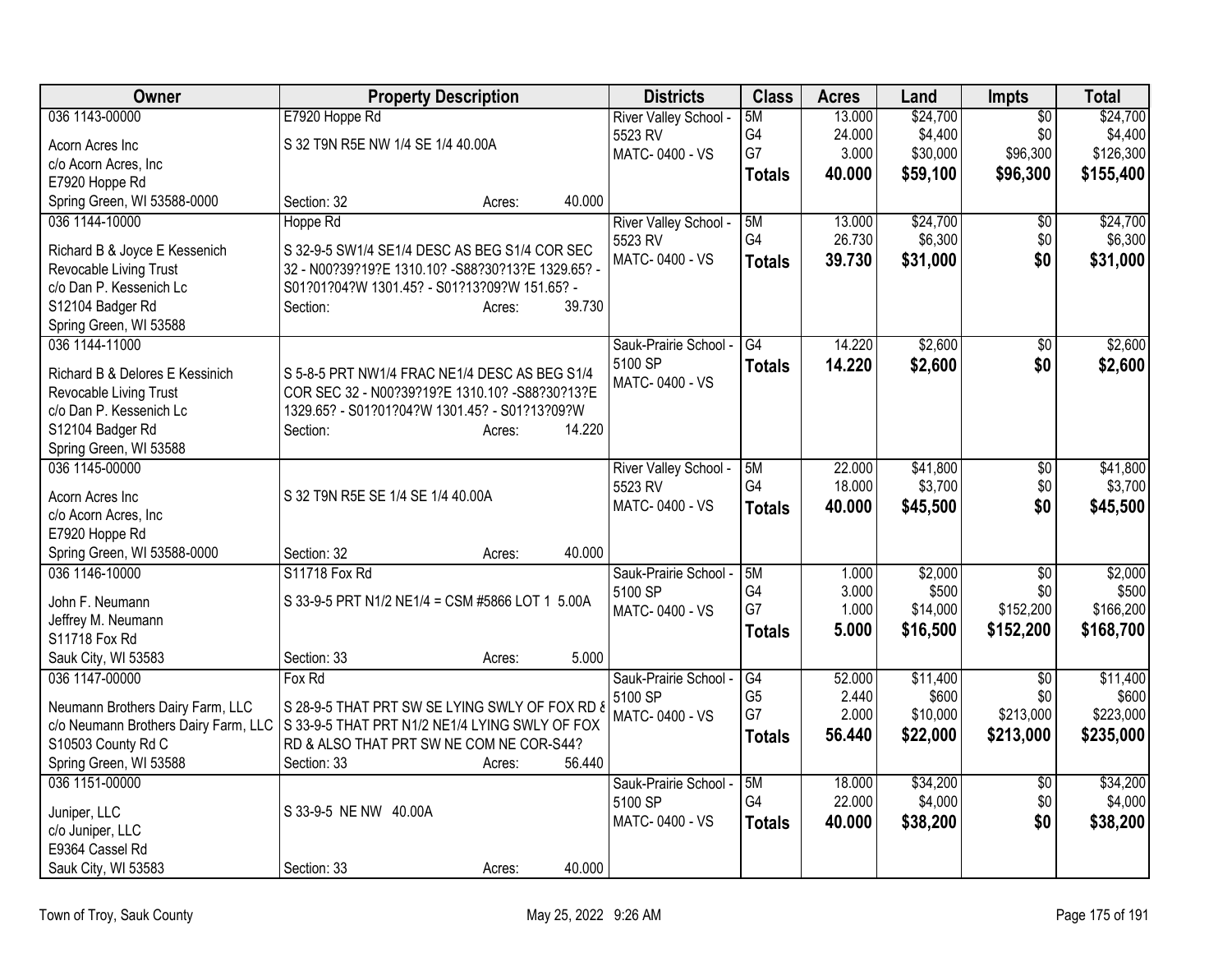| Owner | Property Description | Districts | Class | Acres | Land | Impts | Total |
|---|---|---|---|---|---|---|---|
| 036 1143-00000<br>Acorn Acres Inc<br>c/o Acorn Acres, Inc<br>E7920 Hoppe Rd<br>Spring Green, WI 53588-0000 | E7920 Hoppe Rd<br>S 32 T9N R5E NW 1/4 SE 1/4 40.00A<br>Section: 32 Acres: 40.000 | River Valley School - 5523 RV<br>MATC- 0400 - VS | 5M<br>G4<br>G7<br>**Totals** | 13.000<br>24.000<br>3.000<br>**40.000** | $24,700<br>$4,400<br>$30,000<br>**$59,100** | $0<br>$0<br>$96,300<br>**$96,300** | $24,700<br>$4,400<br>$126,300<br>**$155,400** |
| 036 1144-10000<br>Richard B & Joyce E Kessenich<br>Revocable Living Trust<br>c/o Dan P. Kessenich Lc<br>S12104 Badger Rd<br>Spring Green, WI 53588 | Hoppe Rd<br>S 32-9-5 SW1/4 SE1/4 DESC AS BEG S1/4 COR SEC 32 - N00?39?19?E 1310.10? -S88?30?13?E 1329.65? - S01?01?04?W 1301.45? - S01?13?09?W 151.65? -<br>Section: Acres: 39.730 | River Valley School - 5523 RV<br>MATC- 0400 - VS | 5M<br>G4<br>**Totals** | 13.000<br>26.730<br>**39.730** | $24,700<br>$6,300<br>**$31,000** | $0<br>$0<br>**$0** | $24,700<br>$6,300<br>**$31,000** |
| 036 1144-11000<br>Richard B & Delores E Kessinich<br>Revocable Living Trust<br>c/o Dan P. Kessenich Lc<br>S12104 Badger Rd<br>Spring Green, WI 53588 | S 5-8-5 PRT NW1/4 FRAC NE1/4 DESC AS BEG S1/4 COR SEC 32 - N00?39?19?E 1310.10? -S88?30?13?E 1329.65? - S01?01?04?W 1301.45? - S01?13?09?W<br>Section: Acres: 14.220 | Sauk-Prairie School - 5100 SP<br>MATC- 0400 - VS | G4<br>**Totals** | 14.220<br>**14.220** | $2,600<br>**$2,600** | $0<br>**$0** | $2,600<br>**$2,600** |
| 036 1145-00000<br>Acorn Acres Inc<br>c/o Acorn Acres, Inc<br>E7920 Hoppe Rd<br>Spring Green, WI 53588-0000 | S 32 T9N R5E SE 1/4 SE 1/4 40.00A<br>Section: 32 Acres: 40.000 | River Valley School - 5523 RV<br>MATC- 0400 - VS | 5M<br>G4<br>**Totals** | 22.000<br>18.000<br>**40.000** | $41,800<br>$3,700<br>**$45,500** | $0<br>$0<br>**$0** | $41,800<br>$3,700<br>**$45,500** |
| 036 1146-10000<br>John F. Neumann<br>Jeffrey M. Neumann<br>S11718 Fox Rd<br>Sauk City, WI 53583 | S11718 Fox Rd<br>S 33-9-5 PRT N1/2 NE1/4 = CSM #5866 LOT 1 5.00A<br>Section: 33 Acres: 5.000 | Sauk-Prairie School - 5100 SP<br>MATC- 0400 - VS | 5M<br>G4<br>G7<br>**Totals** | 1.000<br>3.000<br>1.000<br>**5.000** | $2,000<br>$500<br>$14,000<br>**$16,500** | $0<br>$0<br>$152,200<br>**$152,200** | $2,000<br>$500<br>$166,200<br>**$168,700** |
| 036 1147-00000<br>Neumann Brothers Dairy Farm, LLC<br>c/o Neumann Brothers Dairy Farm, LLC<br>S10503 County Rd C<br>Spring Green, WI 53588 | Fox Rd<br>S 28-9-5 THAT PRT SW SE LYING SWLY OF FOX RD & S 33-9-5 THAT PRT N1/2 NE1/4 LYING SWLY OF FOX RD & ALSO THAT PRT SW NE COM NE COR-S44?<br>Section: 33 Acres: 56.440 | Sauk-Prairie School - 5100 SP<br>MATC- 0400 - VS | G4<br>G5<br>G7<br>**Totals** | 52.000<br>2.440<br>2.000<br>**56.440** | $11,400<br>$600<br>$10,000<br>**$22,000** | $0<br>$0<br>$213,000<br>**$213,000** | $11,400<br>$600<br>$223,000<br>**$235,000** |
| 036 1151-00000<br>Juniper, LLC<br>c/o Juniper, LLC<br>E9364 Cassel Rd<br>Sauk City, WI 53583 | S 33-9-5 NE NW 40.00A<br>Section: 33 Acres: 40.000 | Sauk-Prairie School - 5100 SP<br>MATC- 0400 - VS | 5M<br>G4<br>**Totals** | 18.000<br>22.000<br>**40.000** | $34,200<br>$4,000<br>**$38,200** | $0<br>$0<br>**$0** | $34,200<br>$4,000<br>**$38,200** |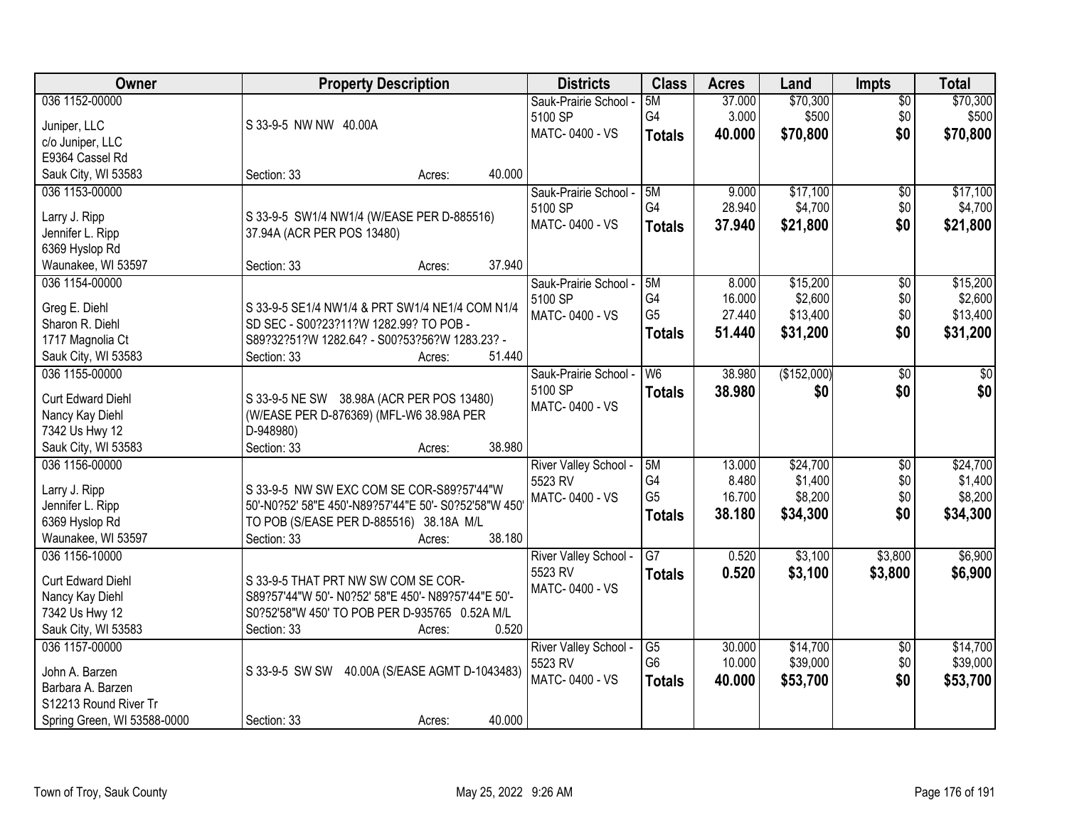| Owner | Property Description | Districts | Class | Acres | Land | Impts | Total |
|---|---|---|---|---|---|---|---|
| 036 1152-00000<br>Juniper, LLC<br>c/o Juniper, LLC<br>E9364 Cassel Rd<br>Sauk City, WI 53583 | S 33-9-5 NW NW 40.00A<br>Section: 33 Acres: 40.000 | Sauk-Prairie School - 5100 SP<br>MATC- 0400 - VS | 5M<br>G4<br>**Totals** | 37.000<br>3.000<br>**40.000** | $70,300<br>$500<br>**$70,800** | $0<br>$0<br>**$0** | $70,300<br>$500<br>**$70,800** |
| 036 1153-00000<br>Larry J. Ripp<br>Jennifer L. Ripp<br>6369 Hyslop Rd<br>Waunakee, WI 53597 | S 33-9-5 SW1/4 NW1/4 (W/EASE PER D-885516) 37.94A (ACR PER POS 13480)<br>Section: 33 Acres: 37.940 | Sauk-Prairie School - 5100 SP<br>MATC- 0400 - VS | 5M<br>G4<br>**Totals** | 9.000<br>28.940<br>**37.940** | $17,100<br>$4,700<br>**$21,800** | $0<br>$0<br>**$0** | $17,100<br>$4,700<br>**$21,800** |
| 036 1154-00000<br>Greg E. Diehl<br>Sharon R. Diehl<br>1717 Magnolia Ct<br>Sauk City, WI 53583 | S 33-9-5 SE1/4 NW1/4 & PRT SW1/4 NE1/4 COM N1/4 SD SEC - S00?23?11?W 1282.99? TO POB - S89?32?51?W 1282.64? - S00?53?56?W 1283.23? -<br>Section: 33 Acres: 51.440 | Sauk-Prairie School - 5100 SP<br>MATC- 0400 - VS | 5M<br>G4<br>G5<br>**Totals** | 8.000<br>16.000<br>27.440<br>**51.440** | $15,200<br>$2,600<br>$13,400<br>**$31,200** | $0<br>$0<br>$0<br>**$0** | $15,200<br>$2,600<br>$13,400<br>**$31,200** |
| 036 1155-00000<br>Curt Edward Diehl<br>Nancy Kay Diehl<br>7342 Us Hwy 12<br>Sauk City, WI 53583 | S 33-9-5 NE SW 38.98A (ACR PER POS 13480) (W/EASE PER D-876369) (MFL-W6 38.98A PER D-948980)<br>Section: 33 Acres: 38.980 | Sauk-Prairie School - 5100 SP<br>MATC- 0400 - VS | W6<br>**Totals** | 38.980<br>**38.980** | ($152,000)<br>**$0** | $0<br>**$0** | $0<br>**$0** |
| 036 1156-00000<br>Larry J. Ripp<br>Jennifer L. Ripp<br>6369 Hyslop Rd<br>Waunakee, WI 53597 | S 33-9-5 NW SW EXC COM SE COR-S89?57'44"W 50'-N0?52' 58"E 450'-N89?57'44"E 50'- S0?52'58"W 450' TO POB (S/EASE PER D-885516) 38.18A M/L<br>Section: 33 Acres: 38.180 | River Valley School - 5523 RV<br>MATC- 0400 - VS | 5M<br>G4<br>G5<br>**Totals** | 13.000<br>8.480<br>16.700<br>**38.180** | $24,700<br>$1,400<br>$8,200<br>**$34,300** | $0<br>$0<br>$0<br>**$0** | $24,700<br>$1,400<br>$8,200<br>**$34,300** |
| 036 1156-10000<br>Curt Edward Diehl<br>Nancy Kay Diehl<br>7342 Us Hwy 12<br>Sauk City, WI 53583 | S 33-9-5 THAT PRT NW SW COM SE COR-S89?57'44"W 50'- N0?52' 58"E 450'- N89?57'44"E 50'- S0?52'58"W 450' TO POB PER D-935765 0.52A M/L<br>Section: 33 Acres: 0.520 | River Valley School - 5523 RV<br>MATC- 0400 - VS | G7<br>**Totals** | 0.520<br>**0.520** | $3,100<br>**$3,100** | $3,800<br>**$3,800** | $6,900<br>**$6,900** |
| 036 1157-00000<br>John A. Barzen<br>Barbara A. Barzen<br>S12213 Round River Tr<br>Spring Green, WI 53588-0000 | S 33-9-5 SW SW 40.00A (S/EASE AGMT D-1043483)<br>Section: 33 Acres: 40.000 | River Valley School - 5523 RV<br>MATC- 0400 - VS | G5<br>G6<br>**Totals** | 30.000<br>10.000<br>**40.000** | $14,700<br>$39,000<br>**$53,700** | $0<br>$0<br>**$0** | $14,700<br>$39,000<br>**$53,700** |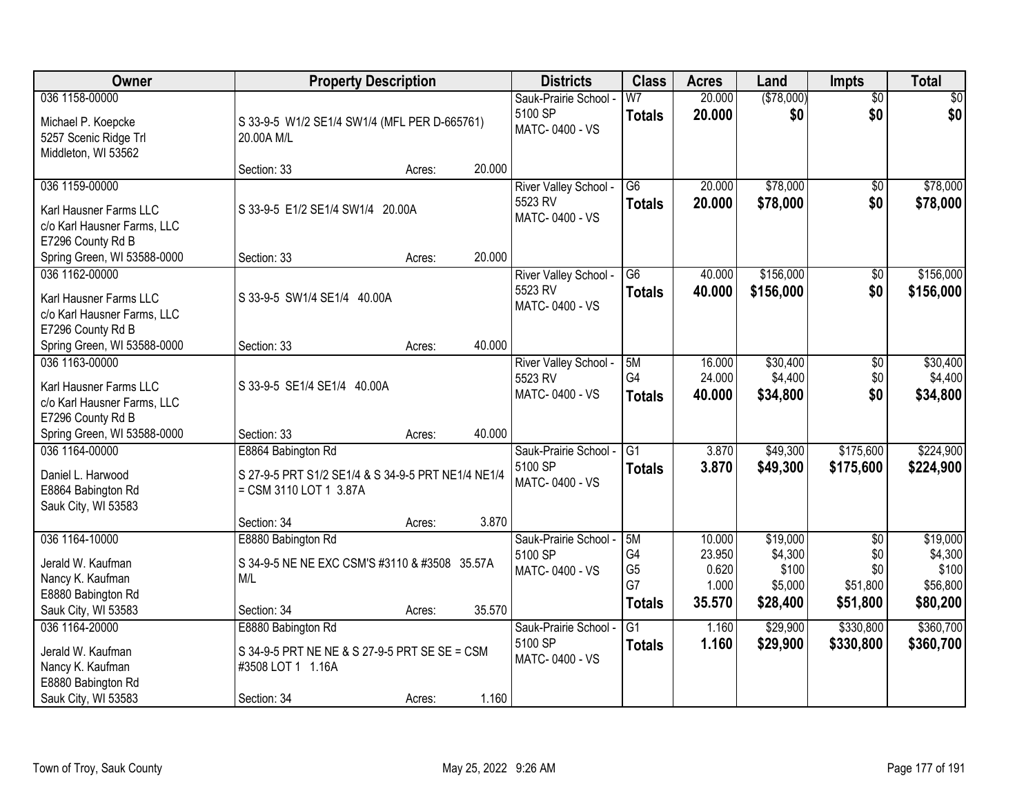| Owner | Property Description | Districts | Class | Acres | Land | Impts | Total |
|---|---|---|---|---|---|---|---|
| 036 1158-00000<br>Michael P. Koepcke<br>5257 Scenic Ridge Trl<br>Middleton, WI 53562 | S 33-9-5 W1/2 SE1/4 SW1/4 (MFL PER D-665761) 20.00A M/L<br>Section: 33 Acres: 20.000 | Sauk-Prairie School - 5100 SP<br>MATC- 0400 - VS | W7<br>**Totals** | 20.000<br>**20.000** | ($78,000)<br>**$0** | $0<br>**$0** | $0<br>**$0** |
| 036 1159-00000<br>Karl Hausner Farms LLC<br>c/o Karl Hausner Farms, LLC<br>E7296 County Rd B<br>Spring Green, WI 53588-0000 | S 33-9-5 E1/2 SE1/4 SW1/4 20.00A<br>Section: 33 Acres: 20.000 | River Valley School - 5523 RV<br>MATC- 0400 - VS | G6<br>**Totals** | 20.000<br>**20.000** | $78,000<br>**$78,000** | $0<br>**$0** | $78,000<br>**$78,000** |
| 036 1162-00000<br>Karl Hausner Farms LLC<br>c/o Karl Hausner Farms, LLC<br>E7296 County Rd B<br>Spring Green, WI 53588-0000 | S 33-9-5 SW1/4 SE1/4 40.00A<br>Section: 33 Acres: 40.000 | River Valley School - 5523 RV<br>MATC- 0400 - VS | G6<br>**Totals** | 40.000<br>**40.000** | $156,000<br>**$156,000** | $0<br>**$0** | $156,000<br>**$156,000** |
| 036 1163-00000<br>Karl Hausner Farms LLC<br>c/o Karl Hausner Farms, LLC<br>E7296 County Rd B<br>Spring Green, WI 53588-0000 | S 33-9-5 SE1/4 SE1/4 40.00A<br>Section: 33 Acres: 40.000 | River Valley School - 5523 RV<br>MATC- 0400 - VS | 5M<br>G4<br>**Totals** | 16.000<br>24.000<br>**40.000** | $30,400<br>$4,400<br>**$34,800** | $0<br>$0<br>**$0** | $30,400<br>$4,400<br>**$34,800** |
| 036 1164-00000<br>Daniel L. Harwood<br>E8864 Babington Rd<br>Sauk City, WI 53583 | E8864 Babington Rd<br>S 27-9-5 PRT S1/2 SE1/4 & S 34-9-5 PRT NE1/4 NE1/4 = CSM 3110 LOT 1 3.87A<br>Section: 34 Acres: 3.870 | Sauk-Prairie School - 5100 SP<br>MATC- 0400 - VS | G1<br>**Totals** | 3.870<br>**3.870** | $49,300<br>**$49,300** | $175,600<br>**$175,600** | $224,900<br>**$224,900** |
| 036 1164-10000<br>Jerald W. Kaufman<br>Nancy K. Kaufman<br>E8880 Babington Rd<br>Sauk City, WI 53583 | E8880 Babington Rd<br>S 34-9-5 NE NE EXC CSM'S #3110 & #3508 35.57A M/L<br>Section: 34 Acres: 35.570 | Sauk-Prairie School - 5100 SP<br>MATC- 0400 - VS | 5M<br>G4<br>G5<br>G7<br>**Totals** | 10.000<br>23.950<br>0.620<br>1.000<br>**35.570** | $19,000<br>$4,300<br>$100<br>$5,000<br>**$28,400** | $0<br>$0<br>$0<br>$51,800<br>**$51,800** | $19,000<br>$4,300<br>$100<br>$56,800<br>**$80,200** |
| 036 1164-20000<br>Jerald W. Kaufman<br>Nancy K. Kaufman<br>E8880 Babington Rd<br>Sauk City, WI 53583 | E8880 Babington Rd<br>S 34-9-5 PRT NE NE & S 27-9-5 PRT SE SE = CSM #3508 LOT 1 1.16A<br>Section: 34 Acres: 1.160 | Sauk-Prairie School - 5100 SP<br>MATC- 0400 - VS | G1<br>**Totals** | 1.160<br>**1.160** | $29,900<br>**$29,900** | $330,800<br>**$330,800** | $360,700<br>**$360,700** |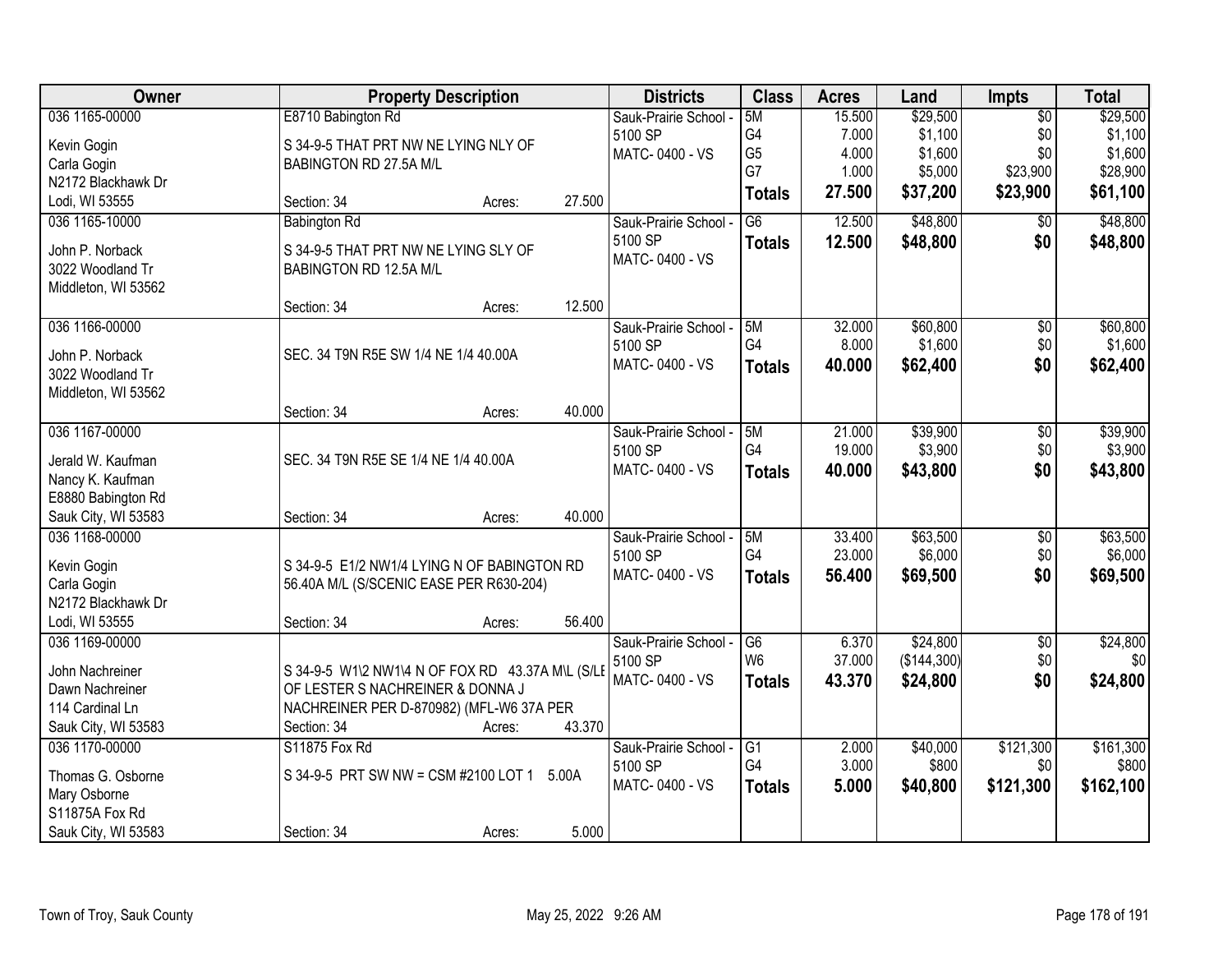| Owner | Property Description | Districts | Class | Acres | Land | Impts | Total |
|---|---|---|---|---|---|---|---|
| 036 1165-00000<br>Kevin Gogin<br>Carla Gogin<br>N2172 Blackhawk Dr<br>Lodi, WI 53555 | E8710 Babington Rd<br>S 34-9-5 THAT PRT NW NE LYING NLY OF BABINGTON RD 27.5A M/L<br>Section: 34 Acres: 27.500 | Sauk-Prairie School - 5100 SP<br>MATC- 0400 - VS | 5M<br>G4<br>G5<br>G7<br>**Totals** | 15.500<br>7.000<br>4.000<br>1.000<br>**27.500** | $29,500<br>$1,100<br>$1,600<br>$5,000<br>**$37,200** | $0<br>$0<br>$0<br>$23,900<br>**$23,900** | $29,500<br>$1,100<br>$1,600<br>$28,900<br>**$61,100** |
| 036 1165-10000<br>John P. Norback<br>3022 Woodland Tr<br>Middleton, WI 53562 | Babington Rd<br>S 34-9-5 THAT PRT NW NE LYING SLY OF BABINGTON RD 12.5A M/L<br>Section: 34 Acres: 12.500 | Sauk-Prairie School - 5100 SP<br>MATC- 0400 - VS | G6<br>**Totals** | 12.500<br>**12.500** | $48,800<br>**$48,800** | $0<br>**$0** | $48,800<br>**$48,800** |
| 036 1166-00000<br>John P. Norback<br>3022 Woodland Tr<br>Middleton, WI 53562 | SEC. 34 T9N R5E SW 1/4 NE 1/4 40.00A<br>Section: 34 Acres: 40.000 | Sauk-Prairie School - 5100 SP<br>MATC- 0400 - VS | 5M<br>G4<br>**Totals** | 32.000<br>8.000<br>**40.000** | $60,800<br>$1,600<br>**$62,400** | $0<br>$0<br>**$0** | $60,800<br>$1,600<br>**$62,400** |
| 036 1167-00000<br>Jerald W. Kaufman<br>Nancy K. Kaufman<br>E8880 Babington Rd<br>Sauk City, WI 53583 | SEC. 34 T9N R5E SE 1/4 NE 1/4 40.00A<br>Section: 34 Acres: 40.000 | Sauk-Prairie School - 5100 SP<br>MATC- 0400 - VS | 5M<br>G4<br>**Totals** | 21.000<br>19.000<br>**40.000** | $39,900<br>$3,900<br>**$43,800** | $0<br>$0<br>**$0** | $39,900<br>$3,900<br>**$43,800** |
| 036 1168-00000<br>Kevin Gogin<br>Carla Gogin<br>N2172 Blackhawk Dr<br>Lodi, WI 53555 | S 34-9-5 E1/2 NW1/4 LYING N OF BABINGTON RD 56.40A M/L (S/SCENIC EASE PER R630-204)<br>Section: 34 Acres: 56.400 | Sauk-Prairie School - 5100 SP<br>MATC- 0400 - VS | 5M<br>G4<br>**Totals** | 33.400<br>23.000<br>**56.400** | $63,500<br>$6,000<br>**$69,500** | $0<br>$0<br>**$0** | $63,500<br>$6,000<br>**$69,500** |
| 036 1169-00000<br>John Nachreiner<br>Dawn Nachreiner<br>114 Cardinal Ln<br>Sauk City, WI 53583 | S 34-9-5 W1\2 NW1\4 N OF FOX RD 43.37A M\L (S/LE OF LESTER S NACHREINER & DONNA J NACHREINER PER D-870982) (MFL-W6 37A PER<br>Section: 34 Acres: 43.370 | Sauk-Prairie School - 5100 SP<br>MATC- 0400 - VS | G6<br>W6<br>**Totals** | 6.370<br>37.000<br>**43.370** | $24,800<br>($144,300)<br>**$24,800** | $0<br>$0<br>**$0** | $24,800<br>$0<br>**$24,800** |
| 036 1170-00000<br>Thomas G. Osborne<br>Mary Osborne<br>S11875A Fox Rd<br>Sauk City, WI 53583 | S11875 Fox Rd<br>S 34-9-5 PRT SW NW = CSM #2100 LOT 1 5.00A<br>Section: 34 Acres: 5.000 | Sauk-Prairie School - 5100 SP<br>MATC- 0400 - VS | G1<br>G4<br>**Totals** | 2.000<br>3.000<br>**5.000** | $40,000<br>$800<br>**$40,800** | $121,300<br>$0<br>**$121,300** | $161,300<br>$800<br>**$162,100** |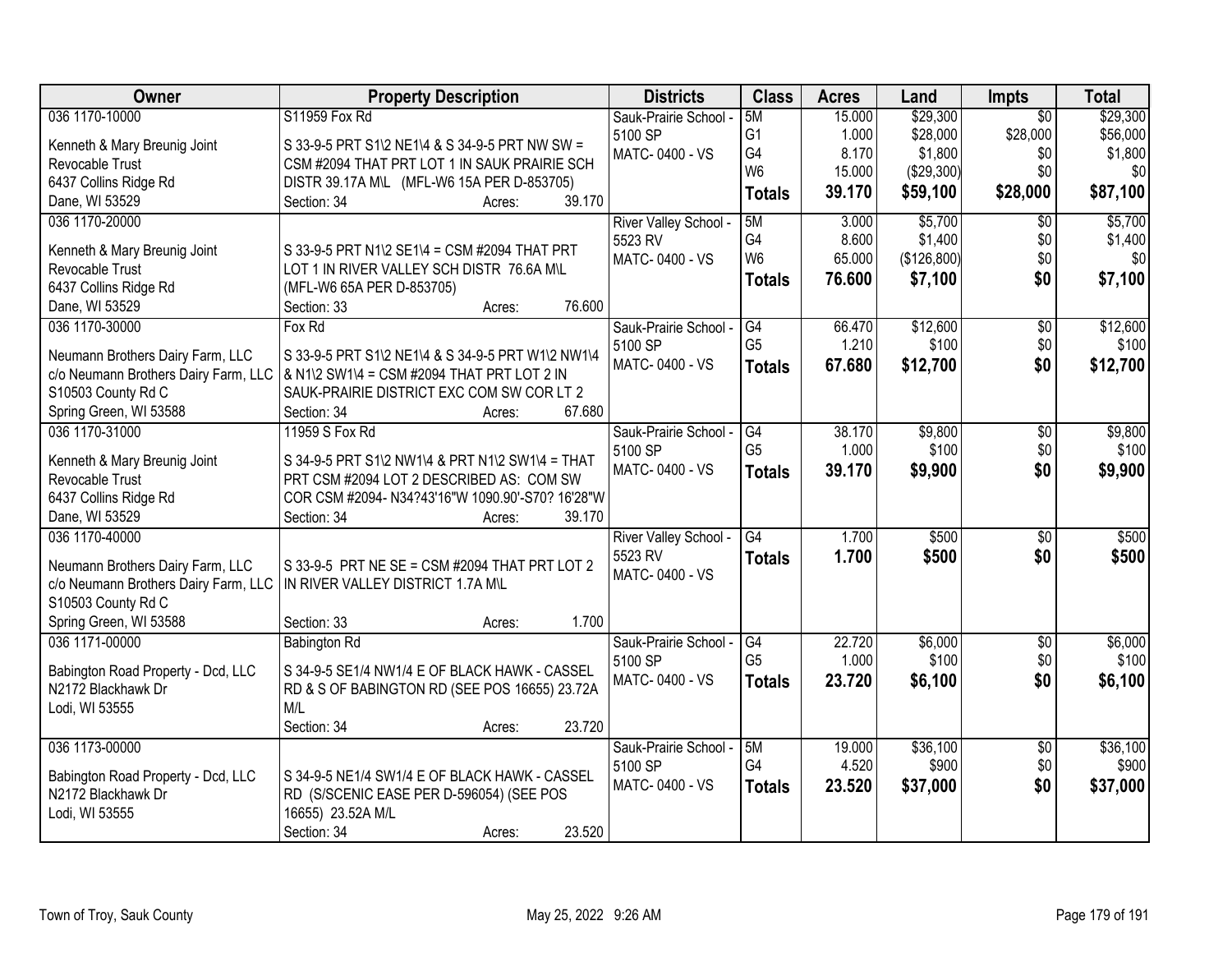| Owner | Property Description | Districts | Class | Acres | Land | Impts | Total |
|---|---|---|---|---|---|---|---|
| 036 1170-10000<br>Kenneth & Mary Breunig Joint Revocable Trust<br>6437 Collins Ridge Rd<br>Dane, WI 53529 | S11959 Fox Rd<br>S 33-9-5 PRT S1\2 NE1\4 & S 34-9-5 PRT NW SW = CSM #2094 THAT PRT LOT 1 IN SAUK PRAIRIE SCH DISTR 39.17A M\L (MFL-W6 15A PER D-853705)<br>Section: 34 Acres: 39.170 | Sauk-Prairie School - 5100 SP<br>MATC- 0400 - VS | 5M<br>G1<br>G4<br>W6<br>**Totals** | 15.000<br>1.000<br>8.170<br>15.000<br>**39.170** | $29,300<br>$28,000<br>$1,800<br>($29,300)<br>**$59,100** | $0<br>$28,000<br>$0<br>$0<br>**$28,000** | $29,300<br>$56,000<br>$1,800<br>$0<br>**$87,100** |
| 036 1170-20000<br>Kenneth & Mary Breunig Joint Revocable Trust<br>6437 Collins Ridge Rd<br>Dane, WI 53529 | S 33-9-5 PRT N1\2 SE1\4 = CSM #2094 THAT PRT LOT 1 IN RIVER VALLEY SCH DISTR 76.6A M\L (MFL-W6 65A PER D-853705)<br>Section: 33 Acres: 76.600 | River Valley School - 5523 RV<br>MATC- 0400 - VS | 5M<br>G4<br>W6<br>**Totals** | 3.000<br>8.600<br>65.000<br>**76.600** | $5,700<br>$1,400<br>($126,800)<br>**$7,100** | $0<br>$0<br>$0<br>**$0** | $5,700<br>$1,400<br>$0<br>**$7,100** |
| 036 1170-30000<br>Neumann Brothers Dairy Farm, LLC<br>c/o Neumann Brothers Dairy Farm, LLC<br>S10503 County Rd C<br>Spring Green, WI 53588 | Fox Rd<br>S 33-9-5 PRT S1\2 NE1\4 & S 34-9-5 PRT W1\2 NW1\4 & N1\2 SW1\4 = CSM #2094 THAT PRT LOT 2 IN SAUK-PRAIRIE DISTRICT EXC COM SW COR LT 2<br>Section: 34 Acres: 67.680 | Sauk-Prairie School - 5100 SP<br>MATC- 0400 - VS | G4<br>G5<br>**Totals** | 66.470<br>1.210<br>**67.680** | $12,600<br>$100<br>**$12,700** | $0<br>$0<br>**$0** | $12,600<br>$100<br>**$12,700** |
| 036 1170-31000<br>Kenneth & Mary Breunig Joint Revocable Trust<br>6437 Collins Ridge Rd<br>Dane, WI 53529 | 11959 S Fox Rd<br>S 34-9-5 PRT S1\2 NW1\4 & PRT N1\2 SW1\4 = THAT PRT CSM #2094 LOT 2 DESCRIBED AS: COM SW COR CSM #2094- N34?43'16"W 1090.90'-S70? 16'28"W<br>Section: 34 Acres: 39.170 | Sauk-Prairie School - 5100 SP<br>MATC- 0400 - VS | G4<br>G5<br>**Totals** | 38.170<br>1.000<br>**39.170** | $9,800<br>$100<br>**$9,900** | $0<br>$0<br>**$0** | $9,800<br>$100<br>**$9,900** |
| 036 1170-40000<br>Neumann Brothers Dairy Farm, LLC<br>c/o Neumann Brothers Dairy Farm, LLC<br>S10503 County Rd C<br>Spring Green, WI 53588 | S 33-9-5 PRT NE SE = CSM #2094 THAT PRT LOT 2 IN RIVER VALLEY DISTRICT 1.7A M\L<br>Section: 33 Acres: 1.700 | River Valley School - 5523 RV<br>MATC- 0400 - VS | G4<br>**Totals** | 1.700<br>**1.700** | $500<br>**$500** | $0<br>**$0** | $500<br>**$500** |
| 036 1171-00000<br>Babington Road Property - Dcd, LLC<br>N2172 Blackhawk Dr<br>Lodi, WI 53555 | Babington Rd<br>S 34-9-5 SE1/4 NW1/4 E OF BLACK HAWK - CASSEL RD & S OF BABINGTON RD (SEE POS 16655) 23.72A M/L<br>Section: 34 Acres: 23.720 | Sauk-Prairie School - 5100 SP<br>MATC- 0400 - VS | G4<br>G5<br>**Totals** | 22.720<br>1.000<br>**23.720** | $6,000<br>$100<br>**$6,100** | $0<br>$0<br>**$0** | $6,000<br>$100<br>**$6,100** |
| 036 1173-00000<br>Babington Road Property - Dcd, LLC<br>N2172 Blackhawk Dr<br>Lodi, WI 53555 | S 34-9-5 NE1/4 SW1/4 E OF BLACK HAWK - CASSEL RD (S/SCENIC EASE PER D-596054) (SEE POS 16655) 23.52A M/L<br>Section: 34 Acres: 23.520 | Sauk-Prairie School - 5100 SP<br>MATC- 0400 - VS | 5M<br>G4<br>**Totals** | 19.000<br>4.520<br>**23.520** | $36,100<br>$900<br>**$37,000** | $0<br>$0<br>**$0** | $36,100<br>$900<br>**$37,000** |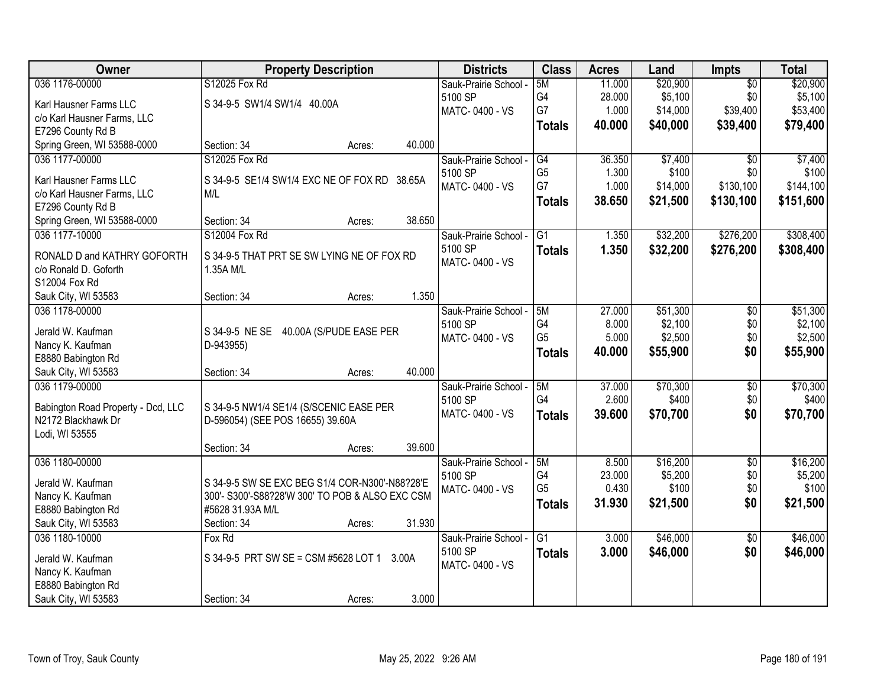| Owner | Property Description | Districts | Class | Acres | Land | Impts | Total |
|---|---|---|---|---|---|---|---|
| 036 1176-00000<br>Karl Hausner Farms LLC<br>c/o Karl Hausner Farms, LLC<br>E7296 County Rd B<br>Spring Green, WI 53588-0000 | S12025 Fox Rd<br>S 34-9-5 SW1/4 SW1/4 40.00A<br>Section: 34 Acres: 40.000 | Sauk-Prairie School - 5100 SP<br>MATC- 0400 - VS | 5M<br>G4<br>G7<br>**Totals** | 11.000<br>28.000<br>1.000<br>**40.000** | $20,900<br>$5,100<br>$14,000<br>**$40,000** | $0<br>$0<br>$39,400<br>**$39,400** | $20,900<br>$5,100<br>$53,400<br>**$79,400** |
| 036 1177-00000<br>Karl Hausner Farms LLC<br>c/o Karl Hausner Farms, LLC<br>E7296 County Rd B<br>Spring Green, WI 53588-0000 | S12025 Fox Rd<br>S 34-9-5 SE1/4 SW1/4 EXC NE OF FOX RD 38.65A M/L<br>Section: 34 Acres: 38.650 | Sauk-Prairie School - 5100 SP<br>MATC- 0400 - VS | G4<br>G5<br>G7<br>**Totals** | 36.350<br>1.300<br>1.000<br>**38.650** | $7,400<br>$100<br>$14,000<br>**$21,500** | $0<br>$0<br>$130,100<br>**$130,100** | $7,400<br>$100<br>$144,100<br>**$151,600** |
| 036 1177-10000<br>RONALD D and KATHRY GOFORTH<br>c/o Ronald D. Goforth<br>S12004 Fox Rd<br>Sauk City, WI 53583 | S12004 Fox Rd<br>S 34-9-5 THAT PRT SE SW LYING NE OF FOX RD 1.35A M/L<br>Section: 34 Acres: 1.350 | Sauk-Prairie School - 5100 SP<br>MATC- 0400 - VS | G1<br>**Totals** | 1.350<br>**1.350** | $32,200<br>**$32,200** | $276,200<br>**$276,200** | $308,400<br>**$308,400** |
| 036 1178-00000<br>Jerald W. Kaufman<br>Nancy K. Kaufman<br>E8880 Babington Rd<br>Sauk City, WI 53583 | S 34-9-5 NE SE 40.00A (S/PUDE EASE PER D-943955)<br>Section: 34 Acres: 40.000 | Sauk-Prairie School - 5100 SP<br>MATC- 0400 - VS | 5M<br>G4<br>G5<br>**Totals** | 27.000<br>8.000<br>5.000<br>**40.000** | $51,300<br>$2,100<br>$2,500<br>**$55,900** | $0<br>$0<br>$0<br>**$0** | $51,300<br>$2,100<br>$2,500<br>**$55,900** |
| 036 1179-00000<br>Babington Road Property - Dcd, LLC<br>N2172 Blackhawk Dr<br>Lodi, WI 53555 | S 34-9-5 NW1/4 SE1/4 (S/SCENIC EASE PER D-596054) (SEE POS 16655) 39.60A<br>Section: 34 Acres: 39.600 | Sauk-Prairie School - 5100 SP<br>MATC- 0400 - VS | 5M<br>G4<br>**Totals** | 37.000<br>2.600<br>**39.600** | $70,300<br>$400<br>**$70,700** | $0<br>$0<br>**$0** | $70,300<br>$400<br>**$70,700** |
| 036 1180-00000<br>Jerald W. Kaufman<br>Nancy K. Kaufman<br>E8880 Babington Rd<br>Sauk City, WI 53583 | S 34-9-5 SW SE EXC BEG S1/4 COR-N300'-N88?28'E 300'- S300'-S88?28'W 300' TO POB & ALSO EXC CSM #5628 31.93A M/L<br>Section: 34 Acres: 31.930 | Sauk-Prairie School - 5100 SP<br>MATC- 0400 - VS | 5M<br>G4<br>G5<br>**Totals** | 8.500<br>23.000<br>0.430<br>**31.930** | $16,200<br>$5,200<br>$100<br>**$21,500** | $0<br>$0<br>$0<br>**$0** | $16,200<br>$5,200<br>$100<br>**$21,500** |
| 036 1180-10000<br>Jerald W. Kaufman<br>Nancy K. Kaufman<br>E8880 Babington Rd<br>Sauk City, WI 53583 | Fox Rd<br>S 34-9-5 PRT SW SE = CSM #5628 LOT 1 3.00A<br>Section: 34 Acres: 3.000 | Sauk-Prairie School - 5100 SP<br>MATC- 0400 - VS | G1<br>**Totals** | 3.000<br>**3.000** | $46,000<br>**$46,000** | $0<br>**$0** | $46,000<br>**$46,000** |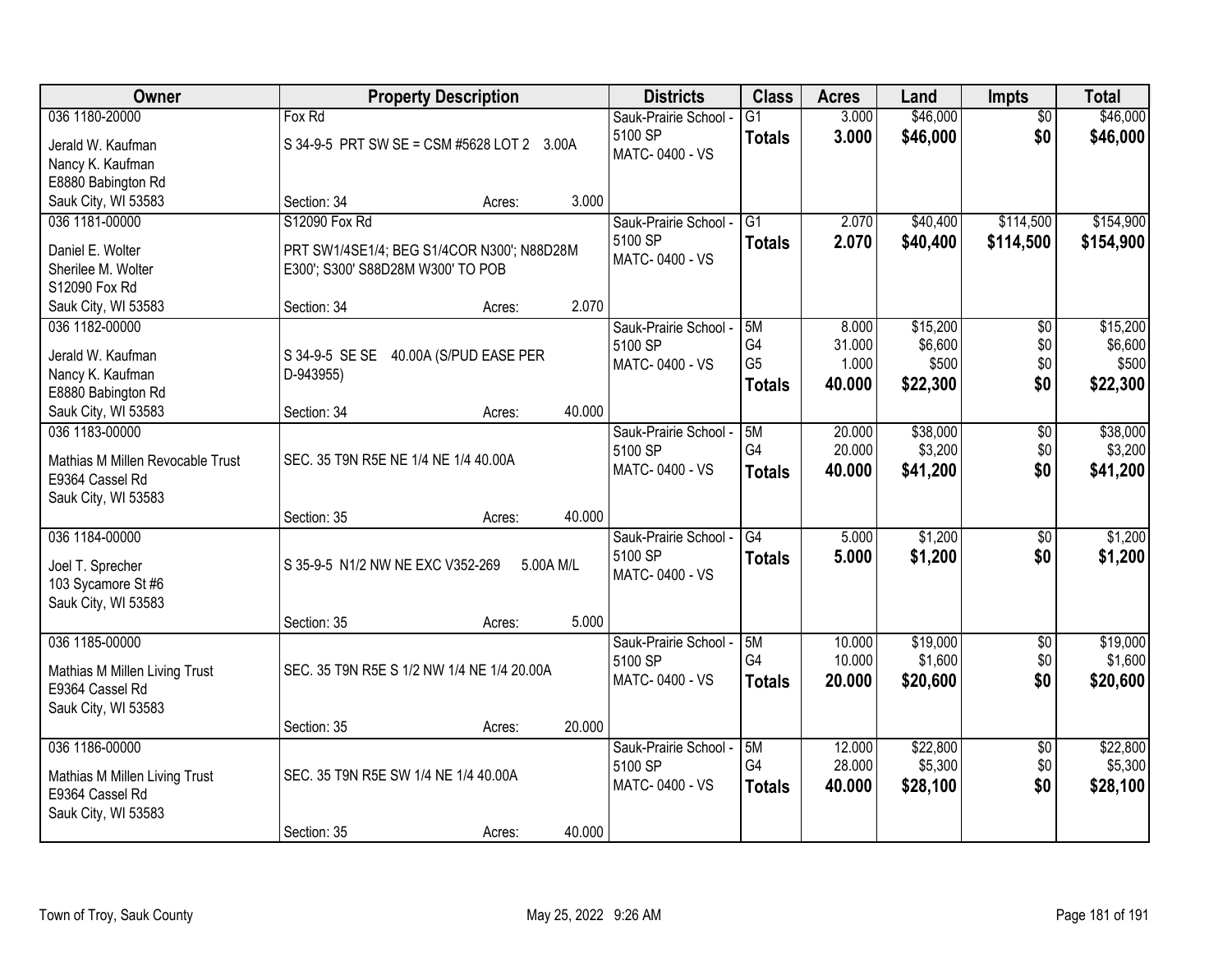| Owner | Property Description | Districts | Class | Acres | Land | Impts | Total |
|---|---|---|---|---|---|---|---|
| 036 1180-20000<br>Jerald W. Kaufman<br>Nancy K. Kaufman<br>E8880 Babington Rd<br>Sauk City, WI 53583 | Fox Rd<br>S 34-9-5 PRT SW SE = CSM #5628 LOT 2 3.00A<br>Section: 34 Acres: 3.000 | Sauk-Prairie School - 5100 SP<br>MATC- 0400 - VS | G1<br>**Totals** | 3.000<br>**3.000** | $46,000<br>**$46,000** | $0<br>**$0** | $46,000<br>**$46,000** |
| 036 1181-00000<br>Daniel E. Wolter<br>Sherilee M. Wolter<br>S12090 Fox Rd<br>Sauk City, WI 53583 | S12090 Fox Rd<br>PRT SW1/4SE1/4; BEG S1/4COR N300'; N88D28M E300'; S300' S88D28M W300' TO POB<br>Section: 34 Acres: 2.070 | Sauk-Prairie School - 5100 SP<br>MATC- 0400 - VS | G1<br>**Totals** | 2.070<br>**2.070** | $40,400<br>**$40,400** | $114,500<br>**$114,500** | $154,900<br>**$154,900** |
| 036 1182-00000<br>Jerald W. Kaufman<br>Nancy K. Kaufman<br>E8880 Babington Rd<br>Sauk City, WI 53583 | S 34-9-5 SE SE 40.00A (S/PUD EASE PER D-943955)<br>Section: 34 Acres: 40.000 | Sauk-Prairie School - 5100 SP<br>MATC- 0400 - VS | 5M<br>G4<br>G5<br>**Totals** | 8.000<br>31.000<br>1.000<br>**40.000** | $15,200<br>$6,600<br>$500<br>**$22,300** | $0<br>$0<br>$0<br>**$0** | $15,200<br>$6,600<br>$500<br>**$22,300** |
| 036 1183-00000<br>Mathias M Millen Revocable Trust<br>E9364 Cassel Rd<br>Sauk City, WI 53583 | SEC. 35 T9N R5E NE 1/4 NE 1/4 40.00A<br>Section: 35 Acres: 40.000 | Sauk-Prairie School - 5100 SP<br>MATC- 0400 - VS | 5M<br>G4<br>**Totals** | 20.000<br>20.000<br>**40.000** | $38,000<br>$3,200<br>**$41,200** | $0<br>$0<br>**$0** | $38,000<br>$3,200<br>**$41,200** |
| 036 1184-00000<br>Joel T. Sprecher<br>103 Sycamore St #6<br>Sauk City, WI 53583 | S 35-9-5 N1/2 NW NE EXC V352-269 5.00A M/L<br>Section: 35 Acres: 5.000 | Sauk-Prairie School - 5100 SP<br>MATC- 0400 - VS | G4<br>**Totals** | 5.000<br>**5.000** | $1,200<br>**$1,200** | $0<br>**$0** | $1,200<br>**$1,200** |
| 036 1185-00000<br>Mathias M Millen Living Trust<br>E9364 Cassel Rd<br>Sauk City, WI 53583 | SEC. 35 T9N R5E S 1/2 NW 1/4 NE 1/4 20.00A<br>Section: 35 Acres: 20.000 | Sauk-Prairie School - 5100 SP<br>MATC- 0400 - VS | 5M<br>G4<br>**Totals** | 10.000<br>10.000<br>**20.000** | $19,000<br>$1,600<br>**$20,600** | $0<br>$0<br>**$0** | $19,000<br>$1,600<br>**$20,600** |
| 036 1186-00000<br>Mathias M Millen Living Trust<br>E9364 Cassel Rd<br>Sauk City, WI 53583 | SEC. 35 T9N R5E SW 1/4 NE 1/4 40.00A<br>Section: 35 Acres: 40.000 | Sauk-Prairie School - 5100 SP<br>MATC- 0400 - VS | 5M<br>G4<br>**Totals** | 12.000<br>28.000<br>**40.000** | $22,800<br>$5,300<br>**$28,100** | $0<br>$0<br>**$0** | $22,800<br>$5,300<br>**$28,100** |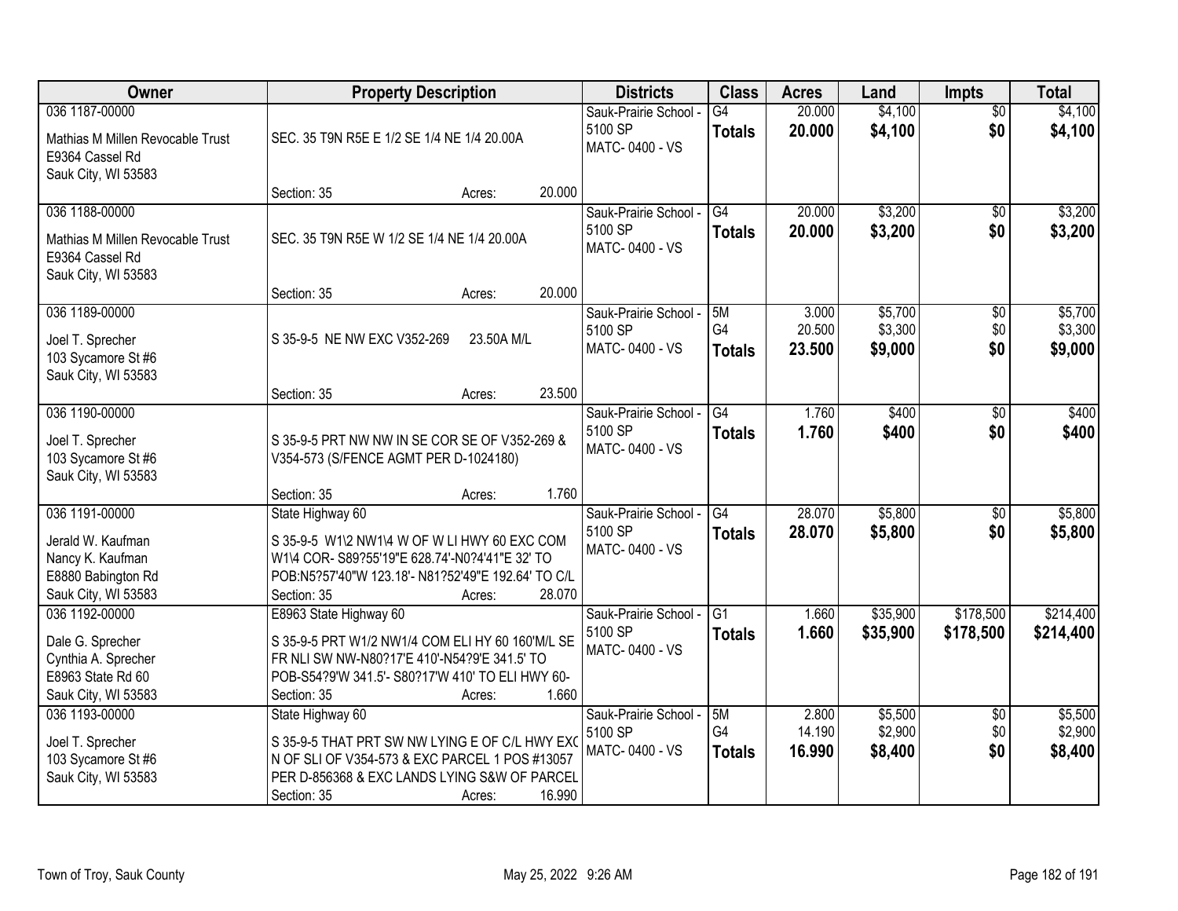| Owner | Property Description | Districts | Class | Acres | Land | Impts | Total |
|---|---|---|---|---|---|---|---|
| 036 1187-00000<br>Mathias M Millen Revocable Trust<br>E9364 Cassel Rd<br>Sauk City, WI 53583 | SEC. 35 T9N R5E E 1/2 SE 1/4 NE 1/4 20.00A<br>Section: 35 Acres: 20.000 | Sauk-Prairie School - 5100 SP<br>MATC- 0400 - VS | G4<br>**Totals** | 20.000<br>**20.000** | $4,100<br>**$4,100** | $0<br>**$0** | $4,100<br>**$4,100** |
| 036 1188-00000<br>Mathias M Millen Revocable Trust<br>E9364 Cassel Rd<br>Sauk City, WI 53583 | SEC. 35 T9N R5E W 1/2 SE 1/4 NE 1/4 20.00A<br>Section: 35 Acres: 20.000 | Sauk-Prairie School - 5100 SP<br>MATC- 0400 - VS | G4<br>**Totals** | 20.000<br>**20.000** | $3,200<br>**$3,200** | $0<br>**$0** | $3,200<br>**$3,200** |
| 036 1189-00000<br>Joel T. Sprecher<br>103 Sycamore St #6<br>Sauk City, WI 53583 | S 35-9-5 NE NW EXC V352-269 23.50A M/L<br>Section: 35 Acres: 23.500 | Sauk-Prairie School - 5100 SP<br>MATC- 0400 - VS | 5M<br>G4<br>**Totals** | 3.000<br>20.500<br>**23.500** | $5,700<br>$3,300<br>**$9,000** | $0<br>$0<br>**$0** | $5,700<br>$3,300<br>**$9,000** |
| 036 1190-00000<br>Joel T. Sprecher<br>103 Sycamore St #6<br>Sauk City, WI 53583 | S 35-9-5 PRT NW NW IN SE COR SE OF V352-269 & V354-573 (S/FENCE AGMT PER D-1024180)<br>Section: 35 Acres: 1.760 | Sauk-Prairie School - 5100 SP<br>MATC- 0400 - VS | G4<br>**Totals** | 1.760<br>**1.760** | $400<br>**$400** | $0<br>**$0** | $400<br>**$400** |
| 036 1191-00000<br>Jerald W. Kaufman<br>Nancy K. Kaufman<br>E8880 Babington Rd<br>Sauk City, WI 53583 | State Highway 60<br>S 35-9-5 W1\2 NW1\4 W OF W LI HWY 60 EXC COM W1\4 COR- S89?55'19"E 628.74'-N0?4'41"E 32' TO POB:N5?57'40"W 123.18'- N81?52'49"E 192.64' TO C/L<br>Section: 35 Acres: 28.070 | Sauk-Prairie School - 5100 SP<br>MATC- 0400 - VS | G4<br>**Totals** | 28.070<br>**28.070** | $5,800<br>**$5,800** | $0<br>**$0** | $5,800<br>**$5,800** |
| 036 1192-00000<br>Dale G. Sprecher<br>Cynthia A. Sprecher<br>E8963 State Rd 60<br>Sauk City, WI 53583 | E8963 State Highway 60<br>S 35-9-5 PRT W1/2 NW1/4 COM ELI HY 60 160'M/L SE FR NLI SW NW-N80?17'E 410'-N54?9'E 341.5' TO POB-S54?9'W 341.5'- S80?17'W 410' TO ELI HWY 60-<br>Section: 35 Acres: 1.660 | Sauk-Prairie School - 5100 SP<br>MATC- 0400 - VS | G1<br>**Totals** | 1.660<br>**1.660** | $35,900<br>**$35,900** | $178,500<br>**$178,500** | $214,400<br>**$214,400** |
| 036 1193-00000<br>Joel T. Sprecher<br>103 Sycamore St #6<br>Sauk City, WI 53583 | State Highway 60<br>S 35-9-5 THAT PRT SW NW LYING E OF C/L HWY EXC N OF SLI OF V354-573 & EXC PARCEL 1 POS #13057 PER D-856368 & EXC LANDS LYING S&W OF PARCEL<br>Section: 35 Acres: 16.990 | Sauk-Prairie School - 5100 SP<br>MATC- 0400 - VS | 5M<br>G4<br>**Totals** | 2.800<br>14.190<br>**16.990** | $5,500<br>$2,900<br>**$8,400** | $0<br>$0<br>**$0** | $5,500<br>$2,900<br>**$8,400** |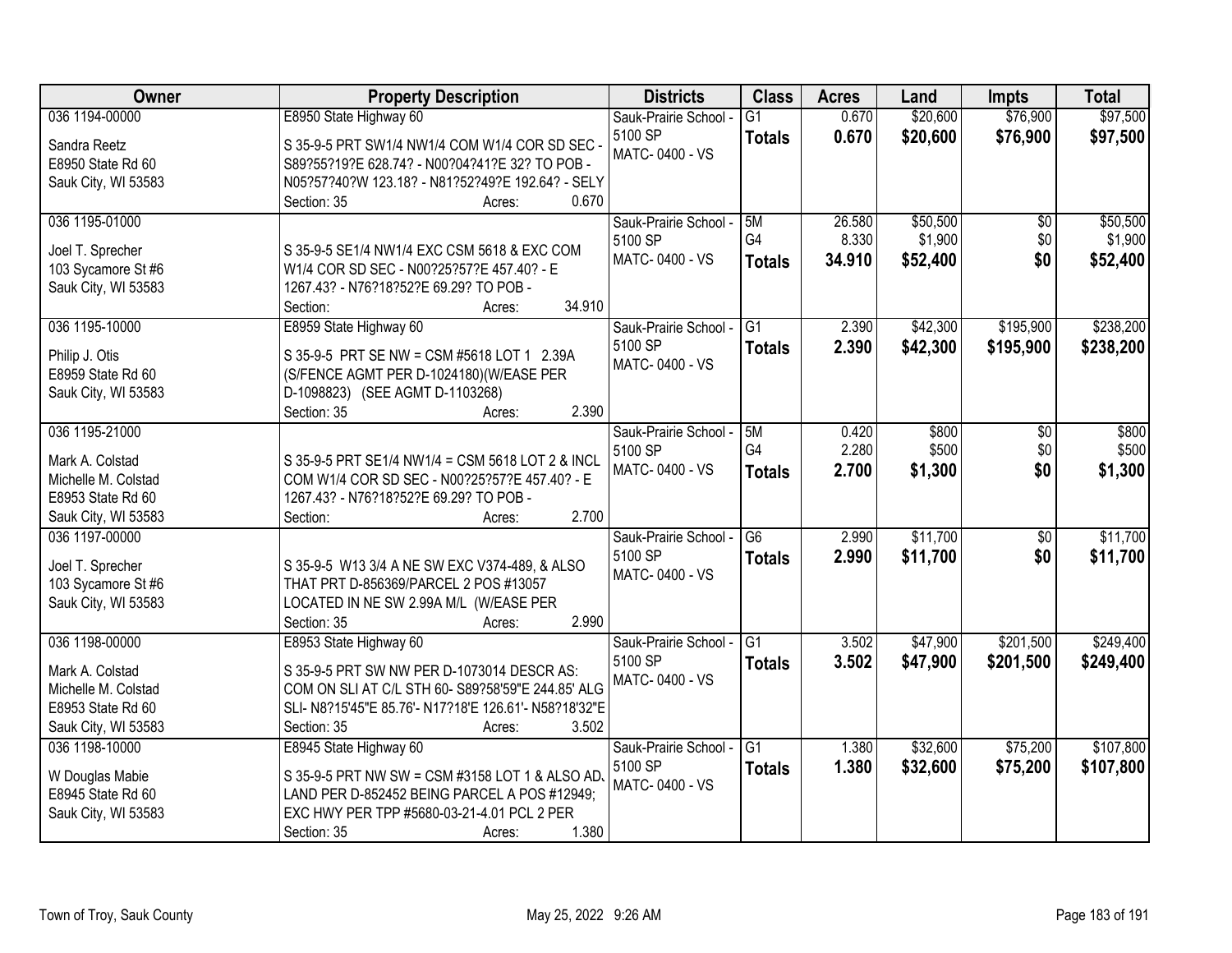| Owner | Property Description | Districts | Class | Acres | Land | Impts | Total |
|---|---|---|---|---|---|---|---|
| 036 1194-00000<br>Sandra Reetz<br>E8950 State Rd 60<br>Sauk City, WI 53583 | E8950 State Highway 60<br>S 35-9-5 PRT SW1/4 NW1/4 COM W1/4 COR SD SEC - S89?55?19?E 628.74? - N00?04?41?E 32? TO POB - N05?57?40?W 123.18? - N81?52?49?E 192.64? - SELY<br>Section: 35 Acres: 0.670 | Sauk-Prairie School - 5100 SP<br>MATC- 0400 - VS | G1<br>**Totals** | 0.670<br>**0.670** | \$20,600<br>**\$20,600** | \$76,900<br>**\$76,900** | \$97,500<br>**\$97,500** |
| 036 1195-01000<br>Joel T. Sprecher<br>103 Sycamore St #6<br>Sauk City, WI 53583 | S 35-9-5 SE1/4 NW1/4 EXC CSM 5618 & EXC COM W1/4 COR SD SEC - N00?25?57?E 457.40? - E 1267.43? - N76?18?52?E 69.29? TO POB -<br>Section: Acres: 34.910 | Sauk-Prairie School - 5100 SP<br>MATC- 0400 - VS | 5M<br>G4<br>**Totals** | 26.580<br>8.330<br>**34.910** | \$50,500<br>\$1,900<br>**\$52,400** | \$0<br>\$0<br>**\$0** | \$50,500<br>\$1,900<br>**\$52,400** |
| 036 1195-10000<br>Philip J. Otis<br>E8959 State Rd 60<br>Sauk City, WI 53583 | E8959 State Highway 60<br>S 35-9-5 PRT SE NW = CSM #5618 LOT 1 2.39A (S/FENCE AGMT PER D-1024180)(W/EASE PER D-1098823) (SEE AGMT D-1103268)<br>Section: 35 Acres: 2.390 | Sauk-Prairie School - 5100 SP<br>MATC- 0400 - VS | G1<br>**Totals** | 2.390<br>**2.390** | \$42,300<br>**\$42,300** | \$195,900<br>**\$195,900** | \$238,200<br>**\$238,200** |
| 036 1195-21000<br>Mark A. Colstad<br>Michelle M. Colstad<br>E8953 State Rd 60<br>Sauk City, WI 53583 | S 35-9-5 PRT SE1/4 NW1/4 = CSM 5618 LOT 2 & INCL COM W1/4 COR SD SEC - N00?25?57?E 457.40? - E 1267.43? - N76?18?52?E 69.29? TO POB -<br>Section: Acres: 2.700 | Sauk-Prairie School - 5100 SP<br>MATC- 0400 - VS | 5M<br>G4<br>**Totals** | 0.420<br>2.280<br>**2.700** | \$800<br>\$500<br>**\$1,300** | \$0<br>\$0<br>**\$0** | \$800<br>\$500<br>**\$1,300** |
| 036 1197-00000<br>Joel T. Sprecher<br>103 Sycamore St #6<br>Sauk City, WI 53583 | S 35-9-5 W13 3/4 A NE SW EXC V374-489, & ALSO THAT PRT D-856369/PARCEL 2 POS #13057 LOCATED IN NE SW 2.99A M/L (W/EASE PER<br>Section: 35 Acres: 2.990 | Sauk-Prairie School - 5100 SP<br>MATC- 0400 - VS | G6<br>**Totals** | 2.990<br>**2.990** | \$11,700<br>**\$11,700** | \$0<br>**\$0** | \$11,700<br>**\$11,700** |
| 036 1198-00000<br>Mark A. Colstad<br>Michelle M. Colstad<br>E8953 State Rd 60<br>Sauk City, WI 53583 | E8953 State Highway 60<br>S 35-9-5 PRT SW NW PER D-1073014 DESCR AS: COM ON SLI AT C/L STH 60- S89?58'59"E 244.85' ALG SLI- N8?15'45"E 85.76'- N17?18'E 126.61'- N58?18'32"E<br>Section: 35 Acres: 3.502 | Sauk-Prairie School - 5100 SP<br>MATC- 0400 - VS | G1<br>**Totals** | 3.502<br>**3.502** | \$47,900<br>**\$47,900** | \$201,500<br>**\$201,500** | \$249,400<br>**\$249,400** |
| 036 1198-10000<br>W Douglas Mabie<br>E8945 State Rd 60<br>Sauk City, WI 53583 | E8945 State Highway 60<br>S 35-9-5 PRT NW SW = CSM #3158 LOT 1 & ALSO ADJ LAND PER D-852452 BEING PARCEL A POS #12949; EXC HWY PER TPP #5680-03-21-4.01 PCL 2 PER<br>Section: 35 Acres: 1.380 | Sauk-Prairie School - 5100 SP<br>MATC- 0400 - VS | G1<br>**Totals** | 1.380<br>**1.380** | \$32,600<br>**\$32,600** | \$75,200<br>**\$75,200** | \$107,800<br>**\$107,800** |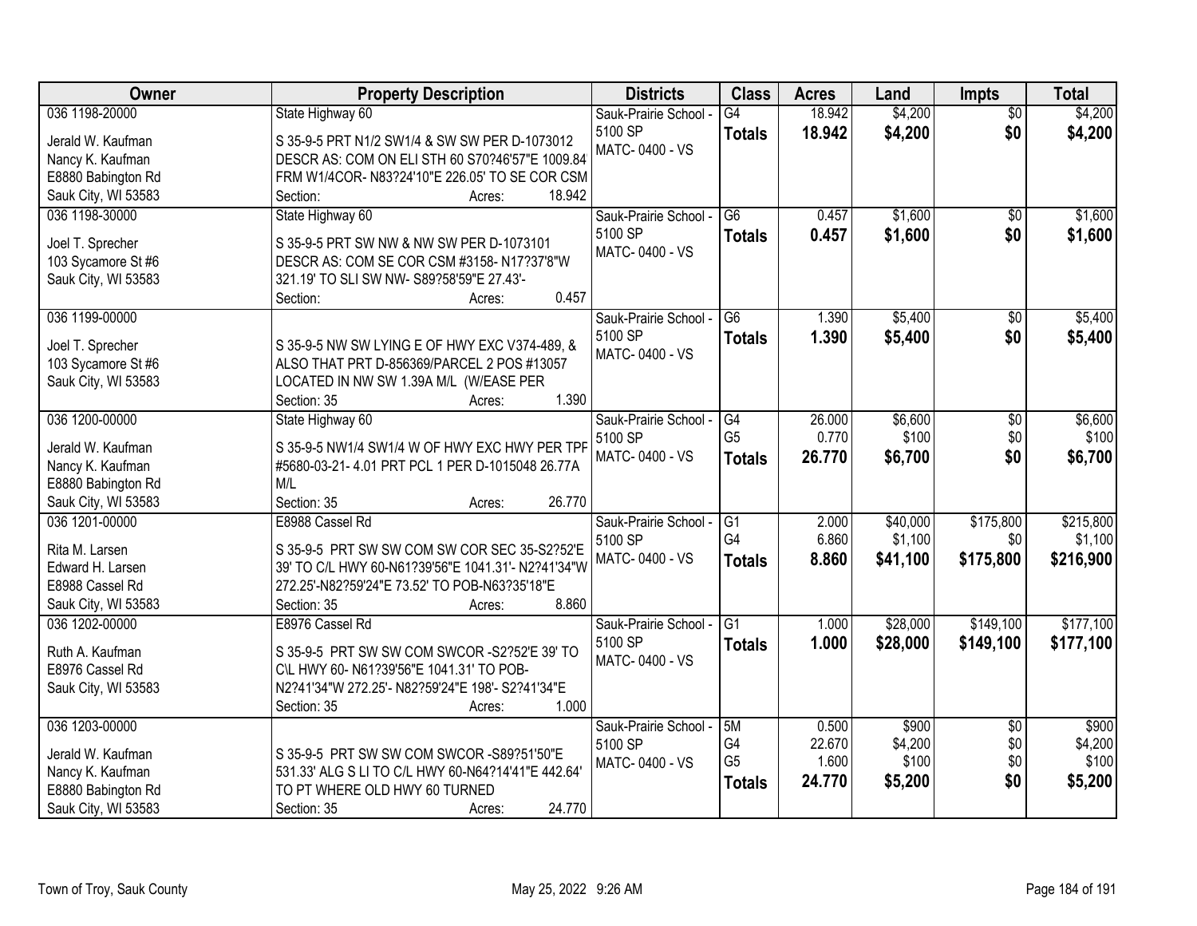| Owner | Property Description | Districts | Class | Acres | Land | Impts | Total |
|---|---|---|---|---|---|---|---|
| 036 1198-20000<br>Jerald W. Kaufman<br>Nancy K. Kaufman<br>E8880 Babington Rd<br>Sauk City, WI 53583 | State Highway 60<br>S 35-9-5 PRT N1/2 SW1/4 & SW SW PER D-1073012 DESCR AS: COM ON ELI STH 60 S70?46'57"E 1009.84 FRM W1/4COR- N83?24'10"E 226.05' TO SE COR CSM<br>Section: Acres: 18.942 | Sauk-Prairie School - 5100 SP<br>MATC- 0400 - VS | G4<br>**Totals** | 18.942<br>**18.942** | $4,200<br>**$4,200** | $0<br>**$0** | $4,200<br>**$4,200** |
| 036 1198-30000<br>Joel T. Sprecher<br>103 Sycamore St #6<br>Sauk City, WI 53583 | State Highway 60<br>S 35-9-5 PRT SW NW & NW SW PER D-1073101 DESCR AS: COM SE COR CSM #3158- N17?37'8"W 321.19' TO SLI SW NW- S89?58'59"E 27.43'-<br>Section: Acres: 0.457 | Sauk-Prairie School - 5100 SP<br>MATC- 0400 - VS | G6<br>**Totals** | 0.457<br>**0.457** | $1,600<br>**$1,600** | $0<br>**$0** | $1,600<br>**$1,600** |
| 036 1199-00000<br>Joel T. Sprecher<br>103 Sycamore St #6<br>Sauk City, WI 53583 | S 35-9-5 NW SW LYING E OF HWY EXC V374-489, & ALSO THAT PRT D-856369/PARCEL 2 POS #13057 LOCATED IN NW SW 1.39A M/L (W/EASE PER<br>Section: 35 Acres: 1.390 | Sauk-Prairie School - 5100 SP<br>MATC- 0400 - VS | G6<br>**Totals** | 1.390<br>**1.390** | $5,400<br>**$5,400** | $0<br>**$0** | $5,400<br>**$5,400** |
| 036 1200-00000<br>Jerald W. Kaufman<br>Nancy K. Kaufman<br>E8880 Babington Rd<br>Sauk City, WI 53583 | State Highway 60<br>S 35-9-5 NW1/4 SW1/4 W OF HWY EXC HWY PER TPF #5680-03-21- 4.01 PRT PCL 1 PER D-1015048 26.77A M/L<br>Section: 35 Acres: 26.770 | Sauk-Prairie School - 5100 SP<br>MATC- 0400 - VS | G4<br>G5<br>**Totals** | 26.000<br>0.770<br>**26.770** | $6,600<br>$100<br>**$6,700** | $0<br>$0<br>**$0** | $6,600<br>$100<br>**$6,700** |
| 036 1201-00000<br>Rita M. Larsen<br>Edward H. Larsen<br>E8988 Cassel Rd<br>Sauk City, WI 53583 | E8988 Cassel Rd<br>S 35-9-5 PRT SW SW COM SW COR SEC 35-S2?52'E 39' TO C/L HWY 60-N61?39'56"E 1041.31'- N2?41'34"W 272.25'-N82?59'24"E 73.52' TO POB-N63?35'18"E<br>Section: 35 Acres: 8.860 | Sauk-Prairie School - 5100 SP<br>MATC- 0400 - VS | G1<br>G4<br>**Totals** | 2.000<br>6.860<br>**8.860** | $40,000<br>$1,100<br>**$41,100** | $175,800<br>$0<br>**$175,800** | $215,800<br>$1,100<br>**$216,900** |
| 036 1202-00000<br>Ruth A. Kaufman<br>E8976 Cassel Rd<br>Sauk City, WI 53583 | E8976 Cassel Rd<br>S 35-9-5 PRT SW SW COM SWCOR -S2?52'E 39' TO C\L HWY 60- N61?39'56"E 1041.31' TO POB- N2?41'34"W 272.25'- N82?59'24"E 198'- S2?41'34"E<br>Section: 35 Acres: 1.000 | Sauk-Prairie School - 5100 SP<br>MATC- 0400 - VS | G1<br>**Totals** | 1.000<br>**1.000** | $28,000<br>**$28,000** | $149,100<br>**$149,100** | $177,100<br>**$177,100** |
| 036 1203-00000<br>Jerald W. Kaufman<br>Nancy K. Kaufman<br>E8880 Babington Rd<br>Sauk City, WI 53583 | S 35-9-5 PRT SW SW COM SWCOR -S89?51'50"E 531.33' ALG S LI TO C/L HWY 60-N64?14'41"E 442.64' TO PT WHERE OLD HWY 60 TURNED<br>Section: 35 Acres: 24.770 | Sauk-Prairie School - 5100 SP<br>MATC- 0400 - VS | 5M<br>G4<br>G5<br>**Totals** | 0.500<br>22.670<br>1.600<br>**24.770** | $900<br>$4,200<br>$100<br>**$5,200** | $0<br>$0<br>$0<br>**$0** | $900<br>$4,200<br>$100<br>**$5,200** |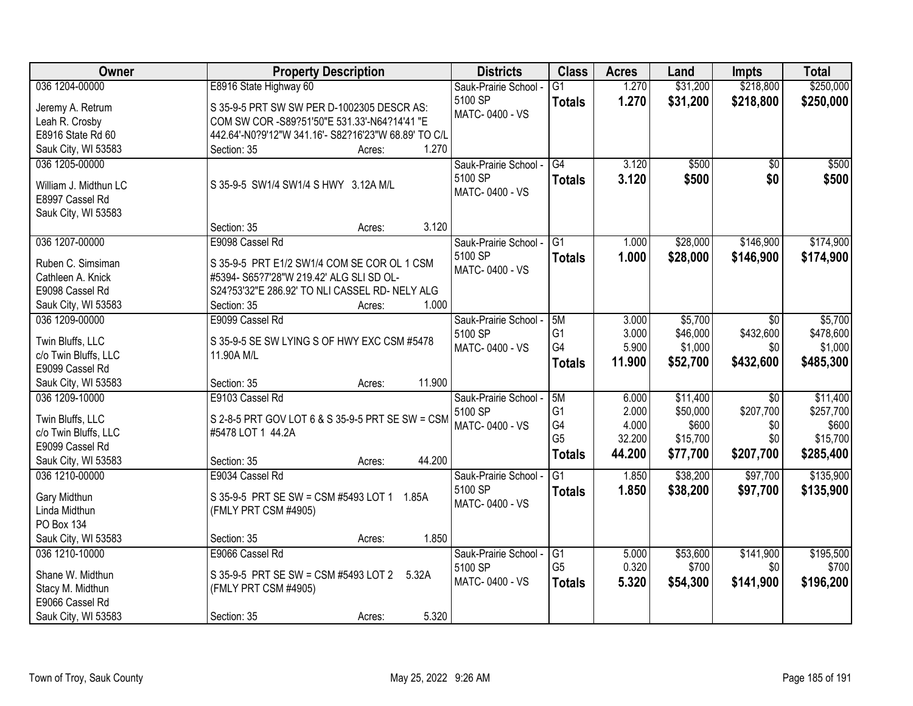| Owner | Property Description | Districts | Class | Acres | Land | Impts | Total |
|---|---|---|---|---|---|---|---|
| 036 1204-00000<br><br>Jeremy A. Retrum<br>Leah R. Crosby<br>E8916 State Rd 60<br>Sauk City, WI 53583 | E8916 State Highway 60<br><br>S 35-9-5 PRT SW SW PER D-1002305 DESCR AS: COM SW COR -S89?51'50"E 531.33'-N64?14'41 "E 442.64'-N0?9'12"W 341.16'- S82?16'23"W 68.89' TO C/L<br>Section: 35 Acres: 1.270 | Sauk-Prairie School - 5100 SP<br>MATC- 0400 - VS | G1<br>**Totals** | 1.270<br>**1.270** | $31,200<br>**$31,200** | $218,800<br>**$218,800** | $250,000<br>**$250,000** |
| 036 1205-00000<br><br>William J. Midthun LC<br>E8997 Cassel Rd<br>Sauk City, WI 53583 | S 35-9-5 SW1/4 SW1/4 S HWY 3.12A M/L<br>Section: 35 Acres: 3.120 | Sauk-Prairie School - 5100 SP<br>MATC- 0400 - VS | G4<br>**Totals** | 3.120<br>**3.120** | $500<br>**$500** | $0<br>**$0** | $500<br>**$500** |
| 036 1207-00000<br><br>Ruben C. Simsiman<br>Cathleen A. Knick<br>E9098 Cassel Rd<br>Sauk City, WI 53583 | E9098 Cassel Rd<br><br>S 35-9-5 PRT E1/2 SW1/4 COM SE COR OL 1 CSM #5394- S65?7'28"W 219.42' ALG SLI SD OL- S24?53'32"E 286.92' TO NLI CASSEL RD- NELY ALG<br>Section: 35 Acres: 1.000 | Sauk-Prairie School - 5100 SP<br>MATC- 0400 - VS | G1<br>**Totals** | 1.000<br>**1.000** | $28,000<br>**$28,000** | $146,900<br>**$146,900** | $174,900<br>**$174,900** |
| 036 1209-00000<br><br>Twin Bluffs, LLC<br>c/o Twin Bluffs, LLC<br>E9099 Cassel Rd<br>Sauk City, WI 53583 | E9099 Cassel Rd<br><br>S 35-9-5 SE SW LYING S OF HWY EXC CSM #5478 11.90A M/L<br>Section: 35 Acres: 11.900 | Sauk-Prairie School - 5100 SP<br>MATC- 0400 - VS | 5M<br>G1<br>G4<br>**Totals** | 3.000<br>3.000<br>5.900<br>**11.900** | $5,700<br>$46,000<br>$1,000<br>**$52,700** | $0<br>$432,600<br>$0<br>**$432,600** | $5,700<br>$478,600<br>$1,000<br>**$485,300** |
| 036 1209-10000<br><br>Twin Bluffs, LLC<br>c/o Twin Bluffs, LLC<br>E9099 Cassel Rd<br>Sauk City, WI 53583 | E9103 Cassel Rd<br><br>S 2-8-5 PRT GOV LOT 6 & S 35-9-5 PRT SE SW = CSM #5478 LOT 1 44.2A<br>Section: 35 Acres: 44.200 | Sauk-Prairie School - 5100 SP<br>MATC- 0400 - VS | 5M<br>G1<br>G4<br>G5<br>**Totals** | 6.000<br>2.000<br>4.000<br>32.200<br>**44.200** | $11,400<br>$50,000<br>$600<br>$15,700<br>**$77,700** | $0<br>$207,700<br>$0<br>$0<br>**$207,700** | $11,400<br>$257,700<br>$600<br>$15,700<br>**$285,400** |
| 036 1210-00000<br><br>Gary Midthun<br>Linda Midthun<br>PO Box 134<br>Sauk City, WI 53583 | E9034 Cassel Rd<br><br>S 35-9-5 PRT SE SW = CSM #5493 LOT 1 1.85A (FMLY PRT CSM #4905)<br>Section: 35 Acres: 1.850 | Sauk-Prairie School - 5100 SP<br>MATC- 0400 - VS | G1<br>**Totals** | 1.850<br>**1.850** | $38,200<br>**$38,200** | $97,700<br>**$97,700** | $135,900<br>**$135,900** |
| 036 1210-10000<br><br>Shane W. Midthun<br>Stacy M. Midthun<br>E9066 Cassel Rd<br>Sauk City, WI 53583 | E9066 Cassel Rd<br><br>S 35-9-5 PRT SE SW = CSM #5493 LOT 2 5.32A (FMLY PRT CSM #4905)<br>Section: 35 Acres: 5.320 | Sauk-Prairie School - 5100 SP<br>MATC- 0400 - VS | G1<br>G5<br>**Totals** | 5.000<br>0.320<br>**5.320** | $53,600<br>$700<br>**$54,300** | $141,900<br>$0<br>**$141,900** | $195,500<br>$700<br>**$196,200** |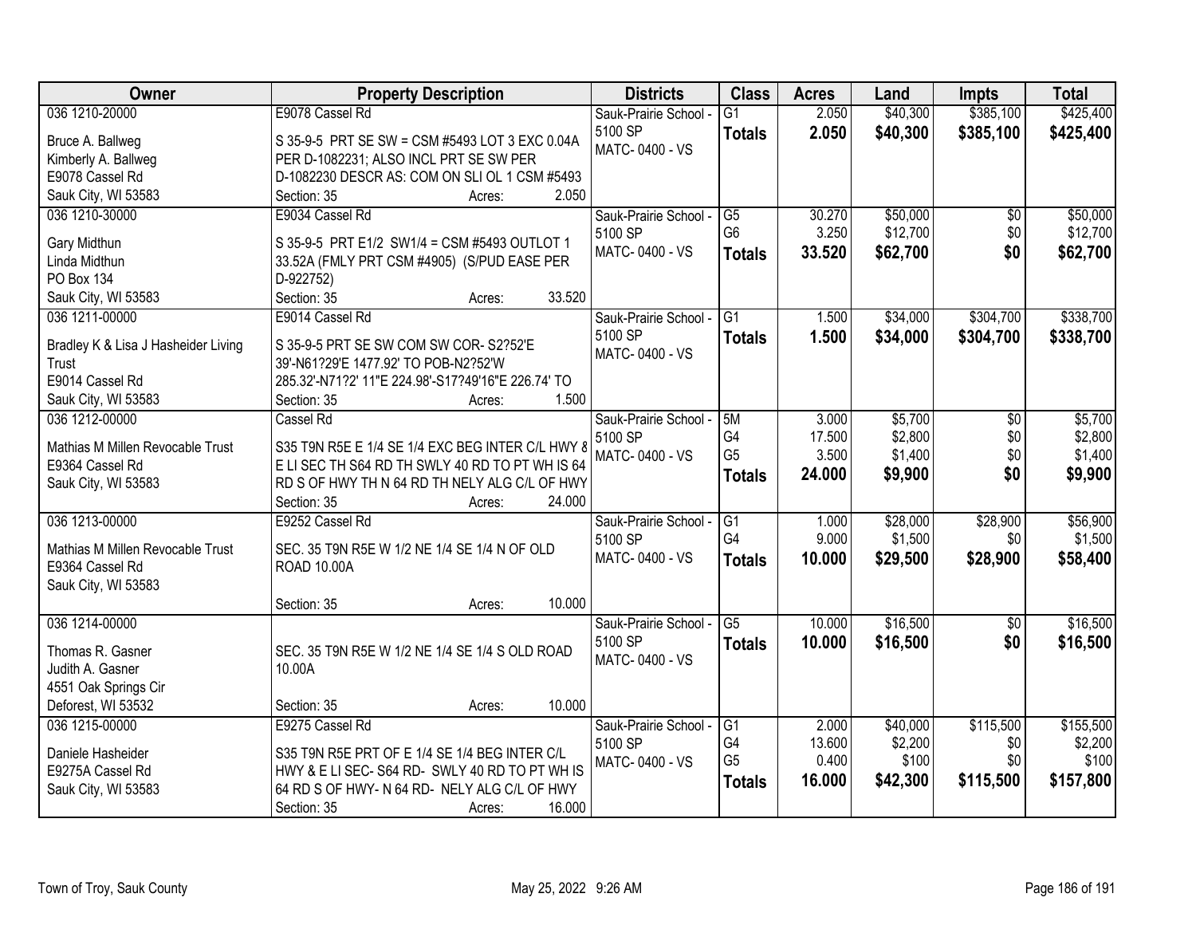| Owner | Property Description | Districts | Class | Acres | Land | Impts | Total |
|---|---|---|---|---|---|---|---|
| 036 1210-20000<br>Bruce A. Ballweg<br>Kimberly A. Ballweg<br>E9078 Cassel Rd<br>Sauk City, WI 53583 | E9078 Cassel Rd<br>S 35-9-5 PRT SE SW = CSM #5493 LOT 3 EXC 0.04A PER D-1082231; ALSO INCL PRT SE SW PER D-1082230 DESCR AS: COM ON SLI OL 1 CSM #5493<br>Section: 35 Acres: 2.050 | Sauk-Prairie School - 5100 SP<br>MATC- 0400 - VS | G1<br>**Totals** | 2.050<br>**2.050** | $40,300<br>**$40,300** | $385,100<br>**$385,100** | $425,400<br>**$425,400** |
| 036 1210-30000<br>Gary Midthun<br>Linda Midthun<br>PO Box 134<br>Sauk City, WI 53583 | E9034 Cassel Rd<br>S 35-9-5 PRT E1/2 SW1/4 = CSM #5493 OUTLOT 1 33.52A (FMLY PRT CSM #4905) (S/PUD EASE PER D-922752)<br>Section: 35 Acres: 33.520 | Sauk-Prairie School - 5100 SP<br>MATC- 0400 - VS | G5<br>G6<br>**Totals** | 30.270<br>3.250<br>**33.520** | $50,000<br>$12,700<br>**$62,700** | $0<br>$0<br>**$0** | $50,000<br>$12,700<br>**$62,700** |
| 036 1211-00000<br>Bradley K & Lisa J Hasheider Living Trust<br>E9014 Cassel Rd<br>Sauk City, WI 53583 | E9014 Cassel Rd<br>S 35-9-5 PRT SE SW COM SW COR- S2?52'E 39'-N61?29'E 1477.92' TO POB-N2?52'W 285.32'-N71?2' 11"E 224.98'-S17?49'16"E 226.74' TO<br>Section: 35 Acres: 1.500 | Sauk-Prairie School - 5100 SP<br>MATC- 0400 - VS | G1<br>**Totals** | 1.500<br>**1.500** | $34,000<br>**$34,000** | $304,700<br>**$304,700** | $338,700<br>**$338,700** |
| 036 1212-00000<br>Mathias M Millen Revocable Trust<br>E9364 Cassel Rd<br>Sauk City, WI 53583 | Cassel Rd<br>S35 T9N R5E E 1/4 SE 1/4 EXC BEG INTER C/L HWY 8 E LI SEC TH S64 RD TH SWLY 40 RD TO PT WH IS 64 RD S OF HWY TH N 64 RD TH NELY ALG C/L OF HWY<br>Section: 35 Acres: 24.000 | Sauk-Prairie School - 5100 SP<br>MATC- 0400 - VS | 5M<br>G4<br>G5<br>**Totals** | 3.000<br>17.500<br>3.500<br>**24.000** | $5,700<br>$2,800<br>$1,400<br>**$9,900** | $0<br>$0<br>$0<br>**$0** | $5,700<br>$2,800<br>$1,400<br>**$9,900** |
| 036 1213-00000<br>Mathias M Millen Revocable Trust<br>E9364 Cassel Rd<br>Sauk City, WI 53583 | E9252 Cassel Rd<br>SEC. 35 T9N R5E W 1/2 NE 1/4 SE 1/4 N OF OLD ROAD 10.00A<br>Section: 35 Acres: 10.000 | Sauk-Prairie School - 5100 SP<br>MATC- 0400 - VS | G1<br>G4<br>**Totals** | 1.000<br>9.000<br>**10.000** | $28,000<br>$1,500<br>**$29,500** | $28,900<br>$0<br>**$28,900** | $56,900<br>$1,500<br>**$58,400** |
| 036 1214-00000<br>Thomas R. Gasner<br>Judith A. Gasner<br>4551 Oak Springs Cir<br>Deforest, WI 53532 | SEC. 35 T9N R5E W 1/2 NE 1/4 SE 1/4 S OLD ROAD 10.00A<br>Section: 35 Acres: 10.000 | Sauk-Prairie School - 5100 SP<br>MATC- 0400 - VS | G5<br>**Totals** | 10.000<br>**10.000** | $16,500<br>**$16,500** | $0<br>**$0** | $16,500<br>**$16,500** |
| 036 1215-00000<br>Daniele Hasheider<br>E9275A Cassel Rd<br>Sauk City, WI 53583 | E9275 Cassel Rd<br>S35 T9N R5E PRT OF E 1/4 SE 1/4 BEG INTER C/L HWY & E LI SEC- S64 RD- SWLY 40 RD TO PT WH IS 64 RD S OF HWY- N 64 RD- NELY ALG C/L OF HWY<br>Section: 35 Acres: 16.000 | Sauk-Prairie School - 5100 SP<br>MATC- 0400 - VS | G1<br>G4<br>G5<br>**Totals** | 2.000<br>13.600<br>0.400<br>**16.000** | $40,000<br>$2,200<br>$100<br>**$42,300** | $115,500<br>$0<br>$0<br>**$115,500** | $155,500<br>$2,200<br>$100<br>**$157,800** |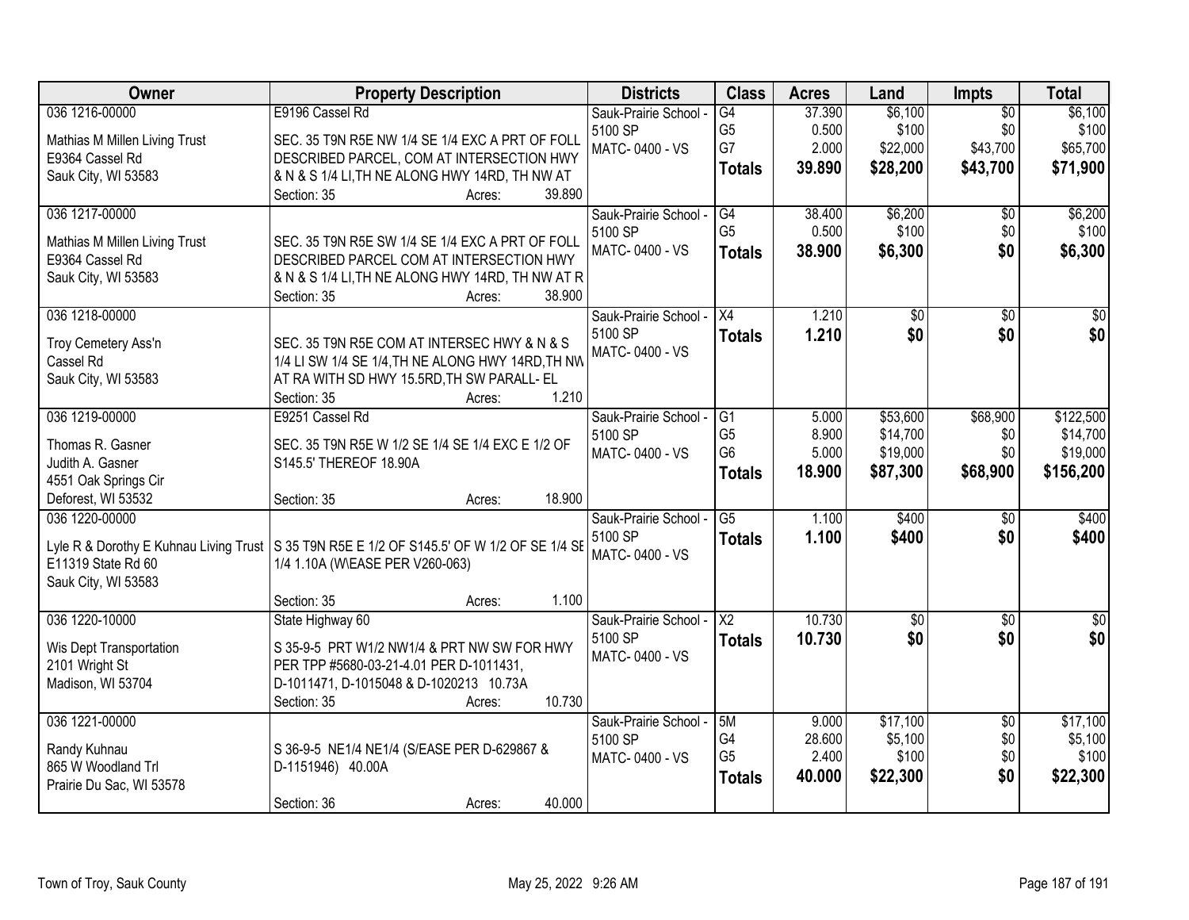| Owner | Property Description | Districts | Class | Acres | Land | Impts | Total |
|---|---|---|---|---|---|---|---|
| 036 1216-00000<br>Mathias M Millen Living Trust<br>E9364 Cassel Rd<br>Sauk City, WI 53583 | E9196 Cassel Rd<br>SEC. 35 T9N R5E NW 1/4 SE 1/4 EXC A PRT OF FOLL DESCRIBED PARCEL, COM AT INTERSECTION HWY & N & S 1/4 LI,TH NE ALONG HWY 14RD, TH NW AT<br>Section: 35 Acres: 39.890 | Sauk-Prairie School - 5100 SP<br>MATC- 0400 - VS | G4<br>G5<br>G7<br>**Totals** | 37.390<br>0.500<br>2.000<br>**39.890** | $6,100<br>$100<br>$22,000<br>**$28,200** | $0<br>$0<br>$43,700<br>**$43,700** | $6,100<br>$100<br>$65,700<br>**$71,900** |
| 036 1217-00000<br>Mathias M Millen Living Trust<br>E9364 Cassel Rd<br>Sauk City, WI 53583 | SEC. 35 T9N R5E SW 1/4 SE 1/4 EXC A PRT OF FOLL DESCRIBED PARCEL COM AT INTERSECTION HWY & N & S 1/4 LI,TH NE ALONG HWY 14RD, TH NW AT R<br>Section: 35 Acres: 38.900 | Sauk-Prairie School - 5100 SP<br>MATC- 0400 - VS | G4<br>G5<br>**Totals** | 38.400<br>0.500<br>**38.900** | $6,200<br>$100<br>**$6,300** | $0<br>$0<br>**$0** | $6,200<br>$100<br>**$6,300** |
| 036 1218-00000<br>Troy Cemetery Ass'n<br>Cassel Rd<br>Sauk City, WI 53583 | SEC. 35 T9N R5E COM AT INTERSEC HWY & N & S 1/4 LI SW 1/4 SE 1/4,TH NE ALONG HWY 14RD,TH NW AT RA WITH SD HWY 15.5RD,TH SW PARALL- EL<br>Section: 35 Acres: 1.210 | Sauk-Prairie School - 5100 SP<br>MATC- 0400 - VS | X4<br>**Totals** | 1.210<br>**1.210** | $0<br>**$0** | $0<br>**$0** | $0<br>**$0** |
| 036 1219-00000<br>Thomas R. Gasner<br>Judith A. Gasner<br>4551 Oak Springs Cir<br>Deforest, WI 53532 | E9251 Cassel Rd<br>SEC. 35 T9N R5E W 1/2 SE 1/4 SE 1/4 EXC E 1/2 OF S145.5' THEREOF 18.90A<br>Section: 35 Acres: 18.900 | Sauk-Prairie School - 5100 SP<br>MATC- 0400 - VS | G1<br>G5<br>G6<br>**Totals** | 5.000<br>8.900<br>5.000<br>**18.900** | $53,600<br>$14,700<br>$19,000<br>**$87,300** | $68,900<br>$0<br>$0<br>**$68,900** | $122,500<br>$14,700<br>$19,000<br>**$156,200** |
| 036 1220-00000<br>Lyle R & Dorothy E Kuhnau Living Trust<br>E11319 State Rd 60<br>Sauk City, WI 53583 | S 35 T9N R5E E 1/2 OF S145.5' OF W 1/2 OF SE 1/4 SE 1/4 1.10A (W\EASE PER V260-063)<br>Section: 35 Acres: 1.100 | Sauk-Prairie School - 5100 SP<br>MATC- 0400 - VS | G5<br>**Totals** | 1.100<br>**1.100** | $400<br>**$400** | $0<br>**$0** | $400<br>**$400** |
| 036 1220-10000<br>Wis Dept Transportation<br>2101 Wright St<br>Madison, WI 53704 | State Highway 60<br>S 35-9-5 PRT W1/2 NW1/4 & PRT NW SW FOR HWY PER TPP #5680-03-21-4.01 PER D-1011431, D-1011471, D-1015048 & D-1020213 10.73A<br>Section: 35 Acres: 10.730 | Sauk-Prairie School - 5100 SP<br>MATC- 0400 - VS | X2<br>**Totals** | 10.730<br>**10.730** | $0<br>**$0** | $0<br>**$0** | $0<br>**$0** |
| 036 1221-00000<br>Randy Kuhnau<br>865 W Woodland Trl<br>Prairie Du Sac, WI 53578 | S 36-9-5 NE1/4 NE1/4 (S/EASE PER D-629867 & D-1151946) 40.00A<br>Section: 36 Acres: 40.000 | Sauk-Prairie School - 5100 SP<br>MATC- 0400 - VS | 5M<br>G4<br>G5<br>**Totals** | 9.000<br>28.600<br>2.400<br>**40.000** | $17,100<br>$5,100<br>$100<br>**$22,300** | $0<br>$0<br>$0<br>**$0** | $17,100<br>$5,100<br>$100<br>**$22,300** |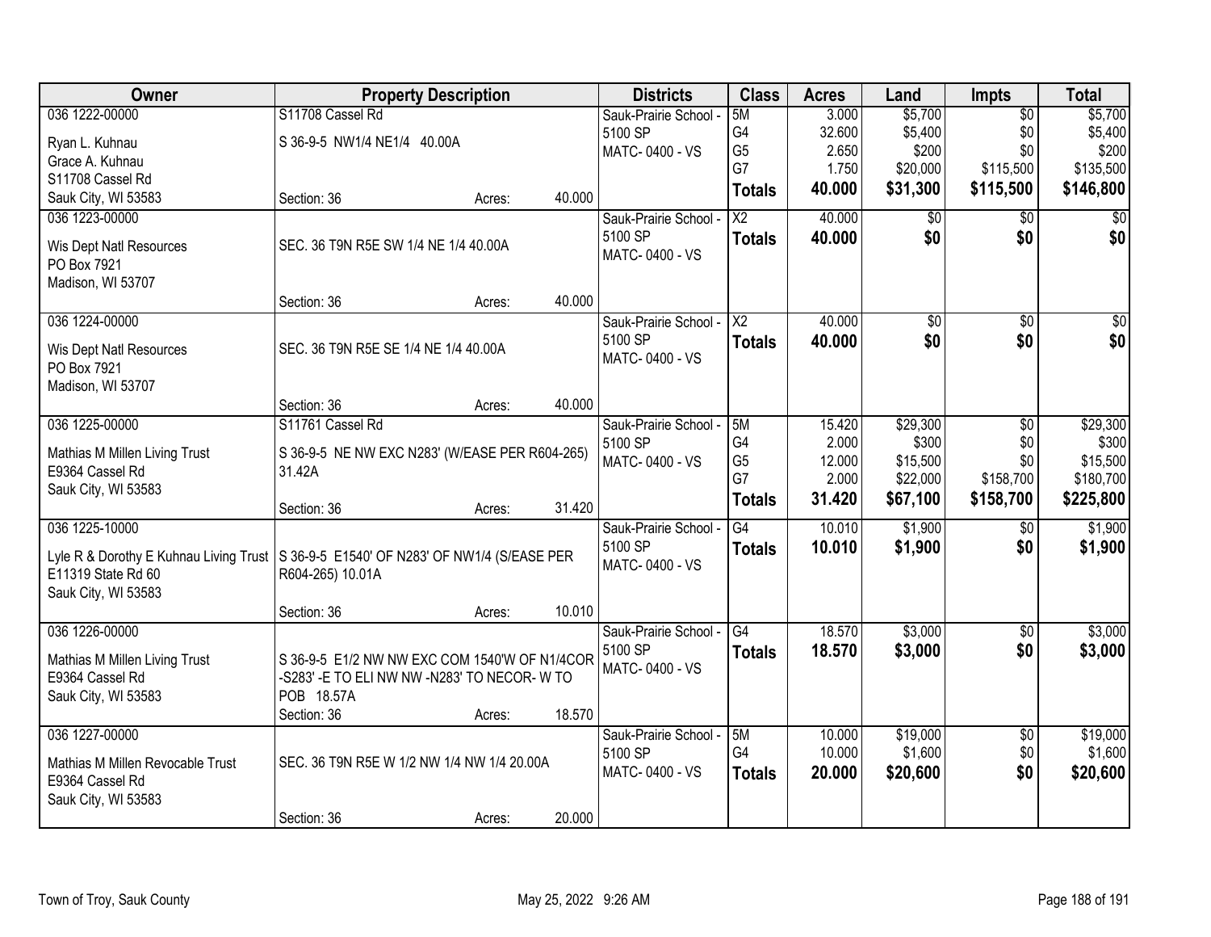| Owner | Property Description | | | Districts | Class | Acres | Land | Impts | Total |
|---|---|---|---|---|---|---|---|---|---|
| 036 1222-00000<br>Ryan L. Kuhnau<br>Grace A. Kuhnau<br>S11708 Cassel Rd<br>Sauk City, WI 53583 | S11708 Cassel Rd<br>S 36-9-5 NW1/4 NE1/4 40.00A<br>Section: 36 | Acres: | 40.000 | Sauk-Prairie School - 5100 SP<br>MATC- 0400 - VS | 5M<br>G4<br>G5<br>G7<br>**Totals** | 3.000<br>32.600<br>2.650<br>1.750<br>**40.000** | $5,700<br>$5,400<br>$200<br>$20,000<br>**$31,300** | $0<br>$0<br>$0<br>$115,500<br>**$115,500** | $5,700<br>$5,400<br>$200<br>$135,500<br>**$146,800** |
| 036 1223-00000<br>Wis Dept Natl Resources<br>PO Box 7921<br>Madison, WI 53707 | SEC. 36 T9N R5E SW 1/4 NE 1/4 40.00A<br>Section: 36 | Acres: | 40.000 | Sauk-Prairie School - 5100 SP<br>MATC- 0400 - VS | X2<br>**Totals** | 40.000<br>**40.000** | $0<br>**$0** | $0<br>**$0** | $0<br>**$0** |
| 036 1224-00000<br>Wis Dept Natl Resources<br>PO Box 7921<br>Madison, WI 53707 | SEC. 36 T9N R5E SE 1/4 NE 1/4 40.00A<br>Section: 36 | Acres: | 40.000 | Sauk-Prairie School - 5100 SP<br>MATC- 0400 - VS | X2<br>**Totals** | 40.000<br>**40.000** | $0<br>**$0** | $0<br>**$0** | $0<br>**$0** |
| 036 1225-00000<br>Mathias M Millen Living Trust<br>E9364 Cassel Rd<br>Sauk City, WI 53583 | S11761 Cassel Rd<br>S 36-9-5 NE NW EXC N283' (W/EASE PER R604-265) 31.42A<br>Section: 36 | Acres: | 31.420 | Sauk-Prairie School - 5100 SP<br>MATC- 0400 - VS | 5M<br>G4<br>G5<br>G7<br>**Totals** | 15.420<br>2.000<br>12.000<br>2.000<br>**31.420** | $29,300<br>$300<br>$15,500<br>$22,000<br>**$67,100** | $0<br>$0<br>$0<br>$158,700<br>**$158,700** | $29,300<br>$300<br>$15,500<br>$180,700<br>**$225,800** |
| 036 1225-10000<br>Lyle R & Dorothy E Kuhnau Living Trust<br>E11319 State Rd 60<br>Sauk City, WI 53583 | S 36-9-5 E1540' OF N283' OF NW1/4 (S/EASE PER R604-265) 10.01A<br>Section: 36 | Acres: | 10.010 | Sauk-Prairie School - 5100 SP<br>MATC- 0400 - VS | G4<br>**Totals** | 10.010<br>**10.010** | $1,900<br>**$1,900** | $0<br>**$0** | $1,900<br>**$1,900** |
| 036 1226-00000<br>Mathias M Millen Living Trust<br>E9364 Cassel Rd<br>Sauk City, WI 53583 | S 36-9-5 E1/2 NW NW EXC COM 1540'W OF N1/4COR -S283' -E TO ELI NW NW -N283' TO NECOR- W TO POB 18.57A<br>Section: 36 | Acres: | 18.570 | Sauk-Prairie School - 5100 SP<br>MATC- 0400 - VS | G4<br>**Totals** | 18.570<br>**18.570** | $3,000<br>**$3,000** | $0<br>**$0** | $3,000<br>**$3,000** |
| 036 1227-00000<br>Mathias M Millen Revocable Trust<br>E9364 Cassel Rd<br>Sauk City, WI 53583 | SEC. 36 T9N R5E W 1/2 NW 1/4 NW 1/4 20.00A<br>Section: 36 | Acres: | 20.000 | Sauk-Prairie School - 5100 SP<br>MATC- 0400 - VS | 5M<br>G4<br>**Totals** | 10.000<br>10.000<br>**20.000** | $19,000<br>$1,600<br>**$20,600** | $0<br>$0<br>**$0** | $19,000<br>$1,600<br>**$20,600** |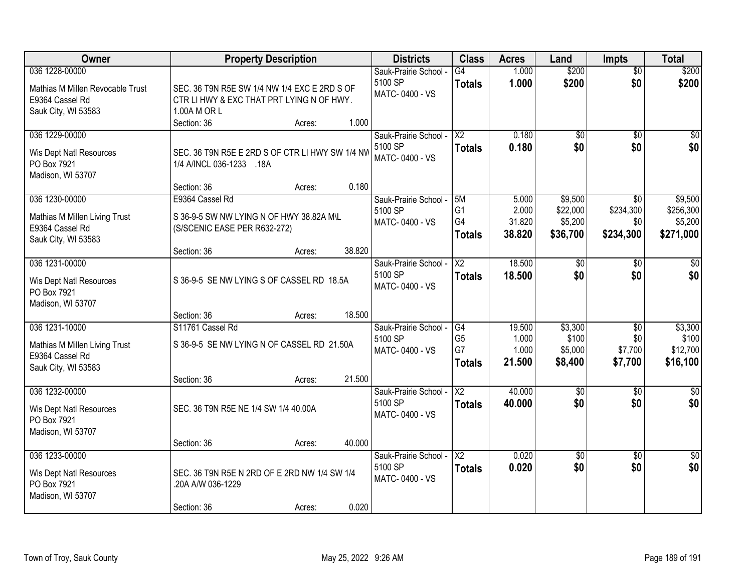| Owner | Property Description | Districts | Class | Acres | Land | Impts | Total |
|---|---|---|---|---|---|---|---|
| 036 1228-00000<br>Mathias M Millen Revocable Trust<br>E9364 Cassel Rd<br>Sauk City, WI 53583 | SEC. 36 T9N R5E SW 1/4 NW 1/4 EXC E 2RD S OF CTR LI HWY & EXC THAT PRT LYING N OF HWY. 1.00A M OR L<br>Section: 36 Acres: 1.000 | Sauk-Prairie School - 5100 SP<br>MATC- 0400 - VS | G4<br>**Totals** | 1.000<br>**1.000** | $200<br>**$200** | $0<br>**$0** | $200<br>**$200** |
| 036 1229-00000<br>Wis Dept Natl Resources<br>PO Box 7921<br>Madison, WI 53707 | SEC. 36 T9N R5E E 2RD S OF CTR LI HWY SW 1/4 NW 1/4 A/INCL 036-1233 .18A<br>Section: 36 Acres: 0.180 | Sauk-Prairie School - 5100 SP<br>MATC- 0400 - VS | X2<br>**Totals** | 0.180<br>**0.180** | $0<br>**$0** | $0<br>**$0** | $0<br>**$0** |
| 036 1230-00000<br>Mathias M Millen Living Trust<br>E9364 Cassel Rd<br>Sauk City, WI 53583 | E9364 Cassel Rd<br>S 36-9-5 SW NW LYING N OF HWY 38.82A M\L (S/SCENIC EASE PER R632-272)<br>Section: 36 Acres: 38.820 | Sauk-Prairie School - 5100 SP<br>MATC- 0400 - VS | 5M<br>G1<br>G4<br>**Totals** | 5.000<br>2.000<br>31.820<br>**38.820** | $9,500<br>$22,000<br>$5,200<br>**$36,700** | $0<br>$234,300<br>$0<br>**$234,300** | $9,500<br>$256,300<br>$5,200<br>**$271,000** |
| 036 1231-00000<br>Wis Dept Natl Resources<br>PO Box 7921<br>Madison, WI 53707 | S 36-9-5 SE NW LYING S OF CASSEL RD 18.5A<br>Section: 36 Acres: 18.500 | Sauk-Prairie School - 5100 SP<br>MATC- 0400 - VS | X2<br>**Totals** | 18.500<br>**18.500** | $0<br>**$0** | $0<br>**$0** | $0<br>**$0** |
| 036 1231-10000<br>Mathias M Millen Living Trust<br>E9364 Cassel Rd<br>Sauk City, WI 53583 | S11761 Cassel Rd<br>S 36-9-5 SE NW LYING N OF CASSEL RD 21.50A<br>Section: 36 Acres: 21.500 | Sauk-Prairie School - 5100 SP<br>MATC- 0400 - VS | G4<br>G5<br>G7<br>**Totals** | 19.500<br>1.000<br>1.000<br>**21.500** | $3,300<br>$100<br>$5,000<br>**$8,400** | $0<br>$0<br>$7,700<br>**$7,700** | $3,300<br>$100<br>$12,700<br>**$16,100** |
| 036 1232-00000<br>Wis Dept Natl Resources<br>PO Box 7921<br>Madison, WI 53707 | SEC. 36 T9N R5E NE 1/4 SW 1/4 40.00A<br>Section: 36 Acres: 40.000 | Sauk-Prairie School - 5100 SP<br>MATC- 0400 - VS | X2<br>**Totals** | 40.000<br>**40.000** | $0<br>**$0** | $0<br>**$0** | $0<br>**$0** |
| 036 1233-00000<br>Wis Dept Natl Resources<br>PO Box 7921<br>Madison, WI 53707 | SEC. 36 T9N R5E N 2RD OF E 2RD NW 1/4 SW 1/4 .20A A/W 036-1229<br>Section: 36 Acres: 0.020 | Sauk-Prairie School - 5100 SP<br>MATC- 0400 - VS | X2<br>**Totals** | 0.020<br>**0.020** | $0<br>**$0** | $0<br>**$0** | $0<br>**$0** |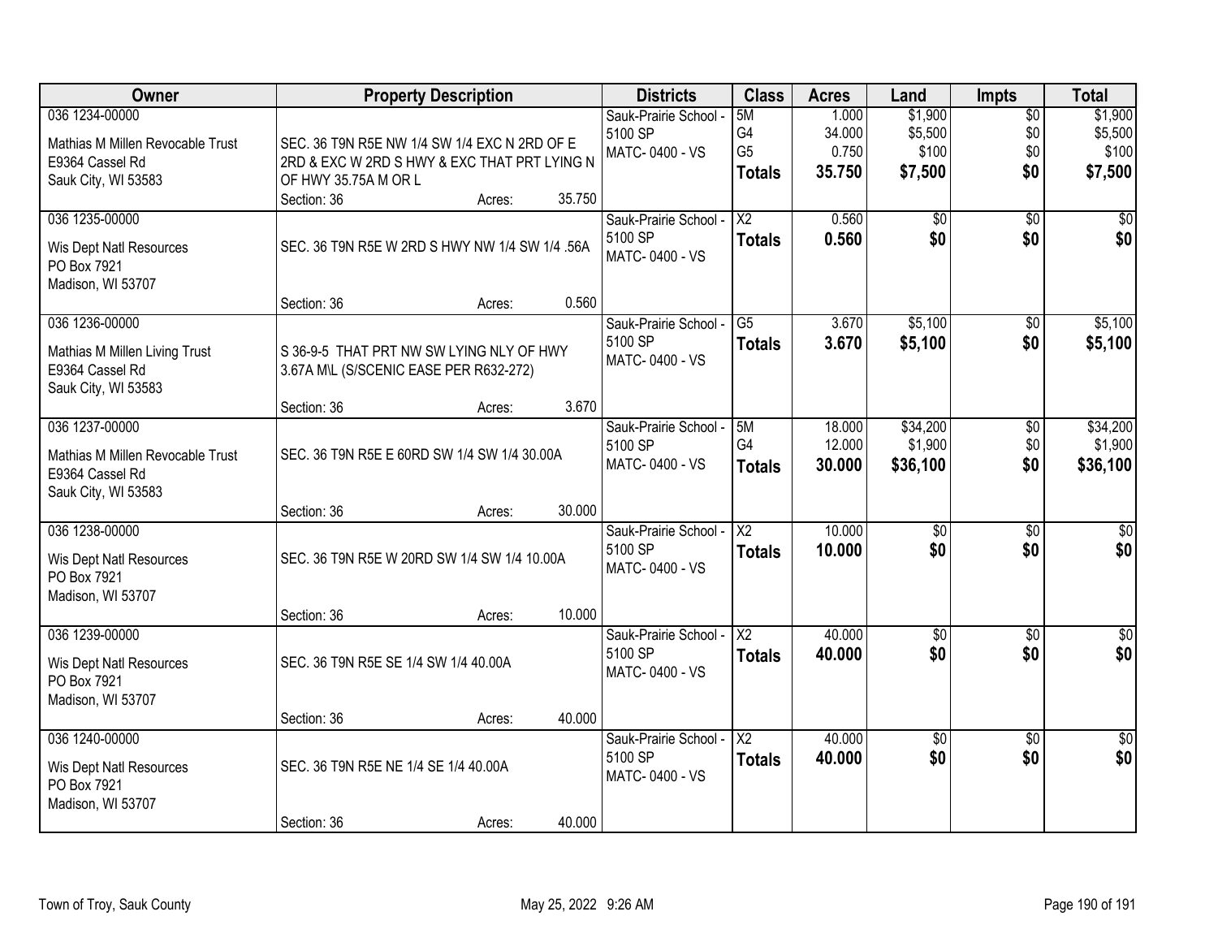| Owner | Property Description | Districts | Class | Acres | Land | Impts | Total |
|---|---|---|---|---|---|---|---|
| 036 1234-00000<br>Mathias M Millen Revocable Trust<br>E9364 Cassel Rd<br>Sauk City, WI 53583 | SEC. 36 T9N R5E NW 1/4 SW 1/4 EXC N 2RD OF E 2RD & EXC W 2RD S HWY & EXC THAT PRT LYING N OF HWY 35.75A M OR L<br>Section: 36 Acres: 35.750 | Sauk-Prairie School - 5100 SP<br>MATC- 0400 - VS | 5M<br>G4<br>G5<br>**Totals** | 1.000<br>34.000<br>0.750<br>**35.750** | $1,900<br>$5,500<br>$100<br>**$7,500** | $0<br>$0<br>$0<br>**$0** | $1,900<br>$5,500<br>$100<br>**$7,500** |
| 036 1235-00000<br>Wis Dept Natl Resources<br>PO Box 7921<br>Madison, WI 53707 | SEC. 36 T9N R5E W 2RD S HWY NW 1/4 SW 1/4 .56A<br>Section: 36 Acres: 0.560 | Sauk-Prairie School - 5100 SP<br>MATC- 0400 - VS | X2<br>**Totals** | 0.560<br>**0.560** | $0<br>**$0** | $0<br>**$0** | $0<br>**$0** |
| 036 1236-00000<br>Mathias M Millen Living Trust<br>E9364 Cassel Rd<br>Sauk City, WI 53583 | S 36-9-5 THAT PRT NW SW LYING NLY OF HWY 3.67A M\L (S/SCENIC EASE PER R632-272)<br>Section: 36 Acres: 3.670 | Sauk-Prairie School - 5100 SP<br>MATC- 0400 - VS | G5<br>**Totals** | 3.670<br>**3.670** | $5,100<br>**$5,100** | $0<br>**$0** | $5,100<br>**$5,100** |
| 036 1237-00000<br>Mathias M Millen Revocable Trust<br>E9364 Cassel Rd<br>Sauk City, WI 53583 | SEC. 36 T9N R5E E 60RD SW 1/4 SW 1/4 30.00A<br>Section: 36 Acres: 30.000 | Sauk-Prairie School - 5100 SP<br>MATC- 0400 - VS | 5M<br>G4<br>**Totals** | 18.000<br>12.000<br>**30.000** | $34,200<br>$1,900<br>**$36,100** | $0<br>$0<br>**$0** | $34,200<br>$1,900<br>**$36,100** |
| 036 1238-00000<br>Wis Dept Natl Resources<br>PO Box 7921<br>Madison, WI 53707 | SEC. 36 T9N R5E W 20RD SW 1/4 SW 1/4 10.00A<br>Section: 36 Acres: 10.000 | Sauk-Prairie School - 5100 SP<br>MATC- 0400 - VS | X2<br>**Totals** | 10.000<br>**10.000** | $0<br>**$0** | $0<br>**$0** | $0<br>**$0** |
| 036 1239-00000<br>Wis Dept Natl Resources<br>PO Box 7921<br>Madison, WI 53707 | SEC. 36 T9N R5E SE 1/4 SW 1/4 40.00A<br>Section: 36 Acres: 40.000 | Sauk-Prairie School - 5100 SP<br>MATC- 0400 - VS | X2<br>**Totals** | 40.000<br>**40.000** | $0<br>**$0** | $0<br>**$0** | $0<br>**$0** |
| 036 1240-00000<br>Wis Dept Natl Resources<br>PO Box 7921<br>Madison, WI 53707 | SEC. 36 T9N R5E NE 1/4 SE 1/4 40.00A<br>Section: 36 Acres: 40.000 | Sauk-Prairie School - 5100 SP<br>MATC- 0400 - VS | X2<br>**Totals** | 40.000<br>**40.000** | $0<br>**$0** | $0<br>**$0** | $0<br>**$0** |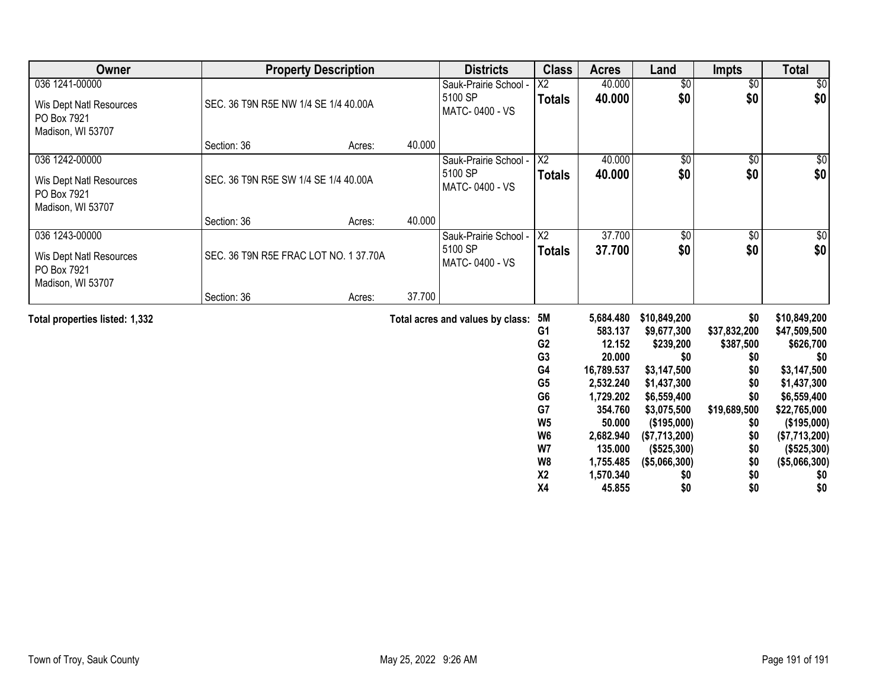| Owner | Property Description | | | Districts | Class | Acres | Land | Impts | Total |
|---|---|---|---|---|---|---|---|---|---|
| 036 1241-00000<br>Wis Dept Natl Resources<br>PO Box 7921<br>Madison, WI 53707 | SEC. 36 T9N R5E NW 1/4 SE 1/4 40.00A | | | Sauk-Prairie School - 5100 SP<br>MATC- 0400 - VS | X2 | 40.000 | $0 | $0 | $0 |
| | | | | | **Totals** | **40.000** | **$0** | **$0** | **$0** |
| | Section: 36 | Acres: | 40.000 | | | | | | |
| 036 1242-00000<br>Wis Dept Natl Resources<br>PO Box 7921<br>Madison, WI 53707 | SEC. 36 T9N R5E SW 1/4 SE 1/4 40.00A | | | Sauk-Prairie School - 5100 SP<br>MATC- 0400 - VS | X2 | 40.000 | $0 | $0 | $0 |
| | | | | | **Totals** | **40.000** | **$0** | **$0** | **$0** |
| | Section: 36 | Acres: | 40.000 | | | | | | |
| 036 1243-00000<br>Wis Dept Natl Resources<br>PO Box 7921<br>Madison, WI 53707 | SEC. 36 T9N R5E FRAC LOT NO. 1 37.70A | | | Sauk-Prairie School - 5100 SP<br>MATC- 0400 - VS | X2 | 37.700 | $0 | $0 | $0 |
| | | | | | **Totals** | **37.700** | **$0** | **$0** | **$0** |
| | Section: 36 | Acres: | 37.700 | | | | | | |

**Total properties listed: 1,332**

**Total acres and values by class:**

| Class | Acres | Land | Impts | Total |
|---|---|---|---|---|
| 5M | 5,684.480 | $10,849,200 | $0 | $10,849,200 |
| G1 | 583.137 | $9,677,300 | $37,832,200 | $47,509,500 |
| G2 | 12.152 | $239,200 | $387,500 | $626,700 |
| G3 | 20.000 | $0 | $0 | $0 |
| G4 | 16,789.537 | $3,147,500 | $0 | $3,147,500 |
| G5 | 2,532.240 | $1,437,300 | $0 | $1,437,300 |
| G6 | 1,729.202 | $6,559,400 | $0 | $6,559,400 |
| G7 | 354.760 | $3,075,500 | $19,689,500 | $22,765,000 |
| W5 | 50.000 | ($195,000) | $0 | ($195,000) |
| W6 | 2,682.940 | ($7,713,200) | $0 | ($7,713,200) |
| W7 | 135.000 | ($525,300) | $0 | ($525,300) |
| W8 | 1,755.485 | ($5,066,300) | $0 | ($5,066,300) |
| X2 | 1,570.340 | $0 | $0 | $0 |
| X4 | 45.855 | $0 | $0 | $0 |